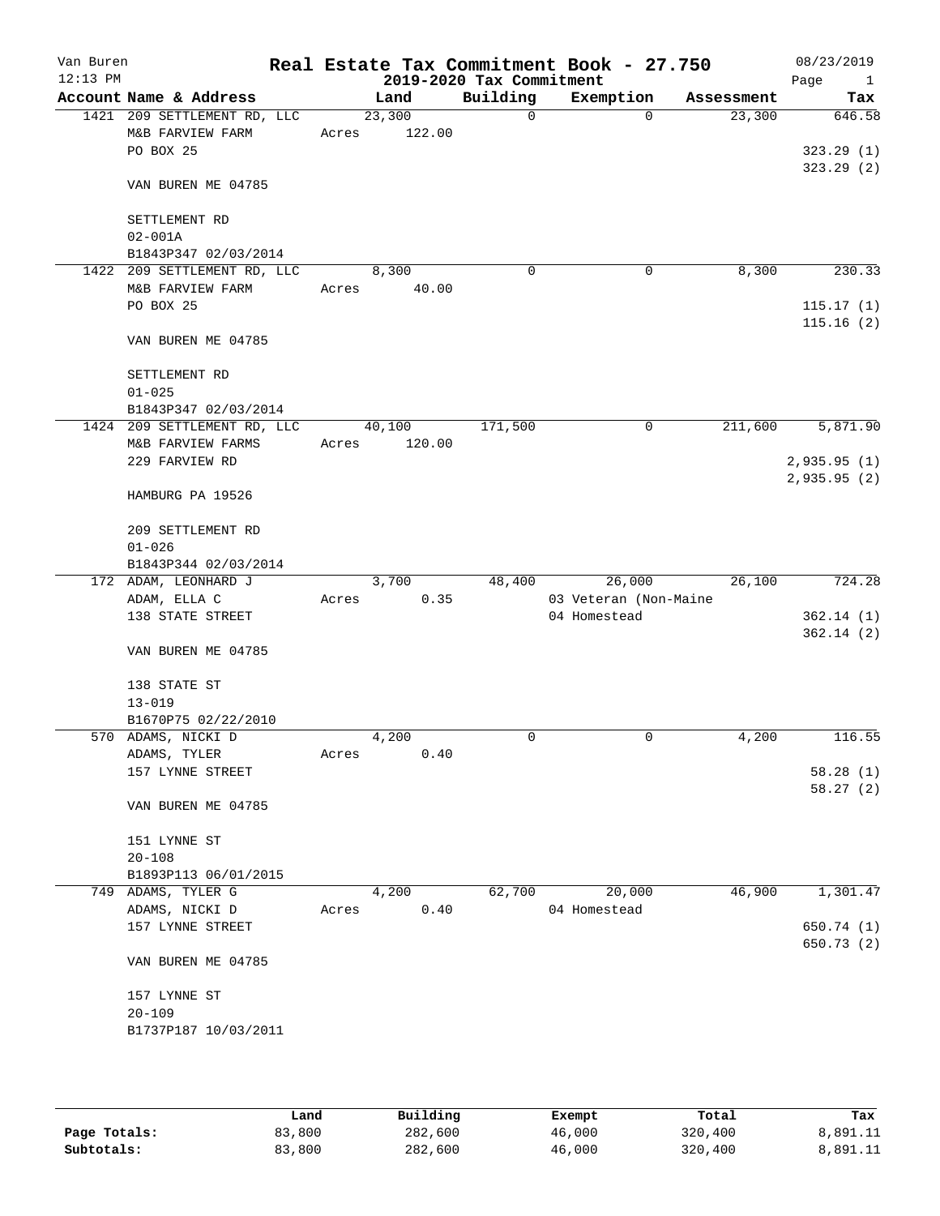Van Buren
12:13 PM

# Real Estate Tax Commitment Book - 27.750

## 2019-2020 Tax Commitment

08/23/2019

| Account Name & Address | Land | Building | Exemption | Assessment | Tax |
|---|---|---|---|---|---|
| 1421 209 SETTLEMENT RD, LLC | 23,300 | 0 | 0 | 23,300 | 646.58 |
| M&B FARVIEW FARM | Acres 122.00 | | | | |
| PO BOX 25 | | | | | 323.29 (1) |
| | | | | | 323.29 (2) |
| VAN BUREN ME 04785 | | | | | |
| SETTLEMENT RD | | | | | |
| 02-001A | | | | | |
| B1843P347 02/03/2014 | | | | | |
| 1422 209 SETTLEMENT RD, LLC | 8,300 | 0 | 0 | 8,300 | 230.33 |
| M&B FARVIEW FARM | Acres 40.00 | | | | |
| PO BOX 25 | | | | | 115.17 (1) |
| | | | | | 115.16 (2) |
| VAN BUREN ME 04785 | | | | | |
| SETTLEMENT RD | | | | | |
| 01-025 | | | | | |
| B1843P347 02/03/2014 | | | | | |
| 1424 209 SETTLEMENT RD, LLC | 40,100 | 171,500 | 0 | 211,600 | 5,871.90 |
| M&B FARVIEW FARMS | Acres 120.00 | | | | |
| 229 FARVIEW RD | | | | | 2,935.95 (1) |
| | | | | | 2,935.95 (2) |
| HAMBURG PA 19526 | | | | | |
| 209 SETTLEMENT RD | | | | | |
| 01-026 | | | | | |
| B1843P344 02/03/2014 | | | | | |
| 172 ADAM, LEONHARD J | 3,700 | 48,400 | 26,000 | 26,100 | 724.28 |
| ADAM, ELLA C | Acres 0.35 | | 03 Veteran (Non-Maine | | |
| 138 STATE STREET | | | 04 Homestead | | 362.14 (1) |
| | | | | | 362.14 (2) |
| VAN BUREN ME 04785 | | | | | |
| 138 STATE ST | | | | | |
| 13-019 | | | | | |
| B1670P75 02/22/2010 | | | | | |
| 570 ADAMS, NICKI D | 4,200 | 0 | 0 | 4,200 | 116.55 |
| ADAMS, TYLER | Acres 0.40 | | | | |
| 157 LYNNE STREET | | | | | 58.28 (1) |
| | | | | | 58.27 (2) |
| VAN BUREN ME 04785 | | | | | |
| 151 LYNNE ST | | | | | |
| 20-108 | | | | | |
| B1893P113 06/01/2015 | | | | | |
| 749 ADAMS, TYLER G | 4,200 | 62,700 | 20,000 | 46,900 | 1,301.47 |
| ADAMS, NICKI D | Acres 0.40 | | 04 Homestead | | |
| 157 LYNNE STREET | | | | | 650.74 (1) |
| | | | | | 650.73 (2) |
| VAN BUREN ME 04785 | | | | | |
| 157 LYNNE ST | | | | | |
| 20-109 | | | | | |
| B1737P187 10/03/2011 | | | | | |

| | Land | Building | Exempt | Total | Tax |
|---|---|---|---|---|---|
| **Page Totals:** | 83,800 | 282,600 | 46,000 | 320,400 | 8,891.11 |
| **Subtotals:** | 83,800 | 282,600 | 46,000 | 320,400 | 8,891.11 |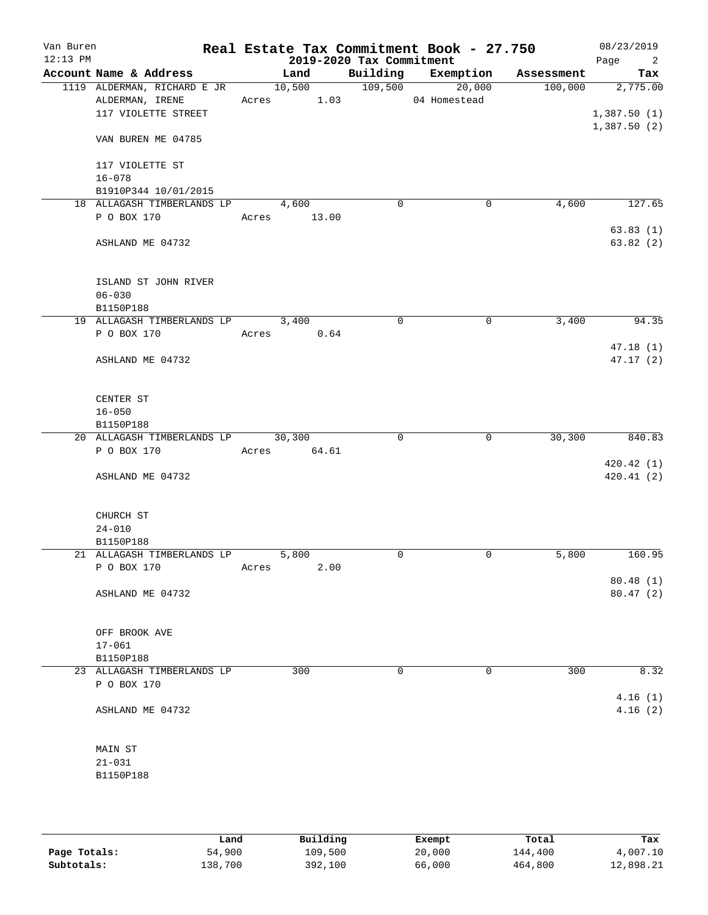# Real Estate Tax Commitment Book - 27.750

Van Buren — 12:13 PM — 2019-2020 Tax Commitment — 08/23/2019

| Account | Name & Address | Land | Building | Exemption | Assessment | Tax |
|---|---|---|---|---|---|---|
| 1119 | ALDERMAN, RICHARD E JR<br>ALDERMAN, IRENE<br>117 VIOLETTE STREET<br><br>VAN BUREN ME 04785<br><br>117 VIOLETTE ST<br>16-078<br>B1910P344 10/01/2015 | 10,500<br>Acres 1.03 | 109,500 | 20,000<br>04 Homestead | 100,000 | 2,775.00<br><br>1,387.50 (1)<br>1,387.50 (2) |
| 18 | ALLAGASH TIMBERLANDS LP<br>P O BOX 170<br><br>ASHLAND ME 04732<br><br>ISLAND ST JOHN RIVER<br>06-030<br>B1150P188 | 4,600<br>Acres 13.00 | 0 | 0 | 4,600 | 127.65<br><br>63.83 (1)<br>63.82 (2) |
| 19 | ALLAGASH TIMBERLANDS LP<br>P O BOX 170<br><br>ASHLAND ME 04732<br><br>CENTER ST<br>16-050<br>B1150P188 | 3,400<br>Acres 0.64 | 0 | 0 | 3,400 | 94.35<br><br>47.18 (1)<br>47.17 (2) |
| 20 | ALLAGASH TIMBERLANDS LP<br>P O BOX 170<br><br>ASHLAND ME 04732<br><br>CHURCH ST<br>24-010<br>B1150P188 | 30,300<br>Acres 64.61 | 0 | 0 | 30,300 | 840.83<br><br>420.42 (1)<br>420.41 (2) |
| 21 | ALLAGASH TIMBERLANDS LP<br>P O BOX 170<br><br>ASHLAND ME 04732<br><br>OFF BROOK AVE<br>17-061<br>B1150P188 | 5,800<br>Acres 2.00 | 0 | 0 | 5,800 | 160.95<br><br>80.48 (1)<br>80.47 (2) |
| 23 | ALLAGASH TIMBERLANDS LP<br>P O BOX 170<br><br>ASHLAND ME 04732<br><br>MAIN ST<br>21-031<br>B1150P188 | 300 | 0 | 0 | 300 | 8.32<br><br>4.16 (1)<br>4.16 (2) |

| | Land | Building | Exempt | Total | Tax |
|---|---|---|---|---|---|
| **Page Totals:** | 54,900 | 109,500 | 20,000 | 144,400 | 4,007.10 |
| **Subtotals:** | 138,700 | 392,100 | 66,000 | 464,800 | 12,898.21 |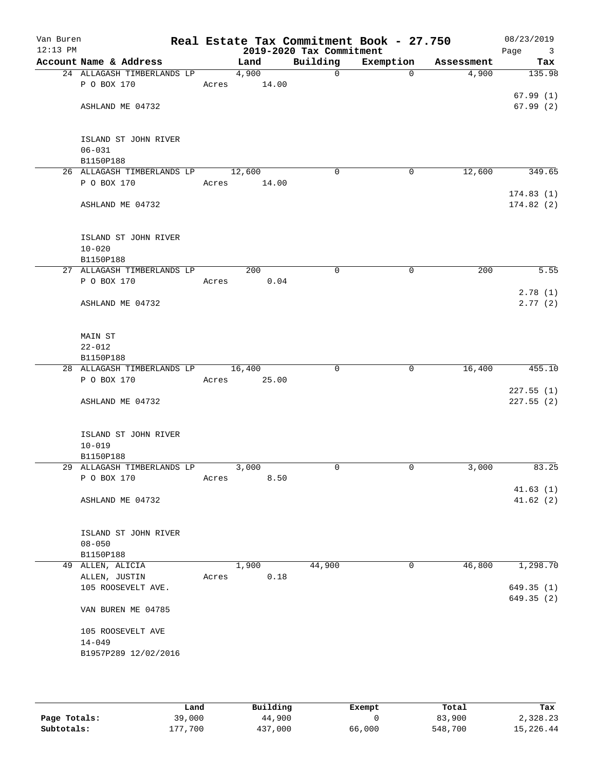# Real Estate Tax Commitment Book - 27.750

Van Buren
12:13 PM

## 2019-2020 Tax Commitment

08/23/2019

| Account | Name & Address | Land | Building | Exemption | Assessment | Tax |
|---|---|---|---|---|---|---|
| 24 | ALLAGASH TIMBERLANDS LP<br>P O BOX 170<br>ASHLAND ME 04732<br>ISLAND ST JOHN RIVER<br>06-031<br>B1150P188 | 4,900<br>Acres 14.00 | 0 | 0 | 4,900 | 135.98<br>67.99 (1)<br>67.99 (2) |
| 26 | ALLAGASH TIMBERLANDS LP<br>P O BOX 170<br>ASHLAND ME 04732<br>ISLAND ST JOHN RIVER<br>10-020<br>B1150P188 | 12,600<br>Acres 14.00 | 0 | 0 | 12,600 | 349.65<br>174.83 (1)<br>174.82 (2) |
| 27 | ALLAGASH TIMBERLANDS LP<br>P O BOX 170<br>ASHLAND ME 04732<br>MAIN ST<br>22-012<br>B1150P188 | 200<br>Acres 0.04 | 0 | 0 | 200 | 5.55<br>2.78 (1)<br>2.77 (2) |
| 28 | ALLAGASH TIMBERLANDS LP<br>P O BOX 170<br>ASHLAND ME 04732<br>ISLAND ST JOHN RIVER<br>10-019<br>B1150P188 | 16,400<br>Acres 25.00 | 0 | 0 | 16,400 | 455.10<br>227.55 (1)<br>227.55 (2) |
| 29 | ALLAGASH TIMBERLANDS LP<br>P O BOX 170<br>ASHLAND ME 04732<br>ISLAND ST JOHN RIVER<br>08-050<br>B1150P188 | 3,000<br>Acres 8.50 | 0 | 0 | 3,000 | 83.25<br>41.63 (1)<br>41.62 (2) |
| 49 | ALLEN, ALICIA<br>ALLEN, JUSTIN<br>105 ROOSEVELT AVE.<br>VAN BUREN ME 04785<br>105 ROOSEVELT AVE<br>14-049<br>B1957P289 12/02/2016 | 1,900<br>Acres 0.18 | 44,900 | 0 | 46,800 | 1,298.70<br>649.35 (1)<br>649.35 (2) |

| | Land | Building | Exempt | Total | Tax |
|---|---|---|---|---|---|
| **Page Totals:** | 39,000 | 44,900 | 0 | 83,900 | 2,328.23 |
| **Subtotals:** | 177,700 | 437,000 | 66,000 | 548,700 | 15,226.44 |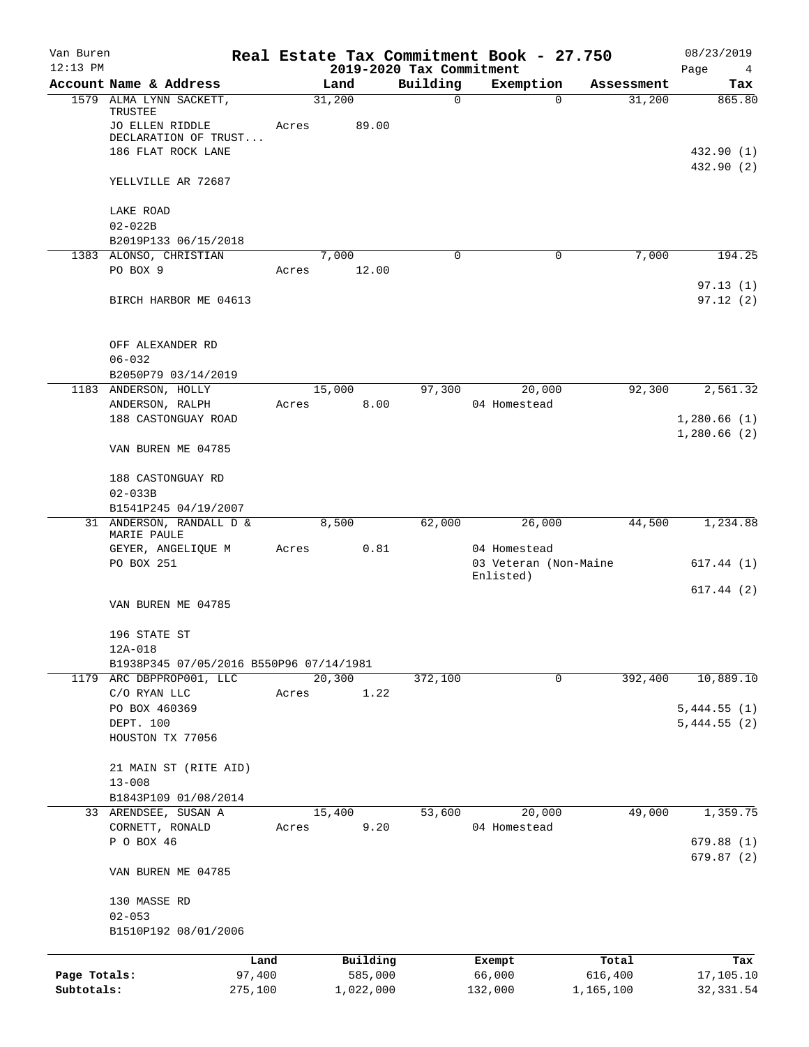Van Buren
12:13 PM

# Real Estate Tax Commitment Book - 27.750

## 2019-2020 Tax Commitment

08/23/2019

| Account | Name & Address | Land | Building | Exemption | Assessment | Tax |
|---|---|---|---|---|---|---|
| 1579 | ALMA LYNN SACKETT, TRUSTEE | 31,200 | 0 | 0 | 31,200 | 865.80 |
| | JO ELLEN RIDDLE DECLARATION OF TRUST... | Acres 89.00 | | | | |
| | 186 FLAT ROCK LANE | | | | | 432.90 (1) |
| | | | | | | 432.90 (2) |
| | YELLVILLE AR 72687 | | | | | |
| | LAKE ROAD | | | | | |
| | 02-022B | | | | | |
| | B2019P133 06/15/2018 | | | | | |
| 1383 | ALONSO, CHRISTIAN | 7,000 | 0 | 0 | 7,000 | 194.25 |
| | PO BOX 9 | Acres 12.00 | | | | |
| | | | | | | 97.13 (1) |
| | BIRCH HARBOR ME 04613 | | | | | 97.12 (2) |
| | OFF ALEXANDER RD | | | | | |
| | 06-032 | | | | | |
| | B2050P79 03/14/2019 | | | | | |
| 1183 | ANDERSON, HOLLY | 15,000 | 97,300 | 20,000 | 92,300 | 2,561.32 |
| | ANDERSON, RALPH | Acres 8.00 | | 04 Homestead | | |
| | 188 CASTONGUAY ROAD | | | | | 1,280.66 (1) |
| | | | | | | 1,280.66 (2) |
| | VAN BUREN ME 04785 | | | | | |
| | 188 CASTONGUAY RD | | | | | |
| | 02-033B | | | | | |
| | B1541P245 04/19/2007 | | | | | |
| 31 | ANDERSON, RANDALL D & MARIE PAULE | 8,500 | 62,000 | 26,000 | 44,500 | 1,234.88 |
| | GEYER, ANGELIQUE M | Acres 0.81 | | 04 Homestead | | |
| | PO BOX 251 | | | 03 Veteran (Non-Maine Enlisted) | | 617.44 (1) |
| | | | | | | 617.44 (2) |
| | VAN BUREN ME 04785 | | | | | |
| | 196 STATE ST | | | | | |
| | 12A-018 | | | | | |
| | B1938P345 07/05/2016 B550P96 07/14/1981 | | | | | |
| 1179 | ARC DBPPROP001, LLC | 20,300 | 372,100 | 0 | 392,400 | 10,889.10 |
| | C/O RYAN LLC | Acres 1.22 | | | | |
| | PO BOX 460369 | | | | | 5,444.55 (1) |
| | DEPT. 100 | | | | | 5,444.55 (2) |
| | HOUSTON TX 77056 | | | | | |
| | 21 MAIN ST (RITE AID) | | | | | |
| | 13-008 | | | | | |
| | B1843P109 01/08/2014 | | | | | |
| 33 | ARENDSEE, SUSAN A | 15,400 | 53,600 | 20,000 | 49,000 | 1,359.75 |
| | CORNETT, RONALD | Acres 9.20 | | 04 Homestead | | |
| | P O BOX 46 | | | | | 679.88 (1) |
| | | | | | | 679.87 (2) |
| | VAN BUREN ME 04785 | | | | | |
| | 130 MASSE RD | | | | | |
| | 02-053 | | | | | |
| | B1510P192 08/01/2006 | | | | | |

| | Land | Building | Exempt | Total | Tax |
|---|---|---|---|---|---|
| Page Totals: | 97,400 | 585,000 | 66,000 | 616,400 | 17,105.10 |
| Subtotals: | 275,100 | 1,022,000 | 132,000 | 1,165,100 | 32,331.54 |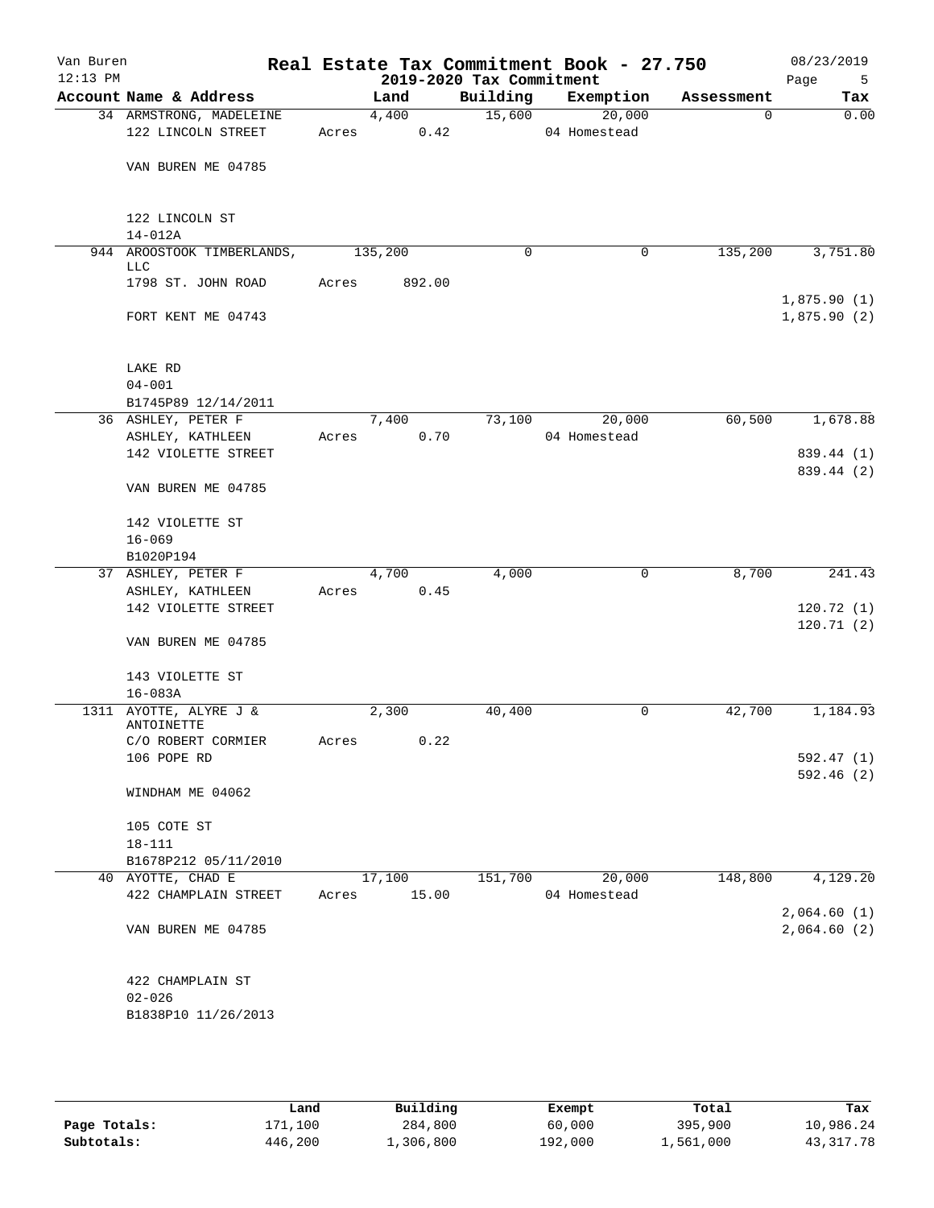Van Buren 12:13 PM

# Real Estate Tax Commitment Book - 27.750

## 2019-2020 Tax Commitment

08/23/2019

| Account | Name & Address | Land | Building | Exemption | Assessment | Tax |
|---|---|---|---|---|---|---|
| 34 | ARMSTRONG, MADELEINE<br>122 LINCOLN STREET<br><br>VAN BUREN ME 04785<br><br>122 LINCOLN ST<br>14-012A | 4,400<br>Acres 0.42 | 15,600 | 20,000<br>04 Homestead | 0 | 0.00 |
| 944 | AROOSTOOK TIMBERLANDS, LLC<br>1798 ST. JOHN ROAD<br><br>FORT KENT ME 04743<br><br>LAKE RD<br>04-001<br>B1745P89 12/14/2011 | 135,200<br>Acres 892.00 | 0 | 0 | 135,200 | 3,751.80<br><br>1,875.90 (1)<br>1,875.90 (2) |
| 36 | ASHLEY, PETER F<br>ASHLEY, KATHLEEN<br>142 VIOLETTE STREET<br><br>VAN BUREN ME 04785<br><br>142 VIOLETTE ST<br>16-069<br>B1020P194 | 7,400<br>Acres 0.70 | 73,100 | 20,000<br>04 Homestead | 60,500 | 1,678.88<br><br>839.44 (1)<br>839.44 (2) |
| 37 | ASHLEY, PETER F<br>ASHLEY, KATHLEEN<br>142 VIOLETTE STREET<br><br>VAN BUREN ME 04785<br><br>143 VIOLETTE ST<br>16-083A | 4,700<br>Acres 0.45 | 4,000 | 0 | 8,700 | 241.43<br><br>120.72 (1)<br>120.71 (2) |
| 1311 | AYOTTE, ALYRE J & ANTOINETTE<br>C/O ROBERT CORMIER<br>106 POPE RD<br><br>WINDHAM ME 04062<br><br>105 COTE ST<br>18-111<br>B1678P212 05/11/2010 | 2,300<br>Acres 0.22 | 40,400 | 0 | 42,700 | 1,184.93<br><br>592.47 (1)<br>592.46 (2) |
| 40 | AYOTTE, CHAD E<br>422 CHAMPLAIN STREET<br><br>VAN BUREN ME 04785<br><br>422 CHAMPLAIN ST<br>02-026<br>B1838P10 11/26/2013 | 17,100<br>Acres 15.00 | 151,700 | 20,000<br>04 Homestead | 148,800 | 4,129.20<br><br>2,064.60 (1)<br>2,064.60 (2) |

| | Land | Building | Exempt | Total | Tax |
|---|---|---|---|---|---|
| Page Totals: | 171,100 | 284,800 | 60,000 | 395,900 | 10,986.24 |
| Subtotals: | 446,200 | 1,306,800 | 192,000 | 1,561,000 | 43,317.78 |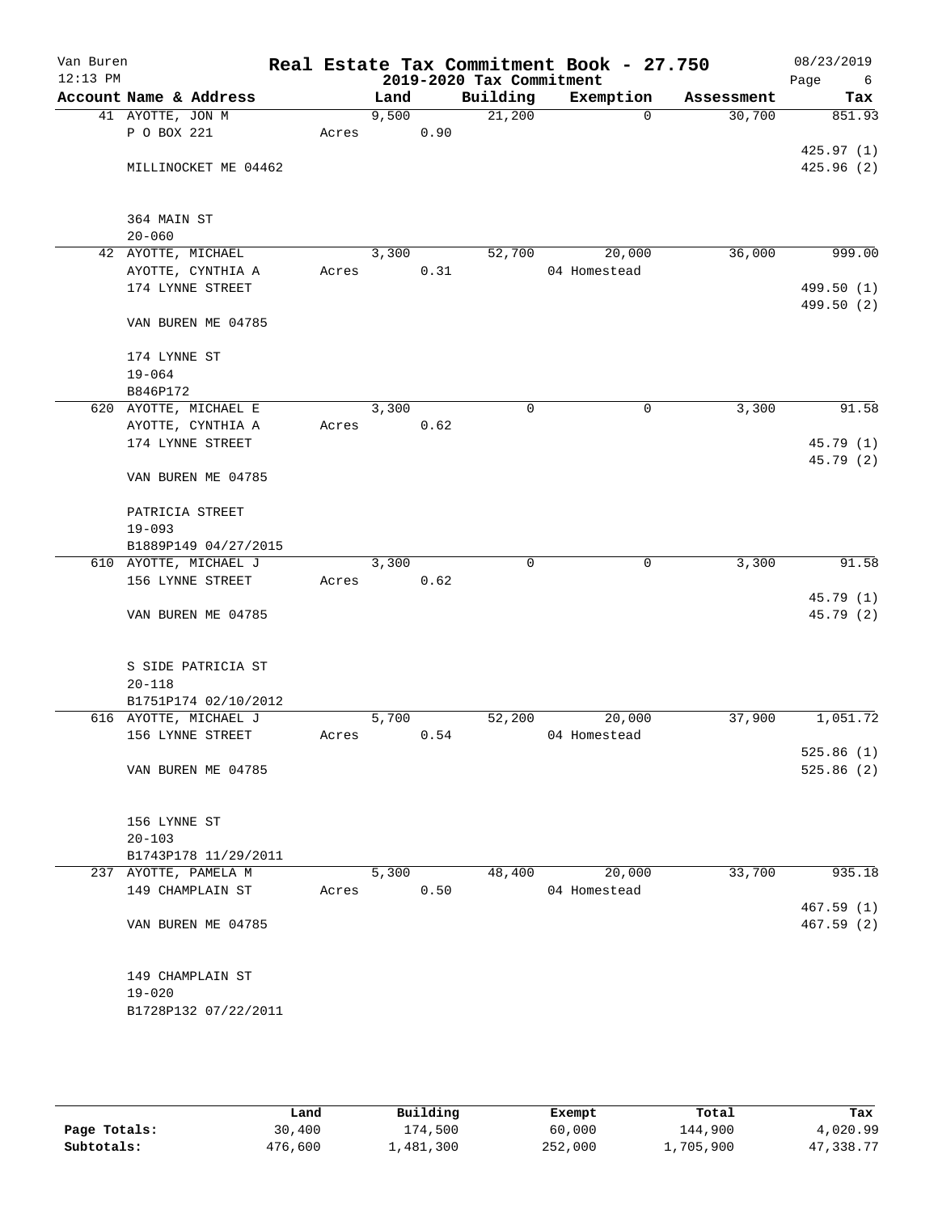# Van Buren — Real Estate Tax Commitment Book - 27.750

12:13 PM — 2019-2020 Tax Commitment — 08/23/2019

| Account Name & Address | | Land | Building | Exemption | Assessment | Tax |
|---|---|---|---|---|---|---|
| 41 AYOTTE, JON M | | 9,500 | 21,200 | 0 | 30,700 | 851.93 |
| P O BOX 221 | Acres | 0.90 | | | | |
| | | | | | | 425.97 (1) |
| MILLINOCKET ME 04462 | | | | | | 425.96 (2) |
| 364 MAIN ST | | | | | | |
| 20-060 | | | | | | |
| 42 AYOTTE, MICHAEL | | 3,300 | 52,700 | 20,000 | 36,000 | 999.00 |
| AYOTTE, CYNTHIA A | Acres | 0.31 | | 04 Homestead | | |
| 174 LYNNE STREET | | | | | | 499.50 (1) |
| | | | | | | 499.50 (2) |
| VAN BUREN ME 04785 | | | | | | |
| 174 LYNNE ST | | | | | | |
| 19-064 | | | | | | |
| B846P172 | | | | | | |
| 620 AYOTTE, MICHAEL E | | 3,300 | 0 | 0 | 3,300 | 91.58 |
| AYOTTE, CYNTHIA A | Acres | 0.62 | | | | |
| 174 LYNNE STREET | | | | | | 45.79 (1) |
| | | | | | | 45.79 (2) |
| VAN BUREN ME 04785 | | | | | | |
| PATRICIA STREET | | | | | | |
| 19-093 | | | | | | |
| B1889P149 04/27/2015 | | | | | | |
| 610 AYOTTE, MICHAEL J | | 3,300 | 0 | 0 | 3,300 | 91.58 |
| 156 LYNNE STREET | Acres | 0.62 | | | | |
| | | | | | | 45.79 (1) |
| VAN BUREN ME 04785 | | | | | | 45.79 (2) |
| S SIDE PATRICIA ST | | | | | | |
| 20-118 | | | | | | |
| B1751P174 02/10/2012 | | | | | | |
| 616 AYOTTE, MICHAEL J | | 5,700 | 52,200 | 20,000 | 37,900 | 1,051.72 |
| 156 LYNNE STREET | Acres | 0.54 | | 04 Homestead | | |
| | | | | | | 525.86 (1) |
| VAN BUREN ME 04785 | | | | | | 525.86 (2) |
| 156 LYNNE ST | | | | | | |
| 20-103 | | | | | | |
| B1743P178 11/29/2011 | | | | | | |
| 237 AYOTTE, PAMELA M | | 5,300 | 48,400 | 20,000 | 33,700 | 935.18 |
| 149 CHAMPLAIN ST | Acres | 0.50 | | 04 Homestead | | |
| | | | | | | 467.59 (1) |
| VAN BUREN ME 04785 | | | | | | 467.59 (2) |
| 149 CHAMPLAIN ST | | | | | | |
| 19-020 | | | | | | |
| B1728P132 07/22/2011 | | | | | | |

| | Land | Building | Exempt | Total | Tax |
|---|---|---|---|---|---|
| Page Totals: | 30,400 | 174,500 | 60,000 | 144,900 | 4,020.99 |
| Subtotals: | 476,600 | 1,481,300 | 252,000 | 1,705,900 | 47,338.77 |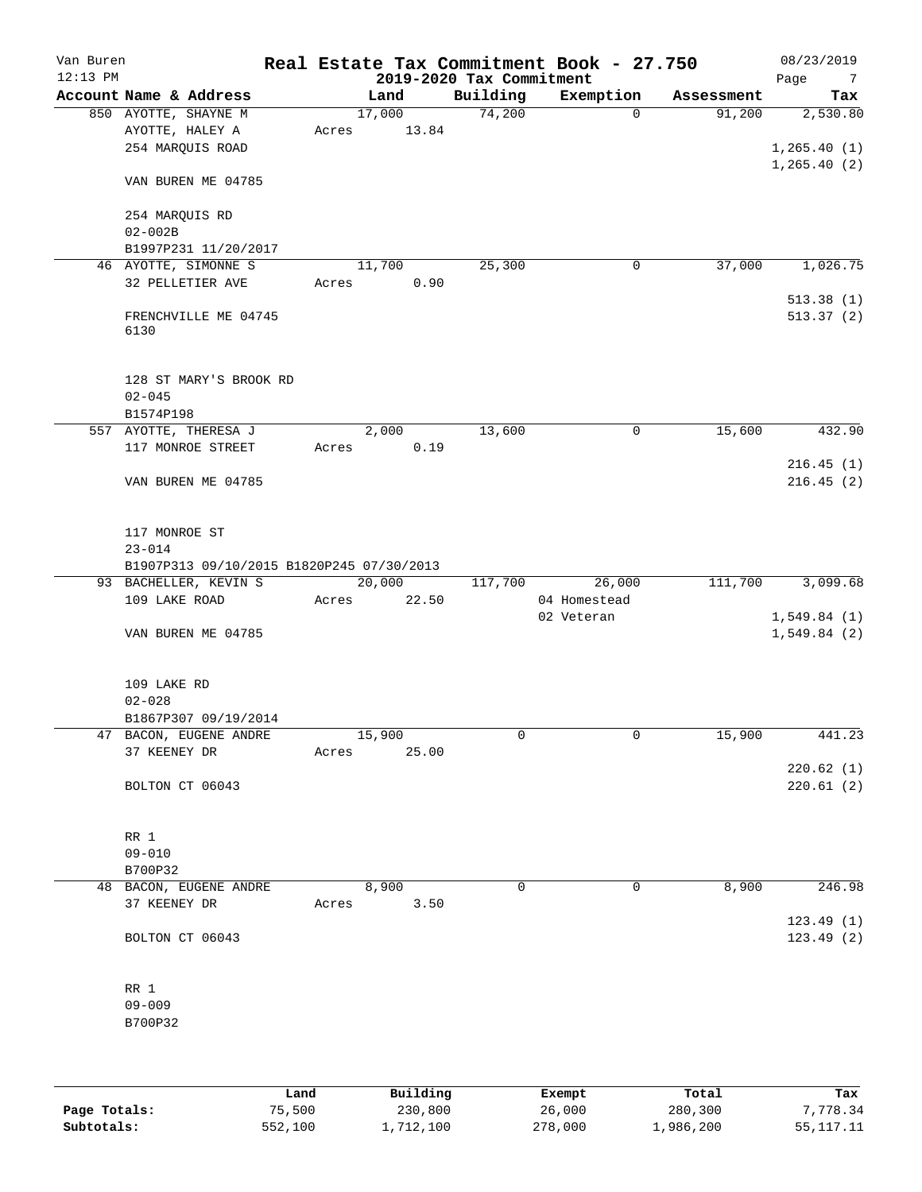Van Buren
12:13 PM

# Real Estate Tax Commitment Book - 27.750

## 2019-2020 Tax Commitment

08/23/2019

| Account Name & Address | Land | Building | Exemption | Assessment | Tax |
|---|---|---|---|---|---|
| 850 AYOTTE, SHAYNE M | 17,000 | 74,200 | 0 | 91,200 | 2,530.80 |
| AYOTTE, HALEY A | Acres 13.84 | | | | |
| 254 MARQUIS ROAD | | | | | 1,265.40 (1) |
| | | | | | 1,265.40 (2) |
| VAN BUREN ME 04785 | | | | | |
| 254 MARQUIS RD | | | | | |
| 02-002B | | | | | |
| B1997P231 11/20/2017 | | | | | |
| 46 AYOTTE, SIMONNE S | 11,700 | 25,300 | 0 | 37,000 | 1,026.75 |
| 32 PELLETIER AVE | Acres 0.90 | | | | |
| | | | | | 513.38 (1) |
| FRENCHVILLE ME 04745 6130 | | | | | 513.37 (2) |
| 128 ST MARY'S BROOK RD | | | | | |
| 02-045 | | | | | |
| B1574P198 | | | | | |
| 557 AYOTTE, THERESA J | 2,000 | 13,600 | 0 | 15,600 | 432.90 |
| 117 MONROE STREET | Acres 0.19 | | | | |
| | | | | | 216.45 (1) |
| VAN BUREN ME 04785 | | | | | 216.45 (2) |
| 117 MONROE ST | | | | | |
| 23-014 | | | | | |
| B1907P313 09/10/2015 B1820P245 07/30/2013 | | | | | |
| 93 BACHELLER, KEVIN S | 20,000 | 117,700 | 26,000 | 111,700 | 3,099.68 |
| 109 LAKE ROAD | Acres 22.50 | | 04 Homestead | | |
| | | | 02 Veteran | | 1,549.84 (1) |
| VAN BUREN ME 04785 | | | | | 1,549.84 (2) |
| 109 LAKE RD | | | | | |
| 02-028 | | | | | |
| B1867P307 09/19/2014 | | | | | |
| 47 BACON, EUGENE ANDRE | 15,900 | 0 | 0 | 15,900 | 441.23 |
| 37 KEENEY DR | Acres 25.00 | | | | |
| | | | | | 220.62 (1) |
| BOLTON CT 06043 | | | | | 220.61 (2) |
| RR 1 | | | | | |
| 09-010 | | | | | |
| B700P32 | | | | | |
| 48 BACON, EUGENE ANDRE | 8,900 | 0 | 0 | 8,900 | 246.98 |
| 37 KEENEY DR | Acres 3.50 | | | | |
| | | | | | 123.49 (1) |
| BOLTON CT 06043 | | | | | 123.49 (2) |
| RR 1 | | | | | |
| 09-009 | | | | | |
| B700P32 | | | | | |

| | Land | Building | Exempt | Total | Tax |
|---|---|---|---|---|---|
| Page Totals: | 75,500 | 230,800 | 26,000 | 280,300 | 7,778.34 |
| Subtotals: | 552,100 | 1,712,100 | 278,000 | 1,986,200 | 55,117.11 |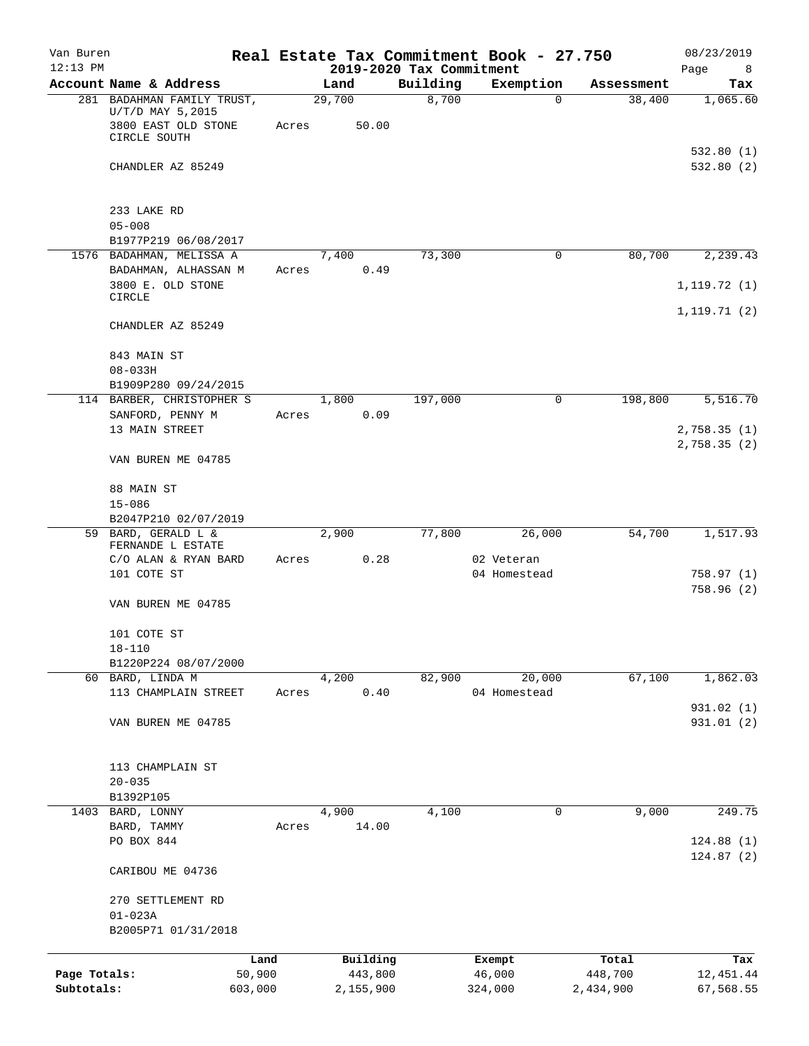# Real Estate Tax Commitment Book - 27.750

Van Buren
12:13 PM

2019-2020 Tax Commitment

08/23/2019

| Account Name & Address | Land | Building | Exemption | Assessment | Tax |
|---|---|---|---|---|---|
| 281 BADAHMAN FAMILY TRUST, U/T/D MAY 5,2015<br>3800 EAST OLD STONE CIRCLE SOUTH<br>CHANDLER AZ 85249<br><br>233 LAKE RD<br>05-008<br>B1977P219 06/08/2017 | 29,700<br>Acres 50.00 | 8,700 | 0 | 38,400 | 1,065.60<br><br>532.80 (1)<br>532.80 (2) |
| 1576 BADAHMAN, MELISSA A<br>BADAHMAN, ALHASSAN M<br>3800 E. OLD STONE CIRCLE<br>CHANDLER AZ 85249<br><br>843 MAIN ST<br>08-033H<br>B1909P280 09/24/2015 | 7,400<br>Acres 0.49 | 73,300 | 0 | 80,700 | 2,239.43<br><br>1,119.72 (1)<br>1,119.71 (2) |
| 114 BARBER, CHRISTOPHER S<br>SANFORD, PENNY M<br>13 MAIN STREET<br>VAN BUREN ME 04785<br><br>88 MAIN ST<br>15-086<br>B2047P210 02/07/2019 | 1,800<br>Acres 0.09 | 197,000 | 0 | 198,800 | 5,516.70<br><br>2,758.35 (1)<br>2,758.35 (2) |
| 59 BARD, GERALD L & FERNANDE L ESTATE<br>C/O ALAN & RYAN BARD<br>101 COTE ST<br>VAN BUREN ME 04785<br><br>101 COTE ST<br>18-110<br>B1220P224 08/07/2000 | 2,900<br>Acres 0.28 | 77,800 | 26,000<br>02 Veteran<br>04 Homestead | 54,700 | 1,517.93<br><br>758.97 (1)<br>758.96 (2) |
| 60 BARD, LINDA M<br>113 CHAMPLAIN STREET<br>VAN BUREN ME 04785<br><br>113 CHAMPLAIN ST<br>20-035<br>B1392P105 | 4,200<br>Acres 0.40 | 82,900 | 20,000<br>04 Homestead | 67,100 | 1,862.03<br><br>931.02 (1)<br>931.01 (2) |
| 1403 BARD, LONNY<br>BARD, TAMMY<br>PO BOX 844<br>CARIBOU ME 04736<br><br>270 SETTLEMENT RD<br>01-023A<br>B2005P71 01/31/2018 | 4,900<br>Acres 14.00 | 4,100 | 0 | 9,000 | 249.75<br><br>124.88 (1)<br>124.87 (2) |

| | Land | Building | Exempt | Total | Tax |
|---|---|---|---|---|---|
| Page Totals: | 50,900 | 443,800 | 46,000 | 448,700 | 12,451.44 |
| Subtotals: | 603,000 | 2,155,900 | 324,000 | 2,434,900 | 67,568.55 |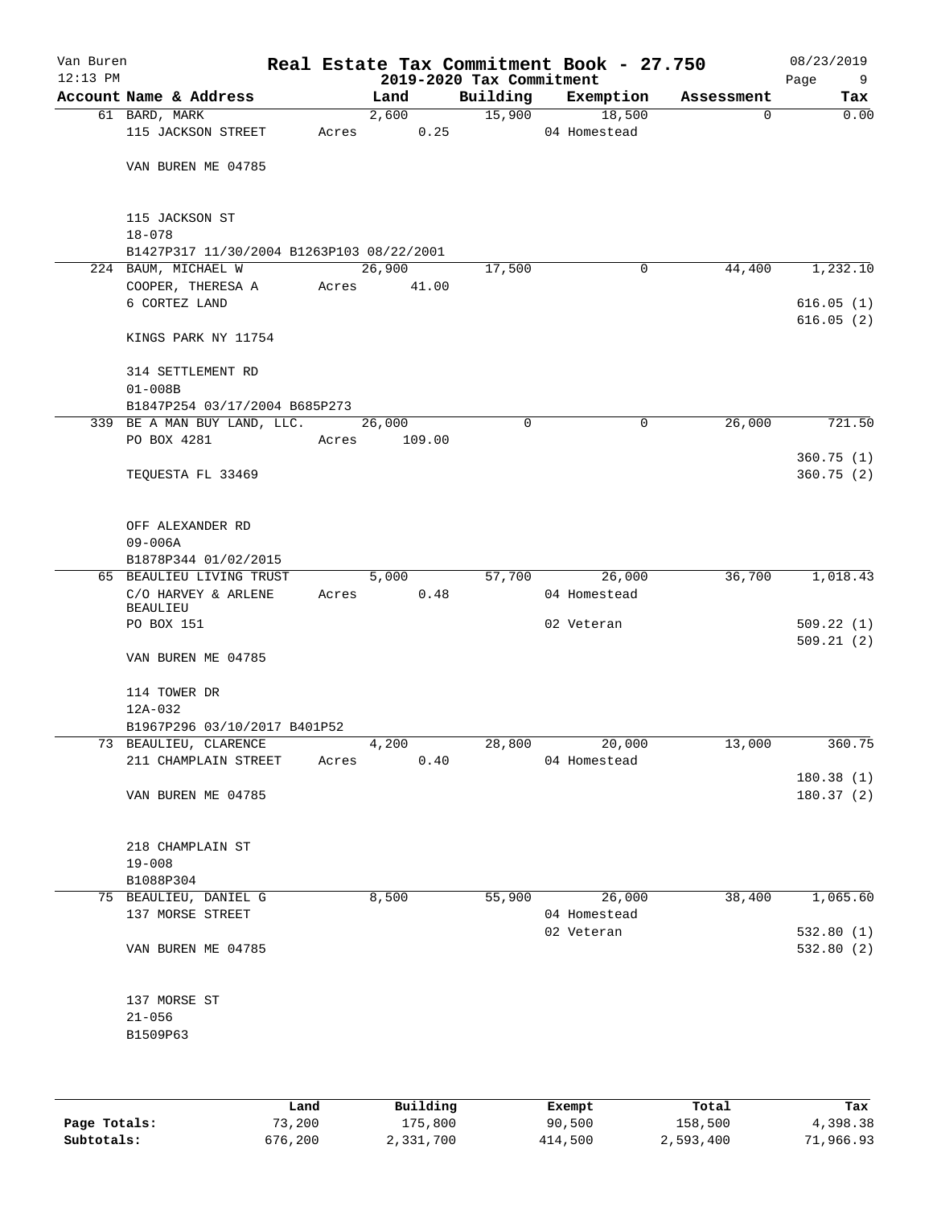# Real Estate Tax Commitment Book - 27.750

Van Buren
12:13 PM

## 2019-2020 Tax Commitment

08/23/2019

| Account Name & Address | Land | Building | Exemption | Assessment | Tax |
|---|---|---|---|---|---|
| 61 BARD, MARK<br>115 JACKSON STREET<br><br>VAN BUREN ME 04785<br><br>115 JACKSON ST<br>18-078<br>B1427P317 11/30/2004 B1263P103 08/22/2001 | 2,600<br>Acres 0.25 | 15,900 | 18,500<br>04 Homestead | 0 | 0.00 |
| 224 BAUM, MICHAEL W<br>COOPER, THERESA A<br>6 CORTEZ LAND<br><br>KINGS PARK NY 11754<br><br>314 SETTLEMENT RD<br>01-008B<br>B1847P254 03/17/2004 B685P273 | 26,900<br>Acres 41.00 | 17,500 | 0 | 44,400 | 1,232.10<br><br>616.05 (1)<br>616.05 (2) |
| 339 BE A MAN BUY LAND, LLC.<br>PO BOX 4281<br><br>TEQUESTA FL 33469<br><br>OFF ALEXANDER RD<br>09-006A<br>B1878P344 01/02/2015 | 26,000<br>Acres 109.00 | 0 | 0 | 26,000 | 721.50<br><br>360.75 (1)<br>360.75 (2) |
| 65 BEAULIEU LIVING TRUST<br>C/O HARVEY & ARLENE BEAULIEU<br>PO BOX 151<br><br>VAN BUREN ME 04785<br><br>114 TOWER DR<br>12A-032<br>B1967P296 03/10/2017 B401P52 | 5,000<br>Acres 0.48 | 57,700 | 26,000<br>04 Homestead<br>02 Veteran | 36,700 | 1,018.43<br><br>509.22 (1)<br>509.21 (2) |
| 73 BEAULIEU, CLARENCE<br>211 CHAMPLAIN STREET<br><br>VAN BUREN ME 04785<br><br>218 CHAMPLAIN ST<br>19-008<br>B1088P304 | 4,200<br>Acres 0.40 | 28,800 | 20,000<br>04 Homestead | 13,000 | 360.75<br><br>180.38 (1)<br>180.37 (2) |
| 75 BEAULIEU, DANIEL G<br>137 MORSE STREET<br><br>VAN BUREN ME 04785<br><br>137 MORSE ST<br>21-056<br>B1509P63 | 8,500 | 55,900 | 26,000<br>04 Homestead<br>02 Veteran | 38,400 | 1,065.60<br><br>532.80 (1)<br>532.80 (2) |

| | Land | Building | Exempt | Total | Tax |
|---|---|---|---|---|---|
| Page Totals: | 73,200 | 175,800 | 90,500 | 158,500 | 4,398.38 |
| Subtotals: | 676,200 | 2,331,700 | 414,500 | 2,593,400 | 71,966.93 |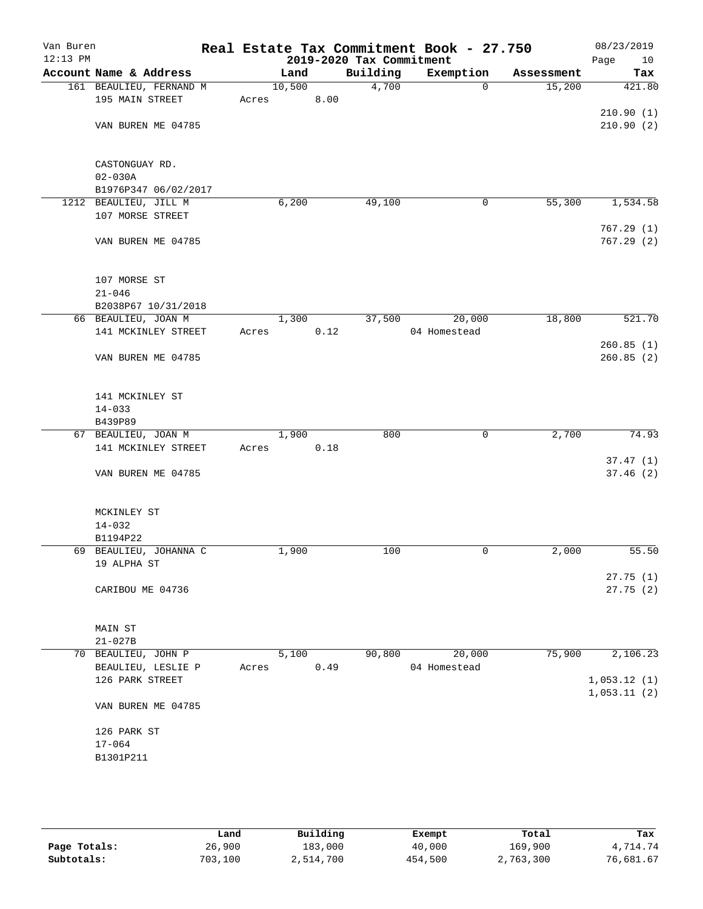# Real Estate Tax Commitment Book - 27.750

Van Buren
12:13 PM

2019-2020 Tax Commitment

08/23/2019
Page 10

| Account Name & Address | Land | Building | Exemption | Assessment | Tax |
|---|---|---|---|---|---|
| 161 BEAULIEU, FERNAND M | 10,500 | 4,700 | 0 | 15,200 | 421.80 |
| 195 MAIN STREET | Acres 8.00 | | | | |
| | | | | | 210.90 (1) |
| VAN BUREN ME 04785 | | | | | 210.90 (2) |
| CASTONGUAY RD. | | | | | |
| 02-030A | | | | | |
| B1976P347 06/02/2017 | | | | | |
| 1212 BEAULIEU, JILL M | 6,200 | 49,100 | 0 | 55,300 | 1,534.58 |
| 107 MORSE STREET | | | | | |
| | | | | | 767.29 (1) |
| VAN BUREN ME 04785 | | | | | 767.29 (2) |
| 107 MORSE ST | | | | | |
| 21-046 | | | | | |
| B2038P67 10/31/2018 | | | | | |
| 66 BEAULIEU, JOAN M | 1,300 | 37,500 | 20,000 | 18,800 | 521.70 |
| 141 MCKINLEY STREET | Acres 0.12 | | 04 Homestead | | |
| | | | | | 260.85 (1) |
| VAN BUREN ME 04785 | | | | | 260.85 (2) |
| 141 MCKINLEY ST | | | | | |
| 14-033 | | | | | |
| B439P89 | | | | | |
| 67 BEAULIEU, JOAN M | 1,900 | 800 | 0 | 2,700 | 74.93 |
| 141 MCKINLEY STREET | Acres 0.18 | | | | |
| | | | | | 37.47 (1) |
| VAN BUREN ME 04785 | | | | | 37.46 (2) |
| MCKINLEY ST | | | | | |
| 14-032 | | | | | |
| B1194P22 | | | | | |
| 69 BEAULIEU, JOHANNA C | 1,900 | 100 | 0 | 2,000 | 55.50 |
| 19 ALPHA ST | | | | | |
| | | | | | 27.75 (1) |
| CARIBOU ME 04736 | | | | | 27.75 (2) |
| MAIN ST | | | | | |
| 21-027B | | | | | |
| 70 BEAULIEU, JOHN P | 5,100 | 90,800 | 20,000 | 75,900 | 2,106.23 |
| BEAULIEU, LESLIE P | Acres 0.49 | | 04 Homestead | | |
| 126 PARK STREET | | | | | 1,053.12 (1) |
| | | | | | 1,053.11 (2) |
| VAN BUREN ME 04785 | | | | | |
| 126 PARK ST | | | | | |
| 17-064 | | | | | |
| B1301P211 | | | | | |

| | Land | Building | Exempt | Total | Tax |
|---|---|---|---|---|---|
| Page Totals: | 26,900 | 183,000 | 40,000 | 169,900 | 4,714.74 |
| Subtotals: | 703,100 | 2,514,700 | 454,500 | 2,763,300 | 76,681.67 |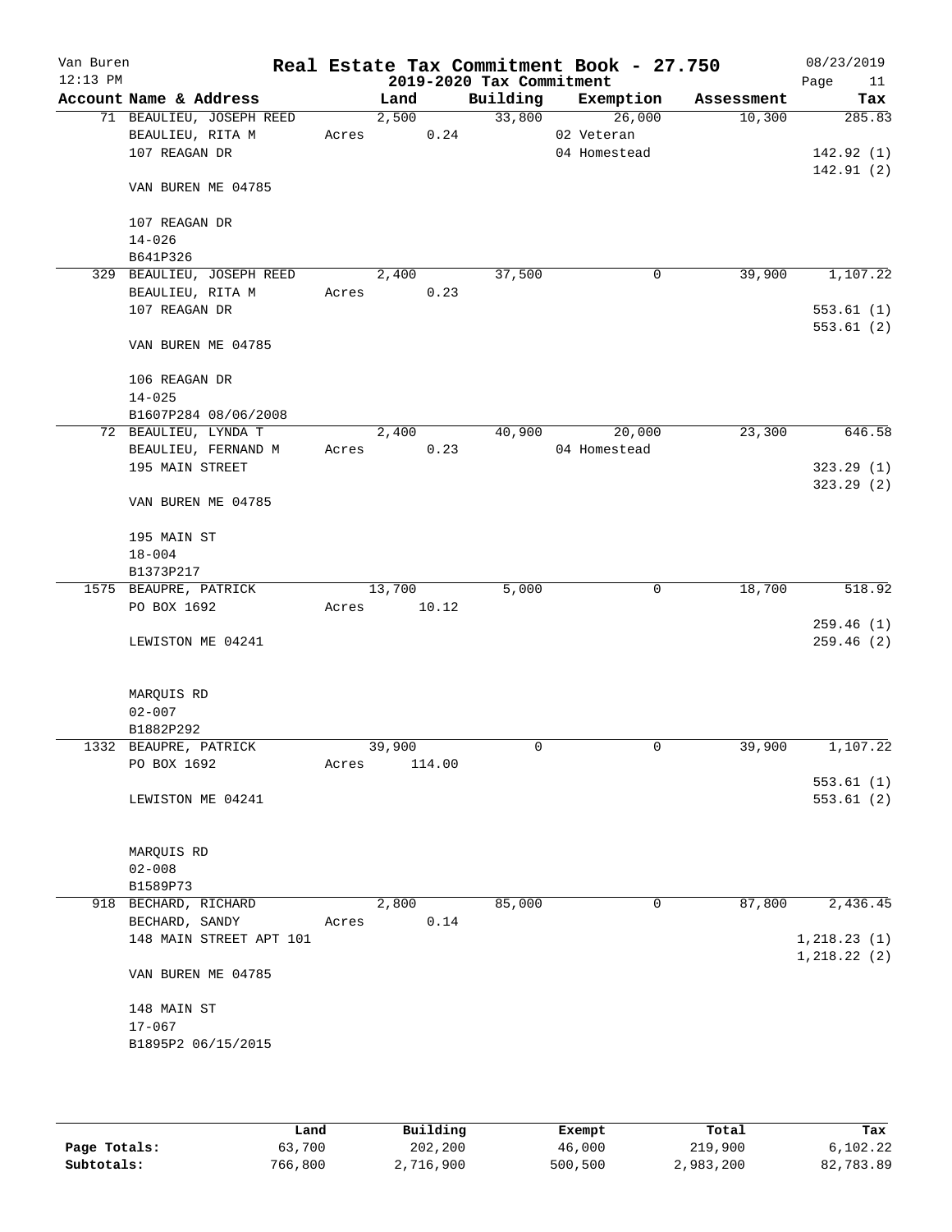Van Buren
12:13 PM

# Real Estate Tax Commitment Book - 27.750

## 2019-2020 Tax Commitment

08/23/2019

| Account Name & Address | Land | Building | Exemption | Assessment | Tax |
|---|---|---|---|---|---|
| 71 BEAULIEU, JOSEPH REED<br>BEAULIEU, RITA M<br>107 REAGAN DR<br><br>VAN BUREN ME 04785<br><br>107 REAGAN DR<br>14-026<br>B641P326 | 2,500<br>Acres 0.24 | 33,800 | 26,000<br>02 Veteran<br>04 Homestead | 10,300 | 285.83<br><br>142.92 (1)<br>142.91 (2) |
| 329 BEAULIEU, JOSEPH REED<br>BEAULIEU, RITA M<br>107 REAGAN DR<br><br>VAN BUREN ME 04785<br><br>106 REAGAN DR<br>14-025<br>B1607P284 08/06/2008 | 2,400<br>Acres 0.23 | 37,500 | 0 | 39,900 | 1,107.22<br><br>553.61 (1)<br>553.61 (2) |
| 72 BEAULIEU, LYNDA T<br>BEAULIEU, FERNAND M<br>195 MAIN STREET<br><br>VAN BUREN ME 04785<br><br>195 MAIN ST<br>18-004<br>B1373P217 | 2,400<br>Acres 0.23 | 40,900 | 20,000<br>04 Homestead | 23,300 | 646.58<br><br>323.29 (1)<br>323.29 (2) |
| 1575 BEAUPRE, PATRICK<br>PO BOX 1692<br><br>LEWISTON ME 04241<br><br>MARQUIS RD<br>02-007<br>B1882P292 | 13,700<br>Acres 10.12 | 5,000 | 0 | 18,700 | 518.92<br><br>259.46 (1)<br>259.46 (2) |
| 1332 BEAUPRE, PATRICK<br>PO BOX 1692<br><br>LEWISTON ME 04241<br><br>MARQUIS RD<br>02-008<br>B1589P73 | 39,900<br>Acres 114.00 | 0 | 0 | 39,900 | 1,107.22<br><br>553.61 (1)<br>553.61 (2) |
| 918 BECHARD, RICHARD<br>BECHARD, SANDY<br>148 MAIN STREET APT 101<br><br>VAN BUREN ME 04785<br><br>148 MAIN ST<br>17-067<br>B1895P2 06/15/2015 | 2,800<br>Acres 0.14 | 85,000 | 0 | 87,800 | 2,436.45<br><br>1,218.23 (1)<br>1,218.22 (2) |

| | Land | Building | Exempt | Total | Tax |
|---|---|---|---|---|---|
| Page Totals: | 63,700 | 202,200 | 46,000 | 219,900 | 6,102.22 |
| Subtotals: | 766,800 | 2,716,900 | 500,500 | 2,983,200 | 82,783.89 |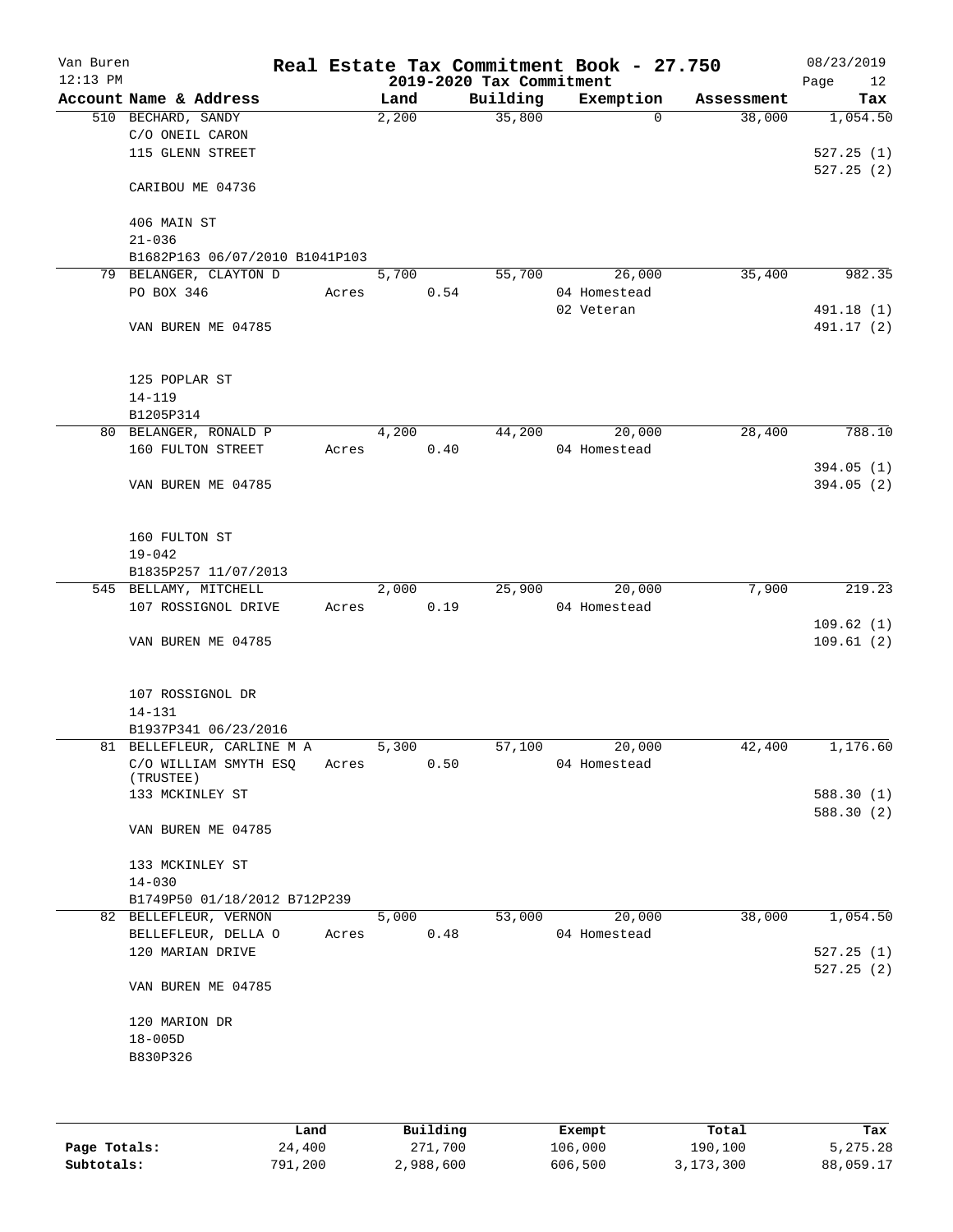Van Buren
12:13 PM

# Real Estate Tax Commitment Book - 27.750
## 2019-2020 Tax Commitment

08/23/2019

| Account Name & Address | Land | Building | Exemption | Assessment | Tax |
|---|---|---|---|---|---|
| 510 BECHARD, SANDY | 2,200 | 35,800 | 0 | 38,000 | 1,054.50 |
| C/O ONEIL CARON | | | | | |
| 115 GLENN STREET | | | | | 527.25 (1) |
| | | | | | 527.25 (2) |
| CARIBOU ME 04736 | | | | | |
| 406 MAIN ST | | | | | |
| 21-036 | | | | | |
| B1682P163 06/07/2010 B1041P103 | | | | | |
| 79 BELANGER, CLAYTON D | 5,700 | 55,700 | 26,000 | 35,400 | 982.35 |
| PO BOX 346 | Acres 0.54 | | 04 Homestead | | |
| | | | 02 Veteran | | 491.18 (1) |
| VAN BUREN ME 04785 | | | | | 491.17 (2) |
| 125 POPLAR ST | | | | | |
| 14-119 | | | | | |
| B1205P314 | | | | | |
| 80 BELANGER, RONALD P | 4,200 | 44,200 | 20,000 | 28,400 | 788.10 |
| 160 FULTON STREET | Acres 0.40 | | 04 Homestead | | |
| | | | | | 394.05 (1) |
| VAN BUREN ME 04785 | | | | | 394.05 (2) |
| 160 FULTON ST | | | | | |
| 19-042 | | | | | |
| B1835P257 11/07/2013 | | | | | |
| 545 BELLAMY, MITCHELL | 2,000 | 25,900 | 20,000 | 7,900 | 219.23 |
| 107 ROSSIGNOL DRIVE | Acres 0.19 | | 04 Homestead | | |
| | | | | | 109.62 (1) |
| VAN BUREN ME 04785 | | | | | 109.61 (2) |
| 107 ROSSIGNOL DR | | | | | |
| 14-131 | | | | | |
| B1937P341 06/23/2016 | | | | | |
| 81 BELLEFLEUR, CARLINE M A | 5,300 | 57,100 | 20,000 | 42,400 | 1,176.60 |
| C/O WILLIAM SMYTH ESQ (TRUSTEE) | Acres 0.50 | | 04 Homestead | | |
| 133 MCKINLEY ST | | | | | 588.30 (1) |
| | | | | | 588.30 (2) |
| VAN BUREN ME 04785 | | | | | |
| 133 MCKINLEY ST | | | | | |
| 14-030 | | | | | |
| B1749P50 01/18/2012 B712P239 | | | | | |
| 82 BELLEFLEUR, VERNON | 5,000 | 53,000 | 20,000 | 38,000 | 1,054.50 |
| BELLEFLEUR, DELLA O | Acres 0.48 | | 04 Homestead | | |
| 120 MARIAN DRIVE | | | | | 527.25 (1) |
| | | | | | 527.25 (2) |
| VAN BUREN ME 04785 | | | | | |
| 120 MARION DR | | | | | |
| 18-005D | | | | | |
| B830P326 | | | | | |

| | Land | Building | Exempt | Total | Tax |
|---|---|---|---|---|---|
| Page Totals: | 24,400 | 271,700 | 106,000 | 190,100 | 5,275.28 |
| Subtotals: | 791,200 | 2,988,600 | 606,500 | 3,173,300 | 88,059.17 |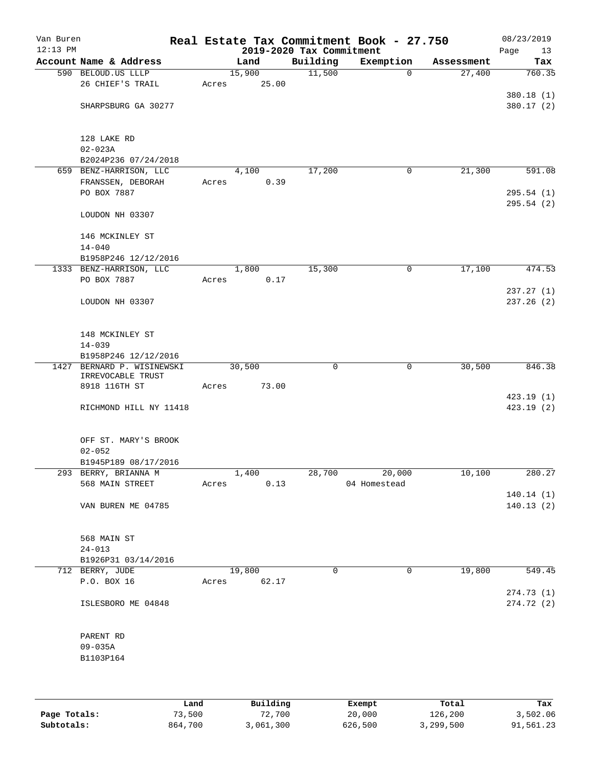Van Buren 12:13 PM

# Real Estate Tax Commitment Book - 27.750
## 2019-2020 Tax Commitment

08/23/2019

| Account Name & Address | Land | Building | Exemption | Assessment | Tax |
|---|---|---|---|---|---|
| 590 BELOUD.US LLLP<br>26 CHIEF'S TRAIL<br><br>SHARPSBURG GA 30277<br><br>128 LAKE RD<br>02-023A<br>B2024P236 07/24/2018 | 15,900<br>Acres 25.00 | 11,500 | 0 | 27,400 | 760.35<br><br>380.18 (1)<br>380.17 (2) |
| 659 BENZ-HARRISON, LLC<br>FRANSSEN, DEBORAH<br>PO BOX 7887<br><br>LOUDON NH 03307<br><br>146 MCKINLEY ST<br>14-040<br>B1958P246 12/12/2016 | 4,100<br>Acres 0.39 | 17,200 | 0 | 21,300 | 591.08<br><br>295.54 (1)<br>295.54 (2) |
| 1333 BENZ-HARRISON, LLC<br>PO BOX 7887<br><br>LOUDON NH 03307<br><br>148 MCKINLEY ST<br>14-039<br>B1958P246 12/12/2016 | 1,800<br>Acres 0.17 | 15,300 | 0 | 17,100 | 474.53<br><br>237.27 (1)<br>237.26 (2) |
| 1427 BERNARD P. WISINEWSKI IRREVOCABLE TRUST<br>8918 116TH ST<br><br>RICHMOND HILL NY 11418<br><br>OFF ST. MARY'S BROOK<br>02-052<br>B1945P189 08/17/2016 | 30,500<br>Acres 73.00 | 0 | 0 | 30,500 | 846.38<br><br>423.19 (1)<br>423.19 (2) |
| 293 BERRY, BRIANNA M<br>568 MAIN STREET<br><br>VAN BUREN ME 04785<br><br>568 MAIN ST<br>24-013<br>B1926P31 03/14/2016 | 1,400<br>Acres 0.13 | 28,700 | 20,000<br>04 Homestead | 10,100 | 280.27<br><br>140.14 (1)<br>140.13 (2) |
| 712 BERRY, JUDE<br>P.O. BOX 16<br><br>ISLESBORO ME 04848<br><br>PARENT RD<br>09-035A<br>B1103P164 | 19,800<br>Acres 62.17 | 0 | 0 | 19,800 | 549.45<br><br>274.73 (1)<br>274.72 (2) |

| | Land | Building | Exempt | Total | Tax |
|---|---|---|---|---|---|
| Page Totals: | 73,500 | 72,700 | 20,000 | 126,200 | 3,502.06 |
| Subtotals: | 864,700 | 3,061,300 | 626,500 | 3,299,500 | 91,561.23 |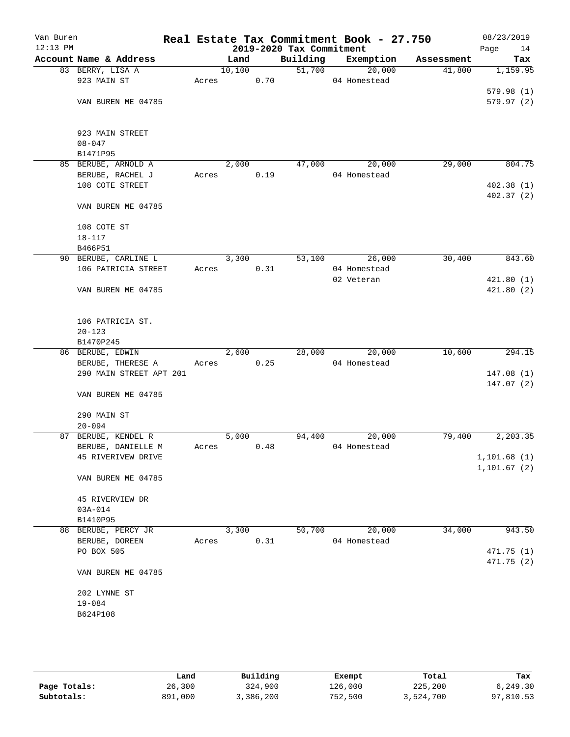# Real Estate Tax Commitment Book - 27.750

Van Buren
12:13 PM

2019-2020 Tax Commitment

08/23/2019

| Account Name & Address | Land | Building | Exemption | Assessment | Tax |
|---|---|---|---|---|---|
| 83 BERRY, LISA A<br>923 MAIN ST<br><br>VAN BUREN ME 04785<br><br>923 MAIN STREET<br>08-047<br>B1471P95 | 10,100<br>Acres 0.70 | 51,700 | 20,000<br>04 Homestead | 41,800 | 1,159.95<br><br>579.98 (1)<br>579.97 (2) |
| 85 BERUBE, ARNOLD A<br>BERUBE, RACHEL J<br>108 COTE STREET<br><br>VAN BUREN ME 04785<br><br>108 COTE ST<br>18-117<br>B466P51 | 2,000<br>Acres 0.19 | 47,000 | 20,000<br>04 Homestead | 29,000 | 804.75<br><br>402.38 (1)<br>402.37 (2) |
| 90 BERUBE, CARLINE L<br>106 PATRICIA STREET<br><br>VAN BUREN ME 04785<br><br>106 PATRICIA ST.<br>20-123<br>B1470P245 | 3,300<br>Acres 0.31 | 53,100 | 26,000<br>04 Homestead<br>02 Veteran | 30,400 | 843.60<br><br>421.80 (1)<br>421.80 (2) |
| 86 BERUBE, EDWIN<br>BERUBE, THERESE A<br>290 MAIN STREET APT 201<br><br>VAN BUREN ME 04785<br><br>290 MAIN ST<br>20-094 | 2,600<br>Acres 0.25 | 28,000 | 20,000<br>04 Homestead | 10,600 | 294.15<br><br>147.08 (1)<br>147.07 (2) |
| 87 BERUBE, KENDEL R<br>BERUBE, DANIELLE M<br>45 RIVERIVEW DRIVE<br><br>VAN BUREN ME 04785<br><br>45 RIVERVIEW DR<br>03A-014<br>B1410P95 | 5,000<br>Acres 0.48 | 94,400 | 20,000<br>04 Homestead | 79,400 | 2,203.35<br><br>1,101.68 (1)<br>1,101.67 (2) |
| 88 BERUBE, PERCY JR<br>BERUBE, DOREEN<br>PO BOX 505<br><br>VAN BUREN ME 04785<br><br>202 LYNNE ST<br>19-084<br>B624P108 | 3,300<br>Acres 0.31 | 50,700 | 20,000<br>04 Homestead | 34,000 | 943.50<br><br>471.75 (1)<br>471.75 (2) |

| | Land | Building | Exempt | Total | Tax |
|---|---|---|---|---|---|
| Page Totals: | 26,300 | 324,900 | 126,000 | 225,200 | 6,249.30 |
| Subtotals: | 891,000 | 3,386,200 | 752,500 | 3,524,700 | 97,810.53 |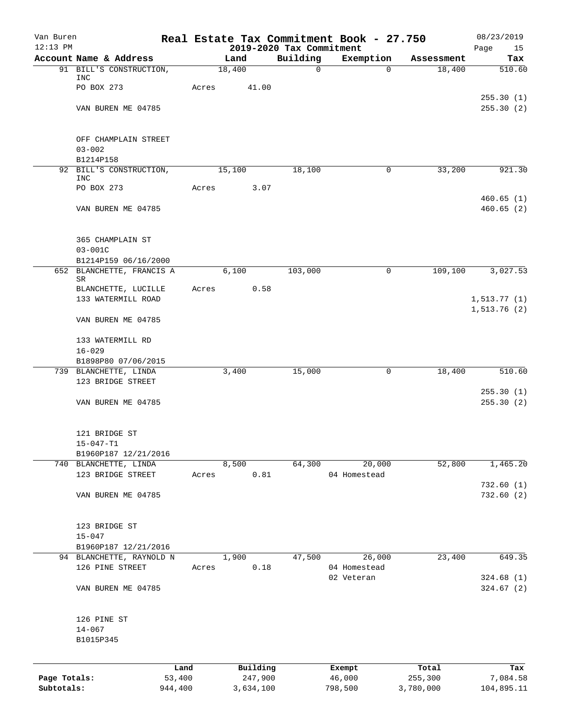Van Buren
12:13 PM

# Real Estate Tax Commitment Book - 27.750

## 2019-2020 Tax Commitment

08/23/2019

| Account Name & Address | Land | Building | Exemption | Assessment | Tax |
|---|---|---|---|---|---|
| 91 BILL'S CONSTRUCTION, INC | 18,400 | 0 | 0 | 18,400 | 510.60 |
| PO BOX 273 | Acres 41.00 | | | | |
| | | | | | 255.30 (1) |
| VAN BUREN ME 04785 | | | | | 255.30 (2) |
| OFF CHAMPLAIN STREET | | | | | |
| 03-002 | | | | | |
| B1214P158 | | | | | |
| 92 BILL'S CONSTRUCTION, INC | 15,100 | 18,100 | 0 | 33,200 | 921.30 |
| PO BOX 273 | Acres 3.07 | | | | |
| | | | | | 460.65 (1) |
| VAN BUREN ME 04785 | | | | | 460.65 (2) |
| 365 CHAMPLAIN ST | | | | | |
| 03-001C | | | | | |
| B1214P159 06/16/2000 | | | | | |
| 652 BLANCHETTE, FRANCIS A SR | 6,100 | 103,000 | 0 | 109,100 | 3,027.53 |
| BLANCHETTE, LUCILLE | Acres 0.58 | | | | |
| 133 WATERMILL ROAD | | | | | 1,513.77 (1) |
| | | | | | 1,513.76 (2) |
| VAN BUREN ME 04785 | | | | | |
| 133 WATERMILL RD | | | | | |
| 16-029 | | | | | |
| B1898P80 07/06/2015 | | | | | |
| 739 BLANCHETTE, LINDA | 3,400 | 15,000 | 0 | 18,400 | 510.60 |
| 123 BRIDGE STREET | | | | | |
| | | | | | 255.30 (1) |
| VAN BUREN ME 04785 | | | | | 255.30 (2) |
| 121 BRIDGE ST | | | | | |
| 15-047-T1 | | | | | |
| B1960P187 12/21/2016 | | | | | |
| 740 BLANCHETTE, LINDA | 8,500 | 64,300 | 20,000 | 52,800 | 1,465.20 |
| 123 BRIDGE STREET | Acres 0.81 | | 04 Homestead | | |
| | | | | | 732.60 (1) |
| VAN BUREN ME 04785 | | | | | 732.60 (2) |
| 123 BRIDGE ST | | | | | |
| 15-047 | | | | | |
| B1960P187 12/21/2016 | | | | | |
| 94 BLANCHETTE, RAYNOLD N | 1,900 | 47,500 | 26,000 | 23,400 | 649.35 |
| 126 PINE STREET | Acres 0.18 | | 04 Homestead | | |
| | | | 02 Veteran | | 324.68 (1) |
| VAN BUREN ME 04785 | | | | | 324.67 (2) |
| 126 PINE ST | | | | | |
| 14-067 | | | | | |
| B1015P345 | | | | | |

| | Land | Building | Exempt | Total | Tax |
|---|---|---|---|---|---|
| Page Totals: | 53,400 | 247,900 | 46,000 | 255,300 | 7,084.58 |
| Subtotals: | 944,400 | 3,634,100 | 798,500 | 3,780,000 | 104,895.11 |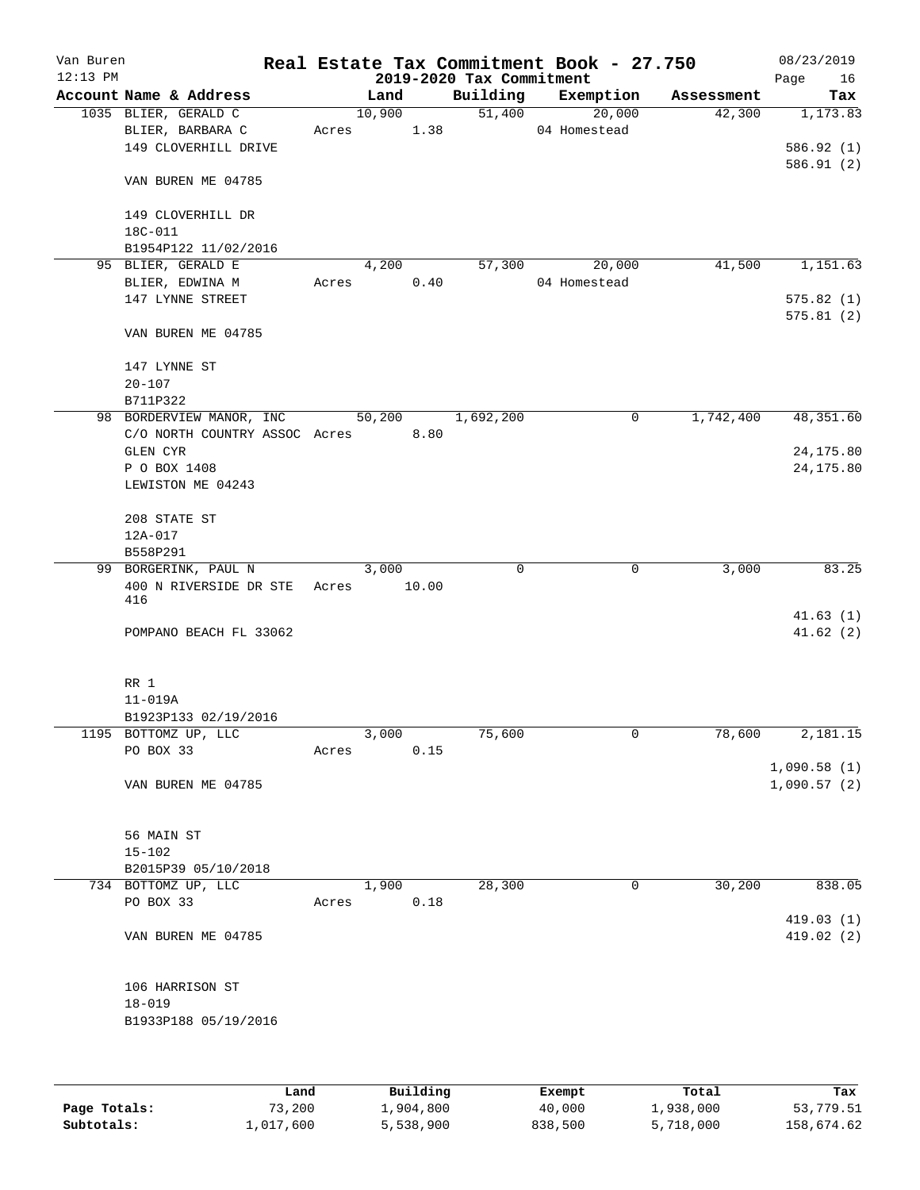# Real Estate Tax Commitment Book - 27.750

Van Buren
12:13 PM

2019-2020 Tax Commitment

08/23/2019
Page 16

| Account Name & Address | Land | Building | Exemption | Assessment | Tax |
|---|---|---|---|---|---|
| 1035 BLIER, GERALD C | 10,900 | 51,400 | 20,000 | 42,300 | 1,173.83 |
| BLIER, BARBARA C | Acres 1.38 | | 04 Homestead | | |
| 149 CLOVERHILL DRIVE | | | | | 586.92 (1) |
| | | | | | 586.91 (2) |
| VAN BUREN ME 04785 | | | | | |
| 149 CLOVERHILL DR | | | | | |
| 18C-011 | | | | | |
| B1954P122 11/02/2016 | | | | | |
| 95 BLIER, GERALD E | 4,200 | 57,300 | 20,000 | 41,500 | 1,151.63 |
| BLIER, EDWINA M | Acres 0.40 | | 04 Homestead | | |
| 147 LYNNE STREET | | | | | 575.82 (1) |
| | | | | | 575.81 (2) |
| VAN BUREN ME 04785 | | | | | |
| 147 LYNNE ST | | | | | |
| 20-107 | | | | | |
| B711P322 | | | | | |
| 98 BORDERVIEW MANOR, INC | 50,200 | 1,692,200 | 0 | 1,742,400 | 48,351.60 |
| C/O NORTH COUNTRY ASSOC | Acres 8.80 | | | | |
| GLEN CYR | | | | | 24,175.80 |
| P O BOX 1408 | | | | | 24,175.80 |
| LEWISTON ME 04243 | | | | | |
| 208 STATE ST | | | | | |
| 12A-017 | | | | | |
| B558P291 | | | | | |
| 99 BORGERINK, PAUL N | 3,000 | 0 | 0 | 3,000 | 83.25 |
| 400 N RIVERSIDE DR STE 416 | Acres 10.00 | | | | |
| | | | | | 41.63 (1) |
| POMPANO BEACH FL 33062 | | | | | 41.62 (2) |
| RR 1 | | | | | |
| 11-019A | | | | | |
| B1923P133 02/19/2016 | | | | | |
| 1195 BOTTOMZ UP, LLC | 3,000 | 75,600 | 0 | 78,600 | 2,181.15 |
| PO BOX 33 | Acres 0.15 | | | | |
| | | | | | 1,090.58 (1) |
| VAN BUREN ME 04785 | | | | | 1,090.57 (2) |
| 56 MAIN ST | | | | | |
| 15-102 | | | | | |
| B2015P39 05/10/2018 | | | | | |
| 734 BOTTOMZ UP, LLC | 1,900 | 28,300 | 0 | 30,200 | 838.05 |
| PO BOX 33 | Acres 0.18 | | | | |
| | | | | | 419.03 (1) |
| VAN BUREN ME 04785 | | | | | 419.02 (2) |
| 106 HARRISON ST | | | | | |
| 18-019 | | | | | |
| B1933P188 05/19/2016 | | | | | |

| | Land | Building | Exempt | Total | Tax |
|---|---|---|---|---|---|
| Page Totals: | 73,200 | 1,904,800 | 40,000 | 1,938,000 | 53,779.51 |
| Subtotals: | 1,017,600 | 5,538,900 | 838,500 | 5,718,000 | 158,674.62 |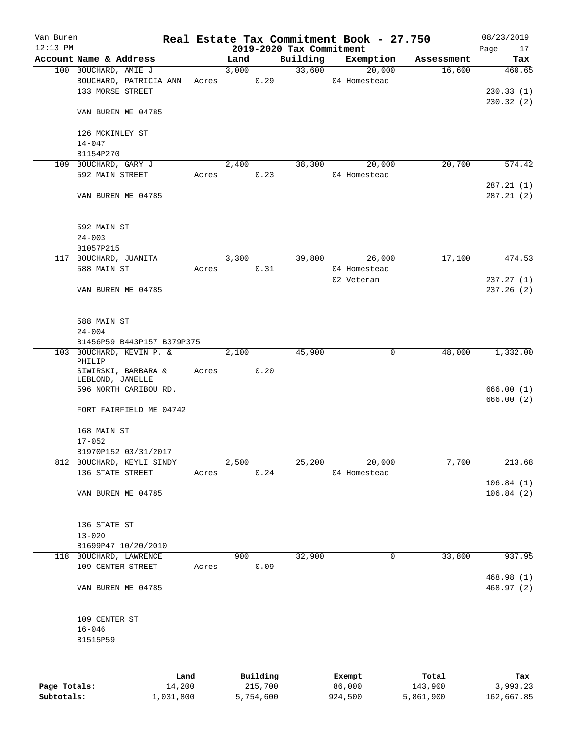# Real Estate Tax Commitment Book - 27.750

Van Buren
12:13 PM

2019-2020 Tax Commitment

08/23/2019

| Account | Name & Address | Land | Building | Exemption | Assessment | Tax |
|---|---|---|---|---|---|---|
| 100 | BOUCHARD, AMIE J<br>BOUCHARD, PATRICIA ANN<br>133 MORSE STREET<br><br>VAN BUREN ME 04785<br><br>126 MCKINLEY ST<br>14-047<br>B1154P270 | 3,000<br>Acres 0.29 | 33,600 | 20,000<br>04 Homestead | 16,600 | 460.65<br><br>230.33 (1)<br>230.32 (2) |
| 109 | BOUCHARD, GARY J<br>592 MAIN STREET<br><br>VAN BUREN ME 04785<br><br>592 MAIN ST<br>24-003<br>B1057P215 | 2,400<br>Acres 0.23 | 38,300 | 20,000<br>04 Homestead | 20,700 | 574.42<br><br>287.21 (1)<br>287.21 (2) |
| 117 | BOUCHARD, JUANITA<br>588 MAIN ST<br><br>VAN BUREN ME 04785<br><br>588 MAIN ST<br>24-004<br>B1456P59 B443P157 B379P375 | 3,300<br>Acres 0.31 | 39,800 | 26,000<br>04 Homestead<br>02 Veteran | 17,100 | 474.53<br><br>237.27 (1)<br>237.26 (2) |
| 103 | BOUCHARD, KEVIN P. & PHILIP<br>SIWIRSKI, BARBARA & LEBLOND, JANELLE<br>596 NORTH CARIBOU RD.<br><br>FORT FAIRFIELD ME 04742<br><br>168 MAIN ST<br>17-052<br>B1970P152 03/31/2017 | 2,100<br>Acres 0.20 | 45,900 | 0 | 48,000 | 1,332.00<br><br>666.00 (1)<br>666.00 (2) |
| 812 | BOUCHARD, KEYLI SINDY<br>136 STATE STREET<br><br>VAN BUREN ME 04785<br><br>136 STATE ST<br>13-020<br>B1699P47 10/20/2010 | 2,500<br>Acres 0.24 | 25,200 | 20,000<br>04 Homestead | 7,700 | 213.68<br><br>106.84 (1)<br>106.84 (2) |
| 118 | BOUCHARD, LAWRENCE<br>109 CENTER STREET<br><br>VAN BUREN ME 04785<br><br>109 CENTER ST<br>16-046<br>B1515P59 | 900<br>Acres 0.09 | 32,900 | 0 | 33,800 | 937.95<br><br>468.98 (1)<br>468.97 (2) |

| | Land | Building | Exempt | Total | Tax |
|---|---|---|---|---|---|
| Page Totals: | 14,200 | 215,700 | 86,000 | 143,900 | 3,993.23 |
| Subtotals: | 1,031,800 | 5,754,600 | 924,500 | 5,861,900 | 162,667.85 |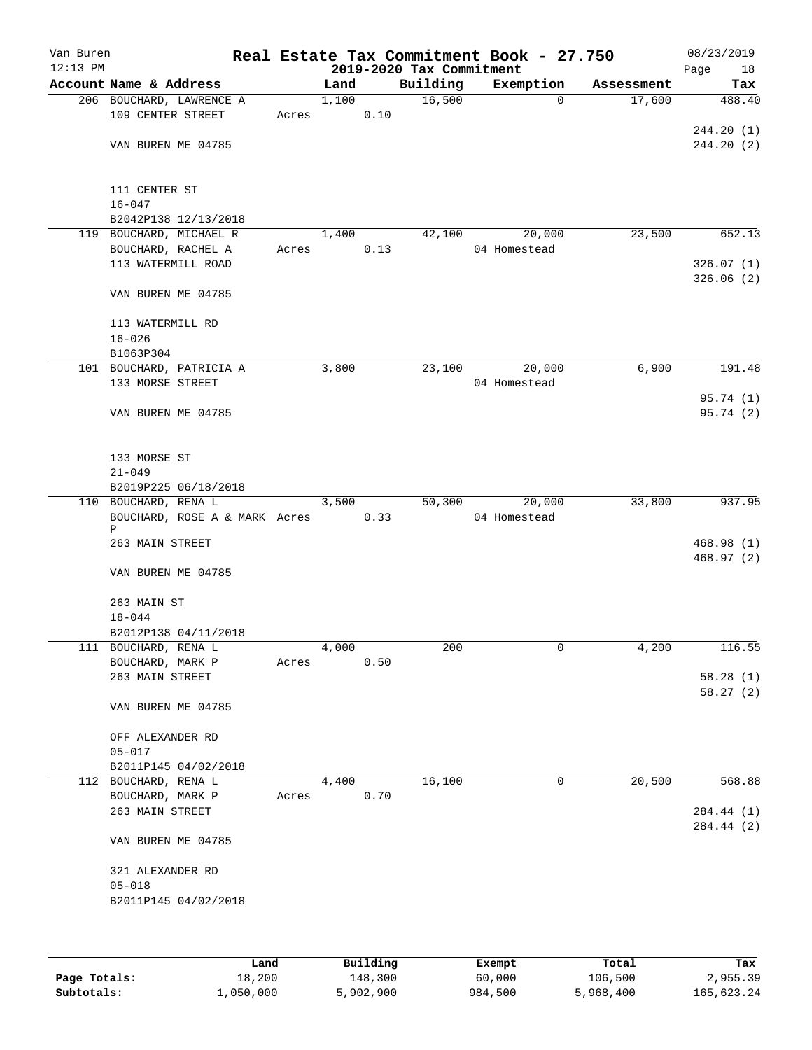# Real Estate Tax Commitment Book - 27.750

Van Buren
12:13 PM

2019-2020 Tax Commitment

08/23/2019

| Account Name & Address | Land | Building | Exemption | Assessment | Tax |
|---|---|---|---|---|---|
| 206 BOUCHARD, LAWRENCE A | 1,100 | 16,500 | 0 | 17,600 | 488.40 |
| 109 CENTER STREET | Acres 0.10 | | | | |
| | | | | | 244.20 (1) |
| VAN BUREN ME 04785 | | | | | 244.20 (2) |
| 111 CENTER ST | | | | | |
| 16-047 | | | | | |
| B2042P138 12/13/2018 | | | | | |
| 119 BOUCHARD, MICHAEL R | 1,400 | 42,100 | 20,000 | 23,500 | 652.13 |
| BOUCHARD, RACHEL A | Acres 0.13 | | 04 Homestead | | |
| 113 WATERMILL ROAD | | | | | 326.07 (1) |
| | | | | | 326.06 (2) |
| VAN BUREN ME 04785 | | | | | |
| 113 WATERMILL RD | | | | | |
| 16-026 | | | | | |
| B1063P304 | | | | | |
| 101 BOUCHARD, PATRICIA A | 3,800 | 23,100 | 20,000 | 6,900 | 191.48 |
| 133 MORSE STREET | | | 04 Homestead | | |
| | | | | | 95.74 (1) |
| VAN BUREN ME 04785 | | | | | 95.74 (2) |
| 133 MORSE ST | | | | | |
| 21-049 | | | | | |
| B2019P225 06/18/2018 | | | | | |
| 110 BOUCHARD, RENA L | 3,500 | 50,300 | 20,000 | 33,800 | 937.95 |
| BOUCHARD, ROSE A & MARK P | Acres 0.33 | | 04 Homestead | | |
| 263 MAIN STREET | | | | | 468.98 (1) |
| | | | | | 468.97 (2) |
| VAN BUREN ME 04785 | | | | | |
| 263 MAIN ST | | | | | |
| 18-044 | | | | | |
| B2012P138 04/11/2018 | | | | | |
| 111 BOUCHARD, RENA L | 4,000 | 200 | 0 | 4,200 | 116.55 |
| BOUCHARD, MARK P | Acres 0.50 | | | | |
| 263 MAIN STREET | | | | | 58.28 (1) |
| | | | | | 58.27 (2) |
| VAN BUREN ME 04785 | | | | | |
| OFF ALEXANDER RD | | | | | |
| 05-017 | | | | | |
| B2011P145 04/02/2018 | | | | | |
| 112 BOUCHARD, RENA L | 4,400 | 16,100 | 0 | 20,500 | 568.88 |
| BOUCHARD, MARK P | Acres 0.70 | | | | |
| 263 MAIN STREET | | | | | 284.44 (1) |
| | | | | | 284.44 (2) |
| VAN BUREN ME 04785 | | | | | |
| 321 ALEXANDER RD | | | | | |
| 05-018 | | | | | |
| B2011P145 04/02/2018 | | | | | |

| | Land | Building | Exempt | Total | Tax |
|---|---|---|---|---|---|
| Page Totals: | 18,200 | 148,300 | 60,000 | 106,500 | 2,955.39 |
| Subtotals: | 1,050,000 | 5,902,900 | 984,500 | 5,968,400 | 165,623.24 |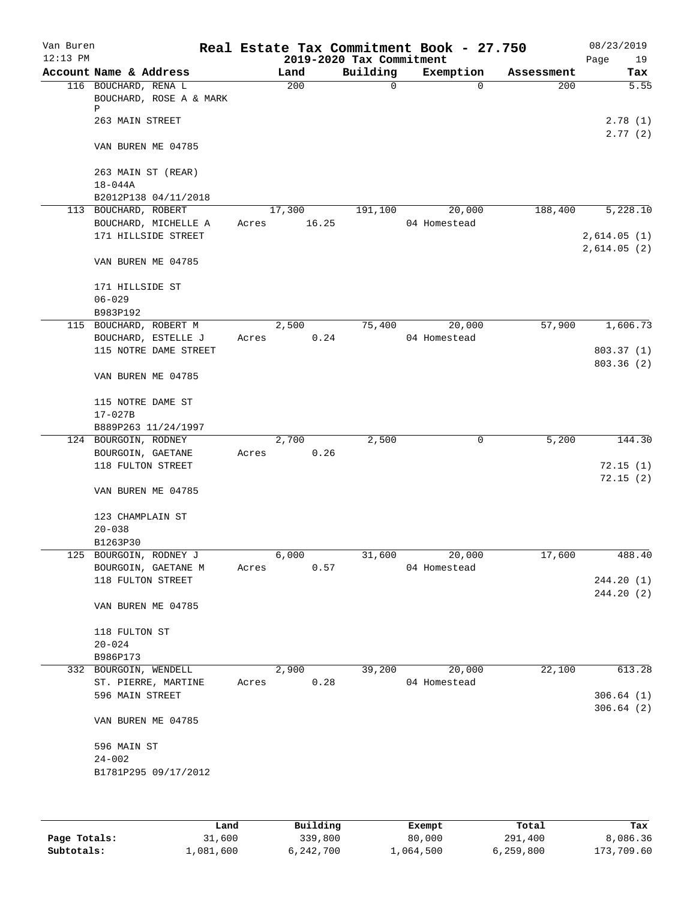Van Buren 12:13 PM

# Real Estate Tax Commitment Book - 27.750

## 2019-2020 Tax Commitment

08/23/2019 Page 19

| Account | Name & Address | Land | Building | Exemption | Assessment | Tax |
|---|---|---|---|---|---|---|
| 116 | BOUCHARD, RENA L<br>BOUCHARD, ROSE A & MARK P<br>263 MAIN STREET<br><br>VAN BUREN ME 04785<br><br>263 MAIN ST (REAR)<br>18-044A<br>B2012P138 04/11/2018 | 200 | 0 | 0 | 200 | 5.55<br><br>2.78 (1)<br>2.77 (2) |
| 113 | BOUCHARD, ROBERT<br>BOUCHARD, MICHELLE A<br>171 HILLSIDE STREET<br><br>VAN BUREN ME 04785<br><br>171 HILLSIDE ST<br>06-029<br>B983P192 | 17,300<br>Acres 16.25 | 191,100 | 20,000<br>04 Homestead | 188,400 | 5,228.10<br><br>2,614.05 (1)<br>2,614.05 (2) |
| 115 | BOUCHARD, ROBERT M<br>BOUCHARD, ESTELLE J<br>115 NOTRE DAME STREET<br><br>VAN BUREN ME 04785<br><br>115 NOTRE DAME ST<br>17-027B<br>B889P263 11/24/1997 | 2,500<br>Acres 0.24 | 75,400 | 20,000<br>04 Homestead | 57,900 | 1,606.73<br><br>803.37 (1)<br>803.36 (2) |
| 124 | BOURGOIN, RODNEY<br>BOURGOIN, GAETANE<br>118 FULTON STREET<br><br>VAN BUREN ME 04785<br><br>123 CHAMPLAIN ST<br>20-038<br>B1263P30 | 2,700<br>Acres 0.26 | 2,500 | 0 | 5,200 | 144.30<br><br>72.15 (1)<br>72.15 (2) |
| 125 | BOURGOIN, RODNEY J<br>BOURGOIN, GAETANE M<br>118 FULTON STREET<br><br>VAN BUREN ME 04785<br><br>118 FULTON ST<br>20-024<br>B986P173 | 6,000<br>Acres 0.57 | 31,600 | 20,000<br>04 Homestead | 17,600 | 488.40<br><br>244.20 (1)<br>244.20 (2) |
| 332 | BOURGOIN, WENDELL<br>ST. PIERRE, MARTINE<br>596 MAIN STREET<br><br>VAN BUREN ME 04785<br><br>596 MAIN ST<br>24-002<br>B1781P295 09/17/2012 | 2,900<br>Acres 0.28 | 39,200 | 20,000<br>04 Homestead | 22,100 | 613.28<br><br>306.64 (1)<br>306.64 (2) |

| | Land | Building | Exempt | Total | Tax |
|---|---|---|---|---|---|
| Page Totals: | 31,600 | 339,800 | 80,000 | 291,400 | 8,086.36 |
| Subtotals: | 1,081,600 | 6,242,700 | 1,064,500 | 6,259,800 | 173,709.60 |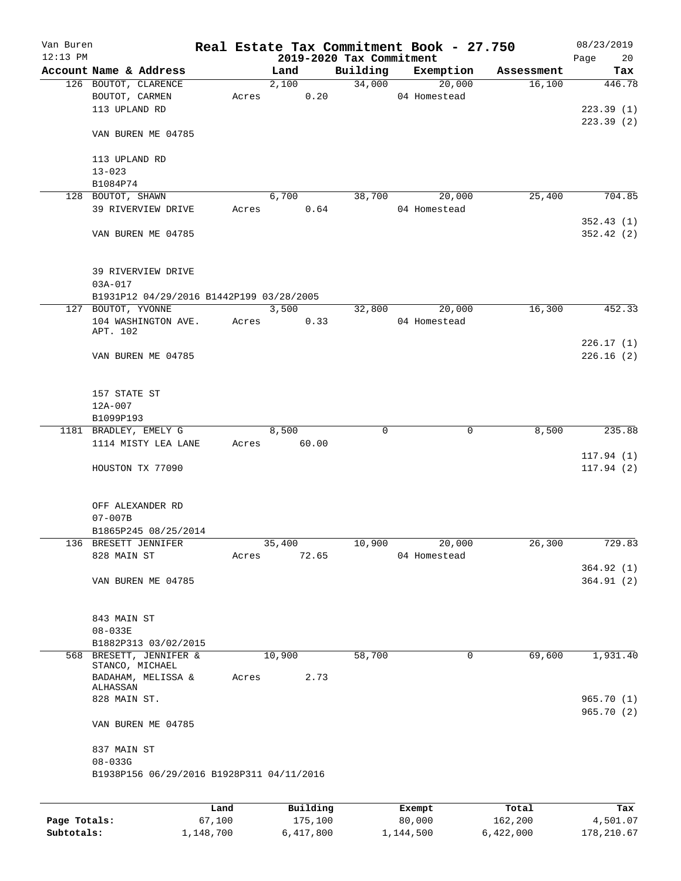# Real Estate Tax Commitment Book - 27.750

## 2019-2020 Tax Commitment

Van Buren
12:13 PM
08/23/2019

| Account Name & Address | Land | Building | Exemption | Assessment | Tax |
|---|---|---|---|---|---|
| 126 BOUTOT, CLARENCE | 2,100 | 34,000 | 20,000 | 16,100 | 446.78 |
| BOUTOT, CARMEN | Acres 0.20 | | 04 Homestead | | |
| 113 UPLAND RD | | | | | 223.39 (1) |
| | | | | | 223.39 (2) |
| VAN BUREN ME 04785 | | | | | |
| 113 UPLAND RD | | | | | |
| 13-023 | | | | | |
| B1084P74 | | | | | |
| 128 BOUTOT, SHAWN | 6,700 | 38,700 | 20,000 | 25,400 | 704.85 |
| 39 RIVERVIEW DRIVE | Acres 0.64 | | 04 Homestead | | |
| | | | | | 352.43 (1) |
| VAN BUREN ME 04785 | | | | | 352.42 (2) |
| 39 RIVERVIEW DRIVE | | | | | |
| 03A-017 | | | | | |
| B1931P12 04/29/2016 B1442P199 03/28/2005 | | | | | |
| 127 BOUTOT, YVONNE | 3,500 | 32,800 | 20,000 | 16,300 | 452.33 |
| 104 WASHINGTON AVE. APT. 102 | Acres 0.33 | | 04 Homestead | | |
| | | | | | 226.17 (1) |
| VAN BUREN ME 04785 | | | | | 226.16 (2) |
| 157 STATE ST | | | | | |
| 12A-007 | | | | | |
| B1099P193 | | | | | |
| 1181 BRADLEY, EMELY G | 8,500 | 0 | 0 | 8,500 | 235.88 |
| 1114 MISTY LEA LANE | Acres 60.00 | | | | |
| | | | | | 117.94 (1) |
| HOUSTON TX 77090 | | | | | 117.94 (2) |
| OFF ALEXANDER RD | | | | | |
| 07-007B | | | | | |
| B1865P245 08/25/2014 | | | | | |
| 136 BRESETT JENNIFER | 35,400 | 10,900 | 20,000 | 26,300 | 729.83 |
| 828 MAIN ST | Acres 72.65 | | 04 Homestead | | |
| | | | | | 364.92 (1) |
| VAN BUREN ME 04785 | | | | | 364.91 (2) |
| 843 MAIN ST | | | | | |
| 08-033E | | | | | |
| B1882P313 03/02/2015 | | | | | |
| 568 BRESETT, JENNIFER & STANCO, MICHAEL | 10,900 | 58,700 | 0 | 69,600 | 1,931.40 |
| BADAHAM, MELISSA & ALHASSAN | Acres 2.73 | | | | |
| 828 MAIN ST. | | | | | 965.70 (1) |
| | | | | | 965.70 (2) |
| VAN BUREN ME 04785 | | | | | |
| 837 MAIN ST | | | | | |
| 08-033G | | | | | |
| B1938P156 06/29/2016 B1928P311 04/11/2016 | | | | | |

| | Land | Building | Exempt | Total | Tax |
|---|---|---|---|---|---|
| Page Totals: | 67,100 | 175,100 | 80,000 | 162,200 | 4,501.07 |
| Subtotals: | 1,148,700 | 6,417,800 | 1,144,500 | 6,422,000 | 178,210.67 |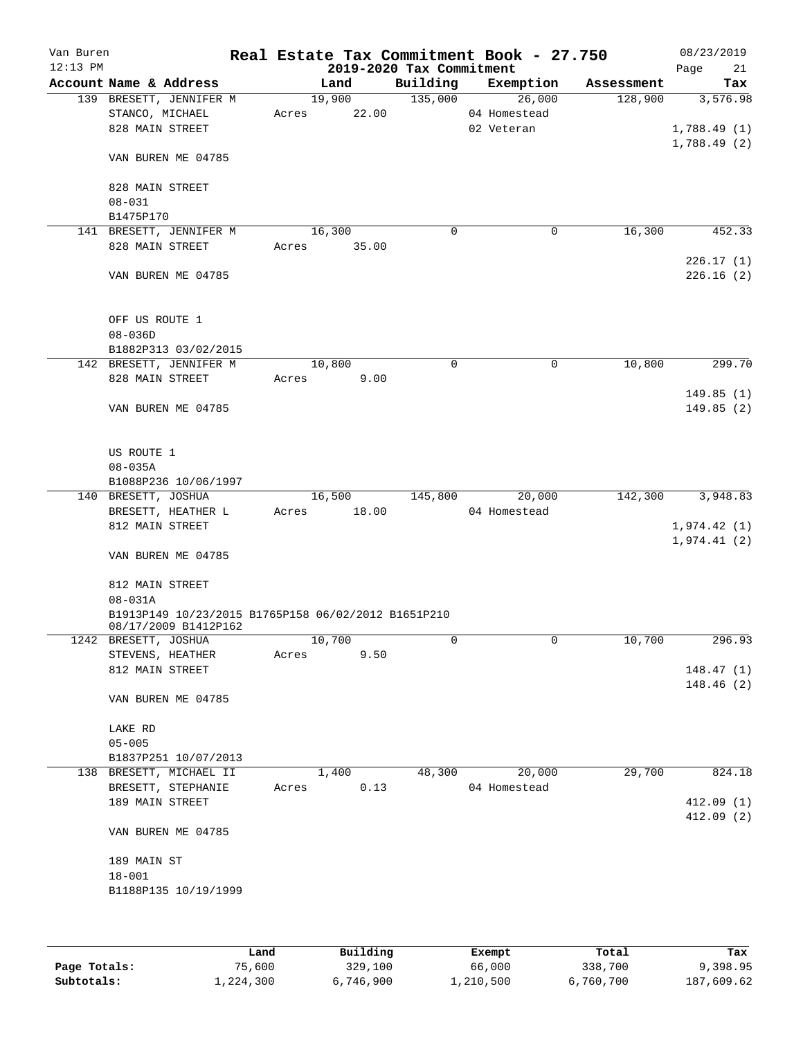Van Buren — Real Estate Tax Commitment Book - 27.750 — 2019-2020 Tax Commitment

12:13 PM — 08/23/2019

| Account Name & Address | Land | Building | Exemption | Assessment | Tax |
|---|---|---|---|---|---|
| 139 BRESETT, JENNIFER M | 19,900 | 135,000 | 26,000 | 128,900 | 3,576.98 |
| STANCO, MICHAEL | Acres 22.00 | | 04 Homestead | | |
| 828 MAIN STREET | | | 02 Veteran | | 1,788.49 (1) |
| | | | | | 1,788.49 (2) |
| VAN BUREN ME 04785 | | | | | |
| 828 MAIN STREET | | | | | |
| 08-031 | | | | | |
| B1475P170 | | | | | |
| 141 BRESETT, JENNIFER M | 16,300 | 0 | 0 | 16,300 | 452.33 |
| 828 MAIN STREET | Acres 35.00 | | | | |
| | | | | | 226.17 (1) |
| VAN BUREN ME 04785 | | | | | 226.16 (2) |
| OFF US ROUTE 1 | | | | | |
| 08-036D | | | | | |
| B1882P313 03/02/2015 | | | | | |
| 142 BRESETT, JENNIFER M | 10,800 | 0 | 0 | 10,800 | 299.70 |
| 828 MAIN STREET | Acres 9.00 | | | | |
| | | | | | 149.85 (1) |
| VAN BUREN ME 04785 | | | | | 149.85 (2) |
| US ROUTE 1 | | | | | |
| 08-035A | | | | | |
| B1088P236 10/06/1997 | | | | | |
| 140 BRESETT, JOSHUA | 16,500 | 145,800 | 20,000 | 142,300 | 3,948.83 |
| BRESETT, HEATHER L | Acres 18.00 | | 04 Homestead | | |
| 812 MAIN STREET | | | | | 1,974.42 (1) |
| | | | | | 1,974.41 (2) |
| VAN BUREN ME 04785 | | | | | |
| 812 MAIN STREET | | | | | |
| 08-031A | | | | | |
| B1913P149 10/23/2015 B1765P158 06/02/2012 B1651P210 08/17/2009 B1412P162 | | | | | |
| 1242 BRESETT, JOSHUA | 10,700 | 0 | 0 | 10,700 | 296.93 |
| STEVENS, HEATHER | Acres 9.50 | | | | |
| 812 MAIN STREET | | | | | 148.47 (1) |
| | | | | | 148.46 (2) |
| VAN BUREN ME 04785 | | | | | |
| LAKE RD | | | | | |
| 05-005 | | | | | |
| B1837P251 10/07/2013 | | | | | |
| 138 BRESETT, MICHAEL II | 1,400 | 48,300 | 20,000 | 29,700 | 824.18 |
| BRESETT, STEPHANIE | Acres 0.13 | | 04 Homestead | | |
| 189 MAIN STREET | | | | | 412.09 (1) |
| | | | | | 412.09 (2) |
| VAN BUREN ME 04785 | | | | | |
| 189 MAIN ST | | | | | |
| 18-001 | | | | | |
| B1188P135 10/19/1999 | | | | | |

| | Land | Building | Exempt | Total | Tax |
|---|---|---|---|---|---|
| Page Totals: | 75,600 | 329,100 | 66,000 | 338,700 | 9,398.95 |
| Subtotals: | 1,224,300 | 6,746,900 | 1,210,500 | 6,760,700 | 187,609.62 |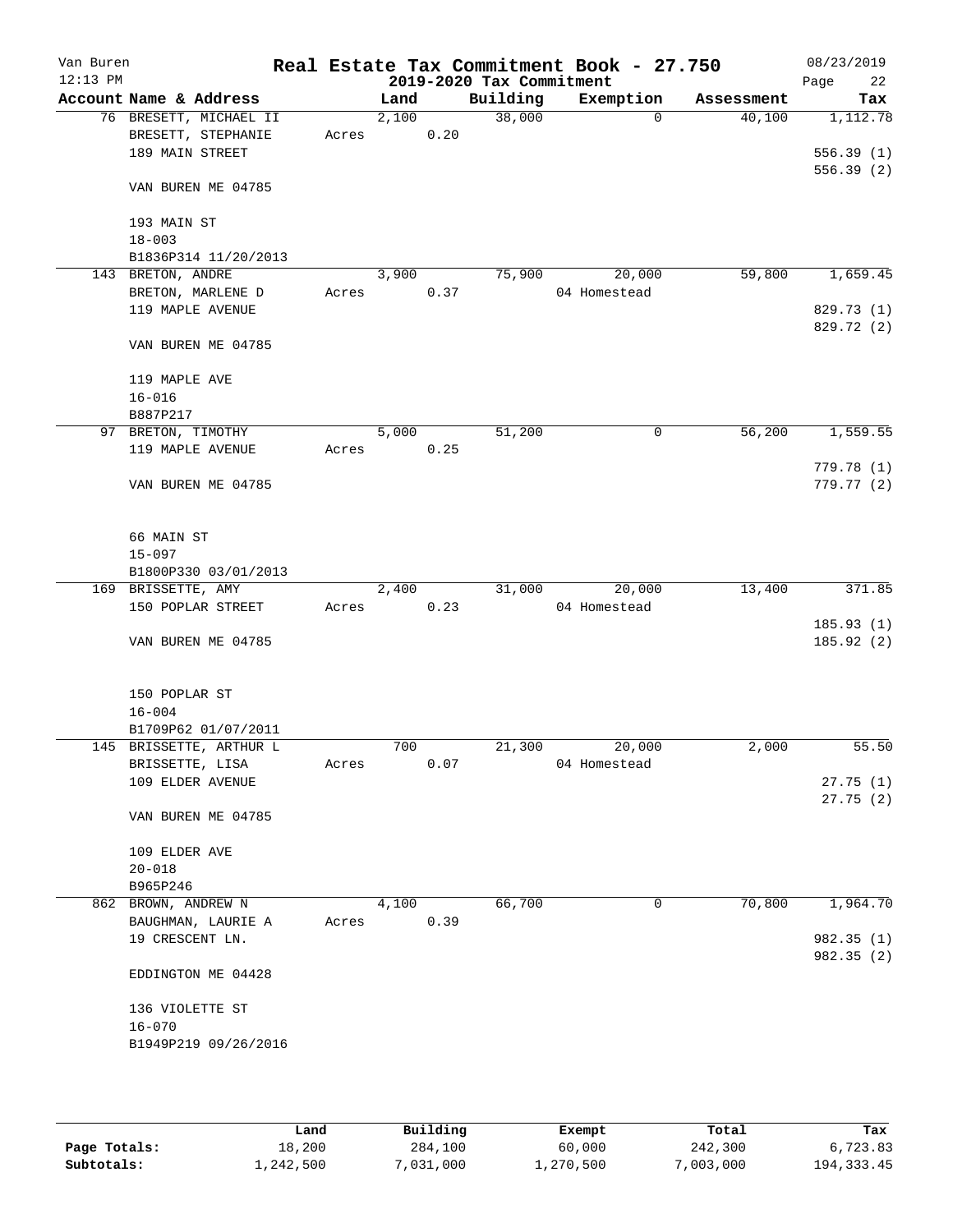Van Buren
12:13 PM

# Real Estate Tax Commitment Book - 27.750

## 2019-2020 Tax Commitment

08/23/2019

| Account Name & Address | Land | Building | Exemption | Assessment | Tax |
|---|---|---|---|---|---|
| 76 BRESETT, MICHAEL II | 2,100 | 38,000 | 0 | 40,100 | 1,112.78 |
| BRESETT, STEPHANIE | Acres 0.20 | | | | |
| 189 MAIN STREET | | | | | 556.39 (1) |
| | | | | | 556.39 (2) |
| VAN BUREN ME 04785 | | | | | |
| 193 MAIN ST | | | | | |
| 18-003 | | | | | |
| B1836P314 11/20/2013 | | | | | |
| 143 BRETON, ANDRE | 3,900 | 75,900 | 20,000 | 59,800 | 1,659.45 |
| BRETON, MARLENE D | Acres 0.37 | | 04 Homestead | | |
| 119 MAPLE AVENUE | | | | | 829.73 (1) |
| | | | | | 829.72 (2) |
| VAN BUREN ME 04785 | | | | | |
| 119 MAPLE AVE | | | | | |
| 16-016 | | | | | |
| B887P217 | | | | | |
| 97 BRETON, TIMOTHY | 5,000 | 51,200 | 0 | 56,200 | 1,559.55 |
| 119 MAPLE AVENUE | Acres 0.25 | | | | |
| | | | | | 779.78 (1) |
| VAN BUREN ME 04785 | | | | | 779.77 (2) |
| 66 MAIN ST | | | | | |
| 15-097 | | | | | |
| B1800P330 03/01/2013 | | | | | |
| 169 BRISSETTE, AMY | 2,400 | 31,000 | 20,000 | 13,400 | 371.85 |
| 150 POPLAR STREET | Acres 0.23 | | 04 Homestead | | |
| | | | | | 185.93 (1) |
| VAN BUREN ME 04785 | | | | | 185.92 (2) |
| 150 POPLAR ST | | | | | |
| 16-004 | | | | | |
| B1709P62 01/07/2011 | | | | | |
| 145 BRISSETTE, ARTHUR L | 700 | 21,300 | 20,000 | 2,000 | 55.50 |
| BRISSETTE, LISA | Acres 0.07 | | 04 Homestead | | |
| 109 ELDER AVENUE | | | | | 27.75 (1) |
| | | | | | 27.75 (2) |
| VAN BUREN ME 04785 | | | | | |
| 109 ELDER AVE | | | | | |
| 20-018 | | | | | |
| B965P246 | | | | | |
| 862 BROWN, ANDREW N | 4,100 | 66,700 | 0 | 70,800 | 1,964.70 |
| BAUGHMAN, LAURIE A | Acres 0.39 | | | | |
| 19 CRESCENT LN. | | | | | 982.35 (1) |
| | | | | | 982.35 (2) |
| EDDINGTON ME 04428 | | | | | |
| 136 VIOLETTE ST | | | | | |
| 16-070 | | | | | |
| B1949P219 09/26/2016 | | | | | |

| | Land | Building | Exempt | Total | Tax |
|---|---|---|---|---|---|
| Page Totals: | 18,200 | 284,100 | 60,000 | 242,300 | 6,723.83 |
| Subtotals: | 1,242,500 | 7,031,000 | 1,270,500 | 7,003,000 | 194,333.45 |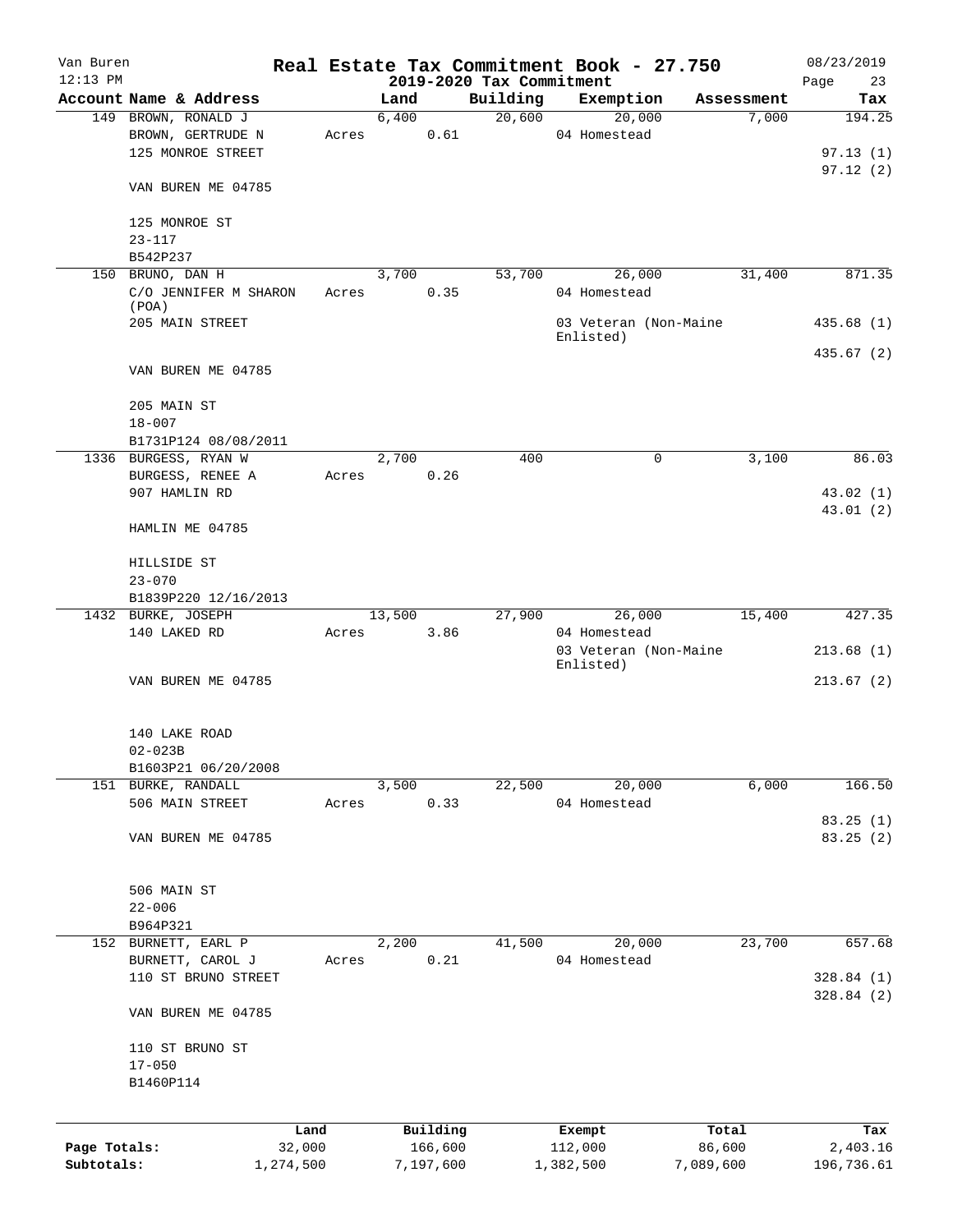# Real Estate Tax Commitment Book - 27.750

Van Buren
12:13 PM

## 2019-2020 Tax Commitment

08/23/2019
Page 23

| Account Name & Address | Land | Building | Exemption | Assessment | Tax |
|---|---|---|---|---|---|
| 149 BROWN, RONALD J | 6,400 | 20,600 | 20,000 | 7,000 | 194.25 |
| BROWN, GERTRUDE N | Acres 0.61 | | 04 Homestead | | |
| 125 MONROE STREET | | | | | 97.13 (1) |
| | | | | | 97.12 (2) |
| VAN BUREN ME 04785 | | | | | |
| 125 MONROE ST | | | | | |
| 23-117 | | | | | |
| B542P237 | | | | | |
| 150 BRUNO, DAN H | 3,700 | 53,700 | 26,000 | 31,400 | 871.35 |
| C/O JENNIFER M SHARON (POA) | Acres 0.35 | | 04 Homestead | | |
| 205 MAIN STREET | | | 03 Veteran (Non-Maine Enlisted) | | 435.68 (1) |
| | | | | | 435.67 (2) |
| VAN BUREN ME 04785 | | | | | |
| 205 MAIN ST | | | | | |
| 18-007 | | | | | |
| B1731P124 08/08/2011 | | | | | |
| 1336 BURGESS, RYAN W | 2,700 | 400 | 0 | 3,100 | 86.03 |
| BURGESS, RENEE A | Acres 0.26 | | | | |
| 907 HAMLIN RD | | | | | 43.02 (1) |
| | | | | | 43.01 (2) |
| HAMLIN ME 04785 | | | | | |
| HILLSIDE ST | | | | | |
| 23-070 | | | | | |
| B1839P220 12/16/2013 | | | | | |
| 1432 BURKE, JOSEPH | 13,500 | 27,900 | 26,000 | 15,400 | 427.35 |
| 140 LAKED RD | Acres 3.86 | | 04 Homestead | | |
| | | | 03 Veteran (Non-Maine Enlisted) | | 213.68 (1) |
| VAN BUREN ME 04785 | | | | | 213.67 (2) |
| 140 LAKE ROAD | | | | | |
| 02-023B | | | | | |
| B1603P21 06/20/2008 | | | | | |
| 151 BURKE, RANDALL | 3,500 | 22,500 | 20,000 | 6,000 | 166.50 |
| 506 MAIN STREET | Acres 0.33 | | 04 Homestead | | |
| | | | | | 83.25 (1) |
| VAN BUREN ME 04785 | | | | | 83.25 (2) |
| 506 MAIN ST | | | | | |
| 22-006 | | | | | |
| B964P321 | | | | | |
| 152 BURNETT, EARL P | 2,200 | 41,500 | 20,000 | 23,700 | 657.68 |
| BURNETT, CAROL J | Acres 0.21 | | 04 Homestead | | |
| 110 ST BRUNO STREET | | | | | 328.84 (1) |
| | | | | | 328.84 (2) |
| VAN BUREN ME 04785 | | | | | |
| 110 ST BRUNO ST | | | | | |
| 17-050 | | | | | |
| B1460P114 | | | | | |

| | Land | Building | Exempt | Total | Tax |
|---|---|---|---|---|---|
| Page Totals: | 32,000 | 166,600 | 112,000 | 86,600 | 2,403.16 |
| Subtotals: | 1,274,500 | 7,197,600 | 1,382,500 | 7,089,600 | 196,736.61 |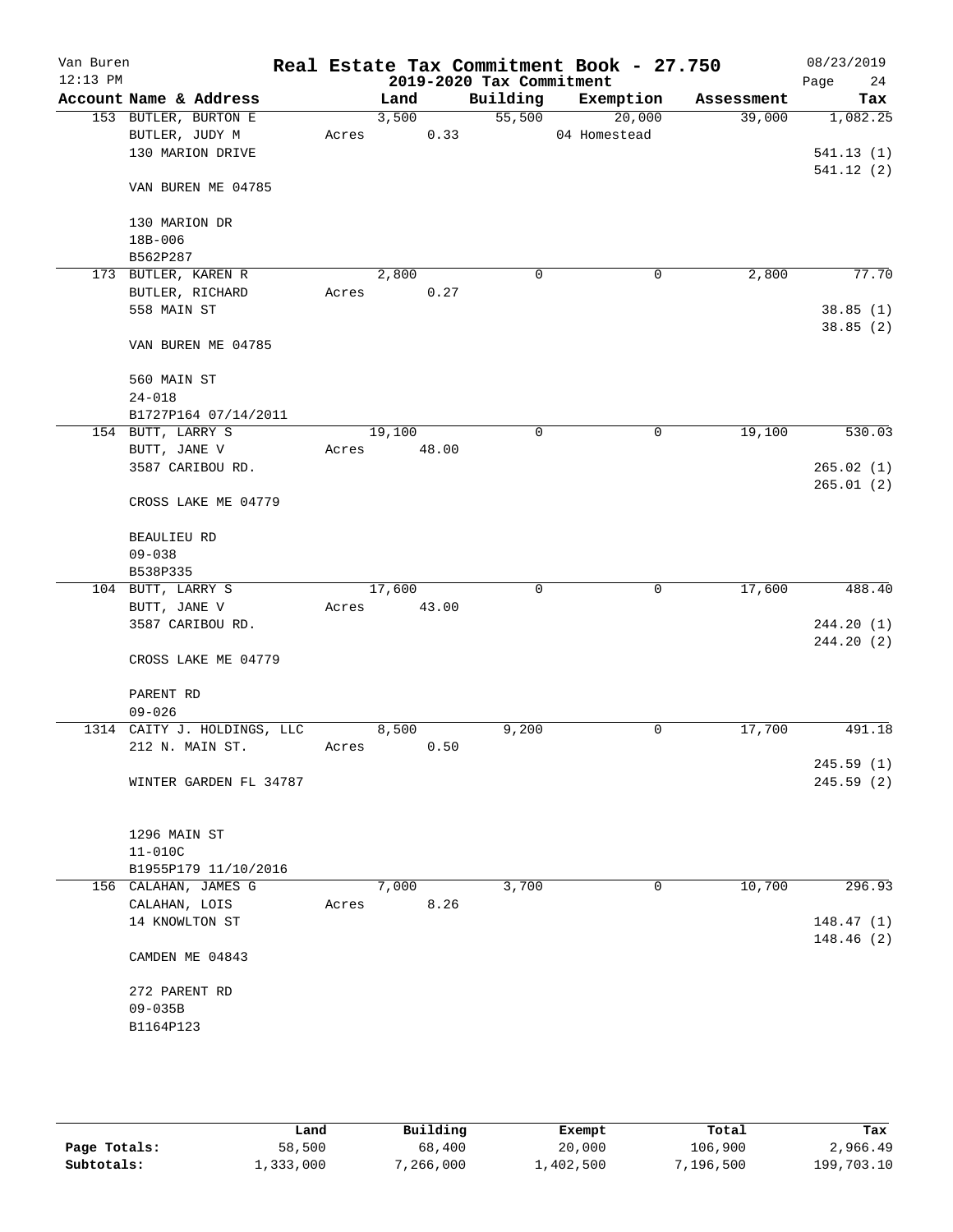Van Buren
12:13 PM

# Real Estate Tax Commitment Book - 27.750

## 2019-2020 Tax Commitment

08/23/2019

| Account Name & Address | Land | Building | Exemption | Assessment | Tax |
|---|---|---|---|---|---|
| 153 BUTLER, BURTON E | 3,500 | 55,500 | 20,000 | 39,000 | 1,082.25 |
| BUTLER, JUDY M | Acres 0.33 | | 04 Homestead | | |
| 130 MARION DRIVE | | | | | 541.13 (1) |
| | | | | | 541.12 (2) |
| VAN BUREN ME 04785 | | | | | |
| 130 MARION DR | | | | | |
| 18B-006 | | | | | |
| B562P287 | | | | | |
| 173 BUTLER, KAREN R | 2,800 | 0 | 0 | 2,800 | 77.70 |
| BUTLER, RICHARD | Acres 0.27 | | | | |
| 558 MAIN ST | | | | | 38.85 (1) |
| | | | | | 38.85 (2) |
| VAN BUREN ME 04785 | | | | | |
| 560 MAIN ST | | | | | |
| 24-018 | | | | | |
| B1727P164 07/14/2011 | | | | | |
| 154 BUTT, LARRY S | 19,100 | 0 | 0 | 19,100 | 530.03 |
| BUTT, JANE V | Acres 48.00 | | | | |
| 3587 CARIBOU RD. | | | | | 265.02 (1) |
| | | | | | 265.01 (2) |
| CROSS LAKE ME 04779 | | | | | |
| BEAULIEU RD | | | | | |
| 09-038 | | | | | |
| B538P335 | | | | | |
| 104 BUTT, LARRY S | 17,600 | 0 | 0 | 17,600 | 488.40 |
| BUTT, JANE V | Acres 43.00 | | | | |
| 3587 CARIBOU RD. | | | | | 244.20 (1) |
| | | | | | 244.20 (2) |
| CROSS LAKE ME 04779 | | | | | |
| PARENT RD | | | | | |
| 09-026 | | | | | |
| 1314 CAITY J. HOLDINGS, LLC | 8,500 | 9,200 | 0 | 17,700 | 491.18 |
| 212 N. MAIN ST. | Acres 0.50 | | | | |
| | | | | | 245.59 (1) |
| WINTER GARDEN FL 34787 | | | | | 245.59 (2) |
| 1296 MAIN ST | | | | | |
| 11-010C | | | | | |
| B1955P179 11/10/2016 | | | | | |
| 156 CALAHAN, JAMES G | 7,000 | 3,700 | 0 | 10,700 | 296.93 |
| CALAHAN, LOIS | Acres 8.26 | | | | |
| 14 KNOWLTON ST | | | | | 148.47 (1) |
| | | | | | 148.46 (2) |
| CAMDEN ME 04843 | | | | | |
| 272 PARENT RD | | | | | |
| 09-035B | | | | | |
| B1164P123 | | | | | |

| | Land | Building | Exempt | Total | Tax |
|---|---|---|---|---|---|
| Page Totals: | 58,500 | 68,400 | 20,000 | 106,900 | 2,966.49 |
| Subtotals: | 1,333,000 | 7,266,000 | 1,402,500 | 7,196,500 | 199,703.10 |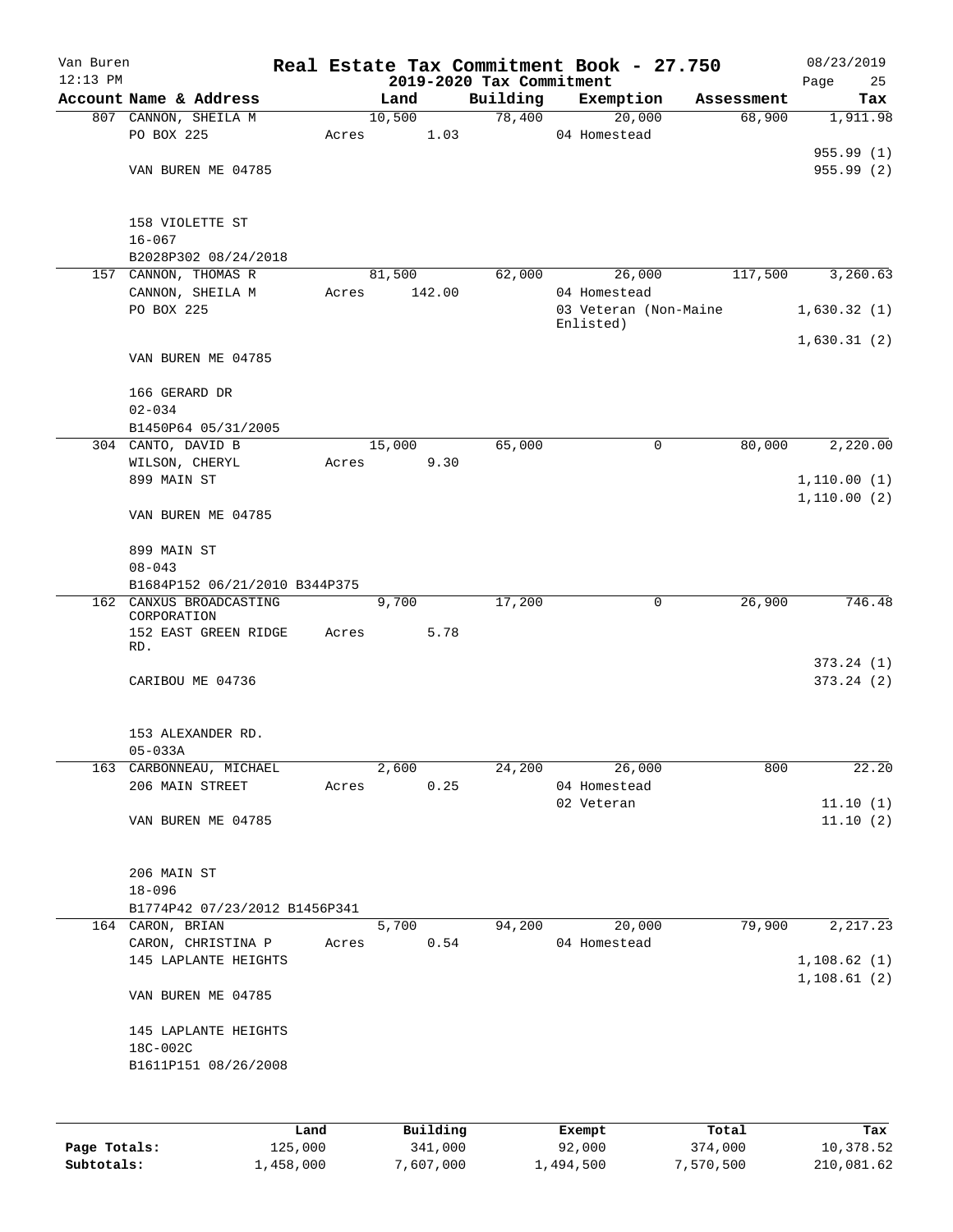# Real Estate Tax Commitment Book - 27.750

## 2019-2020 Tax Commitment

Van Buren
12:13 PM
08/23/2019

| Account Name & Address | Land | Building | Exemption | Assessment | Tax |
|---|---|---|---|---|---|
| 807 CANNON, SHEILA M | 10,500 | 78,400 | 20,000 | 68,900 | 1,911.98 |
| PO BOX 225 | Acres 1.03 | | 04 Homestead | | |
| | | | | | 955.99 (1) |
| VAN BUREN ME 04785 | | | | | 955.99 (2) |
| 158 VIOLETTE ST | | | | | |
| 16-067 | | | | | |
| B2028P302 08/24/2018 | | | | | |
| 157 CANNON, THOMAS R | 81,500 | 62,000 | 26,000 | 117,500 | 3,260.63 |
| CANNON, SHEILA M | Acres 142.00 | | 04 Homestead | | |
| PO BOX 225 | | | 03 Veteran (Non-Maine Enlisted) | | 1,630.32 (1) |
| | | | | | 1,630.31 (2) |
| VAN BUREN ME 04785 | | | | | |
| 166 GERARD DR | | | | | |
| 02-034 | | | | | |
| B1450P64 05/31/2005 | | | | | |
| 304 CANTO, DAVID B | 15,000 | 65,000 | 0 | 80,000 | 2,220.00 |
| WILSON, CHERYL | Acres 9.30 | | | | |
| 899 MAIN ST | | | | | 1,110.00 (1) |
| | | | | | 1,110.00 (2) |
| VAN BUREN ME 04785 | | | | | |
| 899 MAIN ST | | | | | |
| 08-043 | | | | | |
| B1684P152 06/21/2010 B344P375 | | | | | |
| 162 CANXUS BROADCASTING CORPORATION | 9,700 | 17,200 | 0 | 26,900 | 746.48 |
| 152 EAST GREEN RIDGE RD. | Acres 5.78 | | | | |
| | | | | | 373.24 (1) |
| CARIBOU ME 04736 | | | | | 373.24 (2) |
| 153 ALEXANDER RD. | | | | | |
| 05-033A | | | | | |
| 163 CARBONNEAU, MICHAEL | 2,600 | 24,200 | 26,000 | 800 | 22.20 |
| 206 MAIN STREET | Acres 0.25 | | 04 Homestead | | |
| | | | 02 Veteran | | 11.10 (1) |
| VAN BUREN ME 04785 | | | | | 11.10 (2) |
| 206 MAIN ST | | | | | |
| 18-096 | | | | | |
| B1774P42 07/23/2012 B1456P341 | | | | | |
| 164 CARON, BRIAN | 5,700 | 94,200 | 20,000 | 79,900 | 2,217.23 |
| CARON, CHRISTINA P | Acres 0.54 | | 04 Homestead | | |
| 145 LAPLANTE HEIGHTS | | | | | 1,108.62 (1) |
| | | | | | 1,108.61 (2) |
| VAN BUREN ME 04785 | | | | | |
| 145 LAPLANTE HEIGHTS | | | | | |
| 18C-002C | | | | | |
| B1611P151 08/26/2008 | | | | | |

| | Land | Building | Exempt | Total | Tax |
|---|---|---|---|---|---|
| Page Totals: | 125,000 | 341,000 | 92,000 | 374,000 | 10,378.52 |
| Subtotals: | 1,458,000 | 7,607,000 | 1,494,500 | 7,570,500 | 210,081.62 |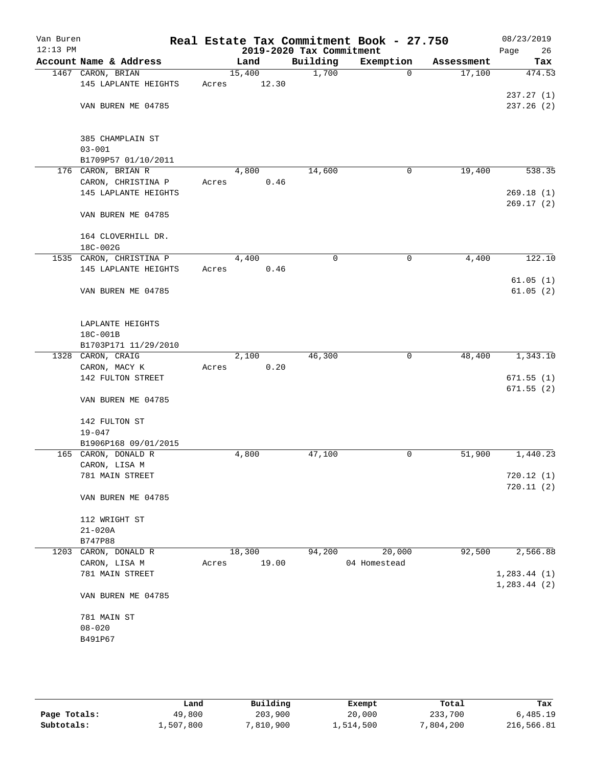# Real Estate Tax Commitment Book - 27.750

Van Buren
12:13 PM

2019-2020 Tax Commitment

08/23/2019

| Account Name & Address | Land | Building | Exemption | Assessment | Tax |
|---|---|---|---|---|---|
| 1467 CARON, BRIAN<br>145 LAPLANTE HEIGHTS<br><br>VAN BUREN ME 04785<br><br>385 CHAMPLAIN ST<br>03-001<br>B1709P57 01/10/2011 | 15,400<br>Acres 12.30 | 1,700 | 0 | 17,100 | 474.53<br><br>237.27 (1)<br>237.26 (2) |
| 176 CARON, BRIAN R<br>CARON, CHRISTINA P<br>145 LAPLANTE HEIGHTS<br><br>VAN BUREN ME 04785<br><br>164 CLOVERHILL DR.<br>18C-002G | 4,800<br>Acres 0.46 | 14,600 | 0 | 19,400 | 538.35<br><br>269.18 (1)<br>269.17 (2) |
| 1535 CARON, CHRISTINA P<br>145 LAPLANTE HEIGHTS<br><br>VAN BUREN ME 04785<br><br>LAPLANTE HEIGHTS<br>18C-001B<br>B1703P171 11/29/2010 | 4,400<br>Acres 0.46 | 0 | 0 | 4,400 | 122.10<br><br>61.05 (1)<br>61.05 (2) |
| 1328 CARON, CRAIG<br>CARON, MACY K<br>142 FULTON STREET<br><br>VAN BUREN ME 04785<br><br>142 FULTON ST<br>19-047<br>B1906P168 09/01/2015 | 2,100<br>Acres 0.20 | 46,300 | 0 | 48,400 | 1,343.10<br><br>671.55 (1)<br>671.55 (2) |
| 165 CARON, DONALD R<br>CARON, LISA M<br>781 MAIN STREET<br><br>VAN BUREN ME 04785<br><br>112 WRIGHT ST<br>21-020A<br>B747P88 | 4,800 | 47,100 | 0 | 51,900 | 1,440.23<br><br>720.12 (1)<br>720.11 (2) |
| 1203 CARON, DONALD R<br>CARON, LISA M<br>781 MAIN STREET<br><br>VAN BUREN ME 04785<br><br>781 MAIN ST<br>08-020<br>B491P67 | 18,300<br>Acres 19.00 | 94,200 | 20,000<br>04 Homestead | 92,500 | 2,566.88<br><br>1,283.44 (1)<br>1,283.44 (2) |

| | Land | Building | Exempt | Total | Tax |
|---|---|---|---|---|---|
| Page Totals: | 49,800 | 203,900 | 20,000 | 233,700 | 6,485.19 |
| Subtotals: | 1,507,800 | 7,810,900 | 1,514,500 | 7,804,200 | 216,566.81 |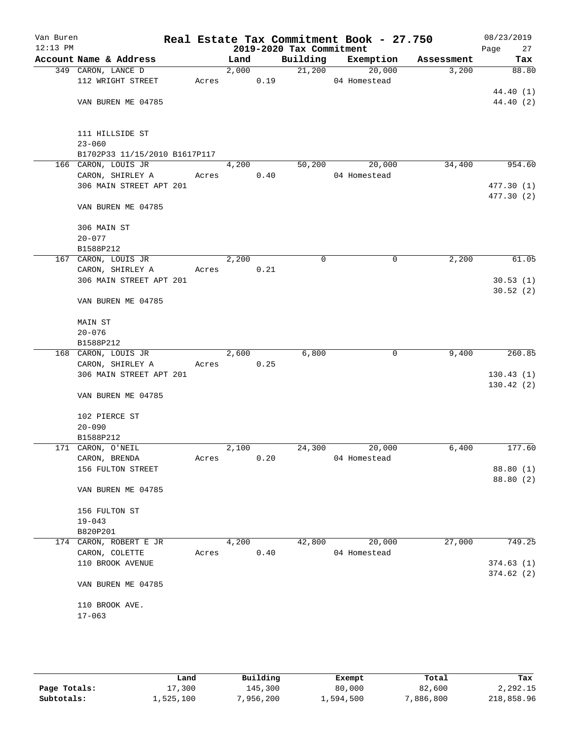# Real Estate Tax Commitment Book - 27.750

Van Buren
12:13 PM

## 2019-2020 Tax Commitment

08/23/2019

| Account | Name & Address | Land | Building | Exemption | Assessment | Tax |
|---|---|---|---|---|---|---|
| 349 | CARON, LANCE D<br>112 WRIGHT STREET<br><br>VAN BUREN ME 04785<br><br>111 HILLSIDE ST<br>23-060<br>B1702P33 11/15/2010 B1617P117 | 2,000<br>Acres 0.19 | 21,200 | 20,000<br>04 Homestead | 3,200 | 88.80<br><br>44.40 (1)<br>44.40 (2) |
| 166 | CARON, LOUIS JR<br>CARON, SHIRLEY A<br>306 MAIN STREET APT 201<br><br>VAN BUREN ME 04785<br><br>306 MAIN ST<br>20-077<br>B1588P212 | 4,200<br>Acres 0.40 | 50,200 | 20,000<br>04 Homestead | 34,400 | 954.60<br><br>477.30 (1)<br>477.30 (2) |
| 167 | CARON, LOUIS JR<br>CARON, SHIRLEY A<br>306 MAIN STREET APT 201<br><br>VAN BUREN ME 04785<br><br>MAIN ST<br>20-076<br>B1588P212 | 2,200<br>Acres 0.21 | 0 | 0 | 2,200 | 61.05<br><br>30.53 (1)<br>30.52 (2) |
| 168 | CARON, LOUIS JR<br>CARON, SHIRLEY A<br>306 MAIN STREET APT 201<br><br>VAN BUREN ME 04785<br><br>102 PIERCE ST<br>20-090<br>B1588P212 | 2,600<br>Acres 0.25 | 6,800 | 0 | 9,400 | 260.85<br><br>130.43 (1)<br>130.42 (2) |
| 171 | CARON, O'NEIL<br>CARON, BRENDA<br>156 FULTON STREET<br><br>VAN BUREN ME 04785<br><br>156 FULTON ST<br>19-043<br>B820P201 | 2,100<br>Acres 0.20 | 24,300 | 20,000<br>04 Homestead | 6,400 | 177.60<br><br>88.80 (1)<br>88.80 (2) |
| 174 | CARON, ROBERT E JR<br>CARON, COLETTE<br>110 BROOK AVENUE<br><br>VAN BUREN ME 04785<br><br>110 BROOK AVE.<br>17-063 | 4,200<br>Acres 0.40 | 42,800 | 20,000<br>04 Homestead | 27,000 | 749.25<br><br>374.63 (1)<br>374.62 (2) |

| | Land | Building | Exempt | Total | Tax |
|---|---|---|---|---|---|
| Page Totals: | 17,300 | 145,300 | 80,000 | 82,600 | 2,292.15 |
| Subtotals: | 1,525,100 | 7,956,200 | 1,594,500 | 7,886,800 | 218,858.96 |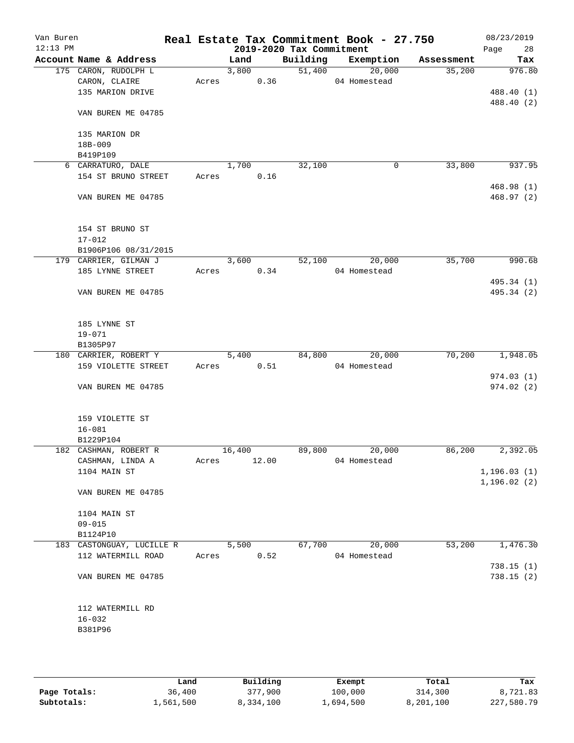Van Buren
12:13 PM

# Real Estate Tax Commitment Book - 27.750

## 2019-2020 Tax Commitment

08/23/2019
Page 28

| Account Name & Address | Land | Building | Exemption | Assessment | Tax |
|---|---|---|---|---|---|
| 175 CARON, RUDOLPH L | 3,800 | 51,400 | 20,000 | 35,200 | 976.80 |
| CARON, CLAIRE | Acres 0.36 | | 04 Homestead | | |
| 135 MARION DRIVE | | | | | 488.40 (1) |
| | | | | | 488.40 (2) |
| VAN BUREN ME 04785 | | | | | |
| 135 MARION DR | | | | | |
| 18B-009 | | | | | |
| B419P109 | | | | | |
| 6 CARRATURO, DALE | 1,700 | 32,100 | 0 | 33,800 | 937.95 |
| 154 ST BRUNO STREET | Acres 0.16 | | | | |
| | | | | | 468.98 (1) |
| VAN BUREN ME 04785 | | | | | 468.97 (2) |
| 154 ST BRUNO ST | | | | | |
| 17-012 | | | | | |
| B1906P106 08/31/2015 | | | | | |
| 179 CARRIER, GILMAN J | 3,600 | 52,100 | 20,000 | 35,700 | 990.68 |
| 185 LYNNE STREET | Acres 0.34 | | 04 Homestead | | |
| | | | | | 495.34 (1) |
| VAN BUREN ME 04785 | | | | | 495.34 (2) |
| 185 LYNNE ST | | | | | |
| 19-071 | | | | | |
| B1305P97 | | | | | |
| 180 CARRIER, ROBERT Y | 5,400 | 84,800 | 20,000 | 70,200 | 1,948.05 |
| 159 VIOLETTE STREET | Acres 0.51 | | 04 Homestead | | |
| | | | | | 974.03 (1) |
| VAN BUREN ME 04785 | | | | | 974.02 (2) |
| 159 VIOLETTE ST | | | | | |
| 16-081 | | | | | |
| B1229P104 | | | | | |
| 182 CASHMAN, ROBERT R | 16,400 | 89,800 | 20,000 | 86,200 | 2,392.05 |
| CASHMAN, LINDA A | Acres 12.00 | | 04 Homestead | | |
| 1104 MAIN ST | | | | | 1,196.03 (1) |
| | | | | | 1,196.02 (2) |
| VAN BUREN ME 04785 | | | | | |
| 1104 MAIN ST | | | | | |
| 09-015 | | | | | |
| B1124P10 | | | | | |
| 183 CASTONGUAY, LUCILLE R | 5,500 | 67,700 | 20,000 | 53,200 | 1,476.30 |
| 112 WATERMILL ROAD | Acres 0.52 | | 04 Homestead | | |
| | | | | | 738.15 (1) |
| VAN BUREN ME 04785 | | | | | 738.15 (2) |
| 112 WATERMILL RD | | | | | |
| 16-032 | | | | | |
| B381P96 | | | | | |

| | Land | Building | Exempt | Total | Tax |
|---|---|---|---|---|---|
| **Page Totals:** | 36,400 | 377,900 | 100,000 | 314,300 | 8,721.83 |
| **Subtotals:** | 1,561,500 | 8,334,100 | 1,694,500 | 8,201,100 | 227,580.79 |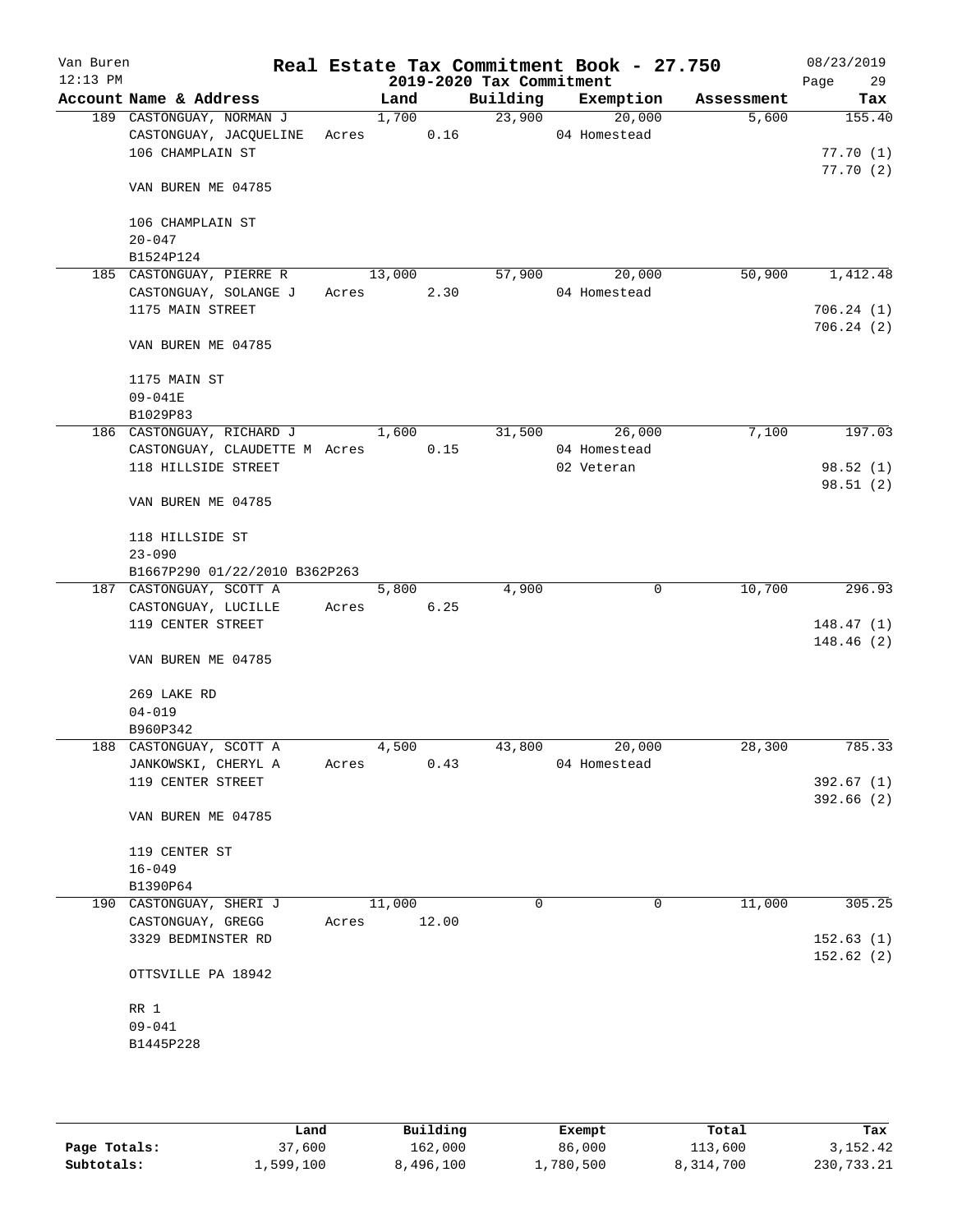# Real Estate Tax Commitment Book - 27.750

## 2019-2020 Tax Commitment

| Account Name & Address | Land | Building | Exemption | Assessment | Tax |
|---|---|---|---|---|---|
| 189 CASTONGUAY, NORMAN J<br>CASTONGUAY, JACQUELINE<br>106 CHAMPLAIN ST<br><br>VAN BUREN ME 04785<br><br>106 CHAMPLAIN ST<br>20-047<br>B1524P124 | 1,700<br>Acres 0.16 | 23,900 | 20,000<br>04 Homestead | 5,600 | 155.40<br><br>77.70 (1)<br>77.70 (2) |
| 185 CASTONGUAY, PIERRE R<br>CASTONGUAY, SOLANGE J<br>1175 MAIN STREET<br><br>VAN BUREN ME 04785<br><br>1175 MAIN ST<br>09-041E<br>B1029P83 | 13,000<br>Acres 2.30 | 57,900 | 20,000<br>04 Homestead | 50,900 | 1,412.48<br><br>706.24 (1)<br>706.24 (2) |
| 186 CASTONGUAY, RICHARD J<br>CASTONGUAY, CLAUDETTE M<br>118 HILLSIDE STREET<br><br>VAN BUREN ME 04785<br><br>118 HILLSIDE ST<br>23-090<br>B1667P290 01/22/2010 B362P263 | 1,600<br>Acres 0.15 | 31,500 | 26,000<br>04 Homestead<br>02 Veteran | 7,100 | 197.03<br><br>98.52 (1)<br>98.51 (2) |
| 187 CASTONGUAY, SCOTT A<br>CASTONGUAY, LUCILLE<br>119 CENTER STREET<br><br>VAN BUREN ME 04785<br><br>269 LAKE RD<br>04-019<br>B960P342 | 5,800<br>Acres 6.25 | 4,900 | 0 | 10,700 | 296.93<br><br>148.47 (1)<br>148.46 (2) |
| 188 CASTONGUAY, SCOTT A<br>JANKOWSKI, CHERYL A<br>119 CENTER STREET<br><br>VAN BUREN ME 04785<br><br>119 CENTER ST<br>16-049<br>B1390P64 | 4,500<br>Acres 0.43 | 43,800 | 20,000<br>04 Homestead | 28,300 | 785.33<br><br>392.67 (1)<br>392.66 (2) |
| 190 CASTONGUAY, SHERI J<br>CASTONGUAY, GREGG<br>3329 BEDMINSTER RD<br><br>OTTSVILLE PA 18942<br><br>RR 1<br>09-041<br>B1445P228 | 11,000<br>Acres 12.00 | 0 | 0 | 11,000 | 305.25<br><br>152.63 (1)<br>152.62 (2) |

| | Land | Building | Exempt | Total | Tax |
|---|---|---|---|---|---|
| Page Totals: | 37,600 | 162,000 | 86,000 | 113,600 | 3,152.42 |
| Subtotals: | 1,599,100 | 8,496,100 | 1,780,500 | 8,314,700 | 230,733.21 |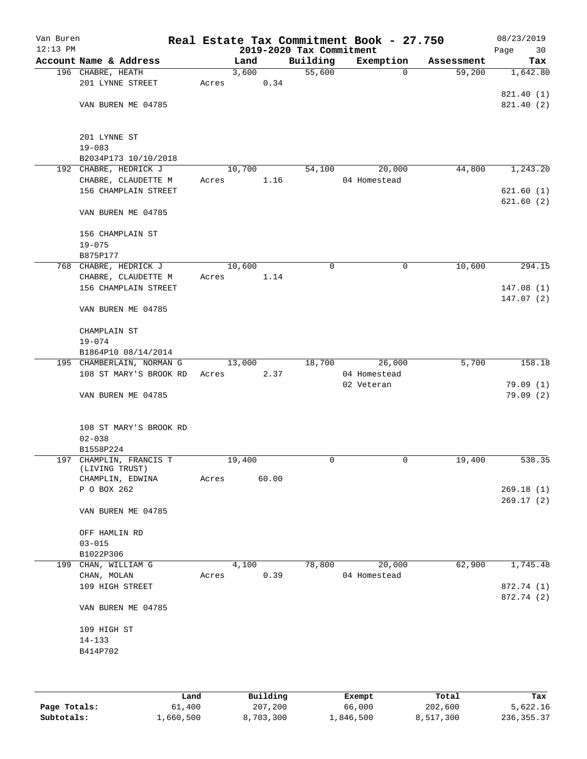# Real Estate Tax Commitment Book - 27.750

Van Buren
12:13 PM

2019-2020 Tax Commitment

08/23/2019

| Account Name & Address | Land | Building | Exemption | Assessment | Tax |
|---|---|---|---|---|---|
| 196 CHABRE, HEATH<br>201 LYNNE STREET<br><br>VAN BUREN ME 04785<br><br>201 LYNNE ST<br>19-083<br>B2034P173 10/10/2018 | 3,600<br>Acres 0.34 | 55,600 | 0 | 59,200 | 1,642.80<br><br>821.40 (1)<br>821.40 (2) |
| 192 CHABRE, HEDRICK J<br>CHABRE, CLAUDETTE M<br>156 CHAMPLAIN STREET<br><br>VAN BUREN ME 04785<br><br>156 CHAMPLAIN ST<br>19-075<br>B875P177 | 10,700<br>Acres 1.16 | 54,100 | 20,000<br>04 Homestead | 44,800 | 1,243.20<br><br>621.60 (1)<br>621.60 (2) |
| 768 CHABRE, HEDRICK J<br>CHABRE, CLAUDETTE M<br>156 CHAMPLAIN STREET<br><br>VAN BUREN ME 04785<br><br>CHAMPLAIN ST<br>19-074<br>B1864P10 08/14/2014 | 10,600<br>Acres 1.14 | 0 | 0 | 10,600 | 294.15<br><br>147.08 (1)<br>147.07 (2) |
| 195 CHAMBERLAIN, NORMAN G<br>108 ST MARY'S BROOK RD<br><br>VAN BUREN ME 04785<br><br>108 ST MARY'S BROOK RD<br>02-038<br>B1558P224 | 13,000<br>Acres 2.37 | 18,700 | 26,000<br>04 Homestead<br>02 Veteran | 5,700 | 158.18<br><br>79.09 (1)<br>79.09 (2) |
| 197 CHAMPLIN, FRANCIS T (LIVING TRUST)<br>CHAMPLIN, EDWINA<br>P O BOX 262<br><br>VAN BUREN ME 04785<br><br>OFF HAMLIN RD<br>03-015<br>B1022P306 | 19,400<br>Acres 60.00 | 0 | 0 | 19,400 | 538.35<br><br>269.18 (1)<br>269.17 (2) |
| 199 CHAN, WILLIAM G<br>CHAN, MOLAN<br>109 HIGH STREET<br><br>VAN BUREN ME 04785<br><br>109 HIGH ST<br>14-133<br>B414P702 | 4,100<br>Acres 0.39 | 78,800 | 20,000<br>04 Homestead | 62,900 | 1,745.48<br><br>872.74 (1)<br>872.74 (2) |

| | Land | Building | Exempt | Total | Tax |
|---|---|---|---|---|---|
| Page Totals: | 61,400 | 207,200 | 66,000 | 202,600 | 5,622.16 |
| Subtotals: | 1,660,500 | 8,703,300 | 1,846,500 | 8,517,300 | 236,355.37 |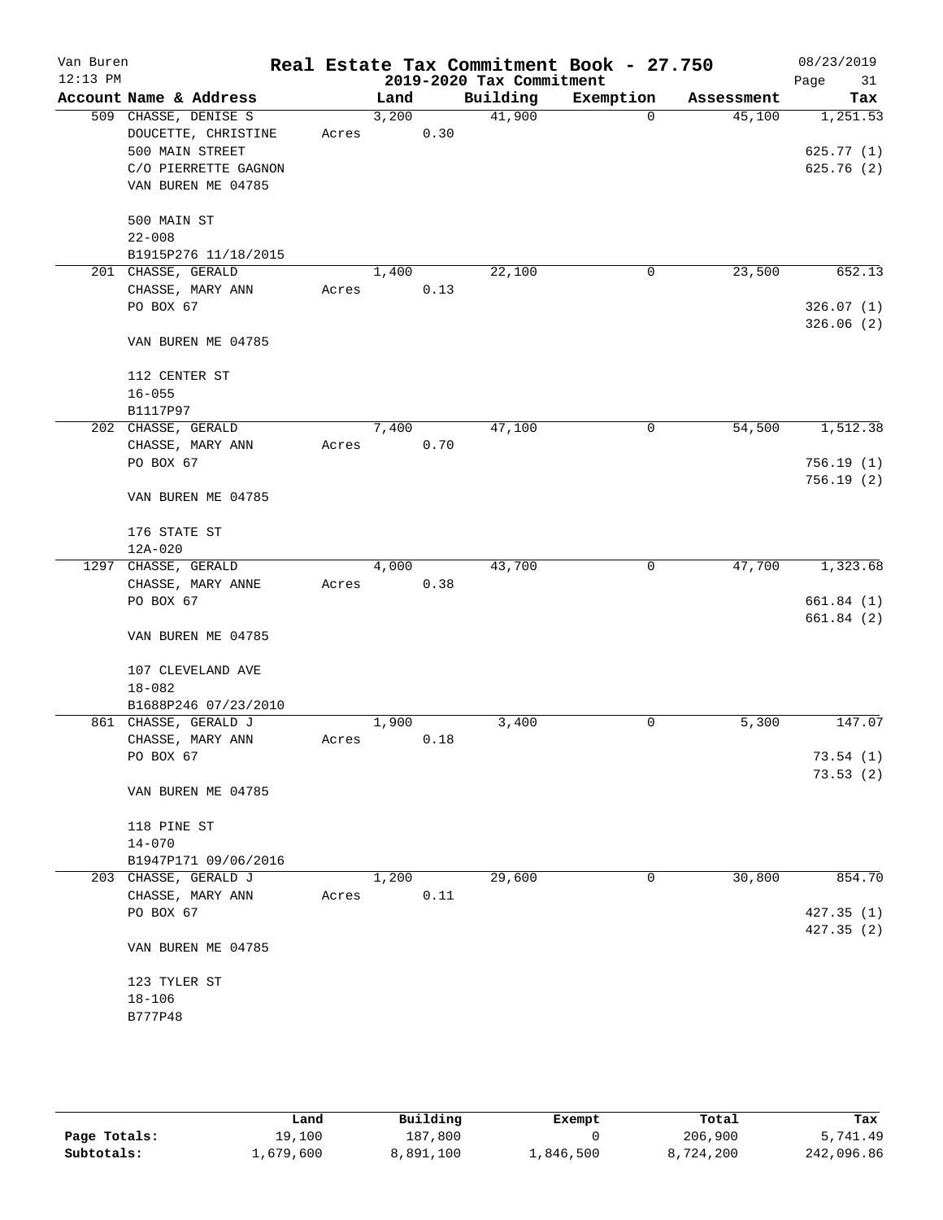# Real Estate Tax Commitment Book - 27.750

## 2019-2020 Tax Commitment

Van Buren
12:13 PM

08/23/2019

| Account Name & Address | Land | Building | Exemption | Assessment | Tax |
|---|---|---|---|---|---|
| 509 CHASSE, DENISE S<br>DOUCETTE, CHRISTINE<br>500 MAIN STREET<br>C/O PIERRETTE GAGNON<br>VAN BUREN ME 04785<br><br>500 MAIN ST<br>22-008<br>B1915P276 11/18/2015 | 3,200<br>Acres 0.30 | 41,900 | 0 | 45,100 | 1,251.53<br><br>625.77 (1)<br>625.76 (2) |
| 201 CHASSE, GERALD<br>CHASSE, MARY ANN<br>PO BOX 67<br><br>VAN BUREN ME 04785<br><br>112 CENTER ST<br>16-055<br>B1117P97 | 1,400<br>Acres 0.13 | 22,100 | 0 | 23,500 | 652.13<br><br>326.07 (1)<br>326.06 (2) |
| 202 CHASSE, GERALD<br>CHASSE, MARY ANN<br>PO BOX 67<br><br>VAN BUREN ME 04785<br><br>176 STATE ST<br>12A-020 | 7,400<br>Acres 0.70 | 47,100 | 0 | 54,500 | 1,512.38<br><br>756.19 (1)<br>756.19 (2) |
| 1297 CHASSE, GERALD<br>CHASSE, MARY ANNE<br>PO BOX 67<br><br>VAN BUREN ME 04785<br><br>107 CLEVELAND AVE<br>18-082<br>B1688P246 07/23/2010 | 4,000<br>Acres 0.38 | 43,700 | 0 | 47,700 | 1,323.68<br><br>661.84 (1)<br>661.84 (2) |
| 861 CHASSE, GERALD J<br>CHASSE, MARY ANN<br>PO BOX 67<br><br>VAN BUREN ME 04785<br><br>118 PINE ST<br>14-070<br>B1947P171 09/06/2016 | 1,900<br>Acres 0.18 | 3,400 | 0 | 5,300 | 147.07<br><br>73.54 (1)<br>73.53 (2) |
| 203 CHASSE, GERALD J<br>CHASSE, MARY ANN<br>PO BOX 67<br><br>VAN BUREN ME 04785<br><br>123 TYLER ST<br>18-106<br>B777P48 | 1,200<br>Acres 0.11 | 29,600 | 0 | 30,800 | 854.70<br><br>427.35 (1)<br>427.35 (2) |

| | Land | Building | Exempt | Total | Tax |
|---|---|---|---|---|---|
| Page Totals: | 19,100 | 187,800 | 0 | 206,900 | 5,741.49 |
| Subtotals: | 1,679,600 | 8,891,100 | 1,846,500 | 8,724,200 | 242,096.86 |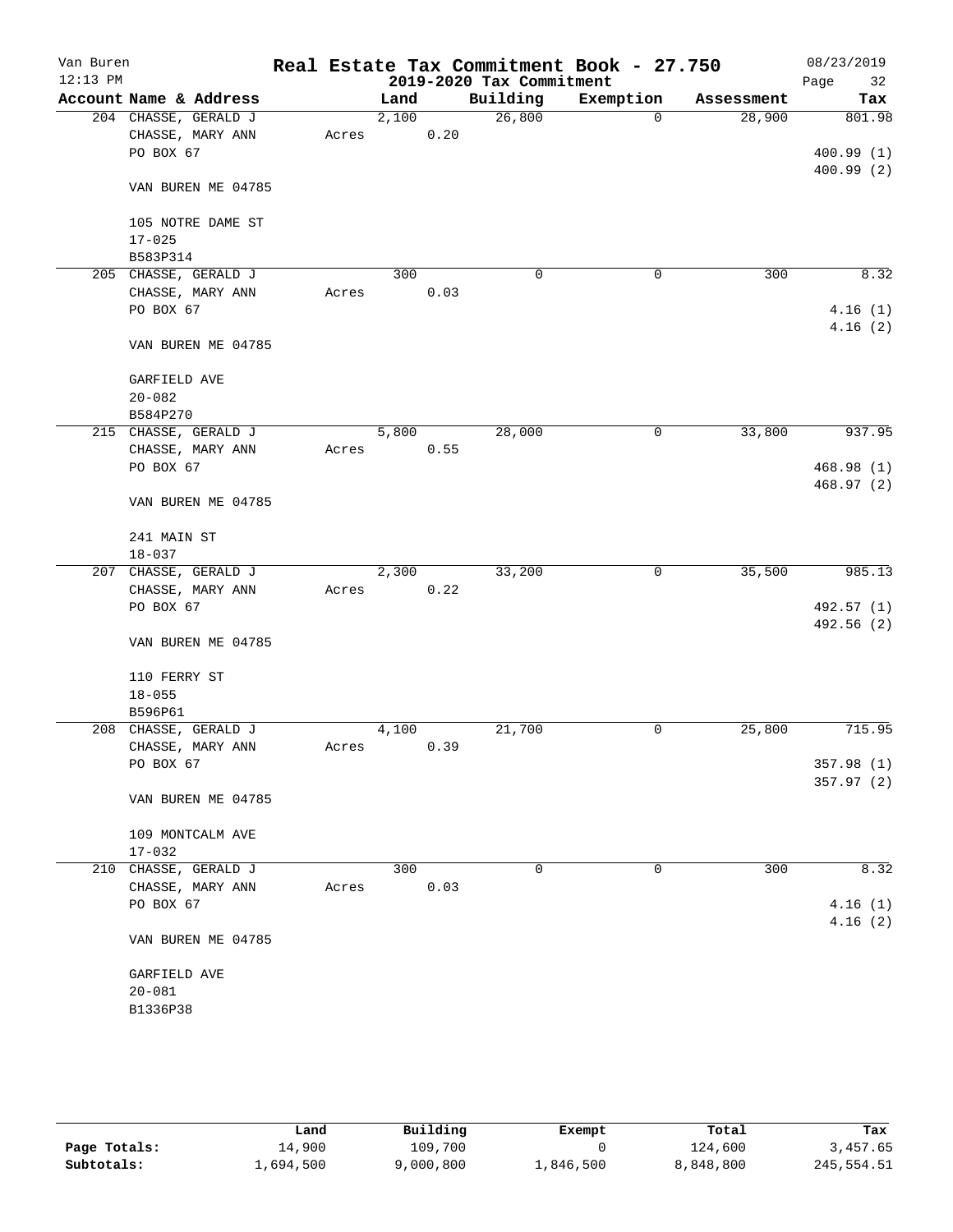Van Buren
12:13 PM

# Real Estate Tax Commitment Book - 27.750

## 2019-2020 Tax Commitment

08/23/2019

| Account | Name & Address | Land | Building | Exemption | Assessment | Tax |
|---|---|---|---|---|---|---|
| 204 | CHASSE, GERALD J<br>CHASSE, MARY ANN<br>PO BOX 67<br><br>VAN BUREN ME 04785<br><br>105 NOTRE DAME ST<br>17-025<br>B583P314 | 2,100<br>Acres 0.20 | 26,800 | 0 | 28,900 | 801.98<br><br>400.99 (1)<br>400.99 (2) |
| 205 | CHASSE, GERALD J<br>CHASSE, MARY ANN<br>PO BOX 67<br><br>VAN BUREN ME 04785<br><br>GARFIELD AVE<br>20-082<br>B584P270 | 300<br>Acres 0.03 | 0 | 0 | 300 | 8.32<br><br>4.16 (1)<br>4.16 (2) |
| 215 | CHASSE, GERALD J<br>CHASSE, MARY ANN<br>PO BOX 67<br><br>VAN BUREN ME 04785<br><br>241 MAIN ST<br>18-037 | 5,800<br>Acres 0.55 | 28,000 | 0 | 33,800 | 937.95<br><br>468.98 (1)<br>468.97 (2) |
| 207 | CHASSE, GERALD J<br>CHASSE, MARY ANN<br>PO BOX 67<br><br>VAN BUREN ME 04785<br><br>110 FERRY ST<br>18-055<br>B596P61 | 2,300<br>Acres 0.22 | 33,200 | 0 | 35,500 | 985.13<br><br>492.57 (1)<br>492.56 (2) |
| 208 | CHASSE, GERALD J<br>CHASSE, MARY ANN<br>PO BOX 67<br><br>VAN BUREN ME 04785<br><br>109 MONTCALM AVE<br>17-032 | 4,100<br>Acres 0.39 | 21,700 | 0 | 25,800 | 715.95<br><br>357.98 (1)<br>357.97 (2) |
| 210 | CHASSE, GERALD J<br>CHASSE, MARY ANN<br>PO BOX 67<br><br>VAN BUREN ME 04785<br><br>GARFIELD AVE<br>20-081<br>B1336P38 | 300<br>Acres 0.03 | 0 | 0 | 300 | 8.32<br><br>4.16 (1)<br>4.16 (2) |

| | Land | Building | Exempt | Total | Tax |
|---|---|---|---|---|---|
| Page Totals: | 14,900 | 109,700 | 0 | 124,600 | 3,457.65 |
| Subtotals: | 1,694,500 | 9,000,800 | 1,846,500 | 8,848,800 | 245,554.51 |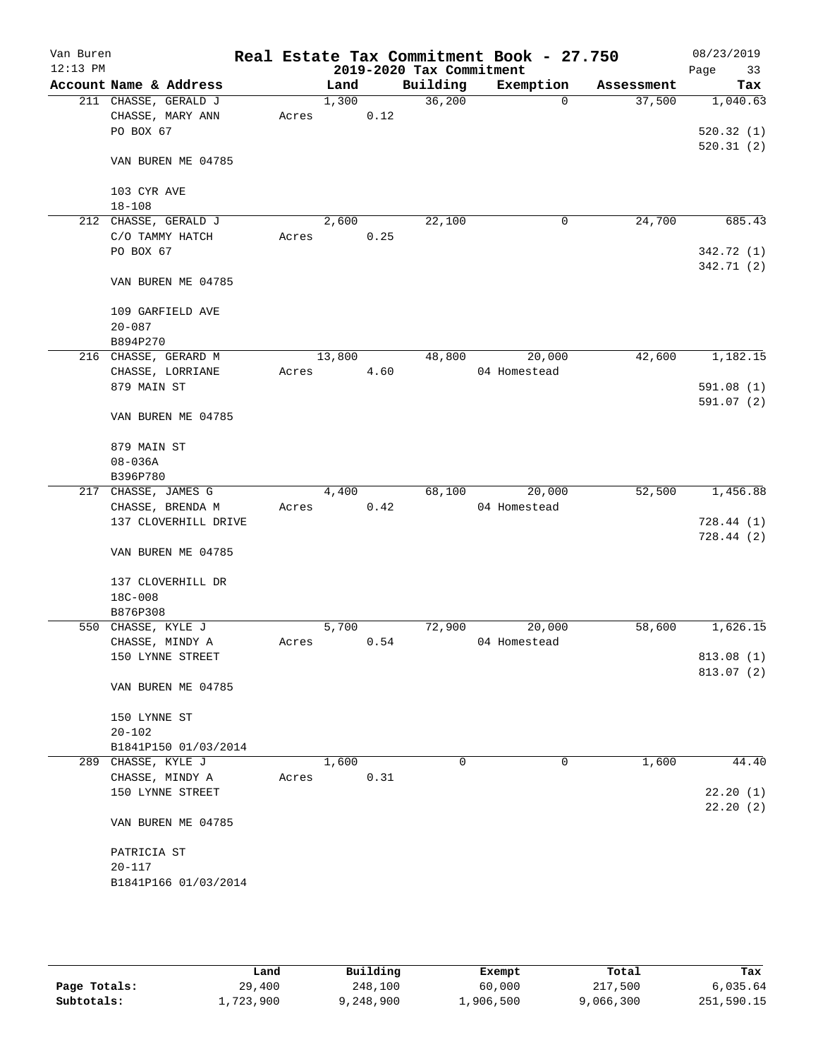# Real Estate Tax Commitment Book - 27.750

## 2019-2020 Tax Commitment

Van Buren, 12:13 PM, 08/23/2019

| Account Name & Address | Land | Building | Exemption | Assessment | Tax |
|---|---|---|---|---|---|
| 211 CHASSE, GERALD J | 1,300 | 36,200 | 0 | 37,500 | 1,040.63 |
| CHASSE, MARY ANN | Acres 0.12 | | | | |
| PO BOX 67 | | | | | 520.32 (1) |
| | | | | | 520.31 (2) |
| VAN BUREN ME 04785 | | | | | |
| 103 CYR AVE | | | | | |
| 18-108 | | | | | |
| 212 CHASSE, GERALD J | 2,600 | 22,100 | 0 | 24,700 | 685.43 |
| C/O TAMMY HATCH | Acres 0.25 | | | | |
| PO BOX 67 | | | | | 342.72 (1) |
| | | | | | 342.71 (2) |
| VAN BUREN ME 04785 | | | | | |
| 109 GARFIELD AVE | | | | | |
| 20-087 | | | | | |
| B894P270 | | | | | |
| 216 CHASSE, GERARD M | 13,800 | 48,800 | 20,000 | 42,600 | 1,182.15 |
| CHASSE, LORRIANE | Acres 4.60 | | 04 Homestead | | |
| 879 MAIN ST | | | | | 591.08 (1) |
| | | | | | 591.07 (2) |
| VAN BUREN ME 04785 | | | | | |
| 879 MAIN ST | | | | | |
| 08-036A | | | | | |
| B396P780 | | | | | |
| 217 CHASSE, JAMES G | 4,400 | 68,100 | 20,000 | 52,500 | 1,456.88 |
| CHASSE, BRENDA M | Acres 0.42 | | 04 Homestead | | |
| 137 CLOVERHILL DRIVE | | | | | 728.44 (1) |
| | | | | | 728.44 (2) |
| VAN BUREN ME 04785 | | | | | |
| 137 CLOVERHILL DR | | | | | |
| 18C-008 | | | | | |
| B876P308 | | | | | |
| 550 CHASSE, KYLE J | 5,700 | 72,900 | 20,000 | 58,600 | 1,626.15 |
| CHASSE, MINDY A | Acres 0.54 | | 04 Homestead | | |
| 150 LYNNE STREET | | | | | 813.08 (1) |
| | | | | | 813.07 (2) |
| VAN BUREN ME 04785 | | | | | |
| 150 LYNNE ST | | | | | |
| 20-102 | | | | | |
| B1841P150 01/03/2014 | | | | | |
| 289 CHASSE, KYLE J | 1,600 | 0 | 0 | 1,600 | 44.40 |
| CHASSE, MINDY A | Acres 0.31 | | | | |
| 150 LYNNE STREET | | | | | 22.20 (1) |
| | | | | | 22.20 (2) |
| VAN BUREN ME 04785 | | | | | |
| PATRICIA ST | | | | | |
| 20-117 | | | | | |
| B1841P166 01/03/2014 | | | | | |

| | Land | Building | Exempt | Total | Tax |
|---|---|---|---|---|---|
| Page Totals: | 29,400 | 248,100 | 60,000 | 217,500 | 6,035.64 |
| Subtotals: | 1,723,900 | 9,248,900 | 1,906,500 | 9,066,300 | 251,590.15 |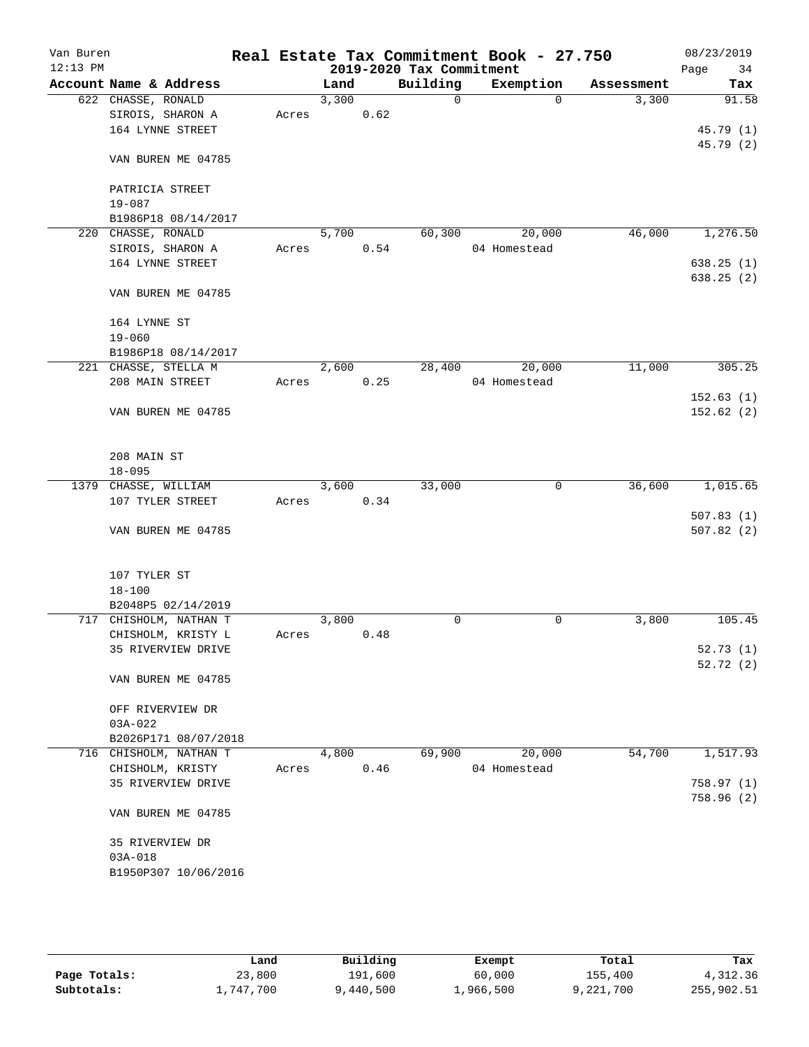Van Buren
12:13 PM

# Real Estate Tax Commitment Book - 27.750

## 2019-2020 Tax Commitment

08/23/2019

| Account Name & Address | Land | Building | Exemption | Assessment | Tax |
|---|---|---|---|---|---|
| 622 CHASSE, RONALD | 3,300 | 0 | 0 | 3,300 | 91.58 |
| SIROIS, SHARON A | Acres 0.62 | | | | |
| 164 LYNNE STREET | | | | | 45.79 (1) |
| | | | | | 45.79 (2) |
| VAN BUREN ME 04785 | | | | | |
| PATRICIA STREET | | | | | |
| 19-087 | | | | | |
| B1986P18 08/14/2017 | | | | | |
| 220 CHASSE, RONALD | 5,700 | 60,300 | 20,000 | 46,000 | 1,276.50 |
| SIROIS, SHARON A | Acres 0.54 | | 04 Homestead | | |
| 164 LYNNE STREET | | | | | 638.25 (1) |
| | | | | | 638.25 (2) |
| VAN BUREN ME 04785 | | | | | |
| 164 LYNNE ST | | | | | |
| 19-060 | | | | | |
| B1986P18 08/14/2017 | | | | | |
| 221 CHASSE, STELLA M | 2,600 | 28,400 | 20,000 | 11,000 | 305.25 |
| 208 MAIN STREET | Acres 0.25 | | 04 Homestead | | |
| | | | | | 152.63 (1) |
| VAN BUREN ME 04785 | | | | | 152.62 (2) |
| 208 MAIN ST | | | | | |
| 18-095 | | | | | |
| 1379 CHASSE, WILLIAM | 3,600 | 33,000 | 0 | 36,600 | 1,015.65 |
| 107 TYLER STREET | Acres 0.34 | | | | |
| | | | | | 507.83 (1) |
| VAN BUREN ME 04785 | | | | | 507.82 (2) |
| 107 TYLER ST | | | | | |
| 18-100 | | | | | |
| B2048P5 02/14/2019 | | | | | |
| 717 CHISHOLM, NATHAN T | 3,800 | 0 | 0 | 3,800 | 105.45 |
| CHISHOLM, KRISTY L | Acres 0.48 | | | | |
| 35 RIVERVIEW DRIVE | | | | | 52.73 (1) |
| | | | | | 52.72 (2) |
| VAN BUREN ME 04785 | | | | | |
| OFF RIVERVIEW DR | | | | | |
| 03A-022 | | | | | |
| B2026P171 08/07/2018 | | | | | |
| 716 CHISHOLM, NATHAN T | 4,800 | 69,900 | 20,000 | 54,700 | 1,517.93 |
| CHISHOLM, KRISTY | Acres 0.46 | | 04 Homestead | | |
| 35 RIVERVIEW DRIVE | | | | | 758.97 (1) |
| | | | | | 758.96 (2) |
| VAN BUREN ME 04785 | | | | | |
| 35 RIVERVIEW DR | | | | | |
| 03A-018 | | | | | |
| B1950P307 10/06/2016 | | | | | |

| | Land | Building | Exempt | Total | Tax |
|---|---|---|---|---|---|
| Page Totals: | 23,800 | 191,600 | 60,000 | 155,400 | 4,312.36 |
| Subtotals: | 1,747,700 | 9,440,500 | 1,966,500 | 9,221,700 | 255,902.51 |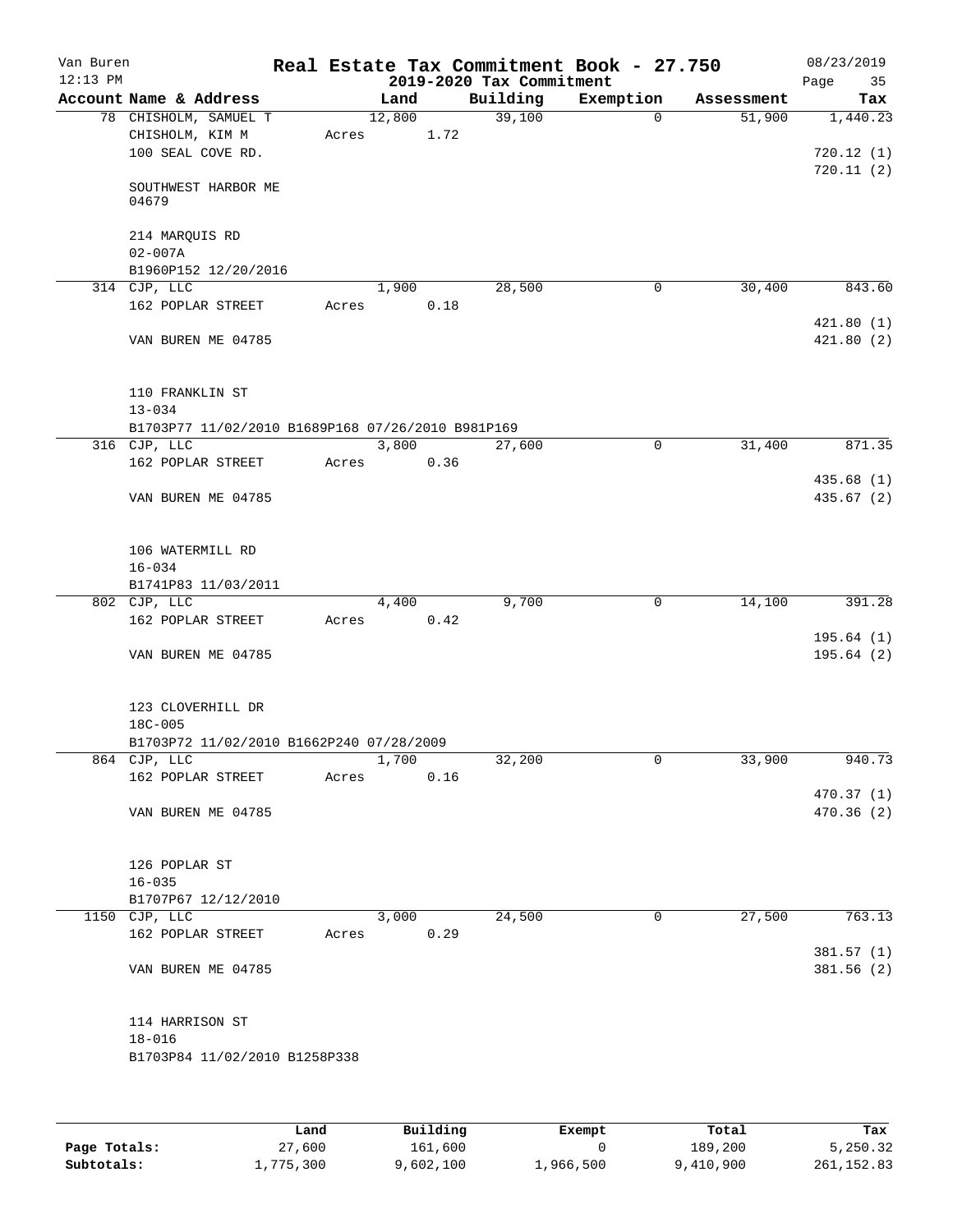Van Buren — Real Estate Tax Commitment Book - 27.750 — 08/23/2019
12:13 PM — 2019-2020 Tax Commitment

| Account Name & Address | Land | Building | Exemption | Assessment | Tax |
|---|---|---|---|---|---|
| 78 CHISHOLM, SAMUEL T | 12,800 | 39,100 | 0 | 51,900 | 1,440.23 |
| CHISHOLM, KIM M | Acres 1.72 | | | | |
| 100 SEAL COVE RD. | | | | | 720.12 (1) |
| | | | | | 720.11 (2) |
| SOUTHWEST HARBOR ME 04679 | | | | | |
| 214 MARQUIS RD | | | | | |
| 02-007A | | | | | |
| B1960P152 12/20/2016 | | | | | |
| 314 CJP, LLC | 1,900 | 28,500 | 0 | 30,400 | 843.60 |
| 162 POPLAR STREET | Acres 0.18 | | | | |
| | | | | | 421.80 (1) |
| VAN BUREN ME 04785 | | | | | 421.80 (2) |
| 110 FRANKLIN ST | | | | | |
| 13-034 | | | | | |
| B1703P77 11/02/2010 B1689P168 07/26/2010 B981P169 | | | | | |
| 316 CJP, LLC | 3,800 | 27,600 | 0 | 31,400 | 871.35 |
| 162 POPLAR STREET | Acres 0.36 | | | | |
| | | | | | 435.68 (1) |
| VAN BUREN ME 04785 | | | | | 435.67 (2) |
| 106 WATERMILL RD | | | | | |
| 16-034 | | | | | |
| B1741P83 11/03/2011 | | | | | |
| 802 CJP, LLC | 4,400 | 9,700 | 0 | 14,100 | 391.28 |
| 162 POPLAR STREET | Acres 0.42 | | | | |
| | | | | | 195.64 (1) |
| VAN BUREN ME 04785 | | | | | 195.64 (2) |
| 123 CLOVERHILL DR | | | | | |
| 18C-005 | | | | | |
| B1703P72 11/02/2010 B1662P240 07/28/2009 | | | | | |
| 864 CJP, LLC | 1,700 | 32,200 | 0 | 33,900 | 940.73 |
| 162 POPLAR STREET | Acres 0.16 | | | | |
| | | | | | 470.37 (1) |
| VAN BUREN ME 04785 | | | | | 470.36 (2) |
| 126 POPLAR ST | | | | | |
| 16-035 | | | | | |
| B1707P67 12/12/2010 | | | | | |
| 1150 CJP, LLC | 3,000 | 24,500 | 0 | 27,500 | 763.13 |
| 162 POPLAR STREET | Acres 0.29 | | | | |
| | | | | | 381.57 (1) |
| VAN BUREN ME 04785 | | | | | 381.56 (2) |
| 114 HARRISON ST | | | | | |
| 18-016 | | | | | |
| B1703P84 11/02/2010 B1258P338 | | | | | |

| | Land | Building | Exempt | Total | Tax |
|---|---|---|---|---|---|
| Page Totals: | 27,600 | 161,600 | 0 | 189,200 | 5,250.32 |
| Subtotals: | 1,775,300 | 9,602,100 | 1,966,500 | 9,410,900 | 261,152.83 |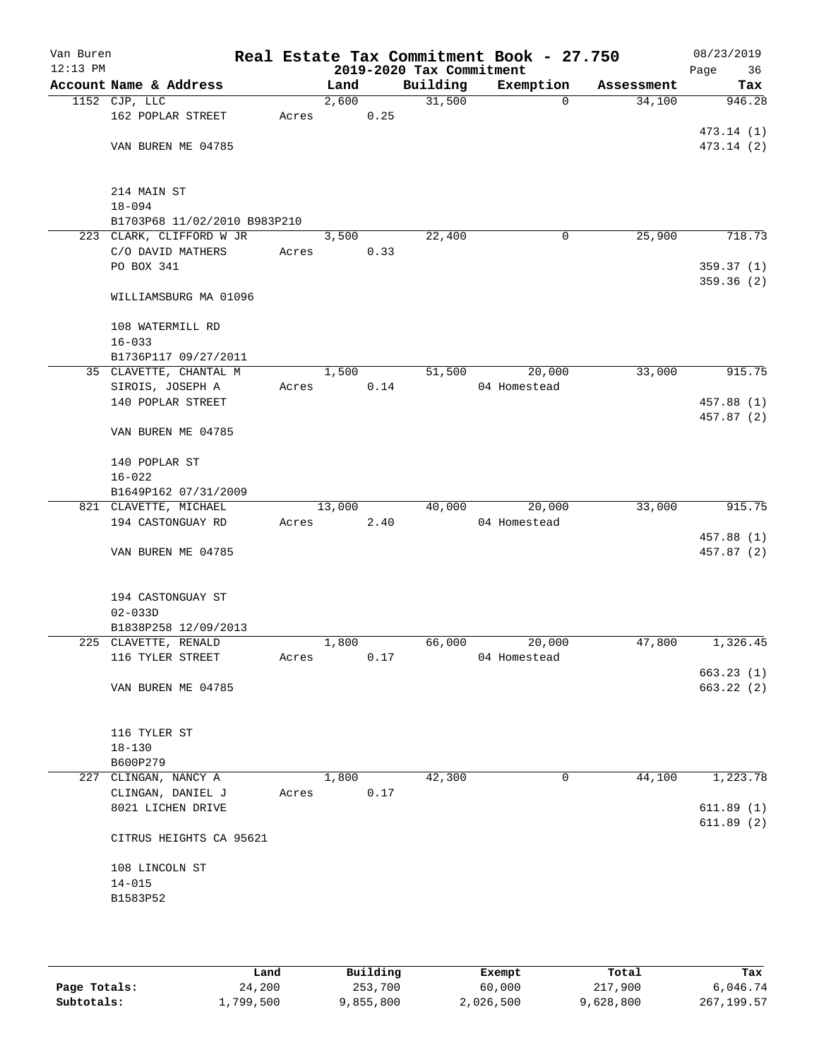Van Buren | Real Estate Tax Commitment Book - 27.750 | 08/23/2019
12:13 PM | 2019-2020 Tax Commitment | Page 36

| Account Name & Address | Land | Building | Exemption | Assessment | Tax |
|---|---|---|---|---|---|
| 1152 CJP, LLC<br>162 POPLAR STREET<br><br>VAN BUREN ME 04785<br><br>214 MAIN ST<br>18-094<br>B1703P68 11/02/2010 B983P210 | 2,600<br>Acres 0.25 | 31,500 | 0 | 34,100 | 946.28<br><br>473.14 (1)<br>473.14 (2) |
| 223 CLARK, CLIFFORD W JR<br>C/O DAVID MATHERS<br>PO BOX 341<br><br>WILLIAMSBURG MA 01096<br><br>108 WATERMILL RD<br>16-033<br>B1736P117 09/27/2011 | 3,500<br>Acres 0.33 | 22,400 | 0 | 25,900 | 718.73<br><br>359.37 (1)<br>359.36 (2) |
| 35 CLAVETTE, CHANTAL M<br>SIROIS, JOSEPH A<br>140 POPLAR STREET<br><br>VAN BUREN ME 04785<br><br>140 POPLAR ST<br>16-022<br>B1649P162 07/31/2009 | 1,500<br>Acres 0.14 | 51,500 | 20,000<br>04 Homestead | 33,000 | 915.75<br><br>457.88 (1)<br>457.87 (2) |
| 821 CLAVETTE, MICHAEL<br>194 CASTONGUAY RD<br><br>VAN BUREN ME 04785<br><br>194 CASTONGUAY ST<br>02-033D<br>B1838P258 12/09/2013 | 13,000<br>Acres 2.40 | 40,000 | 20,000<br>04 Homestead | 33,000 | 915.75<br><br>457.88 (1)<br>457.87 (2) |
| 225 CLAVETTE, RENALD<br>116 TYLER STREET<br><br>VAN BUREN ME 04785<br><br>116 TYLER ST<br>18-130<br>B600P279 | 1,800<br>Acres 0.17 | 66,000 | 20,000<br>04 Homestead | 47,800 | 1,326.45<br><br>663.23 (1)<br>663.22 (2) |
| 227 CLINGAN, NANCY A<br>CLINGAN, DANIEL J<br>8021 LICHEN DRIVE<br><br>CITRUS HEIGHTS CA 95621<br><br>108 LINCOLN ST<br>14-015<br>B1583P52 | 1,800<br>Acres 0.17 | 42,300 | 0 | 44,100 | 1,223.78<br><br>611.89 (1)<br>611.89 (2) |

| | Land | Building | Exempt | Total | Tax |
|---|---|---|---|---|---|
| Page Totals: | 24,200 | 253,700 | 60,000 | 217,900 | 6,046.74 |
| Subtotals: | 1,799,500 | 9,855,800 | 2,026,500 | 9,628,800 | 267,199.57 |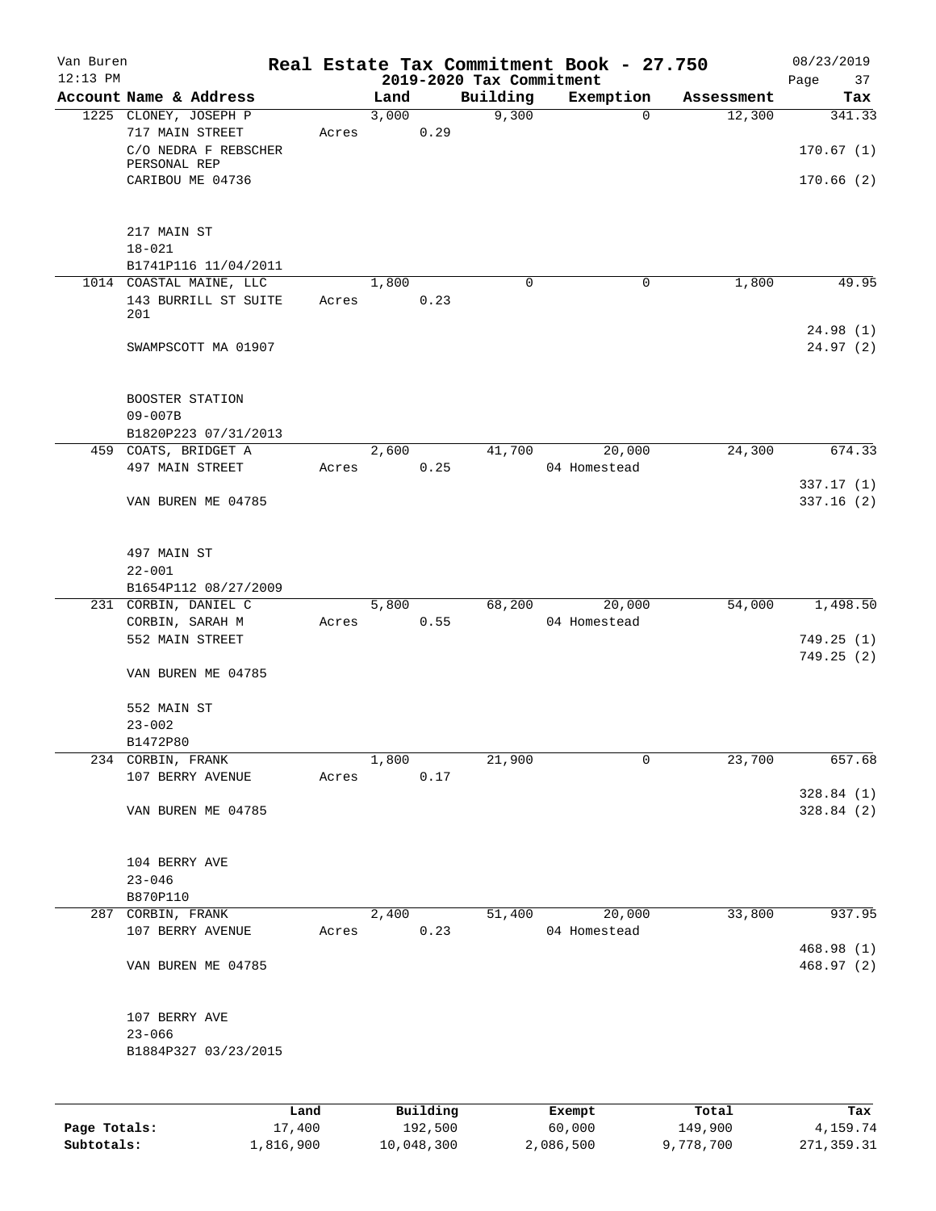Van Buren
12:13 PM

# Real Estate Tax Commitment Book - 27.750

## 2019-2020 Tax Commitment

08/23/2019

| Account Name & Address | | Land | Building | Exemption | Assessment | Tax |
|---|---|---|---|---|---|---|
| 1225 CLONEY, JOSEPH P | | 3,000 | 9,300 | 0 | 12,300 | 341.33 |
| 717 MAIN STREET | Acres | 0.29 | | | | |
| C/O NEDRA F REBSCHER PERSONAL REP | | | | | | 170.67 (1) |
| CARIBOU ME 04736 | | | | | | 170.66 (2) |
| 217 MAIN ST | | | | | | |
| 18-021 | | | | | | |
| B1741P116 11/04/2011 | | | | | | |
| 1014 COASTAL MAINE, LLC | | 1,800 | 0 | 0 | 1,800 | 49.95 |
| 143 BURRILL ST SUITE 201 | Acres | 0.23 | | | | |
| | | | | | | 24.98 (1) |
| SWAMPSCOTT MA 01907 | | | | | | 24.97 (2) |
| BOOSTER STATION | | | | | | |
| 09-007B | | | | | | |
| B1820P223 07/31/2013 | | | | | | |
| 459 COATS, BRIDGET A | | 2,600 | 41,700 | 20,000 | 24,300 | 674.33 |
| 497 MAIN STREET | Acres | 0.25 | | 04 Homestead | | |
| | | | | | | 337.17 (1) |
| VAN BUREN ME 04785 | | | | | | 337.16 (2) |
| 497 MAIN ST | | | | | | |
| 22-001 | | | | | | |
| B1654P112 08/27/2009 | | | | | | |
| 231 CORBIN, DANIEL C | | 5,800 | 68,200 | 20,000 | 54,000 | 1,498.50 |
| CORBIN, SARAH M | Acres | 0.55 | | 04 Homestead | | |
| 552 MAIN STREET | | | | | | 749.25 (1) |
| | | | | | | 749.25 (2) |
| VAN BUREN ME 04785 | | | | | | |
| 552 MAIN ST | | | | | | |
| 23-002 | | | | | | |
| B1472P80 | | | | | | |
| 234 CORBIN, FRANK | | 1,800 | 21,900 | 0 | 23,700 | 657.68 |
| 107 BERRY AVENUE | Acres | 0.17 | | | | |
| | | | | | | 328.84 (1) |
| VAN BUREN ME 04785 | | | | | | 328.84 (2) |
| 104 BERRY AVE | | | | | | |
| 23-046 | | | | | | |
| B870P110 | | | | | | |
| 287 CORBIN, FRANK | | 2,400 | 51,400 | 20,000 | 33,800 | 937.95 |
| 107 BERRY AVENUE | Acres | 0.23 | | 04 Homestead | | |
| | | | | | | 468.98 (1) |
| VAN BUREN ME 04785 | | | | | | 468.97 (2) |
| 107 BERRY AVE | | | | | | |
| 23-066 | | | | | | |
| B1884P327 03/23/2015 | | | | | | |

| | Land | Building | Exempt | Total | Tax |
|---|---|---|---|---|---|
| Page Totals: | 17,400 | 192,500 | 60,000 | 149,900 | 4,159.74 |
| Subtotals: | 1,816,900 | 10,048,300 | 2,086,500 | 9,778,700 | 271,359.31 |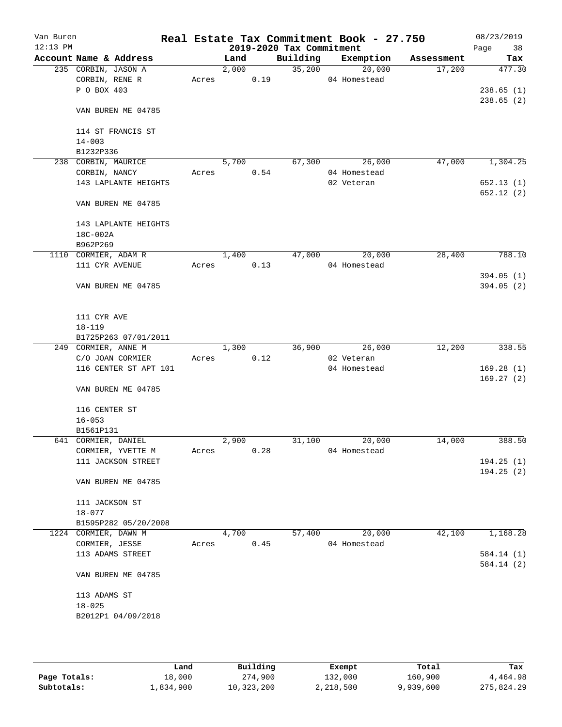# Real Estate Tax Commitment Book - 27.750

Van Buren
12:13 PM

2019-2020 Tax Commitment

08/23/2019
Page 38

| Account Name & Address | Land | Building | Exemption | Assessment | Tax |
|---|---|---|---|---|---|
| 235 CORBIN, JASON A | 2,000 | 35,200 | 20,000 | 17,200 | 477.30 |
| CORBIN, RENE R | Acres 0.19 | | 04 Homestead | | |
| P O BOX 403 | | | | | 238.65 (1) |
| | | | | | 238.65 (2) |
| VAN BUREN ME 04785 | | | | | |
| 114 ST FRANCIS ST | | | | | |
| 14-003 | | | | | |
| B1232P336 | | | | | |
| 238 CORBIN, MAURICE | 5,700 | 67,300 | 26,000 | 47,000 | 1,304.25 |
| CORBIN, NANCY | Acres 0.54 | | 04 Homestead | | |
| 143 LAPLANTE HEIGHTS | | | 02 Veteran | | 652.13 (1) |
| | | | | | 652.12 (2) |
| VAN BUREN ME 04785 | | | | | |
| 143 LAPLANTE HEIGHTS | | | | | |
| 18C-002A | | | | | |
| B962P269 | | | | | |
| 1110 CORMIER, ADAM R | 1,400 | 47,000 | 20,000 | 28,400 | 788.10 |
| 111 CYR AVENUE | Acres 0.13 | | 04 Homestead | | |
| | | | | | 394.05 (1) |
| VAN BUREN ME 04785 | | | | | 394.05 (2) |
| 111 CYR AVE | | | | | |
| 18-119 | | | | | |
| B1725P263 07/01/2011 | | | | | |
| 249 CORMIER, ANNE M | 1,300 | 36,900 | 26,000 | 12,200 | 338.55 |
| C/O JOAN CORMIER | Acres 0.12 | | 02 Veteran | | |
| 116 CENTER ST APT 101 | | | 04 Homestead | | 169.28 (1) |
| | | | | | 169.27 (2) |
| VAN BUREN ME 04785 | | | | | |
| 116 CENTER ST | | | | | |
| 16-053 | | | | | |
| B1561P131 | | | | | |
| 641 CORMIER, DANIEL | 2,900 | 31,100 | 20,000 | 14,000 | 388.50 |
| CORMIER, YVETTE M | Acres 0.28 | | 04 Homestead | | |
| 111 JACKSON STREET | | | | | 194.25 (1) |
| | | | | | 194.25 (2) |
| VAN BUREN ME 04785 | | | | | |
| 111 JACKSON ST | | | | | |
| 18-077 | | | | | |
| B1595P282 05/20/2008 | | | | | |
| 1224 CORMIER, DAWN M | 4,700 | 57,400 | 20,000 | 42,100 | 1,168.28 |
| CORMIER, JESSE | Acres 0.45 | | 04 Homestead | | |
| 113 ADAMS STREET | | | | | 584.14 (1) |
| | | | | | 584.14 (2) |
| VAN BUREN ME 04785 | | | | | |
| 113 ADAMS ST | | | | | |
| 18-025 | | | | | |
| B2012P1 04/09/2018 | | | | | |

| | Land | Building | Exempt | Total | Tax |
|---|---|---|---|---|---|
| Page Totals: | 18,000 | 274,900 | 132,000 | 160,900 | 4,464.98 |
| Subtotals: | 1,834,900 | 10,323,200 | 2,218,500 | 9,939,600 | 275,824.29 |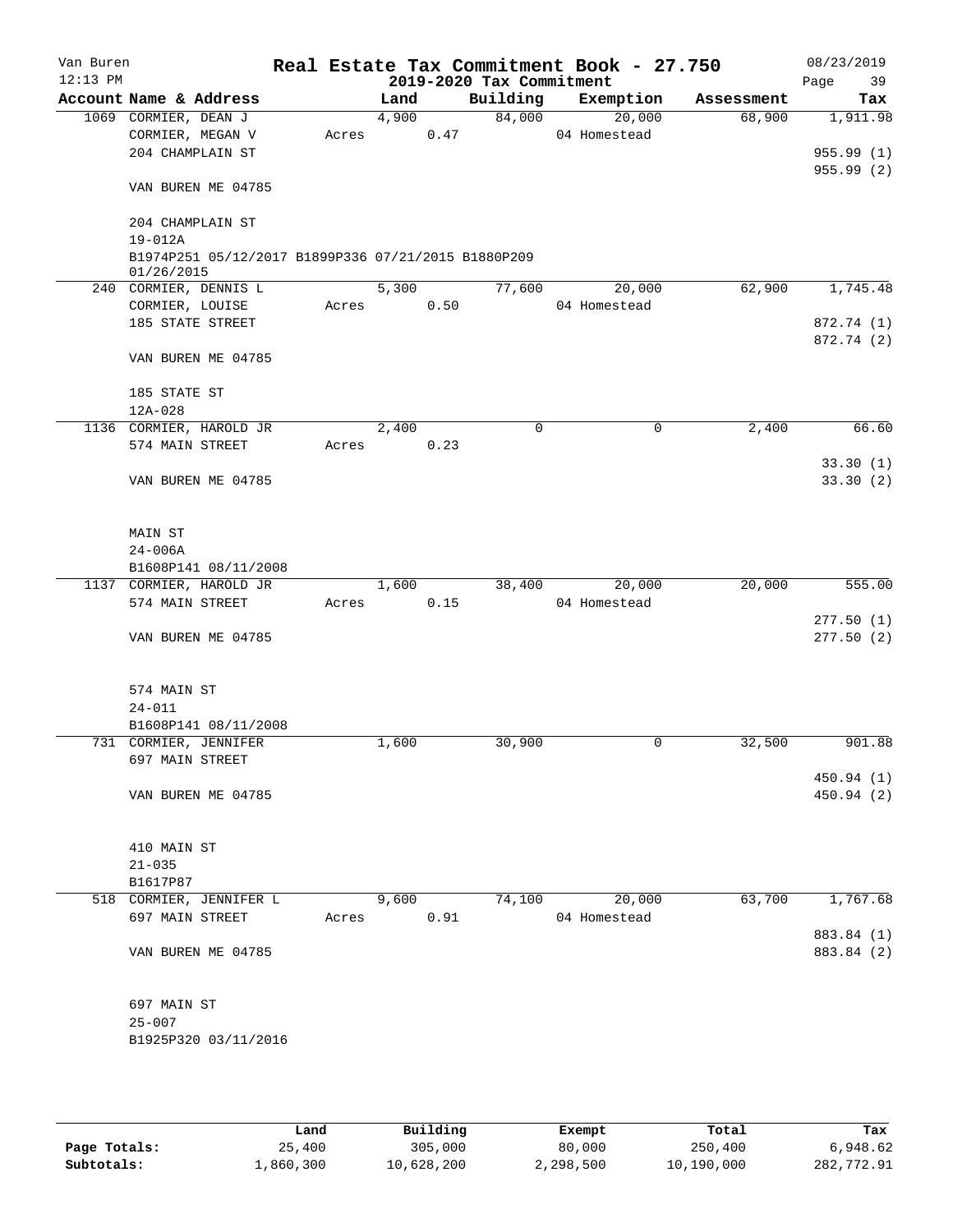Van Buren | Real Estate Tax Commitment Book - 27.750 | 08/23/2019
12:13 PM | 2019-2020 Tax Commitment | Page 39

| Account Name & Address | Land | Building | Exemption | Assessment | Tax |
|---|---|---|---|---|---|
| 1069 CORMIER, DEAN J | 4,900 | 84,000 | 20,000 | 68,900 | 1,911.98 |
| CORMIER, MEGAN V | Acres 0.47 | | 04 Homestead | | |
| 204 CHAMPLAIN ST | | | | | 955.99 (1) |
| | | | | | 955.99 (2) |
| VAN BUREN ME 04785 | | | | | |
| 204 CHAMPLAIN ST | | | | | |
| 19-012A | | | | | |
| B1974P251 05/12/2017 B1899P336 07/21/2015 B1880P209 01/26/2015 | | | | | |
| 240 CORMIER, DENNIS L | 5,300 | 77,600 | 20,000 | 62,900 | 1,745.48 |
| CORMIER, LOUISE | Acres 0.50 | | 04 Homestead | | |
| 185 STATE STREET | | | | | 872.74 (1) |
| | | | | | 872.74 (2) |
| VAN BUREN ME 04785 | | | | | |
| 185 STATE ST | | | | | |
| 12A-028 | | | | | |
| 1136 CORMIER, HAROLD JR | 2,400 | 0 | 0 | 2,400 | 66.60 |
| 574 MAIN STREET | Acres 0.23 | | | | |
| | | | | | 33.30 (1) |
| VAN BUREN ME 04785 | | | | | 33.30 (2) |
| MAIN ST | | | | | |
| 24-006A | | | | | |
| B1608P141 08/11/2008 | | | | | |
| 1137 CORMIER, HAROLD JR | 1,600 | 38,400 | 20,000 | 20,000 | 555.00 |
| 574 MAIN STREET | Acres 0.15 | | 04 Homestead | | |
| | | | | | 277.50 (1) |
| VAN BUREN ME 04785 | | | | | 277.50 (2) |
| 574 MAIN ST | | | | | |
| 24-011 | | | | | |
| B1608P141 08/11/2008 | | | | | |
| 731 CORMIER, JENNIFER | 1,600 | 30,900 | 0 | 32,500 | 901.88 |
| 697 MAIN STREET | | | | | |
| | | | | | 450.94 (1) |
| VAN BUREN ME 04785 | | | | | 450.94 (2) |
| 410 MAIN ST | | | | | |
| 21-035 | | | | | |
| B1617P87 | | | | | |
| 518 CORMIER, JENNIFER L | 9,600 | 74,100 | 20,000 | 63,700 | 1,767.68 |
| 697 MAIN STREET | Acres 0.91 | | 04 Homestead | | |
| | | | | | 883.84 (1) |
| VAN BUREN ME 04785 | | | | | 883.84 (2) |
| 697 MAIN ST | | | | | |
| 25-007 | | | | | |
| B1925P320 03/11/2016 | | | | | |

| | Land | Building | Exempt | Total | Tax |
|---|---|---|---|---|---|
| Page Totals: | 25,400 | 305,000 | 80,000 | 250,400 | 6,948.62 |
| Subtotals: | 1,860,300 | 10,628,200 | 2,298,500 | 10,190,000 | 282,772.91 |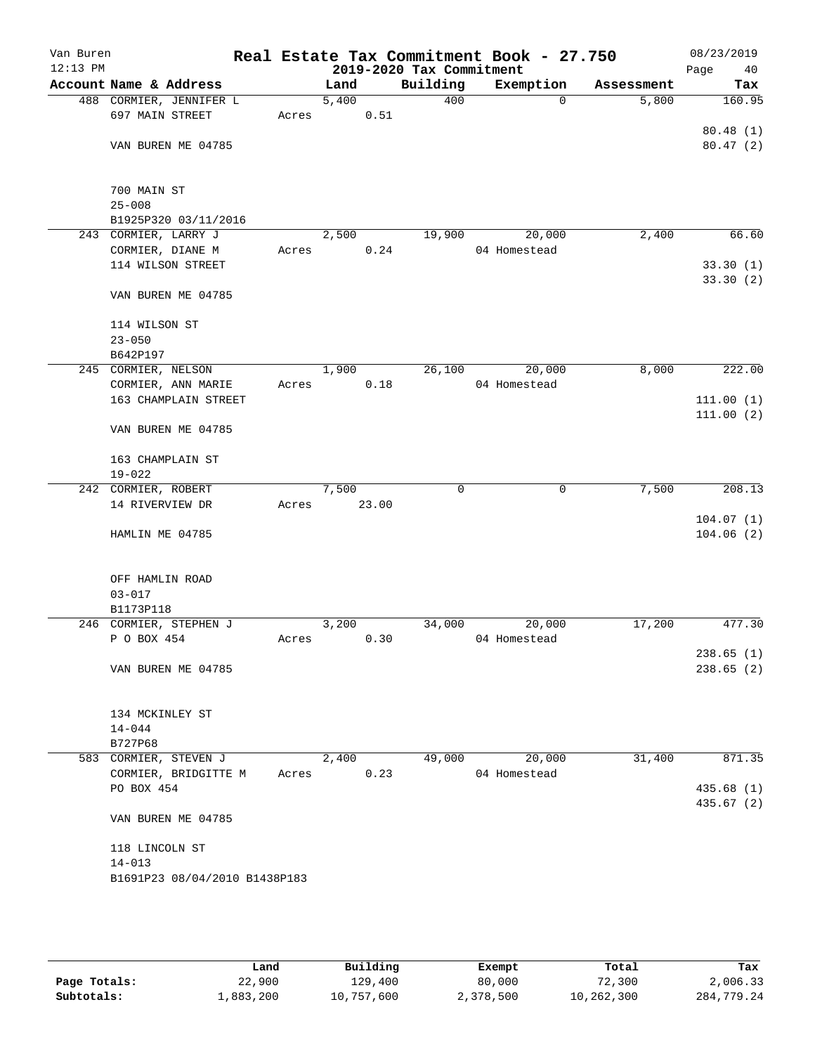Van Buren
12:13 PM

# Real Estate Tax Commitment Book - 27.750

## 2019-2020 Tax Commitment

08/23/2019

| Account Name & Address | Land | Building | Exemption | Assessment | Tax |
|---|---|---|---|---|---|
| 488 CORMIER, JENNIFER L | 5,400 | 400 | 0 | 5,800 | 160.95 |
| 697 MAIN STREET | Acres 0.51 | | | | |
| | | | | | 80.48 (1) |
| VAN BUREN ME 04785 | | | | | 80.47 (2) |
| 700 MAIN ST | | | | | |
| 25-008 | | | | | |
| B1925P320 03/11/2016 | | | | | |
| 243 CORMIER, LARRY J | 2,500 | 19,900 | 20,000 | 2,400 | 66.60 |
| CORMIER, DIANE M | Acres 0.24 | | 04 Homestead | | |
| 114 WILSON STREET | | | | | 33.30 (1) |
| | | | | | 33.30 (2) |
| VAN BUREN ME 04785 | | | | | |
| 114 WILSON ST | | | | | |
| 23-050 | | | | | |
| B642P197 | | | | | |
| 245 CORMIER, NELSON | 1,900 | 26,100 | 20,000 | 8,000 | 222.00 |
| CORMIER, ANN MARIE | Acres 0.18 | | 04 Homestead | | |
| 163 CHAMPLAIN STREET | | | | | 111.00 (1) |
| | | | | | 111.00 (2) |
| VAN BUREN ME 04785 | | | | | |
| 163 CHAMPLAIN ST | | | | | |
| 19-022 | | | | | |
| 242 CORMIER, ROBERT | 7,500 | 0 | 0 | 7,500 | 208.13 |
| 14 RIVERVIEW DR | Acres 23.00 | | | | |
| | | | | | 104.07 (1) |
| HAMLIN ME 04785 | | | | | 104.06 (2) |
| OFF HAMLIN ROAD | | | | | |
| 03-017 | | | | | |
| B1173P118 | | | | | |
| 246 CORMIER, STEPHEN J | 3,200 | 34,000 | 20,000 | 17,200 | 477.30 |
| P O BOX 454 | Acres 0.30 | | 04 Homestead | | |
| | | | | | 238.65 (1) |
| VAN BUREN ME 04785 | | | | | 238.65 (2) |
| 134 MCKINLEY ST | | | | | |
| 14-044 | | | | | |
| B727P68 | | | | | |
| 583 CORMIER, STEVEN J | 2,400 | 49,000 | 20,000 | 31,400 | 871.35 |
| CORMIER, BRIDGITTE M | Acres 0.23 | | 04 Homestead | | |
| PO BOX 454 | | | | | 435.68 (1) |
| | | | | | 435.67 (2) |
| VAN BUREN ME 04785 | | | | | |
| 118 LINCOLN ST | | | | | |
| 14-013 | | | | | |
| B1691P23 08/04/2010 B1438P183 | | | | | |

| | Land | Building | Exempt | Total | Tax |
|---|---|---|---|---|---|
| Page Totals: | 22,900 | 129,400 | 80,000 | 72,300 | 2,006.33 |
| Subtotals: | 1,883,200 | 10,757,600 | 2,378,500 | 10,262,300 | 284,779.24 |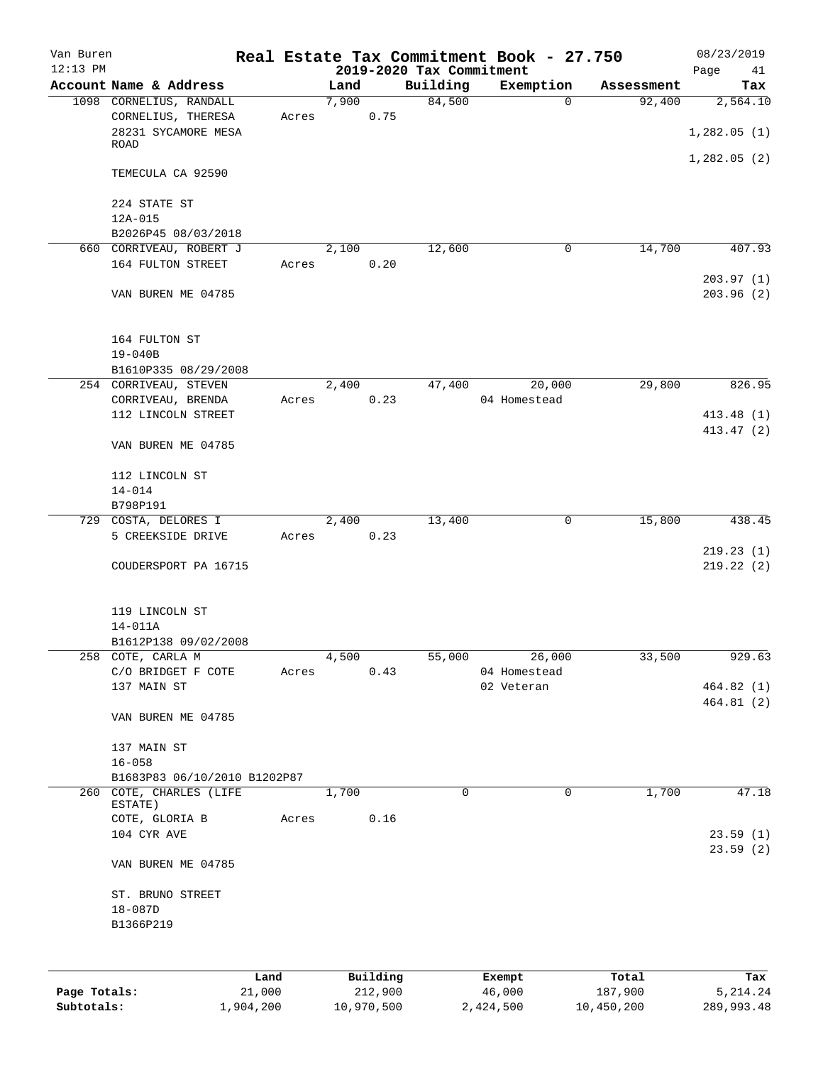# Real Estate Tax Commitment Book - 27.750

## 2019-2020 Tax Commitment

Van Buren
12:13 PM
08/23/2019

| Account | Name & Address | Land | Building | Exemption | Assessment | Tax |
|---|---|---|---|---|---|---|
| 1098 | CORNELIUS, RANDALL<br>CORNELIUS, THERESA<br>28231 SYCAMORE MESA ROAD<br>TEMECULA CA 92590<br><br>224 STATE ST<br>12A-015<br>B2026P45 08/03/2018 | 7,900<br>Acres 0.75 | 84,500 | 0 | 92,400 | 2,564.10<br>1,282.05 (1)<br>1,282.05 (2) |
| 660 | CORRIVEAU, ROBERT J<br>164 FULTON STREET<br>VAN BUREN ME 04785<br><br>164 FULTON ST<br>19-040B<br>B1610P335 08/29/2008 | 2,100<br>Acres 0.20 | 12,600 | 0 | 14,700 | 407.93<br>203.97 (1)<br>203.96 (2) |
| 254 | CORRIVEAU, STEVEN<br>CORRIVEAU, BRENDA<br>112 LINCOLN STREET<br>VAN BUREN ME 04785<br><br>112 LINCOLN ST<br>14-014<br>B798P191 | 2,400<br>Acres 0.23 | 47,400 | 20,000<br>04 Homestead | 29,800 | 826.95<br>413.48 (1)<br>413.47 (2) |
| 729 | COSTA, DELORES I<br>5 CREEKSIDE DRIVE<br>COUDERSPORT PA 16715<br><br>119 LINCOLN ST<br>14-011A<br>B1612P138 09/02/2008 | 2,400<br>Acres 0.23 | 13,400 | 0 | 15,800 | 438.45<br>219.23 (1)<br>219.22 (2) |
| 258 | COTE, CARLA M<br>C/O BRIDGET F COTE<br>137 MAIN ST<br>VAN BUREN ME 04785<br><br>137 MAIN ST<br>16-058<br>B1683P83 06/10/2010 B1202P87 | 4,500<br>Acres 0.43 | 55,000 | 26,000<br>04 Homestead<br>02 Veteran | 33,500 | 929.63<br>464.82 (1)<br>464.81 (2) |
| 260 | COTE, CHARLES (LIFE ESTATE)<br>COTE, GLORIA B<br>104 CYR AVE<br>VAN BUREN ME 04785<br><br>ST. BRUNO STREET<br>18-087D<br>B1366P219 | 1,700<br>Acres 0.16 | 0 | 0 | 1,700 | 47.18<br>23.59 (1)<br>23.59 (2) |

| | Land | Building | Exempt | Total | Tax |
|---|---|---|---|---|---|
| Page Totals: | 21,000 | 212,900 | 46,000 | 187,900 | 5,214.24 |
| Subtotals: | 1,904,200 | 10,970,500 | 2,424,500 | 10,450,200 | 289,993.48 |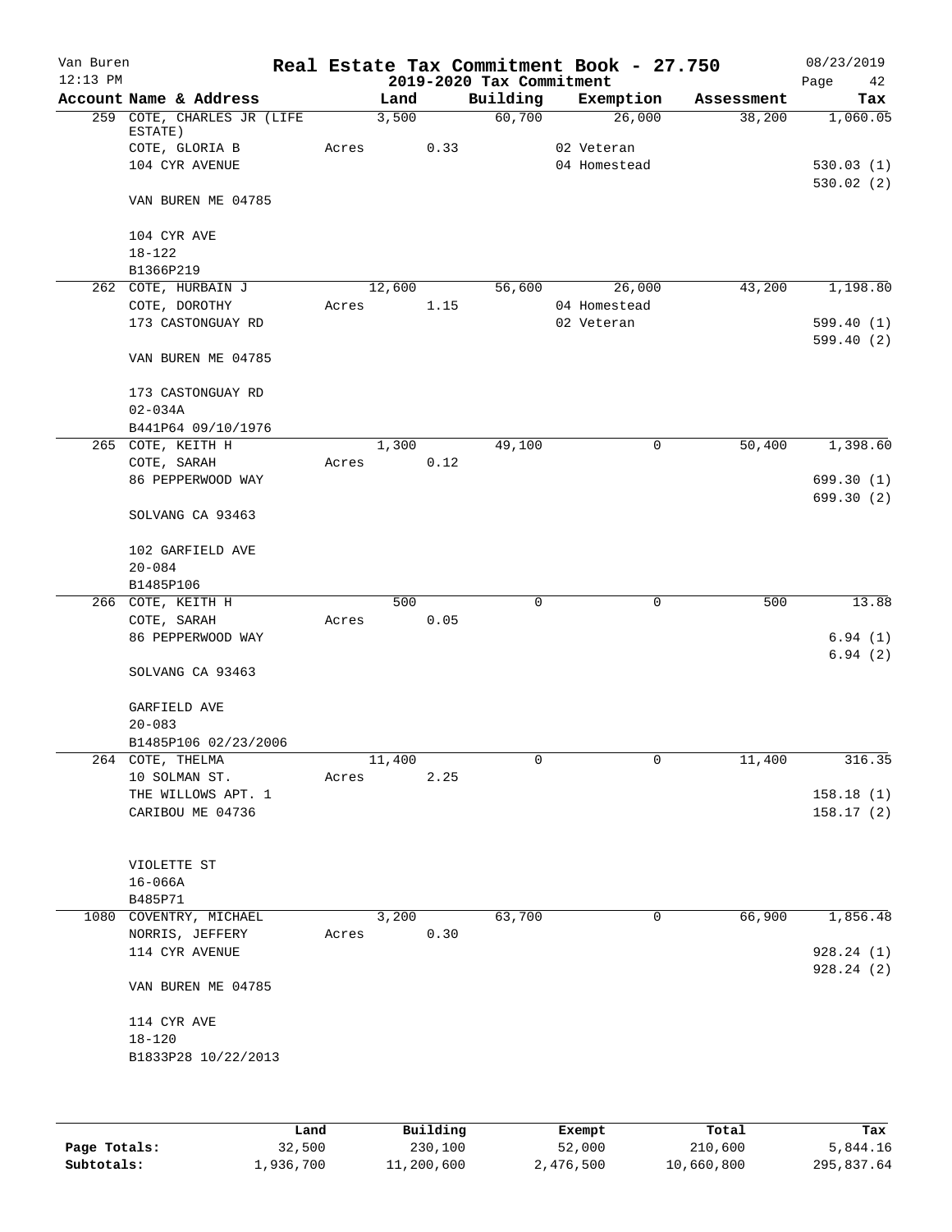# Real Estate Tax Commitment Book - 27.750

Van Buren
12:13 PM

2019-2020 Tax Commitment

08/23/2019

| Account Name & Address | Land | Building | Exemption | Assessment | Tax |
|---|---|---|---|---|---|
| 259 COTE, CHARLES JR (LIFE ESTATE) | 3,500 | 60,700 | 26,000 | 38,200 | 1,060.05 |
| COTE, GLORIA B | Acres 0.33 | | 02 Veteran | | |
| 104 CYR AVENUE | | | 04 Homestead | | 530.03 (1) |
| | | | | | 530.02 (2) |
| VAN BUREN ME 04785 | | | | | |
| 104 CYR AVE | | | | | |
| 18-122 | | | | | |
| B1366P219 | | | | | |
| 262 COTE, HURBAIN J | 12,600 | 56,600 | 26,000 | 43,200 | 1,198.80 |
| COTE, DOROTHY | Acres 1.15 | | 04 Homestead | | |
| 173 CASTONGUAY RD | | | 02 Veteran | | 599.40 (1) |
| | | | | | 599.40 (2) |
| VAN BUREN ME 04785 | | | | | |
| 173 CASTONGUAY RD | | | | | |
| 02-034A | | | | | |
| B441P64 09/10/1976 | | | | | |
| 265 COTE, KEITH H | 1,300 | 49,100 | 0 | 50,400 | 1,398.60 |
| COTE, SARAH | Acres 0.12 | | | | |
| 86 PEPPERWOOD WAY | | | | | 699.30 (1) |
| | | | | | 699.30 (2) |
| SOLVANG CA 93463 | | | | | |
| 102 GARFIELD AVE | | | | | |
| 20-084 | | | | | |
| B1485P106 | | | | | |
| 266 COTE, KEITH H | 500 | 0 | 0 | 500 | 13.88 |
| COTE, SARAH | Acres 0.05 | | | | |
| 86 PEPPERWOOD WAY | | | | | 6.94 (1) |
| | | | | | 6.94 (2) |
| SOLVANG CA 93463 | | | | | |
| GARFIELD AVE | | | | | |
| 20-083 | | | | | |
| B1485P106 02/23/2006 | | | | | |
| 264 COTE, THELMA | 11,400 | 0 | 0 | 11,400 | 316.35 |
| 10 SOLMAN ST. | Acres 2.25 | | | | |
| THE WILLOWS APT. 1 | | | | | 158.18 (1) |
| CARIBOU ME 04736 | | | | | 158.17 (2) |
| VIOLETTE ST | | | | | |
| 16-066A | | | | | |
| B485P71 | | | | | |
| 1080 COVENTRY, MICHAEL | 3,200 | 63,700 | 0 | 66,900 | 1,856.48 |
| NORRIS, JEFFERY | Acres 0.30 | | | | |
| 114 CYR AVENUE | | | | | 928.24 (1) |
| | | | | | 928.24 (2) |
| VAN BUREN ME 04785 | | | | | |
| 114 CYR AVE | | | | | |
| 18-120 | | | | | |
| B1833P28 10/22/2013 | | | | | |

| | Land | Building | Exempt | Total | Tax |
|---|---|---|---|---|---|
| Page Totals: | 32,500 | 230,100 | 52,000 | 210,600 | 5,844.16 |
| Subtotals: | 1,936,700 | 11,200,600 | 2,476,500 | 10,660,800 | 295,837.64 |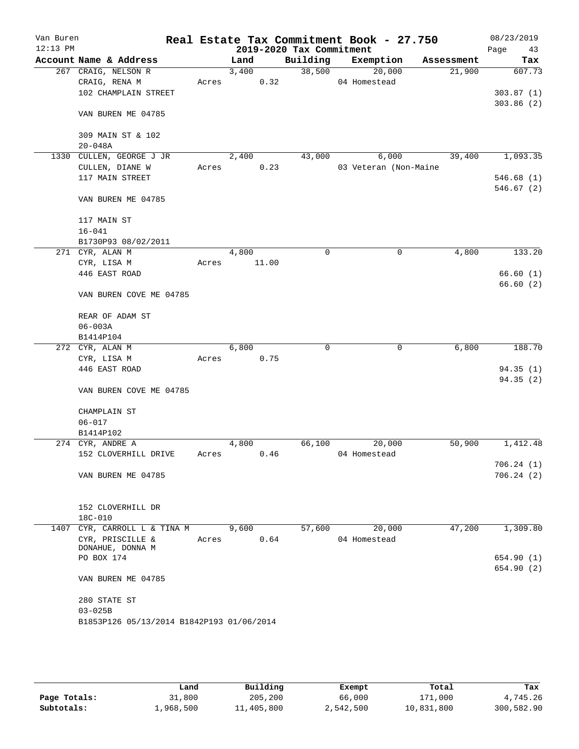# Real Estate Tax Commitment Book - 27.750

## 2019-2020 Tax Commitment

Van Buren
12:13 PM
08/23/2019

| Account Name & Address | Land | Building | Exemption | Assessment | Tax |
|---|---|---|---|---|---|
| 267 CRAIG, NELSON R | 3,400 | 38,500 | 20,000 | 21,900 | 607.73 |
| CRAIG, RENA M | Acres 0.32 | | 04 Homestead | | |
| 102 CHAMPLAIN STREET | | | | | 303.87 (1) |
| | | | | | 303.86 (2) |
| VAN BUREN ME 04785 | | | | | |
| 309 MAIN ST & 102 | | | | | |
| 20-048A | | | | | |
| 1330 CULLEN, GEORGE J JR | 2,400 | 43,000 | 6,000 | 39,400 | 1,093.35 |
| CULLEN, DIANE W | Acres 0.23 | | 03 Veteran (Non-Maine | | |
| 117 MAIN STREET | | | | | 546.68 (1) |
| | | | | | 546.67 (2) |
| VAN BUREN ME 04785 | | | | | |
| 117 MAIN ST | | | | | |
| 16-041 | | | | | |
| B1730P93 08/02/2011 | | | | | |
| 271 CYR, ALAN M | 4,800 | 0 | 0 | 4,800 | 133.20 |
| CYR, LISA M | Acres 11.00 | | | | |
| 446 EAST ROAD | | | | | 66.60 (1) |
| | | | | | 66.60 (2) |
| VAN BUREN COVE ME 04785 | | | | | |
| REAR OF ADAM ST | | | | | |
| 06-003A | | | | | |
| B1414P104 | | | | | |
| 272 CYR, ALAN M | 6,800 | 0 | 0 | 6,800 | 188.70 |
| CYR, LISA M | Acres 0.75 | | | | |
| 446 EAST ROAD | | | | | 94.35 (1) |
| | | | | | 94.35 (2) |
| VAN BUREN COVE ME 04785 | | | | | |
| CHAMPLAIN ST | | | | | |
| 06-017 | | | | | |
| B1414P102 | | | | | |
| 274 CYR, ANDRE A | 4,800 | 66,100 | 20,000 | 50,900 | 1,412.48 |
| 152 CLOVERHILL DRIVE | Acres 0.46 | | 04 Homestead | | |
| | | | | | 706.24 (1) |
| VAN BUREN ME 04785 | | | | | 706.24 (2) |
| 152 CLOVERHILL DR | | | | | |
| 18C-010 | | | | | |
| 1407 CYR, CARROLL L & TINA M | 9,600 | 57,600 | 20,000 | 47,200 | 1,309.80 |
| CYR, PRISCILLE & DONAHUE, DONNA M | Acres 0.64 | | 04 Homestead | | |
| PO BOX 174 | | | | | 654.90 (1) |
| | | | | | 654.90 (2) |
| VAN BUREN ME 04785 | | | | | |
| 280 STATE ST | | | | | |
| 03-025B | | | | | |
| B1853P126 05/13/2014 B1842P193 01/06/2014 | | | | | |

| | Land | Building | Exempt | Total | Tax |
|---|---|---|---|---|---|
| Page Totals: | 31,800 | 205,200 | 66,000 | 171,000 | 4,745.26 |
| Subtotals: | 1,968,500 | 11,405,800 | 2,542,500 | 10,831,800 | 300,582.90 |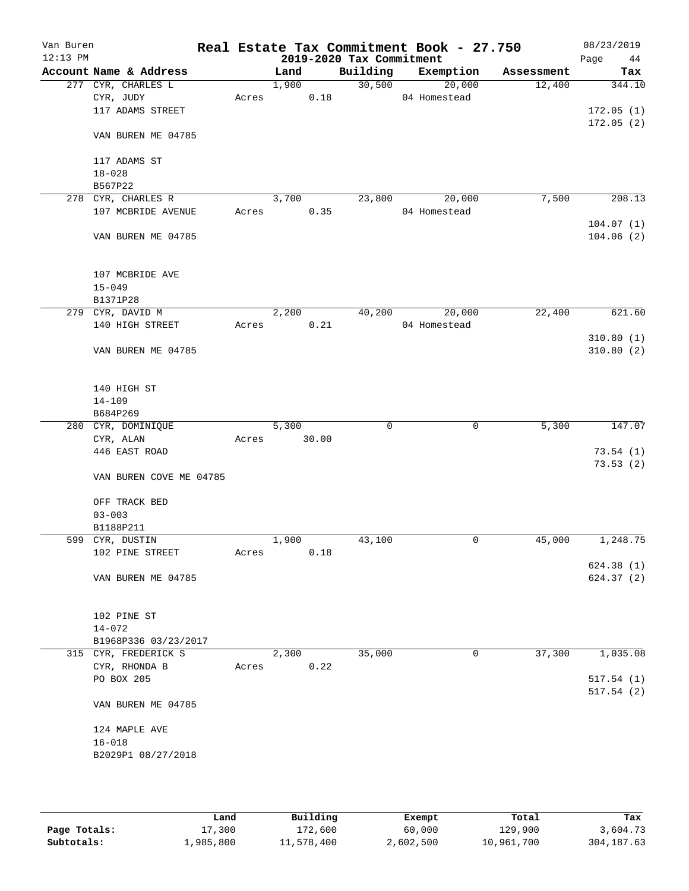Van Buren
12:13 PM

# Real Estate Tax Commitment Book - 27.750

## 2019-2020 Tax Commitment

08/23/2019

| Account Name & Address | | Land | Building | Exemption | Assessment | Tax |
|---|---|---|---|---|---|---|
| 277 CYR, CHARLES L | | 1,900 | 30,500 | 20,000 | 12,400 | 344.10 |
| CYR, JUDY | Acres | 0.18 | | 04 Homestead | | |
| 117 ADAMS STREET | | | | | | 172.05 (1) |
| | | | | | | 172.05 (2) |
| VAN BUREN ME 04785 | | | | | | |
| 117 ADAMS ST | | | | | | |
| 18-028 | | | | | | |
| B567P22 | | | | | | |
| 278 CYR, CHARLES R | | 3,700 | 23,800 | 20,000 | 7,500 | 208.13 |
| 107 MCBRIDE AVENUE | Acres | 0.35 | | 04 Homestead | | |
| | | | | | | 104.07 (1) |
| VAN BUREN ME 04785 | | | | | | 104.06 (2) |
| 107 MCBRIDE AVE | | | | | | |
| 15-049 | | | | | | |
| B1371P28 | | | | | | |
| 279 CYR, DAVID M | | 2,200 | 40,200 | 20,000 | 22,400 | 621.60 |
| 140 HIGH STREET | Acres | 0.21 | | 04 Homestead | | |
| | | | | | | 310.80 (1) |
| VAN BUREN ME 04785 | | | | | | 310.80 (2) |
| 140 HIGH ST | | | | | | |
| 14-109 | | | | | | |
| B684P269 | | | | | | |
| 280 CYR, DOMINIQUE | | 5,300 | 0 | 0 | 5,300 | 147.07 |
| CYR, ALAN | Acres | 30.00 | | | | |
| 446 EAST ROAD | | | | | | 73.54 (1) |
| | | | | | | 73.53 (2) |
| VAN BUREN COVE ME 04785 | | | | | | |
| OFF TRACK BED | | | | | | |
| 03-003 | | | | | | |
| B1188P211 | | | | | | |
| 599 CYR, DUSTIN | | 1,900 | 43,100 | 0 | 45,000 | 1,248.75 |
| 102 PINE STREET | Acres | 0.18 | | | | |
| | | | | | | 624.38 (1) |
| VAN BUREN ME 04785 | | | | | | 624.37 (2) |
| 102 PINE ST | | | | | | |
| 14-072 | | | | | | |
| B1968P336 03/23/2017 | | | | | | |
| 315 CYR, FREDERICK S | | 2,300 | 35,000 | 0 | 37,300 | 1,035.08 |
| CYR, RHONDA B | Acres | 0.22 | | | | |
| PO BOX 205 | | | | | | 517.54 (1) |
| | | | | | | 517.54 (2) |
| VAN BUREN ME 04785 | | | | | | |
| 124 MAPLE AVE | | | | | | |
| 16-018 | | | | | | |
| B2029P1 08/27/2018 | | | | | | |

| | Land | Building | Exempt | Total | Tax |
|---|---|---|---|---|---|
| **Page Totals:** | 17,300 | 172,600 | 60,000 | 129,900 | 3,604.73 |
| **Subtotals:** | 1,985,800 | 11,578,400 | 2,602,500 | 10,961,700 | 304,187.63 |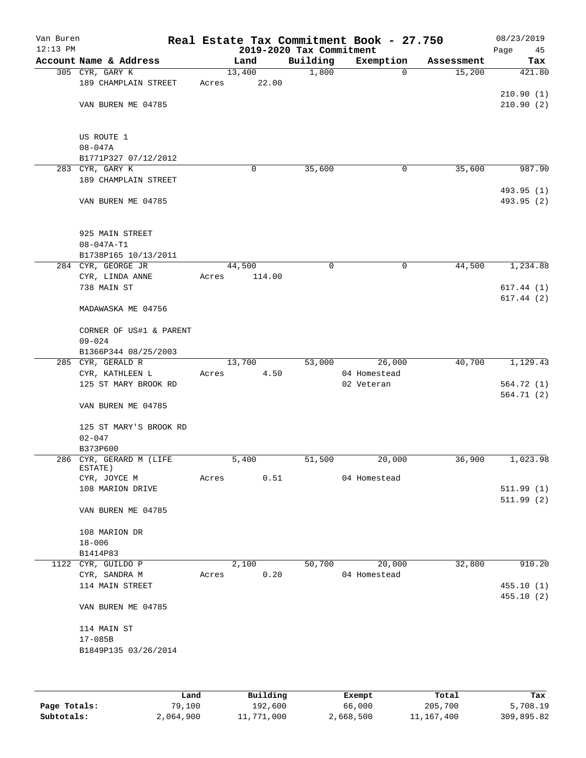# Real Estate Tax Commitment Book - 27.750

## 2019-2020 Tax Commitment

Van Buren
12:13 PM
08/23/2019

| Account Name & Address | Land | Building | Exemption | Assessment | Tax |
|---|---|---|---|---|---|
| 305 CYR, GARY K | 13,400 | 1,800 | 0 | 15,200 | 421.80 |
| 189 CHAMPLAIN STREET | Acres 22.00 | | | | |
| | | | | | 210.90 (1) |
| VAN BUREN ME 04785 | | | | | 210.90 (2) |
| US ROUTE 1 | | | | | |
| 08-047A | | | | | |
| B1771P327 07/12/2012 | | | | | |
| 283 CYR, GARY K | 0 | 35,600 | 0 | 35,600 | 987.90 |
| 189 CHAMPLAIN STREET | | | | | |
| | | | | | 493.95 (1) |
| VAN BUREN ME 04785 | | | | | 493.95 (2) |
| 925 MAIN STREET | | | | | |
| 08-047A-T1 | | | | | |
| B1738P165 10/13/2011 | | | | | |
| 284 CYR, GEORGE JR | 44,500 | 0 | 0 | 44,500 | 1,234.88 |
| CYR, LINDA ANNE | Acres 114.00 | | | | |
| 738 MAIN ST | | | | | 617.44 (1) |
| | | | | | 617.44 (2) |
| MADAWASKA ME 04756 | | | | | |
| CORNER OF US#1 & PARENT | | | | | |
| 09-024 | | | | | |
| B1366P344 08/25/2003 | | | | | |
| 285 CYR, GERALD R | 13,700 | 53,000 | 26,000 | 40,700 | 1,129.43 |
| CYR, KATHLEEN L | Acres 4.50 | | 04 Homestead | | |
| 125 ST MARY BROOK RD | | | 02 Veteran | | 564.72 (1) |
| | | | | | 564.71 (2) |
| VAN BUREN ME 04785 | | | | | |
| 125 ST MARY'S BROOK RD | | | | | |
| 02-047 | | | | | |
| B373P600 | | | | | |
| 286 CYR, GERARD M (LIFE ESTATE) | 5,400 | 51,500 | 20,000 | 36,900 | 1,023.98 |
| CYR, JOYCE M | Acres 0.51 | | 04 Homestead | | |
| 108 MARION DRIVE | | | | | 511.99 (1) |
| | | | | | 511.99 (2) |
| VAN BUREN ME 04785 | | | | | |
| 108 MARION DR | | | | | |
| 18-006 | | | | | |
| B1414P83 | | | | | |
| 1122 CYR, GUILDO P | 2,100 | 50,700 | 20,000 | 32,800 | 910.20 |
| CYR, SANDRA M | Acres 0.20 | | 04 Homestead | | |
| 114 MAIN STREET | | | | | 455.10 (1) |
| | | | | | 455.10 (2) |
| VAN BUREN ME 04785 | | | | | |
| 114 MAIN ST | | | | | |
| 17-085B | | | | | |
| B1849P135 03/26/2014 | | | | | |

| | Land | Building | Exempt | Total | Tax |
|---|---|---|---|---|---|
| Page Totals: | 79,100 | 192,600 | 66,000 | 205,700 | 5,708.19 |
| Subtotals: | 2,064,900 | 11,771,000 | 2,668,500 | 11,167,400 | 309,895.82 |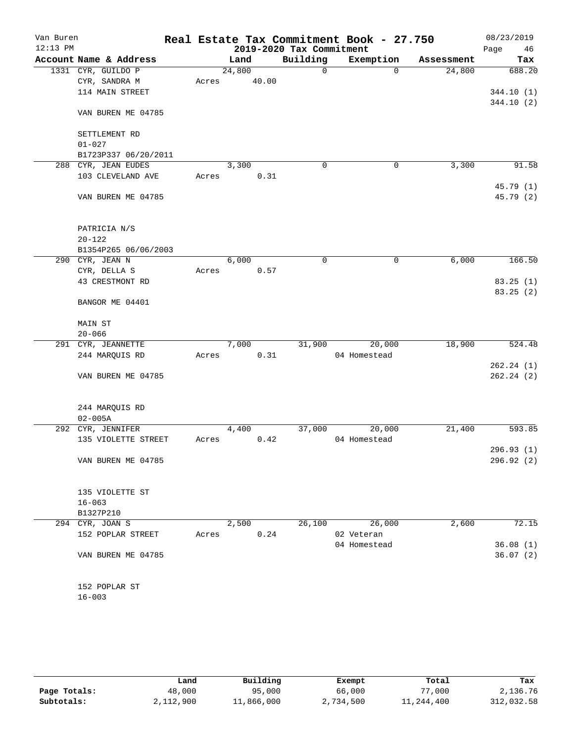# Real Estate Tax Commitment Book - 27.750

Van Buren
12:13 PM

2019-2020 Tax Commitment

08/23/2019

| Account Name & Address | Land | Building | Exemption | Assessment | Tax |
|---|---|---|---|---|---|
| 1331 CYR, GUILDO P | 24,800 | 0 | 0 | 24,800 | 688.20 |
| CYR, SANDRA M | Acres 40.00 | | | | |
| 114 MAIN STREET | | | | | 344.10 (1) |
| | | | | | 344.10 (2) |
| VAN BUREN ME 04785 | | | | | |
| SETTLEMENT RD | | | | | |
| 01-027 | | | | | |
| B1723P337 06/20/2011 | | | | | |
| 288 CYR, JEAN EUDES | 3,300 | 0 | 0 | 3,300 | 91.58 |
| 103 CLEVELAND AVE | Acres 0.31 | | | | |
| | | | | | 45.79 (1) |
| VAN BUREN ME 04785 | | | | | 45.79 (2) |
| PATRICIA N/S | | | | | |
| 20-122 | | | | | |
| B1354P265 06/06/2003 | | | | | |
| 290 CYR, JEAN N | 6,000 | 0 | 0 | 6,000 | 166.50 |
| CYR, DELLA S | Acres 0.57 | | | | |
| 43 CRESTMONT RD | | | | | 83.25 (1) |
| | | | | | 83.25 (2) |
| BANGOR ME 04401 | | | | | |
| MAIN ST | | | | | |
| 20-066 | | | | | |
| 291 CYR, JEANNETTE | 7,000 | 31,900 | 20,000 | 18,900 | 524.48 |
| 244 MARQUIS RD | Acres 0.31 | | 04 Homestead | | |
| | | | | | 262.24 (1) |
| VAN BUREN ME 04785 | | | | | 262.24 (2) |
| 244 MARQUIS RD | | | | | |
| 02-005A | | | | | |
| 292 CYR, JENNIFER | 4,400 | 37,000 | 20,000 | 21,400 | 593.85 |
| 135 VIOLETTE STREET | Acres 0.42 | | 04 Homestead | | |
| | | | | | 296.93 (1) |
| VAN BUREN ME 04785 | | | | | 296.92 (2) |
| 135 VIOLETTE ST | | | | | |
| 16-063 | | | | | |
| B1327P210 | | | | | |
| 294 CYR, JOAN S | 2,500 | 26,100 | 26,000 | 2,600 | 72.15 |
| 152 POPLAR STREET | Acres 0.24 | | 02 Veteran | | |
| | | | 04 Homestead | | 36.08 (1) |
| VAN BUREN ME 04785 | | | | | 36.07 (2) |
| 152 POPLAR ST | | | | | |
| 16-003 | | | | | |

| | Land | Building | Exempt | Total | Tax |
|---|---|---|---|---|---|
| Page Totals: | 48,000 | 95,000 | 66,000 | 77,000 | 2,136.76 |
| Subtotals: | 2,112,900 | 11,866,000 | 2,734,500 | 11,244,400 | 312,032.58 |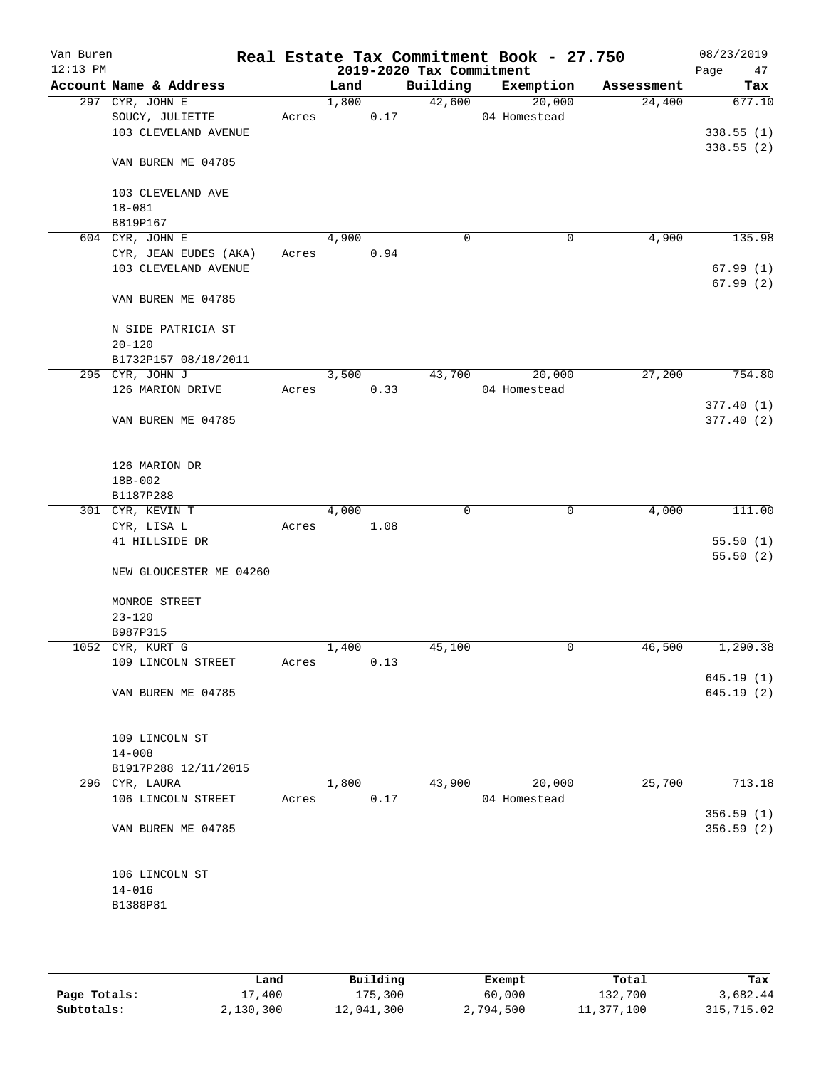Van Buren — Real Estate Tax Commitment Book - 27.750 — 08/23/2019

12:13 PM — 2019-2020 Tax Commitment

| Account Name & Address | Land | Building | Exemption | Assessment | Tax |
|---|---|---|---|---|---|
| 297 CYR, JOHN E | 1,800 | 42,600 | 20,000 | 24,400 | 677.10 |
| SOUCY, JULIETTE | Acres 0.17 | | 04 Homestead | | |
| 103 CLEVELAND AVENUE | | | | | 338.55 (1) |
| | | | | | 338.55 (2) |
| VAN BUREN ME 04785 | | | | | |
| 103 CLEVELAND AVE | | | | | |
| 18-081 | | | | | |
| B819P167 | | | | | |
| 604 CYR, JOHN E | 4,900 | 0 | 0 | 4,900 | 135.98 |
| CYR, JEAN EUDES (AKA) | Acres 0.94 | | | | |
| 103 CLEVELAND AVENUE | | | | | 67.99 (1) |
| | | | | | 67.99 (2) |
| VAN BUREN ME 04785 | | | | | |
| N SIDE PATRICIA ST | | | | | |
| 20-120 | | | | | |
| B1732P157 08/18/2011 | | | | | |
| 295 CYR, JOHN J | 3,500 | 43,700 | 20,000 | 27,200 | 754.80 |
| 126 MARION DRIVE | Acres 0.33 | | 04 Homestead | | |
| | | | | | 377.40 (1) |
| VAN BUREN ME 04785 | | | | | 377.40 (2) |
| 126 MARION DR | | | | | |
| 18B-002 | | | | | |
| B1187P288 | | | | | |
| 301 CYR, KEVIN T | 4,000 | 0 | 0 | 4,000 | 111.00 |
| CYR, LISA L | Acres 1.08 | | | | |
| 41 HILLSIDE DR | | | | | 55.50 (1) |
| | | | | | 55.50 (2) |
| NEW GLOUCESTER ME 04260 | | | | | |
| MONROE STREET | | | | | |
| 23-120 | | | | | |
| B987P315 | | | | | |
| 1052 CYR, KURT G | 1,400 | 45,100 | 0 | 46,500 | 1,290.38 |
| 109 LINCOLN STREET | Acres 0.13 | | | | |
| | | | | | 645.19 (1) |
| VAN BUREN ME 04785 | | | | | 645.19 (2) |
| 109 LINCOLN ST | | | | | |
| 14-008 | | | | | |
| B1917P288 12/11/2015 | | | | | |
| 296 CYR, LAURA | 1,800 | 43,900 | 20,000 | 25,700 | 713.18 |
| 106 LINCOLN STREET | Acres 0.17 | | 04 Homestead | | |
| | | | | | 356.59 (1) |
| VAN BUREN ME 04785 | | | | | 356.59 (2) |
| 106 LINCOLN ST | | | | | |
| 14-016 | | | | | |
| B1388P81 | | | | | |

| | Land | Building | Exempt | Total | Tax |
|---|---|---|---|---|---|
| Page Totals: | 17,400 | 175,300 | 60,000 | 132,700 | 3,682.44 |
| Subtotals: | 2,130,300 | 12,041,300 | 2,794,500 | 11,377,100 | 315,715.02 |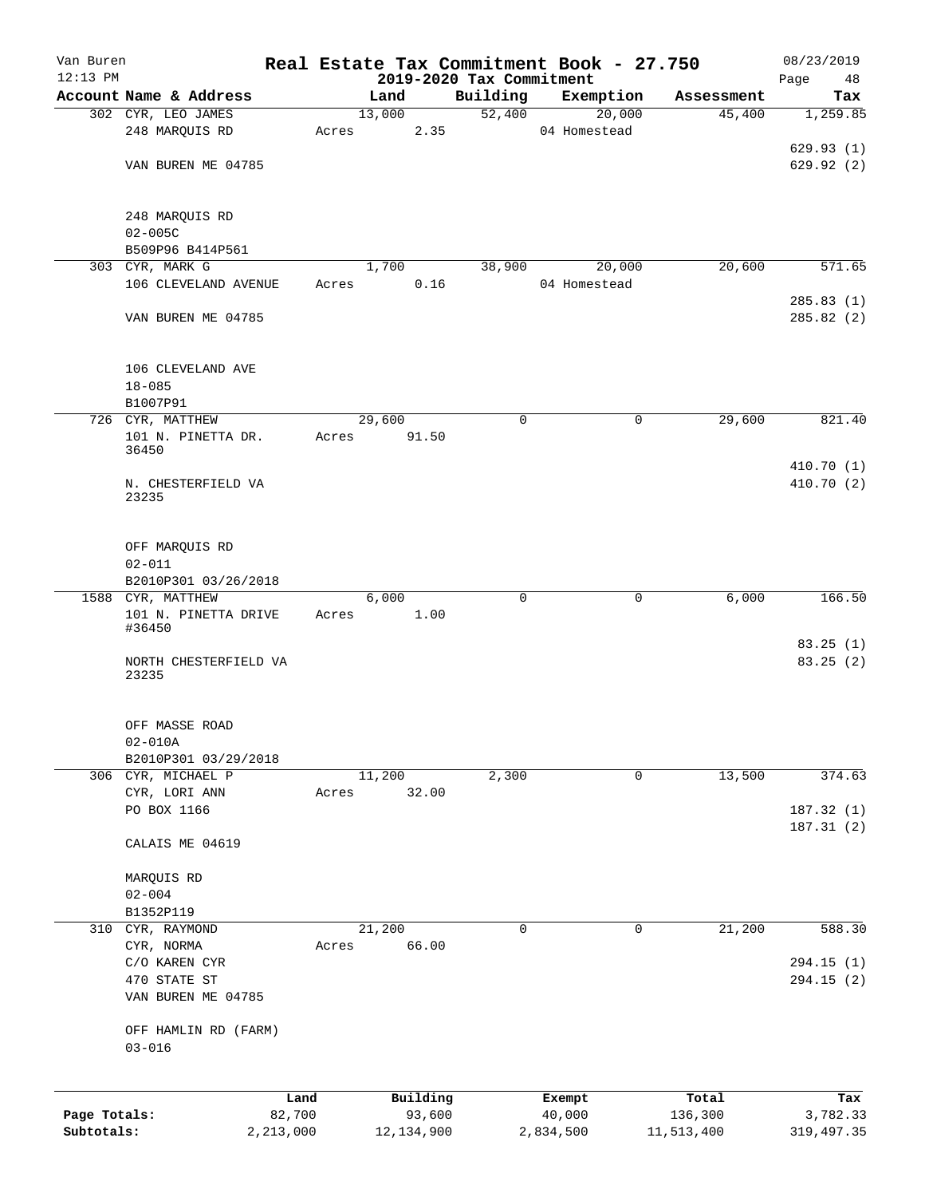Van Buren 12:13 PM

# Real Estate Tax Commitment Book - 27.750

## 2019-2020 Tax Commitment

08/23/2019

| Account Name & Address | Land | Building | Exemption | Assessment | Tax |
|---|---|---|---|---|---|
| 302 CYR, LEO JAMES<br>248 MARQUIS RD<br><br>VAN BUREN ME 04785<br><br>248 MARQUIS RD<br>02-005C<br>B509P96 B414P561 | 13,000<br>Acres 2.35 | 52,400 | 20,000<br>04 Homestead | 45,400 | 1,259.85<br>629.93 (1)<br>629.92 (2) |
| 303 CYR, MARK G<br>106 CLEVELAND AVENUE<br><br>VAN BUREN ME 04785<br><br>106 CLEVELAND AVE<br>18-085<br>B1007P91 | 1,700<br>Acres 0.16 | 38,900 | 20,000<br>04 Homestead | 20,600 | 571.65<br>285.83 (1)<br>285.82 (2) |
| 726 CYR, MATTHEW<br>101 N. PINETTA DR.<br>36450<br>N. CHESTERFIELD VA<br>23235<br><br>OFF MARQUIS RD<br>02-011<br>B2010P301 03/26/2018 | 29,600<br>Acres 91.50 | 0 | 0 | 29,600 | 821.40<br>410.70 (1)<br>410.70 (2) |
| 1588 CYR, MATTHEW<br>101 N. PINETTA DRIVE<br>#36450<br>NORTH CHESTERFIELD VA<br>23235<br><br>OFF MASSE ROAD<br>02-010A<br>B2010P301 03/29/2018 | 6,000<br>Acres 1.00 | 0 | 0 | 6,000 | 166.50<br>83.25 (1)<br>83.25 (2) |
| 306 CYR, MICHAEL P<br>CYR, LORI ANN<br>PO BOX 1166<br><br>CALAIS ME 04619<br><br>MARQUIS RD<br>02-004<br>B1352P119 | 11,200<br>Acres 32.00 | 2,300 | 0 | 13,500 | 374.63<br>187.32 (1)<br>187.31 (2) |
| 310 CYR, RAYMOND<br>CYR, NORMA<br>C/O KAREN CYR<br>470 STATE ST<br>VAN BUREN ME 04785<br><br>OFF HAMLIN RD (FARM)<br>03-016 | 21,200<br>Acres 66.00 | 0 | 0 | 21,200 | 588.30<br>294.15 (1)<br>294.15 (2) |

| | Land | Building | Exempt | Total | Tax |
|---|---|---|---|---|---|
| Page Totals: | 82,700 | 93,600 | 40,000 | 136,300 | 3,782.33 |
| Subtotals: | 2,213,000 | 12,134,900 | 2,834,500 | 11,513,400 | 319,497.35 |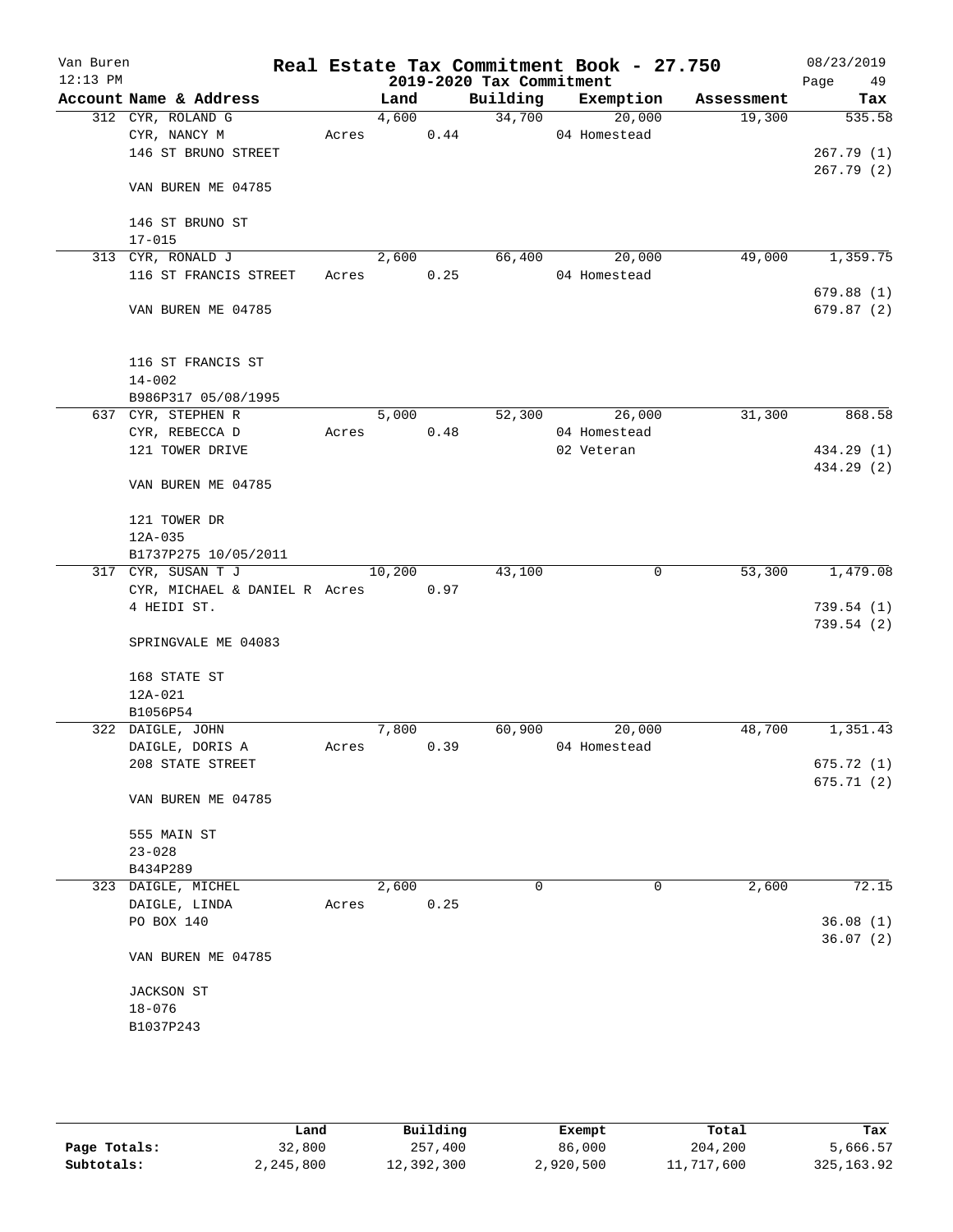# Real Estate Tax Commitment Book - 27.750

## 2019-2020 Tax Commitment

| Account Name & Address | Land | Building | Exemption | Assessment | Tax |
|---|---|---|---|---|---|
| 312 CYR, ROLAND G | 4,600 | 34,700 | 20,000 | 19,300 | 535.58 |
| CYR, NANCY M | Acres 0.44 | | 04 Homestead | | |
| 146 ST BRUNO STREET | | | | | 267.79 (1) |
| | | | | | 267.79 (2) |
| VAN BUREN ME 04785 | | | | | |
| 146 ST BRUNO ST | | | | | |
| 17-015 | | | | | |
| 313 CYR, RONALD J | 2,600 | 66,400 | 20,000 | 49,000 | 1,359.75 |
| 116 ST FRANCIS STREET | Acres 0.25 | | 04 Homestead | | |
| | | | | | 679.88 (1) |
| VAN BUREN ME 04785 | | | | | 679.87 (2) |
| 116 ST FRANCIS ST | | | | | |
| 14-002 | | | | | |
| B986P317 05/08/1995 | | | | | |
| 637 CYR, STEPHEN R | 5,000 | 52,300 | 26,000 | 31,300 | 868.58 |
| CYR, REBECCA D | Acres 0.48 | | 04 Homestead | | |
| 121 TOWER DRIVE | | | 02 Veteran | | 434.29 (1) |
| | | | | | 434.29 (2) |
| VAN BUREN ME 04785 | | | | | |
| 121 TOWER DR | | | | | |
| 12A-035 | | | | | |
| B1737P275 10/05/2011 | | | | | |
| 317 CYR, SUSAN T J | 10,200 | 43,100 | 0 | 53,300 | 1,479.08 |
| CYR, MICHAEL & DANIEL R | Acres 0.97 | | | | |
| 4 HEIDI ST. | | | | | 739.54 (1) |
| | | | | | 739.54 (2) |
| SPRINGVALE ME 04083 | | | | | |
| 168 STATE ST | | | | | |
| 12A-021 | | | | | |
| B1056P54 | | | | | |
| 322 DAIGLE, JOHN | 7,800 | 60,900 | 20,000 | 48,700 | 1,351.43 |
| DAIGLE, DORIS A | Acres 0.39 | | 04 Homestead | | |
| 208 STATE STREET | | | | | 675.72 (1) |
| | | | | | 675.71 (2) |
| VAN BUREN ME 04785 | | | | | |
| 555 MAIN ST | | | | | |
| 23-028 | | | | | |
| B434P289 | | | | | |
| 323 DAIGLE, MICHEL | 2,600 | 0 | 0 | 2,600 | 72.15 |
| DAIGLE, LINDA | Acres 0.25 | | | | |
| PO BOX 140 | | | | | 36.08 (1) |
| | | | | | 36.07 (2) |
| VAN BUREN ME 04785 | | | | | |
| JACKSON ST | | | | | |
| 18-076 | | | | | |
| B1037P243 | | | | | |

| | Land | Building | Exempt | Total | Tax |
|---|---|---|---|---|---|
| Page Totals: | 32,800 | 257,400 | 86,000 | 204,200 | 5,666.57 |
| Subtotals: | 2,245,800 | 12,392,300 | 2,920,500 | 11,717,600 | 325,163.92 |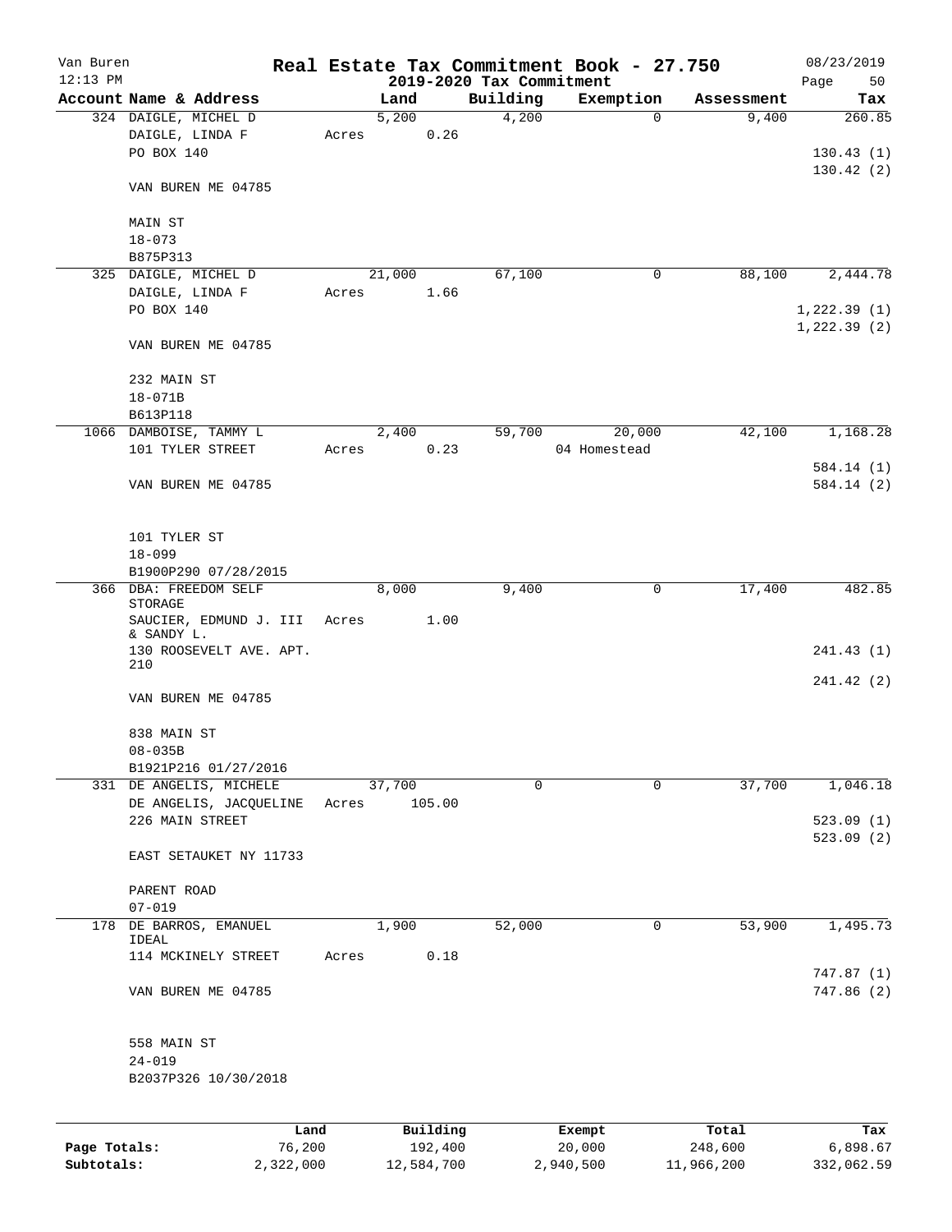Van Buren 12:13 PM

# Real Estate Tax Commitment Book - 27.750

## 2019-2020 Tax Commitment

08/23/2019 Page 50

| Account Name & Address | Land | Building | Exemption | Assessment | Tax |
|---|---|---|---|---|---|
| 324 DAIGLE, MICHEL D<br>DAIGLE, LINDA F<br>PO BOX 140<br><br>VAN BUREN ME 04785<br><br>MAIN ST<br>18-073<br>B875P313 | 5,200<br>Acres 0.26 | 4,200 | 0 | 9,400 | 260.85<br><br>130.43 (1)<br>130.42 (2) |
| 325 DAIGLE, MICHEL D<br>DAIGLE, LINDA F<br>PO BOX 140<br><br>VAN BUREN ME 04785<br><br>232 MAIN ST<br>18-071B<br>B613P118 | 21,000<br>Acres 1.66 | 67,100 | 0 | 88,100 | 2,444.78<br><br>1,222.39 (1)<br>1,222.39 (2) |
| 1066 DAMBOISE, TAMMY L<br>101 TYLER STREET<br><br>VAN BUREN ME 04785<br><br>101 TYLER ST<br>18-099<br>B1900P290 07/28/2015 | 2,400<br>Acres 0.23 | 59,700 | 20,000<br>04 Homestead | 42,100 | 1,168.28<br><br>584.14 (1)<br>584.14 (2) |
| 366 DBA: FREEDOM SELF STORAGE<br>SAUCIER, EDMUND J. III & SANDY L.<br>130 ROOSEVELT AVE. APT. 210<br><br>VAN BUREN ME 04785<br><br>838 MAIN ST<br>08-035B<br>B1921P216 01/27/2016 | 8,000<br>Acres 1.00 | 9,400 | 0 | 17,400 | 482.85<br><br>241.43 (1)<br>241.42 (2) |
| 331 DE ANGELIS, MICHELE<br>DE ANGELIS, JACQUELINE<br>226 MAIN STREET<br><br>EAST SETAUKET NY 11733<br><br>PARENT ROAD<br>07-019 | 37,700<br>Acres 105.00 | 0 | 0 | 37,700 | 1,046.18<br><br>523.09 (1)<br>523.09 (2) |
| 178 DE BARROS, EMANUEL IDEAL<br>114 MCKINELY STREET<br><br>VAN BUREN ME 04785<br><br>558 MAIN ST<br>24-019<br>B2037P326 10/30/2018 | 1,900<br>Acres 0.18 | 52,000 | 0 | 53,900 | 1,495.73<br><br>747.87 (1)<br>747.86 (2) |

| | Land | Building | Exempt | Total | Tax |
|---|---|---|---|---|---|
| Page Totals: | 76,200 | 192,400 | 20,000 | 248,600 | 6,898.67 |
| Subtotals: | 2,322,000 | 12,584,700 | 2,940,500 | 11,966,200 | 332,062.59 |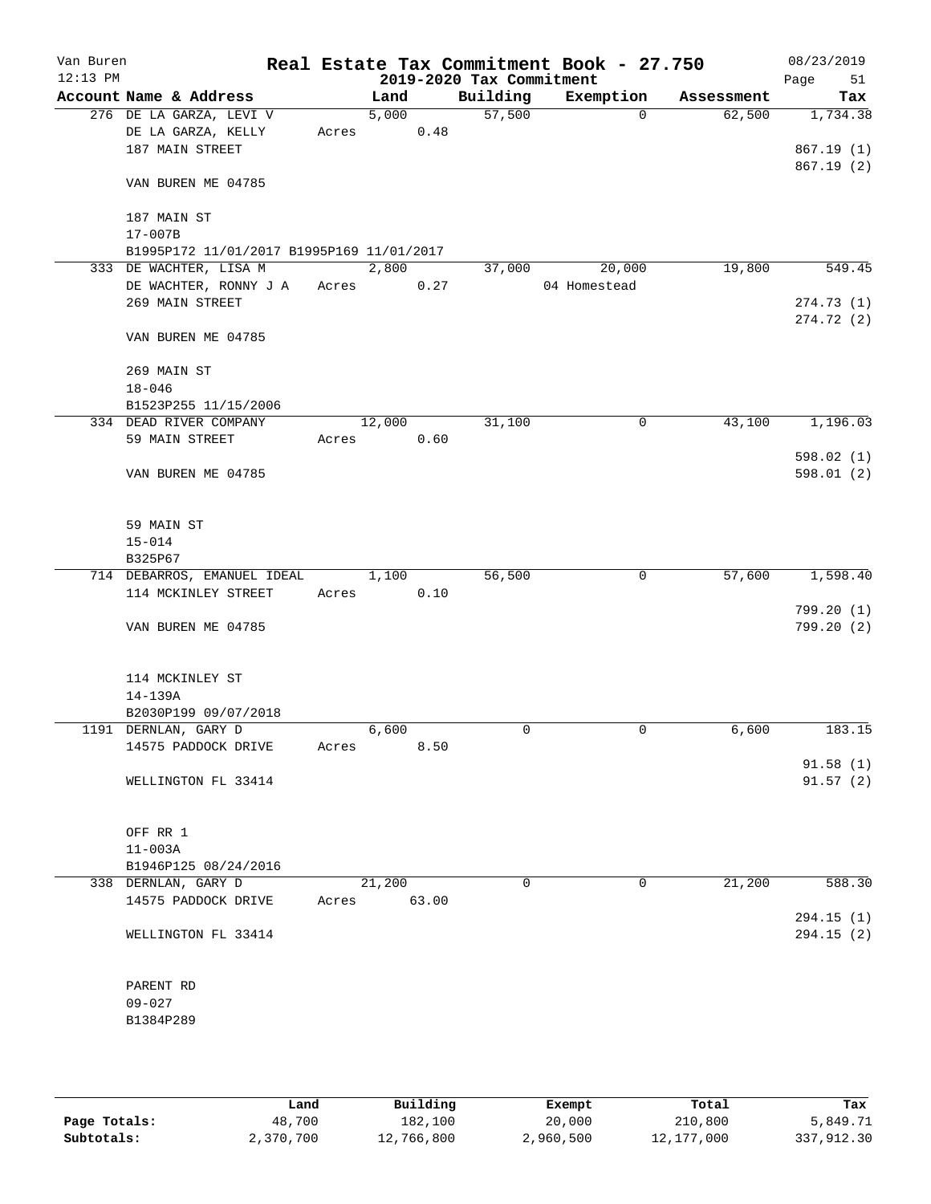Van Buren
12:13 PM

# Real Estate Tax Commitment Book - 27.750

## 2019-2020 Tax Commitment

08/23/2019

| Account Name & Address | Land | Building | Exemption | Assessment | Tax |
|---|---|---|---|---|---|
| 276 DE LA GARZA, LEVI V | 5,000 | 57,500 | 0 | 62,500 | 1,734.38 |
| DE LA GARZA, KELLY | Acres 0.48 | | | | |
| 187 MAIN STREET | | | | | 867.19 (1) |
| | | | | | 867.19 (2) |
| VAN BUREN ME 04785 | | | | | |
| 187 MAIN ST | | | | | |
| 17-007B | | | | | |
| B1995P172 11/01/2017 B1995P169 11/01/2017 | | | | | |
| 333 DE WACHTER, LISA M | 2,800 | 37,000 | 20,000 | 19,800 | 549.45 |
| DE WACHTER, RONNY J A | Acres 0.27 | | 04 Homestead | | |
| 269 MAIN STREET | | | | | 274.73 (1) |
| | | | | | 274.72 (2) |
| VAN BUREN ME 04785 | | | | | |
| 269 MAIN ST | | | | | |
| 18-046 | | | | | |
| B1523P255 11/15/2006 | | | | | |
| 334 DEAD RIVER COMPANY | 12,000 | 31,100 | 0 | 43,100 | 1,196.03 |
| 59 MAIN STREET | Acres 0.60 | | | | |
| | | | | | 598.02 (1) |
| VAN BUREN ME 04785 | | | | | 598.01 (2) |
| 59 MAIN ST | | | | | |
| 15-014 | | | | | |
| B325P67 | | | | | |
| 714 DEBARROS, EMANUEL IDEAL | 1,100 | 56,500 | 0 | 57,600 | 1,598.40 |
| 114 MCKINLEY STREET | Acres 0.10 | | | | |
| | | | | | 799.20 (1) |
| VAN BUREN ME 04785 | | | | | 799.20 (2) |
| 114 MCKINLEY ST | | | | | |
| 14-139A | | | | | |
| B2030P199 09/07/2018 | | | | | |
| 1191 DERNLAN, GARY D | 6,600 | 0 | 0 | 6,600 | 183.15 |
| 14575 PADDOCK DRIVE | Acres 8.50 | | | | |
| | | | | | 91.58 (1) |
| WELLINGTON FL 33414 | | | | | 91.57 (2) |
| OFF RR 1 | | | | | |
| 11-003A | | | | | |
| B1946P125 08/24/2016 | | | | | |
| 338 DERNLAN, GARY D | 21,200 | 0 | 0 | 21,200 | 588.30 |
| 14575 PADDOCK DRIVE | Acres 63.00 | | | | |
| | | | | | 294.15 (1) |
| WELLINGTON FL 33414 | | | | | 294.15 (2) |
| PARENT RD | | | | | |
| 09-027 | | | | | |
| B1384P289 | | | | | |

| | Land | Building | Exempt | Total | Tax |
|---|---|---|---|---|---|
| Page Totals: | 48,700 | 182,100 | 20,000 | 210,800 | 5,849.71 |
| Subtotals: | 2,370,700 | 12,766,800 | 2,960,500 | 12,177,000 | 337,912.30 |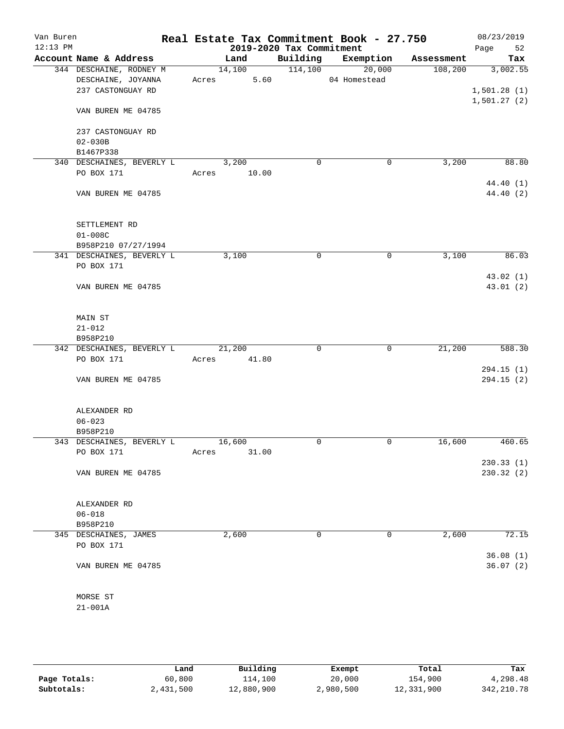# Real Estate Tax Commitment Book - 27.750

## 2019-2020 Tax Commitment

Van Buren, 12:13 PM, 08/23/2019

| Account Name & Address | Land | Building | Exemption | Assessment | Tax |
|---|---|---|---|---|---|
| 344 DESCHAINE, RODNEY M | 14,100 | 114,100 | 20,000 | 108,200 | 3,002.55 |
| DESCHAINE, JOYANNA | Acres 5.60 | | 04 Homestead | | |
| 237 CASTONGUAY RD | | | | | 1,501.28 (1) |
| | | | | | 1,501.27 (2) |
| VAN BUREN ME 04785 | | | | | |
| 237 CASTONGUAY RD | | | | | |
| 02-030B | | | | | |
| B1467P338 | | | | | |
| 340 DESCHAINES, BEVERLY L | 3,200 | 0 | 0 | 3,200 | 88.80 |
| PO BOX 171 | Acres 10.00 | | | | |
| | | | | | 44.40 (1) |
| VAN BUREN ME 04785 | | | | | 44.40 (2) |
| SETTLEMENT RD | | | | | |
| 01-008C | | | | | |
| B958P210 07/27/1994 | | | | | |
| 341 DESCHAINES, BEVERLY L | 3,100 | 0 | 0 | 3,100 | 86.03 |
| PO BOX 171 | | | | | |
| | | | | | 43.02 (1) |
| VAN BUREN ME 04785 | | | | | 43.01 (2) |
| MAIN ST | | | | | |
| 21-012 | | | | | |
| B958P210 | | | | | |
| 342 DESCHAINES, BEVERLY L | 21,200 | 0 | 0 | 21,200 | 588.30 |
| PO BOX 171 | Acres 41.80 | | | | |
| | | | | | 294.15 (1) |
| VAN BUREN ME 04785 | | | | | 294.15 (2) |
| ALEXANDER RD | | | | | |
| 06-023 | | | | | |
| B958P210 | | | | | |
| 343 DESCHAINES, BEVERLY L | 16,600 | 0 | 0 | 16,600 | 460.65 |
| PO BOX 171 | Acres 31.00 | | | | |
| | | | | | 230.33 (1) |
| VAN BUREN ME 04785 | | | | | 230.32 (2) |
| ALEXANDER RD | | | | | |
| 06-018 | | | | | |
| B958P210 | | | | | |
| 345 DESCHAINES, JAMES | 2,600 | 0 | 0 | 2,600 | 72.15 |
| PO BOX 171 | | | | | |
| | | | | | 36.08 (1) |
| VAN BUREN ME 04785 | | | | | 36.07 (2) |
| MORSE ST | | | | | |
| 21-001A | | | | | |

| | Land | Building | Exempt | Total | Tax |
|---|---|---|---|---|---|
| Page Totals: | 60,800 | 114,100 | 20,000 | 154,900 | 4,298.48 |
| Subtotals: | 2,431,500 | 12,880,900 | 2,980,500 | 12,331,900 | 342,210.78 |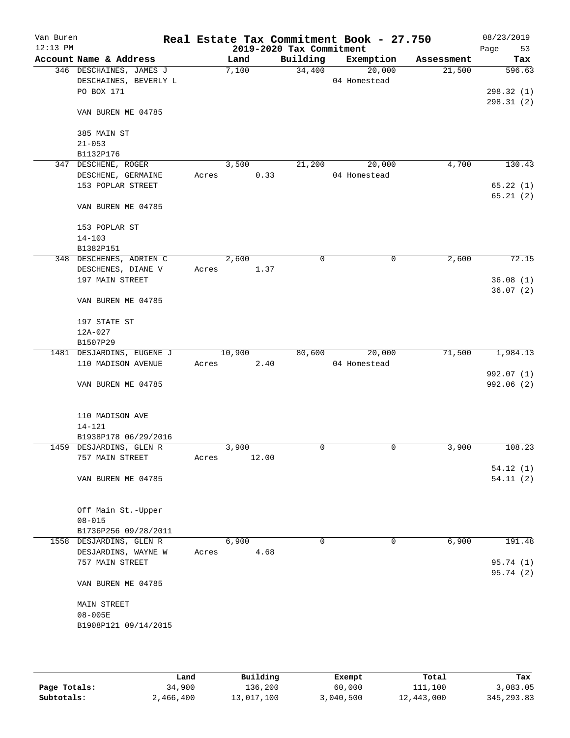# Real Estate Tax Commitment Book - 27.750

Van Buren
12:13 PM

2019-2020 Tax Commitment

08/23/2019

| Account Name & Address | Land | Building | Exemption | Assessment | Tax |
|---|---|---|---|---|---|
| 346 DESCHAINES, JAMES J<br>DESCHAINES, BEVERLY L<br>PO BOX 171<br><br>VAN BUREN ME 04785<br><br>385 MAIN ST<br>21-053<br>B1132P176 | 7,100 | 34,400 | 20,000<br>04 Homestead | 21,500 | 596.63<br><br>298.32 (1)<br>298.31 (2) |
| 347 DESCHENE, ROGER<br>DESCHENE, GERMAINE<br>153 POPLAR STREET<br><br>VAN BUREN ME 04785<br><br>153 POPLAR ST<br>14-103<br>B1382P151 | 3,500<br>Acres 0.33 | 21,200 | 20,000<br>04 Homestead | 4,700 | 130.43<br><br>65.22 (1)<br>65.21 (2) |
| 348 DESCHENES, ADRIEN C<br>DESCHENES, DIANE V<br>197 MAIN STREET<br><br>VAN BUREN ME 04785<br><br>197 STATE ST<br>12A-027<br>B1507P29 | 2,600<br>Acres 1.37 | 0 | 0 | 2,600 | 72.15<br><br>36.08 (1)<br>36.07 (2) |
| 1481 DESJARDINS, EUGENE J<br>110 MADISON AVENUE<br><br>VAN BUREN ME 04785<br><br>110 MADISON AVE<br>14-121<br>B1938P178 06/29/2016 | 10,900<br>Acres 2.40 | 80,600 | 20,000<br>04 Homestead | 71,500 | 1,984.13<br><br>992.07 (1)<br>992.06 (2) |
| 1459 DESJARDINS, GLEN R<br>757 MAIN STREET<br><br>VAN BUREN ME 04785<br><br>Off Main St.-Upper<br>08-015<br>B1736P256 09/28/2011 | 3,900<br>Acres 12.00 | 0 | 0 | 3,900 | 108.23<br><br>54.12 (1)<br>54.11 (2) |
| 1558 DESJARDINS, GLEN R<br>DESJARDINS, WAYNE W<br>757 MAIN STREET<br><br>VAN BUREN ME 04785<br><br>MAIN STREET<br>08-005E<br>B1908P121 09/14/2015 | 6,900<br>Acres 4.68 | 0 | 0 | 6,900 | 191.48<br><br>95.74 (1)<br>95.74 (2) |

| | Land | Building | Exempt | Total | Tax |
|---|---|---|---|---|---|
| Page Totals: | 34,900 | 136,200 | 60,000 | 111,100 | 3,083.05 |
| Subtotals: | 2,466,400 | 13,017,100 | 3,040,500 | 12,443,000 | 345,293.83 |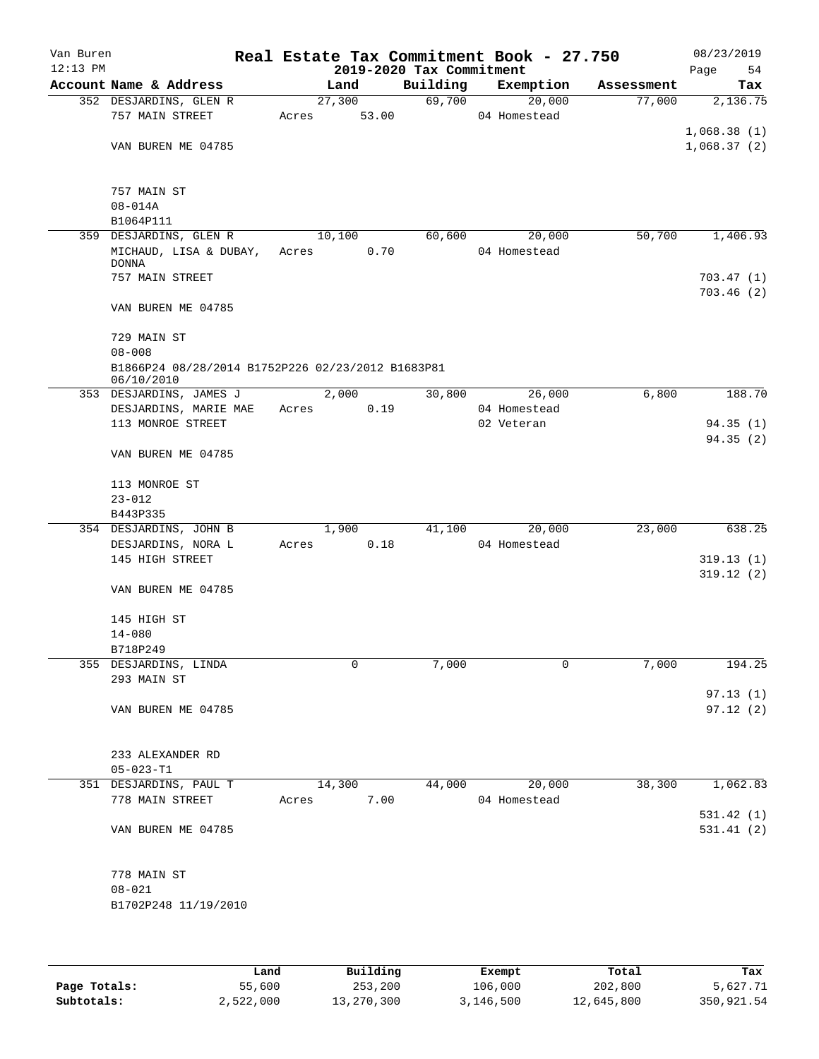Van Buren
12:13 PM

# Real Estate Tax Commitment Book - 27.750

## 2019-2020 Tax Commitment

08/23/2019

| Account Name & Address | Land | Building | Exemption | Assessment | Tax |
|---|---|---|---|---|---|
| 352 DESJARDINS, GLEN R | 27,300 | 69,700 | 20,000 | 77,000 | 2,136.75 |
| 757 MAIN STREET | Acres 53.00 | | 04 Homestead | | |
| | | | | | 1,068.38 (1) |
| VAN BUREN ME 04785 | | | | | 1,068.37 (2) |
| 757 MAIN ST | | | | | |
| 08-014A | | | | | |
| B1064P111 | | | | | |
| 359 DESJARDINS, GLEN R | 10,100 | 60,600 | 20,000 | 50,700 | 1,406.93 |
| MICHAUD, LISA & DUBAY, DONNA | Acres 0.70 | | 04 Homestead | | |
| 757 MAIN STREET | | | | | 703.47 (1) |
| | | | | | 703.46 (2) |
| VAN BUREN ME 04785 | | | | | |
| 729 MAIN ST | | | | | |
| 08-008 | | | | | |
| B1866P24 08/28/2014 B1752P226 02/23/2012 B1683P81 06/10/2010 | | | | | |
| 353 DESJARDINS, JAMES J | 2,000 | 30,800 | 26,000 | 6,800 | 188.70 |
| DESJARDINS, MARIE MAE | Acres 0.19 | | 04 Homestead | | |
| 113 MONROE STREET | | | 02 Veteran | | 94.35 (1) |
| | | | | | 94.35 (2) |
| VAN BUREN ME 04785 | | | | | |
| 113 MONROE ST | | | | | |
| 23-012 | | | | | |
| B443P335 | | | | | |
| 354 DESJARDINS, JOHN B | 1,900 | 41,100 | 20,000 | 23,000 | 638.25 |
| DESJARDINS, NORA L | Acres 0.18 | | 04 Homestead | | |
| 145 HIGH STREET | | | | | 319.13 (1) |
| | | | | | 319.12 (2) |
| VAN BUREN ME 04785 | | | | | |
| 145 HIGH ST | | | | | |
| 14-080 | | | | | |
| B718P249 | | | | | |
| 355 DESJARDINS, LINDA | 0 | 7,000 | 0 | 7,000 | 194.25 |
| 293 MAIN ST | | | | | |
| | | | | | 97.13 (1) |
| VAN BUREN ME 04785 | | | | | 97.12 (2) |
| 233 ALEXANDER RD | | | | | |
| 05-023-T1 | | | | | |
| 351 DESJARDINS, PAUL T | 14,300 | 44,000 | 20,000 | 38,300 | 1,062.83 |
| 778 MAIN STREET | Acres 7.00 | | 04 Homestead | | |
| | | | | | 531.42 (1) |
| VAN BUREN ME 04785 | | | | | 531.41 (2) |
| 778 MAIN ST | | | | | |
| 08-021 | | | | | |
| B1702P248 11/19/2010 | | | | | |

| | Land | Building | Exempt | Total | Tax |
|---|---|---|---|---|---|
| Page Totals: | 55,600 | 253,200 | 106,000 | 202,800 | 5,627.71 |
| Subtotals: | 2,522,000 | 13,270,300 | 3,146,500 | 12,645,800 | 350,921.54 |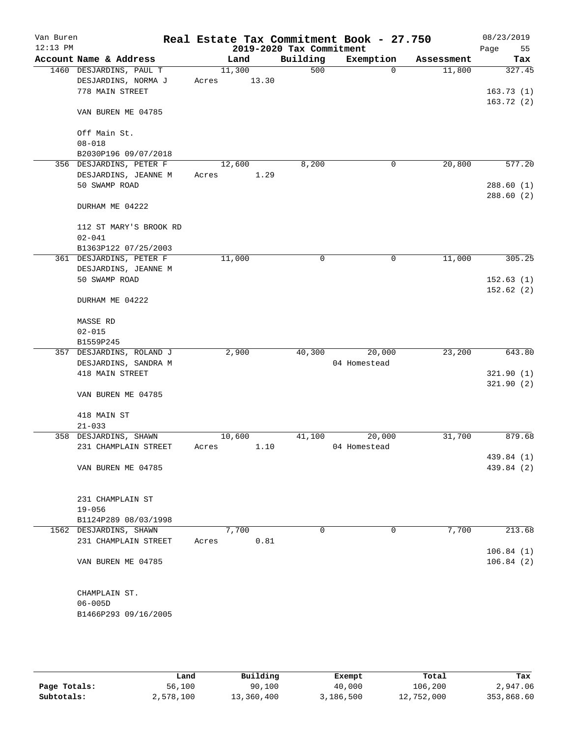Van Buren 12:13 PM

# Real Estate Tax Commitment Book - 27.750

## 2019-2020 Tax Commitment

08/23/2019

| Account Name & Address | Land | Building | Exemption | Assessment | Tax |
|---|---|---|---|---|---|
| 1460 DESJARDINS, PAUL T<br>DESJARDINS, NORMA J<br>778 MAIN STREET<br><br>VAN BUREN ME 04785<br><br>Off Main St.<br>08-018<br>B2030P196 09/07/2018 | 11,300<br>Acres 13.30 | 500 | 0 | 11,800 | 327.45<br><br>163.73 (1)<br>163.72 (2) |
| 356 DESJARDINS, PETER F<br>DESJARDINS, JEANNE M<br>50 SWAMP ROAD<br><br>DURHAM ME 04222<br><br>112 ST MARY'S BROOK RD<br>02-041<br>B1363P122 07/25/2003 | 12,600<br>Acres 1.29 | 8,200 | 0 | 20,800 | 577.20<br><br>288.60 (1)<br>288.60 (2) |
| 361 DESJARDINS, PETER F<br>DESJARDINS, JEANNE M<br>50 SWAMP ROAD<br><br>DURHAM ME 04222<br><br>MASSE RD<br>02-015<br>B1559P245 | 11,000 | 0 | 0 | 11,000 | 305.25<br><br>152.63 (1)<br>152.62 (2) |
| 357 DESJARDINS, ROLAND J<br>DESJARDINS, SANDRA M<br>418 MAIN STREET<br><br>VAN BUREN ME 04785<br><br>418 MAIN ST<br>21-033 | 2,900 | 40,300 | 20,000<br>04 Homestead | 23,200 | 643.80<br><br>321.90 (1)<br>321.90 (2) |
| 358 DESJARDINS, SHAWN<br>231 CHAMPLAIN STREET<br><br>VAN BUREN ME 04785<br><br>231 CHAMPLAIN ST<br>19-056<br>B1124P289 08/03/1998 | 10,600<br>Acres 1.10 | 41,100 | 20,000<br>04 Homestead | 31,700 | 879.68<br><br>439.84 (1)<br>439.84 (2) |
| 1562 DESJARDINS, SHAWN<br>231 CHAMPLAIN STREET<br><br>VAN BUREN ME 04785<br><br>CHAMPLAIN ST.<br>06-005D<br>B1466P293 09/16/2005 | 7,700<br>Acres 0.81 | 0 | 0 | 7,700 | 213.68<br><br>106.84 (1)<br>106.84 (2) |

| | Land | Building | Exempt | Total | Tax |
|---|---|---|---|---|---|
| **Page Totals:** | 56,100 | 90,100 | 40,000 | 106,200 | 2,947.06 |
| **Subtotals:** | 2,578,100 | 13,360,400 | 3,186,500 | 12,752,000 | 353,868.60 |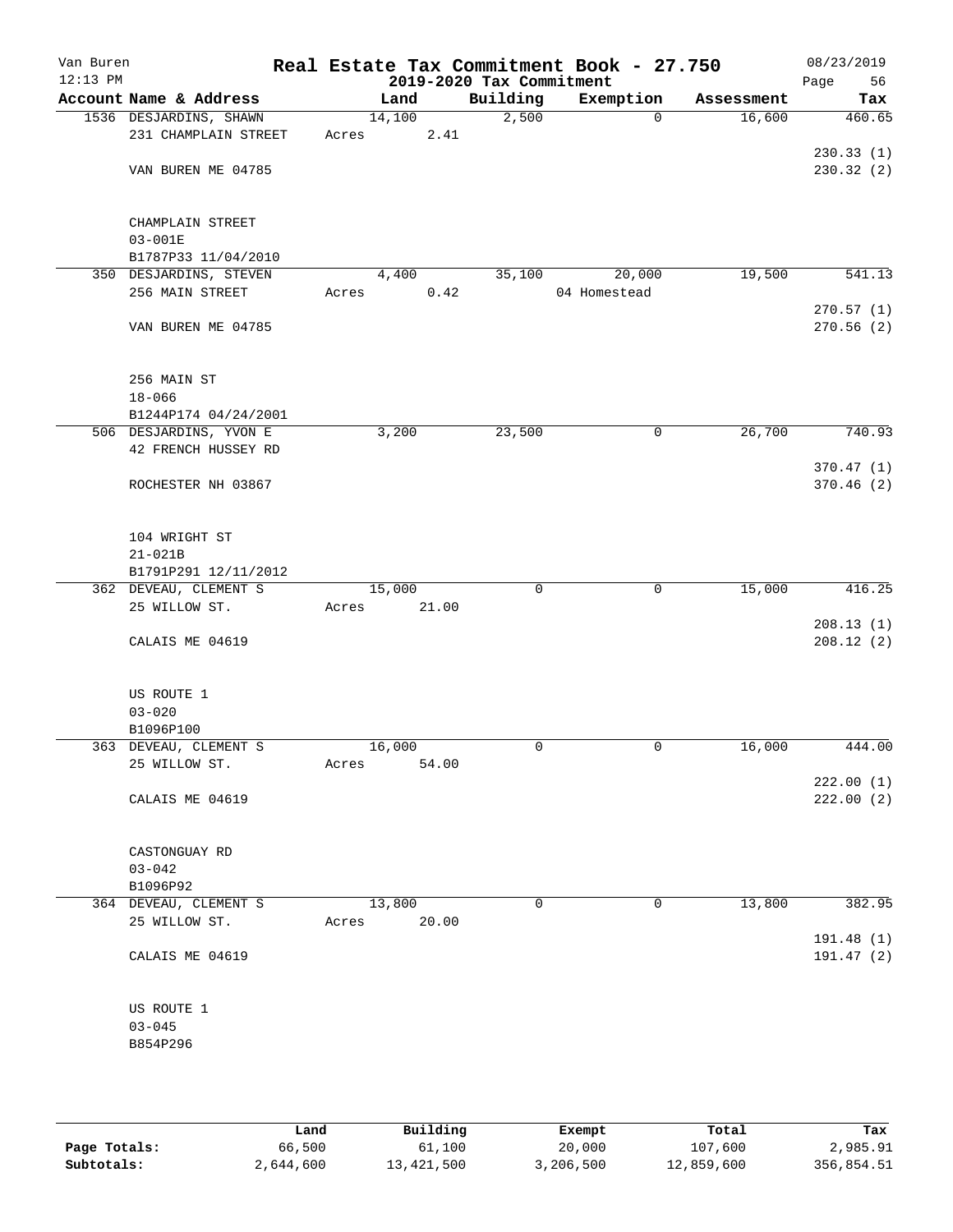Van Buren
12:13 PM

# Real Estate Tax Commitment Book - 27.750

## 2019-2020 Tax Commitment

08/23/2019

| Account Name & Address | Land | Building | Exemption | Assessment | Tax |
|---|---|---|---|---|---|
| 1536 DESJARDINS, SHAWN | 14,100 | 2,500 | 0 | 16,600 | 460.65 |
| 231 CHAMPLAIN STREET | Acres 2.41 | | | | |
| | | | | | 230.33 (1) |
| VAN BUREN ME 04785 | | | | | 230.32 (2) |
| CHAMPLAIN STREET | | | | | |
| 03-001E | | | | | |
| B1787P33 11/04/2010 | | | | | |
| 350 DESJARDINS, STEVEN | 4,400 | 35,100 | 20,000 | 19,500 | 541.13 |
| 256 MAIN STREET | Acres 0.42 | | 04 Homestead | | |
| | | | | | 270.57 (1) |
| VAN BUREN ME 04785 | | | | | 270.56 (2) |
| 256 MAIN ST | | | | | |
| 18-066 | | | | | |
| B1244P174 04/24/2001 | | | | | |
| 506 DESJARDINS, YVON E | 3,200 | 23,500 | 0 | 26,700 | 740.93 |
| 42 FRENCH HUSSEY RD | | | | | |
| | | | | | 370.47 (1) |
| ROCHESTER NH 03867 | | | | | 370.46 (2) |
| 104 WRIGHT ST | | | | | |
| 21-021B | | | | | |
| B1791P291 12/11/2012 | | | | | |
| 362 DEVEAU, CLEMENT S | 15,000 | 0 | 0 | 15,000 | 416.25 |
| 25 WILLOW ST. | Acres 21.00 | | | | |
| | | | | | 208.13 (1) |
| CALAIS ME 04619 | | | | | 208.12 (2) |
| US ROUTE 1 | | | | | |
| 03-020 | | | | | |
| B1096P100 | | | | | |
| 363 DEVEAU, CLEMENT S | 16,000 | 0 | 0 | 16,000 | 444.00 |
| 25 WILLOW ST. | Acres 54.00 | | | | |
| | | | | | 222.00 (1) |
| CALAIS ME 04619 | | | | | 222.00 (2) |
| CASTONGUAY RD | | | | | |
| 03-042 | | | | | |
| B1096P92 | | | | | |
| 364 DEVEAU, CLEMENT S | 13,800 | 0 | 0 | 13,800 | 382.95 |
| 25 WILLOW ST. | Acres 20.00 | | | | |
| | | | | | 191.48 (1) |
| CALAIS ME 04619 | | | | | 191.47 (2) |
| US ROUTE 1 | | | | | |
| 03-045 | | | | | |
| B854P296 | | | | | |

| | Land | Building | Exempt | Total | Tax |
|---|---|---|---|---|---|
| Page Totals: | 66,500 | 61,100 | 20,000 | 107,600 | 2,985.91 |
| Subtotals: | 2,644,600 | 13,421,500 | 3,206,500 | 12,859,600 | 356,854.51 |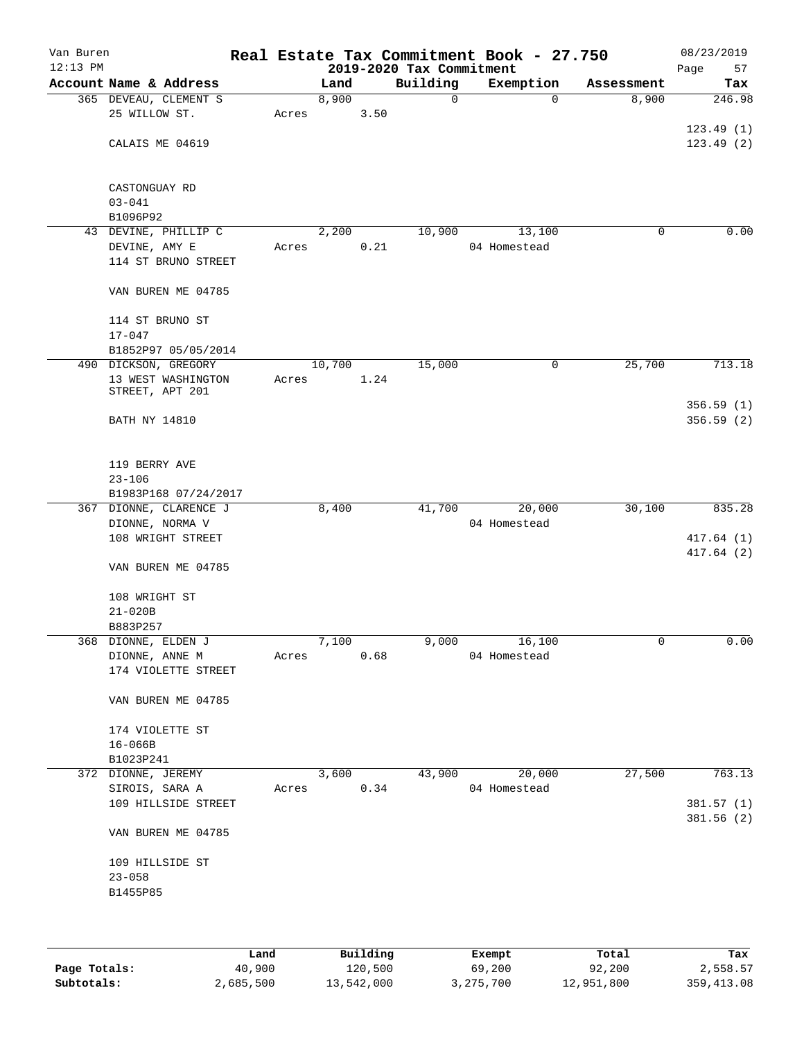Van Buren — Real Estate Tax Commitment Book - 27.750 — 08/23/2019
12:13 PM — 2019-2020 Tax Commitment

| Account Name & Address | Land | Building | Exemption | Assessment | Tax |
|---|---|---|---|---|---|
| 365 DEVEAU, CLEMENT S<br>25 WILLOW ST.<br><br>CALAIS ME 04619<br><br>CASTONGUAY RD<br>03-041<br>B1096P92 | 8,900<br>Acres 3.50 | 0 | 0 | 8,900 | 246.98<br><br>123.49 (1)<br>123.49 (2) |
| 43 DEVINE, PHILLIP C<br>DEVINE, AMY E<br>114 ST BRUNO STREET<br><br>VAN BUREN ME 04785<br><br>114 ST BRUNO ST<br>17-047<br>B1852P97 05/05/2014 | 2,200<br>Acres 0.21 | 10,900 | 13,100<br>04 Homestead | 0 | 0.00 |
| 490 DICKSON, GREGORY<br>13 WEST WASHINGTON STREET, APT 201<br><br>BATH NY 14810<br><br>119 BERRY AVE<br>23-106<br>B1983P168 07/24/2017 | 10,700<br>Acres 1.24 | 15,000 | 0 | 25,700 | 713.18<br><br>356.59 (1)<br>356.59 (2) |
| 367 DIONNE, CLARENCE J<br>DIONNE, NORMA V<br>108 WRIGHT STREET<br><br>VAN BUREN ME 04785<br><br>108 WRIGHT ST<br>21-020B<br>B883P257 | 8,400 | 41,700 | 20,000<br>04 Homestead | 30,100 | 835.28<br><br>417.64 (1)<br>417.64 (2) |
| 368 DIONNE, ELDEN J<br>DIONNE, ANNE M<br>174 VIOLETTE STREET<br><br>VAN BUREN ME 04785<br><br>174 VIOLETTE ST<br>16-066B<br>B1023P241 | 7,100<br>Acres 0.68 | 9,000 | 16,100<br>04 Homestead | 0 | 0.00 |
| 372 DIONNE, JEREMY<br>SIROIS, SARA A<br>109 HILLSIDE STREET<br><br>VAN BUREN ME 04785<br><br>109 HILLSIDE ST<br>23-058<br>B1455P85 | 3,600<br>Acres 0.34 | 43,900 | 20,000<br>04 Homestead | 27,500 | 763.13<br><br>381.57 (1)<br>381.56 (2) |

| | Land | Building | Exempt | Total | Tax |
|---|---|---|---|---|---|
| Page Totals: | 40,900 | 120,500 | 69,200 | 92,200 | 2,558.57 |
| Subtotals: | 2,685,500 | 13,542,000 | 3,275,700 | 12,951,800 | 359,413.08 |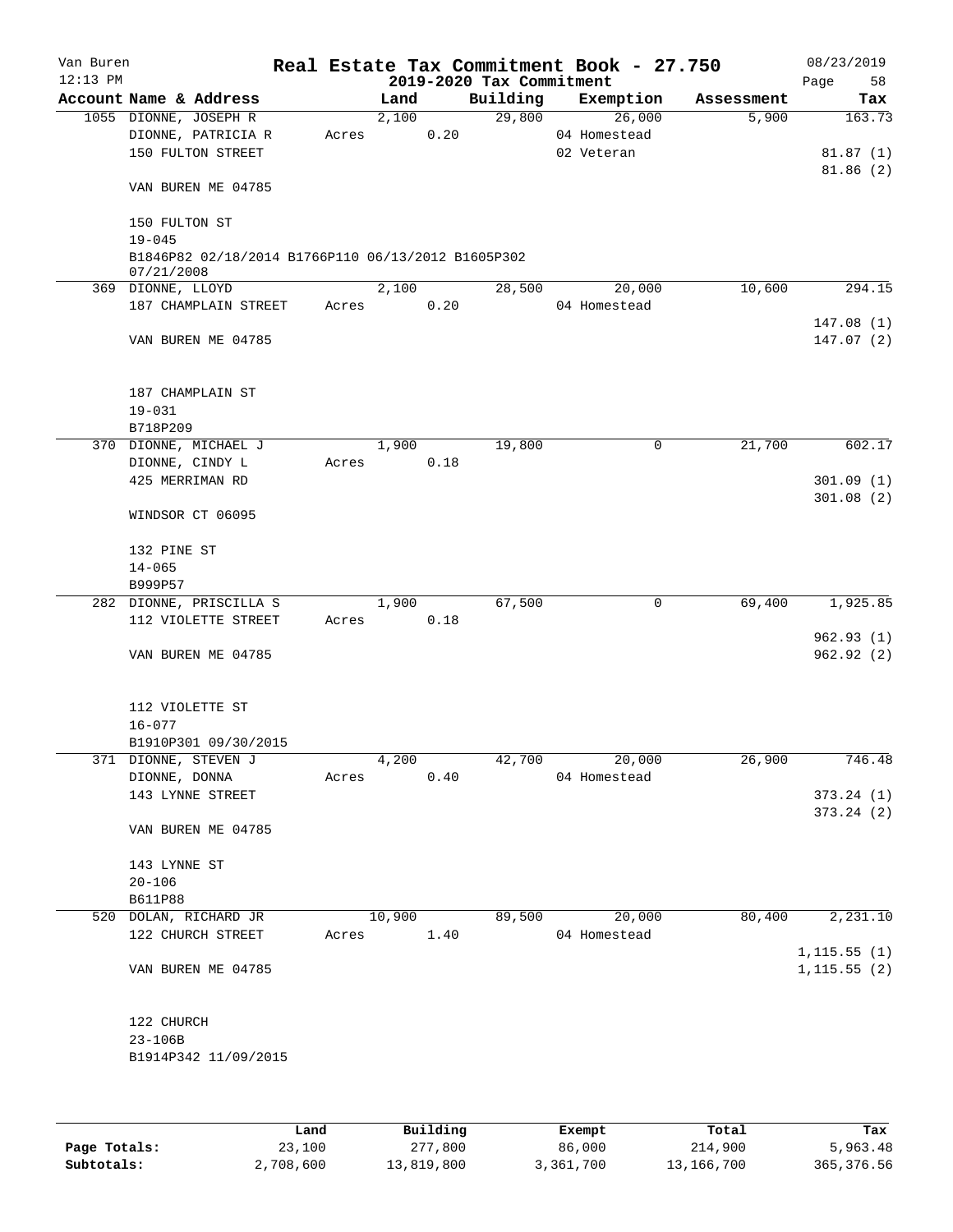Van Buren
12:13 PM

# Real Estate Tax Commitment Book - 27.750

## 2019-2020 Tax Commitment

08/23/2019
Page 58

| Account Name & Address | Land | Building | Exemption | Assessment | Tax |
|---|---|---|---|---|---|
| 1055 DIONNE, JOSEPH R | 2,100 | 29,800 | 26,000 | 5,900 | 163.73 |
| DIONNE, PATRICIA R | Acres 0.20 | | 04 Homestead | | |
| 150 FULTON STREET | | | 02 Veteran | | 81.87 (1) |
| | | | | | 81.86 (2) |
| VAN BUREN ME 04785 | | | | | |
| 150 FULTON ST | | | | | |
| 19-045 | | | | | |
| B1846P82 02/18/2014 B1766P110 06/13/2012 B1605P302 07/21/2008 | | | | | |
| 369 DIONNE, LLOYD | 2,100 | 28,500 | 20,000 | 10,600 | 294.15 |
| 187 CHAMPLAIN STREET | Acres 0.20 | | 04 Homestead | | |
| | | | | | 147.08 (1) |
| VAN BUREN ME 04785 | | | | | 147.07 (2) |
| 187 CHAMPLAIN ST | | | | | |
| 19-031 | | | | | |
| B718P209 | | | | | |
| 370 DIONNE, MICHAEL J | 1,900 | 19,800 | 0 | 21,700 | 602.17 |
| DIONNE, CINDY L | Acres 0.18 | | | | |
| 425 MERRIMAN RD | | | | | 301.09 (1) |
| | | | | | 301.08 (2) |
| WINDSOR CT 06095 | | | | | |
| 132 PINE ST | | | | | |
| 14-065 | | | | | |
| B999P57 | | | | | |
| 282 DIONNE, PRISCILLA S | 1,900 | 67,500 | 0 | 69,400 | 1,925.85 |
| 112 VIOLETTE STREET | Acres 0.18 | | | | |
| | | | | | 962.93 (1) |
| VAN BUREN ME 04785 | | | | | 962.92 (2) |
| 112 VIOLETTE ST | | | | | |
| 16-077 | | | | | |
| B1910P301 09/30/2015 | | | | | |
| 371 DIONNE, STEVEN J | 4,200 | 42,700 | 20,000 | 26,900 | 746.48 |
| DIONNE, DONNA | Acres 0.40 | | 04 Homestead | | |
| 143 LYNNE STREET | | | | | 373.24 (1) |
| | | | | | 373.24 (2) |
| VAN BUREN ME 04785 | | | | | |
| 143 LYNNE ST | | | | | |
| 20-106 | | | | | |
| B611P88 | | | | | |
| 520 DOLAN, RICHARD JR | 10,900 | 89,500 | 20,000 | 80,400 | 2,231.10 |
| 122 CHURCH STREET | Acres 1.40 | | 04 Homestead | | |
| | | | | | 1,115.55 (1) |
| VAN BUREN ME 04785 | | | | | 1,115.55 (2) |
| 122 CHURCH | | | | | |
| 23-106B | | | | | |
| B1914P342 11/09/2015 | | | | | |

| | Land | Building | Exempt | Total | Tax |
|---|---|---|---|---|---|
| **Page Totals:** | 23,100 | 277,800 | 86,000 | 214,900 | 5,963.48 |
| **Subtotals:** | 2,708,600 | 13,819,800 | 3,361,700 | 13,166,700 | 365,376.56 |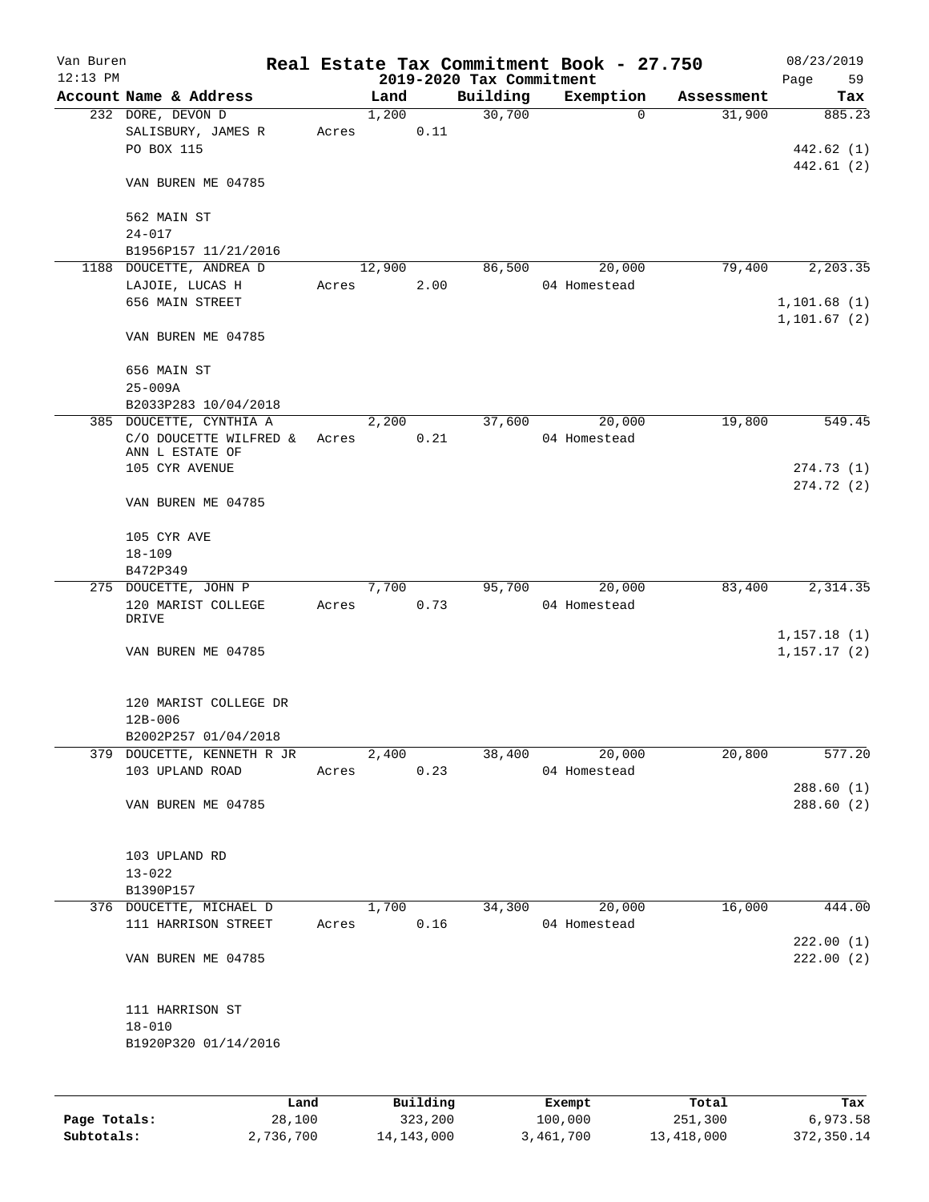Van Buren
12:13 PM

# Real Estate Tax Commitment Book - 27.750

## 2019-2020 Tax Commitment

08/23/2019
Page 59

| Account Name & Address | Land | Building | Exemption | Assessment | Tax |
|---|---|---|---|---|---|
| 232 DORE, DEVON D<br>SALISBURY, JAMES R<br>PO BOX 115<br><br>VAN BUREN ME 04785<br><br>562 MAIN ST<br>24-017<br>B1956P157 11/21/2016 | 1,200<br>Acres 0.11 | 30,700 | 0 | 31,900 | 885.23<br><br>442.62 (1)<br>442.61 (2) |
| 1188 DOUCETTE, ANDREA D<br>LAJOIE, LUCAS H<br>656 MAIN STREET<br><br>VAN BUREN ME 04785<br><br>656 MAIN ST<br>25-009A<br>B2033P283 10/04/2018 | 12,900<br>Acres 2.00 | 86,500 | 20,000<br>04 Homestead | 79,400 | 2,203.35<br><br>1,101.68 (1)<br>1,101.67 (2) |
| 385 DOUCETTE, CYNTHIA A<br>C/O DOUCETTE WILFRED & ANN L ESTATE OF<br>105 CYR AVENUE<br><br>VAN BUREN ME 04785<br><br>105 CYR AVE<br>18-109<br>B472P349 | 2,200<br>Acres 0.21 | 37,600 | 20,000<br>04 Homestead | 19,800 | 549.45<br><br>274.73 (1)<br>274.72 (2) |
| 275 DOUCETTE, JOHN P<br>120 MARIST COLLEGE DRIVE<br><br>VAN BUREN ME 04785<br><br>120 MARIST COLLEGE DR<br>12B-006<br>B2002P257 01/04/2018 | 7,700<br>Acres 0.73 | 95,700 | 20,000<br>04 Homestead | 83,400 | 2,314.35<br><br>1,157.18 (1)<br>1,157.17 (2) |
| 379 DOUCETTE, KENNETH R JR<br>103 UPLAND ROAD<br><br>VAN BUREN ME 04785<br><br>103 UPLAND RD<br>13-022<br>B1390P157 | 2,400<br>Acres 0.23 | 38,400 | 20,000<br>04 Homestead | 20,800 | 577.20<br><br>288.60 (1)<br>288.60 (2) |
| 376 DOUCETTE, MICHAEL D<br>111 HARRISON STREET<br><br>VAN BUREN ME 04785<br><br>111 HARRISON ST<br>18-010<br>B1920P320 01/14/2016 | 1,700<br>Acres 0.16 | 34,300 | 20,000<br>04 Homestead | 16,000 | 444.00<br><br>222.00 (1)<br>222.00 (2) |

| | Land | Building | Exempt | Total | Tax |
|---|---|---|---|---|---|
| Page Totals: | 28,100 | 323,200 | 100,000 | 251,300 | 6,973.58 |
| Subtotals: | 2,736,700 | 14,143,000 | 3,461,700 | 13,418,000 | 372,350.14 |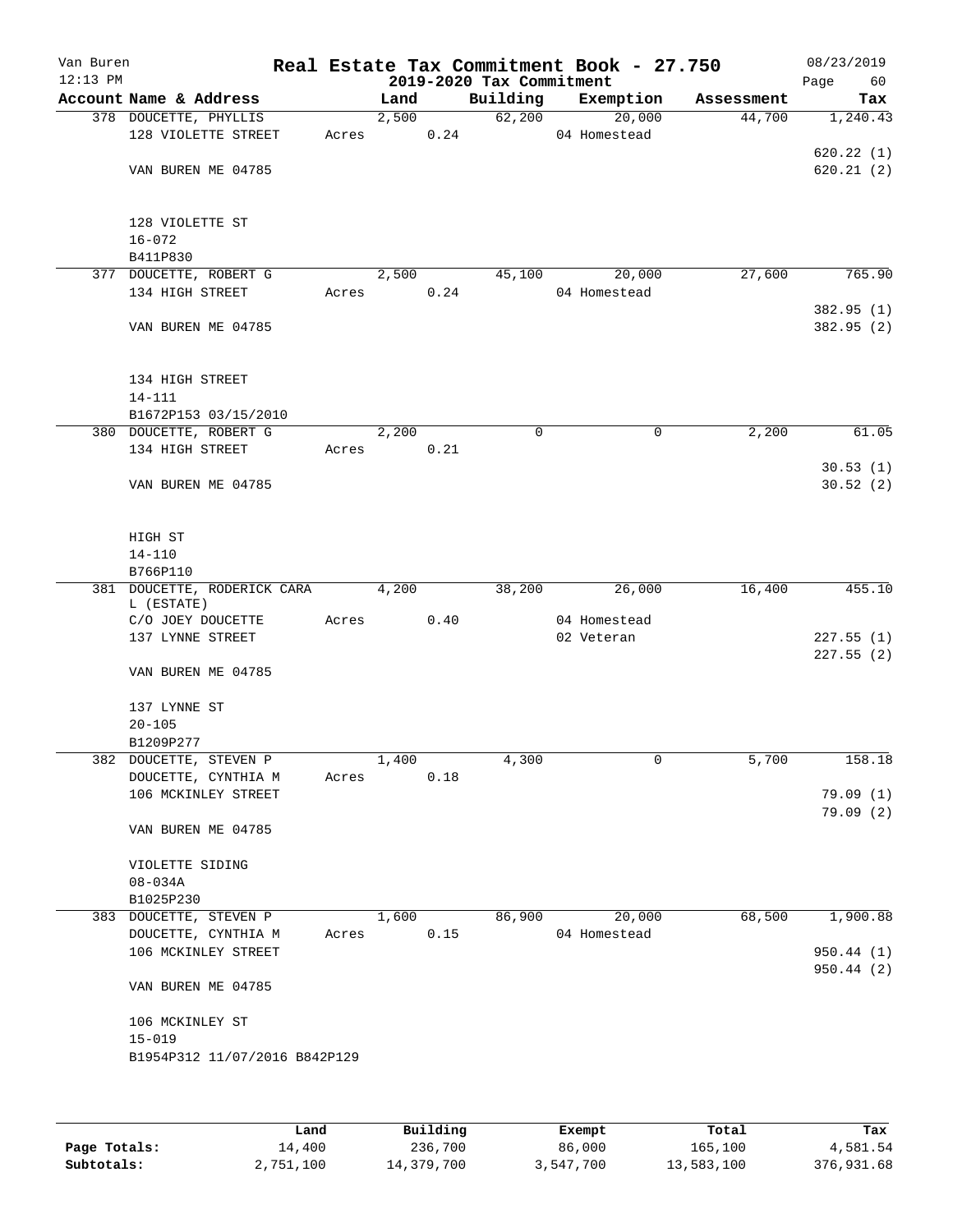# Real Estate Tax Commitment Book - 27.750

## 2019-2020 Tax Commitment

Van Buren
12:13 PM

08/23/2019
Page 60

| Account Name & Address | | Land | Building | Exemption | Assessment | Tax |
|---|---|---|---|---|---|---|
| 378 DOUCETTE, PHYLLIS | | 2,500 | 62,200 | 20,000 | 44,700 | 1,240.43 |
| 128 VIOLETTE STREET | Acres | 0.24 | | 04 Homestead | | |
| | | | | | | 620.22 (1) |
| VAN BUREN ME 04785 | | | | | | 620.21 (2) |
| 128 VIOLETTE ST | | | | | | |
| 16-072 | | | | | | |
| B411P830 | | | | | | |
| 377 DOUCETTE, ROBERT G | | 2,500 | 45,100 | 20,000 | 27,600 | 765.90 |
| 134 HIGH STREET | Acres | 0.24 | | 04 Homestead | | |
| | | | | | | 382.95 (1) |
| VAN BUREN ME 04785 | | | | | | 382.95 (2) |
| 134 HIGH STREET | | | | | | |
| 14-111 | | | | | | |
| B1672P153 03/15/2010 | | | | | | |
| 380 DOUCETTE, ROBERT G | | 2,200 | 0 | 0 | 2,200 | 61.05 |
| 134 HIGH STREET | Acres | 0.21 | | | | |
| | | | | | | 30.53 (1) |
| VAN BUREN ME 04785 | | | | | | 30.52 (2) |
| HIGH ST | | | | | | |
| 14-110 | | | | | | |
| B766P110 | | | | | | |
| 381 DOUCETTE, RODERICK CARA L (ESTATE) | | 4,200 | 38,200 | 26,000 | 16,400 | 455.10 |
| C/O JOEY DOUCETTE | Acres | 0.40 | | 04 Homestead | | |
| 137 LYNNE STREET | | | | 02 Veteran | | 227.55 (1) |
| | | | | | | 227.55 (2) |
| VAN BUREN ME 04785 | | | | | | |
| 137 LYNNE ST | | | | | | |
| 20-105 | | | | | | |
| B1209P277 | | | | | | |
| 382 DOUCETTE, STEVEN P | | 1,400 | 4,300 | 0 | 5,700 | 158.18 |
| DOUCETTE, CYNTHIA M | Acres | 0.18 | | | | |
| 106 MCKINLEY STREET | | | | | | 79.09 (1) |
| | | | | | | 79.09 (2) |
| VAN BUREN ME 04785 | | | | | | |
| VIOLETTE SIDING | | | | | | |
| 08-034A | | | | | | |
| B1025P230 | | | | | | |
| 383 DOUCETTE, STEVEN P | | 1,600 | 86,900 | 20,000 | 68,500 | 1,900.88 |
| DOUCETTE, CYNTHIA M | Acres | 0.15 | | 04 Homestead | | |
| 106 MCKINLEY STREET | | | | | | 950.44 (1) |
| | | | | | | 950.44 (2) |
| VAN BUREN ME 04785 | | | | | | |
| 106 MCKINLEY ST | | | | | | |
| 15-019 | | | | | | |
| B1954P312 11/07/2016 B842P129 | | | | | | |

| | Land | Building | Exempt | Total | Tax |
|---|---|---|---|---|---|
| Page Totals: | 14,400 | 236,700 | 86,000 | 165,100 | 4,581.54 |
| Subtotals: | 2,751,100 | 14,379,700 | 3,547,700 | 13,583,100 | 376,931.68 |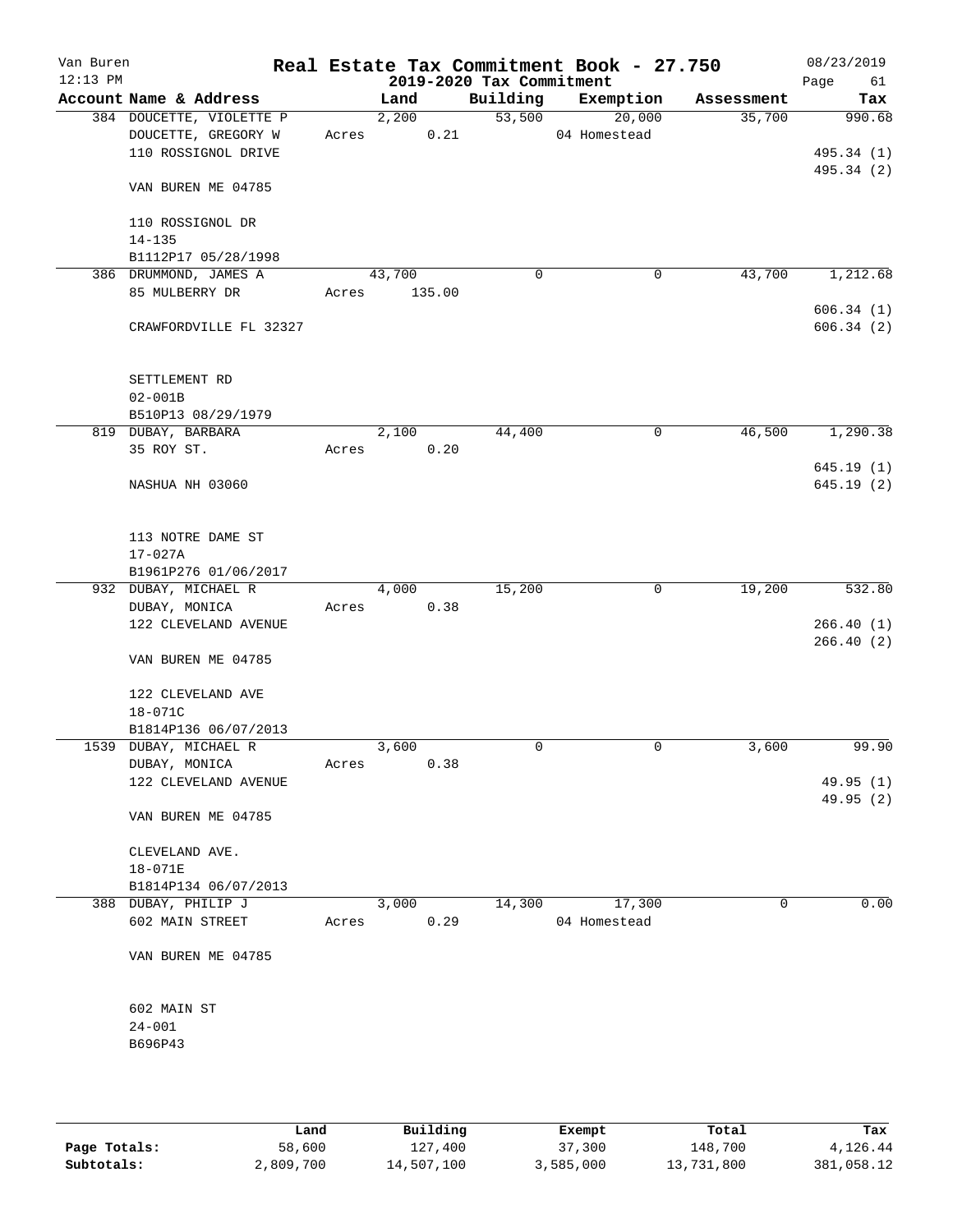# Real Estate Tax Commitment Book - 27.750

Van Buren 12:13 PM — 2019-2020 Tax Commitment — 08/23/2019

| Account Name & Address | Land | Building | Exemption | Assessment | Tax |
|---|---|---|---|---|---|
| 384 DOUCETTE, VIOLETTE P<br>DOUCETTE, GREGORY W<br>110 ROSSIGNOL DRIVE<br><br>VAN BUREN ME 04785<br><br>110 ROSSIGNOL DR<br>14-135<br>B1112P17 05/28/1998 | 2,200<br>Acres 0.21 | 53,500 | 20,000<br>04 Homestead | 35,700 | 990.68<br><br>495.34 (1)<br>495.34 (2) |
| 386 DRUMMOND, JAMES A<br>85 MULBERRY DR<br><br>CRAWFORDVILLE FL 32327<br><br>SETTLEMENT RD<br>02-001B<br>B510P13 08/29/1979 | 43,700<br>Acres 135.00 | 0 | 0 | 43,700 | 1,212.68<br><br>606.34 (1)<br>606.34 (2) |
| 819 DUBAY, BARBARA<br>35 ROY ST.<br><br>NASHUA NH 03060<br><br>113 NOTRE DAME ST<br>17-027A<br>B1961P276 01/06/2017 | 2,100<br>Acres 0.20 | 44,400 | 0 | 46,500 | 1,290.38<br><br>645.19 (1)<br>645.19 (2) |
| 932 DUBAY, MICHAEL R<br>DUBAY, MONICA<br>122 CLEVELAND AVENUE<br><br>VAN BUREN ME 04785<br><br>122 CLEVELAND AVE<br>18-071C<br>B1814P136 06/07/2013 | 4,000<br>Acres 0.38 | 15,200 | 0 | 19,200 | 532.80<br><br>266.40 (1)<br>266.40 (2) |
| 1539 DUBAY, MICHAEL R<br>DUBAY, MONICA<br>122 CLEVELAND AVENUE<br><br>VAN BUREN ME 04785<br><br>CLEVELAND AVE.<br>18-071E<br>B1814P134 06/07/2013 | 3,600<br>Acres 0.38 | 0 | 0 | 3,600 | 99.90<br><br>49.95 (1)<br>49.95 (2) |
| 388 DUBAY, PHILIP J<br>602 MAIN STREET<br><br>VAN BUREN ME 04785<br><br>602 MAIN ST<br>24-001<br>B696P43 | 3,000<br>Acres 0.29 | 14,300 | 17,300<br>04 Homestead | 0 | 0.00 |

| | Land | Building | Exempt | Total | Tax |
|---|---|---|---|---|---|
| Page Totals: | 58,600 | 127,400 | 37,300 | 148,700 | 4,126.44 |
| Subtotals: | 2,809,700 | 14,507,100 | 3,585,000 | 13,731,800 | 381,058.12 |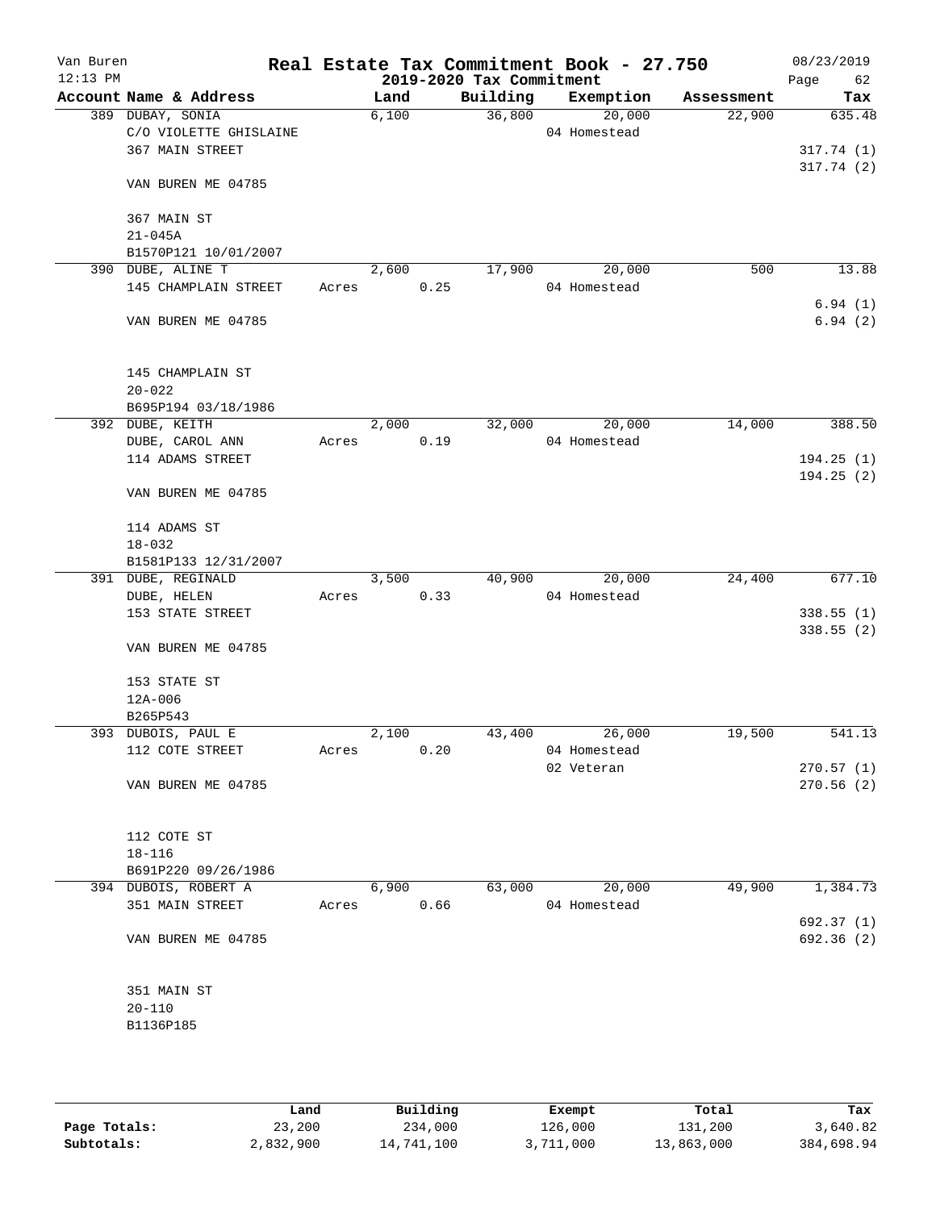Van Buren
12:13 PM

# Real Estate Tax Commitment Book - 27.750
## 2019-2020 Tax Commitment

08/23/2019

| Account Name & Address | Land | Building | Exemption | Assessment | Tax |
|---|---|---|---|---|---|
| 389 DUBAY, SONIA | 6,100 | 36,800 | 20,000 | 22,900 | 635.48 |
| C/O VIOLETTE GHISLAINE | | | 04 Homestead | | |
| 367 MAIN STREET | | | | | 317.74 (1) |
| | | | | | 317.74 (2) |
| VAN BUREN ME 04785 | | | | | |
| 367 MAIN ST | | | | | |
| 21-045A | | | | | |
| B1570P121 10/01/2007 | | | | | |
| 390 DUBE, ALINE T | 2,600 | 17,900 | 20,000 | 500 | 13.88 |
| 145 CHAMPLAIN STREET | Acres 0.25 | | 04 Homestead | | |
| | | | | | 6.94 (1) |
| VAN BUREN ME 04785 | | | | | 6.94 (2) |
| 145 CHAMPLAIN ST | | | | | |
| 20-022 | | | | | |
| B695P194 03/18/1986 | | | | | |
| 392 DUBE, KEITH | 2,000 | 32,000 | 20,000 | 14,000 | 388.50 |
| DUBE, CAROL ANN | Acres 0.19 | | 04 Homestead | | |
| 114 ADAMS STREET | | | | | 194.25 (1) |
| | | | | | 194.25 (2) |
| VAN BUREN ME 04785 | | | | | |
| 114 ADAMS ST | | | | | |
| 18-032 | | | | | |
| B1581P133 12/31/2007 | | | | | |
| 391 DUBE, REGINALD | 3,500 | 40,900 | 20,000 | 24,400 | 677.10 |
| DUBE, HELEN | Acres 0.33 | | 04 Homestead | | |
| 153 STATE STREET | | | | | 338.55 (1) |
| | | | | | 338.55 (2) |
| VAN BUREN ME 04785 | | | | | |
| 153 STATE ST | | | | | |
| 12A-006 | | | | | |
| B265P543 | | | | | |
| 393 DUBOIS, PAUL E | 2,100 | 43,400 | 26,000 | 19,500 | 541.13 |
| 112 COTE STREET | Acres 0.20 | | 04 Homestead | | |
| | | | 02 Veteran | | 270.57 (1) |
| VAN BUREN ME 04785 | | | | | 270.56 (2) |
| 112 COTE ST | | | | | |
| 18-116 | | | | | |
| B691P220 09/26/1986 | | | | | |
| 394 DUBOIS, ROBERT A | 6,900 | 63,000 | 20,000 | 49,900 | 1,384.73 |
| 351 MAIN STREET | Acres 0.66 | | 04 Homestead | | |
| | | | | | 692.37 (1) |
| VAN BUREN ME 04785 | | | | | 692.36 (2) |
| 351 MAIN ST | | | | | |
| 20-110 | | | | | |
| B1136P185 | | | | | |

| | Land | Building | Exempt | Total | Tax |
|---|---|---|---|---|---|
| Page Totals: | 23,200 | 234,000 | 126,000 | 131,200 | 3,640.82 |
| Subtotals: | 2,832,900 | 14,741,100 | 3,711,000 | 13,863,000 | 384,698.94 |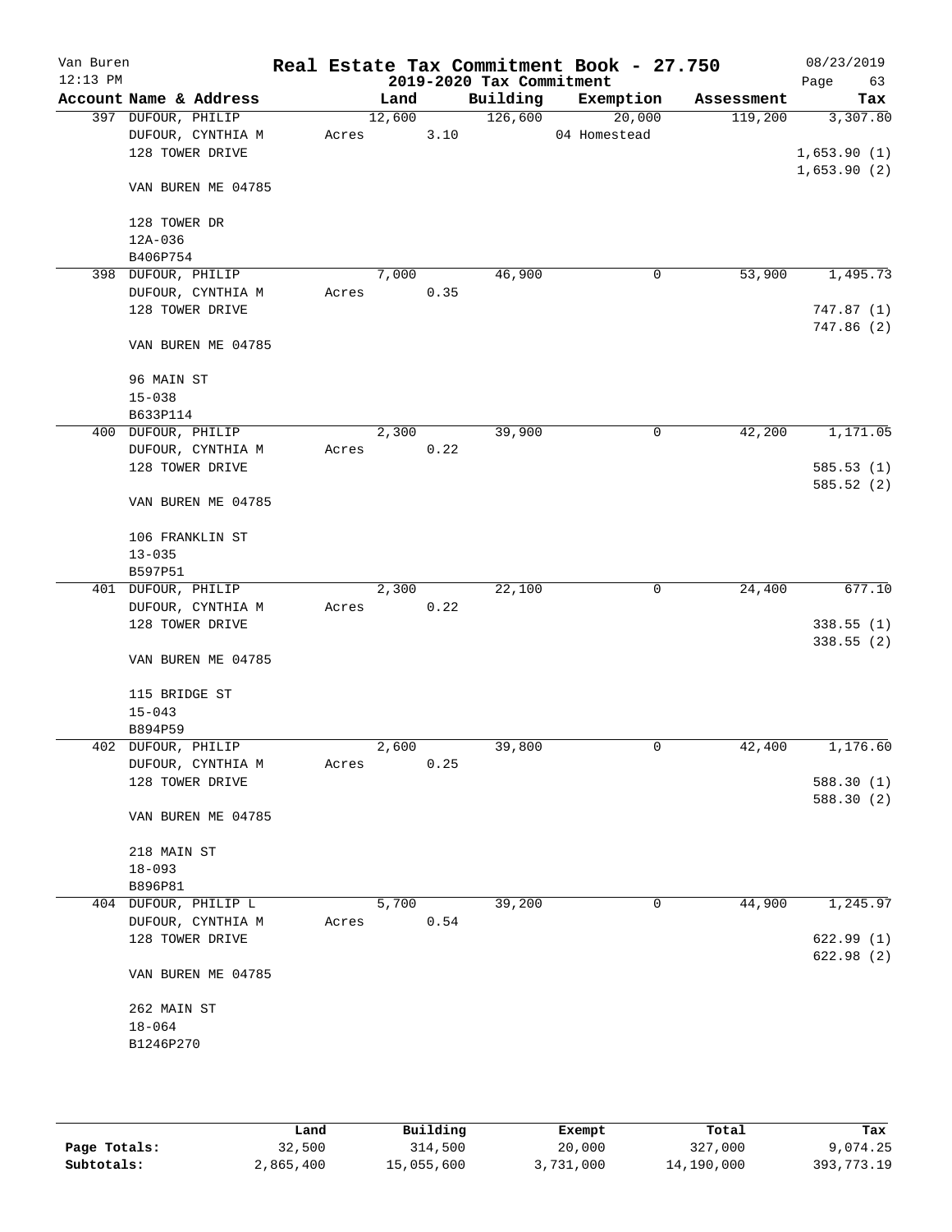Van Buren | Real Estate Tax Commitment Book - 27.750 | 08/23/2019
12:13 PM | 2019-2020 Tax Commitment

| Account Name & Address | Land | Building | Exemption | Assessment | Tax |
|---|---|---|---|---|---|
| 397 DUFOUR, PHILIP | 12,600 | 126,600 | 20,000 | 119,200 | 3,307.80 |
| DUFOUR, CYNTHIA M | Acres 3.10 | | 04 Homestead | | |
| 128 TOWER DRIVE | | | | | 1,653.90 (1) |
| | | | | | 1,653.90 (2) |
| VAN BUREN ME 04785 | | | | | |
| 128 TOWER DR | | | | | |
| 12A-036 | | | | | |
| B406P754 | | | | | |
| 398 DUFOUR, PHILIP | 7,000 | 46,900 | 0 | 53,900 | 1,495.73 |
| DUFOUR, CYNTHIA M | Acres 0.35 | | | | |
| 128 TOWER DRIVE | | | | | 747.87 (1) |
| | | | | | 747.86 (2) |
| VAN BUREN ME 04785 | | | | | |
| 96 MAIN ST | | | | | |
| 15-038 | | | | | |
| B633P114 | | | | | |
| 400 DUFOUR, PHILIP | 2,300 | 39,900 | 0 | 42,200 | 1,171.05 |
| DUFOUR, CYNTHIA M | Acres 0.22 | | | | |
| 128 TOWER DRIVE | | | | | 585.53 (1) |
| | | | | | 585.52 (2) |
| VAN BUREN ME 04785 | | | | | |
| 106 FRANKLIN ST | | | | | |
| 13-035 | | | | | |
| B597P51 | | | | | |
| 401 DUFOUR, PHILIP | 2,300 | 22,100 | 0 | 24,400 | 677.10 |
| DUFOUR, CYNTHIA M | Acres 0.22 | | | | |
| 128 TOWER DRIVE | | | | | 338.55 (1) |
| | | | | | 338.55 (2) |
| VAN BUREN ME 04785 | | | | | |
| 115 BRIDGE ST | | | | | |
| 15-043 | | | | | |
| B894P59 | | | | | |
| 402 DUFOUR, PHILIP | 2,600 | 39,800 | 0 | 42,400 | 1,176.60 |
| DUFOUR, CYNTHIA M | Acres 0.25 | | | | |
| 128 TOWER DRIVE | | | | | 588.30 (1) |
| | | | | | 588.30 (2) |
| VAN BUREN ME 04785 | | | | | |
| 218 MAIN ST | | | | | |
| 18-093 | | | | | |
| B896P81 | | | | | |
| 404 DUFOUR, PHILIP L | 5,700 | 39,200 | 0 | 44,900 | 1,245.97 |
| DUFOUR, CYNTHIA M | Acres 0.54 | | | | |
| 128 TOWER DRIVE | | | | | 622.99 (1) |
| | | | | | 622.98 (2) |
| VAN BUREN ME 04785 | | | | | |
| 262 MAIN ST | | | | | |
| 18-064 | | | | | |
| B1246P270 | | | | | |

| | Land | Building | Exempt | Total | Tax |
|---|---|---|---|---|---|
| Page Totals: | 32,500 | 314,500 | 20,000 | 327,000 | 9,074.25 |
| Subtotals: | 2,865,400 | 15,055,600 | 3,731,000 | 14,190,000 | 393,773.19 |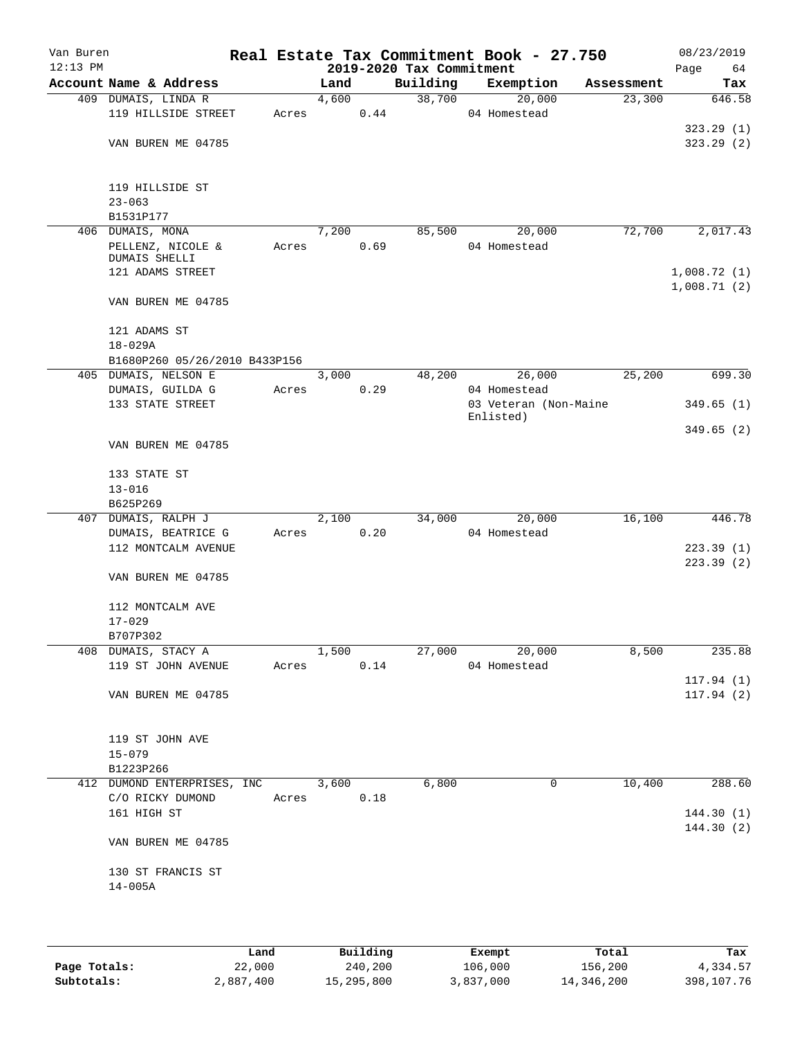Van Buren 12:13 PM

# Real Estate Tax Commitment Book - 27.750

## 2019-2020 Tax Commitment

08/23/2019

| Account Name & Address | Land | Building | Exemption | Assessment | Tax |
|---|---|---|---|---|---|
| 409 DUMAIS, LINDA R | 4,600 | 38,700 | 20,000 | 23,300 | 646.58 |
| 119 HILLSIDE STREET | Acres 0.44 | | 04 Homestead | | |
| | | | | | 323.29 (1) |
| VAN BUREN ME 04785 | | | | | 323.29 (2) |
| 119 HILLSIDE ST | | | | | |
| 23-063 | | | | | |
| B1531P177 | | | | | |
| 406 DUMAIS, MONA | 7,200 | 85,500 | 20,000 | 72,700 | 2,017.43 |
| PELLENZ, NICOLE & DUMAIS SHELLI | Acres 0.69 | | 04 Homestead | | |
| 121 ADAMS STREET | | | | | 1,008.72 (1) |
| | | | | | 1,008.71 (2) |
| VAN BUREN ME 04785 | | | | | |
| 121 ADAMS ST | | | | | |
| 18-029A | | | | | |
| B1680P260 05/26/2010 B433P156 | | | | | |
| 405 DUMAIS, NELSON E | 3,000 | 48,200 | 26,000 | 25,200 | 699.30 |
| DUMAIS, GUILDA G | Acres 0.29 | | 04 Homestead | | |
| 133 STATE STREET | | | 03 Veteran (Non-Maine Enlisted) | | 349.65 (1) |
| | | | | | 349.65 (2) |
| VAN BUREN ME 04785 | | | | | |
| 133 STATE ST | | | | | |
| 13-016 | | | | | |
| B625P269 | | | | | |
| 407 DUMAIS, RALPH J | 2,100 | 34,000 | 20,000 | 16,100 | 446.78 |
| DUMAIS, BEATRICE G | Acres 0.20 | | 04 Homestead | | |
| 112 MONTCALM AVENUE | | | | | 223.39 (1) |
| | | | | | 223.39 (2) |
| VAN BUREN ME 04785 | | | | | |
| 112 MONTCALM AVE | | | | | |
| 17-029 | | | | | |
| B707P302 | | | | | |
| 408 DUMAIS, STACY A | 1,500 | 27,000 | 20,000 | 8,500 | 235.88 |
| 119 ST JOHN AVENUE | Acres 0.14 | | 04 Homestead | | |
| | | | | | 117.94 (1) |
| VAN BUREN ME 04785 | | | | | 117.94 (2) |
| 119 ST JOHN AVE | | | | | |
| 15-079 | | | | | |
| B1223P266 | | | | | |
| 412 DUMOND ENTERPRISES, INC | 3,600 | 6,800 | 0 | 10,400 | 288.60 |
| C/O RICKY DUMOND | Acres 0.18 | | | | |
| 161 HIGH ST | | | | | 144.30 (1) |
| | | | | | 144.30 (2) |
| VAN BUREN ME 04785 | | | | | |
| 130 ST FRANCIS ST | | | | | |
| 14-005A | | | | | |

| | Land | Building | Exempt | Total | Tax |
|---|---|---|---|---|---|
| Page Totals: | 22,000 | 240,200 | 106,000 | 156,200 | 4,334.57 |
| Subtotals: | 2,887,400 | 15,295,800 | 3,837,000 | 14,346,200 | 398,107.76 |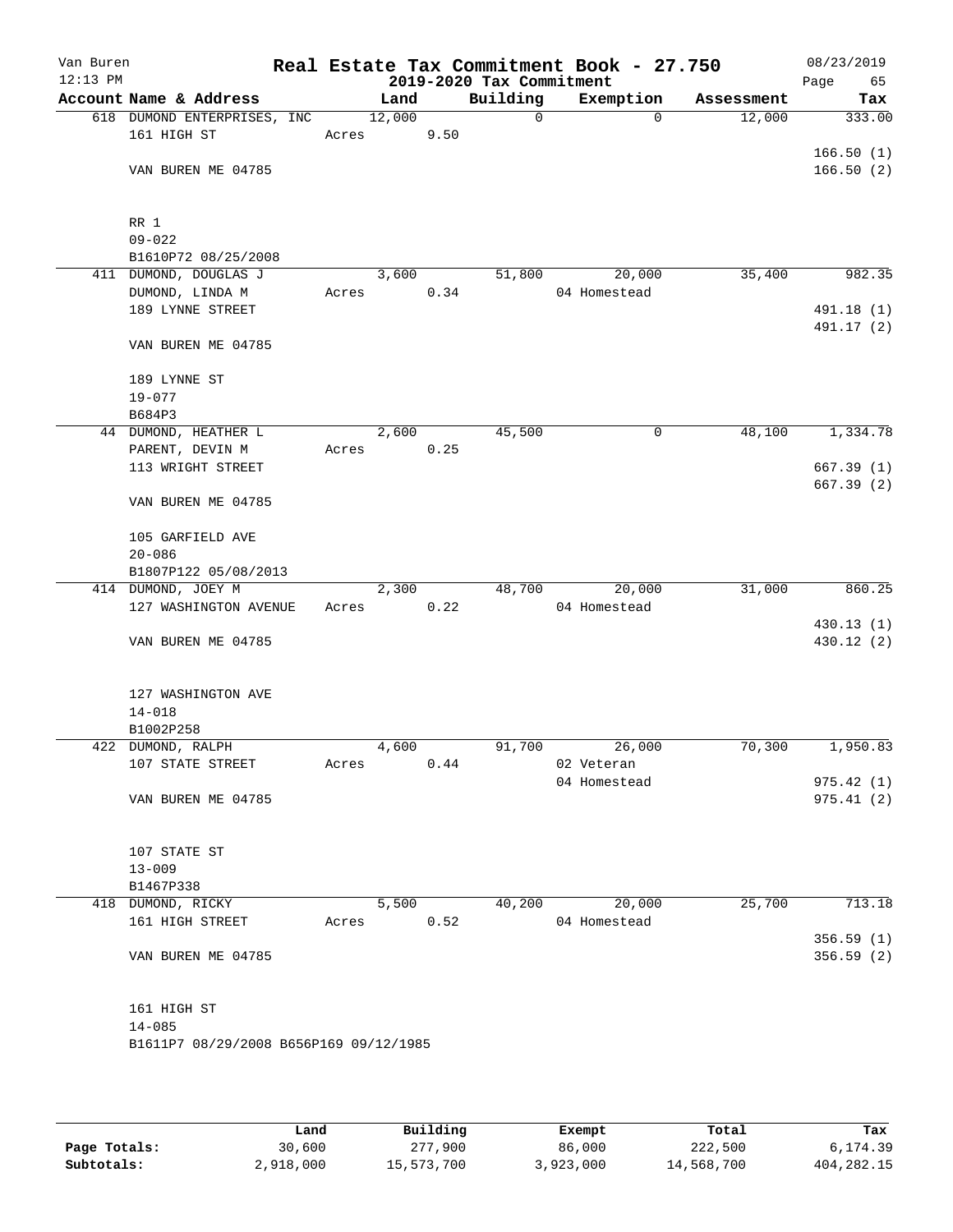Van Buren
12:13 PM

# Real Estate Tax Commitment Book - 27.750
## 2019-2020 Tax Commitment

08/23/2019

| Account Name & Address | Land | Building | Exemption | Assessment | Tax |
|---|---|---|---|---|---|
| 618 DUMOND ENTERPRISES, INC<br>161 HIGH ST<br><br>VAN BUREN ME 04785<br><br>RR 1<br>09-022<br>B1610P72 08/25/2008 | 12,000<br>Acres 9.50 | 0 | 0 | 12,000 | 333.00<br><br>166.50 (1)<br>166.50 (2) |
| 411 DUMOND, DOUGLAS J<br>DUMOND, LINDA M<br>189 LYNNE STREET<br><br>VAN BUREN ME 04785<br><br>189 LYNNE ST<br>19-077<br>B684P3 | 3,600<br>Acres 0.34 | 51,800 | 20,000<br>04 Homestead | 35,400 | 982.35<br><br>491.18 (1)<br>491.17 (2) |
| 44 DUMOND, HEATHER L<br>PARENT, DEVIN M<br>113 WRIGHT STREET<br><br>VAN BUREN ME 04785<br><br>105 GARFIELD AVE<br>20-086<br>B1807P122 05/08/2013 | 2,600<br>Acres 0.25 | 45,500 | 0 | 48,100 | 1,334.78<br><br>667.39 (1)<br>667.39 (2) |
| 414 DUMOND, JOEY M<br>127 WASHINGTON AVENUE<br><br>VAN BUREN ME 04785<br><br>127 WASHINGTON AVE<br>14-018<br>B1002P258 | 2,300<br>Acres 0.22 | 48,700 | 20,000<br>04 Homestead | 31,000 | 860.25<br><br>430.13 (1)<br>430.12 (2) |
| 422 DUMOND, RALPH<br>107 STATE STREET<br><br>VAN BUREN ME 04785<br><br>107 STATE ST<br>13-009<br>B1467P338 | 4,600<br>Acres 0.44 | 91,700 | 26,000<br>02 Veteran<br>04 Homestead | 70,300 | 1,950.83<br><br>975.42 (1)<br>975.41 (2) |
| 418 DUMOND, RICKY<br>161 HIGH STREET<br><br>VAN BUREN ME 04785<br><br>161 HIGH ST<br>14-085<br>B1611P7 08/29/2008 B656P169 09/12/1985 | 5,500<br>Acres 0.52 | 40,200 | 20,000<br>04 Homestead | 25,700 | 713.18<br><br>356.59 (1)<br>356.59 (2) |

| | Land | Building | Exempt | Total | Tax |
|---|---|---|---|---|---|
| Page Totals: | 30,600 | 277,900 | 86,000 | 222,500 | 6,174.39 |
| Subtotals: | 2,918,000 | 15,573,700 | 3,923,000 | 14,568,700 | 404,282.15 |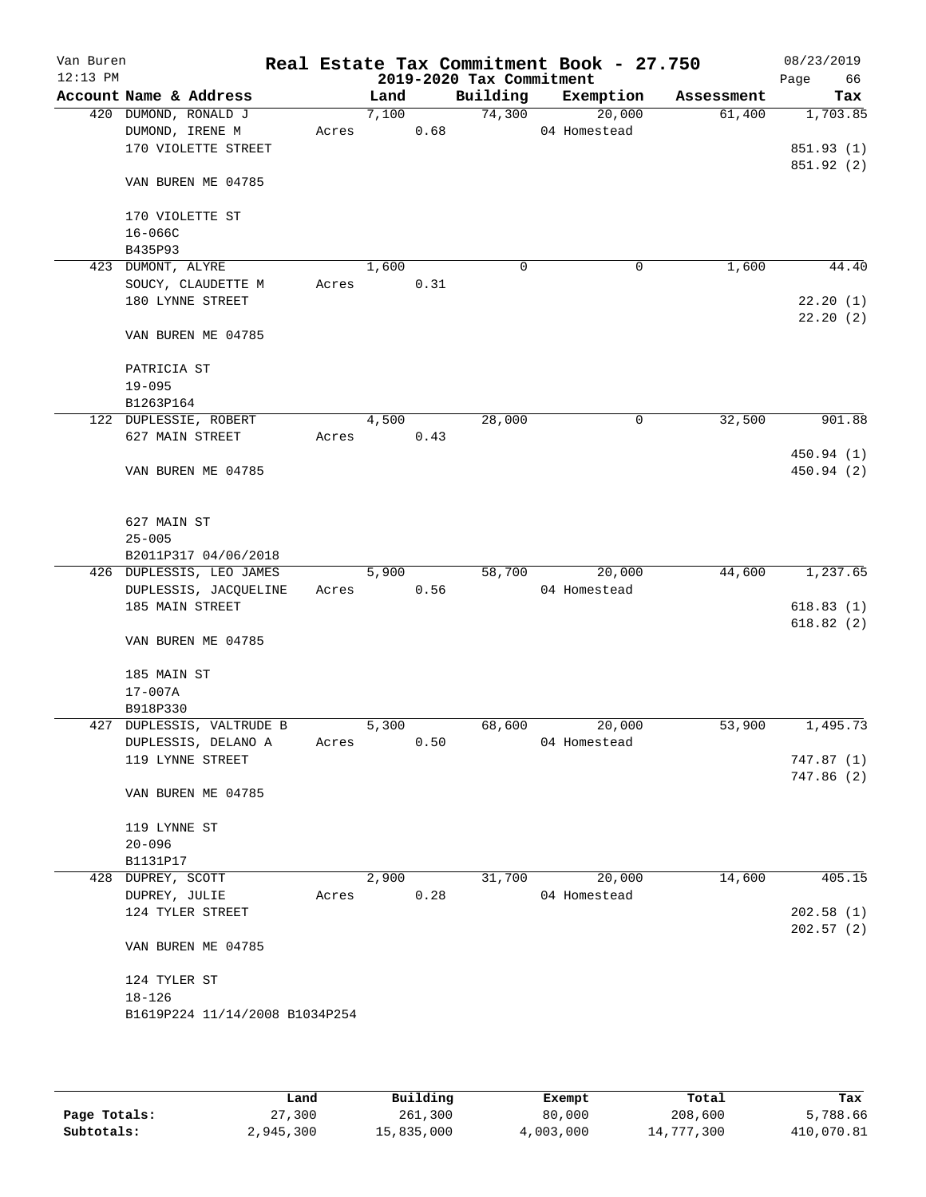Van Buren 12:13 PM

# Real Estate Tax Commitment Book - 27.750

## 2019-2020 Tax Commitment

08/23/2019

| Account Name & Address | Land | Building | Exemption | Assessment | Tax |
|---|---|---|---|---|---|
| 420 DUMOND, RONALD J<br>DUMOND, IRENE M<br>170 VIOLETTE STREET<br><br>VAN BUREN ME 04785<br><br>170 VIOLETTE ST<br>16-066C<br>B435P93 | 7,100<br>Acres 0.68 | 74,300 | 20,000<br>04 Homestead | 61,400 | 1,703.85<br><br>851.93 (1)<br>851.92 (2) |
| 423 DUMONT, ALYRE<br>SOUCY, CLAUDETTE M<br>180 LYNNE STREET<br><br>VAN BUREN ME 04785<br><br>PATRICIA ST<br>19-095<br>B1263P164 | 1,600<br>Acres 0.31 | 0 | 0 | 1,600 | 44.40<br><br>22.20 (1)<br>22.20 (2) |
| 122 DUPLESSIE, ROBERT<br>627 MAIN STREET<br><br>VAN BUREN ME 04785<br><br>627 MAIN ST<br>25-005<br>B2011P317 04/06/2018 | 4,500<br>Acres 0.43 | 28,000 | 0 | 32,500 | 901.88<br><br>450.94 (1)<br>450.94 (2) |
| 426 DUPLESSIS, LEO JAMES<br>DUPLESSIS, JACQUELINE<br>185 MAIN STREET<br><br>VAN BUREN ME 04785<br><br>185 MAIN ST<br>17-007A<br>B918P330 | 5,900<br>Acres 0.56 | 58,700 | 20,000<br>04 Homestead | 44,600 | 1,237.65<br><br>618.83 (1)<br>618.82 (2) |
| 427 DUPLESSIS, VALTRUDE B<br>DUPLESSIS, DELANO A<br>119 LYNNE STREET<br><br>VAN BUREN ME 04785<br><br>119 LYNNE ST<br>20-096<br>B1131P17 | 5,300<br>Acres 0.50 | 68,600 | 20,000<br>04 Homestead | 53,900 | 1,495.73<br><br>747.87 (1)<br>747.86 (2) |
| 428 DUPREY, SCOTT<br>DUPREY, JULIE<br>124 TYLER STREET<br><br>VAN BUREN ME 04785<br><br>124 TYLER ST<br>18-126<br>B1619P224 11/14/2008 B1034P254 | 2,900<br>Acres 0.28 | 31,700 | 20,000<br>04 Homestead | 14,600 | 405.15<br><br>202.58 (1)<br>202.57 (2) |

| | Land | Building | Exempt | Total | Tax |
|---|---|---|---|---|---|
| Page Totals: | 27,300 | 261,300 | 80,000 | 208,600 | 5,788.66 |
| Subtotals: | 2,945,300 | 15,835,000 | 4,003,000 | 14,777,300 | 410,070.81 |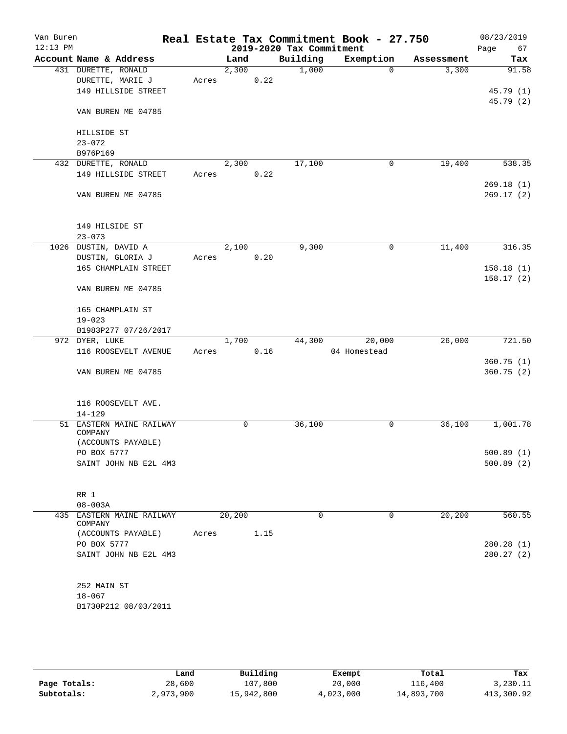# Real Estate Tax Commitment Book - 27.750

Van Buren
12:13 PM

## 2019-2020 Tax Commitment

08/23/2019

| Account Name & Address | Land | Building | Exemption | Assessment | Tax |
|---|---|---|---|---|---|
| 431 DURETTE, RONALD | 2,300 | 1,000 | 0 | 3,300 | 91.58 |
| DURETTE, MARIE J | Acres 0.22 | | | | |
| 149 HILLSIDE STREET | | | | | 45.79 (1) |
| | | | | | 45.79 (2) |
| VAN BUREN ME 04785 | | | | | |
| HILLSIDE ST | | | | | |
| 23-072 | | | | | |
| B976P169 | | | | | |
| 432 DURETTE, RONALD | 2,300 | 17,100 | 0 | 19,400 | 538.35 |
| 149 HILLSIDE STREET | Acres 0.22 | | | | |
| | | | | | 269.18 (1) |
| VAN BUREN ME 04785 | | | | | 269.17 (2) |
| 149 HILSIDE ST | | | | | |
| 23-073 | | | | | |
| 1026 DUSTIN, DAVID A | 2,100 | 9,300 | 0 | 11,400 | 316.35 |
| DUSTIN, GLORIA J | Acres 0.20 | | | | |
| 165 CHAMPLAIN STREET | | | | | 158.18 (1) |
| | | | | | 158.17 (2) |
| VAN BUREN ME 04785 | | | | | |
| 165 CHAMPLAIN ST | | | | | |
| 19-023 | | | | | |
| B1983P277 07/26/2017 | | | | | |
| 972 DYER, LUKE | 1,700 | 44,300 | 20,000 | 26,000 | 721.50 |
| 116 ROOSEVELT AVENUE | Acres 0.16 | | 04 Homestead | | |
| | | | | | 360.75 (1) |
| VAN BUREN ME 04785 | | | | | 360.75 (2) |
| 116 ROOSEVELT AVE. | | | | | |
| 14-129 | | | | | |
| 51 EASTERN MAINE RAILWAY COMPANY | 0 | 36,100 | 0 | 36,100 | 1,001.78 |
| (ACCOUNTS PAYABLE) | | | | | |
| PO BOX 5777 | | | | | 500.89 (1) |
| SAINT JOHN NB E2L 4M3 | | | | | 500.89 (2) |
| RR 1 | | | | | |
| 08-003A | | | | | |
| 435 EASTERN MAINE RAILWAY COMPANY | 20,200 | 0 | 0 | 20,200 | 560.55 |
| (ACCOUNTS PAYABLE) | Acres 1.15 | | | | |
| PO BOX 5777 | | | | | 280.28 (1) |
| SAINT JOHN NB E2L 4M3 | | | | | 280.27 (2) |
| 252 MAIN ST | | | | | |
| 18-067 | | | | | |
| B1730P212 08/03/2011 | | | | | |

| | Land | Building | Exempt | Total | Tax |
|---|---|---|---|---|---|
| Page Totals: | 28,600 | 107,800 | 20,000 | 116,400 | 3,230.11 |
| Subtotals: | 2,973,900 | 15,942,800 | 4,023,000 | 14,893,700 | 413,300.92 |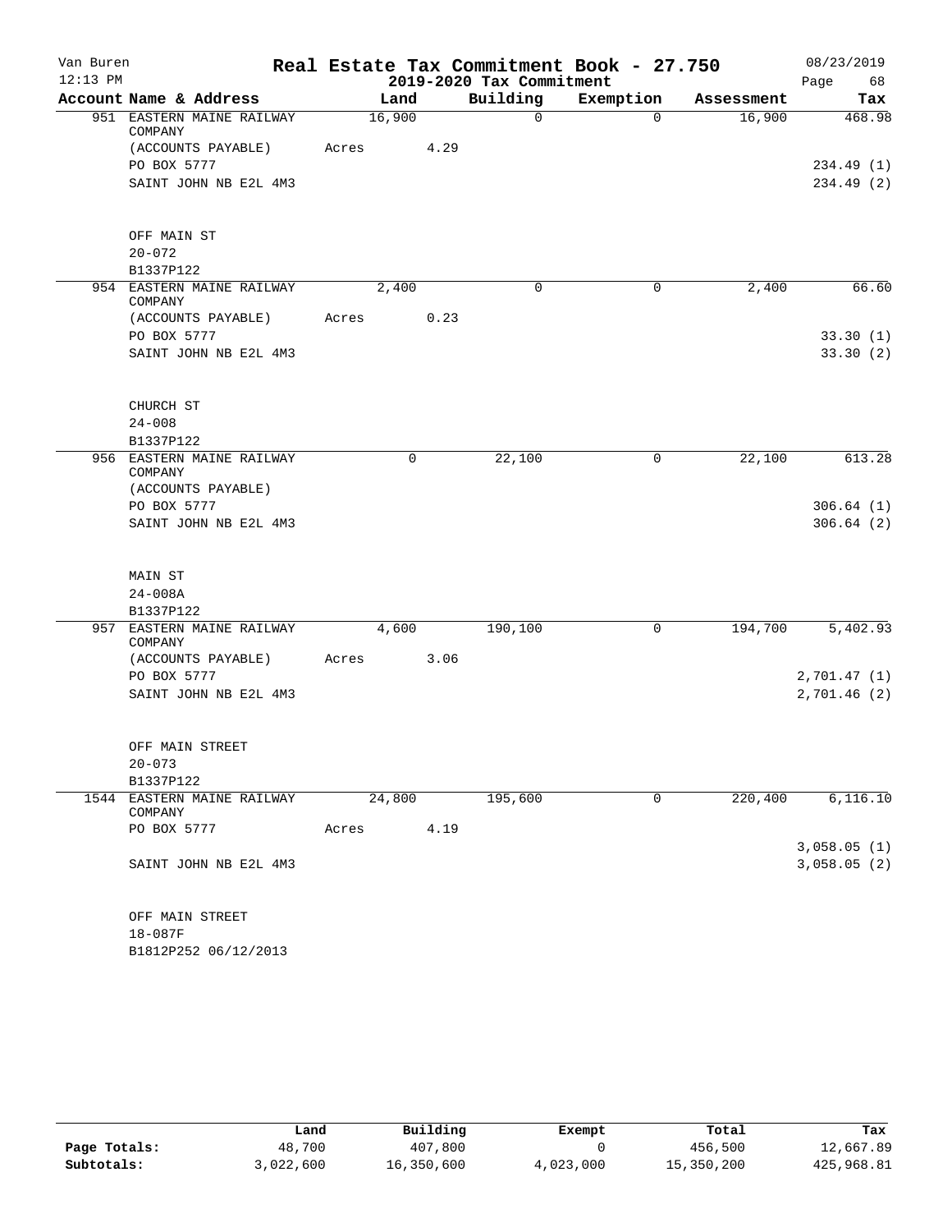# Real Estate Tax Commitment Book - 27.750

Van Buren
12:13 PM

2019-2020 Tax Commitment

08/23/2019

| Account Name & Address | Land | Building | Exemption | Assessment | Tax |
|---|---|---|---|---|---|
| 951 EASTERN MAINE RAILWAY COMPANY | 16,900 | 0 | 0 | 16,900 | 468.98 |
| (ACCOUNTS PAYABLE) | Acres 4.29 | | | | |
| PO BOX 5777 | | | | | 234.49 (1) |
| SAINT JOHN NB E2L 4M3 | | | | | 234.49 (2) |
| OFF MAIN ST | | | | | |
| 20-072 | | | | | |
| B1337P122 | | | | | |
| 954 EASTERN MAINE RAILWAY COMPANY | 2,400 | 0 | 0 | 2,400 | 66.60 |
| (ACCOUNTS PAYABLE) | Acres 0.23 | | | | |
| PO BOX 5777 | | | | | 33.30 (1) |
| SAINT JOHN NB E2L 4M3 | | | | | 33.30 (2) |
| CHURCH ST | | | | | |
| 24-008 | | | | | |
| B1337P122 | | | | | |
| 956 EASTERN MAINE RAILWAY COMPANY | 0 | 22,100 | 0 | 22,100 | 613.28 |
| (ACCOUNTS PAYABLE) | | | | | |
| PO BOX 5777 | | | | | 306.64 (1) |
| SAINT JOHN NB E2L 4M3 | | | | | 306.64 (2) |
| MAIN ST | | | | | |
| 24-008A | | | | | |
| B1337P122 | | | | | |
| 957 EASTERN MAINE RAILWAY COMPANY | 4,600 | 190,100 | 0 | 194,700 | 5,402.93 |
| (ACCOUNTS PAYABLE) | Acres 3.06 | | | | |
| PO BOX 5777 | | | | | 2,701.47 (1) |
| SAINT JOHN NB E2L 4M3 | | | | | 2,701.46 (2) |
| OFF MAIN STREET | | | | | |
| 20-073 | | | | | |
| B1337P122 | | | | | |
| 1544 EASTERN MAINE RAILWAY COMPANY | 24,800 | 195,600 | 0 | 220,400 | 6,116.10 |
| PO BOX 5777 | Acres 4.19 | | | | |
| | | | | | 3,058.05 (1) |
| SAINT JOHN NB E2L 4M3 | | | | | 3,058.05 (2) |
| OFF MAIN STREET | | | | | |
| 18-087F | | | | | |
| B1812P252 06/12/2013 | | | | | |

| | Land | Building | Exempt | Total | Tax |
|---|---|---|---|---|---|
| Page Totals: | 48,700 | 407,800 | 0 | 456,500 | 12,667.89 |
| Subtotals: | 3,022,600 | 16,350,600 | 4,023,000 | 15,350,200 | 425,968.81 |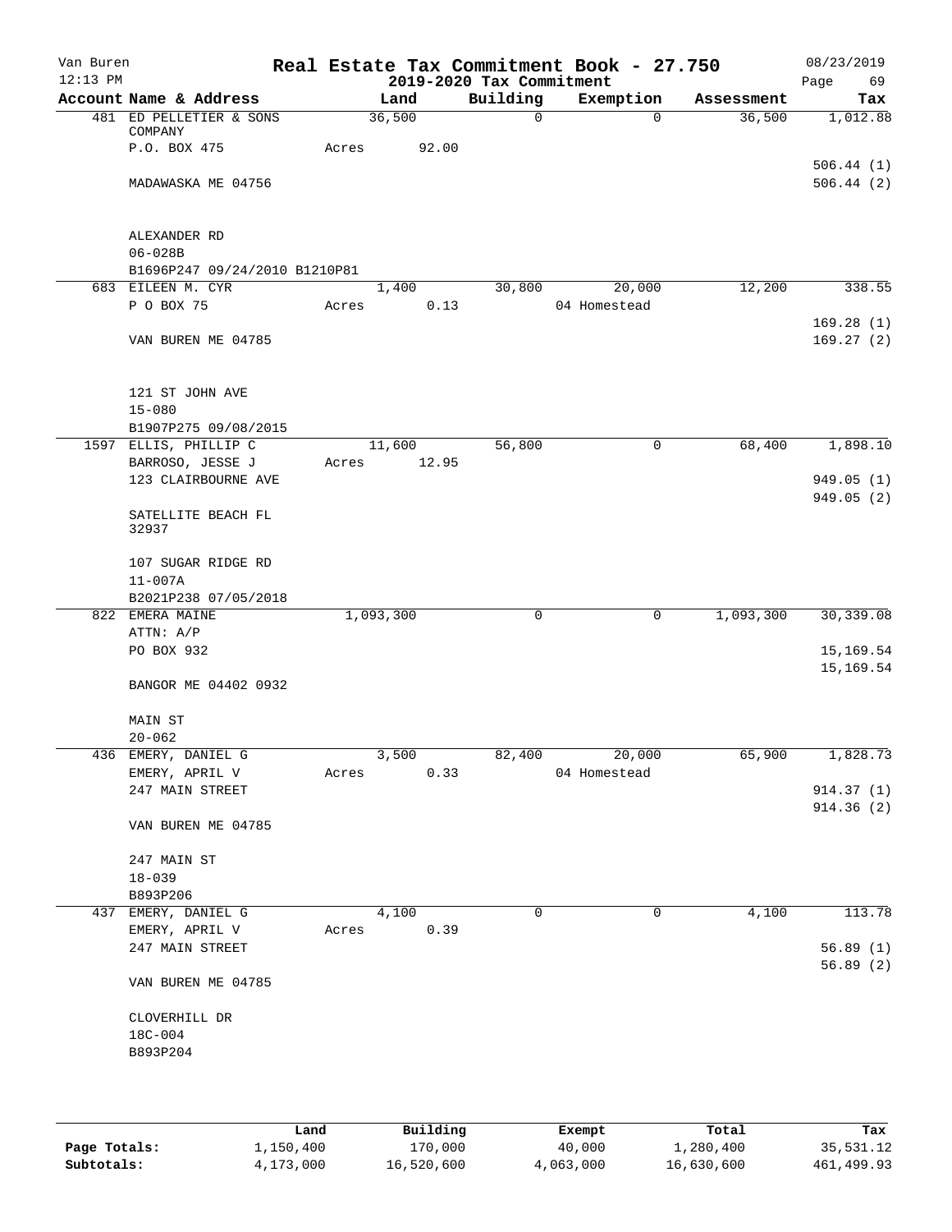Van Buren
12:13 PM

# Real Estate Tax Commitment Book - 27.750

2019-2020 Tax Commitment

08/23/2019

| Account Name & Address | Land | Building | Exemption | Assessment | Tax |
|---|---|---|---|---|---|
| 481 ED PELLETIER & SONS COMPANY | 36,500 | 0 | 0 | 36,500 | 1,012.88 |
| P.O. BOX 475 | Acres 92.00 | | | | |
| | | | | | 506.44 (1) |
| MADAWASKA ME 04756 | | | | | 506.44 (2) |
| ALEXANDER RD | | | | | |
| 06-028B | | | | | |
| B1696P247 09/24/2010 B1210P81 | | | | | |
| 683 EILEEN M. CYR | 1,400 | 30,800 | 20,000 | 12,200 | 338.55 |
| P O BOX 75 | Acres 0.13 | | 04 Homestead | | |
| | | | | | 169.28 (1) |
| VAN BUREN ME 04785 | | | | | 169.27 (2) |
| 121 ST JOHN AVE | | | | | |
| 15-080 | | | | | |
| B1907P275 09/08/2015 | | | | | |
| 1597 ELLIS, PHILLIP C | 11,600 | 56,800 | 0 | 68,400 | 1,898.10 |
| BARROSO, JESSE J | Acres 12.95 | | | | |
| 123 CLAIRBOURNE AVE | | | | | 949.05 (1) |
| | | | | | 949.05 (2) |
| SATELLITE BEACH FL 32937 | | | | | |
| 107 SUGAR RIDGE RD | | | | | |
| 11-007A | | | | | |
| B2021P238 07/05/2018 | | | | | |
| 822 EMERA MAINE | 1,093,300 | 0 | 0 | 1,093,300 | 30,339.08 |
| ATTN: A/P | | | | | |
| PO BOX 932 | | | | | 15,169.54 |
| | | | | | 15,169.54 |
| BANGOR ME 04402 0932 | | | | | |
| MAIN ST | | | | | |
| 20-062 | | | | | |
| 436 EMERY, DANIEL G | 3,500 | 82,400 | 20,000 | 65,900 | 1,828.73 |
| EMERY, APRIL V | Acres 0.33 | | 04 Homestead | | |
| 247 MAIN STREET | | | | | 914.37 (1) |
| | | | | | 914.36 (2) |
| VAN BUREN ME 04785 | | | | | |
| 247 MAIN ST | | | | | |
| 18-039 | | | | | |
| B893P206 | | | | | |
| 437 EMERY, DANIEL G | 4,100 | 0 | 0 | 4,100 | 113.78 |
| EMERY, APRIL V | Acres 0.39 | | | | |
| 247 MAIN STREET | | | | | 56.89 (1) |
| | | | | | 56.89 (2) |
| VAN BUREN ME 04785 | | | | | |
| CLOVERHILL DR | | | | | |
| 18C-004 | | | | | |
| B893P204 | | | | | |

| | Land | Building | Exempt | Total | Tax |
|---|---|---|---|---|---|
| Page Totals: | 1,150,400 | 170,000 | 40,000 | 1,280,400 | 35,531.12 |
| Subtotals: | 4,173,000 | 16,520,600 | 4,063,000 | 16,630,600 | 461,499.93 |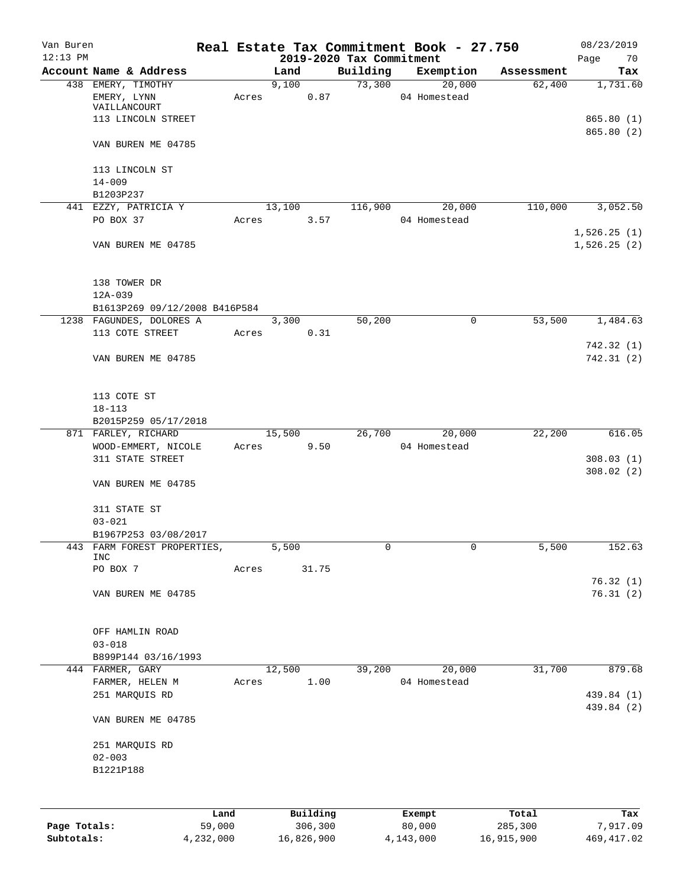Van Buren
12:13 PM

# Real Estate Tax Commitment Book - 27.750
## 2019-2020 Tax Commitment

08/23/2019

| Account Name & Address | Land | Building | Exemption | Assessment | Tax |
|---|---|---|---|---|---|
| 438 EMERY, TIMOTHY<br>EMERY, LYNN VAILLANCOURT<br>113 LINCOLN STREET<br><br>VAN BUREN ME 04785<br><br>113 LINCOLN ST<br>14-009<br>B1203P237 | 9,100<br>Acres 0.87 | 73,300 | 20,000<br>04 Homestead | 62,400 | 1,731.60<br><br>865.80 (1)<br>865.80 (2) |
| 441 EZZY, PATRICIA Y<br>PO BOX 37<br><br>VAN BUREN ME 04785<br><br>138 TOWER DR<br>12A-039<br>B1613P269 09/12/2008 B416P584 | 13,100<br>Acres 3.57 | 116,900 | 20,000<br>04 Homestead | 110,000 | 3,052.50<br><br>1,526.25 (1)<br>1,526.25 (2) |
| 1238 FAGUNDES, DOLORES A<br>113 COTE STREET<br><br>VAN BUREN ME 04785<br><br>113 COTE ST<br>18-113<br>B2015P259 05/17/2018 | 3,300<br>Acres 0.31 | 50,200 | 0 | 53,500 | 1,484.63<br><br>742.32 (1)<br>742.31 (2) |
| 871 FARLEY, RICHARD<br>WOOD-EMMERT, NICOLE<br>311 STATE STREET<br><br>VAN BUREN ME 04785<br><br>311 STATE ST<br>03-021<br>B1967P253 03/08/2017 | 15,500<br>Acres 9.50 | 26,700 | 20,000<br>04 Homestead | 22,200 | 616.05<br><br>308.03 (1)<br>308.02 (2) |
| 443 FARM FOREST PROPERTIES, INC<br>PO BOX 7<br><br>VAN BUREN ME 04785<br><br>OFF HAMLIN ROAD<br>03-018<br>B899P144 03/16/1993 | 5,500<br>Acres 31.75 | 0 | 0 | 5,500 | 152.63<br><br>76.32 (1)<br>76.31 (2) |
| 444 FARMER, GARY<br>FARMER, HELEN M<br>251 MARQUIS RD<br><br>VAN BUREN ME 04785<br><br>251 MARQUIS RD<br>02-003<br>B1221P188 | 12,500<br>Acres 1.00 | 39,200 | 20,000<br>04 Homestead | 31,700 | 879.68<br><br>439.84 (1)<br>439.84 (2) |

| | Land | Building | Exempt | Total | Tax |
|---|---|---|---|---|---|
| Page Totals: | 59,000 | 306,300 | 80,000 | 285,300 | 7,917.09 |
| Subtotals: | 4,232,000 | 16,826,900 | 4,143,000 | 16,915,900 | 469,417.02 |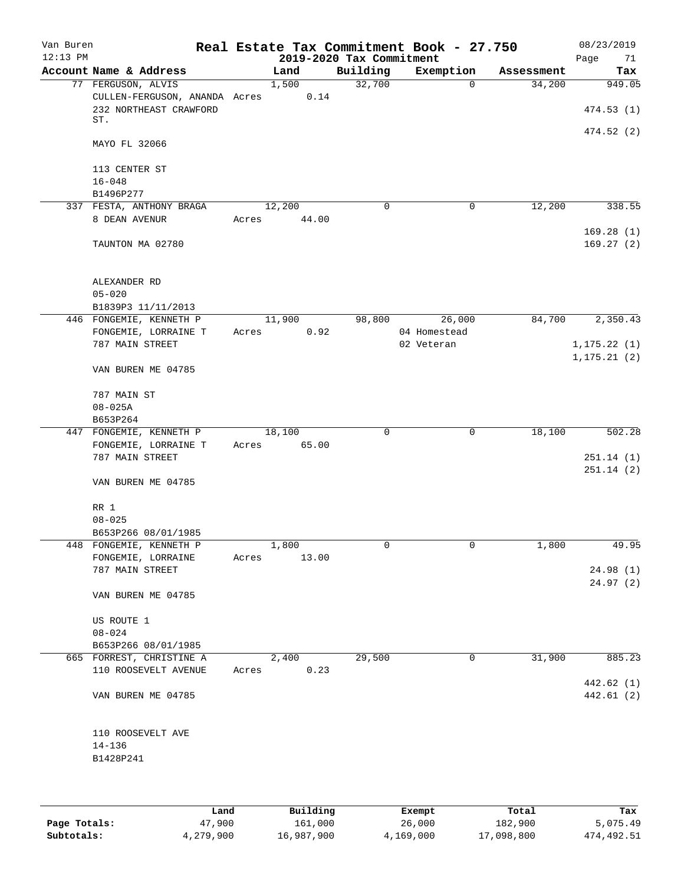# Real Estate Tax Commitment Book - 27.750

Van Buren
12:13 PM
2019-2020 Tax Commitment
08/23/2019

| Account Name & Address | Land | Building | Exemption | Assessment | Tax |
|---|---|---|---|---|---|
| 77 FERGUSON, ALVIS | 1,500 | 32,700 | 0 | 34,200 | 949.05 |
| CULLEN-FERGUSON, ANANDA Acres 0.14 | | | | | |
| 232 NORTHEAST CRAWFORD ST. | | | | | 474.53 (1) |
| | | | | | 474.52 (2) |
| MAYO FL 32066 | | | | | |
| 113 CENTER ST | | | | | |
| 16-048 | | | | | |
| B1496P277 | | | | | |
| 337 FESTA, ANTHONY BRAGA | 12,200 | 0 | 0 | 12,200 | 338.55 |
| 8 DEAN AVENUR Acres 44.00 | | | | | |
| | | | | | 169.28 (1) |
| TAUNTON MA 02780 | | | | | 169.27 (2) |
| ALEXANDER RD | | | | | |
| 05-020 | | | | | |
| B1839P3 11/11/2013 | | | | | |
| 446 FONGEMIE, KENNETH P | 11,900 | 98,800 | 26,000 | 84,700 | 2,350.43 |
| FONGEMIE, LORRAINE T Acres 0.92 | | | 04 Homestead | | |
| 787 MAIN STREET | | | 02 Veteran | | 1,175.22 (1) |
| | | | | | 1,175.21 (2) |
| VAN BUREN ME 04785 | | | | | |
| 787 MAIN ST | | | | | |
| 08-025A | | | | | |
| B653P264 | | | | | |
| 447 FONGEMIE, KENNETH P | 18,100 | 0 | 0 | 18,100 | 502.28 |
| FONGEMIE, LORRAINE T Acres 65.00 | | | | | |
| 787 MAIN STREET | | | | | 251.14 (1) |
| | | | | | 251.14 (2) |
| VAN BUREN ME 04785 | | | | | |
| RR 1 | | | | | |
| 08-025 | | | | | |
| B653P266 08/01/1985 | | | | | |
| 448 FONGEMIE, KENNETH P | 1,800 | 0 | 0 | 1,800 | 49.95 |
| FONGEMIE, LORRAINE Acres 13.00 | | | | | |
| 787 MAIN STREET | | | | | 24.98 (1) |
| | | | | | 24.97 (2) |
| VAN BUREN ME 04785 | | | | | |
| US ROUTE 1 | | | | | |
| 08-024 | | | | | |
| B653P266 08/01/1985 | | | | | |
| 665 FORREST, CHRISTINE A | 2,400 | 29,500 | 0 | 31,900 | 885.23 |
| 110 ROOSEVELT AVENUE Acres 0.23 | | | | | |
| | | | | | 442.62 (1) |
| VAN BUREN ME 04785 | | | | | 442.61 (2) |
| 110 ROOSEVELT AVE | | | | | |
| 14-136 | | | | | |
| B1428P241 | | | | | |

| | Land | Building | Exempt | Total | Tax |
|---|---|---|---|---|---|
| Page Totals: | 47,900 | 161,000 | 26,000 | 182,900 | 5,075.49 |
| Subtotals: | 4,279,900 | 16,987,900 | 4,169,000 | 17,098,800 | 474,492.51 |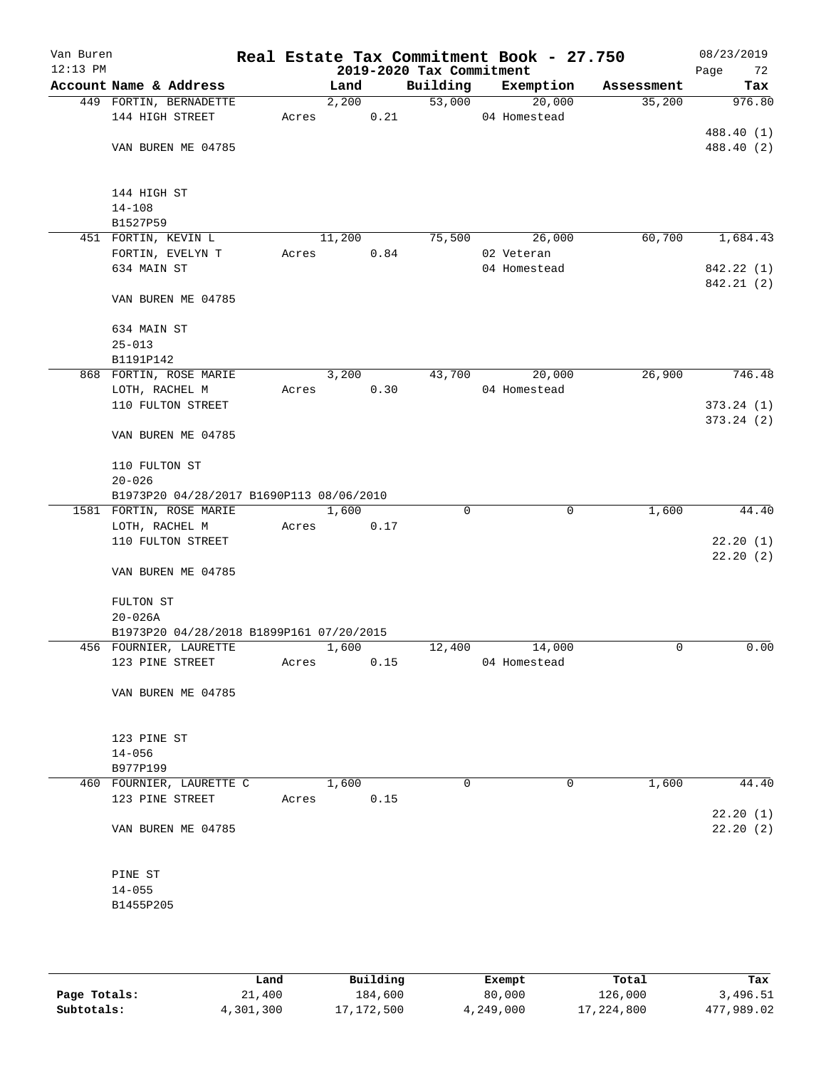Van Buren
12:13 PM

# Real Estate Tax Commitment Book - 27.750

## 2019-2020 Tax Commitment

08/23/2019

| Account Name & Address | Land | Building | Exemption | Assessment | Tax |
|---|---|---|---|---|---|
| 449 FORTIN, BERNADETTE | 2,200 | 53,000 | 20,000 | 35,200 | 976.80 |
| 144 HIGH STREET | Acres 0.21 | | 04 Homestead | | |
| | | | | | 488.40 (1) |
| VAN BUREN ME 04785 | | | | | 488.40 (2) |
| 144 HIGH ST | | | | | |
| 14-108 | | | | | |
| B1527P59 | | | | | |
| 451 FORTIN, KEVIN L | 11,200 | 75,500 | 26,000 | 60,700 | 1,684.43 |
| FORTIN, EVELYN T | Acres 0.84 | | 02 Veteran | | |
| 634 MAIN ST | | | 04 Homestead | | 842.22 (1) |
| | | | | | 842.21 (2) |
| VAN BUREN ME 04785 | | | | | |
| 634 MAIN ST | | | | | |
| 25-013 | | | | | |
| B1191P142 | | | | | |
| 868 FORTIN, ROSE MARIE | 3,200 | 43,700 | 20,000 | 26,900 | 746.48 |
| LOTH, RACHEL M | Acres 0.30 | | 04 Homestead | | |
| 110 FULTON STREET | | | | | 373.24 (1) |
| | | | | | 373.24 (2) |
| VAN BUREN ME 04785 | | | | | |
| 110 FULTON ST | | | | | |
| 20-026 | | | | | |
| B1973P20 04/28/2017 B1690P113 08/06/2010 | | | | | |
| 1581 FORTIN, ROSE MARIE | 1,600 | 0 | 0 | 1,600 | 44.40 |
| LOTH, RACHEL M | Acres 0.17 | | | | |
| 110 FULTON STREET | | | | | 22.20 (1) |
| | | | | | 22.20 (2) |
| VAN BUREN ME 04785 | | | | | |
| FULTON ST | | | | | |
| 20-026A | | | | | |
| B1973P20 04/28/2018 B1899P161 07/20/2015 | | | | | |
| 456 FOURNIER, LAURETTE | 1,600 | 12,400 | 14,000 | 0 | 0.00 |
| 123 PINE STREET | Acres 0.15 | | 04 Homestead | | |
| VAN BUREN ME 04785 | | | | | |
| 123 PINE ST | | | | | |
| 14-056 | | | | | |
| B977P199 | | | | | |
| 460 FOURNIER, LAURETTE C | 1,600 | 0 | 0 | 1,600 | 44.40 |
| 123 PINE STREET | Acres 0.15 | | | | |
| | | | | | 22.20 (1) |
| VAN BUREN ME 04785 | | | | | 22.20 (2) |
| PINE ST | | | | | |
| 14-055 | | | | | |
| B1455P205 | | | | | |

| | Land | Building | Exempt | Total | Tax |
|---|---|---|---|---|---|
| Page Totals: | 21,400 | 184,600 | 80,000 | 126,000 | 3,496.51 |
| Subtotals: | 4,301,300 | 17,172,500 | 4,249,000 | 17,224,800 | 477,989.02 |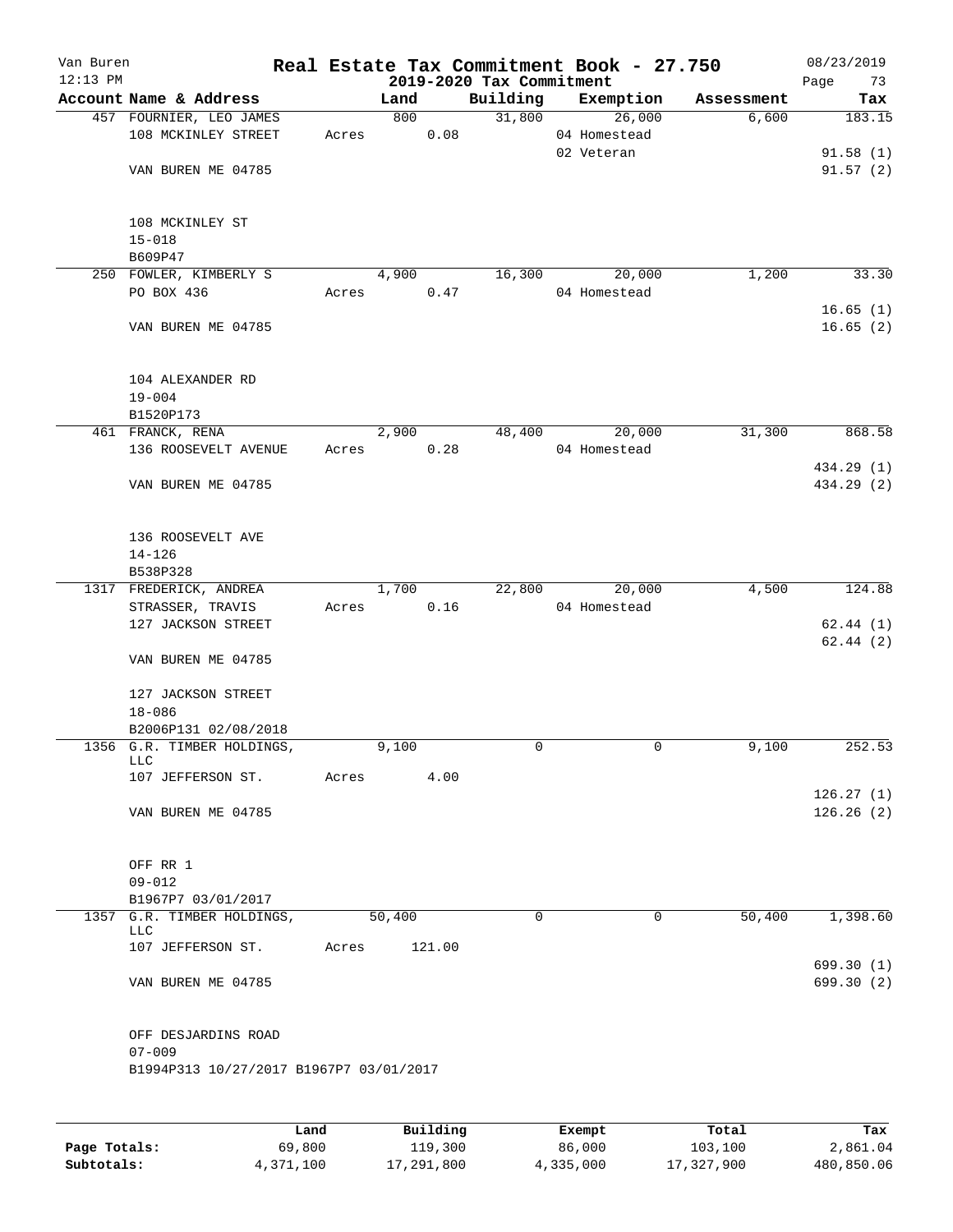# Real Estate Tax Commitment Book - 27.750

Van Buren
12:13 PM

2019-2020 Tax Commitment

08/23/2019

| Account Name & Address | Land | Building | Exemption | Assessment | Tax |
|---|---|---|---|---|---|
| 457 FOURNIER, LEO JAMES | 800 | 31,800 | 26,000 | 6,600 | 183.15 |
| 108 MCKINLEY STREET | Acres 0.08 | | 04 Homestead | | |
| | | | 02 Veteran | | 91.58 (1) |
| VAN BUREN ME 04785 | | | | | 91.57 (2) |
| 108 MCKINLEY ST | | | | | |
| 15-018 | | | | | |
| B609P47 | | | | | |
| 250 FOWLER, KIMBERLY S | 4,900 | 16,300 | 20,000 | 1,200 | 33.30 |
| PO BOX 436 | Acres 0.47 | | 04 Homestead | | |
| | | | | | 16.65 (1) |
| VAN BUREN ME 04785 | | | | | 16.65 (2) |
| 104 ALEXANDER RD | | | | | |
| 19-004 | | | | | |
| B1520P173 | | | | | |
| 461 FRANCK, RENA | 2,900 | 48,400 | 20,000 | 31,300 | 868.58 |
| 136 ROOSEVELT AVENUE | Acres 0.28 | | 04 Homestead | | |
| | | | | | 434.29 (1) |
| VAN BUREN ME 04785 | | | | | 434.29 (2) |
| 136 ROOSEVELT AVE | | | | | |
| 14-126 | | | | | |
| B538P328 | | | | | |
| 1317 FREDERICK, ANDREA | 1,700 | 22,800 | 20,000 | 4,500 | 124.88 |
| STRASSER, TRAVIS | Acres 0.16 | | 04 Homestead | | |
| 127 JACKSON STREET | | | | | 62.44 (1) |
| | | | | | 62.44 (2) |
| VAN BUREN ME 04785 | | | | | |
| 127 JACKSON STREET | | | | | |
| 18-086 | | | | | |
| B2006P131 02/08/2018 | | | | | |
| 1356 G.R. TIMBER HOLDINGS, LLC | 9,100 | 0 | 0 | 9,100 | 252.53 |
| 107 JEFFERSON ST. | Acres 4.00 | | | | |
| | | | | | 126.27 (1) |
| VAN BUREN ME 04785 | | | | | 126.26 (2) |
| OFF RR 1 | | | | | |
| 09-012 | | | | | |
| B1967P7 03/01/2017 | | | | | |
| 1357 G.R. TIMBER HOLDINGS, LLC | 50,400 | 0 | 0 | 50,400 | 1,398.60 |
| 107 JEFFERSON ST. | Acres 121.00 | | | | |
| | | | | | 699.30 (1) |
| VAN BUREN ME 04785 | | | | | 699.30 (2) |
| OFF DESJARDINS ROAD | | | | | |
| 07-009 | | | | | |
| B1994P313 10/27/2017 B1967P7 03/01/2017 | | | | | |

| | Land | Building | Exempt | Total | Tax |
|---|---|---|---|---|---|
| Page Totals: | 69,800 | 119,300 | 86,000 | 103,100 | 2,861.04 |
| Subtotals: | 4,371,100 | 17,291,800 | 4,335,000 | 17,327,900 | 480,850.06 |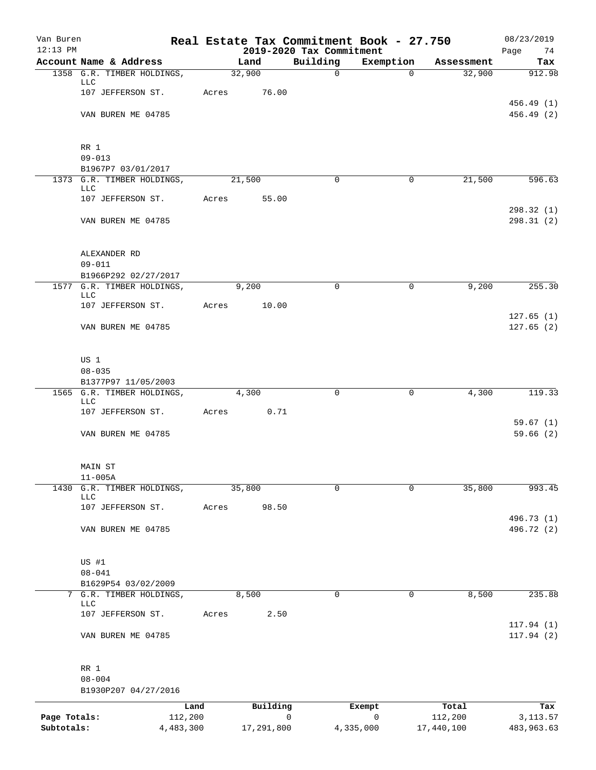Van Buren — Real Estate Tax Commitment Book - 27.750 — 08/23/2019

12:13 PM — 2019-2020 Tax Commitment

| Account | Name & Address | Land | Building | Exemption | Assessment | Tax |
|---|---|---|---|---|---|---|
| 1358 | G.R. TIMBER HOLDINGS, LLC<br>107 JEFFERSON ST.<br>VAN BUREN ME 04785<br><br>RR 1<br>09-013<br>B1967P7 03/01/2017 | 32,900<br>Acres 76.00 | 0 | 0 | 32,900 | 912.98<br>456.49 (1)<br>456.49 (2) |
| 1373 | G.R. TIMBER HOLDINGS, LLC<br>107 JEFFERSON ST.<br>VAN BUREN ME 04785<br><br>ALEXANDER RD<br>09-011<br>B1966P292 02/27/2017 | 21,500<br>Acres 55.00 | 0 | 0 | 21,500 | 596.63<br>298.32 (1)<br>298.31 (2) |
| 1577 | G.R. TIMBER HOLDINGS, LLC<br>107 JEFFERSON ST.<br>VAN BUREN ME 04785<br><br>US 1<br>08-035<br>B1377P97 11/05/2003 | 9,200<br>Acres 10.00 | 0 | 0 | 9,200 | 255.30<br>127.65 (1)<br>127.65 (2) |
| 1565 | G.R. TIMBER HOLDINGS, LLC<br>107 JEFFERSON ST.<br>VAN BUREN ME 04785<br><br>MAIN ST<br>11-005A | 4,300<br>Acres 0.71 | 0 | 0 | 4,300 | 119.33<br>59.67 (1)<br>59.66 (2) |
| 1430 | G.R. TIMBER HOLDINGS, LLC<br>107 JEFFERSON ST.<br>VAN BUREN ME 04785<br><br>US #1<br>08-041<br>B1629P54 03/02/2009 | 35,800<br>Acres 98.50 | 0 | 0 | 35,800 | 993.45<br>496.73 (1)<br>496.72 (2) |
| 7 | G.R. TIMBER HOLDINGS, LLC<br>107 JEFFERSON ST.<br>VAN BUREN ME 04785<br><br>RR 1<br>08-004<br>B1930P207 04/27/2016 | 8,500<br>Acres 2.50 | 0 | 0 | 8,500 | 235.88<br>117.94 (1)<br>117.94 (2) |

| | Land | Building | Exempt | Total | Tax |
|---|---|---|---|---|---|
| Page Totals: | 112,200 | 0 | 0 | 112,200 | 3,113.57 |
| Subtotals: | 4,483,300 | 17,291,800 | 4,335,000 | 17,440,100 | 483,963.63 |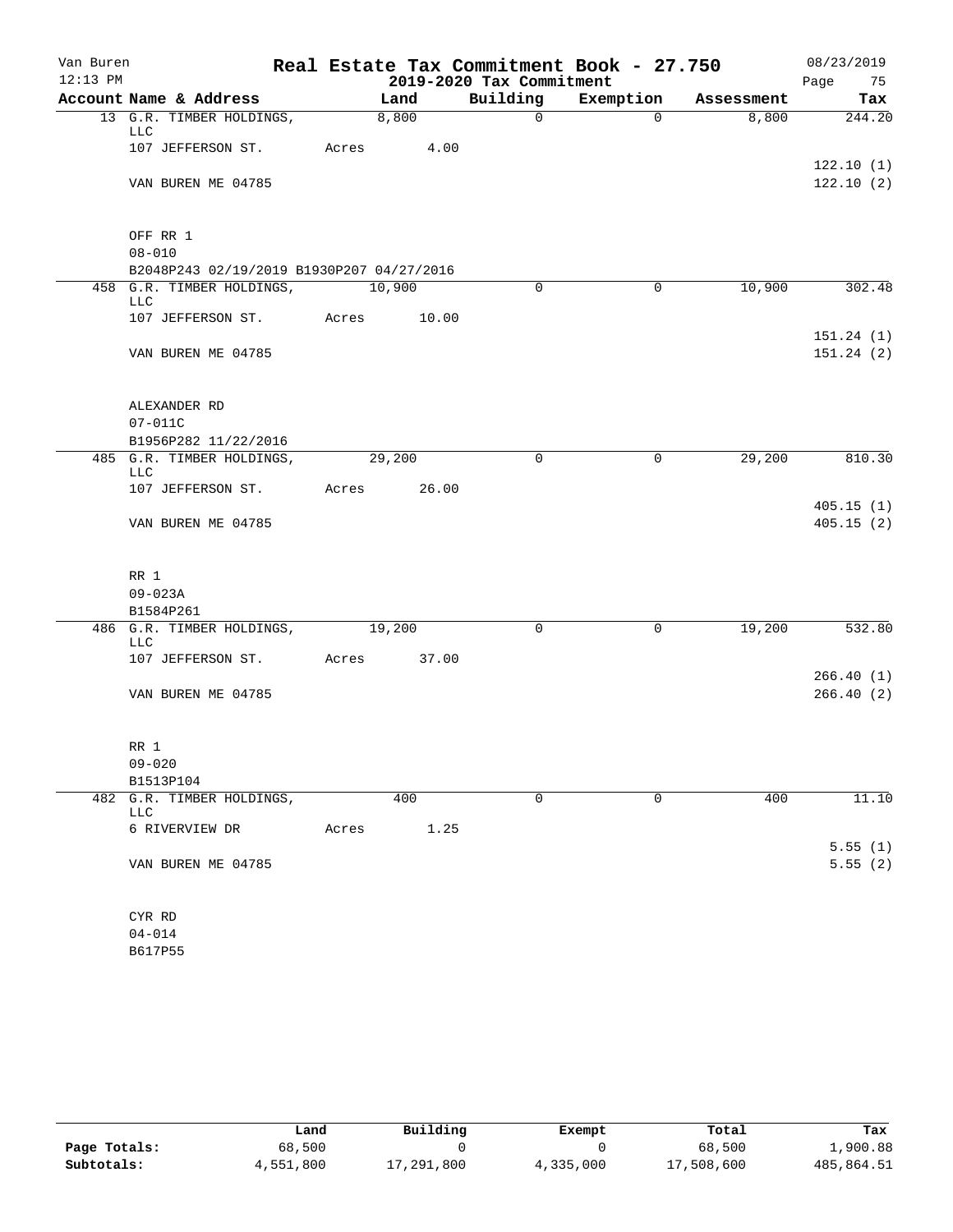Van Buren
12:13 PM

# Real Estate Tax Commitment Book - 27.750

## 2019-2020 Tax Commitment

08/23/2019

| Account Name & Address | Land | Building | Exemption | Assessment | Tax |
|---|---|---|---|---|---|
| 13 G.R. TIMBER HOLDINGS, LLC | 8,800 | 0 | 0 | 8,800 | 244.20 |
| 107 JEFFERSON ST. | Acres 4.00 | | | | |
| | | | | | 122.10 (1) |
| VAN BUREN ME 04785 | | | | | 122.10 (2) |
| OFF RR 1 | | | | | |
| 08-010 | | | | | |
| B2048P243 02/19/2019 B1930P207 04/27/2016 | | | | | |
| 458 G.R. TIMBER HOLDINGS, LLC | 10,900 | 0 | 0 | 10,900 | 302.48 |
| 107 JEFFERSON ST. | Acres 10.00 | | | | |
| | | | | | 151.24 (1) |
| VAN BUREN ME 04785 | | | | | 151.24 (2) |
| ALEXANDER RD | | | | | |
| 07-011C | | | | | |
| B1956P282 11/22/2016 | | | | | |
| 485 G.R. TIMBER HOLDINGS, LLC | 29,200 | 0 | 0 | 29,200 | 810.30 |
| 107 JEFFERSON ST. | Acres 26.00 | | | | |
| | | | | | 405.15 (1) |
| VAN BUREN ME 04785 | | | | | 405.15 (2) |
| RR 1 | | | | | |
| 09-023A | | | | | |
| B1584P261 | | | | | |
| 486 G.R. TIMBER HOLDINGS, LLC | 19,200 | 0 | 0 | 19,200 | 532.80 |
| 107 JEFFERSON ST. | Acres 37.00 | | | | |
| | | | | | 266.40 (1) |
| VAN BUREN ME 04785 | | | | | 266.40 (2) |
| RR 1 | | | | | |
| 09-020 | | | | | |
| B1513P104 | | | | | |
| 482 G.R. TIMBER HOLDINGS, LLC | 400 | 0 | 0 | 400 | 11.10 |
| 6 RIVERVIEW DR | Acres 1.25 | | | | |
| | | | | | 5.55 (1) |
| VAN BUREN ME 04785 | | | | | 5.55 (2) |
| CYR RD | | | | | |
| 04-014 | | | | | |
| B617P55 | | | | | |

| | Land | Building | Exempt | Total | Tax |
|---|---|---|---|---|---|
| Page Totals: | 68,500 | 0 | 0 | 68,500 | 1,900.88 |
| Subtotals: | 4,551,800 | 17,291,800 | 4,335,000 | 17,508,600 | 485,864.51 |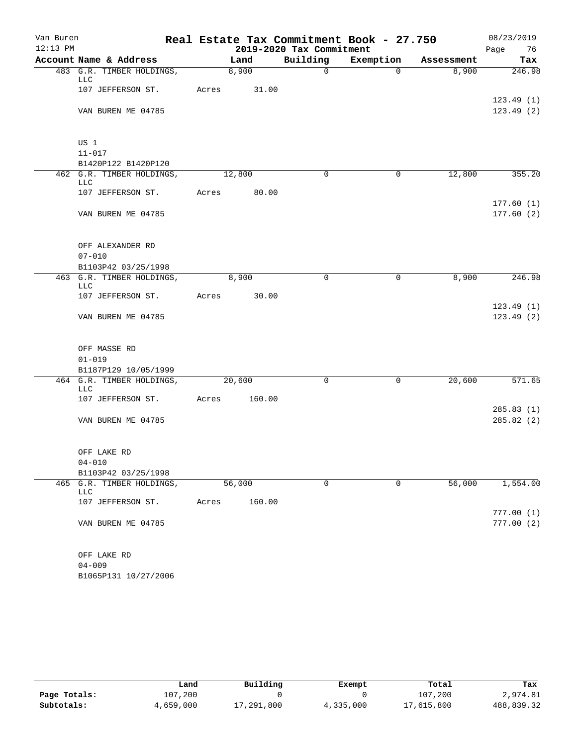Van Buren 12:13 PM

# Real Estate Tax Commitment Book - 27.750

## 2019-2020 Tax Commitment

08/23/2019

| Account Name & Address | Land | Building | Exemption | Assessment | Tax |
|---|---|---|---|---|---|
| 483 G.R. TIMBER HOLDINGS, LLC | 8,900 | 0 | 0 | 8,900 | 246.98 |
| 107 JEFFERSON ST. | Acres 31.00 | | | | |
| | | | | | 123.49 (1) |
| VAN BUREN ME 04785 | | | | | 123.49 (2) |
| US 1 | | | | | |
| 11-017 | | | | | |
| B1420P122 B1420P120 | | | | | |
| 462 G.R. TIMBER HOLDINGS, LLC | 12,800 | 0 | 0 | 12,800 | 355.20 |
| 107 JEFFERSON ST. | Acres 80.00 | | | | |
| | | | | | 177.60 (1) |
| VAN BUREN ME 04785 | | | | | 177.60 (2) |
| OFF ALEXANDER RD | | | | | |
| 07-010 | | | | | |
| B1103P42 03/25/1998 | | | | | |
| 463 G.R. TIMBER HOLDINGS, LLC | 8,900 | 0 | 0 | 8,900 | 246.98 |
| 107 JEFFERSON ST. | Acres 30.00 | | | | |
| | | | | | 123.49 (1) |
| VAN BUREN ME 04785 | | | | | 123.49 (2) |
| OFF MASSE RD | | | | | |
| 01-019 | | | | | |
| B1187P129 10/05/1999 | | | | | |
| 464 G.R. TIMBER HOLDINGS, LLC | 20,600 | 0 | 0 | 20,600 | 571.65 |
| 107 JEFFERSON ST. | Acres 160.00 | | | | |
| | | | | | 285.83 (1) |
| VAN BUREN ME 04785 | | | | | 285.82 (2) |
| OFF LAKE RD | | | | | |
| 04-010 | | | | | |
| B1103P42 03/25/1998 | | | | | |
| 465 G.R. TIMBER HOLDINGS, LLC | 56,000 | 0 | 0 | 56,000 | 1,554.00 |
| 107 JEFFERSON ST. | Acres 160.00 | | | | |
| | | | | | 777.00 (1) |
| VAN BUREN ME 04785 | | | | | 777.00 (2) |
| OFF LAKE RD | | | | | |
| 04-009 | | | | | |
| B1065P131 10/27/2006 | | | | | |

| | Land | Building | Exempt | Total | Tax |
|---|---|---|---|---|---|
| Page Totals: | 107,200 | 0 | 0 | 107,200 | 2,974.81 |
| Subtotals: | 4,659,000 | 17,291,800 | 4,335,000 | 17,615,800 | 488,839.32 |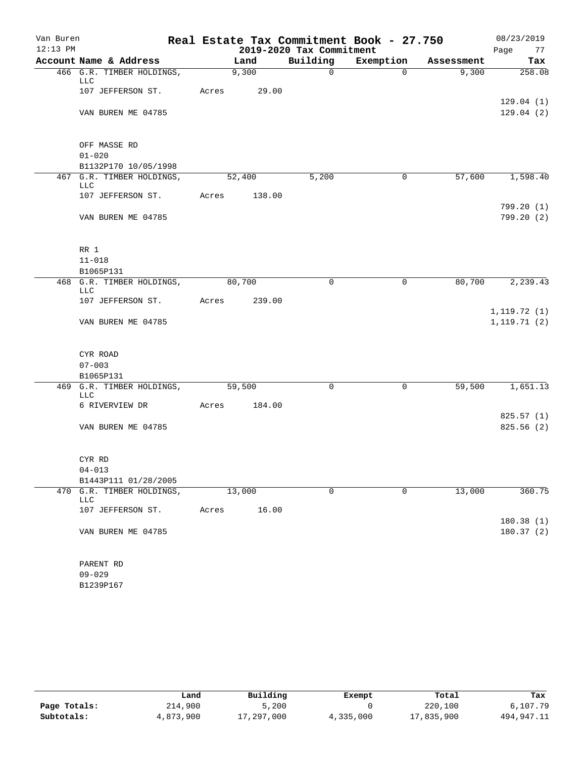Van Buren
12:13 PM

# Real Estate Tax Commitment Book - 27.750

## 2019-2020 Tax Commitment

08/23/2019

| Account Name & Address | Land | Building | Exemption | Assessment | Tax |
|---|---|---|---|---|---|
| 466 G.R. TIMBER HOLDINGS, LLC | 9,300 | 0 | 0 | 9,300 | 258.08 |
| 107 JEFFERSON ST. | Acres 29.00 | | | | |
| | | | | | 129.04 (1) |
| VAN BUREN ME 04785 | | | | | 129.04 (2) |
| OFF MASSE RD | | | | | |
| 01-020 | | | | | |
| B1132P170 10/05/1998 | | | | | |
| 467 G.R. TIMBER HOLDINGS, LLC | 52,400 | 5,200 | 0 | 57,600 | 1,598.40 |
| 107 JEFFERSON ST. | Acres 138.00 | | | | |
| | | | | | 799.20 (1) |
| VAN BUREN ME 04785 | | | | | 799.20 (2) |
| RR 1 | | | | | |
| 11-018 | | | | | |
| B1065P131 | | | | | |
| 468 G.R. TIMBER HOLDINGS, LLC | 80,700 | 0 | 0 | 80,700 | 2,239.43 |
| 107 JEFFERSON ST. | Acres 239.00 | | | | |
| | | | | | 1,119.72 (1) |
| VAN BUREN ME 04785 | | | | | 1,119.71 (2) |
| CYR ROAD | | | | | |
| 07-003 | | | | | |
| B1065P131 | | | | | |
| 469 G.R. TIMBER HOLDINGS, LLC | 59,500 | 0 | 0 | 59,500 | 1,651.13 |
| 6 RIVERVIEW DR | Acres 184.00 | | | | |
| | | | | | 825.57 (1) |
| VAN BUREN ME 04785 | | | | | 825.56 (2) |
| CYR RD | | | | | |
| 04-013 | | | | | |
| B1443P111 01/28/2005 | | | | | |
| 470 G.R. TIMBER HOLDINGS, LLC | 13,000 | 0 | 0 | 13,000 | 360.75 |
| 107 JEFFERSON ST. | Acres 16.00 | | | | |
| | | | | | 180.38 (1) |
| VAN BUREN ME 04785 | | | | | 180.37 (2) |
| PARENT RD | | | | | |
| 09-029 | | | | | |
| B1239P167 | | | | | |

| | Land | Building | Exempt | Total | Tax |
|---|---|---|---|---|---|
| Page Totals: | 214,900 | 5,200 | 0 | 220,100 | 6,107.79 |
| Subtotals: | 4,873,900 | 17,297,000 | 4,335,000 | 17,835,900 | 494,947.11 |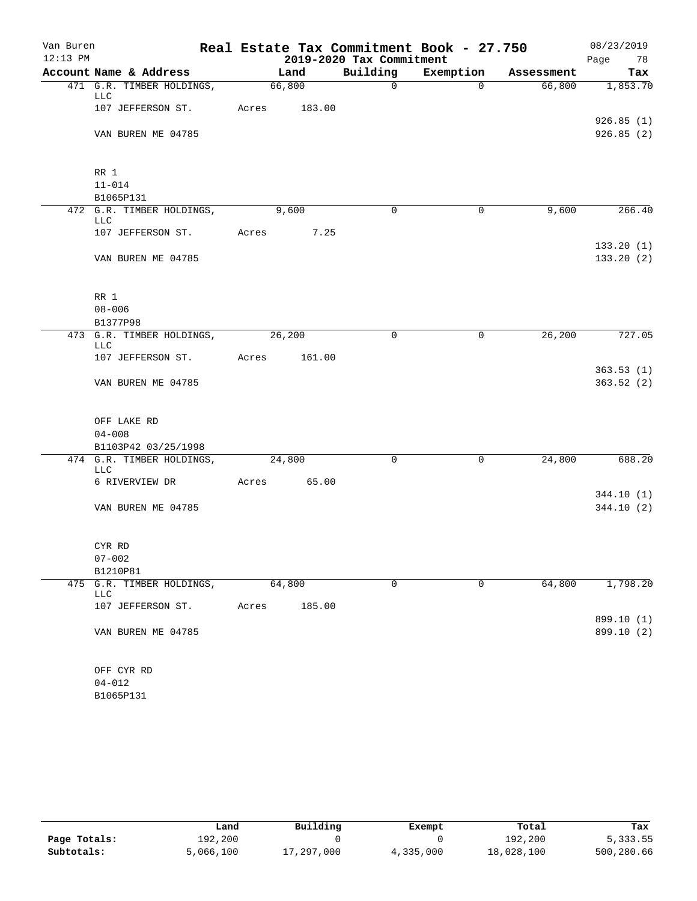Van Buren
12:13 PM

# Real Estate Tax Commitment Book - 27.750

## 2019-2020 Tax Commitment

08/23/2019

| Account | Name & Address | Land | Building | Exemption | Assessment | Tax |
|---|---|---|---|---|---|---|
| 471 | G.R. TIMBER HOLDINGS, LLC<br>107 JEFFERSON ST.<br>VAN BUREN ME 04785<br><br>RR 1<br>11-014<br>B1065P131 | 66,800<br>Acres 183.00 | 0 | 0 | 66,800 | 1,853.70<br>926.85 (1)<br>926.85 (2) |
| 472 | G.R. TIMBER HOLDINGS, LLC<br>107 JEFFERSON ST.<br>VAN BUREN ME 04785<br><br>RR 1<br>08-006<br>B1377P98 | 9,600<br>Acres 7.25 | 0 | 0 | 9,600 | 266.40<br>133.20 (1)<br>133.20 (2) |
| 473 | G.R. TIMBER HOLDINGS, LLC<br>107 JEFFERSON ST.<br>VAN BUREN ME 04785<br><br>OFF LAKE RD<br>04-008<br>B1103P42 03/25/1998 | 26,200<br>Acres 161.00 | 0 | 0 | 26,200 | 727.05<br>363.53 (1)<br>363.52 (2) |
| 474 | G.R. TIMBER HOLDINGS, LLC<br>6 RIVERVIEW DR<br>VAN BUREN ME 04785<br><br>CYR RD<br>07-002<br>B1210P81 | 24,800<br>Acres 65.00 | 0 | 0 | 24,800 | 688.20<br>344.10 (1)<br>344.10 (2) |
| 475 | G.R. TIMBER HOLDINGS, LLC<br>107 JEFFERSON ST.<br>VAN BUREN ME 04785<br><br>OFF CYR RD<br>04-012<br>B1065P131 | 64,800<br>Acres 185.00 | 0 | 0 | 64,800 | 1,798.20<br>899.10 (1)<br>899.10 (2) |

| | Land | Building | Exempt | Total | Tax |
|---|---|---|---|---|---|
| Page Totals: | 192,200 | 0 | 0 | 192,200 | 5,333.55 |
| Subtotals: | 5,066,100 | 17,297,000 | 4,335,000 | 18,028,100 | 500,280.66 |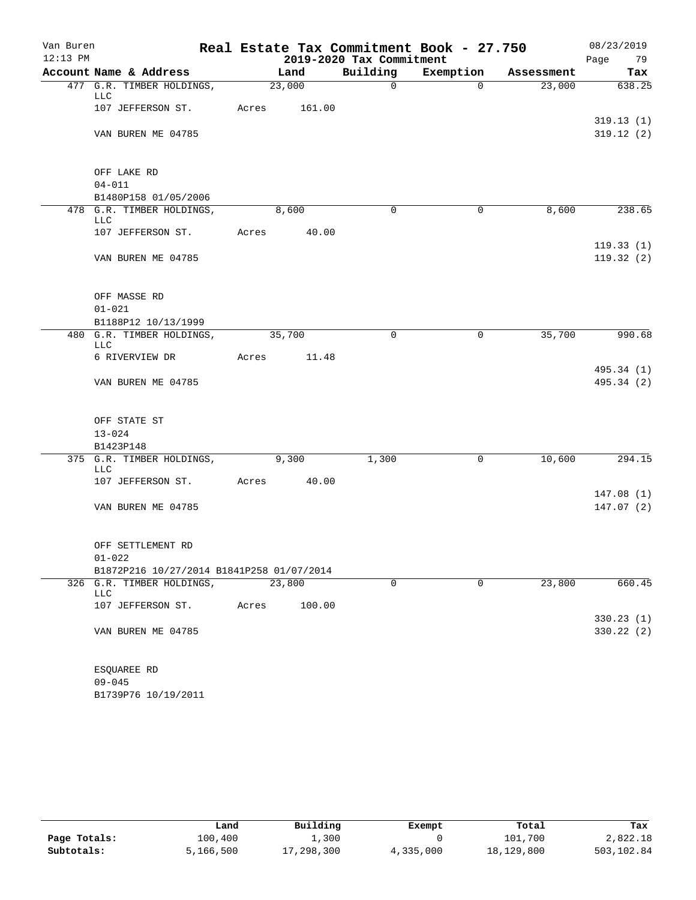# Real Estate Tax Commitment Book - 27.750

Van Buren
12:13 PM

2019-2020 Tax Commitment

08/23/2019

| Account | Name & Address | Land | Building | Exemption | Assessment | Tax |
|---|---|---|---|---|---|---|
| 477 | G.R. TIMBER HOLDINGS, LLC | 23,000 | 0 | 0 | 23,000 | 638.25 |
| | 107 JEFFERSON ST. | Acres 161.00 | | | | |
| | | | | | | 319.13 (1) |
| | VAN BUREN ME 04785 | | | | | 319.12 (2) |
| | OFF LAKE RD | | | | | |
| | 04-011 | | | | | |
| | B1480P158 01/05/2006 | | | | | |
| 478 | G.R. TIMBER HOLDINGS, LLC | 8,600 | 0 | 0 | 8,600 | 238.65 |
| | 107 JEFFERSON ST. | Acres 40.00 | | | | |
| | | | | | | 119.33 (1) |
| | VAN BUREN ME 04785 | | | | | 119.32 (2) |
| | OFF MASSE RD | | | | | |
| | 01-021 | | | | | |
| | B1188P12 10/13/1999 | | | | | |
| 480 | G.R. TIMBER HOLDINGS, LLC | 35,700 | 0 | 0 | 35,700 | 990.68 |
| | 6 RIVERVIEW DR | Acres 11.48 | | | | |
| | | | | | | 495.34 (1) |
| | VAN BUREN ME 04785 | | | | | 495.34 (2) |
| | OFF STATE ST | | | | | |
| | 13-024 | | | | | |
| | B1423P148 | | | | | |
| 375 | G.R. TIMBER HOLDINGS, LLC | 9,300 | 1,300 | 0 | 10,600 | 294.15 |
| | 107 JEFFERSON ST. | Acres 40.00 | | | | |
| | | | | | | 147.08 (1) |
| | VAN BUREN ME 04785 | | | | | 147.07 (2) |
| | OFF SETTLEMENT RD | | | | | |
| | 01-022 | | | | | |
| | B1872P216 10/27/2014 B1841P258 01/07/2014 | | | | | |
| 326 | G.R. TIMBER HOLDINGS, LLC | 23,800 | 0 | 0 | 23,800 | 660.45 |
| | 107 JEFFERSON ST. | Acres 100.00 | | | | |
| | | | | | | 330.23 (1) |
| | VAN BUREN ME 04785 | | | | | 330.22 (2) |
| | ESQUAREE RD | | | | | |
| | 09-045 | | | | | |
| | B1739P76 10/19/2011 | | | | | |

| | Land | Building | Exempt | Total | Tax |
|---|---|---|---|---|---|
| Page Totals: | 100,400 | 1,300 | 0 | 101,700 | 2,822.18 |
| Subtotals: | 5,166,500 | 17,298,300 | 4,335,000 | 18,129,800 | 503,102.84 |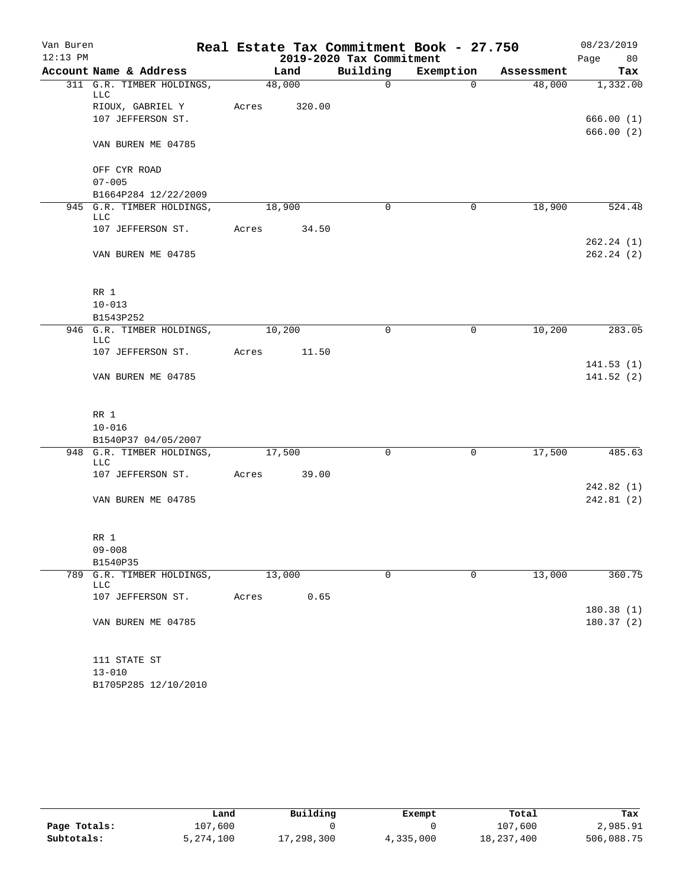# Real Estate Tax Commitment Book - 27.750

Van Buren
12:13 PM

2019-2020 Tax Commitment

08/23/2019

| Account Name & Address | Land | Building | Exemption | Assessment | Tax |
|---|---|---|---|---|---|
| 311 G.R. TIMBER HOLDINGS, LLC | 48,000 | 0 | 0 | 48,000 | 1,332.00 |
| RIOUX, GABRIEL Y | Acres 320.00 | | | | |
| 107 JEFFERSON ST. | | | | | 666.00 (1) |
| | | | | | 666.00 (2) |
| VAN BUREN ME 04785 | | | | | |
| OFF CYR ROAD | | | | | |
| 07-005 | | | | | |
| B1664P284 12/22/2009 | | | | | |
| 945 G.R. TIMBER HOLDINGS, LLC | 18,900 | 0 | 0 | 18,900 | 524.48 |
| 107 JEFFERSON ST. | Acres 34.50 | | | | |
| | | | | | 262.24 (1) |
| VAN BUREN ME 04785 | | | | | 262.24 (2) |
| RR 1 | | | | | |
| 10-013 | | | | | |
| B1543P252 | | | | | |
| 946 G.R. TIMBER HOLDINGS, LLC | 10,200 | 0 | 0 | 10,200 | 283.05 |
| 107 JEFFERSON ST. | Acres 11.50 | | | | |
| | | | | | 141.53 (1) |
| VAN BUREN ME 04785 | | | | | 141.52 (2) |
| RR 1 | | | | | |
| 10-016 | | | | | |
| B1540P37 04/05/2007 | | | | | |
| 948 G.R. TIMBER HOLDINGS, LLC | 17,500 | 0 | 0 | 17,500 | 485.63 |
| 107 JEFFERSON ST. | Acres 39.00 | | | | |
| | | | | | 242.82 (1) |
| VAN BUREN ME 04785 | | | | | 242.81 (2) |
| RR 1 | | | | | |
| 09-008 | | | | | |
| B1540P35 | | | | | |
| 789 G.R. TIMBER HOLDINGS, LLC | 13,000 | 0 | 0 | 13,000 | 360.75 |
| 107 JEFFERSON ST. | Acres 0.65 | | | | |
| | | | | | 180.38 (1) |
| VAN BUREN ME 04785 | | | | | 180.37 (2) |
| 111 STATE ST | | | | | |
| 13-010 | | | | | |
| B1705P285 12/10/2010 | | | | | |

| | Land | Building | Exempt | Total | Tax |
|---|---|---|---|---|---|
| Page Totals: | 107,600 | 0 | 0 | 107,600 | 2,985.91 |
| Subtotals: | 5,274,100 | 17,298,300 | 4,335,000 | 18,237,400 | 506,088.75 |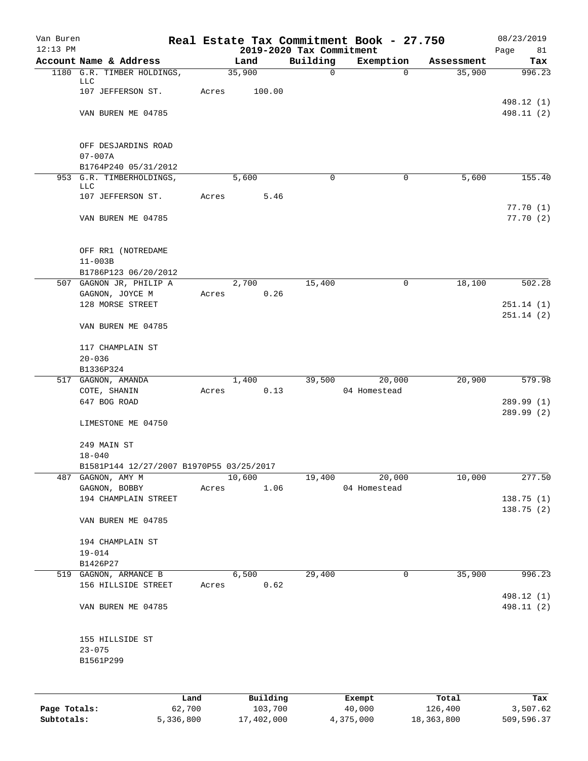Van Buren
12:13 PM

# Real Estate Tax Commitment Book - 27.750
## 2019-2020 Tax Commitment

08/23/2019
Page 81

| Account | Name & Address | Land | Building | Exemption | Assessment | Tax |
|---|---|---|---|---|---|---|
| 1180 | G.R. TIMBER HOLDINGS, LLC | 35,900 | 0 | 0 | 35,900 | 996.23 |
| | 107 JEFFERSON ST. | Acres 100.00 | | | | |
| | | | | | | 498.12 (1) |
| | VAN BUREN ME 04785 | | | | | 498.11 (2) |
| | OFF DESJARDINS ROAD | | | | | |
| | 07-007A | | | | | |
| | B1764P240 05/31/2012 | | | | | |
| 953 | G.R. TIMBERHOLDINGS, LLC | 5,600 | 0 | 0 | 5,600 | 155.40 |
| | 107 JEFFERSON ST. | Acres 5.46 | | | | |
| | | | | | | 77.70 (1) |
| | VAN BUREN ME 04785 | | | | | 77.70 (2) |
| | OFF RR1 (NOTREDAME | | | | | |
| | 11-003B | | | | | |
| | B1786P123 06/20/2012 | | | | | |
| 507 | GAGNON JR, PHILIP A | 2,700 | 15,400 | 0 | 18,100 | 502.28 |
| | GAGNON, JOYCE M | Acres 0.26 | | | | |
| | 128 MORSE STREET | | | | | 251.14 (1) |
| | | | | | | 251.14 (2) |
| | VAN BUREN ME 04785 | | | | | |
| | 117 CHAMPLAIN ST | | | | | |
| | 20-036 | | | | | |
| | B1336P324 | | | | | |
| 517 | GAGNON, AMANDA | 1,400 | 39,500 | 20,000 | 20,900 | 579.98 |
| | COTE, SHANIN | Acres 0.13 | | 04 Homestead | | |
| | 647 BOG ROAD | | | | | 289.99 (1) |
| | | | | | | 289.99 (2) |
| | LIMESTONE ME 04750 | | | | | |
| | 249 MAIN ST | | | | | |
| | 18-040 | | | | | |
| | B1581P144 12/27/2007 B1970P55 03/25/2017 | | | | | |
| 487 | GAGNON, AMY M | 10,600 | 19,400 | 20,000 | 10,000 | 277.50 |
| | GAGNON, BOBBY | Acres 1.06 | | 04 Homestead | | |
| | 194 CHAMPLAIN STREET | | | | | 138.75 (1) |
| | | | | | | 138.75 (2) |
| | VAN BUREN ME 04785 | | | | | |
| | 194 CHAMPLAIN ST | | | | | |
| | 19-014 | | | | | |
| | B1426P27 | | | | | |
| 519 | GAGNON, ARMANCE B | 6,500 | 29,400 | 0 | 35,900 | 996.23 |
| | 156 HILLSIDE STREET | Acres 0.62 | | | | |
| | | | | | | 498.12 (1) |
| | VAN BUREN ME 04785 | | | | | 498.11 (2) |
| | 155 HILLSIDE ST | | | | | |
| | 23-075 | | | | | |
| | B1561P299 | | | | | |

| | Land | Building | Exempt | Total | Tax |
|---|---|---|---|---|---|
| Page Totals: | 62,700 | 103,700 | 40,000 | 126,400 | 3,507.62 |
| Subtotals: | 5,336,800 | 17,402,000 | 4,375,000 | 18,363,800 | 509,596.37 |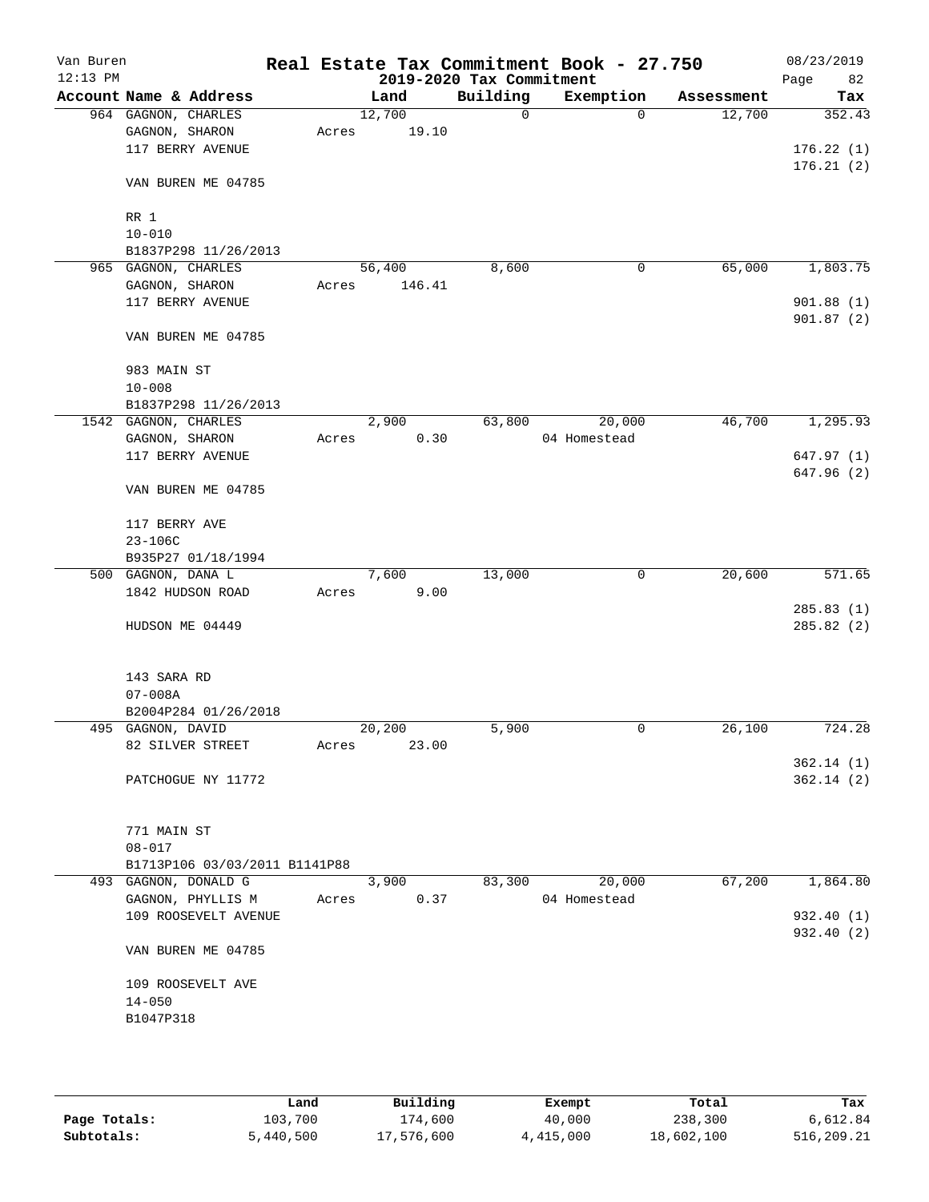# Real Estate Tax Commitment Book - 27.750

Van Buren
12:13 PM

2019-2020 Tax Commitment

08/23/2019

| Account Name & Address | Land | Building | Exemption | Assessment | Tax |
|---|---|---|---|---|---|
| 964 GAGNON, CHARLES<br>GAGNON, SHARON<br>117 BERRY AVENUE<br><br>VAN BUREN ME 04785<br><br>RR 1<br>10-010<br>B1837P298 11/26/2013 | 12,700<br>Acres 19.10 | 0 | 0 | 12,700 | 352.43<br><br>176.22 (1)<br>176.21 (2) |
| 965 GAGNON, CHARLES<br>GAGNON, SHARON<br>117 BERRY AVENUE<br><br>VAN BUREN ME 04785<br><br>983 MAIN ST<br>10-008<br>B1837P298 11/26/2013 | 56,400<br>Acres 146.41 | 8,600 | 0 | 65,000 | 1,803.75<br><br>901.88 (1)<br>901.87 (2) |
| 1542 GAGNON, CHARLES<br>GAGNON, SHARON<br>117 BERRY AVENUE<br><br>VAN BUREN ME 04785<br><br>117 BERRY AVE<br>23-106C<br>B935P27 01/18/1994 | 2,900<br>Acres 0.30 | 63,800 | 20,000<br>04 Homestead | 46,700 | 1,295.93<br><br>647.97 (1)<br>647.96 (2) |
| 500 GAGNON, DANA L<br>1842 HUDSON ROAD<br><br>HUDSON ME 04449<br><br>143 SARA RD<br>07-008A<br>B2004P284 01/26/2018 | 7,600<br>Acres 9.00 | 13,000 | 0 | 20,600 | 571.65<br><br>285.83 (1)<br>285.82 (2) |
| 495 GAGNON, DAVID<br>82 SILVER STREET<br><br>PATCHOGUE NY 11772<br><br>771 MAIN ST<br>08-017<br>B1713P106 03/03/2011 B1141P88 | 20,200<br>Acres 23.00 | 5,900 | 0 | 26,100 | 724.28<br><br>362.14 (1)<br>362.14 (2) |
| 493 GAGNON, DONALD G<br>GAGNON, PHYLLIS M<br>109 ROOSEVELT AVENUE<br><br>VAN BUREN ME 04785<br><br>109 ROOSEVELT AVE<br>14-050<br>B1047P318 | 3,900<br>Acres 0.37 | 83,300 | 20,000<br>04 Homestead | 67,200 | 1,864.80<br><br>932.40 (1)<br>932.40 (2) |

| | Land | Building | Exempt | Total | Tax |
|---|---|---|---|---|---|
| **Page Totals:** | 103,700 | 174,600 | 40,000 | 238,300 | 6,612.84 |
| **Subtotals:** | 5,440,500 | 17,576,600 | 4,415,000 | 18,602,100 | 516,209.21 |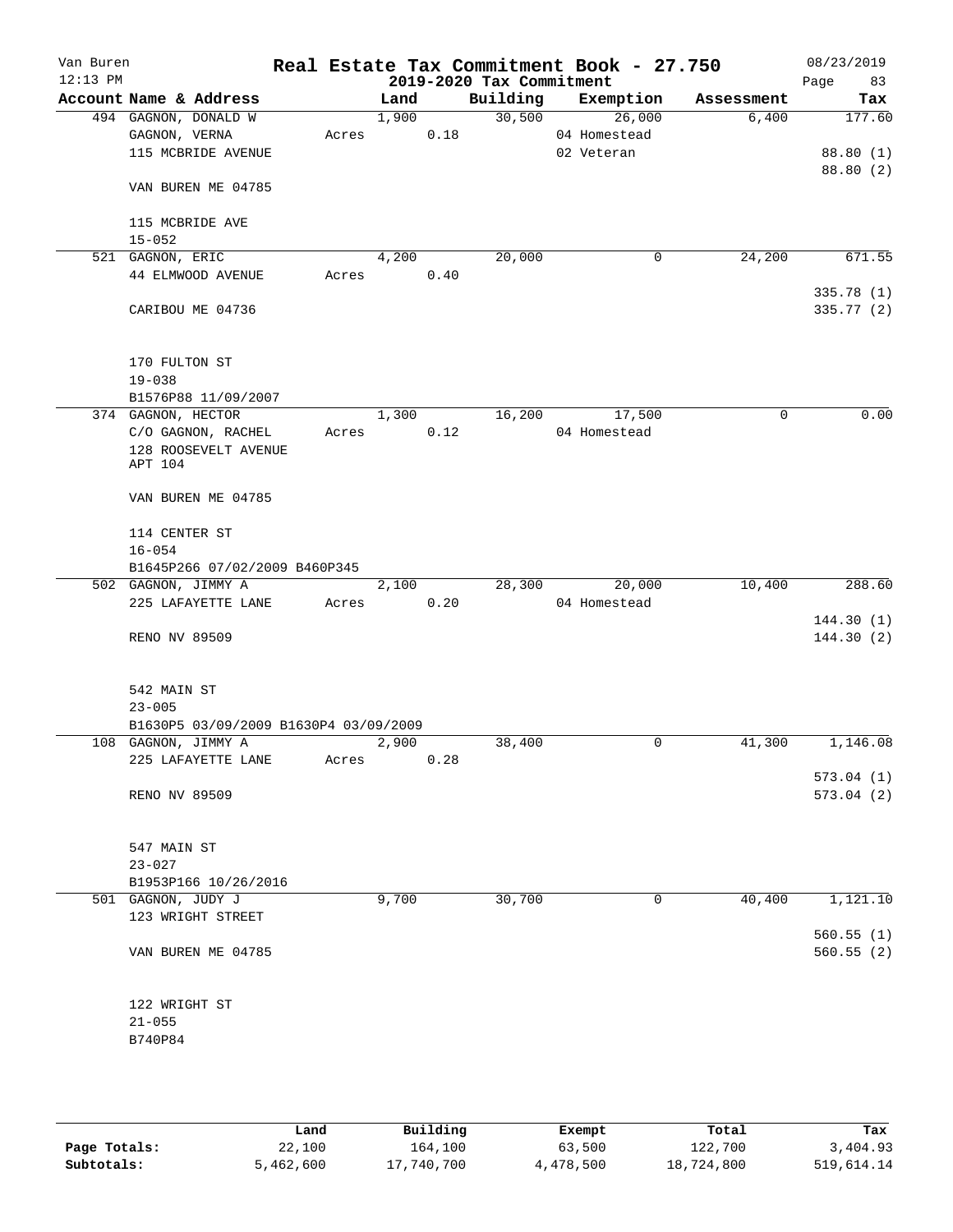Van Buren
12:13 PM

# Real Estate Tax Commitment Book - 27.750

## 2019-2020 Tax Commitment

08/23/2019
Page 83

| Account Name & Address | Land | Building | Exemption | Assessment | Tax |
|---|---|---|---|---|---|
| 494 GAGNON, DONALD W | 1,900 | 30,500 | 26,000 | 6,400 | 177.60 |
| GAGNON, VERNA | Acres 0.18 | | 04 Homestead | | |
| 115 MCBRIDE AVENUE | | | 02 Veteran | | 88.80 (1) |
| | | | | | 88.80 (2) |
| VAN BUREN ME 04785 | | | | | |
| 115 MCBRIDE AVE | | | | | |
| 15-052 | | | | | |
| 521 GAGNON, ERIC | 4,200 | 20,000 | 0 | 24,200 | 671.55 |
| 44 ELMWOOD AVENUE | Acres 0.40 | | | | |
| | | | | | 335.78 (1) |
| CARIBOU ME 04736 | | | | | 335.77 (2) |
| 170 FULTON ST | | | | | |
| 19-038 | | | | | |
| B1576P88 11/09/2007 | | | | | |
| 374 GAGNON, HECTOR | 1,300 | 16,200 | 17,500 | 0 | 0.00 |
| C/O GAGNON, RACHEL | Acres 0.12 | | 04 Homestead | | |
| 128 ROOSEVELT AVENUE APT 104 | | | | | |
| VAN BUREN ME 04785 | | | | | |
| 114 CENTER ST | | | | | |
| 16-054 | | | | | |
| B1645P266 07/02/2009 B460P345 | | | | | |
| 502 GAGNON, JIMMY A | 2,100 | 28,300 | 20,000 | 10,400 | 288.60 |
| 225 LAFAYETTE LANE | Acres 0.20 | | 04 Homestead | | |
| | | | | | 144.30 (1) |
| RENO NV 89509 | | | | | 144.30 (2) |
| 542 MAIN ST | | | | | |
| 23-005 | | | | | |
| B1630P5 03/09/2009 B1630P4 03/09/2009 | | | | | |
| 108 GAGNON, JIMMY A | 2,900 | 38,400 | 0 | 41,300 | 1,146.08 |
| 225 LAFAYETTE LANE | Acres 0.28 | | | | |
| | | | | | 573.04 (1) |
| RENO NV 89509 | | | | | 573.04 (2) |
| 547 MAIN ST | | | | | |
| 23-027 | | | | | |
| B1953P166 10/26/2016 | | | | | |
| 501 GAGNON, JUDY J | 9,700 | 30,700 | 0 | 40,400 | 1,121.10 |
| 123 WRIGHT STREET | | | | | |
| | | | | | 560.55 (1) |
| VAN BUREN ME 04785 | | | | | 560.55 (2) |
| 122 WRIGHT ST | | | | | |
| 21-055 | | | | | |
| B740P84 | | | | | |

| | Land | Building | Exempt | Total | Tax |
|---|---|---|---|---|---|
| Page Totals: | 22,100 | 164,100 | 63,500 | 122,700 | 3,404.93 |
| Subtotals: | 5,462,600 | 17,740,700 | 4,478,500 | 18,724,800 | 519,614.14 |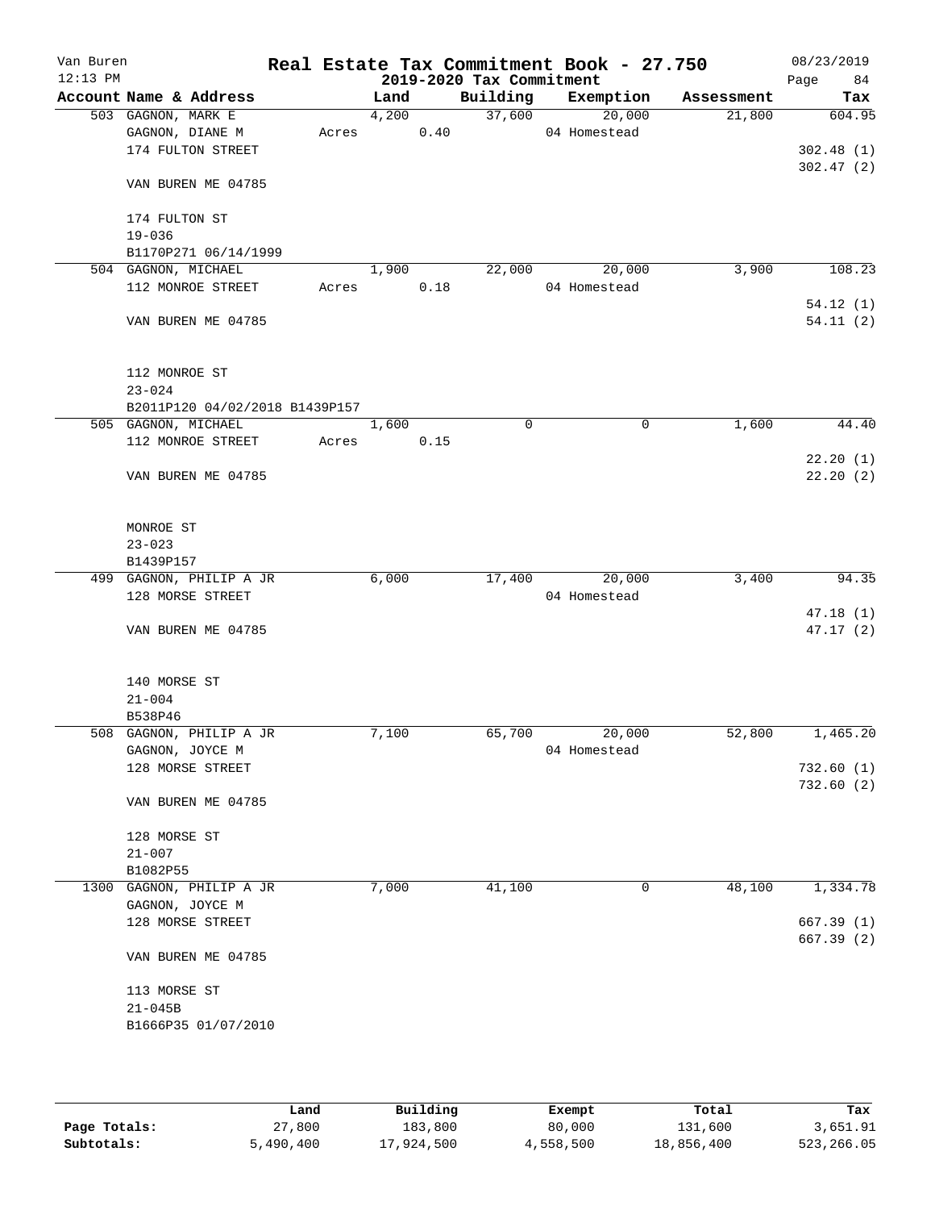# Real Estate Tax Commitment Book - 27.750

Van Buren
12:13 PM

2019-2020 Tax Commitment

08/23/2019

| Account | Name & Address | Land | Building | Exemption | Assessment | Tax |
|---|---|---|---|---|---|---|
| 503 | GAGNON, MARK E<br>GAGNON, DIANE M<br>174 FULTON STREET<br><br>VAN BUREN ME 04785<br><br>174 FULTON ST<br>19-036<br>B1170P271 06/14/1999 | 4,200<br>Acres 0.40 | 37,600 | 20,000<br>04 Homestead | 21,800 | 604.95<br><br>302.48 (1)<br>302.47 (2) |
| 504 | GAGNON, MICHAEL<br>112 MONROE STREET<br><br>VAN BUREN ME 04785<br><br>112 MONROE ST<br>23-024<br>B2011P120 04/02/2018 B1439P157 | 1,900<br>Acres 0.18 | 22,000 | 20,000<br>04 Homestead | 3,900 | 108.23<br><br>54.12 (1)<br>54.11 (2) |
| 505 | GAGNON, MICHAEL<br>112 MONROE STREET<br><br>VAN BUREN ME 04785<br><br>MONROE ST<br>23-023<br>B1439P157 | 1,600<br>Acres 0.15 | 0 | 0 | 1,600 | 44.40<br><br>22.20 (1)<br>22.20 (2) |
| 499 | GAGNON, PHILIP A JR<br>128 MORSE STREET<br><br>VAN BUREN ME 04785<br><br>140 MORSE ST<br>21-004<br>B538P46 | 6,000 | 17,400 | 20,000<br>04 Homestead | 3,400 | 94.35<br><br>47.18 (1)<br>47.17 (2) |
| 508 | GAGNON, PHILIP A JR<br>GAGNON, JOYCE M<br>128 MORSE STREET<br><br>VAN BUREN ME 04785<br><br>128 MORSE ST<br>21-007<br>B1082P55 | 7,100 | 65,700 | 20,000<br>04 Homestead | 52,800 | 1,465.20<br><br>732.60 (1)<br>732.60 (2) |
| 1300 | GAGNON, PHILIP A JR<br>GAGNON, JOYCE M<br>128 MORSE STREET<br><br>VAN BUREN ME 04785<br><br>113 MORSE ST<br>21-045B<br>B1666P35 01/07/2010 | 7,000 | 41,100 | 0 | 48,100 | 1,334.78<br><br>667.39 (1)<br>667.39 (2) |

| | Land | Building | Exempt | Total | Tax |
|---|---|---|---|---|---|
| Page Totals: | 27,800 | 183,800 | 80,000 | 131,600 | 3,651.91 |
| Subtotals: | 5,490,400 | 17,924,500 | 4,558,500 | 18,856,400 | 523,266.05 |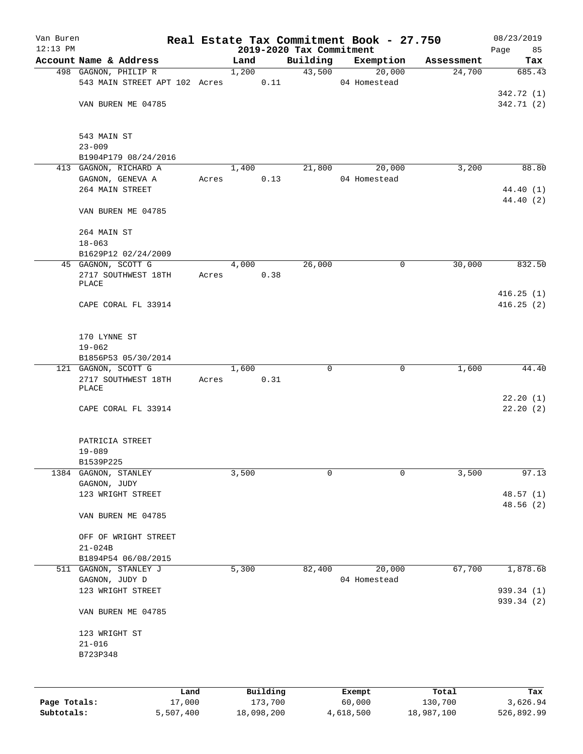Van Buren
12:13 PM

# Real Estate Tax Commitment Book - 27.750

## 2019-2020 Tax Commitment

08/23/2019

| Account | Name & Address | Land | Building | Exemption | Assessment | Tax |
|---|---|---|---|---|---|---|
| 498 | GAGNON, PHILIP R<br>543 MAIN STREET APT 102<br>VAN BUREN ME 04785<br><br>543 MAIN ST<br>23-009<br>B1904P179 08/24/2016 | 1,200<br>Acres 0.11 | 43,500 | 20,000<br>04 Homestead | 24,700 | 685.43<br>342.72 (1)<br>342.71 (2) |
| 413 | GAGNON, RICHARD A<br>GAGNON, GENEVA A<br>264 MAIN STREET<br>VAN BUREN ME 04785<br><br>264 MAIN ST<br>18-063<br>B1629P12 02/24/2009 | 1,400<br>Acres 0.13 | 21,800 | 20,000<br>04 Homestead | 3,200 | 88.80<br>44.40 (1)<br>44.40 (2) |
| 45 | GAGNON, SCOTT G<br>2717 SOUTHWEST 18TH PLACE<br>CAPE CORAL FL 33914<br><br>170 LYNNE ST<br>19-062<br>B1856P53 05/30/2014 | 4,000<br>Acres 0.38 | 26,000 | 0 | 30,000 | 832.50<br>416.25 (1)<br>416.25 (2) |
| 121 | GAGNON, SCOTT G<br>2717 SOUTHWEST 18TH PLACE<br>CAPE CORAL FL 33914<br><br>PATRICIA STREET<br>19-089<br>B1539P225 | 1,600<br>Acres 0.31 | 0 | 0 | 1,600 | 44.40<br>22.20 (1)<br>22.20 (2) |
| 1384 | GAGNON, STANLEY<br>GAGNON, JUDY<br>123 WRIGHT STREET<br>VAN BUREN ME 04785<br><br>OFF OF WRIGHT STREET<br>21-024B<br>B1894P54 06/08/2015 | 3,500 | 0 | 0 | 3,500 | 97.13<br>48.57 (1)<br>48.56 (2) |
| 511 | GAGNON, STANLEY J<br>GAGNON, JUDY D<br>123 WRIGHT STREET<br>VAN BUREN ME 04785<br><br>123 WRIGHT ST<br>21-016<br>B723P348 | 5,300 | 82,400 | 20,000<br>04 Homestead | 67,700 | 1,878.68<br>939.34 (1)<br>939.34 (2) |

| | Land | Building | Exempt | Total | Tax |
|---|---|---|---|---|---|
| Page Totals: | 17,000 | 173,700 | 60,000 | 130,700 | 3,626.94 |
| Subtotals: | 5,507,400 | 18,098,200 | 4,618,500 | 18,987,100 | 526,892.99 |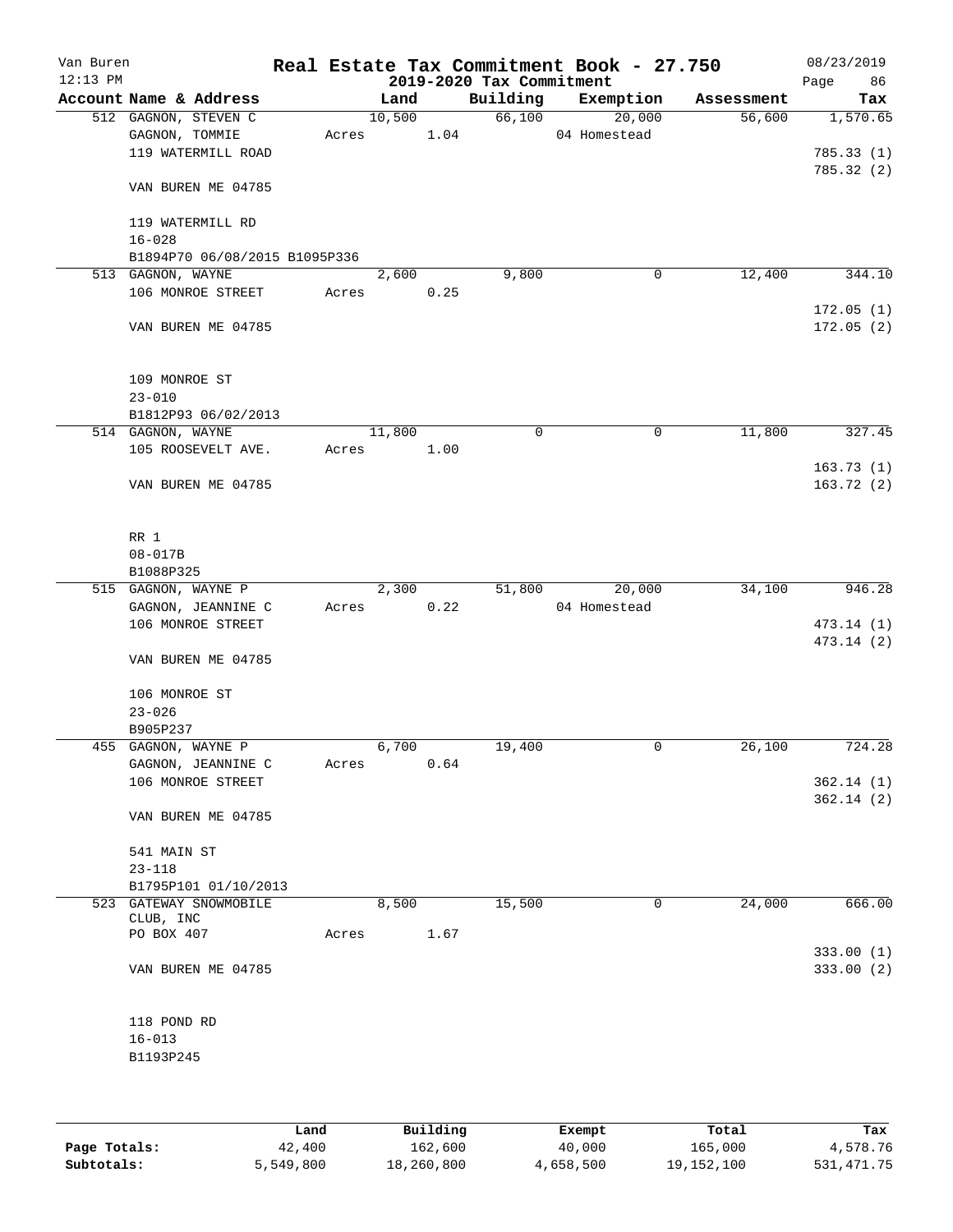# Real Estate Tax Commitment Book - 27.750

Van Buren
12:13 PM

## 2019-2020 Tax Commitment

08/23/2019

| Account Name & Address | Land | Building | Exemption | Assessment | Tax |
|---|---|---|---|---|---|
| 512 GAGNON, STEVEN C<br>GAGNON, TOMMIE<br>119 WATERMILL ROAD<br><br>VAN BUREN ME 04785<br><br>119 WATERMILL RD<br>16-028<br>B1894P70 06/08/2015 B1095P336 | 10,500<br>Acres 1.04 | 66,100 | 20,000<br>04 Homestead | 56,600 | 1,570.65<br><br>785.33 (1)<br>785.32 (2) |
| 513 GAGNON, WAYNE<br>106 MONROE STREET<br><br>VAN BUREN ME 04785<br><br>109 MONROE ST<br>23-010<br>B1812P93 06/02/2013 | 2,600<br>Acres 0.25 | 9,800 | 0 | 12,400 | 344.10<br><br>172.05 (1)<br>172.05 (2) |
| 514 GAGNON, WAYNE<br>105 ROOSEVELT AVE.<br><br>VAN BUREN ME 04785<br><br>RR 1<br>08-017B<br>B1088P325 | 11,800<br>Acres 1.00 | 0 | 0 | 11,800 | 327.45<br><br>163.73 (1)<br>163.72 (2) |
| 515 GAGNON, WAYNE P<br>GAGNON, JEANNINE C<br>106 MONROE STREET<br><br>VAN BUREN ME 04785<br><br>106 MONROE ST<br>23-026<br>B905P237 | 2,300<br>Acres 0.22 | 51,800 | 20,000<br>04 Homestead | 34,100 | 946.28<br><br>473.14 (1)<br>473.14 (2) |
| 455 GAGNON, WAYNE P<br>GAGNON, JEANNINE C<br>106 MONROE STREET<br><br>VAN BUREN ME 04785<br><br>541 MAIN ST<br>23-118<br>B1795P101 01/10/2013 | 6,700<br>Acres 0.64 | 19,400 | 0 | 26,100 | 724.28<br><br>362.14 (1)<br>362.14 (2) |
| 523 GATEWAY SNOWMOBILE CLUB, INC<br>PO BOX 407<br><br>VAN BUREN ME 04785<br><br>118 POND RD<br>16-013<br>B1193P245 | 8,500<br>Acres 1.67 | 15,500 | 0 | 24,000 | 666.00<br><br>333.00 (1)<br>333.00 (2) |

| | Land | Building | Exempt | Total | Tax |
|---|---|---|---|---|---|
| Page Totals: | 42,400 | 162,600 | 40,000 | 165,000 | 4,578.76 |
| Subtotals: | 5,549,800 | 18,260,800 | 4,658,500 | 19,152,100 | 531,471.75 |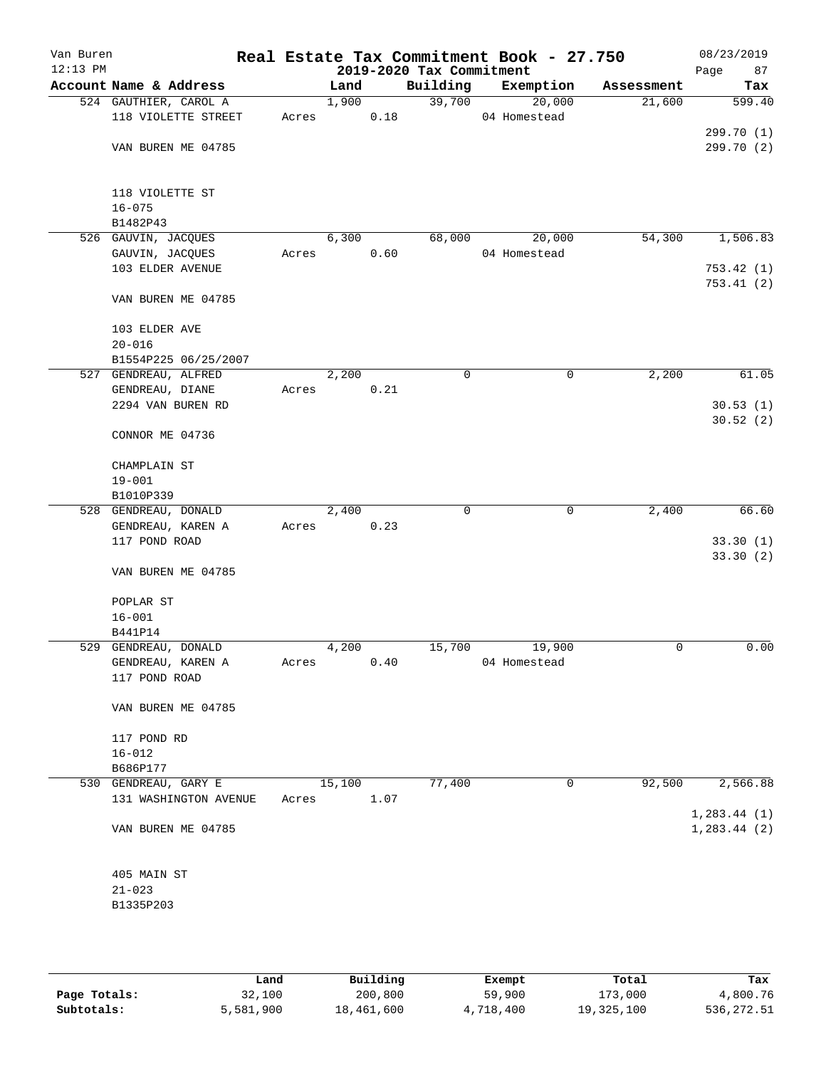Van Buren
12:13 PM

# Real Estate Tax Commitment Book - 27.750

## 2019-2020 Tax Commitment

08/23/2019

| Account | Name & Address | Land | Building | Exemption | Assessment | Tax |
|---|---|---|---|---|---|---|
| 524 | GAUTHIER, CAROL A<br>118 VIOLETTE STREET<br><br>VAN BUREN ME 04785<br><br>118 VIOLETTE ST<br>16-075<br>B1482P43 | 1,900<br>Acres 0.18 | 39,700 | 20,000<br>04 Homestead | 21,600 | 599.40<br><br>299.70 (1)<br>299.70 (2) |
| 526 | GAUVIN, JACQUES<br>GAUVIN, JACQUES<br>103 ELDER AVENUE<br><br>VAN BUREN ME 04785<br><br>103 ELDER AVE<br>20-016<br>B1554P225 06/25/2007 | 6,300<br>Acres 0.60 | 68,000 | 20,000<br>04 Homestead | 54,300 | 1,506.83<br><br>753.42 (1)<br>753.41 (2) |
| 527 | GENDREAU, ALFRED<br>GENDREAU, DIANE<br>2294 VAN BUREN RD<br><br>CONNOR ME 04736<br><br>CHAMPLAIN ST<br>19-001<br>B1010P339 | 2,200<br>Acres 0.21 | 0 | 0 | 2,200 | 61.05<br><br>30.53 (1)<br>30.52 (2) |
| 528 | GENDREAU, DONALD<br>GENDREAU, KAREN A<br>117 POND ROAD<br><br>VAN BUREN ME 04785<br><br>POPLAR ST<br>16-001<br>B441P14 | 2,400<br>Acres 0.23 | 0 | 0 | 2,400 | 66.60<br><br>33.30 (1)<br>33.30 (2) |
| 529 | GENDREAU, DONALD<br>GENDREAU, KAREN A<br>117 POND ROAD<br><br>VAN BUREN ME 04785<br><br>117 POND RD<br>16-012<br>B686P177 | 4,200<br>Acres 0.40 | 15,700 | 19,900<br>04 Homestead | 0 | 0.00 |
| 530 | GENDREAU, GARY E<br>131 WASHINGTON AVENUE<br><br>VAN BUREN ME 04785<br><br>405 MAIN ST<br>21-023<br>B1335P203 | 15,100<br>Acres 1.07 | 77,400 | 0 | 92,500 | 2,566.88<br><br>1,283.44 (1)<br>1,283.44 (2) |

| | Land | Building | Exempt | Total | Tax |
|---|---|---|---|---|---|
| Page Totals: | 32,100 | 200,800 | 59,900 | 173,000 | 4,800.76 |
| Subtotals: | 5,581,900 | 18,461,600 | 4,718,400 | 19,325,100 | 536,272.51 |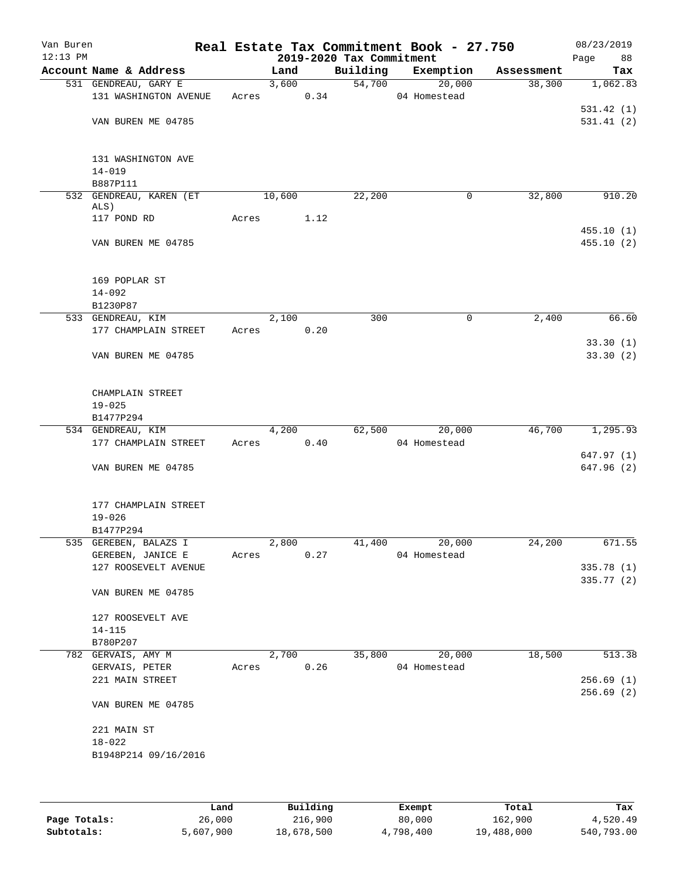Van Buren 12:13 PM

# Real Estate Tax Commitment Book - 27.750

## 2019-2020 Tax Commitment

08/23/2019 Page 88

| Account Name & Address | Land | Building | Exemption | Assessment | Tax |
|---|---|---|---|---|---|
| 531 GENDREAU, GARY E<br>131 WASHINGTON AVENUE<br><br>VAN BUREN ME 04785<br><br>131 WASHINGTON AVE<br>14-019<br>B887P111 | 3,600<br>Acres 0.34 | 54,700 | 20,000<br>04 Homestead | 38,300 | 1,062.83<br><br>531.42 (1)<br>531.41 (2) |
| 532 GENDREAU, KAREN (ET ALS)<br>117 POND RD<br><br>VAN BUREN ME 04785<br><br>169 POPLAR ST<br>14-092<br>B1230P87 | 10,600<br>Acres 1.12 | 22,200 | 0 | 32,800 | 910.20<br><br>455.10 (1)<br>455.10 (2) |
| 533 GENDREAU, KIM<br>177 CHAMPLAIN STREET<br><br>VAN BUREN ME 04785<br><br>CHAMPLAIN STREET<br>19-025<br>B1477P294 | 2,100<br>Acres 0.20 | 300 | 0 | 2,400 | 66.60<br><br>33.30 (1)<br>33.30 (2) |
| 534 GENDREAU, KIM<br>177 CHAMPLAIN STREET<br><br>VAN BUREN ME 04785<br><br>177 CHAMPLAIN STREET<br>19-026<br>B1477P294 | 4,200<br>Acres 0.40 | 62,500 | 20,000<br>04 Homestead | 46,700 | 1,295.93<br><br>647.97 (1)<br>647.96 (2) |
| 535 GEREBEN, BALAZS I<br>GEREBEN, JANICE E<br>127 ROOSEVELT AVENUE<br><br>VAN BUREN ME 04785<br><br>127 ROOSEVELT AVE<br>14-115<br>B780P207 | 2,800<br>Acres 0.27 | 41,400 | 20,000<br>04 Homestead | 24,200 | 671.55<br><br>335.78 (1)<br>335.77 (2) |
| 782 GERVAIS, AMY M<br>GERVAIS, PETER<br>221 MAIN STREET<br><br>VAN BUREN ME 04785<br><br>221 MAIN ST<br>18-022<br>B1948P214 09/16/2016 | 2,700<br>Acres 0.26 | 35,800 | 20,000<br>04 Homestead | 18,500 | 513.38<br><br>256.69 (1)<br>256.69 (2) |

| | Land | Building | Exempt | Total | Tax |
|---|---|---|---|---|---|
| **Page Totals:** | 26,000 | 216,900 | 80,000 | 162,900 | 4,520.49 |
| **Subtotals:** | 5,607,900 | 18,678,500 | 4,798,400 | 19,488,000 | 540,793.00 |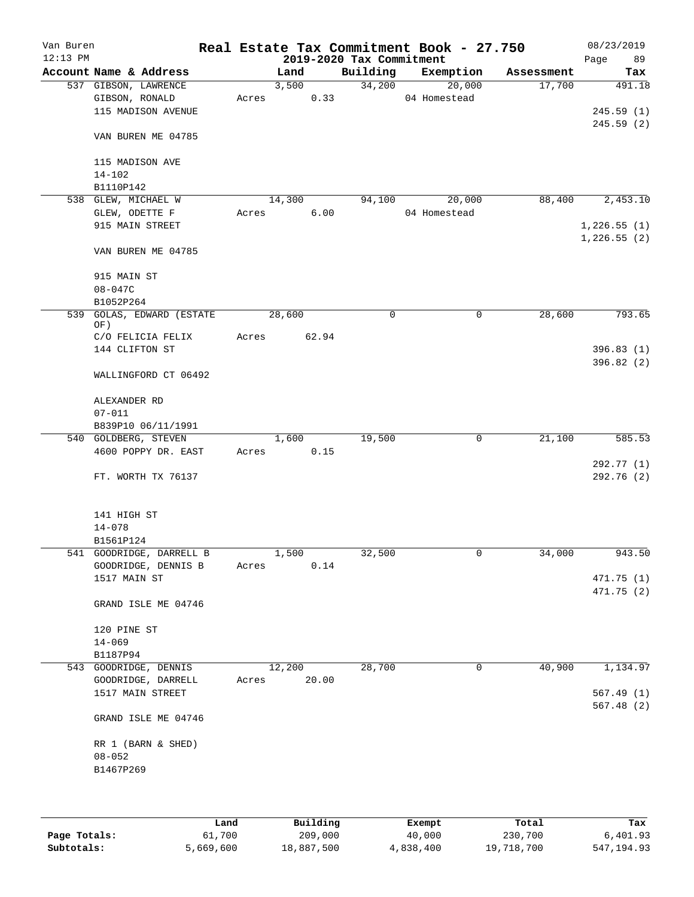Van Buren 12:13 PM

# Real Estate Tax Commitment Book - 27.750

## 2019-2020 Tax Commitment

08/23/2019 Page 89

| Account Name & Address | Land | Building | Exemption | Assessment | Tax |
|---|---|---|---|---|---|
| 537 GIBSON, LAWRENCE | 3,500 | 34,200 | 20,000 | 17,700 | 491.18 |
| GIBSON, RONALD | Acres 0.33 | | 04 Homestead | | |
| 115 MADISON AVENUE | | | | | 245.59 (1) |
| | | | | | 245.59 (2) |
| VAN BUREN ME 04785 | | | | | |
| 115 MADISON AVE | | | | | |
| 14-102 | | | | | |
| B1110P142 | | | | | |
| 538 GLEW, MICHAEL W | 14,300 | 94,100 | 20,000 | 88,400 | 2,453.10 |
| GLEW, ODETTE F | Acres 6.00 | | 04 Homestead | | |
| 915 MAIN STREET | | | | | 1,226.55 (1) |
| | | | | | 1,226.55 (2) |
| VAN BUREN ME 04785 | | | | | |
| 915 MAIN ST | | | | | |
| 08-047C | | | | | |
| B1052P264 | | | | | |
| 539 GOLAS, EDWARD (ESTATE OF) | 28,600 | 0 | 0 | 28,600 | 793.65 |
| C/O FELICIA FELIX | Acres 62.94 | | | | |
| 144 CLIFTON ST | | | | | 396.83 (1) |
| | | | | | 396.82 (2) |
| WALLINGFORD CT 06492 | | | | | |
| ALEXANDER RD | | | | | |
| 07-011 | | | | | |
| B839P10 06/11/1991 | | | | | |
| 540 GOLDBERG, STEVEN | 1,600 | 19,500 | 0 | 21,100 | 585.53 |
| 4600 POPPY DR. EAST | Acres 0.15 | | | | |
| | | | | | 292.77 (1) |
| FT. WORTH TX 76137 | | | | | 292.76 (2) |
| 141 HIGH ST | | | | | |
| 14-078 | | | | | |
| B1561P124 | | | | | |
| 541 GOODRIDGE, DARRELL B | 1,500 | 32,500 | 0 | 34,000 | 943.50 |
| GOODRIDGE, DENNIS B | Acres 0.14 | | | | |
| 1517 MAIN ST | | | | | 471.75 (1) |
| | | | | | 471.75 (2) |
| GRAND ISLE ME 04746 | | | | | |
| 120 PINE ST | | | | | |
| 14-069 | | | | | |
| B1187P94 | | | | | |
| 543 GOODRIDGE, DENNIS | 12,200 | 28,700 | 0 | 40,900 | 1,134.97 |
| GOODRIDGE, DARRELL | Acres 20.00 | | | | |
| 1517 MAIN STREET | | | | | 567.49 (1) |
| | | | | | 567.48 (2) |
| GRAND ISLE ME 04746 | | | | | |
| RR 1 (BARN & SHED) | | | | | |
| 08-052 | | | | | |
| B1467P269 | | | | | |

| | Land | Building | Exempt | Total | Tax |
|---|---|---|---|---|---|
| Page Totals: | 61,700 | 209,000 | 40,000 | 230,700 | 6,401.93 |
| Subtotals: | 5,669,600 | 18,887,500 | 4,838,400 | 19,718,700 | 547,194.93 |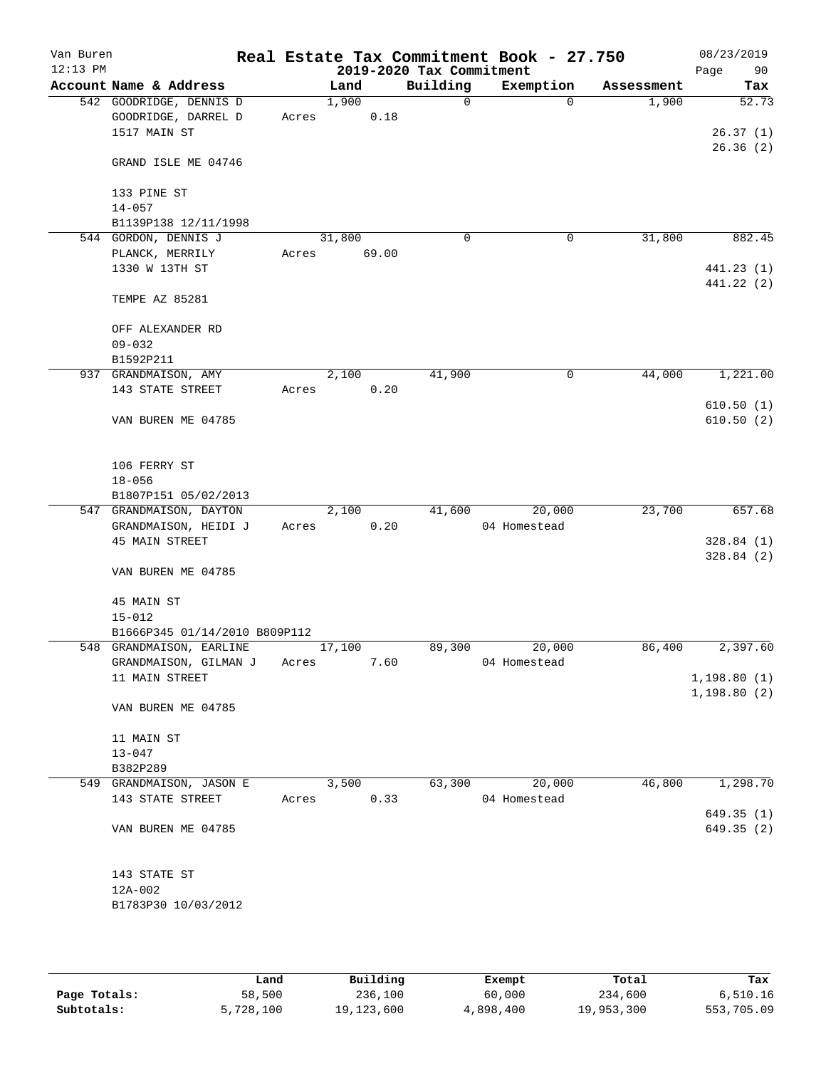Van Buren — Real Estate Tax Commitment Book - 27.750 — 08/23/2019
12:13 PM — 2019-2020 Tax Commitment

| Account Name & Address | Land | Building | Exemption | Assessment | Tax |
|---|---|---|---|---|---|
| 542 GOODRIDGE, DENNIS D | 1,900 | 0 | 0 | 1,900 | 52.73 |
| GOODRIDGE, DARREL D | Acres 0.18 | | | | |
| 1517 MAIN ST | | | | | 26.37 (1) |
| | | | | | 26.36 (2) |
| GRAND ISLE ME 04746 | | | | | |
| 133 PINE ST | | | | | |
| 14-057 | | | | | |
| B1139P138 12/11/1998 | | | | | |
| 544 GORDON, DENNIS J | 31,800 | 0 | 0 | 31,800 | 882.45 |
| PLANCK, MERRILY | Acres 69.00 | | | | |
| 1330 W 13TH ST | | | | | 441.23 (1) |
| | | | | | 441.22 (2) |
| TEMPE AZ 85281 | | | | | |
| OFF ALEXANDER RD | | | | | |
| 09-032 | | | | | |
| B1592P211 | | | | | |
| 937 GRANDMAISON, AMY | 2,100 | 41,900 | 0 | 44,000 | 1,221.00 |
| 143 STATE STREET | Acres 0.20 | | | | |
| | | | | | 610.50 (1) |
| VAN BUREN ME 04785 | | | | | 610.50 (2) |
| 106 FERRY ST | | | | | |
| 18-056 | | | | | |
| B1807P151 05/02/2013 | | | | | |
| 547 GRANDMAISON, DAYTON | 2,100 | 41,600 | 20,000 | 23,700 | 657.68 |
| GRANDMAISON, HEIDI J | Acres 0.20 | | 04 Homestead | | |
| 45 MAIN STREET | | | | | 328.84 (1) |
| | | | | | 328.84 (2) |
| VAN BUREN ME 04785 | | | | | |
| 45 MAIN ST | | | | | |
| 15-012 | | | | | |
| B1666P345 01/14/2010 B809P112 | | | | | |
| 548 GRANDMAISON, EARLINE | 17,100 | 89,300 | 20,000 | 86,400 | 2,397.60 |
| GRANDMAISON, GILMAN J | Acres 7.60 | | 04 Homestead | | |
| 11 MAIN STREET | | | | | 1,198.80 (1) |
| | | | | | 1,198.80 (2) |
| VAN BUREN ME 04785 | | | | | |
| 11 MAIN ST | | | | | |
| 13-047 | | | | | |
| B382P289 | | | | | |
| 549 GRANDMAISON, JASON E | 3,500 | 63,300 | 20,000 | 46,800 | 1,298.70 |
| 143 STATE STREET | Acres 0.33 | | 04 Homestead | | |
| | | | | | 649.35 (1) |
| VAN BUREN ME 04785 | | | | | 649.35 (2) |
| 143 STATE ST | | | | | |
| 12A-002 | | | | | |
| B1783P30 10/03/2012 | | | | | |

| | Land | Building | Exempt | Total | Tax |
|---|---|---|---|---|---|
| Page Totals: | 58,500 | 236,100 | 60,000 | 234,600 | 6,510.16 |
| Subtotals: | 5,728,100 | 19,123,600 | 4,898,400 | 19,953,300 | 553,705.09 |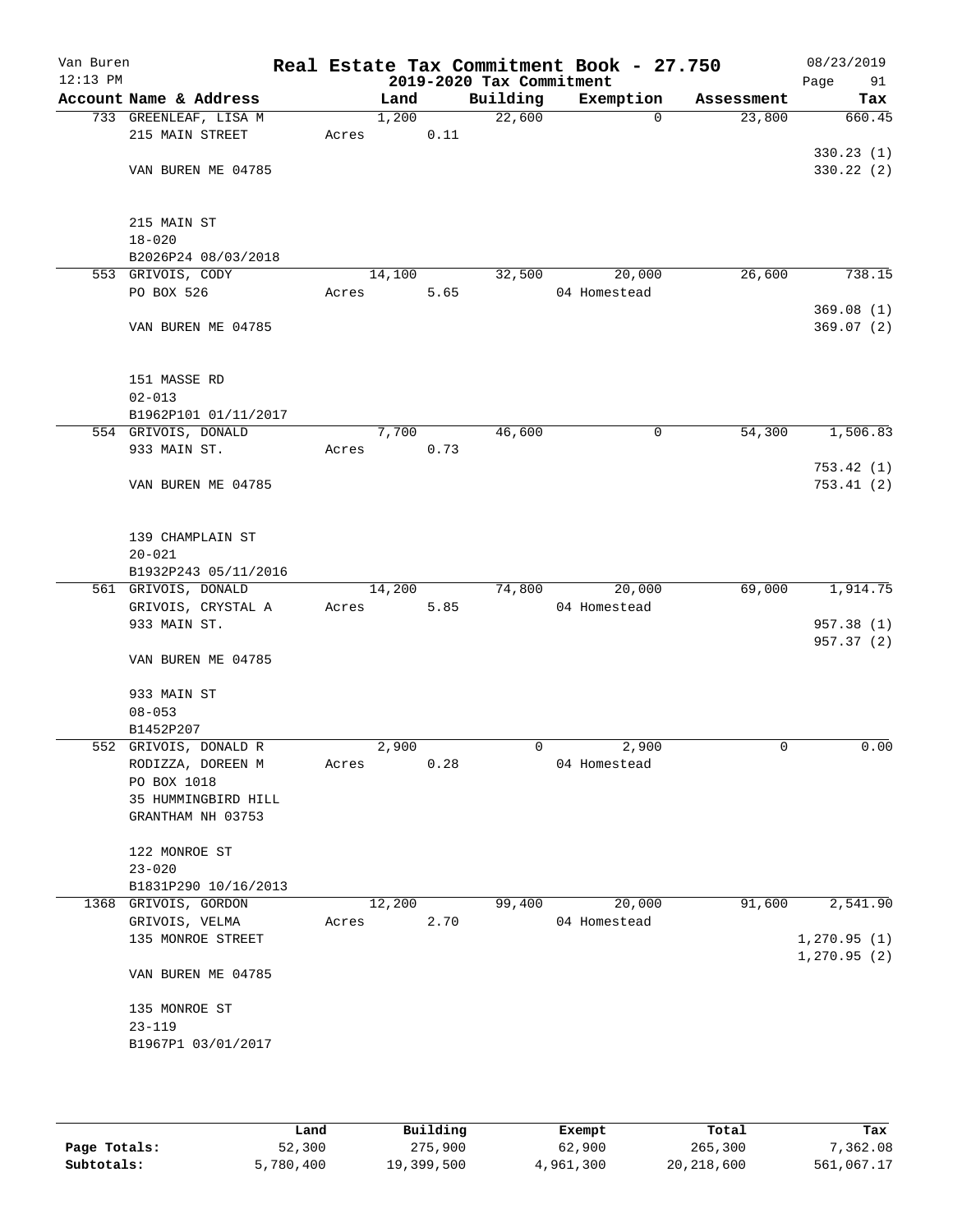Van Buren
12:13 PM

# Real Estate Tax Commitment Book - 27.750

## 2019-2020 Tax Commitment

08/23/2019

| Account Name & Address | Land | Building | Exemption | Assessment | Tax |
|---|---|---|---|---|---|
| 733 GREENLEAF, LISA M | 1,200 | 22,600 | 0 | 23,800 | 660.45 |
| 215 MAIN STREET | Acres 0.11 | | | | |
| | | | | | 330.23 (1) |
| VAN BUREN ME 04785 | | | | | 330.22 (2) |
| 215 MAIN ST | | | | | |
| 18-020 | | | | | |
| B2026P24 08/03/2018 | | | | | |
| 553 GRIVOIS, CODY | 14,100 | 32,500 | 20,000 | 26,600 | 738.15 |
| PO BOX 526 | Acres 5.65 | | 04 Homestead | | |
| | | | | | 369.08 (1) |
| VAN BUREN ME 04785 | | | | | 369.07 (2) |
| 151 MASSE RD | | | | | |
| 02-013 | | | | | |
| B1962P101 01/11/2017 | | | | | |
| 554 GRIVOIS, DONALD | 7,700 | 46,600 | 0 | 54,300 | 1,506.83 |
| 933 MAIN ST. | Acres 0.73 | | | | |
| | | | | | 753.42 (1) |
| VAN BUREN ME 04785 | | | | | 753.41 (2) |
| 139 CHAMPLAIN ST | | | | | |
| 20-021 | | | | | |
| B1932P243 05/11/2016 | | | | | |
| 561 GRIVOIS, DONALD | 14,200 | 74,800 | 20,000 | 69,000 | 1,914.75 |
| GRIVOIS, CRYSTAL A | Acres 5.85 | | 04 Homestead | | |
| 933 MAIN ST. | | | | | 957.38 (1) |
| | | | | | 957.37 (2) |
| VAN BUREN ME 04785 | | | | | |
| 933 MAIN ST | | | | | |
| 08-053 | | | | | |
| B1452P207 | | | | | |
| 552 GRIVOIS, DONALD R | 2,900 | 0 | 2,900 | 0 | 0.00 |
| RODIZZA, DOREEN M | Acres 0.28 | | 04 Homestead | | |
| PO BOX 1018 | | | | | |
| 35 HUMMINGBIRD HILL | | | | | |
| GRANTHAM NH 03753 | | | | | |
| 122 MONROE ST | | | | | |
| 23-020 | | | | | |
| B1831P290 10/16/2013 | | | | | |
| 1368 GRIVOIS, GORDON | 12,200 | 99,400 | 20,000 | 91,600 | 2,541.90 |
| GRIVOIS, VELMA | Acres 2.70 | | 04 Homestead | | |
| 135 MONROE STREET | | | | | 1,270.95 (1) |
| | | | | | 1,270.95 (2) |
| VAN BUREN ME 04785 | | | | | |
| 135 MONROE ST | | | | | |
| 23-119 | | | | | |
| B1967P1 03/01/2017 | | | | | |

| | Land | Building | Exempt | Total | Tax |
|---|---|---|---|---|---|
| Page Totals: | 52,300 | 275,900 | 62,900 | 265,300 | 7,362.08 |
| Subtotals: | 5,780,400 | 19,399,500 | 4,961,300 | 20,218,600 | 561,067.17 |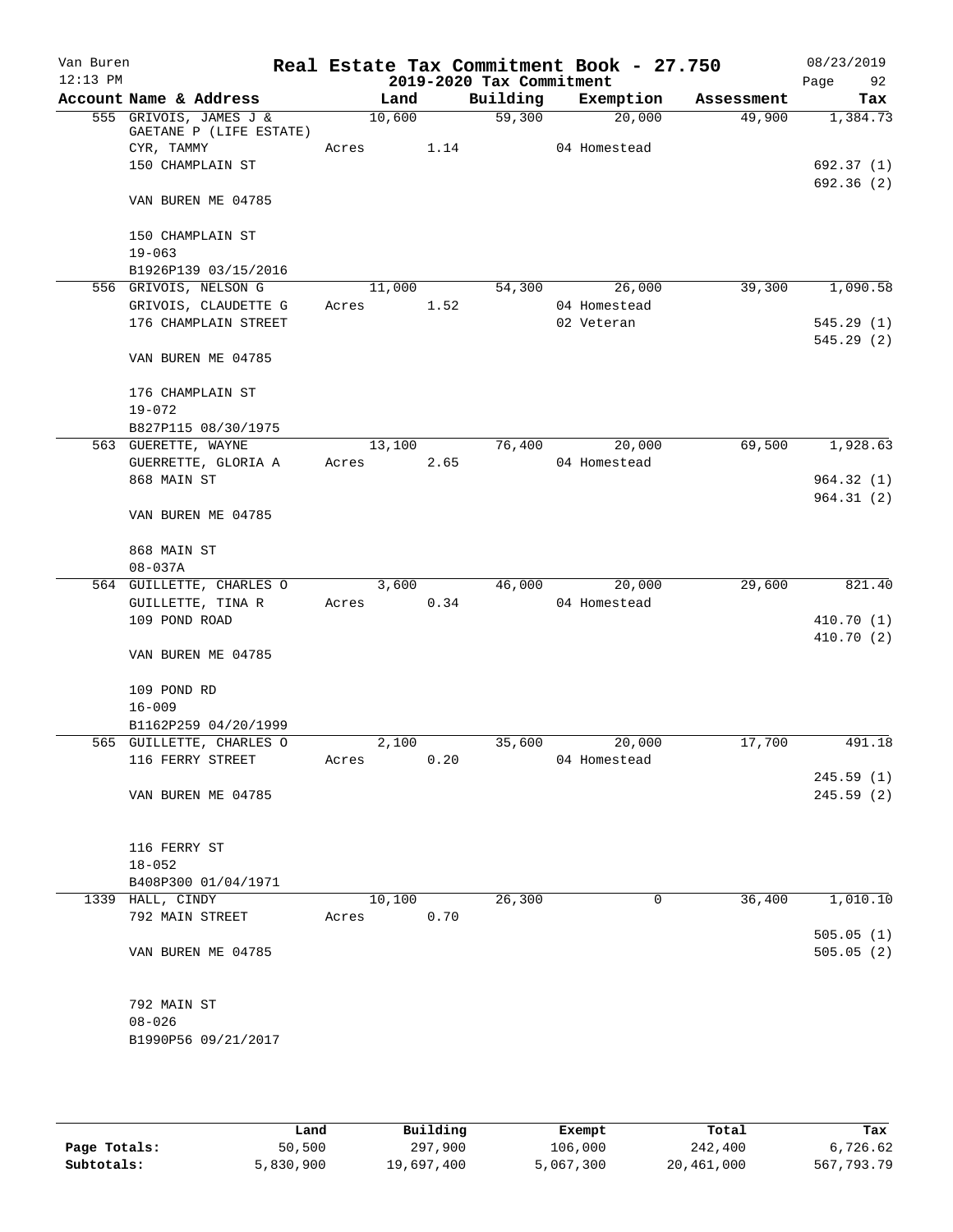# Real Estate Tax Commitment Book - 27.750

Van Buren
12:13 PM

2019-2020 Tax Commitment

08/23/2019

| Account Name & Address | Land | Building | Exemption | Assessment | Tax |
|---|---|---|---|---|---|
| 555 GRIVOIS, JAMES J & GAETANE P (LIFE ESTATE) | 10,600 | 59,300 | 20,000 | 49,900 | 1,384.73 |
| CYR, TAMMY | Acres 1.14 | | 04 Homestead | | |
| 150 CHAMPLAIN ST | | | | | 692.37 (1) |
| | | | | | 692.36 (2) |
| VAN BUREN ME 04785 | | | | | |
| 150 CHAMPLAIN ST | | | | | |
| 19-063 | | | | | |
| B1926P139 03/15/2016 | | | | | |
| 556 GRIVOIS, NELSON G | 11,000 | 54,300 | 26,000 | 39,300 | 1,090.58 |
| GRIVOIS, CLAUDETTE G | Acres 1.52 | | 04 Homestead | | |
| 176 CHAMPLAIN STREET | | | 02 Veteran | | 545.29 (1) |
| | | | | | 545.29 (2) |
| VAN BUREN ME 04785 | | | | | |
| 176 CHAMPLAIN ST | | | | | |
| 19-072 | | | | | |
| B827P115 08/30/1975 | | | | | |
| 563 GUERETTE, WAYNE | 13,100 | 76,400 | 20,000 | 69,500 | 1,928.63 |
| GUERRETTE, GLORIA A | Acres 2.65 | | 04 Homestead | | |
| 868 MAIN ST | | | | | 964.32 (1) |
| | | | | | 964.31 (2) |
| VAN BUREN ME 04785 | | | | | |
| 868 MAIN ST | | | | | |
| 08-037A | | | | | |
| 564 GUILLETTE, CHARLES O | 3,600 | 46,000 | 20,000 | 29,600 | 821.40 |
| GUILLETTE, TINA R | Acres 0.34 | | 04 Homestead | | |
| 109 POND ROAD | | | | | 410.70 (1) |
| | | | | | 410.70 (2) |
| VAN BUREN ME 04785 | | | | | |
| 109 POND RD | | | | | |
| 16-009 | | | | | |
| B1162P259 04/20/1999 | | | | | |
| 565 GUILLETTE, CHARLES O | 2,100 | 35,600 | 20,000 | 17,700 | 491.18 |
| 116 FERRY STREET | Acres 0.20 | | 04 Homestead | | |
| | | | | | 245.59 (1) |
| VAN BUREN ME 04785 | | | | | 245.59 (2) |
| 116 FERRY ST | | | | | |
| 18-052 | | | | | |
| B408P300 01/04/1971 | | | | | |
| 1339 HALL, CINDY | 10,100 | 26,300 | 0 | 36,400 | 1,010.10 |
| 792 MAIN STREET | Acres 0.70 | | | | |
| | | | | | 505.05 (1) |
| VAN BUREN ME 04785 | | | | | 505.05 (2) |
| 792 MAIN ST | | | | | |
| 08-026 | | | | | |
| B1990P56 09/21/2017 | | | | | |

| | Land | Building | Exempt | Total | Tax |
|---|---|---|---|---|---|
| Page Totals: | 50,500 | 297,900 | 106,000 | 242,400 | 6,726.62 |
| Subtotals: | 5,830,900 | 19,697,400 | 5,067,300 | 20,461,000 | 567,793.79 |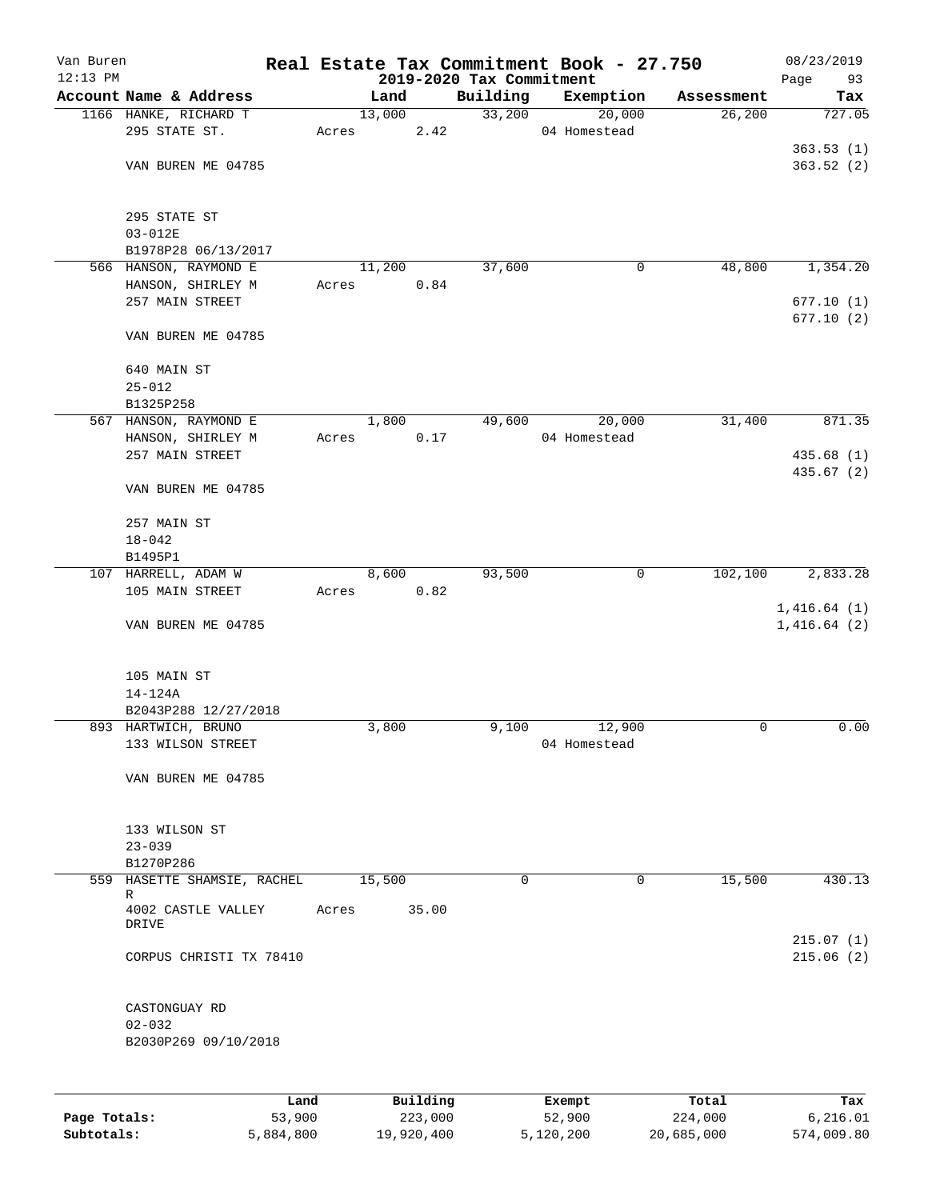# Real Estate Tax Commitment Book - 27.750

## 2019-2020 Tax Commitment

Van Buren 12:13 PM — 08/23/2019

| Account Name & Address | Land | Building | Exemption | Assessment | Tax |
|---|---|---|---|---|---|
| 1166 HANKE, RICHARD T<br>295 STATE ST.<br><br>VAN BUREN ME 04785<br><br>295 STATE ST<br>03-012E<br>B1978P28 06/13/2017 | 13,000<br>Acres 2.42 | 33,200 | 20,000<br>04 Homestead | 26,200 | 727.05<br>363.53 (1)<br>363.52 (2) |
| 566 HANSON, RAYMOND E<br>HANSON, SHIRLEY M<br>257 MAIN STREET<br><br>VAN BUREN ME 04785<br><br>640 MAIN ST<br>25-012<br>B1325P258 | 11,200<br>Acres 0.84 | 37,600 | 0 | 48,800 | 1,354.20<br>677.10 (1)<br>677.10 (2) |
| 567 HANSON, RAYMOND E<br>HANSON, SHIRLEY M<br>257 MAIN STREET<br><br>VAN BUREN ME 04785<br><br>257 MAIN ST<br>18-042<br>B1495P1 | 1,800<br>Acres 0.17 | 49,600 | 20,000<br>04 Homestead | 31,400 | 871.35<br>435.68 (1)<br>435.67 (2) |
| 107 HARRELL, ADAM W<br>105 MAIN STREET<br><br>VAN BUREN ME 04785<br><br>105 MAIN ST<br>14-124A<br>B2043P288 12/27/2018 | 8,600<br>Acres 0.82 | 93,500 | 0 | 102,100 | 2,833.28<br>1,416.64 (1)<br>1,416.64 (2) |
| 893 HARTWICH, BRUNO<br>133 WILSON STREET<br><br>VAN BUREN ME 04785<br><br>133 WILSON ST<br>23-039<br>B1270P286 | 3,800 | 9,100 | 12,900<br>04 Homestead | 0 | 0.00 |
| 559 HASETTE SHAMSIE, RACHEL R<br>4002 CASTLE VALLEY DRIVE<br><br>CORPUS CHRISTI TX 78410<br><br>CASTONGUAY RD<br>02-032<br>B2030P269 09/10/2018 | 15,500<br>Acres 35.00 | 0 | 0 | 15,500 | 430.13<br>215.07 (1)<br>215.06 (2) |

| | Land | Building | Exempt | Total | Tax |
|---|---|---|---|---|---|
| **Page Totals:** | 53,900 | 223,000 | 52,900 | 224,000 | 6,216.01 |
| **Subtotals:** | 5,884,800 | 19,920,400 | 5,120,200 | 20,685,000 | 574,009.80 |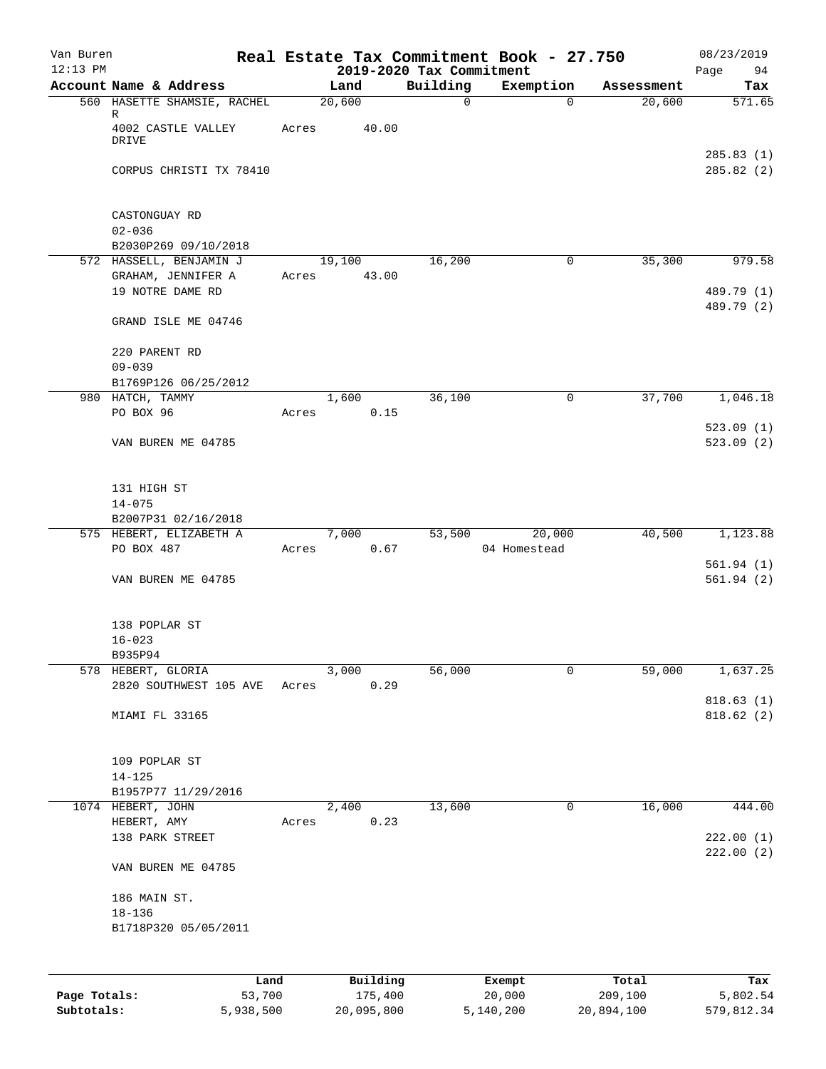Van Buren 12:13 PM

# Real Estate Tax Commitment Book - 27.750
## 2019-2020 Tax Commitment

08/23/2019 Page 94

| Account Name & Address | Land | Building | Exemption | Assessment | Tax |
|---|---|---|---|---|---|
| 560 HASETTE SHAMSIE, RACHEL R | 20,600 | 0 | 0 | 20,600 | 571.65 |
| 4002 CASTLE VALLEY DRIVE | Acres 40.00 | | | | |
| | | | | | 285.83 (1) |
| CORPUS CHRISTI TX 78410 | | | | | 285.82 (2) |
| CASTONGUAY RD | | | | | |
| 02-036 | | | | | |
| B2030P269 09/10/2018 | | | | | |
| 572 HASSELL, BENJAMIN J | 19,100 | 16,200 | 0 | 35,300 | 979.58 |
| GRAHAM, JENNIFER A | Acres 43.00 | | | | |
| 19 NOTRE DAME RD | | | | | 489.79 (1) |
| | | | | | 489.79 (2) |
| GRAND ISLE ME 04746 | | | | | |
| 220 PARENT RD | | | | | |
| 09-039 | | | | | |
| B1769P126 06/25/2012 | | | | | |
| 980 HATCH, TAMMY | 1,600 | 36,100 | 0 | 37,700 | 1,046.18 |
| PO BOX 96 | Acres 0.15 | | | | |
| | | | | | 523.09 (1) |
| VAN BUREN ME 04785 | | | | | 523.09 (2) |
| 131 HIGH ST | | | | | |
| 14-075 | | | | | |
| B2007P31 02/16/2018 | | | | | |
| 575 HEBERT, ELIZABETH A | 7,000 | 53,500 | 20,000 | 40,500 | 1,123.88 |
| PO BOX 487 | Acres 0.67 | | 04 Homestead | | |
| | | | | | 561.94 (1) |
| VAN BUREN ME 04785 | | | | | 561.94 (2) |
| 138 POPLAR ST | | | | | |
| 16-023 | | | | | |
| B935P94 | | | | | |
| 578 HEBERT, GLORIA | 3,000 | 56,000 | 0 | 59,000 | 1,637.25 |
| 2820 SOUTHWEST 105 AVE | Acres 0.29 | | | | |
| | | | | | 818.63 (1) |
| MIAMI FL 33165 | | | | | 818.62 (2) |
| 109 POPLAR ST | | | | | |
| 14-125 | | | | | |
| B1957P77 11/29/2016 | | | | | |
| 1074 HEBERT, JOHN | 2,400 | 13,600 | 0 | 16,000 | 444.00 |
| HEBERT, AMY | Acres 0.23 | | | | |
| 138 PARK STREET | | | | | 222.00 (1) |
| | | | | | 222.00 (2) |
| VAN BUREN ME 04785 | | | | | |
| 186 MAIN ST. | | | | | |
| 18-136 | | | | | |
| B1718P320 05/05/2011 | | | | | |

| | Land | Building | Exempt | Total | Tax |
|---|---|---|---|---|---|
| **Page Totals:** | 53,700 | 175,400 | 20,000 | 209,100 | 5,802.54 |
| **Subtotals:** | 5,938,500 | 20,095,800 | 5,140,200 | 20,894,100 | 579,812.34 |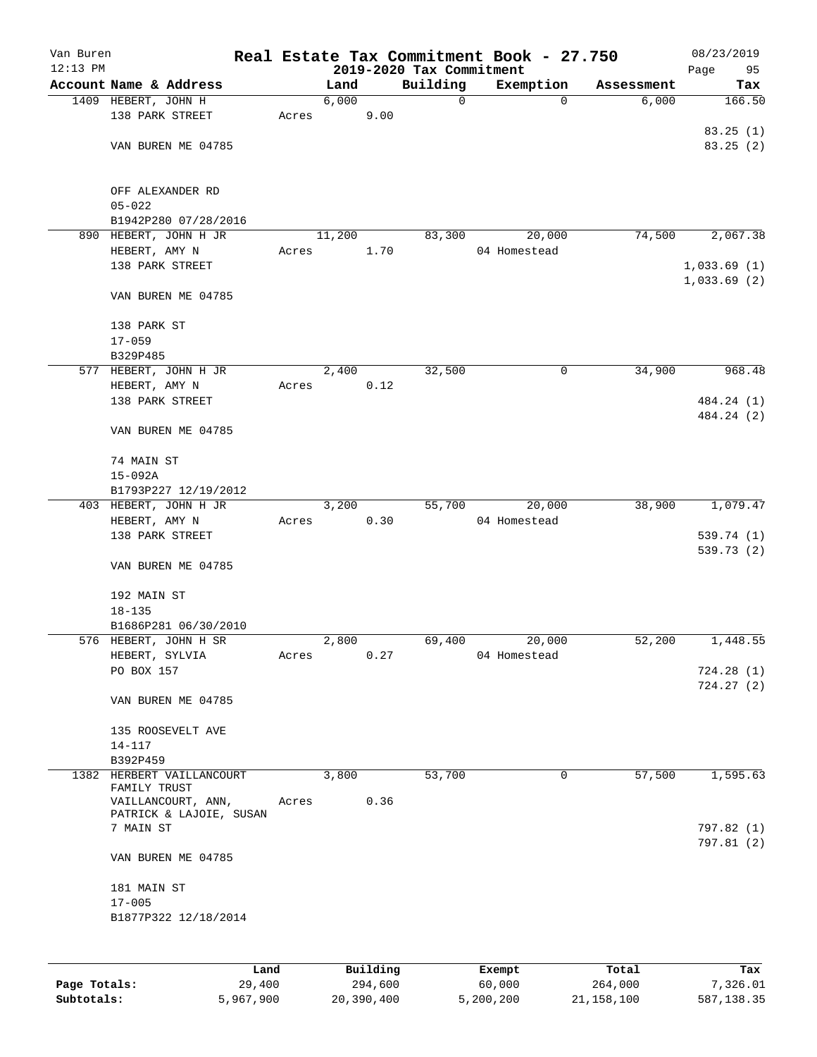Van Buren 12:13 PM

# Real Estate Tax Commitment Book - 27.750

2019-2020 Tax Commitment

08/23/2019 Page 95

| Account Name & Address | Land | Building | Exemption | Assessment | Tax |
|---|---|---|---|---|---|
| 1409 HEBERT, JOHN H<br>138 PARK STREET<br><br>VAN BUREN ME 04785<br><br>OFF ALEXANDER RD<br>05-022<br>B1942P280 07/28/2016 | 6,000<br>Acres 9.00 | 0 | 0 | 6,000 | 166.50<br><br>83.25 (1)<br>83.25 (2) |
| 890 HEBERT, JOHN H JR<br>HEBERT, AMY N<br>138 PARK STREET<br><br>VAN BUREN ME 04785<br><br>138 PARK ST<br>17-059<br>B329P485 | 11,200<br>Acres 1.70 | 83,300 | 20,000<br>04 Homestead | 74,500 | 2,067.38<br><br>1,033.69 (1)<br>1,033.69 (2) |
| 577 HEBERT, JOHN H JR<br>HEBERT, AMY N<br>138 PARK STREET<br><br>VAN BUREN ME 04785<br><br>74 MAIN ST<br>15-092A<br>B1793P227 12/19/2012 | 2,400<br>Acres 0.12 | 32,500 | 0 | 34,900 | 968.48<br><br>484.24 (1)<br>484.24 (2) |
| 403 HEBERT, JOHN H JR<br>HEBERT, AMY N<br>138 PARK STREET<br><br>VAN BUREN ME 04785<br><br>192 MAIN ST<br>18-135<br>B1686P281 06/30/2010 | 3,200<br>Acres 0.30 | 55,700 | 20,000<br>04 Homestead | 38,900 | 1,079.47<br><br>539.74 (1)<br>539.73 (2) |
| 576 HEBERT, JOHN H SR<br>HEBERT, SYLVIA<br>PO BOX 157<br><br>VAN BUREN ME 04785<br><br>135 ROOSEVELT AVE<br>14-117<br>B392P459 | 2,800<br>Acres 0.27 | 69,400 | 20,000<br>04 Homestead | 52,200 | 1,448.55<br><br>724.28 (1)<br>724.27 (2) |
| 1382 HERBERT VAILLANCOURT FAMILY TRUST<br>VAILLANCOURT, ANN, PATRICK & LAJOIE, SUSAN<br>7 MAIN ST<br><br>VAN BUREN ME 04785<br><br>181 MAIN ST<br>17-005<br>B1877P322 12/18/2014 | 3,800<br>Acres 0.36 | 53,700 | 0 | 57,500 | 1,595.63<br><br>797.82 (1)<br>797.81 (2) |

| | Land | Building | Exempt | Total | Tax |
|---|---|---|---|---|---|
| Page Totals: | 29,400 | 294,600 | 60,000 | 264,000 | 7,326.01 |
| Subtotals: | 5,967,900 | 20,390,400 | 5,200,200 | 21,158,100 | 587,138.35 |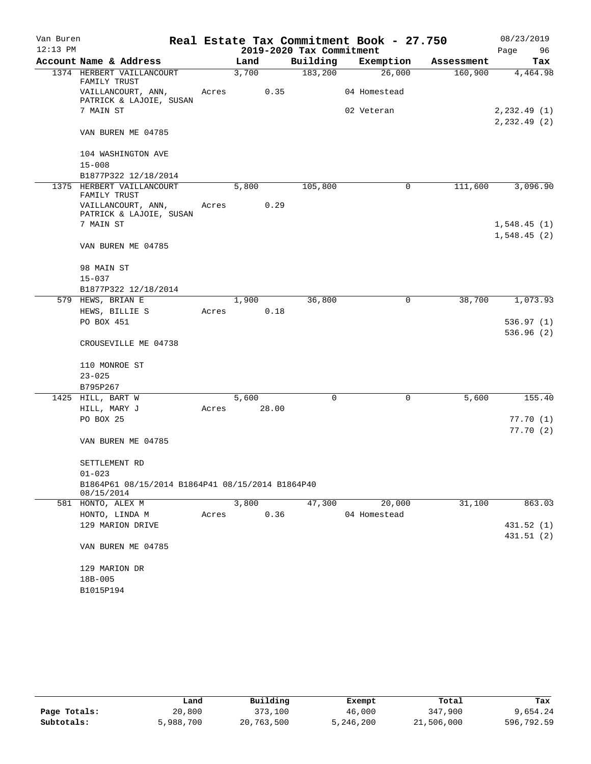Van Buren
12:13 PM

# Real Estate Tax Commitment Book - 27.750

08/23/2019

## 2019-2020 Tax Commitment

| Account Name & Address | Land | Building | Exemption | Assessment | Tax |
|---|---|---|---|---|---|
| 1374 HERBERT VAILLANCOURT FAMILY TRUST | 3,700 | 183,200 | 26,000 | 160,900 | 4,464.98 |
| VAILLANCOURT, ANN, PATRICK & LAJOIE, SUSAN | Acres 0.35 | | 04 Homestead | | |
| 7 MAIN ST | | | 02 Veteran | | 2,232.49 (1) |
| | | | | | 2,232.49 (2) |
| VAN BUREN ME 04785 | | | | | |
| 104 WASHINGTON AVE | | | | | |
| 15-008 | | | | | |
| B1877P322 12/18/2014 | | | | | |
| 1375 HERBERT VAILLANCOURT FAMILY TRUST | 5,800 | 105,800 | 0 | 111,600 | 3,096.90 |
| VAILLANCOURT, ANN, PATRICK & LAJOIE, SUSAN | Acres 0.29 | | | | |
| 7 MAIN ST | | | | | 1,548.45 (1) |
| | | | | | 1,548.45 (2) |
| VAN BUREN ME 04785 | | | | | |
| 98 MAIN ST | | | | | |
| 15-037 | | | | | |
| B1877P322 12/18/2014 | | | | | |
| 579 HEWS, BRIAN E | 1,900 | 36,800 | 0 | 38,700 | 1,073.93 |
| HEWS, BILLIE S | Acres 0.18 | | | | |
| PO BOX 451 | | | | | 536.97 (1) |
| | | | | | 536.96 (2) |
| CROUSEVILLE ME 04738 | | | | | |
| 110 MONROE ST | | | | | |
| 23-025 | | | | | |
| B795P267 | | | | | |
| 1425 HILL, BART W | 5,600 | 0 | 0 | 5,600 | 155.40 |
| HILL, MARY J | Acres 28.00 | | | | |
| PO BOX 25 | | | | | 77.70 (1) |
| | | | | | 77.70 (2) |
| VAN BUREN ME 04785 | | | | | |
| SETTLEMENT RD | | | | | |
| 01-023 | | | | | |
| B1864P61 08/15/2014 B1864P41 08/15/2014 B1864P40 08/15/2014 | | | | | |
| 581 HONTO, ALEX M | 3,800 | 47,300 | 20,000 | 31,100 | 863.03 |
| HONTO, LINDA M | Acres 0.36 | | 04 Homestead | | |
| 129 MARION DRIVE | | | | | 431.52 (1) |
| | | | | | 431.51 (2) |
| VAN BUREN ME 04785 | | | | | |
| 129 MARION DR | | | | | |
| 18B-005 | | | | | |
| B1015P194 | | | | | |

| | Land | Building | Exempt | Total | Tax |
|---|---|---|---|---|---|
| Page Totals: | 20,800 | 373,100 | 46,000 | 347,900 | 9,654.24 |
| Subtotals: | 5,988,700 | 20,763,500 | 5,246,200 | 21,506,000 | 596,792.59 |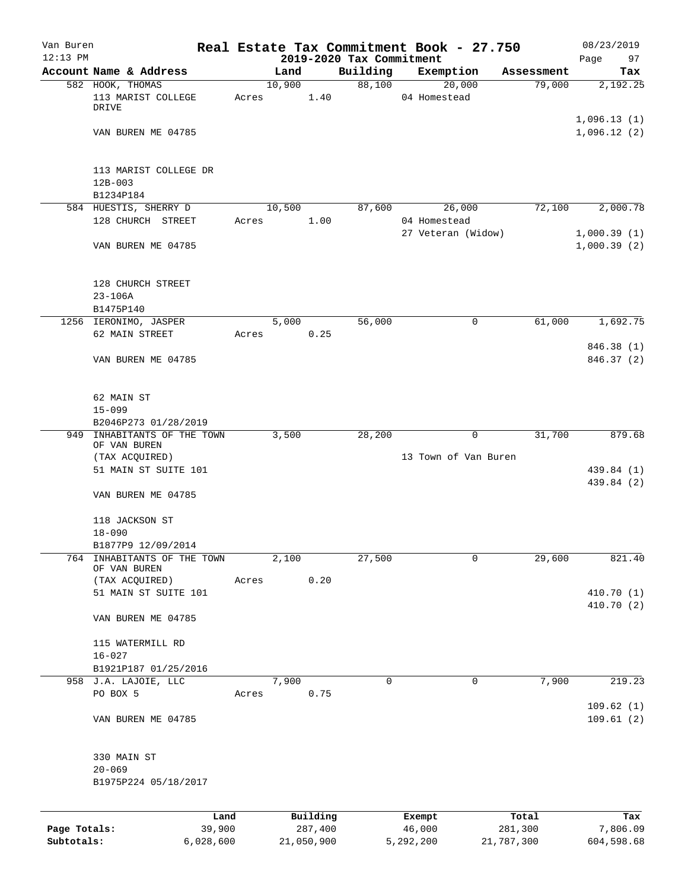# Real Estate Tax Commitment Book - 27.750

Van Buren
12:13 PM

## 2019-2020 Tax Commitment

08/23/2019

| Account Name & Address | Land | Building | Exemption | Assessment | Tax |
|---|---|---|---|---|---|
| 582 HOOK, THOMAS | 10,900 | 88,100 | 20,000 | 79,000 | 2,192.25 |
| 113 MARIST COLLEGE DRIVE | Acres 1.40 | | 04 Homestead | | |
| | | | | | 1,096.13 (1) |
| VAN BUREN ME 04785 | | | | | 1,096.12 (2) |
| 113 MARIST COLLEGE DR | | | | | |
| 12B-003 | | | | | |
| B1234P184 | | | | | |
| 584 HUESTIS, SHERRY D | 10,500 | 87,600 | 26,000 | 72,100 | 2,000.78 |
| 128 CHURCH STREET | Acres 1.00 | | 04 Homestead | | |
| | | | 27 Veteran (Widow) | | 1,000.39 (1) |
| VAN BUREN ME 04785 | | | | | 1,000.39 (2) |
| 128 CHURCH STREET | | | | | |
| 23-106A | | | | | |
| B1475P140 | | | | | |
| 1256 IERONIMO, JASPER | 5,000 | 56,000 | 0 | 61,000 | 1,692.75 |
| 62 MAIN STREET | Acres 0.25 | | | | |
| | | | | | 846.38 (1) |
| VAN BUREN ME 04785 | | | | | 846.37 (2) |
| 62 MAIN ST | | | | | |
| 15-099 | | | | | |
| B2046P273 01/28/2019 | | | | | |
| 949 INHABITANTS OF THE TOWN OF VAN BUREN | 3,500 | 28,200 | 0 | 31,700 | 879.68 |
| (TAX ACQUIRED) | | | 13 Town of Van Buren | | |
| 51 MAIN ST SUITE 101 | | | | | 439.84 (1) |
| | | | | | 439.84 (2) |
| VAN BUREN ME 04785 | | | | | |
| 118 JACKSON ST | | | | | |
| 18-090 | | | | | |
| B1877P9 12/09/2014 | | | | | |
| 764 INHABITANTS OF THE TOWN OF VAN BUREN | 2,100 | 27,500 | 0 | 29,600 | 821.40 |
| (TAX ACQUIRED) | Acres 0.20 | | | | |
| 51 MAIN ST SUITE 101 | | | | | 410.70 (1) |
| | | | | | 410.70 (2) |
| VAN BUREN ME 04785 | | | | | |
| 115 WATERMILL RD | | | | | |
| 16-027 | | | | | |
| B1921P187 01/25/2016 | | | | | |
| 958 J.A. LAJOIE, LLC | 7,900 | 0 | 0 | 7,900 | 219.23 |
| PO BOX 5 | Acres 0.75 | | | | |
| | | | | | 109.62 (1) |
| VAN BUREN ME 04785 | | | | | 109.61 (2) |
| 330 MAIN ST | | | | | |
| 20-069 | | | | | |
| B1975P224 05/18/2017 | | | | | |

| | Land | Building | Exempt | Total | Tax |
|---|---|---|---|---|---|
| Page Totals: | 39,900 | 287,400 | 46,000 | 281,300 | 7,806.09 |
| Subtotals: | 6,028,600 | 21,050,900 | 5,292,200 | 21,787,300 | 604,598.68 |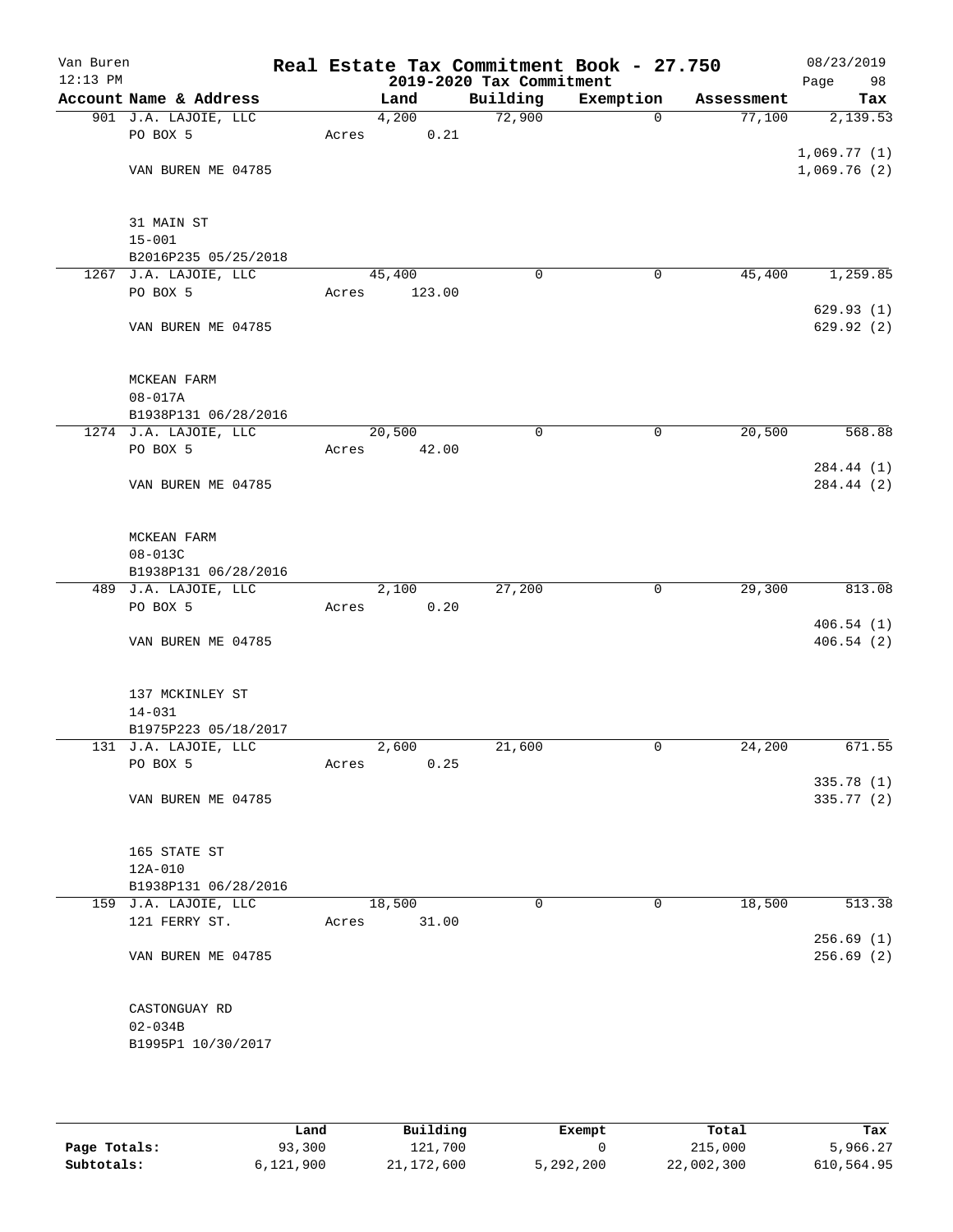Van Buren — 12:13 PM

# Real Estate Tax Commitment Book - 27.750

## 2019-2020 Tax Commitment

08/23/2019

| Account Name & Address | Land | Building | Exemption | Assessment | Tax |
|---|---|---|---|---|---|
| 901 J.A. LAJOIE, LLC | 4,200 | 72,900 | 0 | 77,100 | 2,139.53 |
| PO BOX 5 | Acres 0.21 | | | | |
| | | | | | 1,069.77 (1) |
| VAN BUREN ME 04785 | | | | | 1,069.76 (2) |
| 31 MAIN ST | | | | | |
| 15-001 | | | | | |
| B2016P235 05/25/2018 | | | | | |
| 1267 J.A. LAJOIE, LLC | 45,400 | 0 | 0 | 45,400 | 1,259.85 |
| PO BOX 5 | Acres 123.00 | | | | |
| | | | | | 629.93 (1) |
| VAN BUREN ME 04785 | | | | | 629.92 (2) |
| MCKEAN FARM | | | | | |
| 08-017A | | | | | |
| B1938P131 06/28/2016 | | | | | |
| 1274 J.A. LAJOIE, LLC | 20,500 | 0 | 0 | 20,500 | 568.88 |
| PO BOX 5 | Acres 42.00 | | | | |
| | | | | | 284.44 (1) |
| VAN BUREN ME 04785 | | | | | 284.44 (2) |
| MCKEAN FARM | | | | | |
| 08-013C | | | | | |
| B1938P131 06/28/2016 | | | | | |
| 489 J.A. LAJOIE, LLC | 2,100 | 27,200 | 0 | 29,300 | 813.08 |
| PO BOX 5 | Acres 0.20 | | | | |
| | | | | | 406.54 (1) |
| VAN BUREN ME 04785 | | | | | 406.54 (2) |
| 137 MCKINLEY ST | | | | | |
| 14-031 | | | | | |
| B1975P223 05/18/2017 | | | | | |
| 131 J.A. LAJOIE, LLC | 2,600 | 21,600 | 0 | 24,200 | 671.55 |
| PO BOX 5 | Acres 0.25 | | | | |
| | | | | | 335.78 (1) |
| VAN BUREN ME 04785 | | | | | 335.77 (2) |
| 165 STATE ST | | | | | |
| 12A-010 | | | | | |
| B1938P131 06/28/2016 | | | | | |
| 159 J.A. LAJOIE, LLC | 18,500 | 0 | 0 | 18,500 | 513.38 |
| 121 FERRY ST. | Acres 31.00 | | | | |
| | | | | | 256.69 (1) |
| VAN BUREN ME 04785 | | | | | 256.69 (2) |
| CASTONGUAY RD | | | | | |
| 02-034B | | | | | |
| B1995P1 10/30/2017 | | | | | |

| | Land | Building | Exempt | Total | Tax |
|---|---|---|---|---|---|
| Page Totals: | 93,300 | 121,700 | 0 | 215,000 | 5,966.27 |
| Subtotals: | 6,121,900 | 21,172,600 | 5,292,200 | 22,002,300 | 610,564.95 |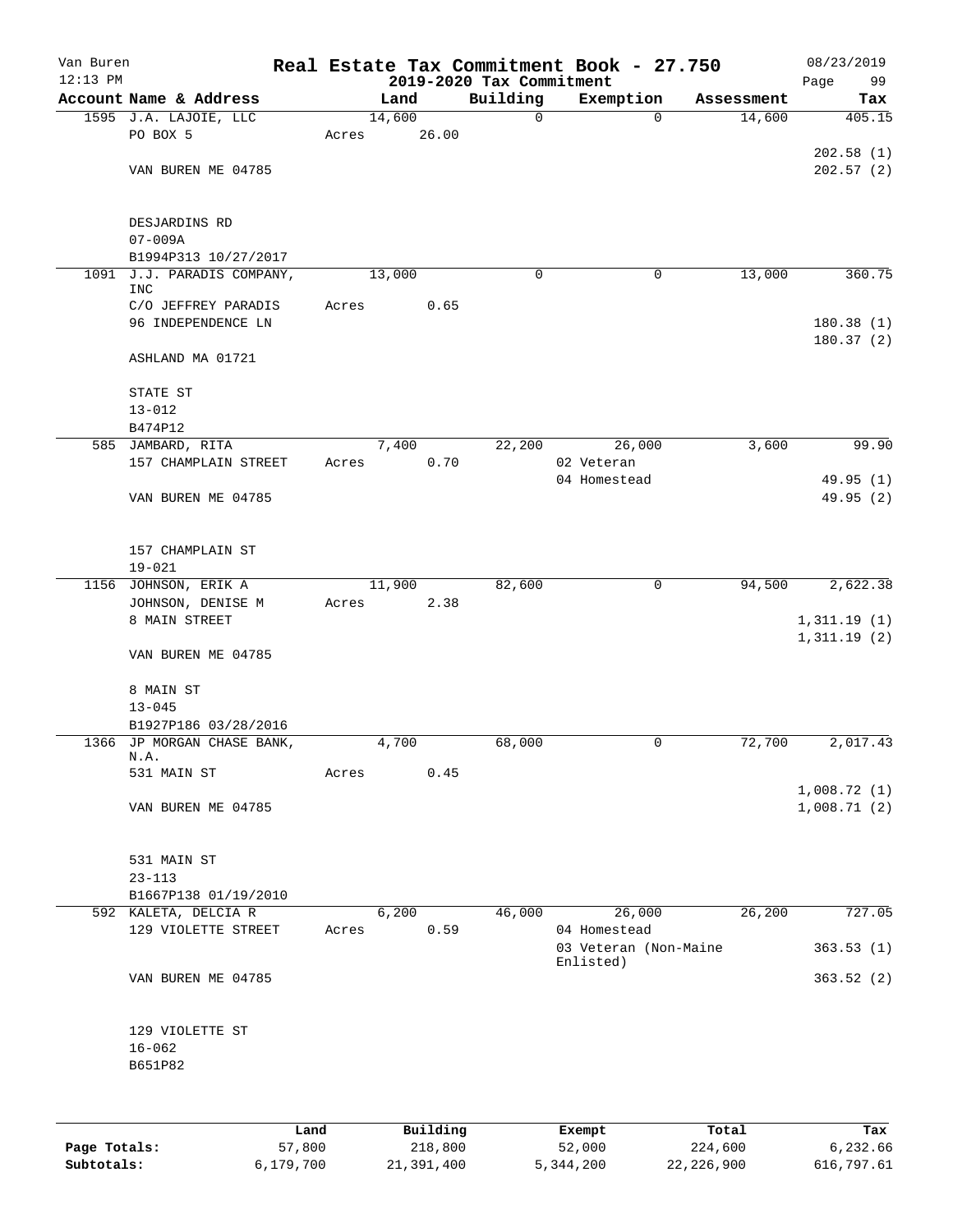# Real Estate Tax Commitment Book - 27.750

Van Buren, 12:13 PM — 2019-2020 Tax Commitment — 08/23/2019

| Account | Name & Address | Land | Building | Exemption | Assessment | Tax |
|---|---|---|---|---|---|---|
| 1595 | J.A. LAJOIE, LLC<br>PO BOX 5<br>VAN BUREN ME 04785<br><br>DESJARDINS RD<br>07-009A<br>B1994P313 10/27/2017 | 14,600<br>Acres 26.00 | 0 | 0 | 14,600 | 405.15<br>202.58 (1)<br>202.57 (2) |
| 1091 | J.J. PARADIS COMPANY, INC<br>C/O JEFFREY PARADIS<br>96 INDEPENDENCE LN<br>ASHLAND MA 01721<br><br>STATE ST<br>13-012<br>B474P12 | 13,000<br>Acres 0.65 | 0 | 0 | 13,000 | 360.75<br>180.38 (1)<br>180.37 (2) |
| 585 | JAMBARD, RITA<br>157 CHAMPLAIN STREET<br>VAN BUREN ME 04785<br><br>157 CHAMPLAIN ST<br>19-021 | 7,400<br>Acres 0.70 | 22,200 | 26,000<br>02 Veteran<br>04 Homestead | 3,600 | 99.90<br>49.95 (1)<br>49.95 (2) |
| 1156 | JOHNSON, ERIK A<br>JOHNSON, DENISE M<br>8 MAIN STREET<br>VAN BUREN ME 04785<br><br>8 MAIN ST<br>13-045<br>B1927P186 03/28/2016 | 11,900<br>Acres 2.38 | 82,600 | 0 | 94,500 | 2,622.38<br>1,311.19 (1)<br>1,311.19 (2) |
| 1366 | JP MORGAN CHASE BANK, N.A.<br>531 MAIN ST<br>VAN BUREN ME 04785<br><br>531 MAIN ST<br>23-113<br>B1667P138 01/19/2010 | 4,700<br>Acres 0.45 | 68,000 | 0 | 72,700 | 2,017.43<br>1,008.72 (1)<br>1,008.71 (2) |
| 592 | KALETA, DELCIA R<br>129 VIOLETTE STREET<br>VAN BUREN ME 04785<br><br>129 VIOLETTE ST<br>16-062<br>B651P82 | 6,200<br>Acres 0.59 | 46,000 | 26,000<br>04 Homestead<br>03 Veteran (Non-Maine Enlisted) | 26,200 | 727.05<br>363.53 (1)<br>363.52 (2) |

| | Land | Building | Exempt | Total | Tax |
|---|---|---|---|---|---|
| Page Totals: | 57,800 | 218,800 | 52,000 | 224,600 | 6,232.66 |
| Subtotals: | 6,179,700 | 21,391,400 | 5,344,200 | 22,226,900 | 616,797.61 |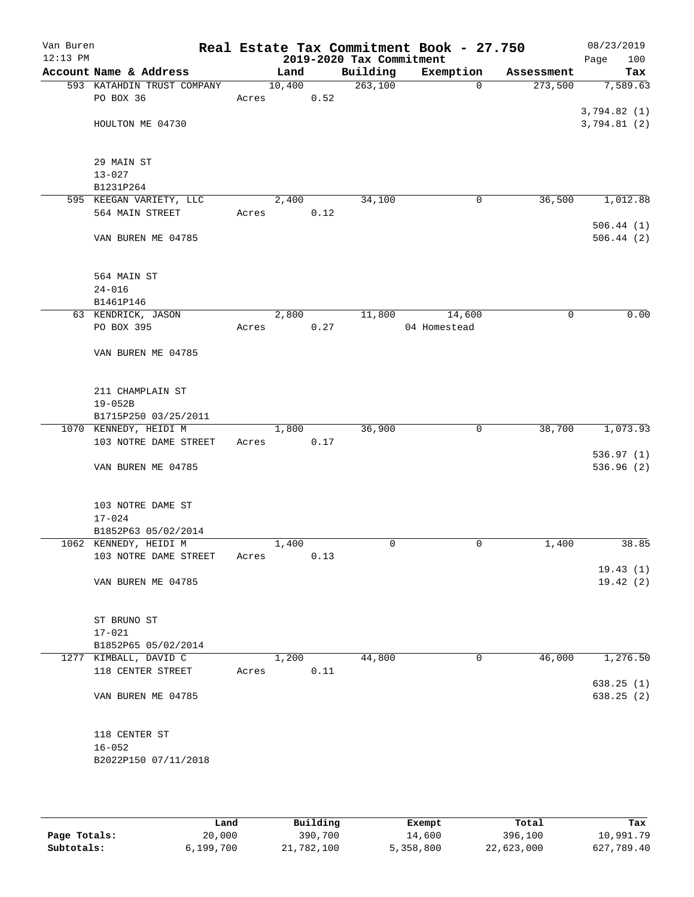Van Buren — Real Estate Tax Commitment Book - 27.750 — 08/23/2019
12:13 PM — 2019-2020 Tax Commitment

| Account Name & Address | Land | Building | Exemption | Assessment | Tax |
|---|---|---|---|---|---|
| 593 KATAHDIN TRUST COMPANY | 10,400 | 263,100 | 0 | 273,500 | 7,589.63 |
| PO BOX 36 | Acres 0.52 | | | | |
| | | | | | 3,794.82 (1) |
| HOULTON ME 04730 | | | | | 3,794.81 (2) |
| 29 MAIN ST | | | | | |
| 13-027 | | | | | |
| B1231P264 | | | | | |
| 595 KEEGAN VARIETY, LLC | 2,400 | 34,100 | 0 | 36,500 | 1,012.88 |
| 564 MAIN STREET | Acres 0.12 | | | | |
| | | | | | 506.44 (1) |
| VAN BUREN ME 04785 | | | | | 506.44 (2) |
| 564 MAIN ST | | | | | |
| 24-016 | | | | | |
| B1461P146 | | | | | |
| 63 KENDRICK, JASON | 2,800 | 11,800 | 14,600 | 0 | 0.00 |
| PO BOX 395 | Acres 0.27 | | 04 Homestead | | |
| VAN BUREN ME 04785 | | | | | |
| 211 CHAMPLAIN ST | | | | | |
| 19-052B | | | | | |
| B1715P250 03/25/2011 | | | | | |
| 1070 KENNEDY, HEIDI M | 1,800 | 36,900 | 0 | 38,700 | 1,073.93 |
| 103 NOTRE DAME STREET | Acres 0.17 | | | | |
| | | | | | 536.97 (1) |
| VAN BUREN ME 04785 | | | | | 536.96 (2) |
| 103 NOTRE DAME ST | | | | | |
| 17-024 | | | | | |
| B1852P63 05/02/2014 | | | | | |
| 1062 KENNEDY, HEIDI M | 1,400 | 0 | 0 | 1,400 | 38.85 |
| 103 NOTRE DAME STREET | Acres 0.13 | | | | |
| | | | | | 19.43 (1) |
| VAN BUREN ME 04785 | | | | | 19.42 (2) |
| ST BRUNO ST | | | | | |
| 17-021 | | | | | |
| B1852P65 05/02/2014 | | | | | |
| 1277 KIMBALL, DAVID C | 1,200 | 44,800 | 0 | 46,000 | 1,276.50 |
| 118 CENTER STREET | Acres 0.11 | | | | |
| | | | | | 638.25 (1) |
| VAN BUREN ME 04785 | | | | | 638.25 (2) |
| 118 CENTER ST | | | | | |
| 16-052 | | | | | |
| B2022P150 07/11/2018 | | | | | |

| | Land | Building | Exempt | Total | Tax |
|---|---|---|---|---|---|
| Page Totals: | 20,000 | 390,700 | 14,600 | 396,100 | 10,991.79 |
| Subtotals: | 6,199,700 | 21,782,100 | 5,358,800 | 22,623,000 | 627,789.40 |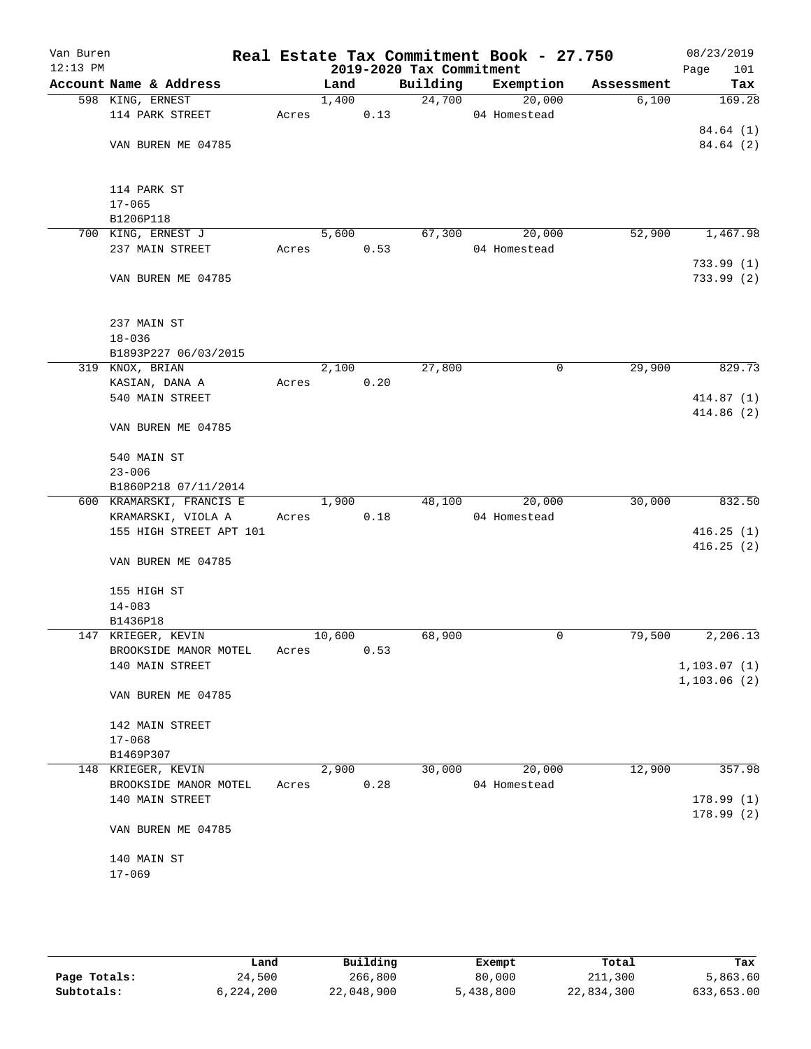# Real Estate Tax Commitment Book - 27.750

Van Buren
12:13 PM

2019-2020 Tax Commitment

08/23/2019

| Account Name & Address | Land | Building | Exemption | Assessment | Tax |
|---|---|---|---|---|---|
| 598 KING, ERNEST<br>114 PARK STREET<br><br>VAN BUREN ME 04785<br><br>114 PARK ST<br>17-065<br>B1206P118 | 1,400<br>Acres 0.13 | 24,700 | 20,000<br>04 Homestead | 6,100 | 169.28<br><br>84.64 (1)<br>84.64 (2) |
| 700 KING, ERNEST J<br>237 MAIN STREET<br><br>VAN BUREN ME 04785<br><br>237 MAIN ST<br>18-036<br>B1893P227 06/03/2015 | 5,600<br>Acres 0.53 | 67,300 | 20,000<br>04 Homestead | 52,900 | 1,467.98<br><br>733.99 (1)<br>733.99 (2) |
| 319 KNOX, BRIAN<br>KASIAN, DANA A<br>540 MAIN STREET<br><br>VAN BUREN ME 04785<br><br>540 MAIN ST<br>23-006<br>B1860P218 07/11/2014 | 2,100<br>Acres 0.20 | 27,800 | 0 | 29,900 | 829.73<br><br>414.87 (1)<br>414.86 (2) |
| 600 KRAMARSKI, FRANCIS E<br>KRAMARSKI, VIOLA A<br>155 HIGH STREET APT 101<br><br>VAN BUREN ME 04785<br><br>155 HIGH ST<br>14-083<br>B1436P18 | 1,900<br>Acres 0.18 | 48,100 | 20,000<br>04 Homestead | 30,000 | 832.50<br><br>416.25 (1)<br>416.25 (2) |
| 147 KRIEGER, KEVIN<br>BROOKSIDE MANOR MOTEL<br>140 MAIN STREET<br><br>VAN BUREN ME 04785<br><br>142 MAIN STREET<br>17-068<br>B1469P307 | 10,600<br>Acres 0.53 | 68,900 | 0 | 79,500 | 2,206.13<br><br>1,103.07 (1)<br>1,103.06 (2) |
| 148 KRIEGER, KEVIN<br>BROOKSIDE MANOR MOTEL<br>140 MAIN STREET<br><br>VAN BUREN ME 04785<br><br>140 MAIN ST<br>17-069 | 2,900<br>Acres 0.28 | 30,000 | 20,000<br>04 Homestead | 12,900 | 357.98<br><br>178.99 (1)<br>178.99 (2) |

| | Land | Building | Exempt | Total | Tax |
|---|---|---|---|---|---|
| Page Totals: | 24,500 | 266,800 | 80,000 | 211,300 | 5,863.60 |
| Subtotals: | 6,224,200 | 22,048,900 | 5,438,800 | 22,834,300 | 633,653.00 |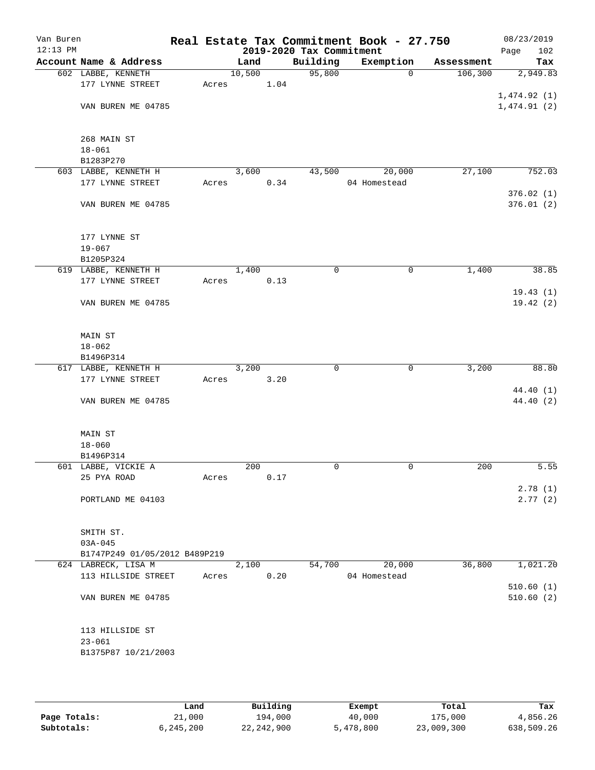# Real Estate Tax Commitment Book - 27.750

Van Buren
12:13 PM

## 2019-2020 Tax Commitment

08/23/2019
Page 102

| Account Name & Address | Land | Building | Exemption | Assessment | Tax |
|---|---|---|---|---|---|
| 602 LABBE, KENNETH<br>177 LYNNE STREET<br><br>VAN BUREN ME 04785<br><br>268 MAIN ST<br>18-061<br>B1283P270 | 10,500<br>Acres 1.04 | 95,800 | 0 | 106,300 | 2,949.83<br><br>1,474.92 (1)<br>1,474.91 (2) |
| 603 LABBE, KENNETH H<br>177 LYNNE STREET<br><br>VAN BUREN ME 04785<br><br>177 LYNNE ST<br>19-067<br>B1205P324 | 3,600<br>Acres 0.34 | 43,500 | 20,000<br>04 Homestead | 27,100 | 752.03<br><br>376.02 (1)<br>376.01 (2) |
| 619 LABBE, KENNETH H<br>177 LYNNE STREET<br><br>VAN BUREN ME 04785<br><br>MAIN ST<br>18-062<br>B1496P314 | 1,400<br>Acres 0.13 | 0 | 0 | 1,400 | 38.85<br><br>19.43 (1)<br>19.42 (2) |
| 617 LABBE, KENNETH H<br>177 LYNNE STREET<br><br>VAN BUREN ME 04785<br><br>MAIN ST<br>18-060<br>B1496P314 | 3,200<br>Acres 3.20 | 0 | 0 | 3,200 | 88.80<br><br>44.40 (1)<br>44.40 (2) |
| 601 LABBE, VICKIE A<br>25 PYA ROAD<br><br>PORTLAND ME 04103<br><br>SMITH ST.<br>03A-045<br>B1747P249 01/05/2012 B489P219 | 200<br>Acres 0.17 | 0 | 0 | 200 | 5.55<br><br>2.78 (1)<br>2.77 (2) |
| 624 LABRECK, LISA M<br>113 HILLSIDE STREET<br><br>VAN BUREN ME 04785<br><br>113 HILLSIDE ST<br>23-061<br>B1375P87 10/21/2003 | 2,100<br>Acres 0.20 | 54,700 | 20,000<br>04 Homestead | 36,800 | 1,021.20<br><br>510.60 (1)<br>510.60 (2) |

| | Land | Building | Exempt | Total | Tax |
|---|---|---|---|---|---|
| Page Totals: | 21,000 | 194,000 | 40,000 | 175,000 | 4,856.26 |
| Subtotals: | 6,245,200 | 22,242,900 | 5,478,800 | 23,009,300 | 638,509.26 |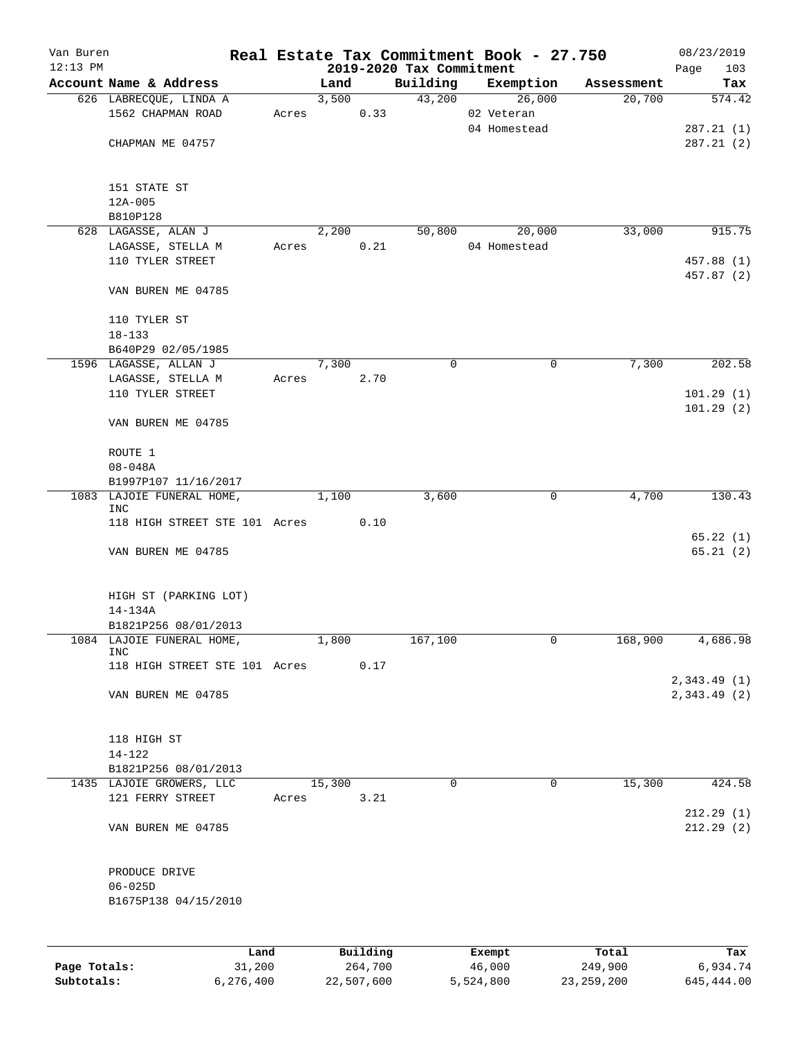Van Buren 12:13 PM

# Real Estate Tax Commitment Book - 27.750

2019-2020 Tax Commitment

08/23/2019

| Account Name & Address | Land | Building | Exemption | Assessment | Tax |
|---|---|---|---|---|---|
| 626 LABRECQUE, LINDA A | 3,500 | 43,200 | 26,000 | 20,700 | 574.42 |
| 1562 CHAPMAN ROAD | Acres 0.33 | | 02 Veteran | | |
| | | | 04 Homestead | | 287.21 (1) |
| CHAPMAN ME 04757 | | | | | 287.21 (2) |
| 151 STATE ST | | | | | |
| 12A-005 | | | | | |
| B810P128 | | | | | |
| 628 LAGASSE, ALAN J | 2,200 | 50,800 | 20,000 | 33,000 | 915.75 |
| LAGASSE, STELLA M | Acres 0.21 | | 04 Homestead | | |
| 110 TYLER STREET | | | | | 457.88 (1) |
| | | | | | 457.87 (2) |
| VAN BUREN ME 04785 | | | | | |
| 110 TYLER ST | | | | | |
| 18-133 | | | | | |
| B640P29 02/05/1985 | | | | | |
| 1596 LAGASSE, ALLAN J | 7,300 | 0 | 0 | 7,300 | 202.58 |
| LAGASSE, STELLA M | Acres 2.70 | | | | |
| 110 TYLER STREET | | | | | 101.29 (1) |
| | | | | | 101.29 (2) |
| VAN BUREN ME 04785 | | | | | |
| ROUTE 1 | | | | | |
| 08-048A | | | | | |
| B1997P107 11/16/2017 | | | | | |
| 1083 LAJOIE FUNERAL HOME, INC | 1,100 | 3,600 | 0 | 4,700 | 130.43 |
| 118 HIGH STREET STE 101 | Acres 0.10 | | | | |
| | | | | | 65.22 (1) |
| VAN BUREN ME 04785 | | | | | 65.21 (2) |
| HIGH ST (PARKING LOT) | | | | | |
| 14-134A | | | | | |
| B1821P256 08/01/2013 | | | | | |
| 1084 LAJOIE FUNERAL HOME, INC | 1,800 | 167,100 | 0 | 168,900 | 4,686.98 |
| 118 HIGH STREET STE 101 | Acres 0.17 | | | | |
| | | | | | 2,343.49 (1) |
| VAN BUREN ME 04785 | | | | | 2,343.49 (2) |
| 118 HIGH ST | | | | | |
| 14-122 | | | | | |
| B1821P256 08/01/2013 | | | | | |
| 1435 LAJOIE GROWERS, LLC | 15,300 | 0 | 0 | 15,300 | 424.58 |
| 121 FERRY STREET | Acres 3.21 | | | | |
| | | | | | 212.29 (1) |
| VAN BUREN ME 04785 | | | | | 212.29 (2) |
| PRODUCE DRIVE | | | | | |
| 06-025D | | | | | |
| B1675P138 04/15/2010 | | | | | |

| | Land | Building | Exempt | Total | Tax |
|---|---|---|---|---|---|
| Page Totals: | 31,200 | 264,700 | 46,000 | 249,900 | 6,934.74 |
| Subtotals: | 6,276,400 | 22,507,600 | 5,524,800 | 23,259,200 | 645,444.00 |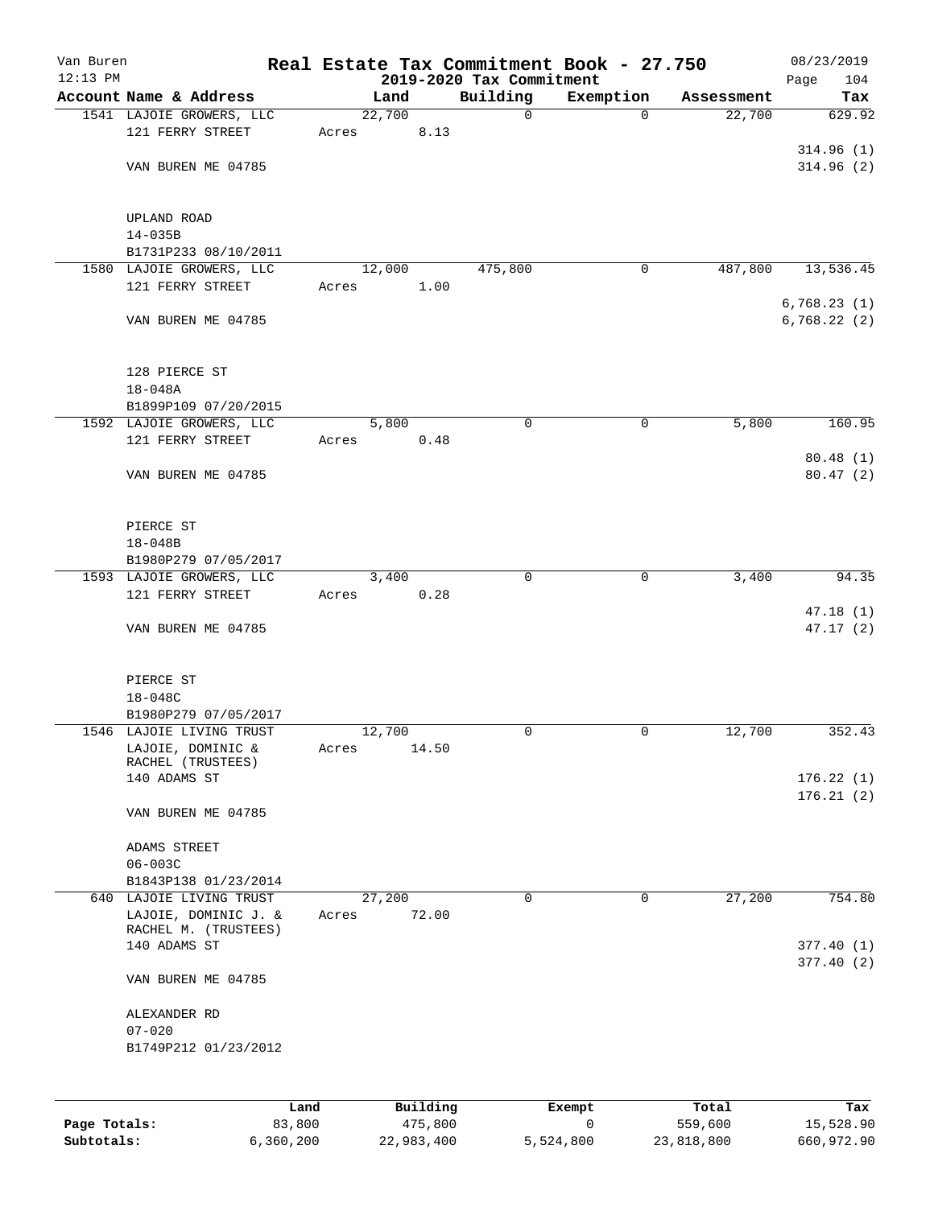Van Buren
12:13 PM

# Real Estate Tax Commitment Book - 27.750

## 2019-2020 Tax Commitment

08/23/2019
Page 104

| Account Name & Address | Land | Building | Exemption | Assessment | Tax |
|---|---|---|---|---|---|
| 1541 LAJOIE GROWERS, LLC<br>121 FERRY STREET<br><br>VAN BUREN ME 04785<br><br>UPLAND ROAD<br>14-035B<br>B1731P233 08/10/2011 | 22,700<br>Acres 8.13 | 0 | 0 | 22,700 | 629.92<br><br>314.96 (1)<br>314.96 (2) |
| 1580 LAJOIE GROWERS, LLC<br>121 FERRY STREET<br><br>VAN BUREN ME 04785<br><br>128 PIERCE ST<br>18-048A<br>B1899P109 07/20/2015 | 12,000<br>Acres 1.00 | 475,800 | 0 | 487,800 | 13,536.45<br><br>6,768.23 (1)<br>6,768.22 (2) |
| 1592 LAJOIE GROWERS, LLC<br>121 FERRY STREET<br><br>VAN BUREN ME 04785<br><br>PIERCE ST<br>18-048B<br>B1980P279 07/05/2017 | 5,800<br>Acres 0.48 | 0 | 0 | 5,800 | 160.95<br><br>80.48 (1)<br>80.47 (2) |
| 1593 LAJOIE GROWERS, LLC<br>121 FERRY STREET<br><br>VAN BUREN ME 04785<br><br>PIERCE ST<br>18-048C<br>B1980P279 07/05/2017 | 3,400<br>Acres 0.28 | 0 | 0 | 3,400 | 94.35<br><br>47.18 (1)<br>47.17 (2) |
| 1546 LAJOIE LIVING TRUST<br>LAJOIE, DOMINIC &<br>RACHEL (TRUSTEES)<br>140 ADAMS ST<br><br>VAN BUREN ME 04785<br><br>ADAMS STREET<br>06-003C<br>B1843P138 01/23/2014 | 12,700<br>Acres 14.50 | 0 | 0 | 12,700 | 352.43<br><br>176.22 (1)<br>176.21 (2) |
| 640 LAJOIE LIVING TRUST<br>LAJOIE, DOMINIC J. &<br>RACHEL M. (TRUSTEES)<br>140 ADAMS ST<br><br>VAN BUREN ME 04785<br><br>ALEXANDER RD<br>07-020<br>B1749P212 01/23/2012 | 27,200<br>Acres 72.00 | 0 | 0 | 27,200 | 754.80<br><br>377.40 (1)<br>377.40 (2) |

| | Land | Building | Exempt | Total | Tax |
|---|---|---|---|---|---|
| **Page Totals:** | 83,800 | 475,800 | 0 | 559,600 | 15,528.90 |
| **Subtotals:** | 6,360,200 | 22,983,400 | 5,524,800 | 23,818,800 | 660,972.90 |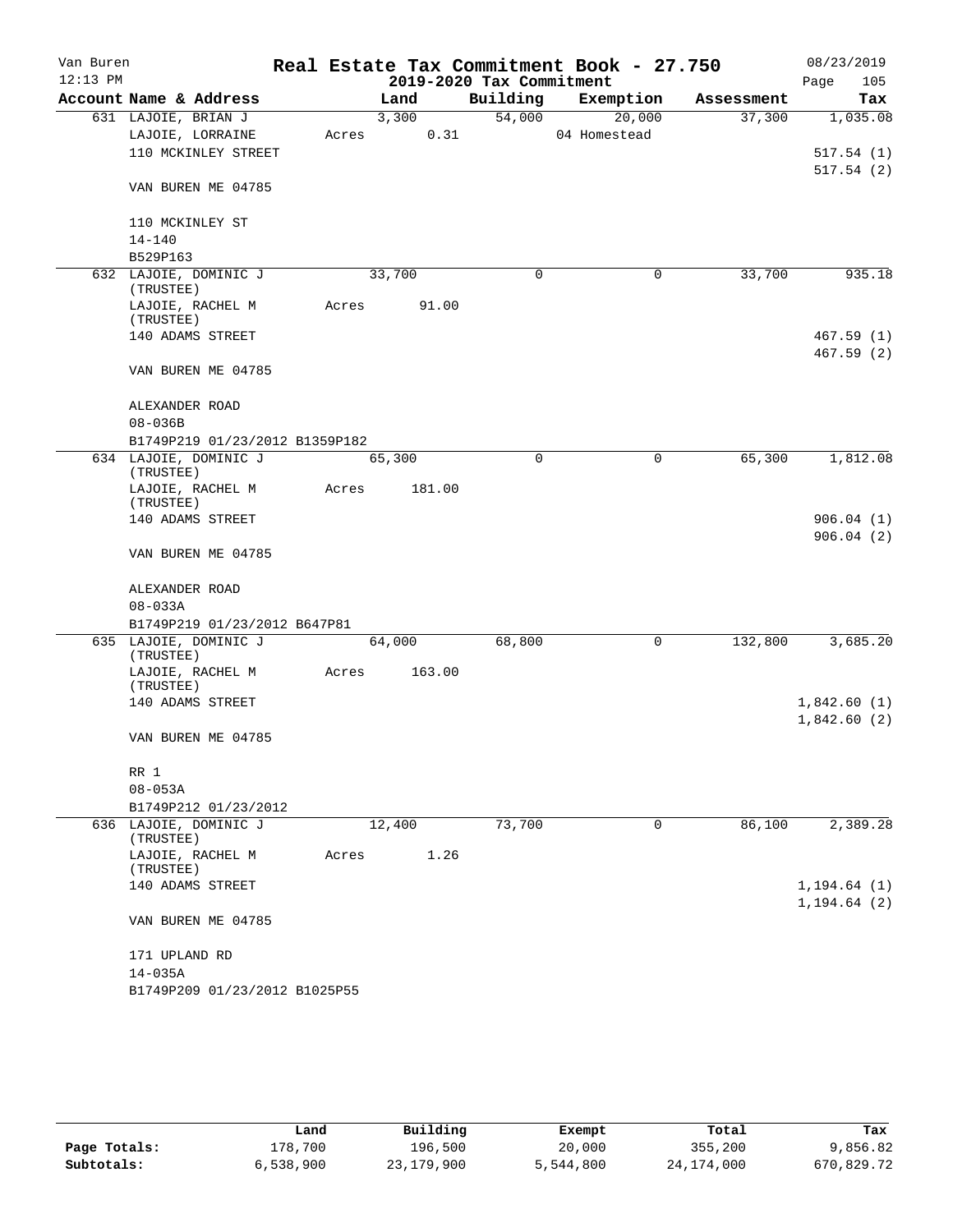Van Buren
12:13 PM

# Real Estate Tax Commitment Book - 27.750

## 2019-2020 Tax Commitment

08/23/2019

| Account Name & Address | Land | Building | Exemption | Assessment | Tax |
|---|---|---|---|---|---|
| 631 LAJOIE, BRIAN J | 3,300 | 54,000 | 20,000 | 37,300 | 1,035.08 |
| LAJOIE, LORRAINE | Acres 0.31 | | 04 Homestead | | |
| 110 MCKINLEY STREET | | | | | 517.54 (1) |
| | | | | | 517.54 (2) |
| VAN BUREN ME 04785 | | | | | |
| 110 MCKINLEY ST | | | | | |
| 14-140 | | | | | |
| B529P163 | | | | | |
| 632 LAJOIE, DOMINIC J (TRUSTEE) | 33,700 | 0 | 0 | 33,700 | 935.18 |
| LAJOIE, RACHEL M (TRUSTEE) | Acres 91.00 | | | | |
| 140 ADAMS STREET | | | | | 467.59 (1) |
| | | | | | 467.59 (2) |
| VAN BUREN ME 04785 | | | | | |
| ALEXANDER ROAD | | | | | |
| 08-036B | | | | | |
| B1749P219 01/23/2012 B1359P182 | | | | | |
| 634 LAJOIE, DOMINIC J (TRUSTEE) | 65,300 | 0 | 0 | 65,300 | 1,812.08 |
| LAJOIE, RACHEL M (TRUSTEE) | Acres 181.00 | | | | |
| 140 ADAMS STREET | | | | | 906.04 (1) |
| | | | | | 906.04 (2) |
| VAN BUREN ME 04785 | | | | | |
| ALEXANDER ROAD | | | | | |
| 08-033A | | | | | |
| B1749P219 01/23/2012 B647P81 | | | | | |
| 635 LAJOIE, DOMINIC J (TRUSTEE) | 64,000 | 68,800 | 0 | 132,800 | 3,685.20 |
| LAJOIE, RACHEL M (TRUSTEE) | Acres 163.00 | | | | |
| 140 ADAMS STREET | | | | | 1,842.60 (1) |
| | | | | | 1,842.60 (2) |
| VAN BUREN ME 04785 | | | | | |
| RR 1 | | | | | |
| 08-053A | | | | | |
| B1749P212 01/23/2012 | | | | | |
| 636 LAJOIE, DOMINIC J (TRUSTEE) | 12,400 | 73,700 | 0 | 86,100 | 2,389.28 |
| LAJOIE, RACHEL M (TRUSTEE) | Acres 1.26 | | | | |
| 140 ADAMS STREET | | | | | 1,194.64 (1) |
| | | | | | 1,194.64 (2) |
| VAN BUREN ME 04785 | | | | | |
| 171 UPLAND RD | | | | | |
| 14-035A | | | | | |
| B1749P209 01/23/2012 B1025P55 | | | | | |

| | Land | Building | Exempt | Total | Tax |
|---|---|---|---|---|---|
| Page Totals: | 178,700 | 196,500 | 20,000 | 355,200 | 9,856.82 |
| Subtotals: | 6,538,900 | 23,179,900 | 5,544,800 | 24,174,000 | 670,829.72 |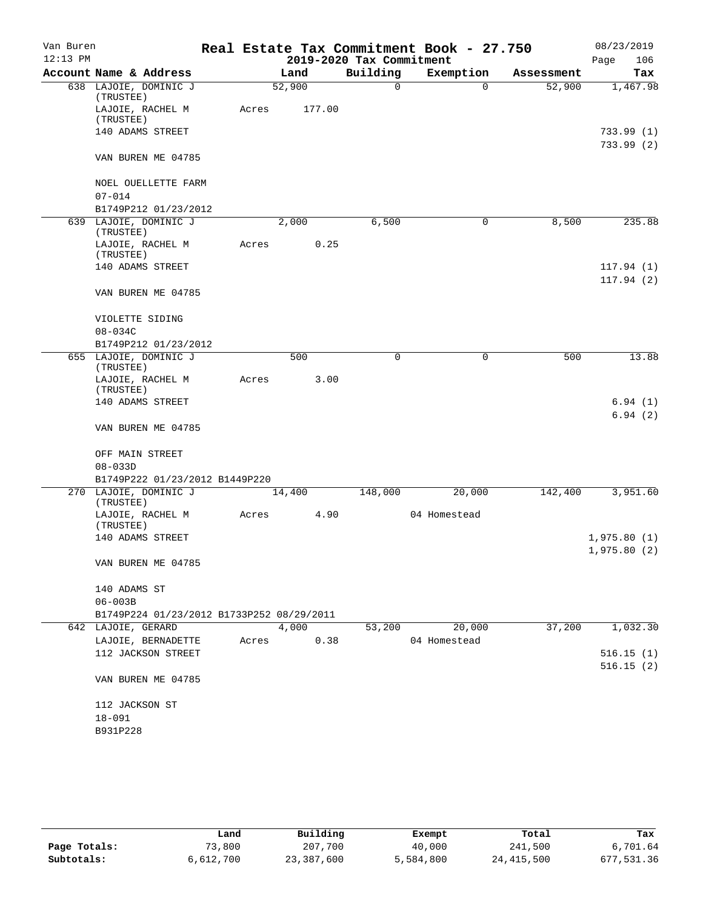Van Buren — Real Estate Tax Commitment Book - 27.750 — 08/23/2019
12:13 PM — 2019-2020 Tax Commitment — Page 106

| Account Name & Address | Land | Building | Exemption | Assessment | Tax |
|---|---|---|---|---|---|
| 638 LAJOIE, DOMINIC J (TRUSTEE) | 52,900 | 0 | 0 | 52,900 | 1,467.98 |
| LAJOIE, RACHEL M (TRUSTEE) | Acres 177.00 | | | | |
| 140 ADAMS STREET | | | | | 733.99 (1) |
| | | | | | 733.99 (2) |
| VAN BUREN ME 04785 | | | | | |
| NOEL OUELLETTE FARM | | | | | |
| 07-014 | | | | | |
| B1749P212 01/23/2012 | | | | | |
| 639 LAJOIE, DOMINIC J (TRUSTEE) | 2,000 | 6,500 | 0 | 8,500 | 235.88 |
| LAJOIE, RACHEL M (TRUSTEE) | Acres 0.25 | | | | |
| 140 ADAMS STREET | | | | | 117.94 (1) |
| | | | | | 117.94 (2) |
| VAN BUREN ME 04785 | | | | | |
| VIOLETTE SIDING | | | | | |
| 08-034C | | | | | |
| B1749P212 01/23/2012 | | | | | |
| 655 LAJOIE, DOMINIC J (TRUSTEE) | 500 | 0 | 0 | 500 | 13.88 |
| LAJOIE, RACHEL M (TRUSTEE) | Acres 3.00 | | | | |
| 140 ADAMS STREET | | | | | 6.94 (1) |
| | | | | | 6.94 (2) |
| VAN BUREN ME 04785 | | | | | |
| OFF MAIN STREET | | | | | |
| 08-033D | | | | | |
| B1749P222 01/23/2012 B1449P220 | | | | | |
| 270 LAJOIE, DOMINIC J (TRUSTEE) | 14,400 | 148,000 | 20,000 | 142,400 | 3,951.60 |
| LAJOIE, RACHEL M (TRUSTEE) | Acres 4.90 | | 04 Homestead | | |
| 140 ADAMS STREET | | | | | 1,975.80 (1) |
| | | | | | 1,975.80 (2) |
| VAN BUREN ME 04785 | | | | | |
| 140 ADAMS ST | | | | | |
| 06-003B | | | | | |
| B1749P224 01/23/2012 B1733P252 08/29/2011 | | | | | |
| 642 LAJOIE, GERARD | 4,000 | 53,200 | 20,000 | 37,200 | 1,032.30 |
| LAJOIE, BERNADETTE | Acres 0.38 | | 04 Homestead | | |
| 112 JACKSON STREET | | | | | 516.15 (1) |
| | | | | | 516.15 (2) |
| VAN BUREN ME 04785 | | | | | |
| 112 JACKSON ST | | | | | |
| 18-091 | | | | | |
| B931P228 | | | | | |

| | Land | Building | Exempt | Total | Tax |
|---|---|---|---|---|---|
| Page Totals: | 73,800 | 207,700 | 40,000 | 241,500 | 6,701.64 |
| Subtotals: | 6,612,700 | 23,387,600 | 5,584,800 | 24,415,500 | 677,531.36 |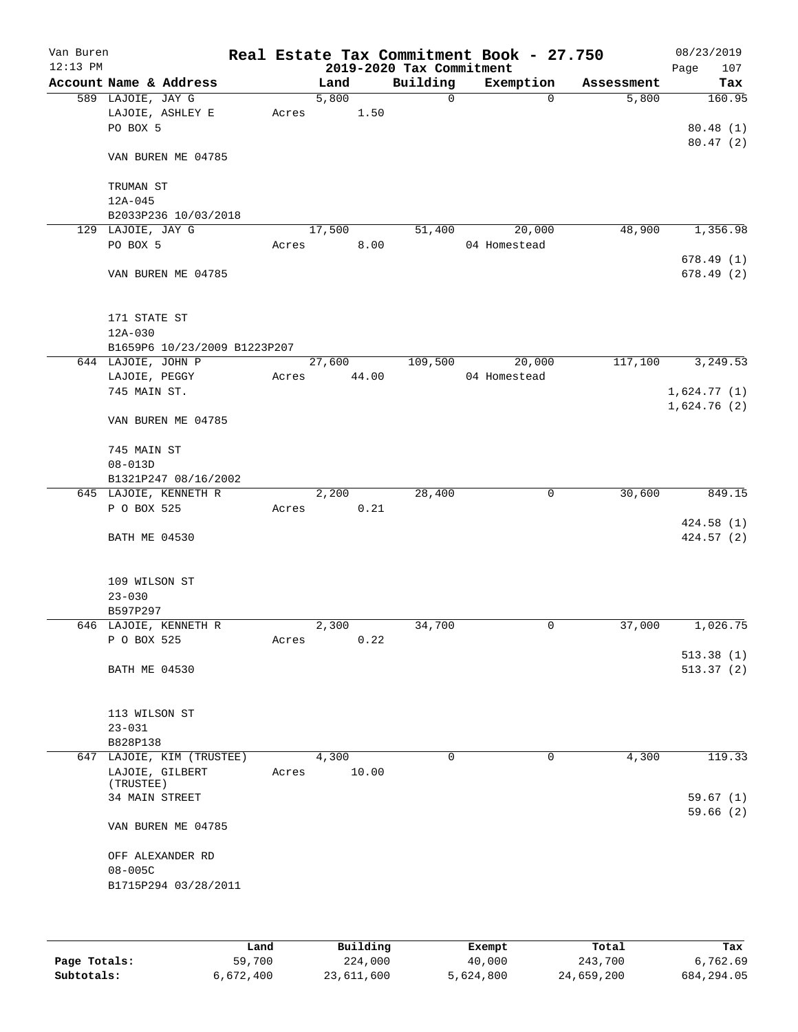Van Buren
12:13 PM

# Real Estate Tax Commitment Book - 27.750

## 2019-2020 Tax Commitment

08/23/2019

| Account Name & Address | Land | Building | Exemption | Assessment | Tax |
|---|---|---|---|---|---|
| 589 LAJOIE, JAY G | 5,800 | 0 | 0 | 5,800 | 160.95 |
| LAJOIE, ASHLEY E | Acres 1.50 | | | | |
| PO BOX 5 | | | | | 80.48 (1) |
| | | | | | 80.47 (2) |
| VAN BUREN ME 04785 | | | | | |
| TRUMAN ST | | | | | |
| 12A-045 | | | | | |
| B2033P236 10/03/2018 | | | | | |
| 129 LAJOIE, JAY G | 17,500 | 51,400 | 20,000 | 48,900 | 1,356.98 |
| PO BOX 5 | Acres 8.00 | | 04 Homestead | | |
| | | | | | 678.49 (1) |
| VAN BUREN ME 04785 | | | | | 678.49 (2) |
| 171 STATE ST | | | | | |
| 12A-030 | | | | | |
| B1659P6 10/23/2009 B1223P207 | | | | | |
| 644 LAJOIE, JOHN P | 27,600 | 109,500 | 20,000 | 117,100 | 3,249.53 |
| LAJOIE, PEGGY | Acres 44.00 | | 04 Homestead | | |
| 745 MAIN ST. | | | | | 1,624.77 (1) |
| | | | | | 1,624.76 (2) |
| VAN BUREN ME 04785 | | | | | |
| 745 MAIN ST | | | | | |
| 08-013D | | | | | |
| B1321P247 08/16/2002 | | | | | |
| 645 LAJOIE, KENNETH R | 2,200 | 28,400 | 0 | 30,600 | 849.15 |
| P O BOX 525 | Acres 0.21 | | | | |
| | | | | | 424.58 (1) |
| BATH ME 04530 | | | | | 424.57 (2) |
| 109 WILSON ST | | | | | |
| 23-030 | | | | | |
| B597P297 | | | | | |
| 646 LAJOIE, KENNETH R | 2,300 | 34,700 | 0 | 37,000 | 1,026.75 |
| P O BOX 525 | Acres 0.22 | | | | |
| | | | | | 513.38 (1) |
| BATH ME 04530 | | | | | 513.37 (2) |
| 113 WILSON ST | | | | | |
| 23-031 | | | | | |
| B828P138 | | | | | |
| 647 LAJOIE, KIM (TRUSTEE) | 4,300 | 0 | 0 | 4,300 | 119.33 |
| LAJOIE, GILBERT (TRUSTEE) | Acres 10.00 | | | | |
| 34 MAIN STREET | | | | | 59.67 (1) |
| | | | | | 59.66 (2) |
| VAN BUREN ME 04785 | | | | | |
| OFF ALEXANDER RD | | | | | |
| 08-005C | | | | | |
| B1715P294 03/28/2011 | | | | | |

| | Land | Building | Exempt | Total | Tax |
|---|---|---|---|---|---|
| Page Totals: | 59,700 | 224,000 | 40,000 | 243,700 | 6,762.69 |
| Subtotals: | 6,672,400 | 23,611,600 | 5,624,800 | 24,659,200 | 684,294.05 |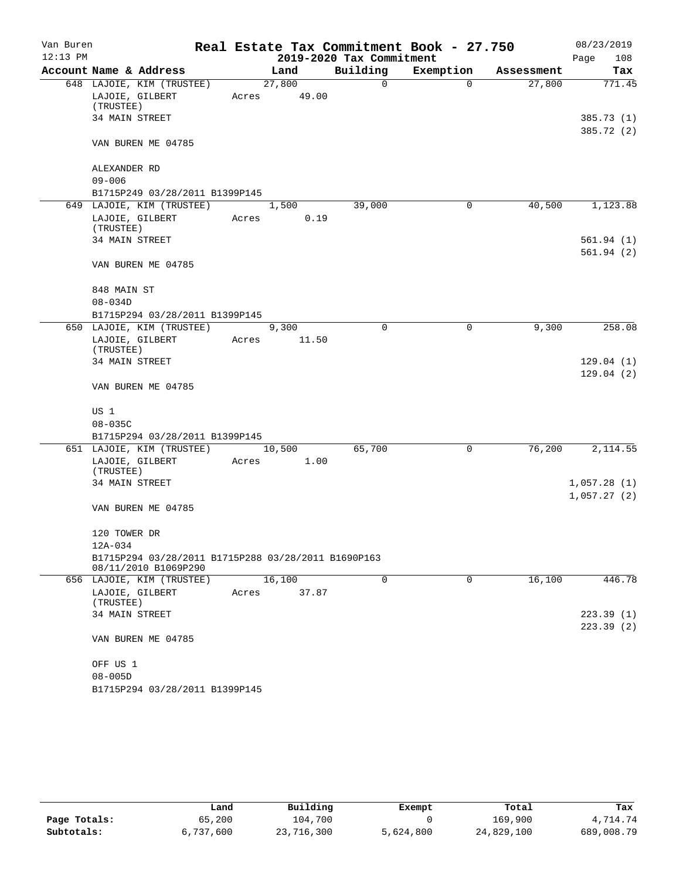Van Buren
12:13 PM

# Real Estate Tax Commitment Book - 27.750

## 2019-2020 Tax Commitment

08/23/2019
Page 108

| Account Name & Address | Land | Building | Exemption | Assessment | Tax |
|---|---|---|---|---|---|
| 648 LAJOIE, KIM (TRUSTEE) | 27,800 | 0 | 0 | 27,800 | 771.45 |
| LAJOIE, GILBERT (TRUSTEE) | Acres 49.00 | | | | |
| 34 MAIN STREET | | | | | 385.73 (1) |
| | | | | | 385.72 (2) |
| VAN BUREN ME 04785 | | | | | |
| ALEXANDER RD | | | | | |
| 09-006 | | | | | |
| B1715P249 03/28/2011 B1399P145 | | | | | |
| 649 LAJOIE, KIM (TRUSTEE) | 1,500 | 39,000 | 0 | 40,500 | 1,123.88 |
| LAJOIE, GILBERT (TRUSTEE) | Acres 0.19 | | | | |
| 34 MAIN STREET | | | | | 561.94 (1) |
| | | | | | 561.94 (2) |
| VAN BUREN ME 04785 | | | | | |
| 848 MAIN ST | | | | | |
| 08-034D | | | | | |
| B1715P294 03/28/2011 B1399P145 | | | | | |
| 650 LAJOIE, KIM (TRUSTEE) | 9,300 | 0 | 0 | 9,300 | 258.08 |
| LAJOIE, GILBERT (TRUSTEE) | Acres 11.50 | | | | |
| 34 MAIN STREET | | | | | 129.04 (1) |
| | | | | | 129.04 (2) |
| VAN BUREN ME 04785 | | | | | |
| US 1 | | | | | |
| 08-035C | | | | | |
| B1715P294 03/28/2011 B1399P145 | | | | | |
| 651 LAJOIE, KIM (TRUSTEE) | 10,500 | 65,700 | 0 | 76,200 | 2,114.55 |
| LAJOIE, GILBERT (TRUSTEE) | Acres 1.00 | | | | |
| 34 MAIN STREET | | | | | 1,057.28 (1) |
| | | | | | 1,057.27 (2) |
| VAN BUREN ME 04785 | | | | | |
| 120 TOWER DR | | | | | |
| 12A-034 | | | | | |
| B1715P294 03/28/2011 B1715P288 03/28/2011 B1690P163 08/11/2010 B1069P290 | | | | | |
| 656 LAJOIE, KIM (TRUSTEE) | 16,100 | 0 | 0 | 16,100 | 446.78 |
| LAJOIE, GILBERT (TRUSTEE) | Acres 37.87 | | | | |
| 34 MAIN STREET | | | | | 223.39 (1) |
| | | | | | 223.39 (2) |
| VAN BUREN ME 04785 | | | | | |
| OFF US 1 | | | | | |
| 08-005D | | | | | |
| B1715P294 03/28/2011 B1399P145 | | | | | |

| | Land | Building | Exempt | Total | Tax |
|---|---|---|---|---|---|
| Page Totals: | 65,200 | 104,700 | 0 | 169,900 | 4,714.74 |
| Subtotals: | 6,737,600 | 23,716,300 | 5,624,800 | 24,829,100 | 689,008.79 |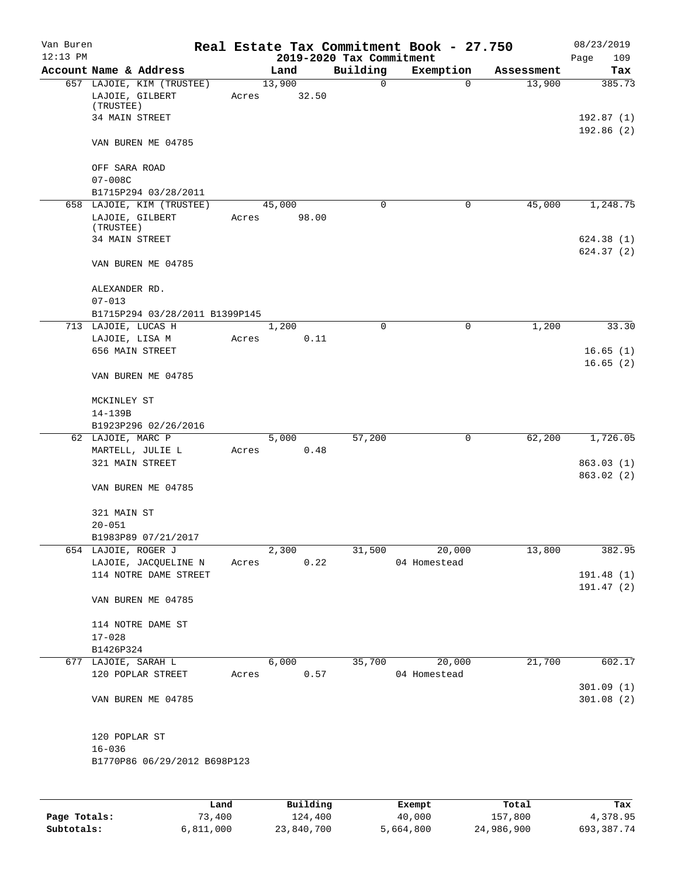Van Buren
12:13 PM

# Real Estate Tax Commitment Book - 27.750

## 2019-2020 Tax Commitment

08/23/2019
Page 109

| Account Name & Address | Land | Building | Exemption | Assessment | Tax |
|---|---|---|---|---|---|
| 657 LAJOIE, KIM (TRUSTEE) | 13,900 | 0 | 0 | 13,900 | 385.73 |
| LAJOIE, GILBERT (TRUSTEE) | Acres 32.50 | | | | |
| 34 MAIN STREET | | | | | 192.87 (1) |
| | | | | | 192.86 (2) |
| VAN BUREN ME 04785 | | | | | |
| OFF SARA ROAD | | | | | |
| 07-008C | | | | | |
| B1715P294 03/28/2011 | | | | | |
| 658 LAJOIE, KIM (TRUSTEE) | 45,000 | 0 | 0 | 45,000 | 1,248.75 |
| LAJOIE, GILBERT (TRUSTEE) | Acres 98.00 | | | | |
| 34 MAIN STREET | | | | | 624.38 (1) |
| | | | | | 624.37 (2) |
| VAN BUREN ME 04785 | | | | | |
| ALEXANDER RD. | | | | | |
| 07-013 | | | | | |
| B1715P294 03/28/2011 B1399P145 | | | | | |
| 713 LAJOIE, LUCAS H | 1,200 | 0 | 0 | 1,200 | 33.30 |
| LAJOIE, LISA M | Acres 0.11 | | | | |
| 656 MAIN STREET | | | | | 16.65 (1) |
| | | | | | 16.65 (2) |
| VAN BUREN ME 04785 | | | | | |
| MCKINLEY ST | | | | | |
| 14-139B | | | | | |
| B1923P296 02/26/2016 | | | | | |
| 62 LAJOIE, MARC P | 5,000 | 57,200 | 0 | 62,200 | 1,726.05 |
| MARTELL, JULIE L | Acres 0.48 | | | | |
| 321 MAIN STREET | | | | | 863.03 (1) |
| | | | | | 863.02 (2) |
| VAN BUREN ME 04785 | | | | | |
| 321 MAIN ST | | | | | |
| 20-051 | | | | | |
| B1983P89 07/21/2017 | | | | | |
| 654 LAJOIE, ROGER J | 2,300 | 31,500 | 20,000 | 13,800 | 382.95 |
| LAJOIE, JACQUELINE N | Acres 0.22 | | 04 Homestead | | |
| 114 NOTRE DAME STREET | | | | | 191.48 (1) |
| | | | | | 191.47 (2) |
| VAN BUREN ME 04785 | | | | | |
| 114 NOTRE DAME ST | | | | | |
| 17-028 | | | | | |
| B1426P324 | | | | | |
| 677 LAJOIE, SARAH L | 6,000 | 35,700 | 20,000 | 21,700 | 602.17 |
| 120 POPLAR STREET | Acres 0.57 | | 04 Homestead | | |
| | | | | | 301.09 (1) |
| VAN BUREN ME 04785 | | | | | 301.08 (2) |
| 120 POPLAR ST | | | | | |
| 16-036 | | | | | |
| B1770P86 06/29/2012 B698P123 | | | | | |

| | Land | Building | Exempt | Total | Tax |
|---|---|---|---|---|---|
| Page Totals: | 73,400 | 124,400 | 40,000 | 157,800 | 4,378.95 |
| Subtotals: | 6,811,000 | 23,840,700 | 5,664,800 | 24,986,900 | 693,387.74 |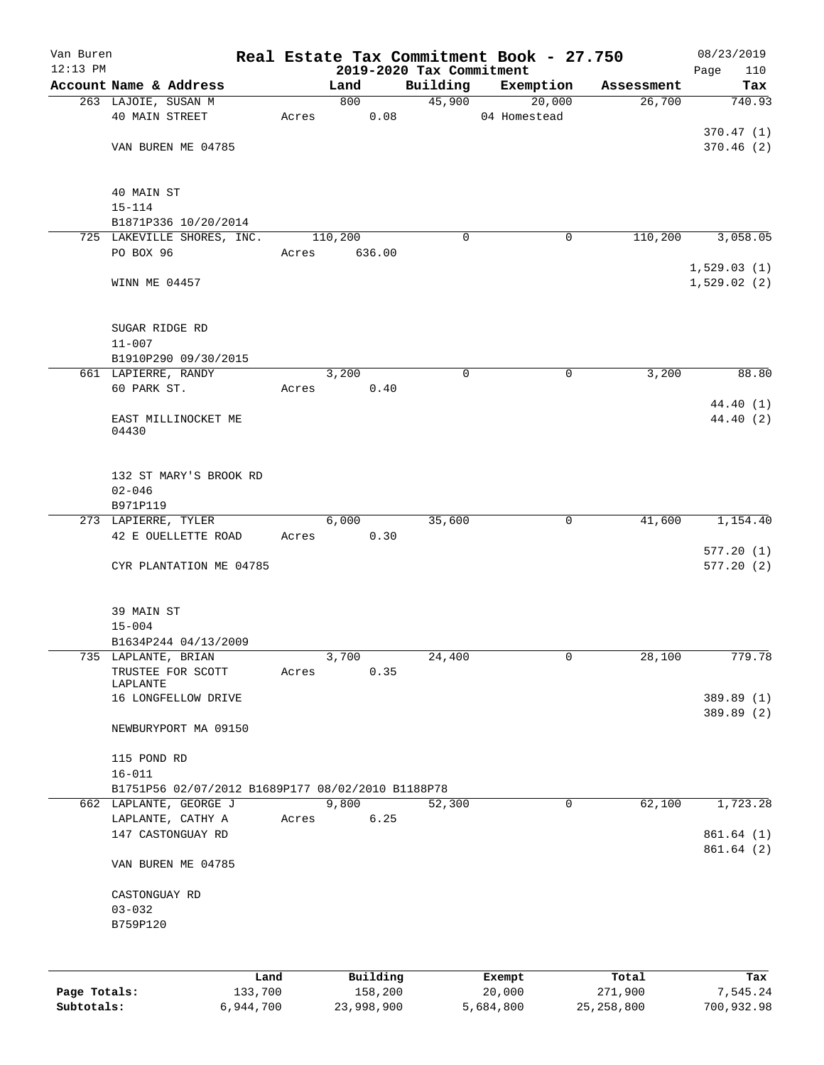# Real Estate Tax Commitment Book - 27.750

Van Buren
12:13 PM

## 2019-2020 Tax Commitment

08/23/2019

| Account Name & Address | Land | Building | Exemption | Assessment | Tax |
|---|---|---|---|---|---|
| 263 LAJOIE, SUSAN M | 800 | 45,900 | 20,000 | 26,700 | 740.93 |
| 40 MAIN STREET | Acres 0.08 | | 04 Homestead | | |
| | | | | | 370.47 (1) |
| VAN BUREN ME 04785 | | | | | 370.46 (2) |
| 40 MAIN ST | | | | | |
| 15-114 | | | | | |
| B1871P336 10/20/2014 | | | | | |
| 725 LAKEVILLE SHORES, INC. | 110,200 | 0 | 0 | 110,200 | 3,058.05 |
| PO BOX 96 | Acres 636.00 | | | | |
| | | | | | 1,529.03 (1) |
| WINN ME 04457 | | | | | 1,529.02 (2) |
| SUGAR RIDGE RD | | | | | |
| 11-007 | | | | | |
| B1910P290 09/30/2015 | | | | | |
| 661 LAPIERRE, RANDY | 3,200 | 0 | 0 | 3,200 | 88.80 |
| 60 PARK ST. | Acres 0.40 | | | | |
| | | | | | 44.40 (1) |
| EAST MILLINOCKET ME 04430 | | | | | 44.40 (2) |
| 132 ST MARY'S BROOK RD | | | | | |
| 02-046 | | | | | |
| B971P119 | | | | | |
| 273 LAPIERRE, TYLER | 6,000 | 35,600 | 0 | 41,600 | 1,154.40 |
| 42 E OUELLETTE ROAD | Acres 0.30 | | | | |
| | | | | | 577.20 (1) |
| CYR PLANTATION ME 04785 | | | | | 577.20 (2) |
| 39 MAIN ST | | | | | |
| 15-004 | | | | | |
| B1634P244 04/13/2009 | | | | | |
| 735 LAPLANTE, BRIAN | 3,700 | 24,400 | 0 | 28,100 | 779.78 |
| TRUSTEE FOR SCOTT LAPLANTE | Acres 0.35 | | | | |
| 16 LONGFELLOW DRIVE | | | | | 389.89 (1) |
| | | | | | 389.89 (2) |
| NEWBURYPORT MA 09150 | | | | | |
| 115 POND RD | | | | | |
| 16-011 | | | | | |
| B1751P56 02/07/2012 B1689P177 08/02/2010 B1188P78 | | | | | |
| 662 LAPLANTE, GEORGE J | 9,800 | 52,300 | 0 | 62,100 | 1,723.28 |
| LAPLANTE, CATHY A | Acres 6.25 | | | | |
| 147 CASTONGUAY RD | | | | | 861.64 (1) |
| | | | | | 861.64 (2) |
| VAN BUREN ME 04785 | | | | | |
| CASTONGUAY RD | | | | | |
| 03-032 | | | | | |
| B759P120 | | | | | |

| | Land | Building | Exempt | Total | Tax |
|---|---|---|---|---|---|
| Page Totals: | 133,700 | 158,200 | 20,000 | 271,900 | 7,545.24 |
| Subtotals: | 6,944,700 | 23,998,900 | 5,684,800 | 25,258,800 | 700,932.98 |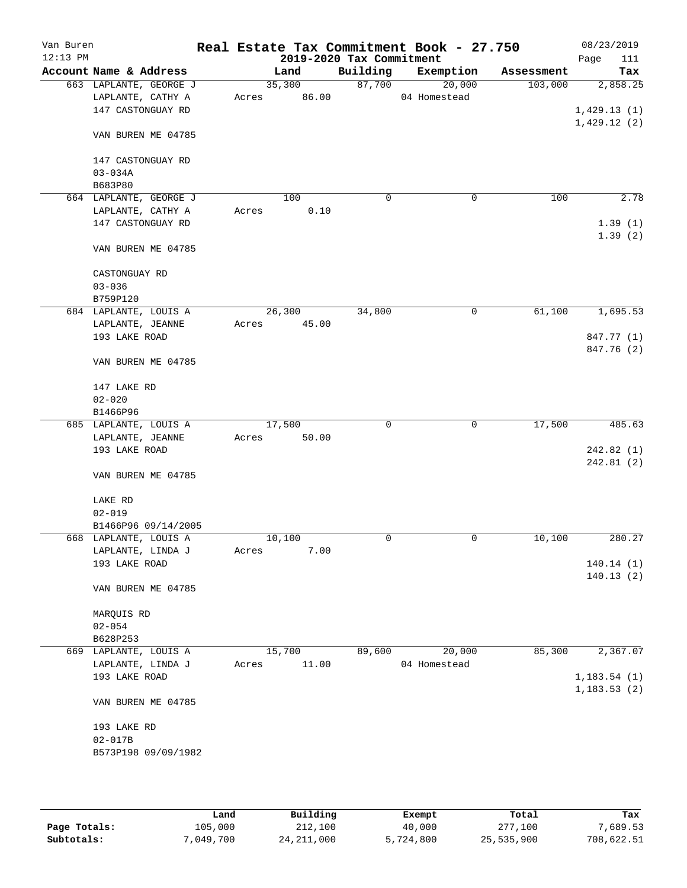Van Buren 12:13 PM

# Real Estate Tax Commitment Book - 27.750

## 2019-2020 Tax Commitment

08/23/2019 Page 111

| Account Name & Address | Land | Building | Exemption | Assessment | Tax |
|---|---|---|---|---|---|
| 663 LAPLANTE, GEORGE J | 35,300 | 87,700 | 20,000 | 103,000 | 2,858.25 |
| LAPLANTE, CATHY A | Acres 86.00 | | 04 Homestead | | |
| 147 CASTONGUAY RD | | | | | 1,429.13 (1) |
| | | | | | 1,429.12 (2) |
| VAN BUREN ME 04785 | | | | | |
| 147 CASTONGUAY RD | | | | | |
| 03-034A | | | | | |
| B683P80 | | | | | |
| 664 LAPLANTE, GEORGE J | 100 | 0 | 0 | 100 | 2.78 |
| LAPLANTE, CATHY A | Acres 0.10 | | | | |
| 147 CASTONGUAY RD | | | | | 1.39 (1) |
| | | | | | 1.39 (2) |
| VAN BUREN ME 04785 | | | | | |
| CASTONGUAY RD | | | | | |
| 03-036 | | | | | |
| B759P120 | | | | | |
| 684 LAPLANTE, LOUIS A | 26,300 | 34,800 | 0 | 61,100 | 1,695.53 |
| LAPLANTE, JEANNE | Acres 45.00 | | | | |
| 193 LAKE ROAD | | | | | 847.77 (1) |
| | | | | | 847.76 (2) |
| VAN BUREN ME 04785 | | | | | |
| 147 LAKE RD | | | | | |
| 02-020 | | | | | |
| B1466P96 | | | | | |
| 685 LAPLANTE, LOUIS A | 17,500 | 0 | 0 | 17,500 | 485.63 |
| LAPLANTE, JEANNE | Acres 50.00 | | | | |
| 193 LAKE ROAD | | | | | 242.82 (1) |
| | | | | | 242.81 (2) |
| VAN BUREN ME 04785 | | | | | |
| LAKE RD | | | | | |
| 02-019 | | | | | |
| B1466P96 09/14/2005 | | | | | |
| 668 LAPLANTE, LOUIS A | 10,100 | 0 | 0 | 10,100 | 280.27 |
| LAPLANTE, LINDA J | Acres 7.00 | | | | |
| 193 LAKE ROAD | | | | | 140.14 (1) |
| | | | | | 140.13 (2) |
| VAN BUREN ME 04785 | | | | | |
| MARQUIS RD | | | | | |
| 02-054 | | | | | |
| B628P253 | | | | | |
| 669 LAPLANTE, LOUIS A | 15,700 | 89,600 | 20,000 | 85,300 | 2,367.07 |
| LAPLANTE, LINDA J | Acres 11.00 | | 04 Homestead | | |
| 193 LAKE ROAD | | | | | 1,183.54 (1) |
| | | | | | 1,183.53 (2) |
| VAN BUREN ME 04785 | | | | | |
| 193 LAKE RD | | | | | |
| 02-017B | | | | | |
| B573P198 09/09/1982 | | | | | |

| | Land | Building | Exempt | Total | Tax |
|---|---|---|---|---|---|
| Page Totals: | 105,000 | 212,100 | 40,000 | 277,100 | 7,689.53 |
| Subtotals: | 7,049,700 | 24,211,000 | 5,724,800 | 25,535,900 | 708,622.51 |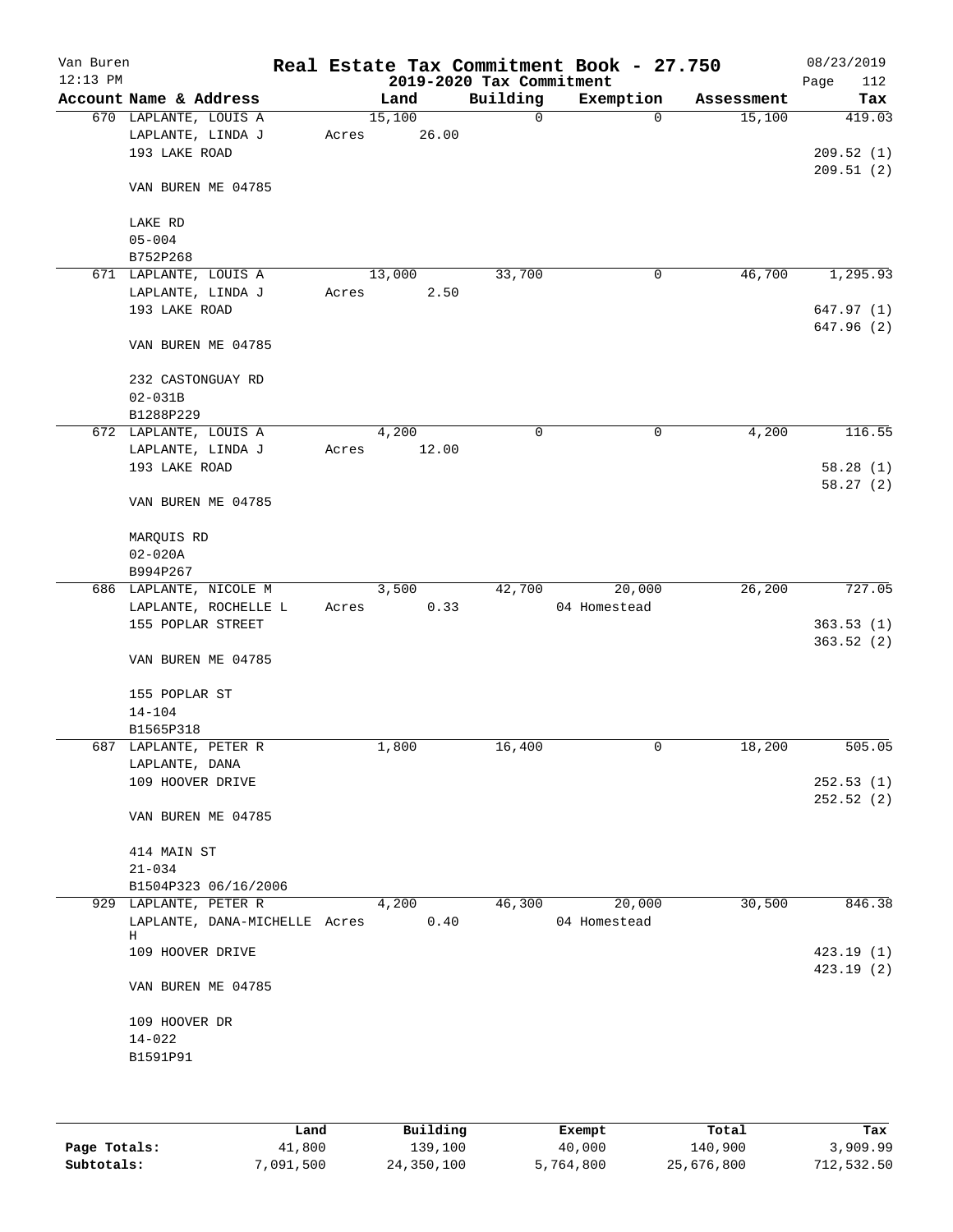Van Buren
12:13 PM

# Real Estate Tax Commitment Book - 27.750

## 2019-2020 Tax Commitment

08/23/2019
Page 112

| Account Name & Address | Land | Building | Exemption | Assessment | Tax |
|---|---|---|---|---|---|
| 670 LAPLANTE, LOUIS A | 15,100 | 0 | 0 | 15,100 | 419.03 |
| LAPLANTE, LINDA J | Acres 26.00 | | | | |
| 193 LAKE ROAD | | | | | 209.52 (1) |
| | | | | | 209.51 (2) |
| VAN BUREN ME 04785 | | | | | |
| LAKE RD | | | | | |
| 05-004 | | | | | |
| B752P268 | | | | | |
| 671 LAPLANTE, LOUIS A | 13,000 | 33,700 | 0 | 46,700 | 1,295.93 |
| LAPLANTE, LINDA J | Acres 2.50 | | | | |
| 193 LAKE ROAD | | | | | 647.97 (1) |
| | | | | | 647.96 (2) |
| VAN BUREN ME 04785 | | | | | |
| 232 CASTONGUAY RD | | | | | |
| 02-031B | | | | | |
| B1288P229 | | | | | |
| 672 LAPLANTE, LOUIS A | 4,200 | 0 | 0 | 4,200 | 116.55 |
| LAPLANTE, LINDA J | Acres 12.00 | | | | |
| 193 LAKE ROAD | | | | | 58.28 (1) |
| | | | | | 58.27 (2) |
| VAN BUREN ME 04785 | | | | | |
| MARQUIS RD | | | | | |
| 02-020A | | | | | |
| B994P267 | | | | | |
| 686 LAPLANTE, NICOLE M | 3,500 | 42,700 | 20,000 | 26,200 | 727.05 |
| LAPLANTE, ROCHELLE L | Acres 0.33 | | 04 Homestead | | |
| 155 POPLAR STREET | | | | | 363.53 (1) |
| | | | | | 363.52 (2) |
| VAN BUREN ME 04785 | | | | | |
| 155 POPLAR ST | | | | | |
| 14-104 | | | | | |
| B1565P318 | | | | | |
| 687 LAPLANTE, PETER R | 1,800 | 16,400 | 0 | 18,200 | 505.05 |
| LAPLANTE, DANA | | | | | |
| 109 HOOVER DRIVE | | | | | 252.53 (1) |
| | | | | | 252.52 (2) |
| VAN BUREN ME 04785 | | | | | |
| 414 MAIN ST | | | | | |
| 21-034 | | | | | |
| B1504P323 06/16/2006 | | | | | |
| 929 LAPLANTE, PETER R | 4,200 | 46,300 | 20,000 | 30,500 | 846.38 |
| LAPLANTE, DANA-MICHELLE H | Acres 0.40 | | 04 Homestead | | |
| 109 HOOVER DRIVE | | | | | 423.19 (1) |
| | | | | | 423.19 (2) |
| VAN BUREN ME 04785 | | | | | |
| 109 HOOVER DR | | | | | |
| 14-022 | | | | | |
| B1591P91 | | | | | |

| | Land | Building | Exempt | Total | Tax |
|---|---|---|---|---|---|
| Page Totals: | 41,800 | 139,100 | 40,000 | 140,900 | 3,909.99 |
| Subtotals: | 7,091,500 | 24,350,100 | 5,764,800 | 25,676,800 | 712,532.50 |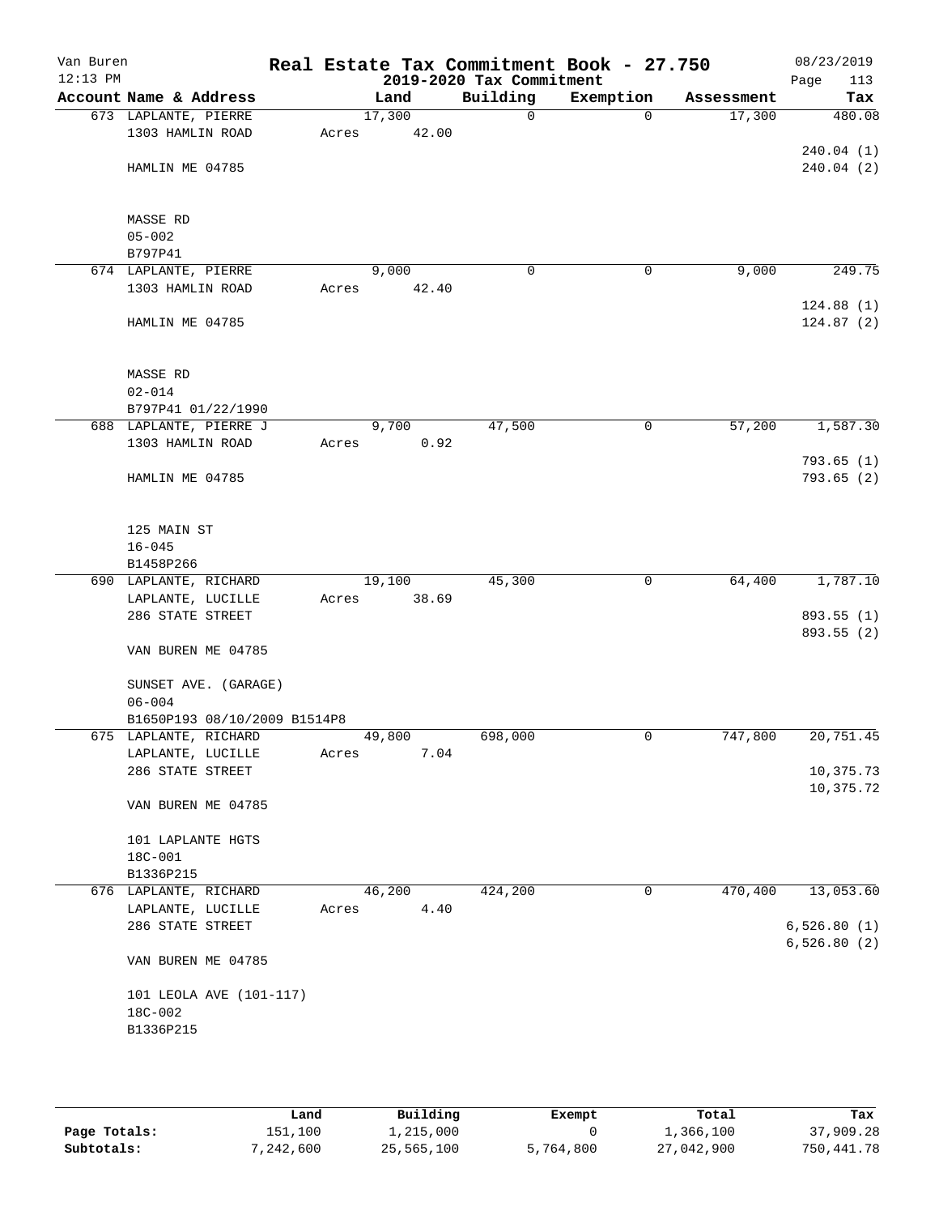Van Buren
12:13 PM

# Real Estate Tax Commitment Book - 27.750
## 2019-2020 Tax Commitment

08/23/2019

| Account Name & Address | Land | Building | Exemption | Assessment | Tax |
|---|---|---|---|---|---|
| 673 LAPLANTE, PIERRE<br>1303 HAMLIN ROAD<br><br>HAMLIN ME 04785<br><br>MASSE RD<br>05-002<br>B797P41 | 17,300<br>Acres 42.00 | 0 | 0 | 17,300 | 480.08<br><br>240.04 (1)<br>240.04 (2) |
| 674 LAPLANTE, PIERRE<br>1303 HAMLIN ROAD<br><br>HAMLIN ME 04785<br><br>MASSE RD<br>02-014<br>B797P41 01/22/1990 | 9,000<br>Acres 42.40 | 0 | 0 | 9,000 | 249.75<br><br>124.88 (1)<br>124.87 (2) |
| 688 LAPLANTE, PIERRE J<br>1303 HAMLIN ROAD<br><br>HAMLIN ME 04785<br><br>125 MAIN ST<br>16-045<br>B1458P266 | 9,700<br>Acres 0.92 | 47,500 | 0 | 57,200 | 1,587.30<br><br>793.65 (1)<br>793.65 (2) |
| 690 LAPLANTE, RICHARD<br>LAPLANTE, LUCILLE<br>286 STATE STREET<br><br>VAN BUREN ME 04785<br><br>SUNSET AVE. (GARAGE)<br>06-004<br>B1650P193 08/10/2009 B1514P8 | 19,100<br>Acres 38.69 | 45,300 | 0 | 64,400 | 1,787.10<br><br>893.55 (1)<br>893.55 (2) |
| 675 LAPLANTE, RICHARD<br>LAPLANTE, LUCILLE<br>286 STATE STREET<br><br>VAN BUREN ME 04785<br><br>101 LAPLANTE HGTS<br>18C-001<br>B1336P215 | 49,800<br>Acres 7.04 | 698,000 | 0 | 747,800 | 20,751.45<br><br>10,375.73<br>10,375.72 |
| 676 LAPLANTE, RICHARD<br>LAPLANTE, LUCILLE<br>286 STATE STREET<br><br>VAN BUREN ME 04785<br><br>101 LEOLA AVE (101-117)<br>18C-002<br>B1336P215 | 46,200<br>Acres 4.40 | 424,200 | 0 | 470,400 | 13,053.60<br><br>6,526.80 (1)<br>6,526.80 (2) |

| | Land | Building | Exempt | Total | Tax |
|---|---|---|---|---|---|
| Page Totals: | 151,100 | 1,215,000 | 0 | 1,366,100 | 37,909.28 |
| Subtotals: | 7,242,600 | 25,565,100 | 5,764,800 | 27,042,900 | 750,441.78 |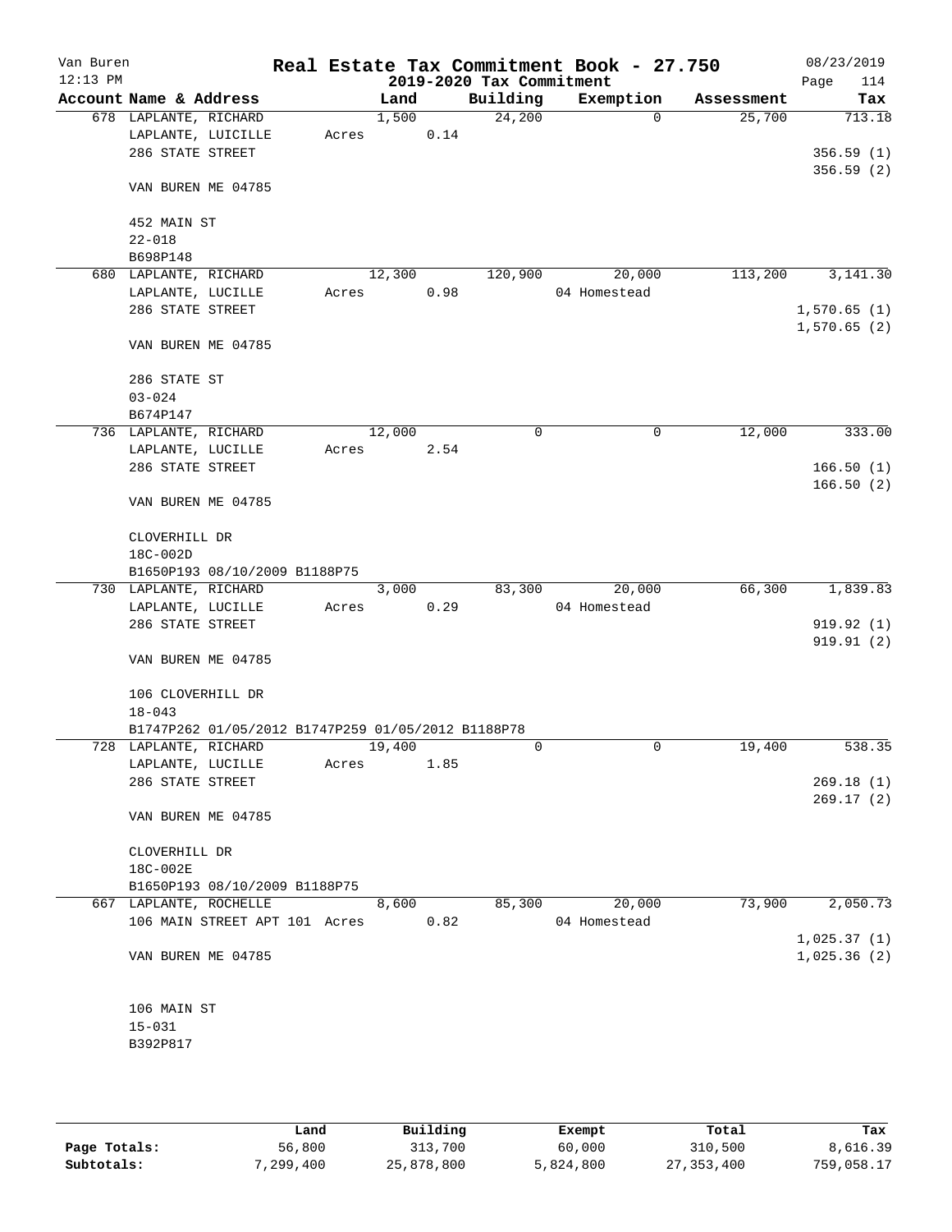# Real Estate Tax Commitment Book - 27.750

## 2019-2020 Tax Commitment

| Account Name & Address | Land | Building | Exemption | Assessment | Tax |
|---|---|---|---|---|---|
| 678 LAPLANTE, RICHARD | 1,500 | 24,200 | 0 | 25,700 | 713.18 |
| LAPLANTE, LUICILLE | Acres 0.14 | | | | |
| 286 STATE STREET | | | | | 356.59 (1) |
| | | | | | 356.59 (2) |
| VAN BUREN ME 04785 | | | | | |
| 452 MAIN ST | | | | | |
| 22-018 | | | | | |
| B698P148 | | | | | |
| 680 LAPLANTE, RICHARD | 12,300 | 120,900 | 20,000 | 113,200 | 3,141.30 |
| LAPLANTE, LUCILLE | Acres 0.98 | | 04 Homestead | | |
| 286 STATE STREET | | | | | 1,570.65 (1) |
| | | | | | 1,570.65 (2) |
| VAN BUREN ME 04785 | | | | | |
| 286 STATE ST | | | | | |
| 03-024 | | | | | |
| B674P147 | | | | | |
| 736 LAPLANTE, RICHARD | 12,000 | 0 | 0 | 12,000 | 333.00 |
| LAPLANTE, LUCILLE | Acres 2.54 | | | | |
| 286 STATE STREET | | | | | 166.50 (1) |
| | | | | | 166.50 (2) |
| VAN BUREN ME 04785 | | | | | |
| CLOVERHILL DR | | | | | |
| 18C-002D | | | | | |
| B1650P193 08/10/2009 B1188P75 | | | | | |
| 730 LAPLANTE, RICHARD | 3,000 | 83,300 | 20,000 | 66,300 | 1,839.83 |
| LAPLANTE, LUCILLE | Acres 0.29 | | 04 Homestead | | |
| 286 STATE STREET | | | | | 919.92 (1) |
| | | | | | 919.91 (2) |
| VAN BUREN ME 04785 | | | | | |
| 106 CLOVERHILL DR | | | | | |
| 18-043 | | | | | |
| B1747P262 01/05/2012 B1747P259 01/05/2012 B1188P78 | | | | | |
| 728 LAPLANTE, RICHARD | 19,400 | 0 | 0 | 19,400 | 538.35 |
| LAPLANTE, LUCILLE | Acres 1.85 | | | | |
| 286 STATE STREET | | | | | 269.18 (1) |
| | | | | | 269.17 (2) |
| VAN BUREN ME 04785 | | | | | |
| CLOVERHILL DR | | | | | |
| 18C-002E | | | | | |
| B1650P193 08/10/2009 B1188P75 | | | | | |
| 667 LAPLANTE, ROCHELLE | 8,600 | 85,300 | 20,000 | 73,900 | 2,050.73 |
| 106 MAIN STREET APT 101 | Acres 0.82 | | 04 Homestead | | |
| | | | | | 1,025.37 (1) |
| VAN BUREN ME 04785 | | | | | 1,025.36 (2) |
| 106 MAIN ST | | | | | |
| 15-031 | | | | | |
| B392P817 | | | | | |

| | Land | Building | Exempt | Total | Tax |
|---|---|---|---|---|---|
| Page Totals: | 56,800 | 313,700 | 60,000 | 310,500 | 8,616.39 |
| Subtotals: | 7,299,400 | 25,878,800 | 5,824,800 | 27,353,400 | 759,058.17 |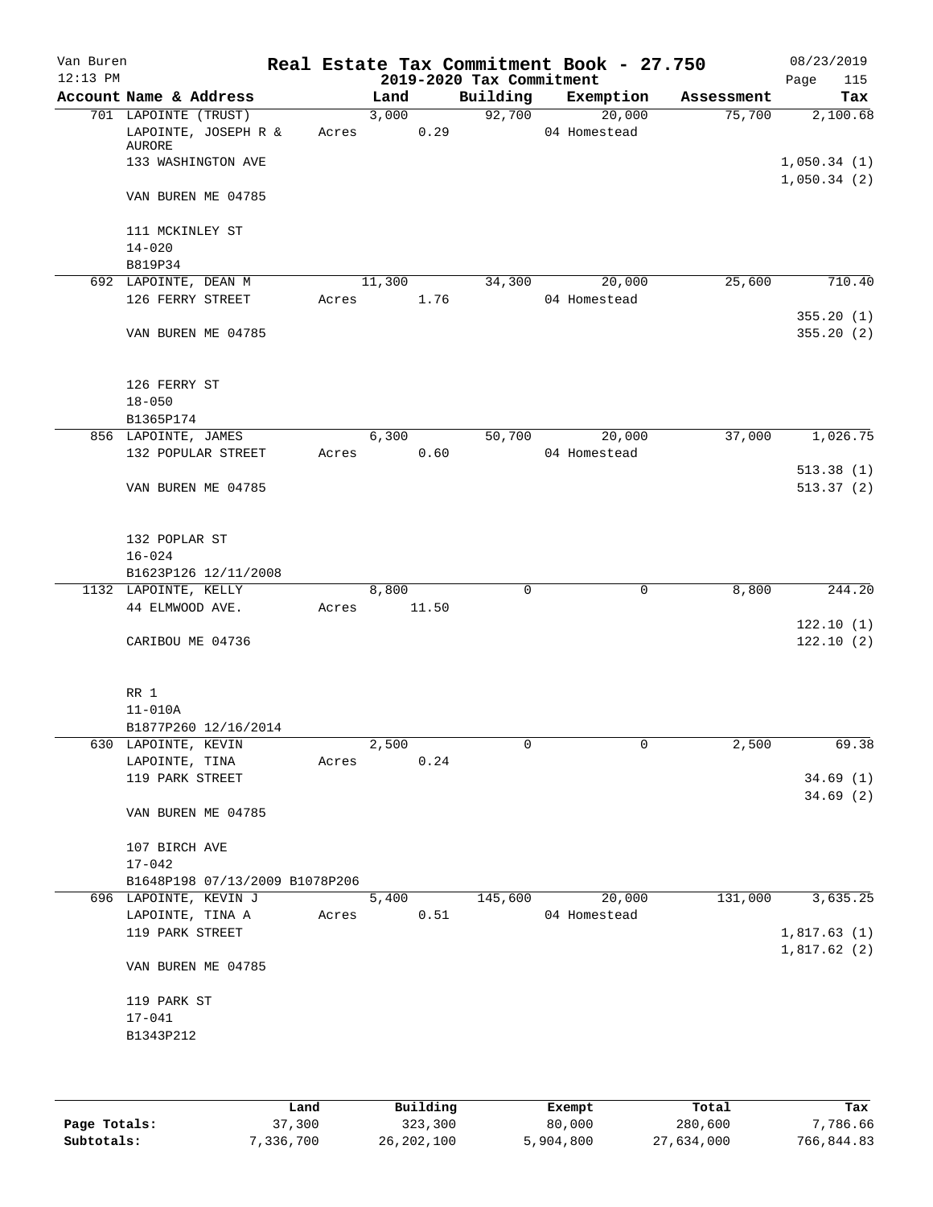Van Buren
12:13 PM

# Real Estate Tax Commitment Book - 27.750

## 2019-2020 Tax Commitment

08/23/2019

| Account Name & Address | Land | Building | Exemption | Assessment | Tax |
|---|---|---|---|---|---|
| 701 LAPOINTE (TRUST) | 3,000 | 92,700 | 20,000 | 75,700 | 2,100.68 |
| LAPOINTE, JOSEPH R & AURORE | Acres 0.29 | | 04 Homestead | | |
| 133 WASHINGTON AVE | | | | | 1,050.34 (1) |
| | | | | | 1,050.34 (2) |
| VAN BUREN ME 04785 | | | | | |
| 111 MCKINLEY ST | | | | | |
| 14-020 | | | | | |
| B819P34 | | | | | |
| 692 LAPOINTE, DEAN M | 11,300 | 34,300 | 20,000 | 25,600 | 710.40 |
| 126 FERRY STREET | Acres 1.76 | | 04 Homestead | | |
| | | | | | 355.20 (1) |
| VAN BUREN ME 04785 | | | | | 355.20 (2) |
| 126 FERRY ST | | | | | |
| 18-050 | | | | | |
| B1365P174 | | | | | |
| 856 LAPOINTE, JAMES | 6,300 | 50,700 | 20,000 | 37,000 | 1,026.75 |
| 132 POPULAR STREET | Acres 0.60 | | 04 Homestead | | |
| | | | | | 513.38 (1) |
| VAN BUREN ME 04785 | | | | | 513.37 (2) |
| 132 POPLAR ST | | | | | |
| 16-024 | | | | | |
| B1623P126 12/11/2008 | | | | | |
| 1132 LAPOINTE, KELLY | 8,800 | 0 | 0 | 8,800 | 244.20 |
| 44 ELMWOOD AVE. | Acres 11.50 | | | | |
| | | | | | 122.10 (1) |
| CARIBOU ME 04736 | | | | | 122.10 (2) |
| RR 1 | | | | | |
| 11-010A | | | | | |
| B1877P260 12/16/2014 | | | | | |
| 630 LAPOINTE, KEVIN | 2,500 | 0 | 0 | 2,500 | 69.38 |
| LAPOINTE, TINA | Acres 0.24 | | | | |
| 119 PARK STREET | | | | | 34.69 (1) |
| | | | | | 34.69 (2) |
| VAN BUREN ME 04785 | | | | | |
| 107 BIRCH AVE | | | | | |
| 17-042 | | | | | |
| B1648P198 07/13/2009 B1078P206 | | | | | |
| 696 LAPOINTE, KEVIN J | 5,400 | 145,600 | 20,000 | 131,000 | 3,635.25 |
| LAPOINTE, TINA A | Acres 0.51 | | 04 Homestead | | |
| 119 PARK STREET | | | | | 1,817.63 (1) |
| | | | | | 1,817.62 (2) |
| VAN BUREN ME 04785 | | | | | |
| 119 PARK ST | | | | | |
| 17-041 | | | | | |
| B1343P212 | | | | | |

| | Land | Building | Exempt | Total | Tax |
|---|---|---|---|---|---|
| Page Totals: | 37,300 | 323,300 | 80,000 | 280,600 | 7,786.66 |
| Subtotals: | 7,336,700 | 26,202,100 | 5,904,800 | 27,634,000 | 766,844.83 |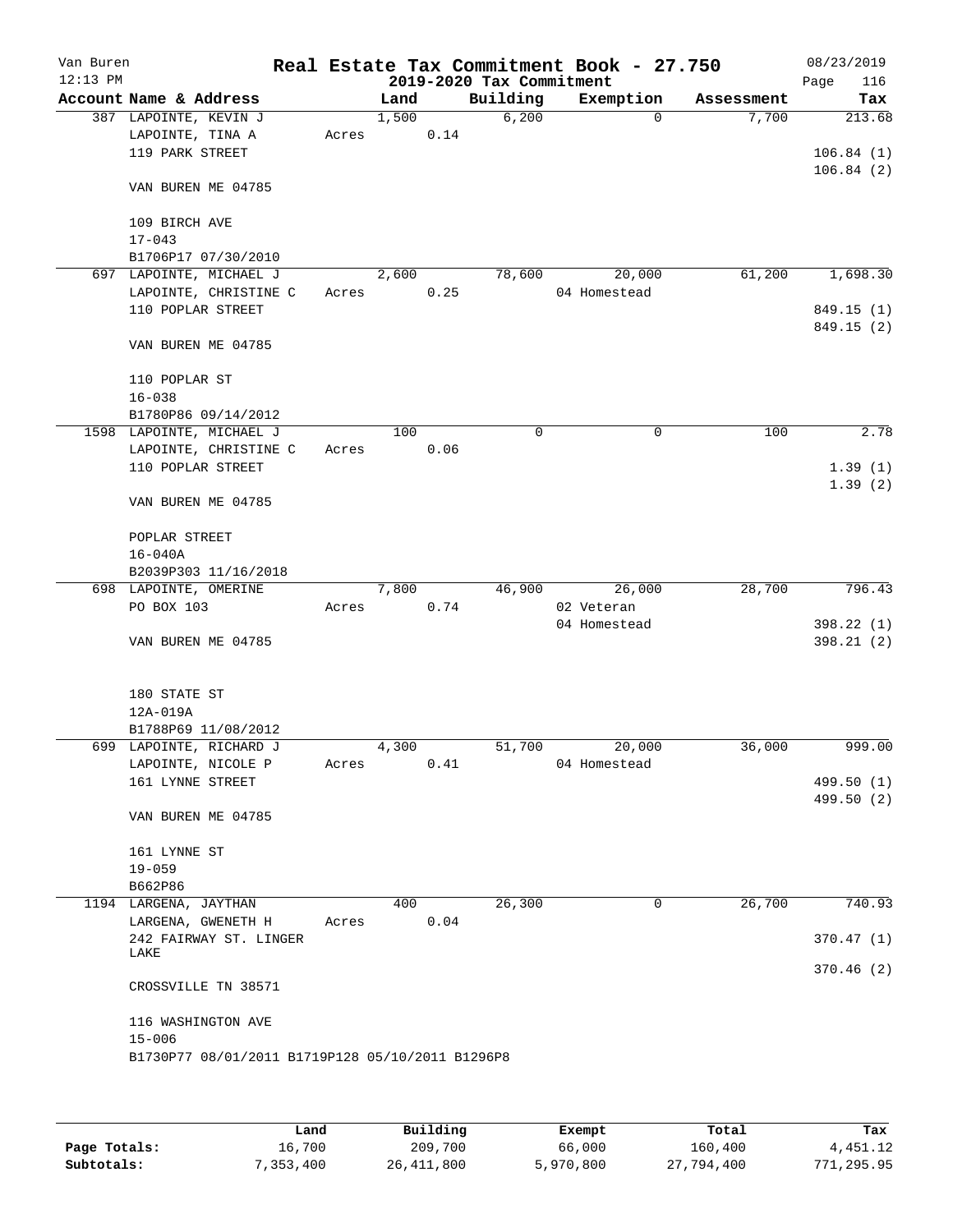Van Buren 12:13 PM

# Real Estate Tax Commitment Book - 27.750

## 2019-2020 Tax Commitment

08/23/2019 Page 116

| Account Name & Address | Land | Building | Exemption | Assessment | Tax |
|---|---|---|---|---|---|
| 387 LAPOINTE, KEVIN J | 1,500 | 6,200 | 0 | 7,700 | 213.68 |
| LAPOINTE, TINA A | Acres 0.14 | | | | |
| 119 PARK STREET | | | | | 106.84 (1) |
| | | | | | 106.84 (2) |
| VAN BUREN ME 04785 | | | | | |
| 109 BIRCH AVE | | | | | |
| 17-043 | | | | | |
| B1706P17 07/30/2010 | | | | | |
| 697 LAPOINTE, MICHAEL J | 2,600 | 78,600 | 20,000 | 61,200 | 1,698.30 |
| LAPOINTE, CHRISTINE C | Acres 0.25 | | 04 Homestead | | |
| 110 POPLAR STREET | | | | | 849.15 (1) |
| | | | | | 849.15 (2) |
| VAN BUREN ME 04785 | | | | | |
| 110 POPLAR ST | | | | | |
| 16-038 | | | | | |
| B1780P86 09/14/2012 | | | | | |
| 1598 LAPOINTE, MICHAEL J | 100 | 0 | 0 | 100 | 2.78 |
| LAPOINTE, CHRISTINE C | Acres 0.06 | | | | |
| 110 POPLAR STREET | | | | | 1.39 (1) |
| | | | | | 1.39 (2) |
| VAN BUREN ME 04785 | | | | | |
| POPLAR STREET | | | | | |
| 16-040A | | | | | |
| B2039P303 11/16/2018 | | | | | |
| 698 LAPOINTE, OMERINE | 7,800 | 46,900 | 26,000 | 28,700 | 796.43 |
| PO BOX 103 | Acres 0.74 | | 02 Veteran | | |
| | | | 04 Homestead | | 398.22 (1) |
| VAN BUREN ME 04785 | | | | | 398.21 (2) |
| 180 STATE ST | | | | | |
| 12A-019A | | | | | |
| B1788P69 11/08/2012 | | | | | |
| 699 LAPOINTE, RICHARD J | 4,300 | 51,700 | 20,000 | 36,000 | 999.00 |
| LAPOINTE, NICOLE P | Acres 0.41 | | 04 Homestead | | |
| 161 LYNNE STREET | | | | | 499.50 (1) |
| | | | | | 499.50 (2) |
| VAN BUREN ME 04785 | | | | | |
| 161 LYNNE ST | | | | | |
| 19-059 | | | | | |
| B662P86 | | | | | |
| 1194 LARGENA, JAYTHAN | 400 | 26,300 | 0 | 26,700 | 740.93 |
| LARGENA, GWENETH H | Acres 0.04 | | | | |
| 242 FAIRWAY ST. LINGER LAKE | | | | | 370.47 (1) |
| | | | | | 370.46 (2) |
| CROSSVILLE TN 38571 | | | | | |
| 116 WASHINGTON AVE | | | | | |
| 15-006 | | | | | |
| B1730P77 08/01/2011 B1719P128 05/10/2011 B1296P8 | | | | | |

| | Land | Building | Exempt | Total | Tax |
|---|---|---|---|---|---|
| Page Totals: | 16,700 | 209,700 | 66,000 | 160,400 | 4,451.12 |
| Subtotals: | 7,353,400 | 26,411,800 | 5,970,800 | 27,794,400 | 771,295.95 |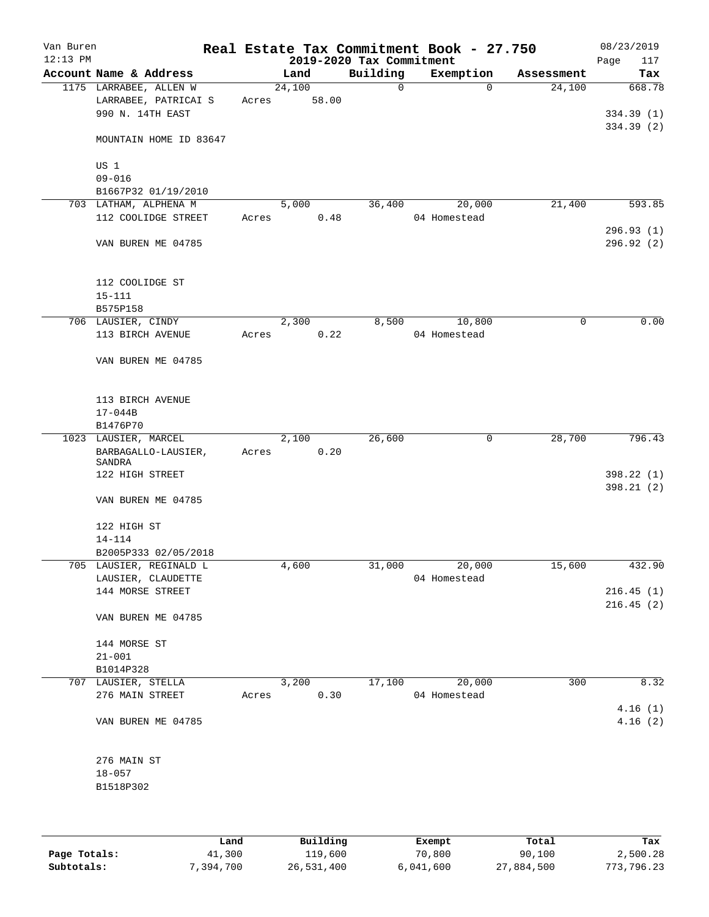# Real Estate Tax Commitment Book - 27.750

## 2019-2020 Tax Commitment

Van Buren
12:13 PM
08/23/2019

| Account Name & Address | Land | Building | Exemption | Assessment | Tax |
|---|---|---|---|---|---|
| 1175 LARRABEE, ALLEN W | 24,100 | 0 | 0 | 24,100 | 668.78 |
| LARRABEE, PATRICAI S | Acres 58.00 | | | | |
| 990 N. 14TH EAST | | | | | 334.39 (1) |
| | | | | | 334.39 (2) |
| MOUNTAIN HOME ID 83647 | | | | | |
| US 1 | | | | | |
| 09-016 | | | | | |
| B1667P32 01/19/2010 | | | | | |
| 703 LATHAM, ALPHENA M | 5,000 | 36,400 | 20,000 | 21,400 | 593.85 |
| 112 COOLIDGE STREET | Acres 0.48 | | 04 Homestead | | |
| | | | | | 296.93 (1) |
| VAN BUREN ME 04785 | | | | | 296.92 (2) |
| 112 COOLIDGE ST | | | | | |
| 15-111 | | | | | |
| B575P158 | | | | | |
| 706 LAUSIER, CINDY | 2,300 | 8,500 | 10,800 | 0 | 0.00 |
| 113 BIRCH AVENUE | Acres 0.22 | | 04 Homestead | | |
| VAN BUREN ME 04785 | | | | | |
| 113 BIRCH AVENUE | | | | | |
| 17-044B | | | | | |
| B1476P70 | | | | | |
| 1023 LAUSIER, MARCEL | 2,100 | 26,600 | 0 | 28,700 | 796.43 |
| BARBAGALLO-LAUSIER, SANDRA | Acres 0.20 | | | | |
| 122 HIGH STREET | | | | | 398.22 (1) |
| | | | | | 398.21 (2) |
| VAN BUREN ME 04785 | | | | | |
| 122 HIGH ST | | | | | |
| 14-114 | | | | | |
| B2005P333 02/05/2018 | | | | | |
| 705 LAUSIER, REGINALD L | 4,600 | 31,000 | 20,000 | 15,600 | 432.90 |
| LAUSIER, CLAUDETTE | | | 04 Homestead | | |
| 144 MORSE STREET | | | | | 216.45 (1) |
| | | | | | 216.45 (2) |
| VAN BUREN ME 04785 | | | | | |
| 144 MORSE ST | | | | | |
| 21-001 | | | | | |
| B1014P328 | | | | | |
| 707 LAUSIER, STELLA | 3,200 | 17,100 | 20,000 | 300 | 8.32 |
| 276 MAIN STREET | Acres 0.30 | | 04 Homestead | | |
| | | | | | 4.16 (1) |
| VAN BUREN ME 04785 | | | | | 4.16 (2) |
| 276 MAIN ST | | | | | |
| 18-057 | | | | | |
| B1518P302 | | | | | |

| | Land | Building | Exempt | Total | Tax |
|---|---|---|---|---|---|
| Page Totals: | 41,300 | 119,600 | 70,800 | 90,100 | 2,500.28 |
| Subtotals: | 7,394,700 | 26,531,400 | 6,041,600 | 27,884,500 | 773,796.23 |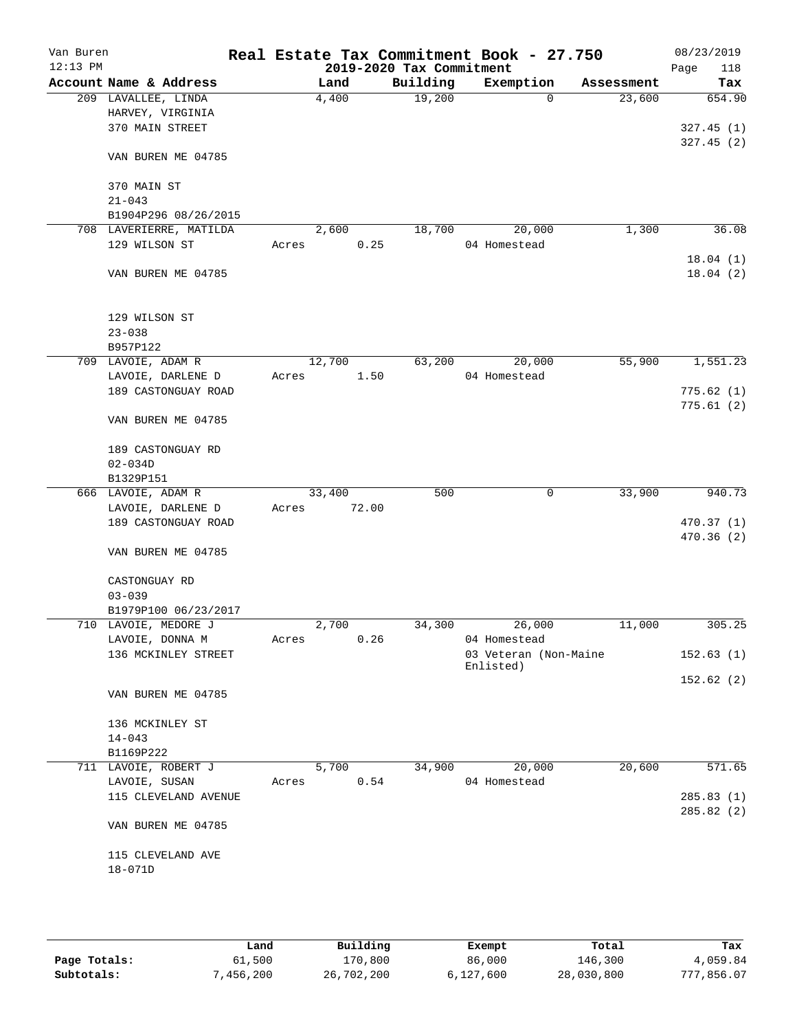# Real Estate Tax Commitment Book - 27.750

## 2019-2020 Tax Commitment

Van Buren, 12:13 PM, 08/23/2019

| Account Name & Address | Land | Building | Exemption | Assessment | Tax |
|---|---|---|---|---|---|
| 209 LAVALLEE, LINDA<br>HARVEY, VIRGINIA<br>370 MAIN STREET<br><br>VAN BUREN ME 04785<br><br>370 MAIN ST<br>21-043<br>B1904P296 08/26/2015 | 4,400 | 19,200 | 0 | 23,600 | 654.90<br><br>327.45 (1)<br>327.45 (2) |
| 708 LAVERIERRE, MATILDA<br>129 WILSON ST<br><br>VAN BUREN ME 04785<br><br>129 WILSON ST<br>23-038<br>B957P122 | 2,600<br>Acres 0.25 | 18,700 | 20,000<br>04 Homestead | 1,300 | 36.08<br><br>18.04 (1)<br>18.04 (2) |
| 709 LAVOIE, ADAM R<br>LAVOIE, DARLENE D<br>189 CASTONGUAY ROAD<br><br>VAN BUREN ME 04785<br><br>189 CASTONGUAY RD<br>02-034D<br>B1329P151 | 12,700<br>Acres 1.50 | 63,200 | 20,000<br>04 Homestead | 55,900 | 1,551.23<br><br>775.62 (1)<br>775.61 (2) |
| 666 LAVOIE, ADAM R<br>LAVOIE, DARLENE D<br>189 CASTONGUAY ROAD<br><br>VAN BUREN ME 04785<br><br>CASTONGUAY RD<br>03-039<br>B1979P100 06/23/2017 | 33,400<br>Acres 72.00 | 500 | 0 | 33,900 | 940.73<br><br>470.37 (1)<br>470.36 (2) |
| 710 LAVOIE, MEDORE J<br>LAVOIE, DONNA M<br>136 MCKINLEY STREET<br><br>VAN BUREN ME 04785<br><br>136 MCKINLEY ST<br>14-043<br>B1169P222 | 2,700<br>Acres 0.26 | 34,300 | 26,000<br>04 Homestead<br>03 Veteran (Non-Maine Enlisted) | 11,000 | 305.25<br><br>152.63 (1)<br>152.62 (2) |
| 711 LAVOIE, ROBERT J<br>LAVOIE, SUSAN<br>115 CLEVELAND AVENUE<br><br>VAN BUREN ME 04785<br><br>115 CLEVELAND AVE<br>18-071D | 5,700<br>Acres 0.54 | 34,900 | 20,000<br>04 Homestead | 20,600 | 571.65<br><br>285.83 (1)<br>285.82 (2) |

| | Land | Building | Exempt | Total | Tax |
|---|---|---|---|---|---|
| Page Totals: | 61,500 | 170,800 | 86,000 | 146,300 | 4,059.84 |
| Subtotals: | 7,456,200 | 26,702,200 | 6,127,600 | 28,030,800 | 777,856.07 |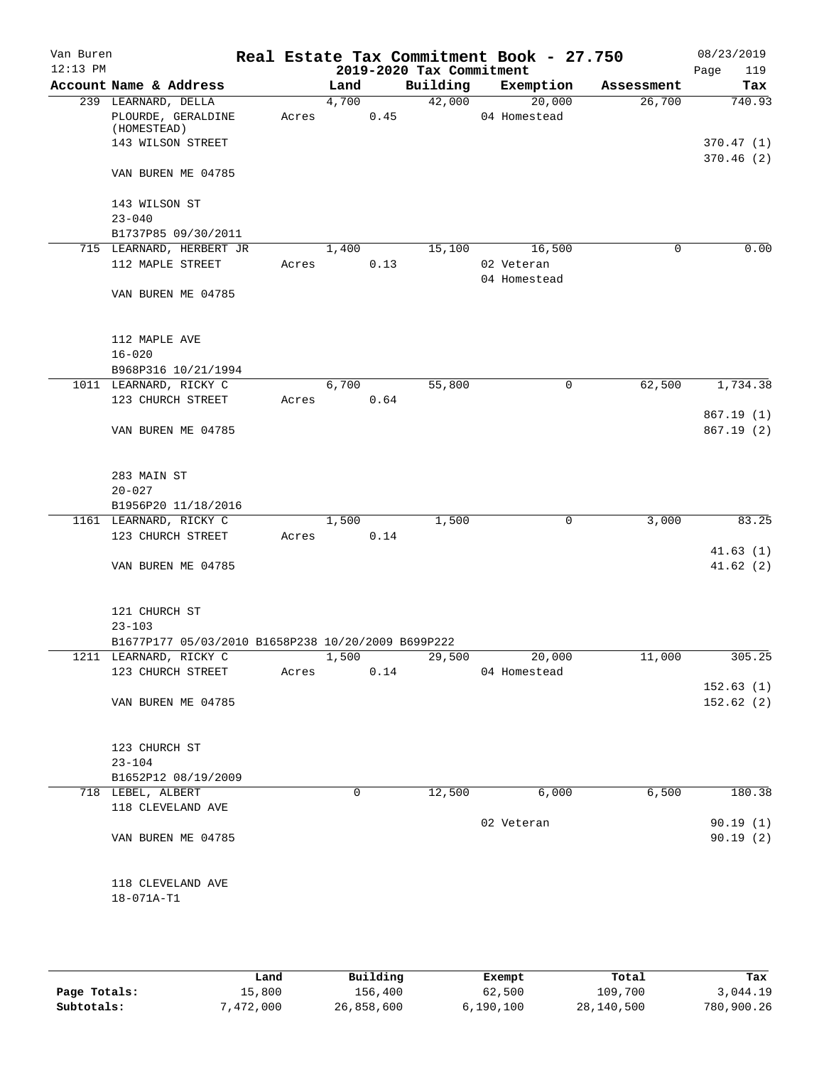Van Buren 12:13 PM

# Real Estate Tax Commitment Book - 27.750

## 2019-2020 Tax Commitment

08/23/2019 Page 119

| Account Name & Address | | Land | Building | Exemption | Assessment | Tax |
|---|---|---|---|---|---|---|
| 239 LEARNARD, DELLA | | 4,700 | 42,000 | 20,000 | 26,700 | 740.93 |
| PLOURDE, GERALDINE (HOMESTEAD) | Acres | 0.45 | | 04 Homestead | | |
| 143 WILSON STREET | | | | | | 370.47 (1) |
| VAN BUREN ME 04785 | | | | | | 370.46 (2) |
| 143 WILSON ST | | | | | | |
| 23-040 | | | | | | |
| B1737P85 09/30/2011 | | | | | | |
| 715 LEARNARD, HERBERT JR | | 1,400 | 15,100 | 16,500 | 0 | 0.00 |
| 112 MAPLE STREET | Acres | 0.13 | | 02 Veteran | | |
| | | | | 04 Homestead | | |
| VAN BUREN ME 04785 | | | | | | |
| 112 MAPLE AVE | | | | | | |
| 16-020 | | | | | | |
| B968P316 10/21/1994 | | | | | | |
| 1011 LEARNARD, RICKY C | | 6,700 | 55,800 | 0 | 62,500 | 1,734.38 |
| 123 CHURCH STREET | Acres | 0.64 | | | | |
| | | | | | | 867.19 (1) |
| VAN BUREN ME 04785 | | | | | | 867.19 (2) |
| 283 MAIN ST | | | | | | |
| 20-027 | | | | | | |
| B1956P20 11/18/2016 | | | | | | |
| 1161 LEARNARD, RICKY C | | 1,500 | 1,500 | 0 | 3,000 | 83.25 |
| 123 CHURCH STREET | Acres | 0.14 | | | | |
| | | | | | | 41.63 (1) |
| VAN BUREN ME 04785 | | | | | | 41.62 (2) |
| 121 CHURCH ST | | | | | | |
| 23-103 | | | | | | |
| B1677P177 05/03/2010 B1658P238 10/20/2009 B699P222 | | | | | | |
| 1211 LEARNARD, RICKY C | | 1,500 | 29,500 | 20,000 | 11,000 | 305.25 |
| 123 CHURCH STREET | Acres | 0.14 | | 04 Homestead | | |
| | | | | | | 152.63 (1) |
| VAN BUREN ME 04785 | | | | | | 152.62 (2) |
| 123 CHURCH ST | | | | | | |
| 23-104 | | | | | | |
| B1652P12 08/19/2009 | | | | | | |
| 718 LEBEL, ALBERT | | 0 | 12,500 | 6,000 | 6,500 | 180.38 |
| 118 CLEVELAND AVE | | | | | | |
| | | | | 02 Veteran | | 90.19 (1) |
| VAN BUREN ME 04785 | | | | | | 90.19 (2) |
| 118 CLEVELAND AVE | | | | | | |
| 18-071A-T1 | | | | | | |

| | Land | Building | Exempt | Total | Tax |
|---|---|---|---|---|---|
| Page Totals: | 15,800 | 156,400 | 62,500 | 109,700 | 3,044.19 |
| Subtotals: | 7,472,000 | 26,858,600 | 6,190,100 | 28,140,500 | 780,900.26 |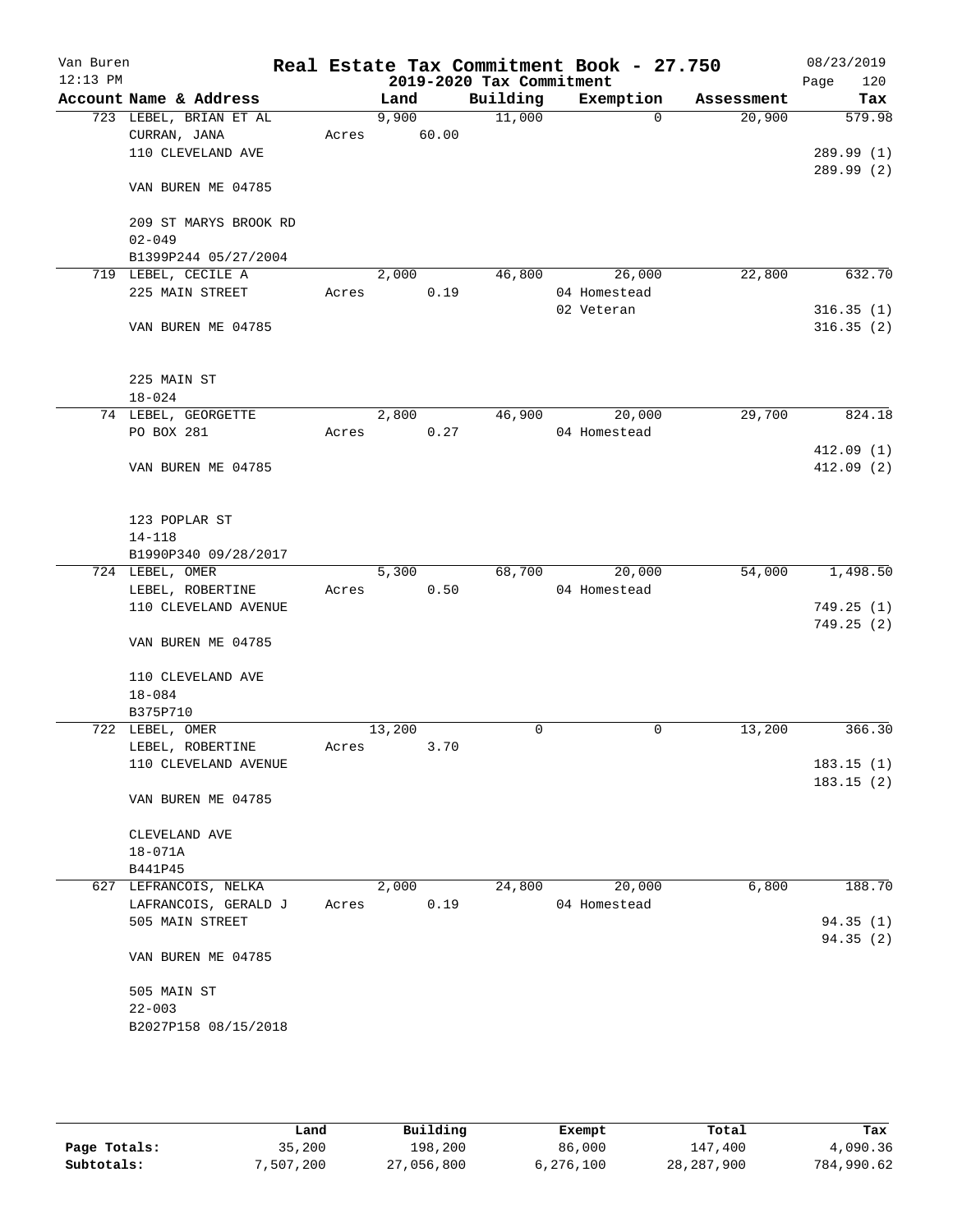# Real Estate Tax Commitment Book - 27.750

Van Buren
12:13 PM
2019-2020 Tax Commitment
08/23/2019

| Account Name & Address | Land | Building | Exemption | Assessment | Tax |
|---|---|---|---|---|---|
| 723 LEBEL, BRIAN ET AL | 9,900 | 11,000 | 0 | 20,900 | 579.98 |
| CURRAN, JANA | Acres 60.00 | | | | |
| 110 CLEVELAND AVE | | | | | 289.99 (1) |
| | | | | | 289.99 (2) |
| VAN BUREN ME 04785 | | | | | |
| 209 ST MARYS BROOK RD | | | | | |
| 02-049 | | | | | |
| B1399P244 05/27/2004 | | | | | |
| 719 LEBEL, CECILE A | 2,000 | 46,800 | 26,000 | 22,800 | 632.70 |
| 225 MAIN STREET | Acres 0.19 | | 04 Homestead | | |
| | | | 02 Veteran | | 316.35 (1) |
| VAN BUREN ME 04785 | | | | | 316.35 (2) |
| 225 MAIN ST | | | | | |
| 18-024 | | | | | |
| 74 LEBEL, GEORGETTE | 2,800 | 46,900 | 20,000 | 29,700 | 824.18 |
| PO BOX 281 | Acres 0.27 | | 04 Homestead | | |
| | | | | | 412.09 (1) |
| VAN BUREN ME 04785 | | | | | 412.09 (2) |
| 123 POPLAR ST | | | | | |
| 14-118 | | | | | |
| B1990P340 09/28/2017 | | | | | |
| 724 LEBEL, OMER | 5,300 | 68,700 | 20,000 | 54,000 | 1,498.50 |
| LEBEL, ROBERTINE | Acres 0.50 | | 04 Homestead | | |
| 110 CLEVELAND AVENUE | | | | | 749.25 (1) |
| | | | | | 749.25 (2) |
| VAN BUREN ME 04785 | | | | | |
| 110 CLEVELAND AVE | | | | | |
| 18-084 | | | | | |
| B375P710 | | | | | |
| 722 LEBEL, OMER | 13,200 | 0 | 0 | 13,200 | 366.30 |
| LEBEL, ROBERTINE | Acres 3.70 | | | | |
| 110 CLEVELAND AVENUE | | | | | 183.15 (1) |
| | | | | | 183.15 (2) |
| VAN BUREN ME 04785 | | | | | |
| CLEVELAND AVE | | | | | |
| 18-071A | | | | | |
| B441P45 | | | | | |
| 627 LEFRANCOIS, NELKA | 2,000 | 24,800 | 20,000 | 6,800 | 188.70 |
| LAFRANCOIS, GERALD J | Acres 0.19 | | 04 Homestead | | |
| 505 MAIN STREET | | | | | 94.35 (1) |
| | | | | | 94.35 (2) |
| VAN BUREN ME 04785 | | | | | |
| 505 MAIN ST | | | | | |
| 22-003 | | | | | |
| B2027P158 08/15/2018 | | | | | |

| | Land | Building | Exempt | Total | Tax |
|---|---|---|---|---|---|
| Page Totals: | 35,200 | 198,200 | 86,000 | 147,400 | 4,090.36 |
| Subtotals: | 7,507,200 | 27,056,800 | 6,276,100 | 28,287,900 | 784,990.62 |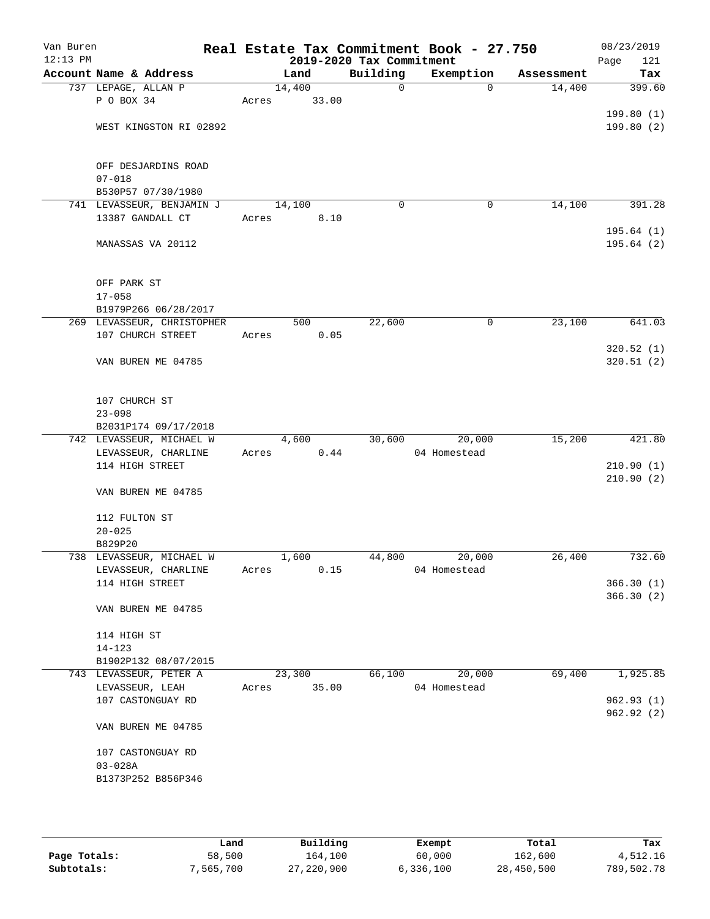Van Buren 12:13 PM

# Real Estate Tax Commitment Book - 27.750

## 2019-2020 Tax Commitment

08/23/2019 Page 121

| Account Name & Address | Land | Building | Exemption | Assessment | Tax |
|---|---|---|---|---|---|
| 737 LEPAGE, ALLAN P | 14,400 | 0 | 0 | 14,400 | 399.60 |
| P O BOX 34 | Acres 33.00 | | | | |
| | | | | | 199.80 (1) |
| WEST KINGSTON RI 02892 | | | | | 199.80 (2) |
| OFF DESJARDINS ROAD | | | | | |
| 07-018 | | | | | |
| B530P57 07/30/1980 | | | | | |
| 741 LEVASSEUR, BENJAMIN J | 14,100 | 0 | 0 | 14,100 | 391.28 |
| 13387 GANDALL CT | Acres 8.10 | | | | |
| | | | | | 195.64 (1) |
| MANASSAS VA 20112 | | | | | 195.64 (2) |
| OFF PARK ST | | | | | |
| 17-058 | | | | | |
| B1979P266 06/28/2017 | | | | | |
| 269 LEVASSEUR, CHRISTOPHER | 500 | 22,600 | 0 | 23,100 | 641.03 |
| 107 CHURCH STREET | Acres 0.05 | | | | |
| | | | | | 320.52 (1) |
| VAN BUREN ME 04785 | | | | | 320.51 (2) |
| 107 CHURCH ST | | | | | |
| 23-098 | | | | | |
| B2031P174 09/17/2018 | | | | | |
| 742 LEVASSEUR, MICHAEL W | 4,600 | 30,600 | 20,000 | 15,200 | 421.80 |
| LEVASSEUR, CHARLINE | Acres 0.44 | | 04 Homestead | | |
| 114 HIGH STREET | | | | | 210.90 (1) |
| | | | | | 210.90 (2) |
| VAN BUREN ME 04785 | | | | | |
| 112 FULTON ST | | | | | |
| 20-025 | | | | | |
| B829P20 | | | | | |
| 738 LEVASSEUR, MICHAEL W | 1,600 | 44,800 | 20,000 | 26,400 | 732.60 |
| LEVASSEUR, CHARLINE | Acres 0.15 | | 04 Homestead | | |
| 114 HIGH STREET | | | | | 366.30 (1) |
| | | | | | 366.30 (2) |
| VAN BUREN ME 04785 | | | | | |
| 114 HIGH ST | | | | | |
| 14-123 | | | | | |
| B1902P132 08/07/2015 | | | | | |
| 743 LEVASSEUR, PETER A | 23,300 | 66,100 | 20,000 | 69,400 | 1,925.85 |
| LEVASSEUR, LEAH | Acres 35.00 | | 04 Homestead | | |
| 107 CASTONGUAY RD | | | | | 962.93 (1) |
| | | | | | 962.92 (2) |
| VAN BUREN ME 04785 | | | | | |
| 107 CASTONGUAY RD | | | | | |
| 03-028A | | | | | |
| B1373P252 B856P346 | | | | | |

| | Land | Building | Exempt | Total | Tax |
|---|---|---|---|---|---|
| Page Totals: | 58,500 | 164,100 | 60,000 | 162,600 | 4,512.16 |
| Subtotals: | 7,565,700 | 27,220,900 | 6,336,100 | 28,450,500 | 789,502.78 |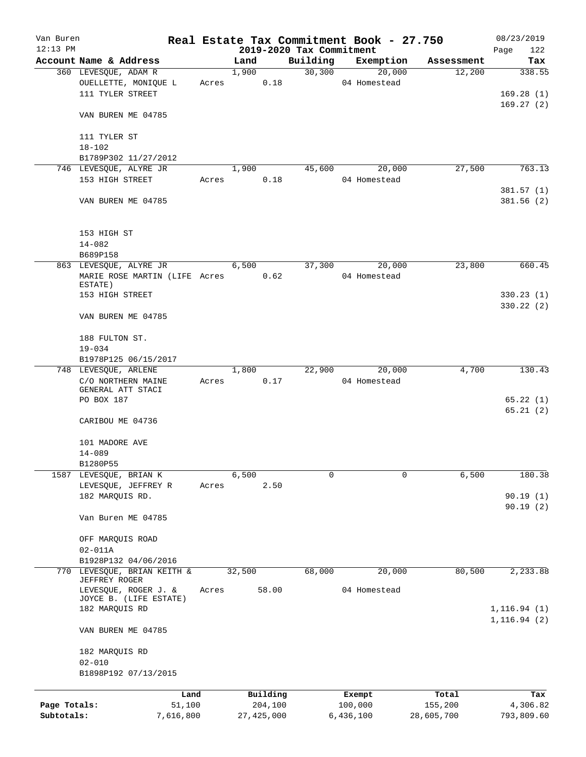# Real Estate Tax Commitment Book - 27.750

Van Buren
12:13 PM

## 2019-2020 Tax Commitment

08/23/2019
Page 122

| Account Name & Address | Land | Building | Exemption | Assessment | Tax |
|---|---|---|---|---|---|
| 360 LEVESQUE, ADAM R | 1,900 | 30,300 | 20,000 | 12,200 | 338.55 |
| OUELLETTE, MONIQUE L | Acres 0.18 | | 04 Homestead | | |
| 111 TYLER STREET | | | | | 169.28 (1) |
| | | | | | 169.27 (2) |
| VAN BUREN ME 04785 | | | | | |
| 111 TYLER ST | | | | | |
| 18-102 | | | | | |
| B1789P302 11/27/2012 | | | | | |
| 746 LEVESQUE, ALYRE JR | 1,900 | 45,600 | 20,000 | 27,500 | 763.13 |
| 153 HIGH STREET | Acres 0.18 | | 04 Homestead | | |
| | | | | | 381.57 (1) |
| VAN BUREN ME 04785 | | | | | 381.56 (2) |
| 153 HIGH ST | | | | | |
| 14-082 | | | | | |
| B689P158 | | | | | |
| 863 LEVESQUE, ALYRE JR | 6,500 | 37,300 | 20,000 | 23,800 | 660.45 |
| MARIE ROSE MARTIN (LIFE ESTATE) | Acres 0.62 | | 04 Homestead | | |
| 153 HIGH STREET | | | | | 330.23 (1) |
| | | | | | 330.22 (2) |
| VAN BUREN ME 04785 | | | | | |
| 188 FULTON ST. | | | | | |
| 19-034 | | | | | |
| B1978P125 06/15/2017 | | | | | |
| 748 LEVESQUE, ARLENE | 1,800 | 22,900 | 20,000 | 4,700 | 130.43 |
| C/O NORTHERN MAINE GENERAL ATT STACI | Acres 0.17 | | 04 Homestead | | |
| PO BOX 187 | | | | | 65.22 (1) |
| | | | | | 65.21 (2) |
| CARIBOU ME 04736 | | | | | |
| 101 MADORE AVE | | | | | |
| 14-089 | | | | | |
| B1280P55 | | | | | |
| 1587 LEVESQUE, BRIAN K | 6,500 | 0 | 0 | 6,500 | 180.38 |
| LEVESQUE, JEFFREY R | Acres 2.50 | | | | |
| 182 MARQUIS RD. | | | | | 90.19 (1) |
| | | | | | 90.19 (2) |
| Van Buren ME 04785 | | | | | |
| OFF MARQUIS ROAD | | | | | |
| 02-011A | | | | | |
| B1928P132 04/06/2016 | | | | | |
| 770 LEVESQUE, BRIAN KEITH & JEFFREY ROGER | 32,500 | 68,000 | 20,000 | 80,500 | 2,233.88 |
| LEVESQUE, ROGER J. & JOYCE B. (LIFE ESTATE) | Acres 58.00 | | 04 Homestead | | |
| 182 MARQUIS RD | | | | | 1,116.94 (1) |
| | | | | | 1,116.94 (2) |
| VAN BUREN ME 04785 | | | | | |
| 182 MARQUIS RD | | | | | |
| 02-010 | | | | | |
| B1898P192 07/13/2015 | | | | | |

| | Land | Building | Exempt | Total | Tax |
|---|---|---|---|---|---|
| Page Totals: | 51,100 | 204,100 | 100,000 | 155,200 | 4,306.82 |
| Subtotals: | 7,616,800 | 27,425,000 | 6,436,100 | 28,605,700 | 793,809.60 |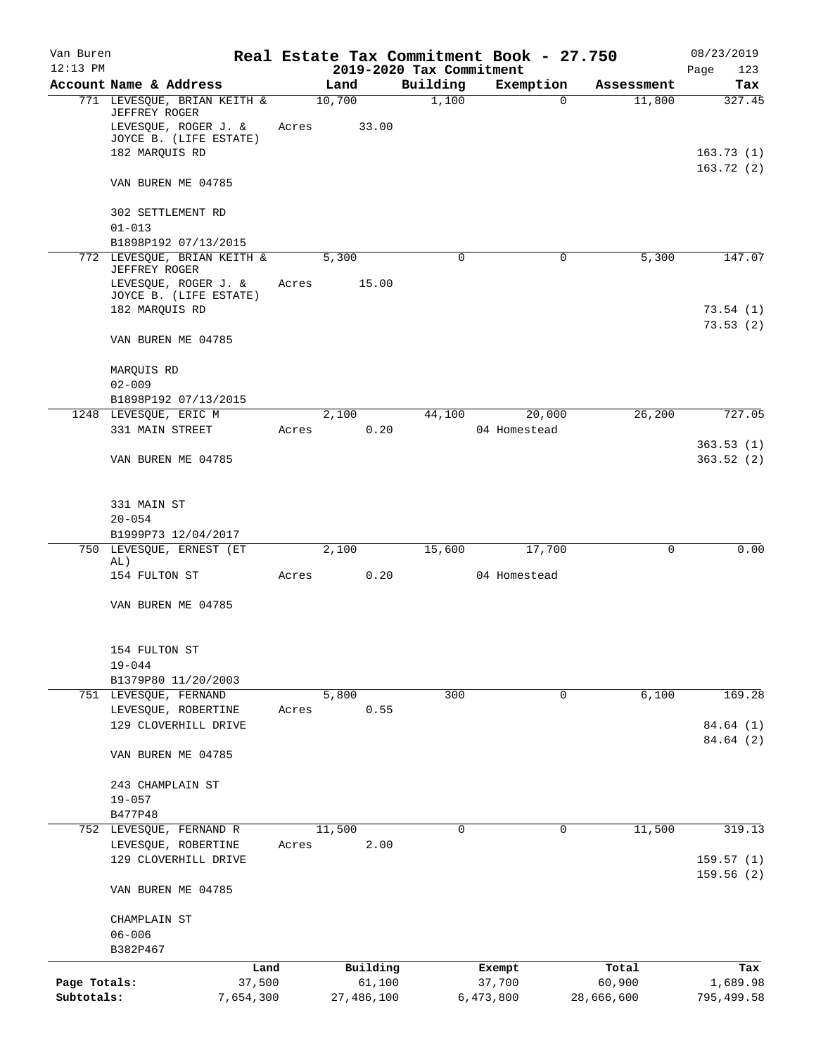Van Buren 12:13 PM

# Real Estate Tax Commitment Book - 27.750

## 2019-2020 Tax Commitment

08/23/2019 Page 123

| Account Name & Address | Land | Building | Exemption | Assessment | Tax |
|---|---|---|---|---|---|
| 771 LEVESQUE, BRIAN KEITH & JEFFREY ROGER | 10,700 | 1,100 | 0 | 11,800 | 327.45 |
| LEVESQUE, ROGER J. & JOYCE B. (LIFE ESTATE) | Acres 33.00 | | | | |
| 182 MARQUIS RD | | | | | 163.73 (1) |
| | | | | | 163.72 (2) |
| VAN BUREN ME 04785 | | | | | |
| 302 SETTLEMENT RD | | | | | |
| 01-013 | | | | | |
| B1898P192 07/13/2015 | | | | | |
| 772 LEVESQUE, BRIAN KEITH & JEFFREY ROGER | 5,300 | 0 | 0 | 5,300 | 147.07 |
| LEVESQUE, ROGER J. & JOYCE B. (LIFE ESTATE) | Acres 15.00 | | | | |
| 182 MARQUIS RD | | | | | 73.54 (1) |
| | | | | | 73.53 (2) |
| VAN BUREN ME 04785 | | | | | |
| MARQUIS RD | | | | | |
| 02-009 | | | | | |
| B1898P192 07/13/2015 | | | | | |
| 1248 LEVESQUE, ERIC M | 2,100 | 44,100 | 20,000 | 26,200 | 727.05 |
| 331 MAIN STREET | Acres 0.20 | | 04 Homestead | | |
| | | | | | 363.53 (1) |
| VAN BUREN ME 04785 | | | | | 363.52 (2) |
| 331 MAIN ST | | | | | |
| 20-054 | | | | | |
| B1999P73 12/04/2017 | | | | | |
| 750 LEVESQUE, ERNEST (ET AL) | 2,100 | 15,600 | 17,700 | 0 | 0.00 |
| 154 FULTON ST | Acres 0.20 | | 04 Homestead | | |
| VAN BUREN ME 04785 | | | | | |
| 154 FULTON ST | | | | | |
| 19-044 | | | | | |
| B1379P80 11/20/2003 | | | | | |
| 751 LEVESQUE, FERNAND | 5,800 | 300 | 0 | 6,100 | 169.28 |
| LEVESQUE, ROBERTINE | Acres 0.55 | | | | |
| 129 CLOVERHILL DRIVE | | | | | 84.64 (1) |
| | | | | | 84.64 (2) |
| VAN BUREN ME 04785 | | | | | |
| 243 CHAMPLAIN ST | | | | | |
| 19-057 | | | | | |
| B477P48 | | | | | |
| 752 LEVESQUE, FERNAND R | 11,500 | 0 | 0 | 11,500 | 319.13 |
| LEVESQUE, ROBERTINE | Acres 2.00 | | | | |
| 129 CLOVERHILL DRIVE | | | | | 159.57 (1) |
| | | | | | 159.56 (2) |
| VAN BUREN ME 04785 | | | | | |
| CHAMPLAIN ST | | | | | |
| 06-006 | | | | | |
| B382P467 | | | | | |

| | Land | Building | Exempt | Total | Tax |
|---|---|---|---|---|---|
| Page Totals: | 37,500 | 61,100 | 37,700 | 60,900 | 1,689.98 |
| Subtotals: | 7,654,300 | 27,486,100 | 6,473,800 | 28,666,600 | 795,499.58 |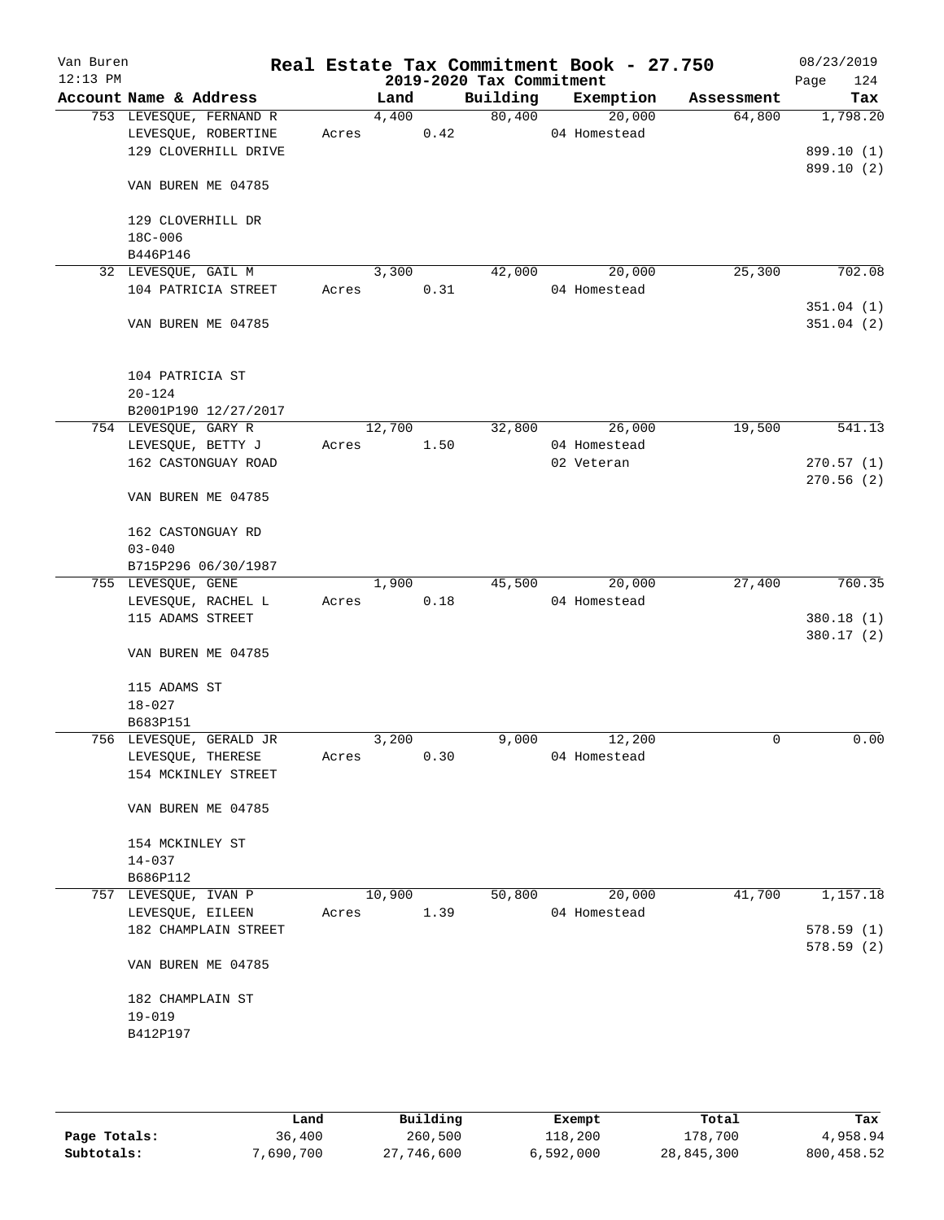# Real Estate Tax Commitment Book - 27.750

Van Buren
12:13 PM

2019-2020 Tax Commitment

08/23/2019

| Account Name & Address | Land | Building | Exemption | Assessment | Tax |
|---|---|---|---|---|---|
| 753 LEVESQUE, FERNAND R | 4,400 | 80,400 | 20,000 | 64,800 | 1,798.20 |
| LEVESQUE, ROBERTINE | Acres 0.42 | | 04 Homestead | | |
| 129 CLOVERHILL DRIVE | | | | | 899.10 (1) |
| | | | | | 899.10 (2) |
| VAN BUREN ME 04785 | | | | | |
| 129 CLOVERHILL DR | | | | | |
| 18C-006 | | | | | |
| B446P146 | | | | | |
| 32 LEVESQUE, GAIL M | 3,300 | 42,000 | 20,000 | 25,300 | 702.08 |
| 104 PATRICIA STREET | Acres 0.31 | | 04 Homestead | | |
| | | | | | 351.04 (1) |
| VAN BUREN ME 04785 | | | | | 351.04 (2) |
| 104 PATRICIA ST | | | | | |
| 20-124 | | | | | |
| B2001P190 12/27/2017 | | | | | |
| 754 LEVESQUE, GARY R | 12,700 | 32,800 | 26,000 | 19,500 | 541.13 |
| LEVESQUE, BETTY J | Acres 1.50 | | 04 Homestead | | |
| 162 CASTONGUAY ROAD | | | 02 Veteran | | 270.57 (1) |
| | | | | | 270.56 (2) |
| VAN BUREN ME 04785 | | | | | |
| 162 CASTONGUAY RD | | | | | |
| 03-040 | | | | | |
| B715P296 06/30/1987 | | | | | |
| 755 LEVESQUE, GENE | 1,900 | 45,500 | 20,000 | 27,400 | 760.35 |
| LEVESQUE, RACHEL L | Acres 0.18 | | 04 Homestead | | |
| 115 ADAMS STREET | | | | | 380.18 (1) |
| | | | | | 380.17 (2) |
| VAN BUREN ME 04785 | | | | | |
| 115 ADAMS ST | | | | | |
| 18-027 | | | | | |
| B683P151 | | | | | |
| 756 LEVESQUE, GERALD JR | 3,200 | 9,000 | 12,200 | 0 | 0.00 |
| LEVESQUE, THERESE | Acres 0.30 | | 04 Homestead | | |
| 154 MCKINLEY STREET | | | | | |
| VAN BUREN ME 04785 | | | | | |
| 154 MCKINLEY ST | | | | | |
| 14-037 | | | | | |
| B686P112 | | | | | |
| 757 LEVESQUE, IVAN P | 10,900 | 50,800 | 20,000 | 41,700 | 1,157.18 |
| LEVESQUE, EILEEN | Acres 1.39 | | 04 Homestead | | |
| 182 CHAMPLAIN STREET | | | | | 578.59 (1) |
| | | | | | 578.59 (2) |
| VAN BUREN ME 04785 | | | | | |
| 182 CHAMPLAIN ST | | | | | |
| 19-019 | | | | | |
| B412P197 | | | | | |

| | Land | Building | Exempt | Total | Tax |
|---|---|---|---|---|---|
| Page Totals: | 36,400 | 260,500 | 118,200 | 178,700 | 4,958.94 |
| Subtotals: | 7,690,700 | 27,746,600 | 6,592,000 | 28,845,300 | 800,458.52 |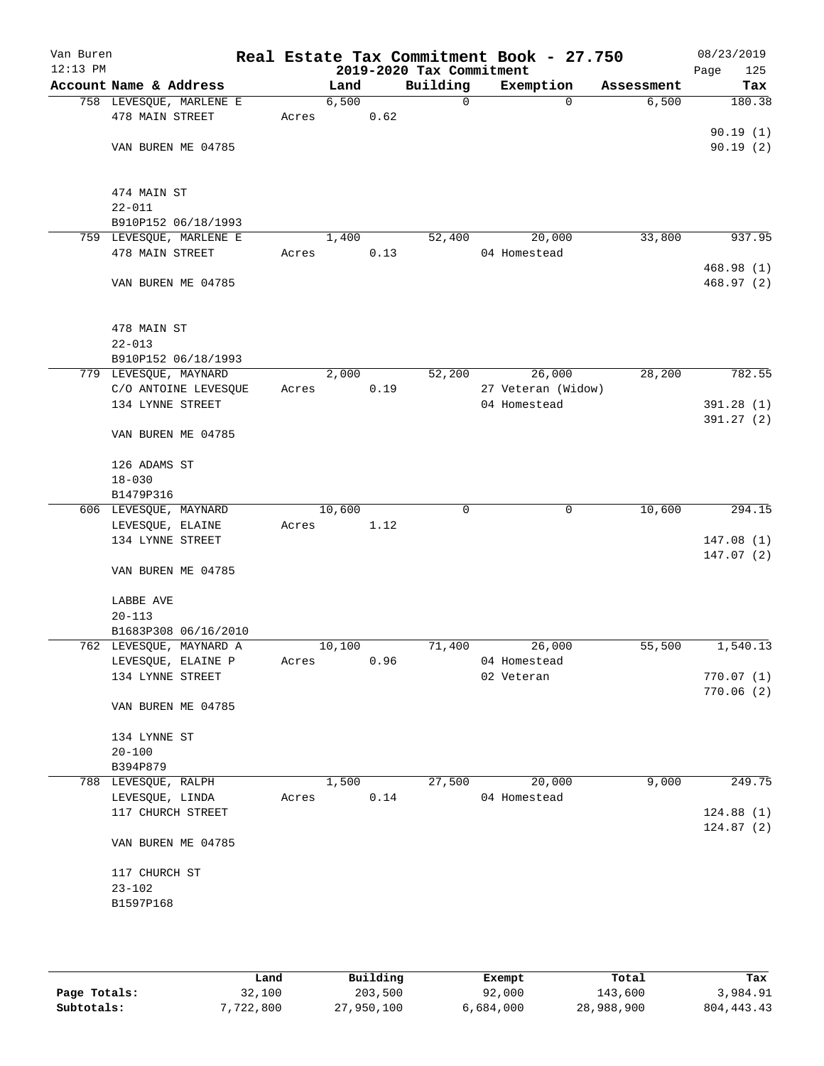Van Buren 12:13 PM

# Real Estate Tax Commitment Book - 27.750

2019-2020 Tax Commitment

08/23/2019

| Account Name & Address | Land | Building | Exemption | Assessment | Tax |
|---|---|---|---|---|---|
| 758 LEVESQUE, MARLENE E | 6,500 | 0 | 0 | 6,500 | 180.38 |
| 478 MAIN STREET | Acres 0.62 | | | | |
| | | | | | 90.19 (1) |
| VAN BUREN ME 04785 | | | | | 90.19 (2) |
| 474 MAIN ST | | | | | |
| 22-011 | | | | | |
| B910P152 06/18/1993 | | | | | |
| 759 LEVESQUE, MARLENE E | 1,400 | 52,400 | 20,000 | 33,800 | 937.95 |
| 478 MAIN STREET | Acres 0.13 | | 04 Homestead | | |
| | | | | | 468.98 (1) |
| VAN BUREN ME 04785 | | | | | 468.97 (2) |
| 478 MAIN ST | | | | | |
| 22-013 | | | | | |
| B910P152 06/18/1993 | | | | | |
| 779 LEVESQUE, MAYNARD | 2,000 | 52,200 | 26,000 | 28,200 | 782.55 |
| C/O ANTOINE LEVESQUE | Acres 0.19 | | 27 Veteran (Widow) | | |
| 134 LYNNE STREET | | | 04 Homestead | | 391.28 (1) |
| | | | | | 391.27 (2) |
| VAN BUREN ME 04785 | | | | | |
| 126 ADAMS ST | | | | | |
| 18-030 | | | | | |
| B1479P316 | | | | | |
| 606 LEVESQUE, MAYNARD | 10,600 | 0 | 0 | 10,600 | 294.15 |
| LEVESQUE, ELAINE | Acres 1.12 | | | | |
| 134 LYNNE STREET | | | | | 147.08 (1) |
| | | | | | 147.07 (2) |
| VAN BUREN ME 04785 | | | | | |
| LABBE AVE | | | | | |
| 20-113 | | | | | |
| B1683P308 06/16/2010 | | | | | |
| 762 LEVESQUE, MAYNARD A | 10,100 | 71,400 | 26,000 | 55,500 | 1,540.13 |
| LEVESQUE, ELAINE P | Acres 0.96 | | 04 Homestead | | |
| 134 LYNNE STREET | | | 02 Veteran | | 770.07 (1) |
| | | | | | 770.06 (2) |
| VAN BUREN ME 04785 | | | | | |
| 134 LYNNE ST | | | | | |
| 20-100 | | | | | |
| B394P879 | | | | | |
| 788 LEVESQUE, RALPH | 1,500 | 27,500 | 20,000 | 9,000 | 249.75 |
| LEVESQUE, LINDA | Acres 0.14 | | 04 Homestead | | |
| 117 CHURCH STREET | | | | | 124.88 (1) |
| | | | | | 124.87 (2) |
| VAN BUREN ME 04785 | | | | | |
| 117 CHURCH ST | | | | | |
| 23-102 | | | | | |
| B1597P168 | | | | | |

| | Land | Building | Exempt | Total | Tax |
|---|---|---|---|---|---|
| Page Totals: | 32,100 | 203,500 | 92,000 | 143,600 | 3,984.91 |
| Subtotals: | 7,722,800 | 27,950,100 | 6,684,000 | 28,988,900 | 804,443.43 |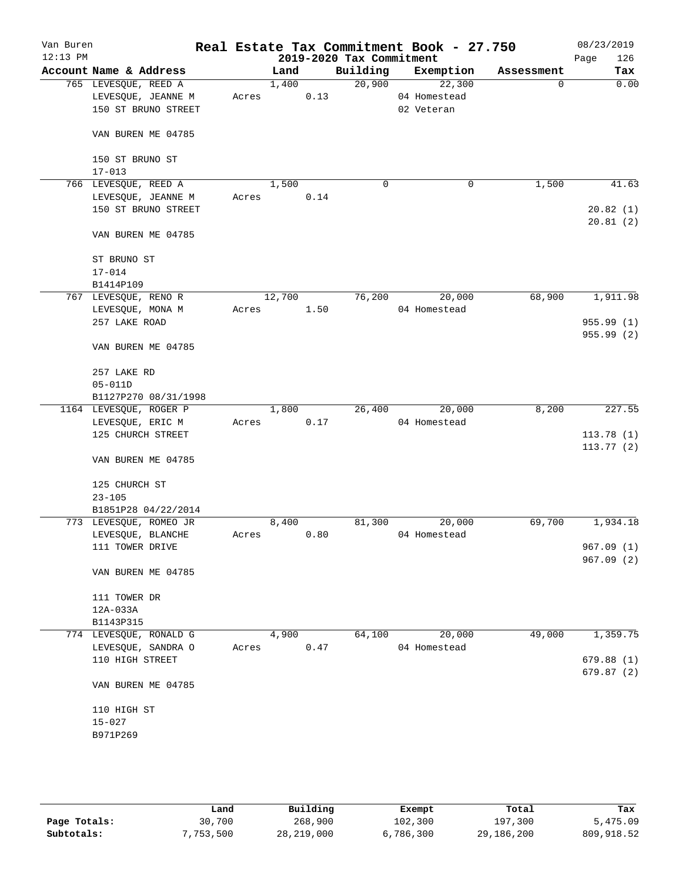Van Buren
12:13 PM

# Real Estate Tax Commitment Book - 27.750

2019-2020 Tax Commitment

08/23/2019

| Account Name & Address | Land | Building | Exemption | Assessment | Tax |
|---|---|---|---|---|---|
| 765 LEVESQUE, REED A | 1,400 | 20,900 | 22,300 | 0 | 0.00 |
| LEVESQUE, JEANNE M | Acres 0.13 | | 04 Homestead | | |
| 150 ST BRUNO STREET | | | 02 Veteran | | |
| VAN BUREN ME 04785 | | | | | |
| 150 ST BRUNO ST | | | | | |
| 17-013 | | | | | |
| 766 LEVESQUE, REED A | 1,500 | 0 | 0 | 1,500 | 41.63 |
| LEVESQUE, JEANNE M | Acres 0.14 | | | | |
| 150 ST BRUNO STREET | | | | | 20.82 (1) |
| | | | | | 20.81 (2) |
| VAN BUREN ME 04785 | | | | | |
| ST BRUNO ST | | | | | |
| 17-014 | | | | | |
| B1414P109 | | | | | |
| 767 LEVESQUE, RENO R | 12,700 | 76,200 | 20,000 | 68,900 | 1,911.98 |
| LEVESQUE, MONA M | Acres 1.50 | | 04 Homestead | | |
| 257 LAKE ROAD | | | | | 955.99 (1) |
| | | | | | 955.99 (2) |
| VAN BUREN ME 04785 | | | | | |
| 257 LAKE RD | | | | | |
| 05-011D | | | | | |
| B1127P270 08/31/1998 | | | | | |
| 1164 LEVESQUE, ROGER P | 1,800 | 26,400 | 20,000 | 8,200 | 227.55 |
| LEVESQUE, ERIC M | Acres 0.17 | | 04 Homestead | | |
| 125 CHURCH STREET | | | | | 113.78 (1) |
| | | | | | 113.77 (2) |
| VAN BUREN ME 04785 | | | | | |
| 125 CHURCH ST | | | | | |
| 23-105 | | | | | |
| B1851P28 04/22/2014 | | | | | |
| 773 LEVESQUE, ROMEO JR | 8,400 | 81,300 | 20,000 | 69,700 | 1,934.18 |
| LEVESQUE, BLANCHE | Acres 0.80 | | 04 Homestead | | |
| 111 TOWER DRIVE | | | | | 967.09 (1) |
| | | | | | 967.09 (2) |
| VAN BUREN ME 04785 | | | | | |
| 111 TOWER DR | | | | | |
| 12A-033A | | | | | |
| B1143P315 | | | | | |
| 774 LEVESQUE, RONALD G | 4,900 | 64,100 | 20,000 | 49,000 | 1,359.75 |
| LEVESQUE, SANDRA O | Acres 0.47 | | 04 Homestead | | |
| 110 HIGH STREET | | | | | 679.88 (1) |
| | | | | | 679.87 (2) |
| VAN BUREN ME 04785 | | | | | |
| 110 HIGH ST | | | | | |
| 15-027 | | | | | |
| B971P269 | | | | | |

| | Land | Building | Exempt | Total | Tax |
|---|---|---|---|---|---|
| Page Totals: | 30,700 | 268,900 | 102,300 | 197,300 | 5,475.09 |
| Subtotals: | 7,753,500 | 28,219,000 | 6,786,300 | 29,186,200 | 809,918.52 |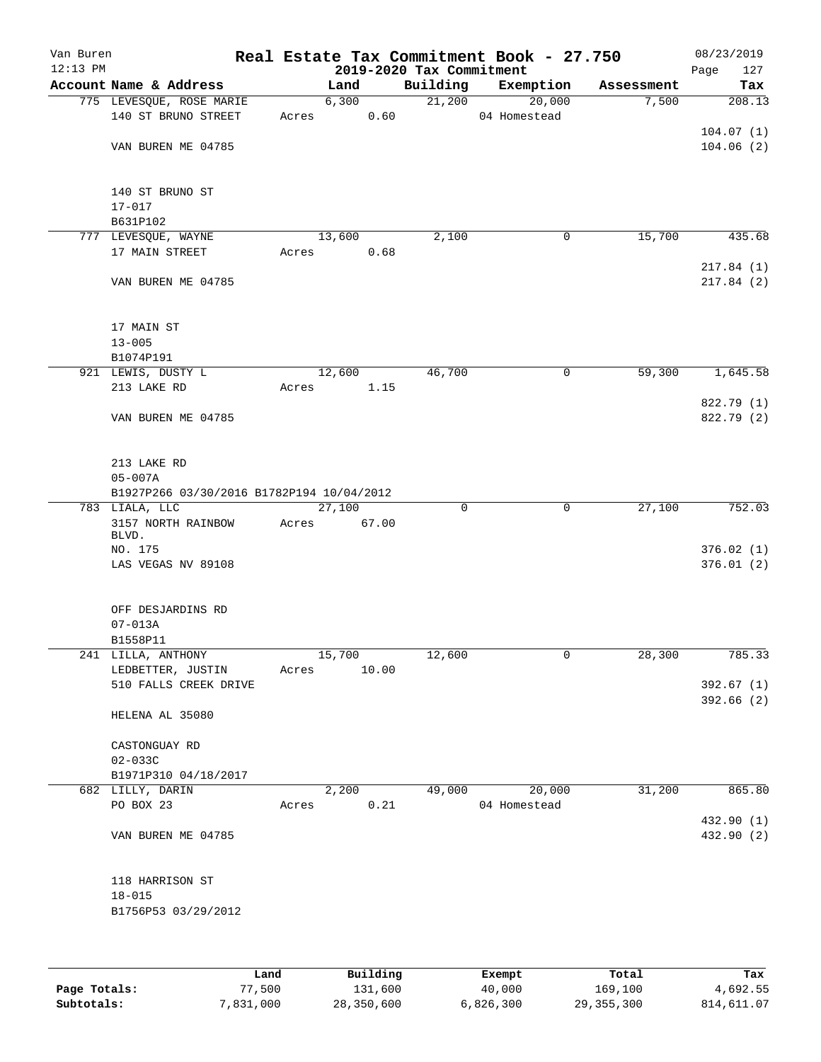# Real Estate Tax Commitment Book - 27.750

Van Buren 12:13 PM — 2019-2020 Tax Commitment — 08/23/2019

| Account Name & Address | Land | Building | Exemption | Assessment | Tax |
|---|---|---|---|---|---|
| 775 LEVESQUE, ROSE MARIE | 6,300 | 21,200 | 20,000 | 7,500 | 208.13 |
| 140 ST BRUNO STREET | Acres 0.60 | | 04 Homestead | | |
| | | | | | 104.07 (1) |
| VAN BUREN ME 04785 | | | | | 104.06 (2) |
| 140 ST BRUNO ST | | | | | |
| 17-017 | | | | | |
| B631P102 | | | | | |
| 777 LEVESQUE, WAYNE | 13,600 | 2,100 | 0 | 15,700 | 435.68 |
| 17 MAIN STREET | Acres 0.68 | | | | |
| | | | | | 217.84 (1) |
| VAN BUREN ME 04785 | | | | | 217.84 (2) |
| 17 MAIN ST | | | | | |
| 13-005 | | | | | |
| B1074P191 | | | | | |
| 921 LEWIS, DUSTY L | 12,600 | 46,700 | 0 | 59,300 | 1,645.58 |
| 213 LAKE RD | Acres 1.15 | | | | |
| | | | | | 822.79 (1) |
| VAN BUREN ME 04785 | | | | | 822.79 (2) |
| 213 LAKE RD | | | | | |
| 05-007A | | | | | |
| B1927P266 03/30/2016 B1782P194 10/04/2012 | | | | | |
| 783 LIALA, LLC | 27,100 | 0 | 0 | 27,100 | 752.03 |
| 3157 NORTH RAINBOW BLVD. | Acres 67.00 | | | | |
| NO. 175 | | | | | 376.02 (1) |
| LAS VEGAS NV 89108 | | | | | 376.01 (2) |
| OFF DESJARDINS RD | | | | | |
| 07-013A | | | | | |
| B1558P11 | | | | | |
| 241 LILLA, ANTHONY | 15,700 | 12,600 | 0 | 28,300 | 785.33 |
| LEDBETTER, JUSTIN | Acres 10.00 | | | | |
| 510 FALLS CREEK DRIVE | | | | | 392.67 (1) |
| | | | | | 392.66 (2) |
| HELENA AL 35080 | | | | | |
| CASTONGUAY RD | | | | | |
| 02-033C | | | | | |
| B1971P310 04/18/2017 | | | | | |
| 682 LILLY, DARIN | 2,200 | 49,000 | 20,000 | 31,200 | 865.80 |
| PO BOX 23 | Acres 0.21 | | 04 Homestead | | |
| | | | | | 432.90 (1) |
| VAN BUREN ME 04785 | | | | | 432.90 (2) |
| 118 HARRISON ST | | | | | |
| 18-015 | | | | | |
| B1756P53 03/29/2012 | | | | | |

| | Land | Building | Exempt | Total | Tax |
|---|---|---|---|---|---|
| Page Totals: | 77,500 | 131,600 | 40,000 | 169,100 | 4,692.55 |
| Subtotals: | 7,831,000 | 28,350,600 | 6,826,300 | 29,355,300 | 814,611.07 |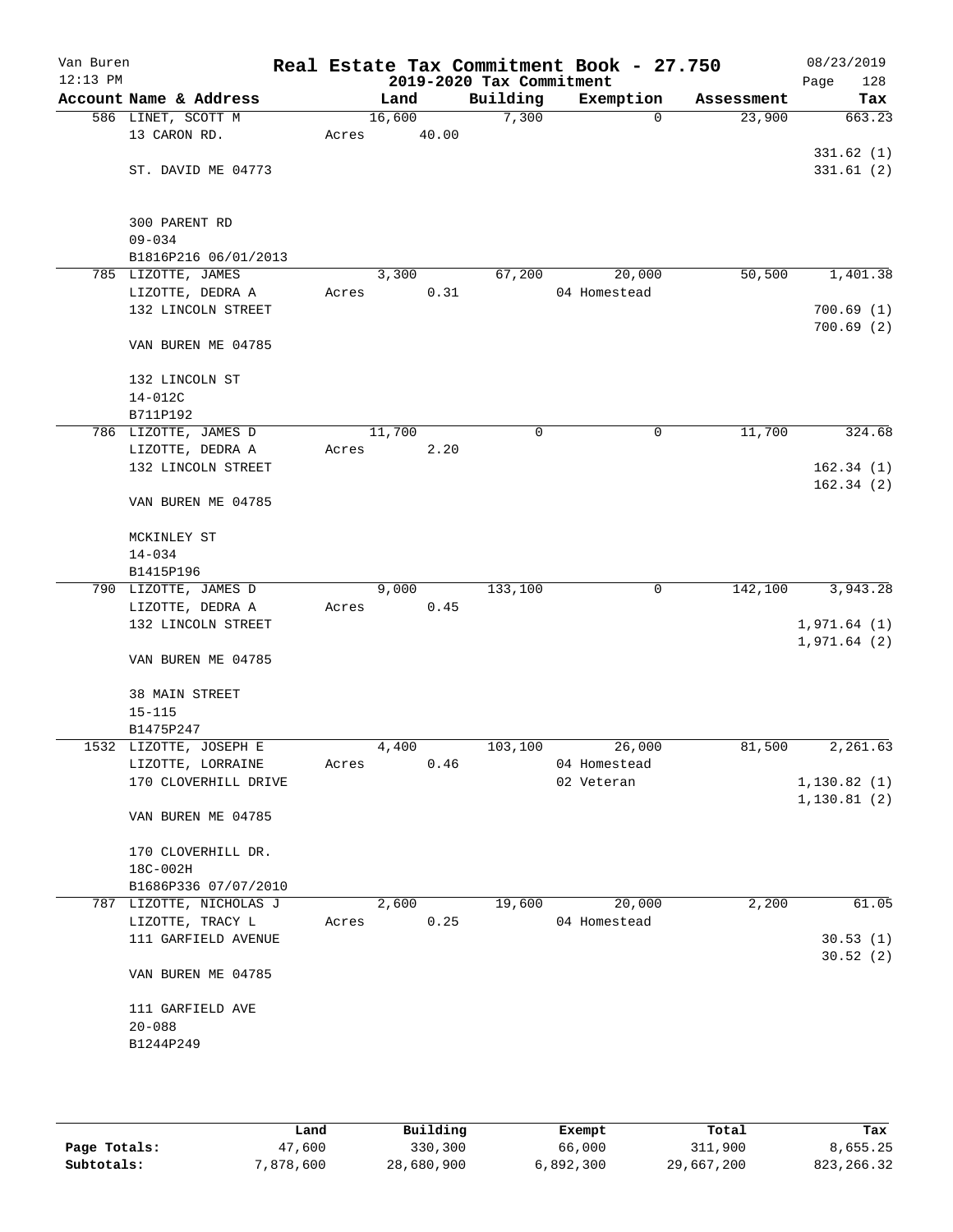Van Buren | Real Estate Tax Commitment Book - 27.750 | 08/23/2019
12:13 PM | 2019-2020 Tax Commitment | Page 128

| Account Name & Address | Land | Building | Exemption | Assessment | Tax |
|---|---|---|---|---|---|
| 586 LINET, SCOTT M | 16,600 | 7,300 | 0 | 23,900 | 663.23 |
| 13 CARON RD. | Acres 40.00 | | | | |
| | | | | | 331.62 (1) |
| ST. DAVID ME 04773 | | | | | 331.61 (2) |
| 300 PARENT RD | | | | | |
| 09-034 | | | | | |
| B1816P216 06/01/2013 | | | | | |
| 785 LIZOTTE, JAMES | 3,300 | 67,200 | 20,000 | 50,500 | 1,401.38 |
| LIZOTTE, DEDRA A | Acres 0.31 | | 04 Homestead | | |
| 132 LINCOLN STREET | | | | | 700.69 (1) |
| | | | | | 700.69 (2) |
| VAN BUREN ME 04785 | | | | | |
| 132 LINCOLN ST | | | | | |
| 14-012C | | | | | |
| B711P192 | | | | | |
| 786 LIZOTTE, JAMES D | 11,700 | 0 | 0 | 11,700 | 324.68 |
| LIZOTTE, DEDRA A | Acres 2.20 | | | | |
| 132 LINCOLN STREET | | | | | 162.34 (1) |
| | | | | | 162.34 (2) |
| VAN BUREN ME 04785 | | | | | |
| MCKINLEY ST | | | | | |
| 14-034 | | | | | |
| B1415P196 | | | | | |
| 790 LIZOTTE, JAMES D | 9,000 | 133,100 | 0 | 142,100 | 3,943.28 |
| LIZOTTE, DEDRA A | Acres 0.45 | | | | |
| 132 LINCOLN STREET | | | | | 1,971.64 (1) |
| | | | | | 1,971.64 (2) |
| VAN BUREN ME 04785 | | | | | |
| 38 MAIN STREET | | | | | |
| 15-115 | | | | | |
| B1475P247 | | | | | |
| 1532 LIZOTTE, JOSEPH E | 4,400 | 103,100 | 26,000 | 81,500 | 2,261.63 |
| LIZOTTE, LORRAINE | Acres 0.46 | | 04 Homestead | | |
| 170 CLOVERHILL DRIVE | | | 02 Veteran | | 1,130.82 (1) |
| | | | | | 1,130.81 (2) |
| VAN BUREN ME 04785 | | | | | |
| 170 CLOVERHILL DR. | | | | | |
| 18C-002H | | | | | |
| B1686P336 07/07/2010 | | | | | |
| 787 LIZOTTE, NICHOLAS J | 2,600 | 19,600 | 20,000 | 2,200 | 61.05 |
| LIZOTTE, TRACY L | Acres 0.25 | | 04 Homestead | | |
| 111 GARFIELD AVENUE | | | | | 30.53 (1) |
| | | | | | 30.52 (2) |
| VAN BUREN ME 04785 | | | | | |
| 111 GARFIELD AVE | | | | | |
| 20-088 | | | | | |
| B1244P249 | | | | | |

| | Land | Building | Exempt | Total | Tax |
|---|---|---|---|---|---|
| Page Totals: | 47,600 | 330,300 | 66,000 | 311,900 | 8,655.25 |
| Subtotals: | 7,878,600 | 28,680,900 | 6,892,300 | 29,667,200 | 823,266.32 |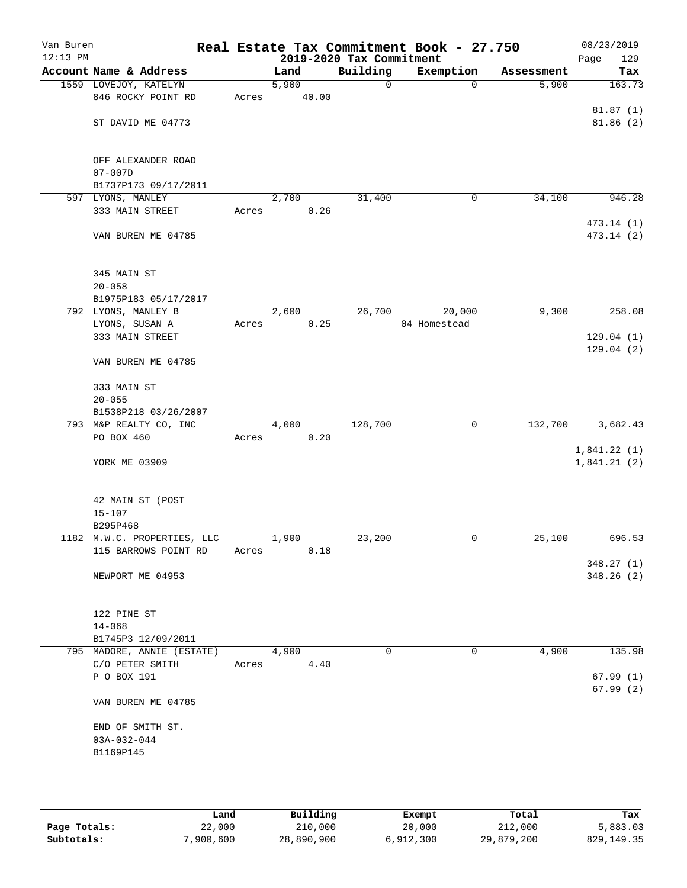# Real Estate Tax Commitment Book - 27.750

Van Buren 12:13 PM — 2019-2020 Tax Commitment — 08/23/2019

| Account Name & Address | Land | Building | Exemption | Assessment | Tax |
|---|---|---|---|---|---|
| 1559 LOVEJOY, KATELYN<br>846 ROCKY POINT RD<br><br>ST DAVID ME 04773<br><br>OFF ALEXANDER ROAD<br>07-007D<br>B1737P173 09/17/2011 | 5,900<br>Acres 40.00 | 0 | 0 | 5,900 | 163.73<br><br>81.87 (1)<br>81.86 (2) |
| 597 LYONS, MANLEY<br>333 MAIN STREET<br><br>VAN BUREN ME 04785<br><br>345 MAIN ST<br>20-058<br>B1975P183 05/17/2017 | 2,700<br>Acres 0.26 | 31,400 | 0 | 34,100 | 946.28<br><br>473.14 (1)<br>473.14 (2) |
| 792 LYONS, MANLEY B<br>LYONS, SUSAN A<br>333 MAIN STREET<br><br>VAN BUREN ME 04785<br><br>333 MAIN ST<br>20-055<br>B1538P218 03/26/2007 | 2,600<br>Acres 0.25 | 26,700 | 20,000<br>04 Homestead | 9,300 | 258.08<br><br>129.04 (1)<br>129.04 (2) |
| 793 M&P REALTY CO, INC<br>PO BOX 460<br><br>YORK ME 03909<br><br>42 MAIN ST (POST<br>15-107<br>B295P468 | 4,000<br>Acres 0.20 | 128,700 | 0 | 132,700 | 3,682.43<br><br>1,841.22 (1)<br>1,841.21 (2) |
| 1182 M.W.C. PROPERTIES, LLC<br>115 BARROWS POINT RD<br><br>NEWPORT ME 04953<br><br>122 PINE ST<br>14-068<br>B1745P3 12/09/2011 | 1,900<br>Acres 0.18 | 23,200 | 0 | 25,100 | 696.53<br><br>348.27 (1)<br>348.26 (2) |
| 795 MADORE, ANNIE (ESTATE)<br>C/O PETER SMITH<br>P O BOX 191<br><br>VAN BUREN ME 04785<br><br>END OF SMITH ST.<br>03A-032-044<br>B1169P145 | 4,900<br>Acres 4.40 | 0 | 0 | 4,900 | 135.98<br><br>67.99 (1)<br>67.99 (2) |

| | Land | Building | Exempt | Total | Tax |
|---|---|---|---|---|---|
| Page Totals: | 22,000 | 210,000 | 20,000 | 212,000 | 5,883.03 |
| Subtotals: | 7,900,600 | 28,890,900 | 6,912,300 | 29,879,200 | 829,149.35 |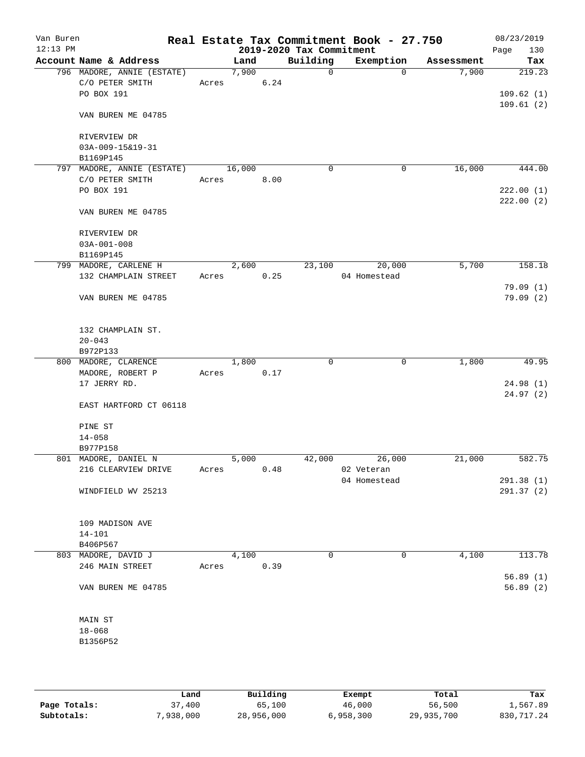# Real Estate Tax Commitment Book - 27.750

Van Buren
12:13 PM

2019-2020 Tax Commitment

08/23/2019

| Account Name & Address | Land | Building | Exemption | Assessment | Tax |
|---|---|---|---|---|---|
| 796 MADORE, ANNIE (ESTATE) | 7,900 | 0 | 0 | 7,900 | 219.23 |
| C/O PETER SMITH | Acres 6.24 | | | | |
| PO BOX 191 | | | | | 109.62 (1) |
| | | | | | 109.61 (2) |
| VAN BUREN ME 04785 | | | | | |
| RIVERVIEW DR | | | | | |
| 03A-009-15&19-31 | | | | | |
| B1169P145 | | | | | |
| 797 MADORE, ANNIE (ESTATE) | 16,000 | 0 | 0 | 16,000 | 444.00 |
| C/O PETER SMITH | Acres 8.00 | | | | |
| PO BOX 191 | | | | | 222.00 (1) |
| | | | | | 222.00 (2) |
| VAN BUREN ME 04785 | | | | | |
| RIVERVIEW DR | | | | | |
| 03A-001-008 | | | | | |
| B1169P145 | | | | | |
| 799 MADORE, CARLENE H | 2,600 | 23,100 | 20,000 | 5,700 | 158.18 |
| 132 CHAMPLAIN STREET | Acres 0.25 | | 04 Homestead | | |
| | | | | | 79.09 (1) |
| VAN BUREN ME 04785 | | | | | 79.09 (2) |
| 132 CHAMPLAIN ST. | | | | | |
| 20-043 | | | | | |
| B972P133 | | | | | |
| 800 MADORE, CLARENCE | 1,800 | 0 | 0 | 1,800 | 49.95 |
| MADORE, ROBERT P | Acres 0.17 | | | | |
| 17 JERRY RD. | | | | | 24.98 (1) |
| | | | | | 24.97 (2) |
| EAST HARTFORD CT 06118 | | | | | |
| PINE ST | | | | | |
| 14-058 | | | | | |
| B977P158 | | | | | |
| 801 MADORE, DANIEL N | 5,000 | 42,000 | 26,000 | 21,000 | 582.75 |
| 216 CLEARVIEW DRIVE | Acres 0.48 | | 02 Veteran | | |
| | | | 04 Homestead | | 291.38 (1) |
| WINDFIELD WV 25213 | | | | | 291.37 (2) |
| 109 MADISON AVE | | | | | |
| 14-101 | | | | | |
| B406P567 | | | | | |
| 803 MADORE, DAVID J | 4,100 | 0 | 0 | 4,100 | 113.78 |
| 246 MAIN STREET | Acres 0.39 | | | | |
| | | | | | 56.89 (1) |
| VAN BUREN ME 04785 | | | | | 56.89 (2) |
| MAIN ST | | | | | |
| 18-068 | | | | | |
| B1356P52 | | | | | |

| | Land | Building | Exempt | Total | Tax |
|---|---|---|---|---|---|
| Page Totals: | 37,400 | 65,100 | 46,000 | 56,500 | 1,567.89 |
| Subtotals: | 7,938,000 | 28,956,000 | 6,958,300 | 29,935,700 | 830,717.24 |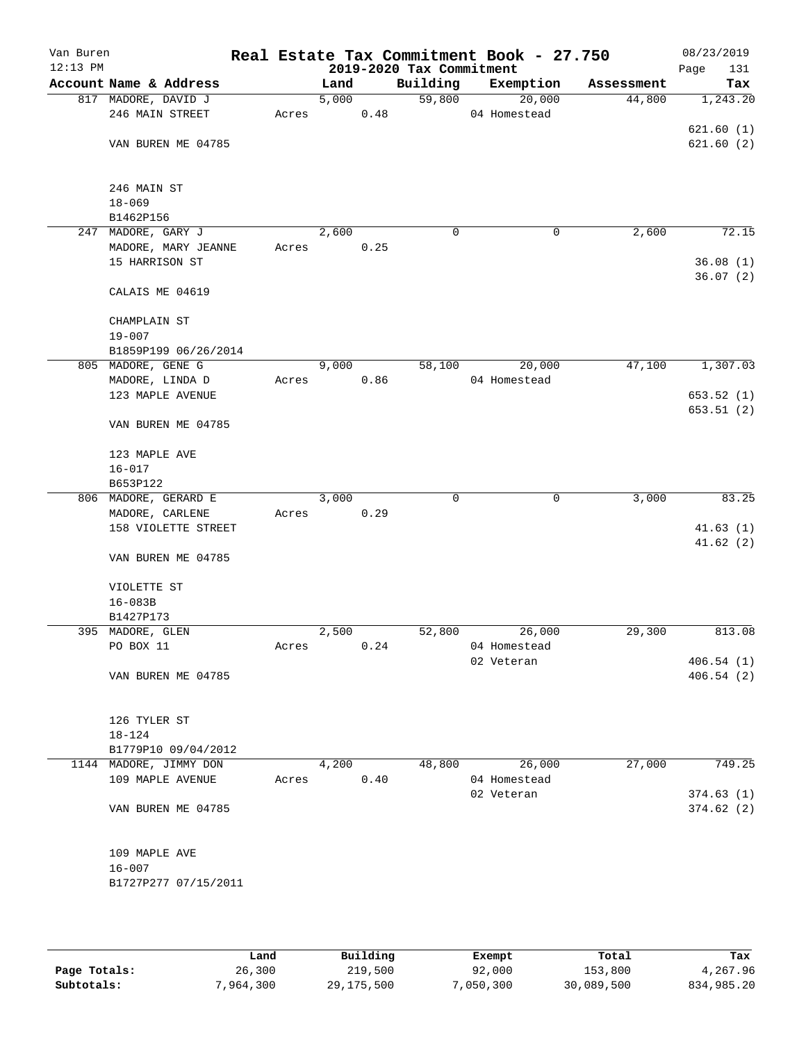Van Buren 12:13 PM

# Real Estate Tax Commitment Book - 27.750

## 2019-2020 Tax Commitment

08/23/2019

| Account Name & Address | Land | Building | Exemption | Assessment | Tax |
|---|---|---|---|---|---|
| 817 MADORE, DAVID J | 5,000 | 59,800 | 20,000 | 44,800 | 1,243.20 |
| 246 MAIN STREET | Acres 0.48 | | 04 Homestead | | |
| | | | | | 621.60 (1) |
| VAN BUREN ME 04785 | | | | | 621.60 (2) |
| 246 MAIN ST | | | | | |
| 18-069 | | | | | |
| B1462P156 | | | | | |
| 247 MADORE, GARY J | 2,600 | 0 | 0 | 2,600 | 72.15 |
| MADORE, MARY JEANNE | Acres 0.25 | | | | |
| 15 HARRISON ST | | | | | 36.08 (1) |
| | | | | | 36.07 (2) |
| CALAIS ME 04619 | | | | | |
| CHAMPLAIN ST | | | | | |
| 19-007 | | | | | |
| B1859P199 06/26/2014 | | | | | |
| 805 MADORE, GENE G | 9,000 | 58,100 | 20,000 | 47,100 | 1,307.03 |
| MADORE, LINDA D | Acres 0.86 | | 04 Homestead | | |
| 123 MAPLE AVENUE | | | | | 653.52 (1) |
| | | | | | 653.51 (2) |
| VAN BUREN ME 04785 | | | | | |
| 123 MAPLE AVE | | | | | |
| 16-017 | | | | | |
| B653P122 | | | | | |
| 806 MADORE, GERARD E | 3,000 | 0 | 0 | 3,000 | 83.25 |
| MADORE, CARLENE | Acres 0.29 | | | | |
| 158 VIOLETTE STREET | | | | | 41.63 (1) |
| | | | | | 41.62 (2) |
| VAN BUREN ME 04785 | | | | | |
| VIOLETTE ST | | | | | |
| 16-083B | | | | | |
| B1427P173 | | | | | |
| 395 MADORE, GLEN | 2,500 | 52,800 | 26,000 | 29,300 | 813.08 |
| PO BOX 11 | Acres 0.24 | | 04 Homestead | | |
| | | | 02 Veteran | | 406.54 (1) |
| VAN BUREN ME 04785 | | | | | 406.54 (2) |
| 126 TYLER ST | | | | | |
| 18-124 | | | | | |
| B1779P10 09/04/2012 | | | | | |
| 1144 MADORE, JIMMY DON | 4,200 | 48,800 | 26,000 | 27,000 | 749.25 |
| 109 MAPLE AVENUE | Acres 0.40 | | 04 Homestead | | |
| | | | 02 Veteran | | 374.63 (1) |
| VAN BUREN ME 04785 | | | | | 374.62 (2) |
| 109 MAPLE AVE | | | | | |
| 16-007 | | | | | |
| B1727P277 07/15/2011 | | | | | |

| | Land | Building | Exempt | Total | Tax |
|---|---|---|---|---|---|
| Page Totals: | 26,300 | 219,500 | 92,000 | 153,800 | 4,267.96 |
| Subtotals: | 7,964,300 | 29,175,500 | 7,050,300 | 30,089,500 | 834,985.20 |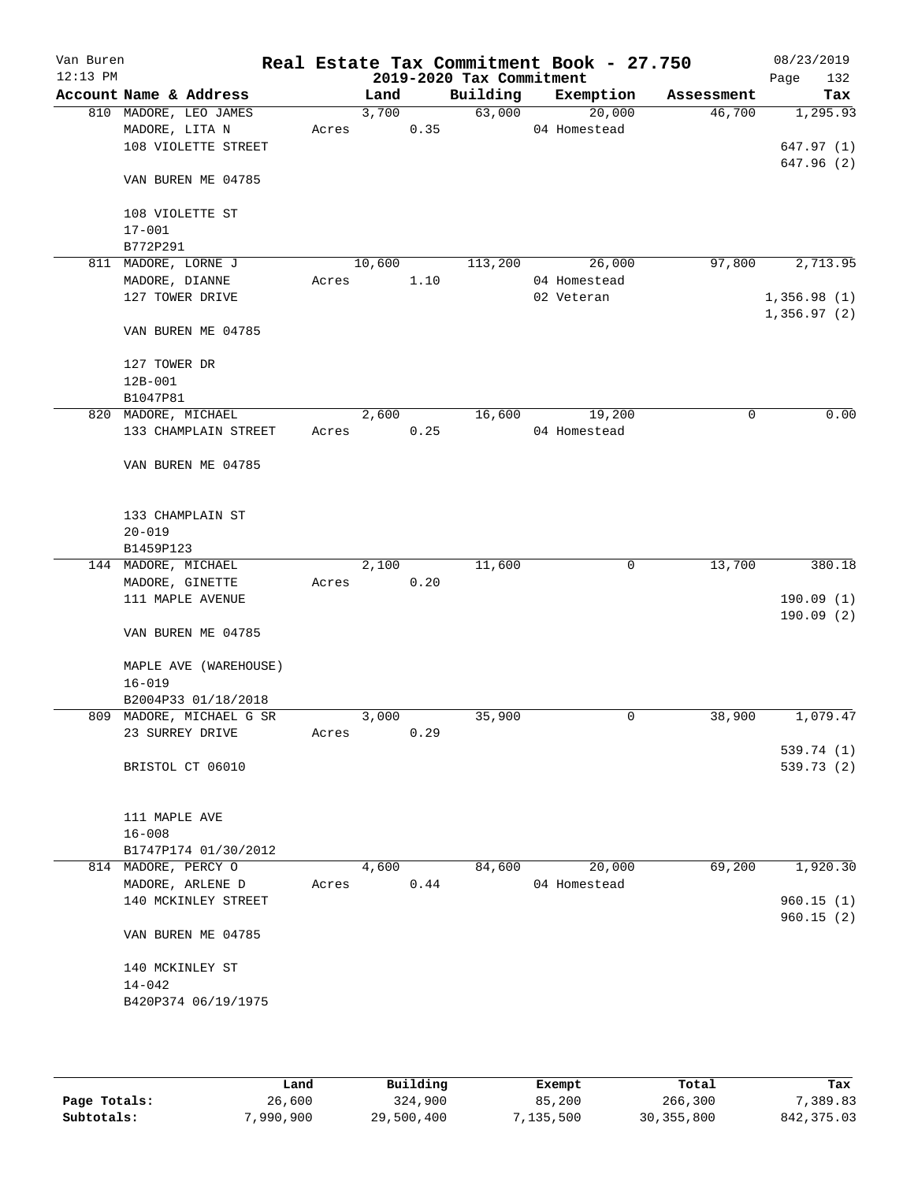# Real Estate Tax Commitment Book - 27.750

Van Buren
12:13 PM

2019-2020 Tax Commitment

08/23/2019
Page 132

| Account Name & Address | Land | Building | Exemption | Assessment | Tax |
|---|---|---|---|---|---|
| 810 MADORE, LEO JAMES | 3,700 | 63,000 | 20,000 | 46,700 | 1,295.93 |
| MADORE, LITA N | Acres 0.35 | | 04 Homestead | | |
| 108 VIOLETTE STREET | | | | | 647.97 (1) |
| | | | | | 647.96 (2) |
| VAN BUREN ME 04785 | | | | | |
| 108 VIOLETTE ST | | | | | |
| 17-001 | | | | | |
| B772P291 | | | | | |
| 811 MADORE, LORNE J | 10,600 | 113,200 | 26,000 | 97,800 | 2,713.95 |
| MADORE, DIANNE | Acres 1.10 | | 04 Homestead | | |
| 127 TOWER DRIVE | | | 02 Veteran | | 1,356.98 (1) |
| | | | | | 1,356.97 (2) |
| VAN BUREN ME 04785 | | | | | |
| 127 TOWER DR | | | | | |
| 12B-001 | | | | | |
| B1047P81 | | | | | |
| 820 MADORE, MICHAEL | 2,600 | 16,600 | 19,200 | 0 | 0.00 |
| 133 CHAMPLAIN STREET | Acres 0.25 | | 04 Homestead | | |
| VAN BUREN ME 04785 | | | | | |
| 133 CHAMPLAIN ST | | | | | |
| 20-019 | | | | | |
| B1459P123 | | | | | |
| 144 MADORE, MICHAEL | 2,100 | 11,600 | 0 | 13,700 | 380.18 |
| MADORE, GINETTE | Acres 0.20 | | | | |
| 111 MAPLE AVENUE | | | | | 190.09 (1) |
| | | | | | 190.09 (2) |
| VAN BUREN ME 04785 | | | | | |
| MAPLE AVE (WAREHOUSE) | | | | | |
| 16-019 | | | | | |
| B2004P33 01/18/2018 | | | | | |
| 809 MADORE, MICHAEL G SR | 3,000 | 35,900 | 0 | 38,900 | 1,079.47 |
| 23 SURREY DRIVE | Acres 0.29 | | | | |
| | | | | | 539.74 (1) |
| BRISTOL CT 06010 | | | | | 539.73 (2) |
| 111 MAPLE AVE | | | | | |
| 16-008 | | | | | |
| B1747P174 01/30/2012 | | | | | |
| 814 MADORE, PERCY O | 4,600 | 84,600 | 20,000 | 69,200 | 1,920.30 |
| MADORE, ARLENE D | Acres 0.44 | | 04 Homestead | | |
| 140 MCKINLEY STREET | | | | | 960.15 (1) |
| | | | | | 960.15 (2) |
| VAN BUREN ME 04785 | | | | | |
| 140 MCKINLEY ST | | | | | |
| 14-042 | | | | | |
| B420P374 06/19/1975 | | | | | |

| | Land | Building | Exempt | Total | Tax |
|---|---|---|---|---|---|
| Page Totals: | 26,600 | 324,900 | 85,200 | 266,300 | 7,389.83 |
| Subtotals: | 7,990,900 | 29,500,400 | 7,135,500 | 30,355,800 | 842,375.03 |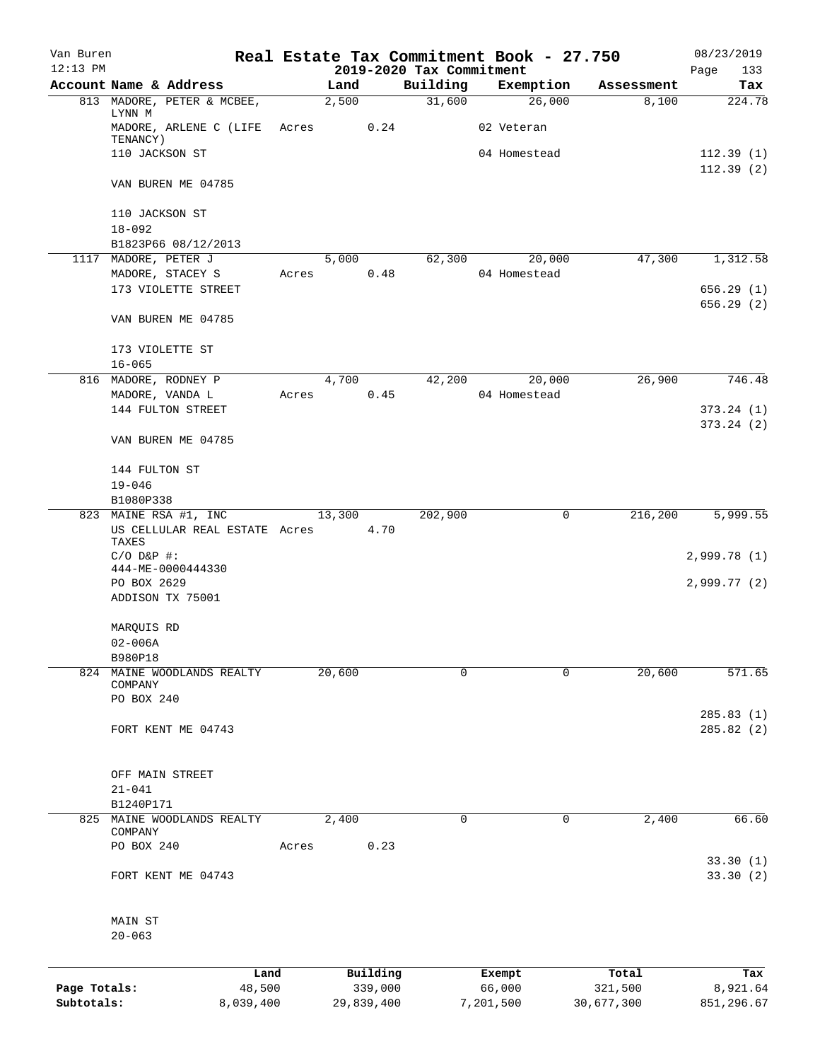# Real Estate Tax Commitment Book - 27.750

Van Buren
12:13 PM

2019-2020 Tax Commitment

08/23/2019

| Account Name & Address | Land | Building | Exemption | Assessment | Tax |
|---|---|---|---|---|---|
| 813 MADORE, PETER & MCBEE, LYNN M | 2,500 | 31,600 | 26,000 | 8,100 | 224.78 |
| MADORE, ARLENE C (LIFE TENANCY) | Acres 0.24 | | 02 Veteran | | |
| 110 JACKSON ST | | | 04 Homestead | | 112.39 (1) |
| | | | | | 112.39 (2) |
| VAN BUREN ME 04785 | | | | | |
| 110 JACKSON ST | | | | | |
| 18-092 | | | | | |
| B1823P66 08/12/2013 | | | | | |
| 1117 MADORE, PETER J | 5,000 | 62,300 | 20,000 | 47,300 | 1,312.58 |
| MADORE, STACEY S | Acres 0.48 | | 04 Homestead | | |
| 173 VIOLETTE STREET | | | | | 656.29 (1) |
| | | | | | 656.29 (2) |
| VAN BUREN ME 04785 | | | | | |
| 173 VIOLETTE ST | | | | | |
| 16-065 | | | | | |
| 816 MADORE, RODNEY P | 4,700 | 42,200 | 20,000 | 26,900 | 746.48 |
| MADORE, VANDA L | Acres 0.45 | | 04 Homestead | | |
| 144 FULTON STREET | | | | | 373.24 (1) |
| | | | | | 373.24 (2) |
| VAN BUREN ME 04785 | | | | | |
| 144 FULTON ST | | | | | |
| 19-046 | | | | | |
| B1080P338 | | | | | |
| 823 MAINE RSA #1, INC | 13,300 | 202,900 | 0 | 216,200 | 5,999.55 |
| US CELLULAR REAL ESTATE TAXES | Acres 4.70 | | | | |
| C/O D&P #: 444-ME-0000444330 | | | | | 2,999.78 (1) |
| PO BOX 2629 | | | | | 2,999.77 (2) |
| ADDISON TX 75001 | | | | | |
| MARQUIS RD | | | | | |
| 02-006A | | | | | |
| B980P18 | | | | | |
| 824 MAINE WOODLANDS REALTY COMPANY | 20,600 | 0 | 0 | 20,600 | 571.65 |
| PO BOX 240 | | | | | |
| | | | | | 285.83 (1) |
| FORT KENT ME 04743 | | | | | 285.82 (2) |
| OFF MAIN STREET | | | | | |
| 21-041 | | | | | |
| B1240P171 | | | | | |
| 825 MAINE WOODLANDS REALTY COMPANY | 2,400 | 0 | 0 | 2,400 | 66.60 |
| PO BOX 240 | Acres 0.23 | | | | |
| | | | | | 33.30 (1) |
| FORT KENT ME 04743 | | | | | 33.30 (2) |
| MAIN ST | | | | | |
| 20-063 | | | | | |

| | Land | Building | Exempt | Total | Tax |
|---|---|---|---|---|---|
| Page Totals: | 48,500 | 339,000 | 66,000 | 321,500 | 8,921.64 |
| Subtotals: | 8,039,400 | 29,839,400 | 7,201,500 | 30,677,300 | 851,296.67 |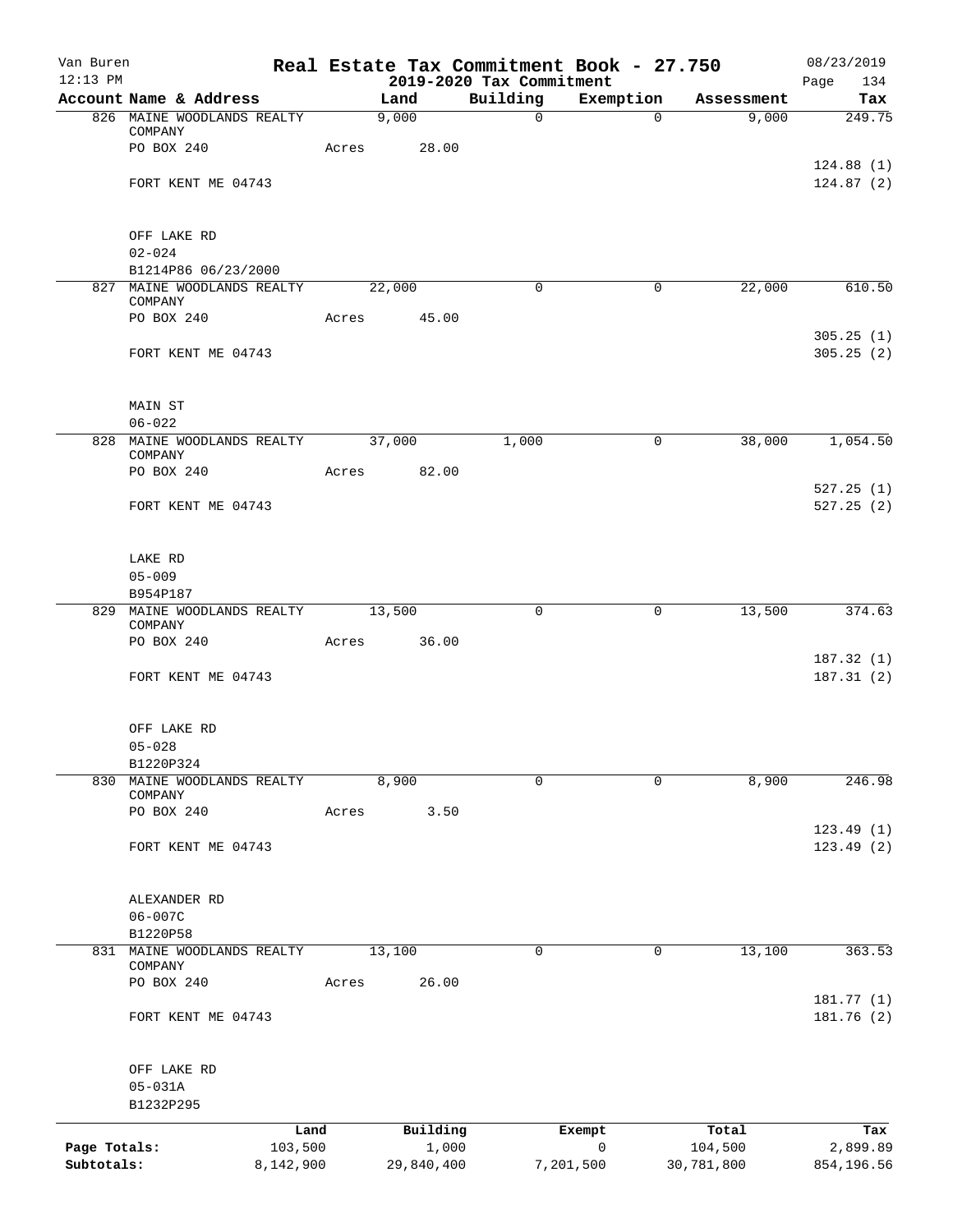Van Buren
12:13 PM

# Real Estate Tax Commitment Book - 27.750

## 2019-2020 Tax Commitment

08/23/2019

| Account Name & Address | Land | Building | Exemption | Assessment | Tax |
|---|---|---|---|---|---|
| 826 MAINE WOODLANDS REALTY COMPANY | 9,000 | 0 | 0 | 9,000 | 249.75 |
| PO BOX 240 | Acres 28.00 | | | | |
| | | | | | 124.88 (1) |
| FORT KENT ME 04743 | | | | | 124.87 (2) |
| OFF LAKE RD | | | | | |
| 02-024 | | | | | |
| B1214P86 06/23/2000 | | | | | |
| 827 MAINE WOODLANDS REALTY COMPANY | 22,000 | 0 | 0 | 22,000 | 610.50 |
| PO BOX 240 | Acres 45.00 | | | | |
| | | | | | 305.25 (1) |
| FORT KENT ME 04743 | | | | | 305.25 (2) |
| MAIN ST | | | | | |
| 06-022 | | | | | |
| 828 MAINE WOODLANDS REALTY COMPANY | 37,000 | 1,000 | 0 | 38,000 | 1,054.50 |
| PO BOX 240 | Acres 82.00 | | | | |
| | | | | | 527.25 (1) |
| FORT KENT ME 04743 | | | | | 527.25 (2) |
| LAKE RD | | | | | |
| 05-009 | | | | | |
| B954P187 | | | | | |
| 829 MAINE WOODLANDS REALTY COMPANY | 13,500 | 0 | 0 | 13,500 | 374.63 |
| PO BOX 240 | Acres 36.00 | | | | |
| | | | | | 187.32 (1) |
| FORT KENT ME 04743 | | | | | 187.31 (2) |
| OFF LAKE RD | | | | | |
| 05-028 | | | | | |
| B1220P324 | | | | | |
| 830 MAINE WOODLANDS REALTY COMPANY | 8,900 | 0 | 0 | 8,900 | 246.98 |
| PO BOX 240 | Acres 3.50 | | | | |
| | | | | | 123.49 (1) |
| FORT KENT ME 04743 | | | | | 123.49 (2) |
| ALEXANDER RD | | | | | |
| 06-007C | | | | | |
| B1220P58 | | | | | |
| 831 MAINE WOODLANDS REALTY COMPANY | 13,100 | 0 | 0 | 13,100 | 363.53 |
| PO BOX 240 | Acres 26.00 | | | | |
| | | | | | 181.77 (1) |
| FORT KENT ME 04743 | | | | | 181.76 (2) |
| OFF LAKE RD | | | | | |
| 05-031A | | | | | |
| B1232P295 | | | | | |

| | Land | Building | Exempt | Total | Tax |
|---|---|---|---|---|---|
| Page Totals: | 103,500 | 1,000 | 0 | 104,500 | 2,899.89 |
| Subtotals: | 8,142,900 | 29,840,400 | 7,201,500 | 30,781,800 | 854,196.56 |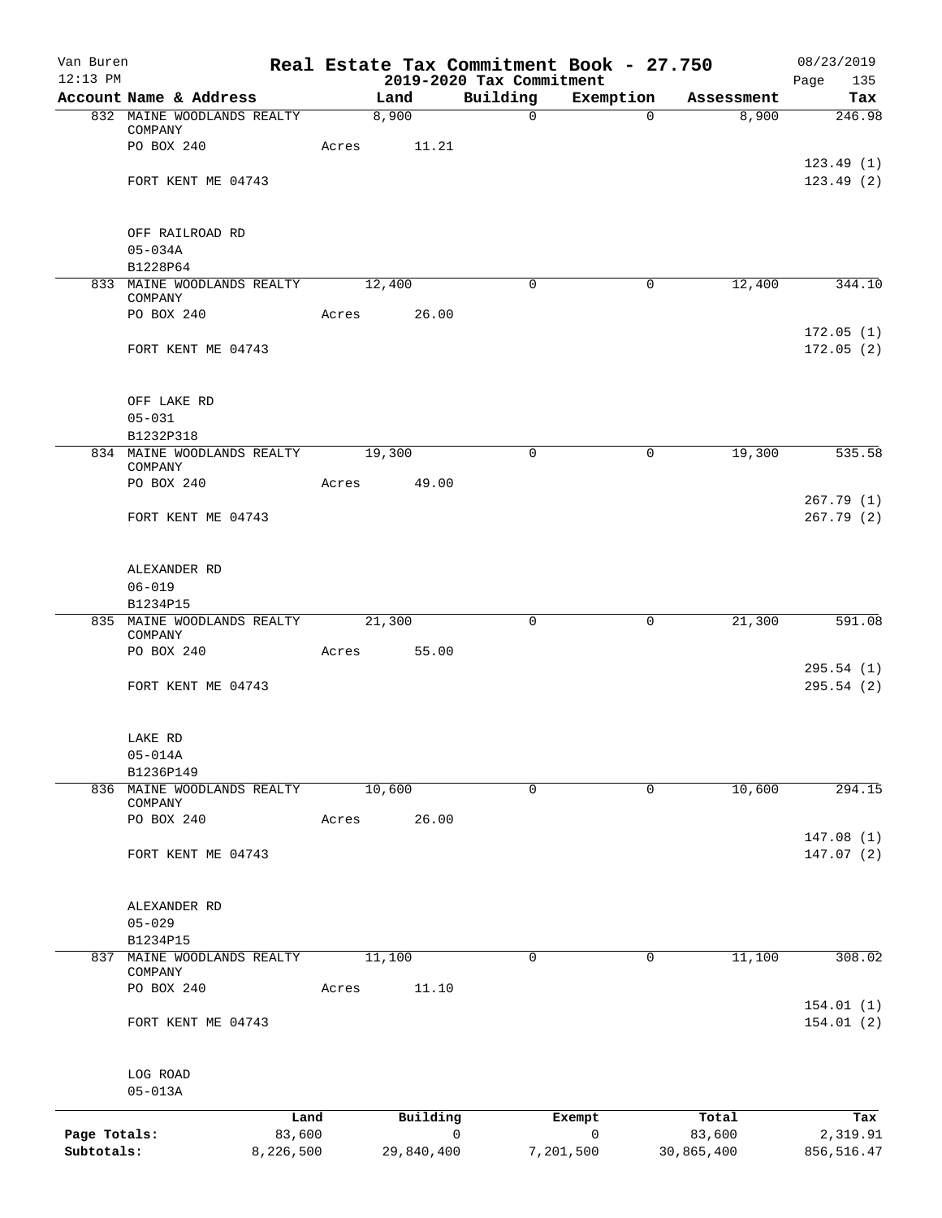# Real Estate Tax Commitment Book - 27.750

Van Buren
12:13 PM

2019-2020 Tax Commitment

08/23/2019

| Account Name & Address | Land | Building | Exemption | Assessment | Tax |
|---|---|---|---|---|---|
| 832 MAINE WOODLANDS REALTY COMPANY | 8,900 | 0 | 0 | 8,900 | 246.98 |
| PO BOX 240 | Acres 11.21 | | | | |
| | | | | | 123.49 (1) |
| FORT KENT ME 04743 | | | | | 123.49 (2) |
| OFF RAILROAD RD | | | | | |
| 05-034A | | | | | |
| B1228P64 | | | | | |
| 833 MAINE WOODLANDS REALTY COMPANY | 12,400 | 0 | 0 | 12,400 | 344.10 |
| PO BOX 240 | Acres 26.00 | | | | |
| | | | | | 172.05 (1) |
| FORT KENT ME 04743 | | | | | 172.05 (2) |
| OFF LAKE RD | | | | | |
| 05-031 | | | | | |
| B1232P318 | | | | | |
| 834 MAINE WOODLANDS REALTY COMPANY | 19,300 | 0 | 0 | 19,300 | 535.58 |
| PO BOX 240 | Acres 49.00 | | | | |
| | | | | | 267.79 (1) |
| FORT KENT ME 04743 | | | | | 267.79 (2) |
| ALEXANDER RD | | | | | |
| 06-019 | | | | | |
| B1234P15 | | | | | |
| 835 MAINE WOODLANDS REALTY COMPANY | 21,300 | 0 | 0 | 21,300 | 591.08 |
| PO BOX 240 | Acres 55.00 | | | | |
| | | | | | 295.54 (1) |
| FORT KENT ME 04743 | | | | | 295.54 (2) |
| LAKE RD | | | | | |
| 05-014A | | | | | |
| B1236P149 | | | | | |
| 836 MAINE WOODLANDS REALTY COMPANY | 10,600 | 0 | 0 | 10,600 | 294.15 |
| PO BOX 240 | Acres 26.00 | | | | |
| | | | | | 147.08 (1) |
| FORT KENT ME 04743 | | | | | 147.07 (2) |
| ALEXANDER RD | | | | | |
| 05-029 | | | | | |
| B1234P15 | | | | | |
| 837 MAINE WOODLANDS REALTY COMPANY | 11,100 | 0 | 0 | 11,100 | 308.02 |
| PO BOX 240 | Acres 11.10 | | | | |
| | | | | | 154.01 (1) |
| FORT KENT ME 04743 | | | | | 154.01 (2) |
| LOG ROAD | | | | | |
| 05-013A | | | | | |

| | Land | Building | Exempt | Total | Tax |
|---|---|---|---|---|---|
| Page Totals: | 83,600 | 0 | 0 | 83,600 | 2,319.91 |
| Subtotals: | 8,226,500 | 29,840,400 | 7,201,500 | 30,865,400 | 856,516.47 |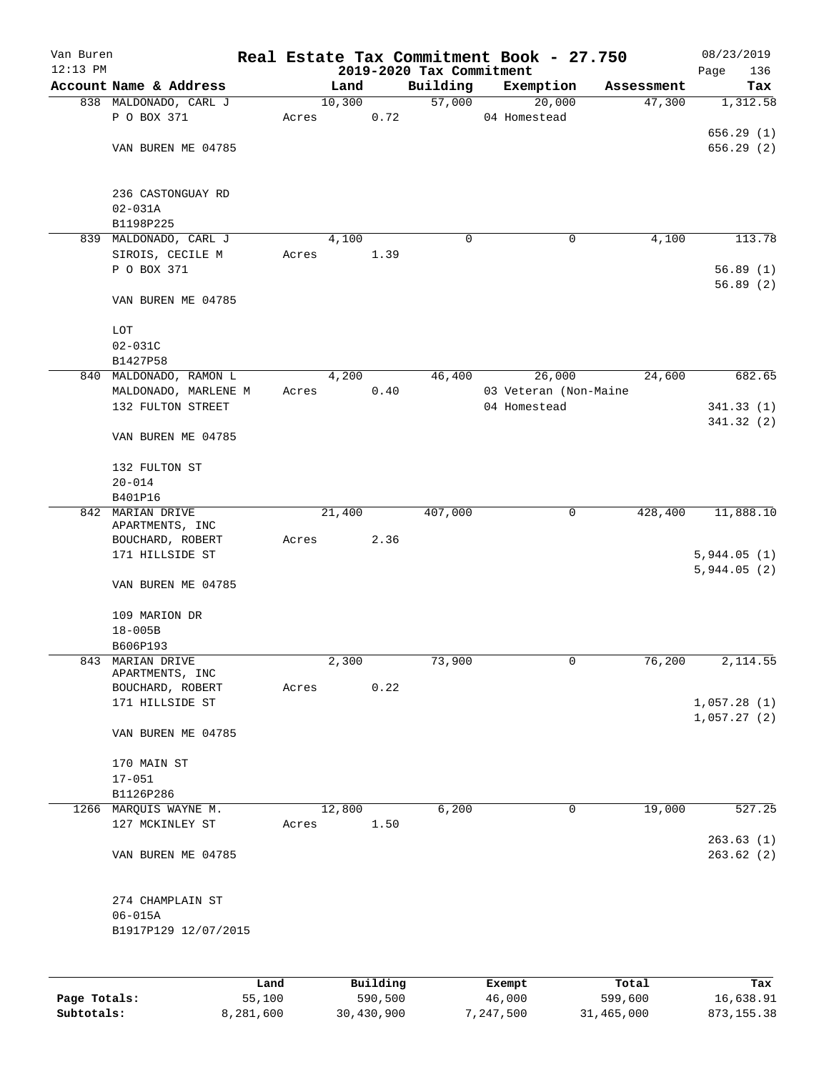# Real Estate Tax Commitment Book - 27.750

Van Buren
12:13 PM

2019-2020 Tax Commitment

08/23/2019

| Account Name & Address | Land | Building | Exemption | Assessment | Tax |
|---|---|---|---|---|---|
| 838 MALDONADO, CARL J | 10,300 | 57,000 | 20,000 | 47,300 | 1,312.58 |
| P O BOX 371 | Acres 0.72 | | 04 Homestead | | |
| | | | | | 656.29 (1) |
| VAN BUREN ME 04785 | | | | | 656.29 (2) |
| 236 CASTONGUAY RD | | | | | |
| 02-031A | | | | | |
| B1198P225 | | | | | |
| 839 MALDONADO, CARL J | 4,100 | 0 | 0 | 4,100 | 113.78 |
| SIROIS, CECILE M | Acres 1.39 | | | | |
| P O BOX 371 | | | | | 56.89 (1) |
| | | | | | 56.89 (2) |
| VAN BUREN ME 04785 | | | | | |
| LOT | | | | | |
| 02-031C | | | | | |
| B1427P58 | | | | | |
| 840 MALDONADO, RAMON L | 4,200 | 46,400 | 26,000 | 24,600 | 682.65 |
| MALDONADO, MARLENE M | Acres 0.40 | | 03 Veteran (Non-Maine | | |
| 132 FULTON STREET | | | 04 Homestead | | 341.33 (1) |
| | | | | | 341.32 (2) |
| VAN BUREN ME 04785 | | | | | |
| 132 FULTON ST | | | | | |
| 20-014 | | | | | |
| B401P16 | | | | | |
| 842 MARIAN DRIVE APARTMENTS, INC | 21,400 | 407,000 | 0 | 428,400 | 11,888.10 |
| BOUCHARD, ROBERT | Acres 2.36 | | | | |
| 171 HILLSIDE ST | | | | | 5,944.05 (1) |
| | | | | | 5,944.05 (2) |
| VAN BUREN ME 04785 | | | | | |
| 109 MARION DR | | | | | |
| 18-005B | | | | | |
| B606P193 | | | | | |
| 843 MARIAN DRIVE APARTMENTS, INC | 2,300 | 73,900 | 0 | 76,200 | 2,114.55 |
| BOUCHARD, ROBERT | Acres 0.22 | | | | |
| 171 HILLSIDE ST | | | | | 1,057.28 (1) |
| | | | | | 1,057.27 (2) |
| VAN BUREN ME 04785 | | | | | |
| 170 MAIN ST | | | | | |
| 17-051 | | | | | |
| B1126P286 | | | | | |
| 1266 MARQUIS WAYNE M. | 12,800 | 6,200 | 0 | 19,000 | 527.25 |
| 127 MCKINLEY ST | Acres 1.50 | | | | |
| | | | | | 263.63 (1) |
| VAN BUREN ME 04785 | | | | | 263.62 (2) |
| 274 CHAMPLAIN ST | | | | | |
| 06-015A | | | | | |
| B1917P129 12/07/2015 | | | | | |

| | Land | Building | Exempt | Total | Tax |
|---|---|---|---|---|---|
| Page Totals: | 55,100 | 590,500 | 46,000 | 599,600 | 16,638.91 |
| Subtotals: | 8,281,600 | 30,430,900 | 7,247,500 | 31,465,000 | 873,155.38 |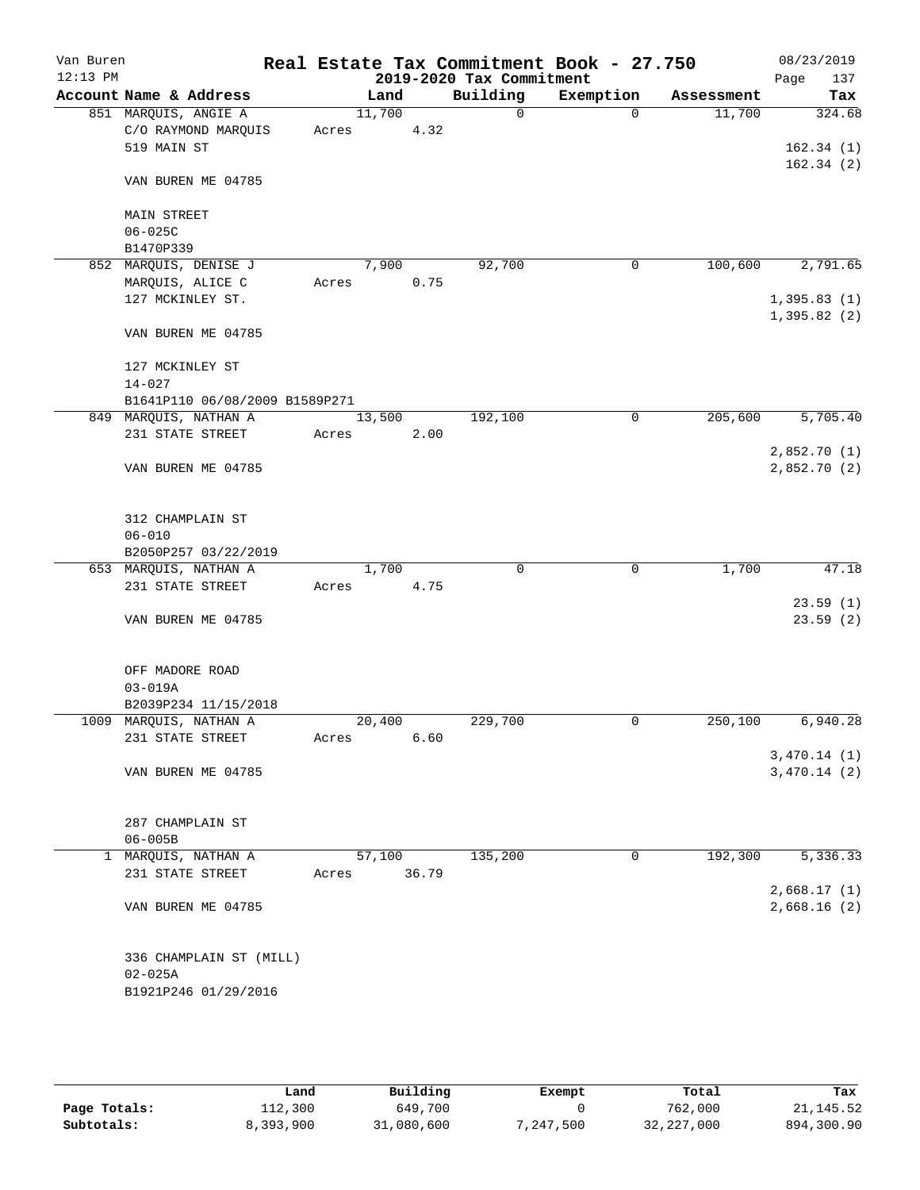Van Buren 12:13 PM — Real Estate Tax Commitment Book - 27.750 — 2019-2020 Tax Commitment — 08/23/2019

| Account Name & Address | Land | Building | Exemption | Assessment | Tax |
|---|---|---|---|---|---|
| 851 MARQUIS, ANGIE A<br>C/O RAYMOND MARQUIS<br>519 MAIN ST<br>VAN BUREN ME 04785<br>MAIN STREET<br>06-025C<br>B1470P339 | 11,700<br>Acres 4.32 | 0 | 0 | 11,700 | 324.68<br>162.34 (1)<br>162.34 (2) |
| 852 MARQUIS, DENISE J<br>MARQUIS, ALICE C<br>127 MCKINLEY ST.<br>VAN BUREN ME 04785<br>127 MCKINLEY ST<br>14-027<br>B1641P110 06/08/2009 B1589P271 | 7,900<br>Acres 0.75 | 92,700 | 0 | 100,600 | 2,791.65<br>1,395.83 (1)<br>1,395.82 (2) |
| 849 MARQUIS, NATHAN A<br>231 STATE STREET<br>VAN BUREN ME 04785<br>312 CHAMPLAIN ST<br>06-010<br>B2050P257 03/22/2019 | 13,500<br>Acres 2.00 | 192,100 | 0 | 205,600 | 5,705.40<br>2,852.70 (1)<br>2,852.70 (2) |
| 653 MARQUIS, NATHAN A<br>231 STATE STREET<br>VAN BUREN ME 04785<br>OFF MADORE ROAD<br>03-019A<br>B2039P234 11/15/2018 | 1,700<br>Acres 4.75 | 0 | 0 | 1,700 | 47.18<br>23.59 (1)<br>23.59 (2) |
| 1009 MARQUIS, NATHAN A<br>231 STATE STREET<br>VAN BUREN ME 04785<br>287 CHAMPLAIN ST<br>06-005B | 20,400<br>Acres 6.60 | 229,700 | 0 | 250,100 | 6,940.28<br>3,470.14 (1)<br>3,470.14 (2) |
| 1 MARQUIS, NATHAN A<br>231 STATE STREET<br>VAN BUREN ME 04785<br>336 CHAMPLAIN ST (MILL)<br>02-025A<br>B1921P246 01/29/2016 | 57,100<br>Acres 36.79 | 135,200 | 0 | 192,300 | 5,336.33<br>2,668.17 (1)<br>2,668.16 (2) |

| | Land | Building | Exempt | Total | Tax |
|---|---|---|---|---|---|
| Page Totals: | 112,300 | 649,700 | 0 | 762,000 | 21,145.52 |
| Subtotals: | 8,393,900 | 31,080,600 | 7,247,500 | 32,227,000 | 894,300.90 |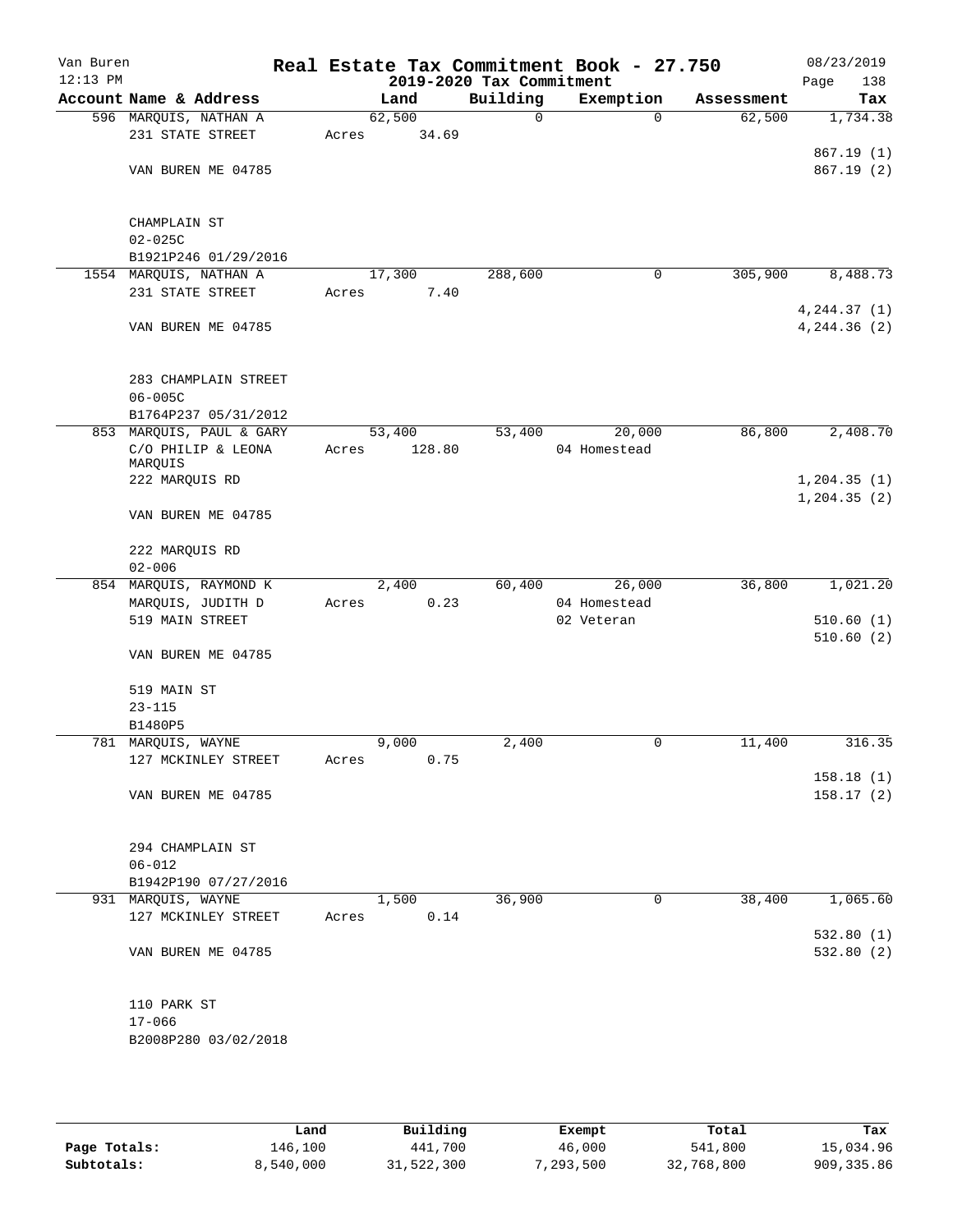Van Buren 12:13 PM

# Real Estate Tax Commitment Book - 27.750

## 2019-2020 Tax Commitment

08/23/2019 Page 138

| Account Name & Address | Land | Building | Exemption | Assessment | Tax |
|---|---|---|---|---|---|
| 596 MARQUIS, NATHAN A<br>231 STATE STREET<br><br>VAN BUREN ME 04785<br><br>CHAMPLAIN ST<br>02-025C<br>B1921P246 01/29/2016 | 62,500<br>Acres 34.69 | 0 | 0 | 62,500 | 1,734.38<br><br>867.19 (1)<br>867.19 (2) |
| 1554 MARQUIS, NATHAN A<br>231 STATE STREET<br><br>VAN BUREN ME 04785<br><br>283 CHAMPLAIN STREET<br>06-005C<br>B1764P237 05/31/2012 | 17,300<br>Acres 7.40 | 288,600 | 0 | 305,900 | 8,488.73<br><br>4,244.37 (1)<br>4,244.36 (2) |
| 853 MARQUIS, PAUL & GARY<br>C/O PHILIP & LEONA MARQUIS<br>222 MARQUIS RD<br><br>VAN BUREN ME 04785<br><br>222 MARQUIS RD<br>02-006 | 53,400<br>Acres 128.80 | 53,400 | 20,000<br>04 Homestead | 86,800 | 2,408.70<br><br>1,204.35 (1)<br>1,204.35 (2) |
| 854 MARQUIS, RAYMOND K<br>MARQUIS, JUDITH D<br>519 MAIN STREET<br><br>VAN BUREN ME 04785<br><br>519 MAIN ST<br>23-115<br>B1480P5 | 2,400<br>Acres 0.23 | 60,400 | 26,000<br>04 Homestead<br>02 Veteran | 36,800 | 1,021.20<br><br>510.60 (1)<br>510.60 (2) |
| 781 MARQUIS, WAYNE<br>127 MCKINLEY STREET<br><br>VAN BUREN ME 04785<br><br>294 CHAMPLAIN ST<br>06-012<br>B1942P190 07/27/2016 | 9,000<br>Acres 0.75 | 2,400 | 0 | 11,400 | 316.35<br><br>158.18 (1)<br>158.17 (2) |
| 931 MARQUIS, WAYNE<br>127 MCKINLEY STREET<br><br>VAN BUREN ME 04785<br><br>110 PARK ST<br>17-066<br>B2008P280 03/02/2018 | 1,500<br>Acres 0.14 | 36,900 | 0 | 38,400 | 1,065.60<br><br>532.80 (1)<br>532.80 (2) |

| | Land | Building | Exempt | Total | Tax |
|---|---|---|---|---|---|
| Page Totals: | 146,100 | 441,700 | 46,000 | 541,800 | 15,034.96 |
| Subtotals: | 8,540,000 | 31,522,300 | 7,293,500 | 32,768,800 | 909,335.86 |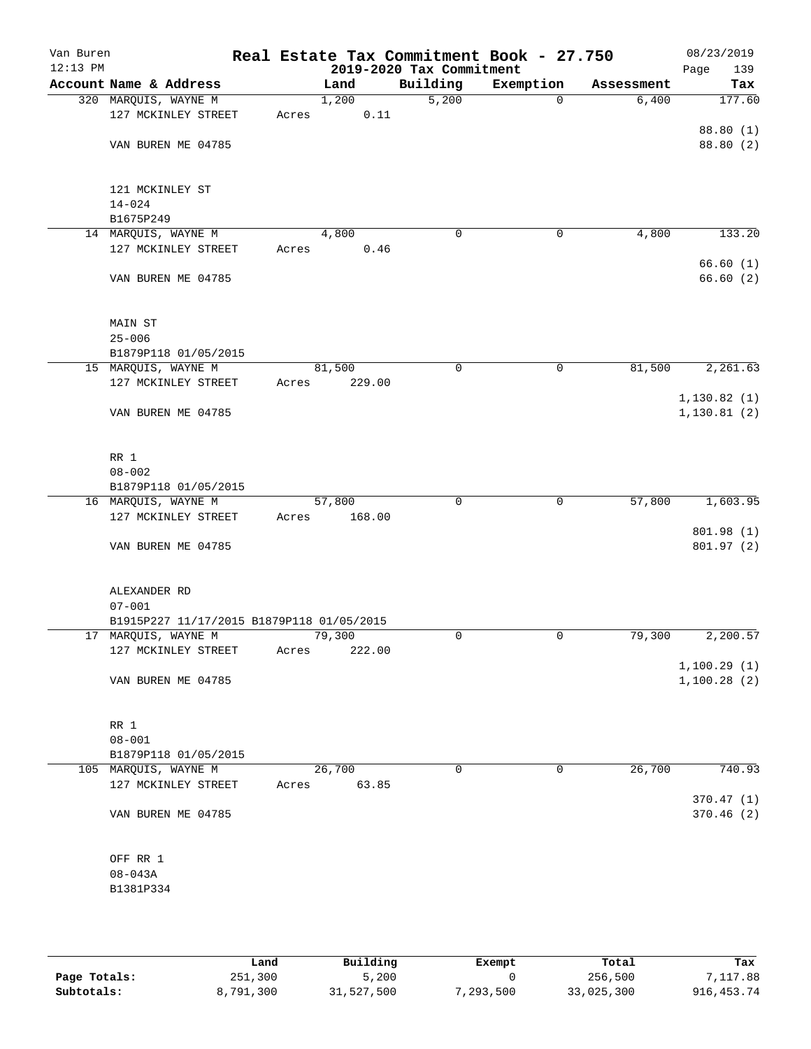Van Buren 12:13 PM

# Real Estate Tax Commitment Book - 27.750

## 2019-2020 Tax Commitment

08/23/2019

| Account Name & Address | Land | Building | Exemption | Assessment | Tax |
|---|---|---|---|---|---|
| 320 MARQUIS, WAYNE M<br>127 MCKINLEY STREET<br><br>VAN BUREN ME 04785<br><br>121 MCKINLEY ST<br>14-024<br>B1675P249 | 1,200<br>Acres 0.11 | 5,200 | 0 | 6,400 | 177.60<br><br>88.80 (1)<br>88.80 (2) |
| 14 MARQUIS, WAYNE M<br>127 MCKINLEY STREET<br><br>VAN BUREN ME 04785<br><br>MAIN ST<br>25-006<br>B1879P118 01/05/2015 | 4,800<br>Acres 0.46 | 0 | 0 | 4,800 | 133.20<br><br>66.60 (1)<br>66.60 (2) |
| 15 MARQUIS, WAYNE M<br>127 MCKINLEY STREET<br><br>VAN BUREN ME 04785<br><br>RR 1<br>08-002<br>B1879P118 01/05/2015 | 81,500<br>Acres 229.00 | 0 | 0 | 81,500 | 2,261.63<br><br>1,130.82 (1)<br>1,130.81 (2) |
| 16 MARQUIS, WAYNE M<br>127 MCKINLEY STREET<br><br>VAN BUREN ME 04785<br><br>ALEXANDER RD<br>07-001<br>B1915P227 11/17/2015 B1879P118 01/05/2015 | 57,800<br>Acres 168.00 | 0 | 0 | 57,800 | 1,603.95<br><br>801.98 (1)<br>801.97 (2) |
| 17 MARQUIS, WAYNE M<br>127 MCKINLEY STREET<br><br>VAN BUREN ME 04785<br><br>RR 1<br>08-001<br>B1879P118 01/05/2015 | 79,300<br>Acres 222.00 | 0 | 0 | 79,300 | 2,200.57<br><br>1,100.29 (1)<br>1,100.28 (2) |
| 105 MARQUIS, WAYNE M<br>127 MCKINLEY STREET<br><br>VAN BUREN ME 04785<br><br>OFF RR 1<br>08-043A<br>B1381P334 | 26,700<br>Acres 63.85 | 0 | 0 | 26,700 | 740.93<br><br>370.47 (1)<br>370.46 (2) |

| | Land | Building | Exempt | Total | Tax |
|---|---|---|---|---|---|
| Page Totals: | 251,300 | 5,200 | 0 | 256,500 | 7,117.88 |
| Subtotals: | 8,791,300 | 31,527,500 | 7,293,500 | 33,025,300 | 916,453.74 |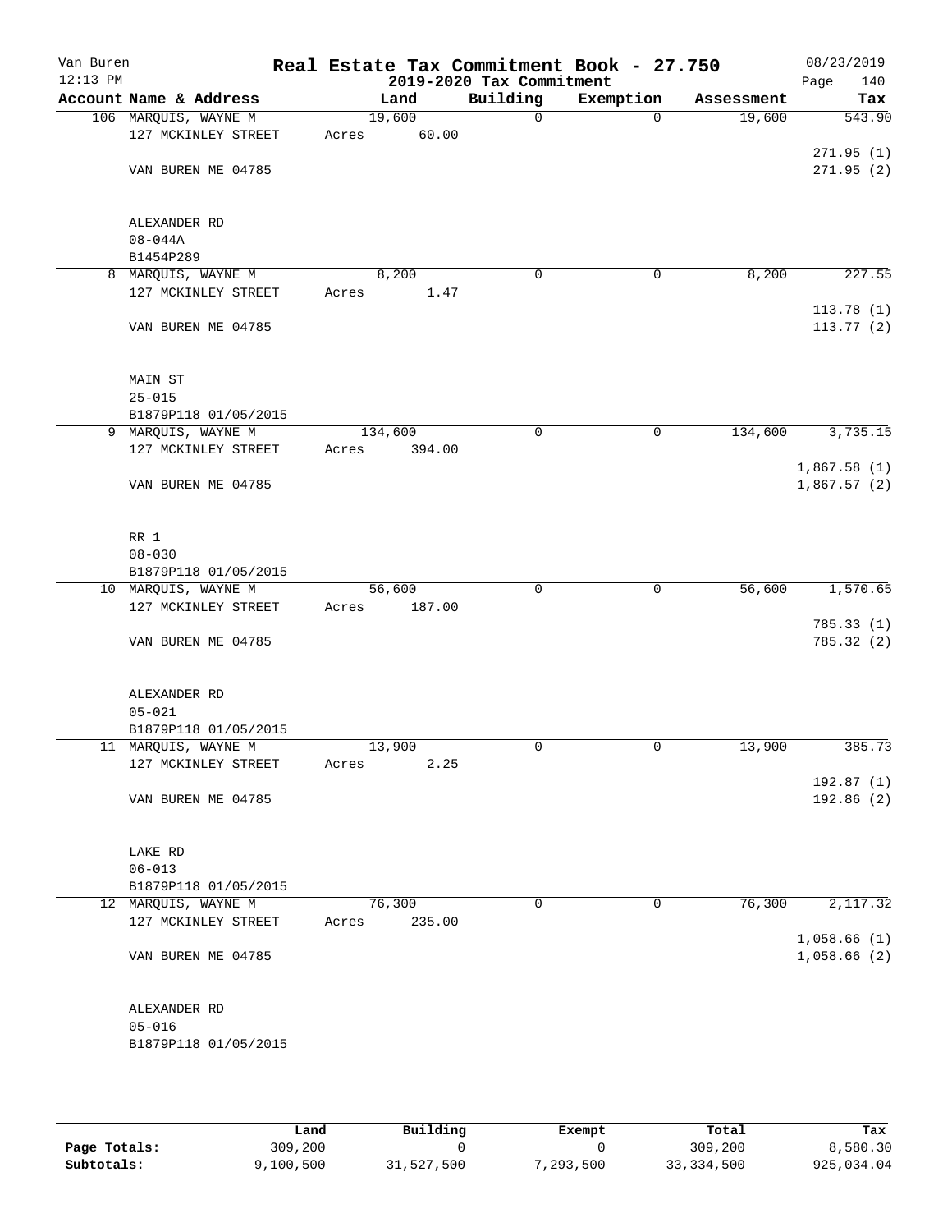Van Buren
12:13 PM

# Real Estate Tax Commitment Book - 27.750

## 2019-2020 Tax Commitment

08/23/2019

| Account | Name & Address | Land | Building | Exemption | Assessment | Tax |
|---|---|---|---|---|---|---|
| 106 | MARQUIS, WAYNE M<br>127 MCKINLEY STREET<br><br>VAN BUREN ME 04785<br><br>ALEXANDER RD<br>08-044A<br>B1454P289 | 19,600<br>Acres 60.00 | 0 | 0 | 19,600 | 543.90<br><br>271.95 (1)<br>271.95 (2) |
| 8 | MARQUIS, WAYNE M<br>127 MCKINLEY STREET<br><br>VAN BUREN ME 04785<br><br>MAIN ST<br>25-015<br>B1879P118 01/05/2015 | 8,200<br>Acres 1.47 | 0 | 0 | 8,200 | 227.55<br><br>113.78 (1)<br>113.77 (2) |
| 9 | MARQUIS, WAYNE M<br>127 MCKINLEY STREET<br><br>VAN BUREN ME 04785<br><br>RR 1<br>08-030<br>B1879P118 01/05/2015 | 134,600<br>Acres 394.00 | 0 | 0 | 134,600 | 3,735.15<br><br>1,867.58 (1)<br>1,867.57 (2) |
| 10 | MARQUIS, WAYNE M<br>127 MCKINLEY STREET<br><br>VAN BUREN ME 04785<br><br>ALEXANDER RD<br>05-021<br>B1879P118 01/05/2015 | 56,600<br>Acres 187.00 | 0 | 0 | 56,600 | 1,570.65<br><br>785.33 (1)<br>785.32 (2) |
| 11 | MARQUIS, WAYNE M<br>127 MCKINLEY STREET<br><br>VAN BUREN ME 04785<br><br>LAKE RD<br>06-013<br>B1879P118 01/05/2015 | 13,900<br>Acres 2.25 | 0 | 0 | 13,900 | 385.73<br><br>192.87 (1)<br>192.86 (2) |
| 12 | MARQUIS, WAYNE M<br>127 MCKINLEY STREET<br><br>VAN BUREN ME 04785<br><br>ALEXANDER RD<br>05-016<br>B1879P118 01/05/2015 | 76,300<br>Acres 235.00 | 0 | 0 | 76,300 | 2,117.32<br><br>1,058.66 (1)<br>1,058.66 (2) |

| | Land | Building | Exempt | Total | Tax |
|---|---|---|---|---|---|
| **Page Totals:** | 309,200 | 0 | 0 | 309,200 | 8,580.30 |
| **Subtotals:** | 9,100,500 | 31,527,500 | 7,293,500 | 33,334,500 | 925,034.04 |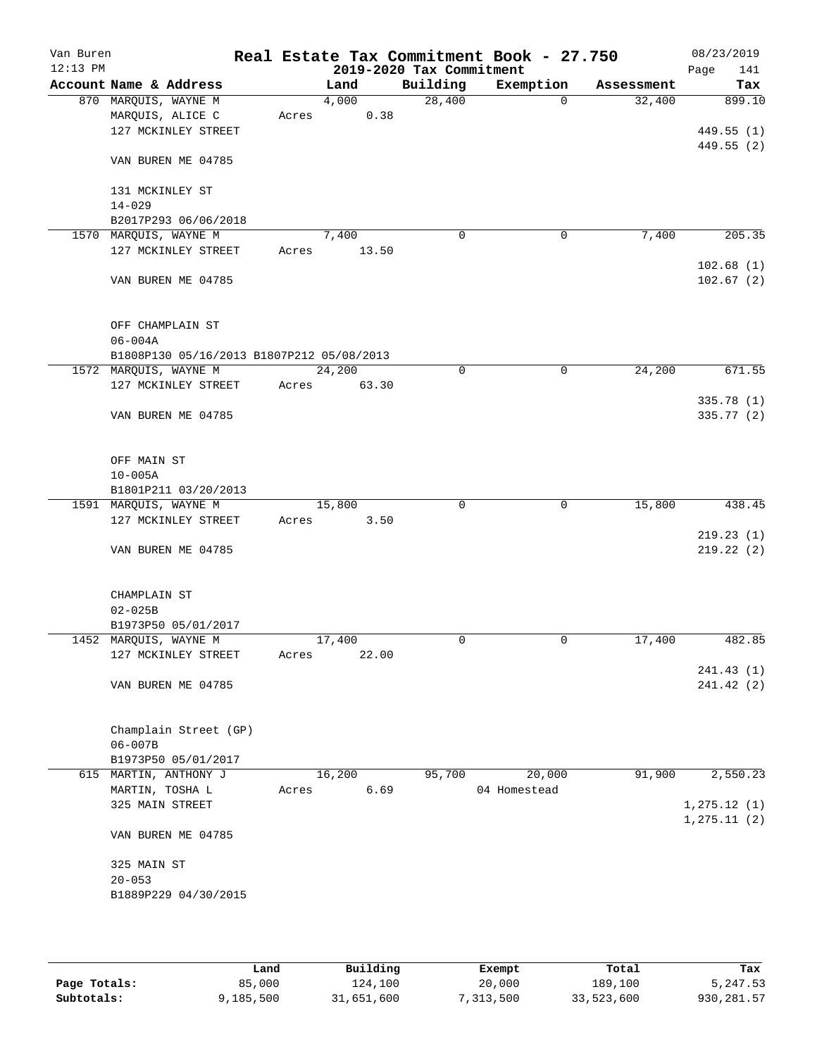Van Buren
12:13 PM

# Real Estate Tax Commitment Book - 27.750

## 2019-2020 Tax Commitment

08/23/2019

| Account Name & Address | Land | Building | Exemption | Assessment | Tax |
|---|---|---|---|---|---|
| 870 MARQUIS, WAYNE M | 4,000 | 28,400 | 0 | 32,400 | 899.10 |
| MARQUIS, ALICE C | Acres 0.38 | | | | |
| 127 MCKINLEY STREET | | | | | 449.55 (1) |
| | | | | | 449.55 (2) |
| VAN BUREN ME 04785 | | | | | |
| 131 MCKINLEY ST | | | | | |
| 14-029 | | | | | |
| B2017P293 06/06/2018 | | | | | |
| 1570 MARQUIS, WAYNE M | 7,400 | 0 | 0 | 7,400 | 205.35 |
| 127 MCKINLEY STREET | Acres 13.50 | | | | |
| | | | | | 102.68 (1) |
| VAN BUREN ME 04785 | | | | | 102.67 (2) |
| OFF CHAMPLAIN ST | | | | | |
| 06-004A | | | | | |
| B1808P130 05/16/2013 B1807P212 05/08/2013 | | | | | |
| 1572 MARQUIS, WAYNE M | 24,200 | 0 | 0 | 24,200 | 671.55 |
| 127 MCKINLEY STREET | Acres 63.30 | | | | |
| | | | | | 335.78 (1) |
| VAN BUREN ME 04785 | | | | | 335.77 (2) |
| OFF MAIN ST | | | | | |
| 10-005A | | | | | |
| B1801P211 03/20/2013 | | | | | |
| 1591 MARQUIS, WAYNE M | 15,800 | 0 | 0 | 15,800 | 438.45 |
| 127 MCKINLEY STREET | Acres 3.50 | | | | |
| | | | | | 219.23 (1) |
| VAN BUREN ME 04785 | | | | | 219.22 (2) |
| CHAMPLAIN ST | | | | | |
| 02-025B | | | | | |
| B1973P50 05/01/2017 | | | | | |
| 1452 MARQUIS, WAYNE M | 17,400 | 0 | 0 | 17,400 | 482.85 |
| 127 MCKINLEY STREET | Acres 22.00 | | | | |
| | | | | | 241.43 (1) |
| VAN BUREN ME 04785 | | | | | 241.42 (2) |
| Champlain Street (GP) | | | | | |
| 06-007B | | | | | |
| B1973P50 05/01/2017 | | | | | |
| 615 MARTIN, ANTHONY J | 16,200 | 95,700 | 20,000 | 91,900 | 2,550.23 |
| MARTIN, TOSHA L | Acres 6.69 | | 04 Homestead | | |
| 325 MAIN STREET | | | | | 1,275.12 (1) |
| | | | | | 1,275.11 (2) |
| VAN BUREN ME 04785 | | | | | |
| 325 MAIN ST | | | | | |
| 20-053 | | | | | |
| B1889P229 04/30/2015 | | | | | |

| | Land | Building | Exempt | Total | Tax |
|---|---|---|---|---|---|
| Page Totals: | 85,000 | 124,100 | 20,000 | 189,100 | 5,247.53 |
| Subtotals: | 9,185,500 | 31,651,600 | 7,313,500 | 33,523,600 | 930,281.57 |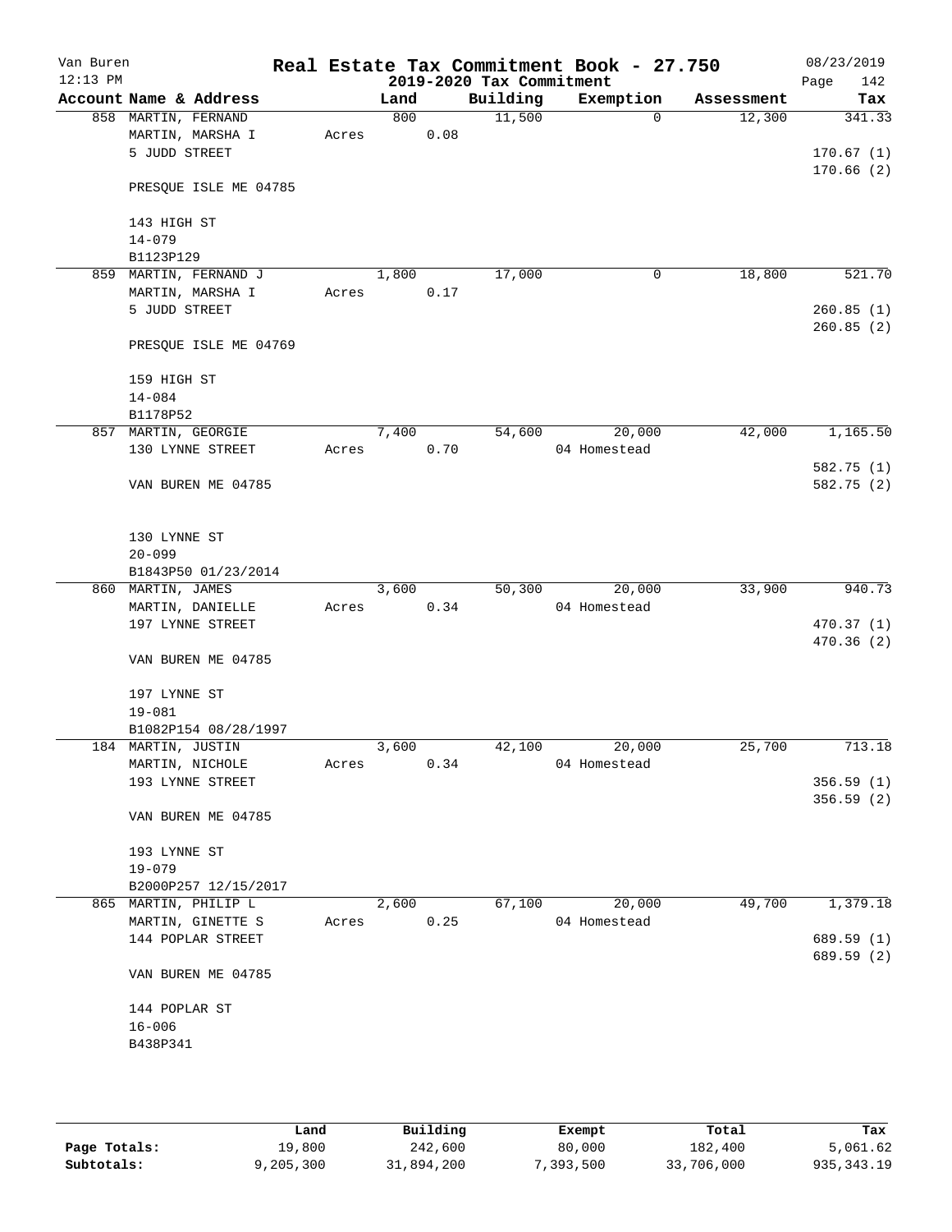# Real Estate Tax Commitment Book - 27.750

Van Buren
12:13 PM

2019-2020 Tax Commitment

08/23/2019

| Account Name & Address | | Land | Building | Exemption | Assessment | Tax |
|---|---|---|---|---|---|---|
| 858 MARTIN, FERNAND<br>MARTIN, MARSHA I<br>5 JUDD STREET<br><br>PRESQUE ISLE ME 04785<br><br>143 HIGH ST<br>14-079<br>B1123P129 | Acres | 800<br>0.08 | 11,500 | 0 | 12,300 | 341.33<br><br>170.67 (1)<br>170.66 (2) |
| 859 MARTIN, FERNAND J<br>MARTIN, MARSHA I<br>5 JUDD STREET<br><br>PRESQUE ISLE ME 04769<br><br>159 HIGH ST<br>14-084<br>B1178P52 | Acres | 1,800<br>0.17 | 17,000 | 0 | 18,800 | 521.70<br><br>260.85 (1)<br>260.85 (2) |
| 857 MARTIN, GEORGIE<br>130 LYNNE STREET<br><br>VAN BUREN ME 04785<br><br>130 LYNNE ST<br>20-099<br>B1843P50 01/23/2014 | Acres | 7,400<br>0.70 | 54,600 | 20,000<br>04 Homestead | 42,000 | 1,165.50<br><br>582.75 (1)<br>582.75 (2) |
| 860 MARTIN, JAMES<br>MARTIN, DANIELLE<br>197 LYNNE STREET<br><br>VAN BUREN ME 04785<br><br>197 LYNNE ST<br>19-081<br>B1082P154 08/28/1997 | Acres | 3,600<br>0.34 | 50,300 | 20,000<br>04 Homestead | 33,900 | 940.73<br><br>470.37 (1)<br>470.36 (2) |
| 184 MARTIN, JUSTIN<br>MARTIN, NICHOLE<br>193 LYNNE STREET<br><br>VAN BUREN ME 04785<br><br>193 LYNNE ST<br>19-079<br>B2000P257 12/15/2017 | Acres | 3,600<br>0.34 | 42,100 | 20,000<br>04 Homestead | 25,700 | 713.18<br><br>356.59 (1)<br>356.59 (2) |
| 865 MARTIN, PHILIP L<br>MARTIN, GINETTE S<br>144 POPLAR STREET<br><br>VAN BUREN ME 04785<br><br>144 POPLAR ST<br>16-006<br>B438P341 | Acres | 2,600<br>0.25 | 67,100 | 20,000<br>04 Homestead | 49,700 | 1,379.18<br><br>689.59 (1)<br>689.59 (2) |

| | Land | Building | Exempt | Total | Tax |
|---|---|---|---|---|---|
| Page Totals: | 19,800 | 242,600 | 80,000 | 182,400 | 5,061.62 |
| Subtotals: | 9,205,300 | 31,894,200 | 7,393,500 | 33,706,000 | 935,343.19 |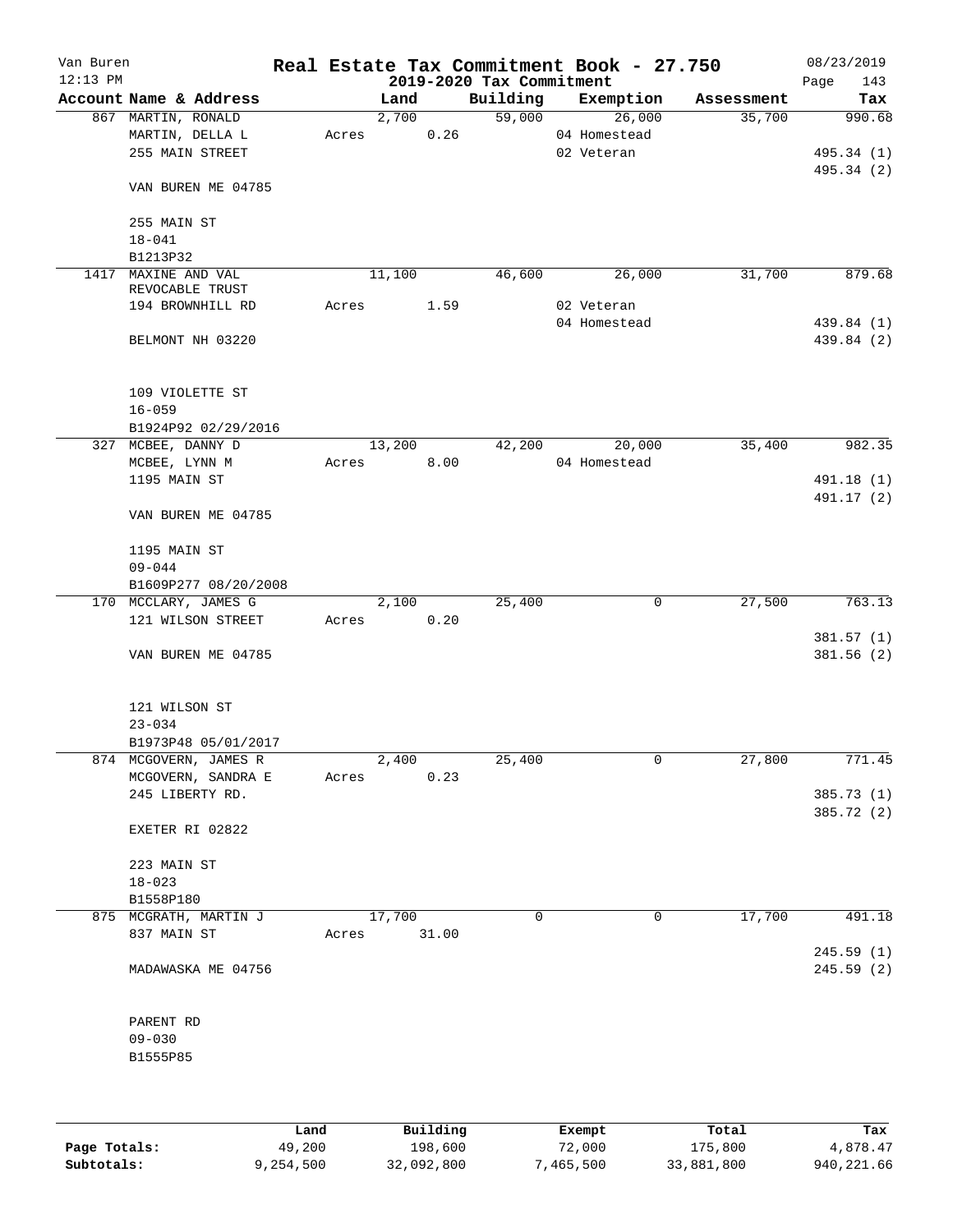# Real Estate Tax Commitment Book - 27.750

Van Buren
12:13 PM
2019-2020 Tax Commitment
08/23/2019

| Account | Name & Address | Land | Building | Exemption | Assessment | Tax |
|---|---|---|---|---|---|---|
| 867 | MARTIN, RONALD | 2,700 | 59,000 | 26,000 | 35,700 | 990.68 |
| | MARTIN, DELLA L | Acres 0.26 | | 04 Homestead | | |
| | 255 MAIN STREET | | | 02 Veteran | | 495.34 (1) |
| | | | | | | 495.34 (2) |
| | VAN BUREN ME 04785 | | | | | |
| | 255 MAIN ST | | | | | |
| | 18-041 | | | | | |
| | B1213P32 | | | | | |
| 1417 | MAXINE AND VAL REVOCABLE TRUST | 11,100 | 46,600 | 26,000 | 31,700 | 879.68 |
| | 194 BROWNHILL RD | Acres 1.59 | | 02 Veteran | | |
| | | | | 04 Homestead | | 439.84 (1) |
| | BELMONT NH 03220 | | | | | 439.84 (2) |
| | 109 VIOLETTE ST | | | | | |
| | 16-059 | | | | | |
| | B1924P92 02/29/2016 | | | | | |
| 327 | MCBEE, DANNY D | 13,200 | 42,200 | 20,000 | 35,400 | 982.35 |
| | MCBEE, LYNN M | Acres 8.00 | | 04 Homestead | | |
| | 1195 MAIN ST | | | | | 491.18 (1) |
| | | | | | | 491.17 (2) |
| | VAN BUREN ME 04785 | | | | | |
| | 1195 MAIN ST | | | | | |
| | 09-044 | | | | | |
| | B1609P277 08/20/2008 | | | | | |
| 170 | MCCLARY, JAMES G | 2,100 | 25,400 | 0 | 27,500 | 763.13 |
| | 121 WILSON STREET | Acres 0.20 | | | | |
| | | | | | | 381.57 (1) |
| | VAN BUREN ME 04785 | | | | | 381.56 (2) |
| | 121 WILSON ST | | | | | |
| | 23-034 | | | | | |
| | B1973P48 05/01/2017 | | | | | |
| 874 | MCGOVERN, JAMES R | 2,400 | 25,400 | 0 | 27,800 | 771.45 |
| | MCGOVERN, SANDRA E | Acres 0.23 | | | | |
| | 245 LIBERTY RD. | | | | | 385.73 (1) |
| | | | | | | 385.72 (2) |
| | EXETER RI 02822 | | | | | |
| | 223 MAIN ST | | | | | |
| | 18-023 | | | | | |
| | B1558P180 | | | | | |
| 875 | MCGRATH, MARTIN J | 17,700 | 0 | 0 | 17,700 | 491.18 |
| | 837 MAIN ST | Acres 31.00 | | | | |
| | | | | | | 245.59 (1) |
| | MADAWASKA ME 04756 | | | | | 245.59 (2) |
| | PARENT RD | | | | | |
| | 09-030 | | | | | |
| | B1555P85 | | | | | |

| | Land | Building | Exempt | Total | Tax |
|---|---|---|---|---|---|
| Page Totals: | 49,200 | 198,600 | 72,000 | 175,800 | 4,878.47 |
| Subtotals: | 9,254,500 | 32,092,800 | 7,465,500 | 33,881,800 | 940,221.66 |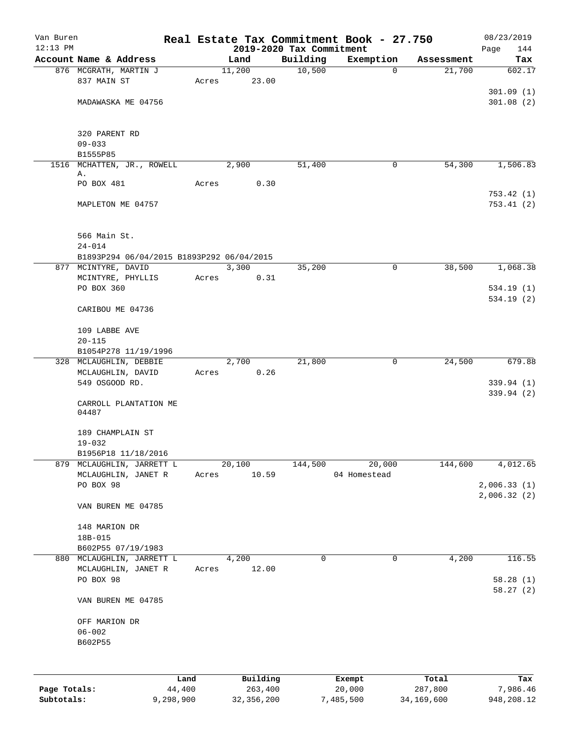Van Buren
12:13 PM

# Real Estate Tax Commitment Book - 27.750
## 2019-2020 Tax Commitment

08/23/2019
Page 144

| Account Name & Address | Land | Building | Exemption | Assessment | Tax |
|---|---|---|---|---|---|
| 876 MCGRATH, MARTIN J<br>837 MAIN ST<br><br>MADAWASKA ME 04756<br><br>320 PARENT RD<br>09-033<br>B1555P85 | 11,200<br>Acres 23.00 | 10,500 | 0 | 21,700 | 602.17<br><br>301.09 (1)<br>301.08 (2) |
| 1516 MCHATTEN, JR., ROWELL A.<br>PO BOX 481<br><br>MAPLETON ME 04757<br><br>566 Main St.<br>24-014<br>B1893P294 06/04/2015 B1893P292 06/04/2015 | 2,900<br>Acres 0.30 | 51,400 | 0 | 54,300 | 1,506.83<br><br>753.42 (1)<br>753.41 (2) |
| 877 MCINTYRE, DAVID<br>MCINTYRE, PHYLLIS<br>PO BOX 360<br><br>CARIBOU ME 04736<br><br>109 LABBE AVE<br>20-115<br>B1054P278 11/19/1996 | 3,300<br>Acres 0.31 | 35,200 | 0 | 38,500 | 1,068.38<br><br>534.19 (1)<br>534.19 (2) |
| 328 MCLAUGHLIN, DEBBIE<br>MCLAUGHLIN, DAVID<br>549 OSGOOD RD.<br><br>CARROLL PLANTATION ME 04487<br><br>189 CHAMPLAIN ST<br>19-032<br>B1956P18 11/18/2016 | 2,700<br>Acres 0.26 | 21,800 | 0 | 24,500 | 679.88<br><br>339.94 (1)<br>339.94 (2) |
| 879 MCLAUGHLIN, JARRETT L<br>MCLAUGHLIN, JANET R<br>PO BOX 98<br><br>VAN BUREN ME 04785<br><br>148 MARION DR<br>18B-015<br>B602P55 07/19/1983 | 20,100<br>Acres 10.59 | 144,500 | 20,000<br>04 Homestead | 144,600 | 4,012.65<br><br>2,006.33 (1)<br>2,006.32 (2) |
| 880 MCLAUGHLIN, JARRETT L<br>MCLAUGHLIN, JANET R<br>PO BOX 98<br><br>VAN BUREN ME 04785<br><br>OFF MARION DR<br>06-002<br>B602P55 | 4,200<br>Acres 12.00 | 0 | 0 | 4,200 | 116.55<br><br>58.28 (1)<br>58.27 (2) |

| | Land | Building | Exempt | Total | Tax |
|---|---|---|---|---|---|
| Page Totals: | 44,400 | 263,400 | 20,000 | 287,800 | 7,986.46 |
| Subtotals: | 9,298,900 | 32,356,200 | 7,485,500 | 34,169,600 | 948,208.12 |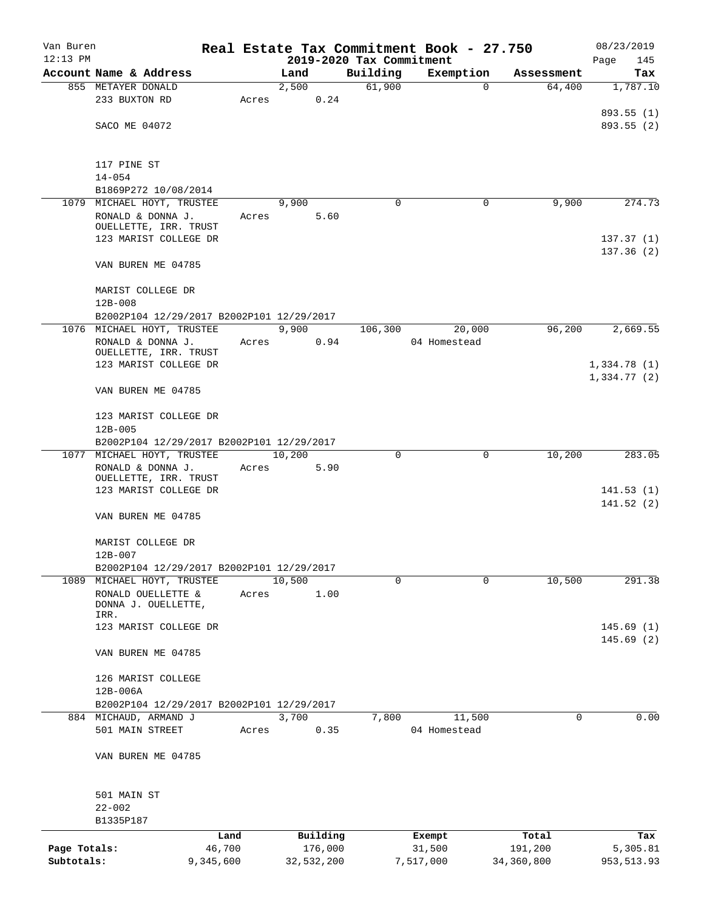Van Buren
12:13 PM

## Real Estate Tax Commitment Book - 27.750
### 2019-2020 Tax Commitment

08/23/2019

| Account | Name & Address | Land | Building | Exemption | Assessment | Tax |
|---|---|---|---|---|---|---|
| 855 | METAYER DONALD<br>233 BUXTON RD<br><br>SACO ME 04072<br><br>117 PINE ST<br>14-054<br>B1869P272 10/08/2014 | 2,500<br>Acres 0.24 | 61,900 | 0 | 64,400 | 1,787.10<br>893.55 (1)<br>893.55 (2) |
| 1079 | MICHAEL HOYT, TRUSTEE<br>RONALD & DONNA J. OUELLETTE, IRR. TRUST<br>123 MARIST COLLEGE DR<br><br>VAN BUREN ME 04785<br><br>MARIST COLLEGE DR<br>12B-008<br>B2002P104 12/29/2017 B2002P101 12/29/2017 | 9,900<br>Acres 5.60 | 0 | 0 | 9,900 | 274.73<br>137.37 (1)<br>137.36 (2) |
| 1076 | MICHAEL HOYT, TRUSTEE<br>RONALD & DONNA J. OUELLETTE, IRR. TRUST<br>123 MARIST COLLEGE DR<br><br>VAN BUREN ME 04785<br><br>123 MARIST COLLEGE DR<br>12B-005<br>B2002P104 12/29/2017 B2002P101 12/29/2017 | 9,900<br>Acres 0.94 | 106,300 | 20,000<br>04 Homestead | 96,200 | 2,669.55<br>1,334.78 (1)<br>1,334.77 (2) |
| 1077 | MICHAEL HOYT, TRUSTEE<br>RONALD & DONNA J. OUELLETTE, IRR. TRUST<br>123 MARIST COLLEGE DR<br><br>VAN BUREN ME 04785<br><br>MARIST COLLEGE DR<br>12B-007<br>B2002P104 12/29/2017 B2002P101 12/29/2017 | 10,200<br>Acres 5.90 | 0 | 0 | 10,200 | 283.05<br>141.53 (1)<br>141.52 (2) |
| 1089 | MICHAEL HOYT, TRUSTEE<br>RONALD OUELLETTE & DONNA J. OUELLETTE, IRR.<br>123 MARIST COLLEGE DR<br><br>VAN BUREN ME 04785<br><br>126 MARIST COLLEGE<br>12B-006A<br>B2002P104 12/29/2017 B2002P101 12/29/2017 | 10,500<br>Acres 1.00 | 0 | 0 | 10,500 | 291.38<br>145.69 (1)<br>145.69 (2) |
| 884 | MICHAUD, ARMAND J<br>501 MAIN STREET<br><br>VAN BUREN ME 04785<br><br>501 MAIN ST<br>22-002<br>B1335P187 | 3,700<br>Acres 0.35 | 7,800 | 11,500<br>04 Homestead | 0 | 0.00 |

| | Land | Building | Exempt | Total | Tax |
|---|---|---|---|---|---|
| Page Totals: | 46,700 | 176,000 | 31,500 | 191,200 | 5,305.81 |
| Subtotals: | 9,345,600 | 32,532,200 | 7,517,000 | 34,360,800 | 953,513.93 |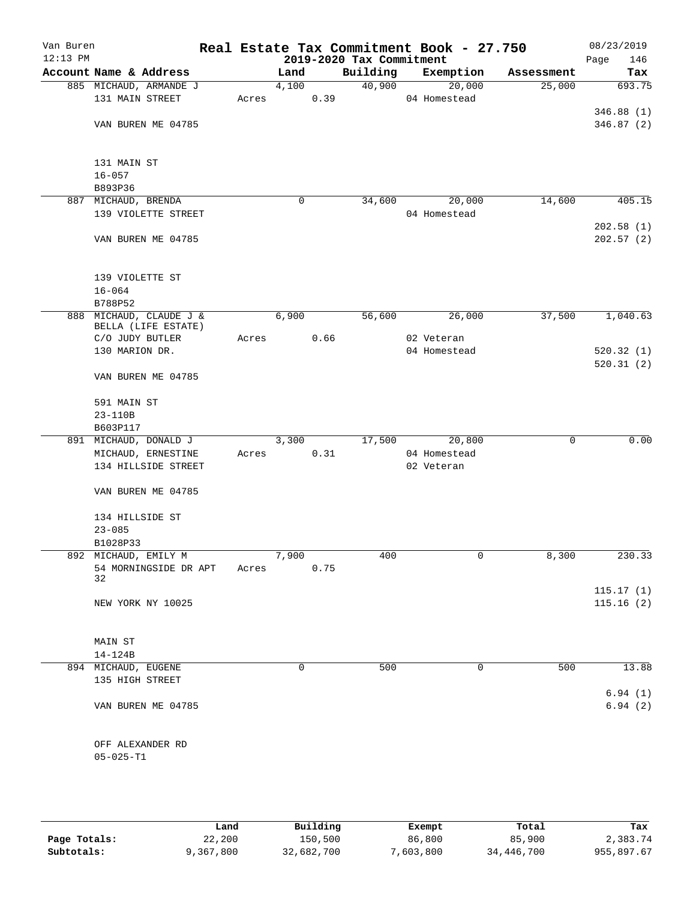Van Buren
12:13 PM

# Real Estate Tax Commitment Book - 27.750

## 2019-2020 Tax Commitment

08/23/2019

| Account Name & Address | Land | Building | Exemption | Assessment | Tax |
|---|---|---|---|---|---|
| 885 MICHAUD, ARMANDE J | 4,100 | 40,900 | 20,000 | 25,000 | 693.75 |
| 131 MAIN STREET | Acres 0.39 | | 04 Homestead | | |
| | | | | | 346.88 (1) |
| VAN BUREN ME 04785 | | | | | 346.87 (2) |
| 131 MAIN ST | | | | | |
| 16-057 | | | | | |
| B893P36 | | | | | |
| 887 MICHAUD, BRENDA | 0 | 34,600 | 20,000 | 14,600 | 405.15 |
| 139 VIOLETTE STREET | | | 04 Homestead | | |
| | | | | | 202.58 (1) |
| VAN BUREN ME 04785 | | | | | 202.57 (2) |
| 139 VIOLETTE ST | | | | | |
| 16-064 | | | | | |
| B788P52 | | | | | |
| 888 MICHAUD, CLAUDE J & BELLA (LIFE ESTATE) | 6,900 | 56,600 | 26,000 | 37,500 | 1,040.63 |
| C/O JUDY BUTLER | Acres 0.66 | | 02 Veteran | | |
| 130 MARION DR. | | | 04 Homestead | | 520.32 (1) |
| | | | | | 520.31 (2) |
| VAN BUREN ME 04785 | | | | | |
| 591 MAIN ST | | | | | |
| 23-110B | | | | | |
| B603P117 | | | | | |
| 891 MICHAUD, DONALD J | 3,300 | 17,500 | 20,800 | 0 | 0.00 |
| MICHAUD, ERNESTINE | Acres 0.31 | | 04 Homestead | | |
| 134 HILLSIDE STREET | | | 02 Veteran | | |
| VAN BUREN ME 04785 | | | | | |
| 134 HILLSIDE ST | | | | | |
| 23-085 | | | | | |
| B1028P33 | | | | | |
| 892 MICHAUD, EMILY M | 7,900 | 400 | 0 | 8,300 | 230.33 |
| 54 MORNINGSIDE DR APT 32 | Acres 0.75 | | | | |
| | | | | | 115.17 (1) |
| NEW YORK NY 10025 | | | | | 115.16 (2) |
| MAIN ST | | | | | |
| 14-124B | | | | | |
| 894 MICHAUD, EUGENE | 0 | 500 | 0 | 500 | 13.88 |
| 135 HIGH STREET | | | | | |
| | | | | | 6.94 (1) |
| VAN BUREN ME 04785 | | | | | 6.94 (2) |
| OFF ALEXANDER RD | | | | | |
| 05-025-T1 | | | | | |

| | Land | Building | Exempt | Total | Tax |
|---|---|---|---|---|---|
| Page Totals: | 22,200 | 150,500 | 86,800 | 85,900 | 2,383.74 |
| Subtotals: | 9,367,800 | 32,682,700 | 7,603,800 | 34,446,700 | 955,897.67 |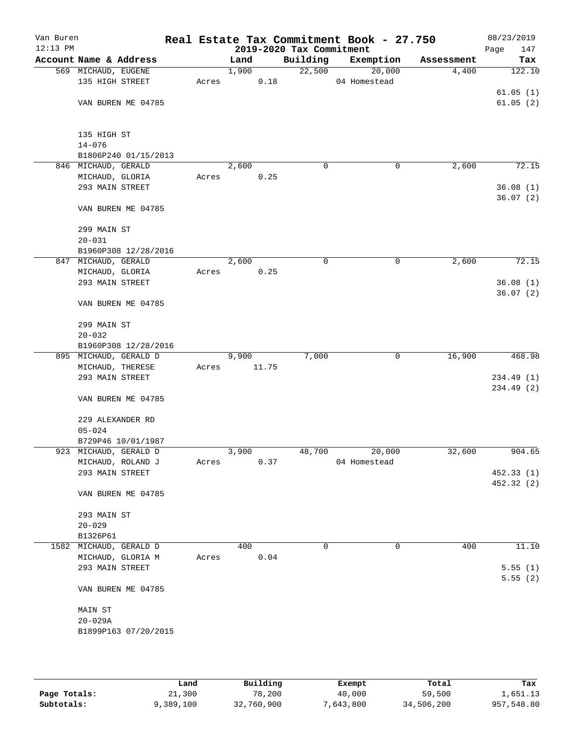# Real Estate Tax Commitment Book - 27.750

## 2019-2020 Tax Commitment

Van Buren
12:13 PM
08/23/2019

| Account Name & Address | Land | Building | Exemption | Assessment | Tax |
|---|---|---|---|---|---|
| 569 MICHAUD, EUGENE | 1,900 | 22,500 | 20,000 | 4,400 | 122.10 |
| 135 HIGH STREET | Acres 0.18 | | 04 Homestead | | |
| | | | | | 61.05 (1) |
| VAN BUREN ME 04785 | | | | | 61.05 (2) |
| 135 HIGH ST | | | | | |
| 14-076 | | | | | |
| B1806P240 01/15/2013 | | | | | |
| 846 MICHAUD, GERALD | 2,600 | 0 | 0 | 2,600 | 72.15 |
| MICHAUD, GLORIA | Acres 0.25 | | | | |
| 293 MAIN STREET | | | | | 36.08 (1) |
| | | | | | 36.07 (2) |
| VAN BUREN ME 04785 | | | | | |
| 299 MAIN ST | | | | | |
| 20-031 | | | | | |
| B1960P308 12/28/2016 | | | | | |
| 847 MICHAUD, GERALD | 2,600 | 0 | 0 | 2,600 | 72.15 |
| MICHAUD, GLORIA | Acres 0.25 | | | | |
| 293 MAIN STREET | | | | | 36.08 (1) |
| | | | | | 36.07 (2) |
| VAN BUREN ME 04785 | | | | | |
| 299 MAIN ST | | | | | |
| 20-032 | | | | | |
| B1960P308 12/28/2016 | | | | | |
| 895 MICHAUD, GERALD D | 9,900 | 7,000 | 0 | 16,900 | 468.98 |
| MICHAUD, THERESE | Acres 11.75 | | | | |
| 293 MAIN STREET | | | | | 234.49 (1) |
| | | | | | 234.49 (2) |
| VAN BUREN ME 04785 | | | | | |
| 229 ALEXANDER RD | | | | | |
| 05-024 | | | | | |
| B729P46 10/01/1987 | | | | | |
| 923 MICHAUD, GERALD D | 3,900 | 48,700 | 20,000 | 32,600 | 904.65 |
| MICHAUD, ROLAND J | Acres 0.37 | | 04 Homestead | | |
| 293 MAIN STREET | | | | | 452.33 (1) |
| | | | | | 452.32 (2) |
| VAN BUREN ME 04785 | | | | | |
| 293 MAIN ST | | | | | |
| 20-029 | | | | | |
| B1326P61 | | | | | |
| 1582 MICHAUD, GERALD D | 400 | 0 | 0 | 400 | 11.10 |
| MICHAUD, GLORIA M | Acres 0.04 | | | | |
| 293 MAIN STREET | | | | | 5.55 (1) |
| | | | | | 5.55 (2) |
| VAN BUREN ME 04785 | | | | | |
| MAIN ST | | | | | |
| 20-029A | | | | | |
| B1899P163 07/20/2015 | | | | | |

| | Land | Building | Exempt | Total | Tax |
|---|---|---|---|---|---|
| Page Totals: | 21,300 | 78,200 | 40,000 | 59,500 | 1,651.13 |
| Subtotals: | 9,389,100 | 32,760,900 | 7,643,800 | 34,506,200 | 957,548.80 |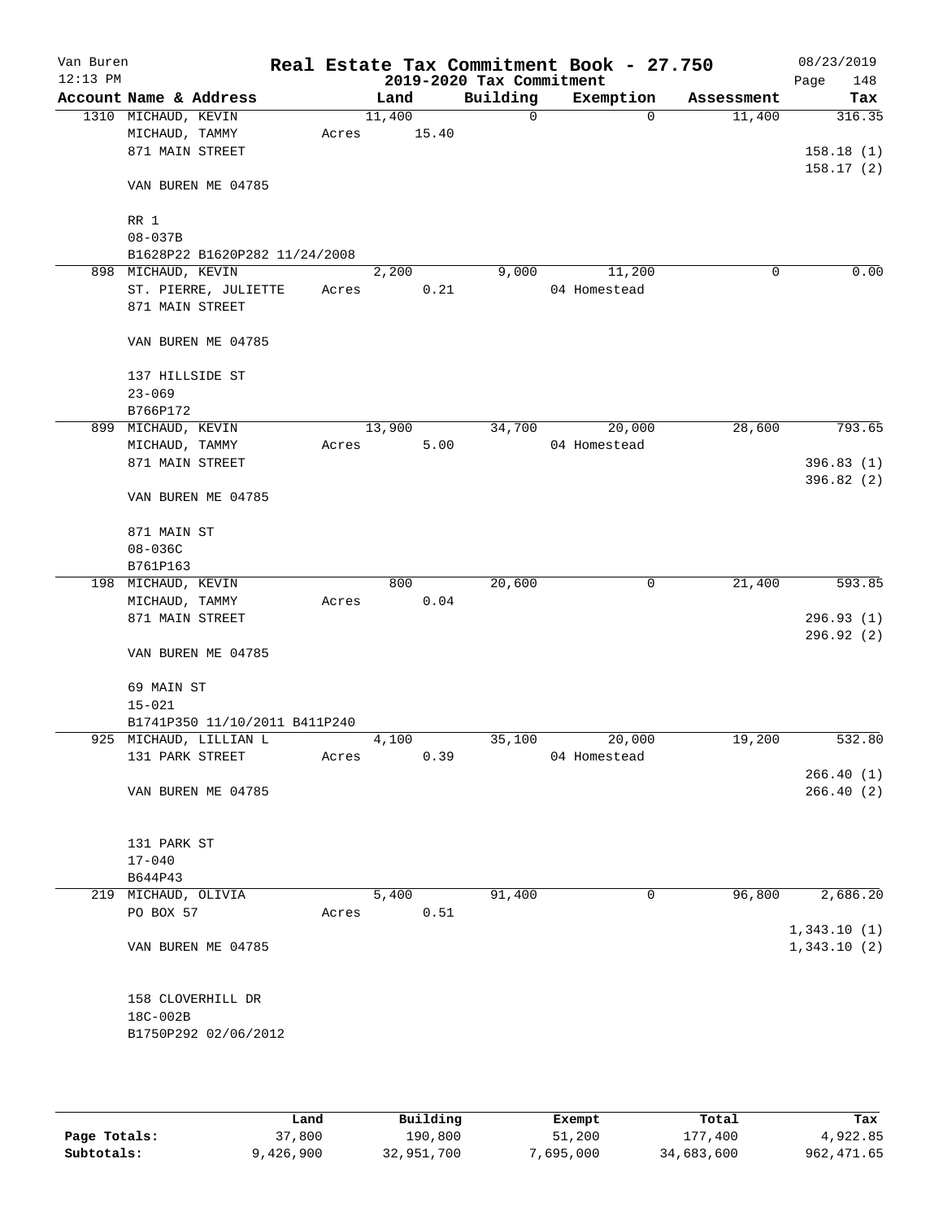Van Buren
12:13 PM

**Real Estate Tax Commitment Book - 27.750**

**2019-2020 Tax Commitment**

08/23/2019
Page 148

| Account Name & Address | Land | Building | Exemption | Assessment | Tax |
|---|---|---|---|---|---|
| 1310 MICHAUD, KEVIN | 11,400 | 0 | 0 | 11,400 | 316.35 |
| MICHAUD, TAMMY | Acres 15.40 | | | | |
| 871 MAIN STREET | | | | | 158.18 (1) |
| | | | | | 158.17 (2) |
| VAN BUREN ME 04785 | | | | | |
| RR 1 | | | | | |
| 08-037B | | | | | |
| B1628P22 B1620P282 11/24/2008 | | | | | |
| 898 MICHAUD, KEVIN | 2,200 | 9,000 | 11,200 | 0 | 0.00 |
| ST. PIERRE, JULIETTE | Acres 0.21 | | 04 Homestead | | |
| 871 MAIN STREET | | | | | |
| VAN BUREN ME 04785 | | | | | |
| 137 HILLSIDE ST | | | | | |
| 23-069 | | | | | |
| B766P172 | | | | | |
| 899 MICHAUD, KEVIN | 13,900 | 34,700 | 20,000 | 28,600 | 793.65 |
| MICHAUD, TAMMY | Acres 5.00 | | 04 Homestead | | |
| 871 MAIN STREET | | | | | 396.83 (1) |
| | | | | | 396.82 (2) |
| VAN BUREN ME 04785 | | | | | |
| 871 MAIN ST | | | | | |
| 08-036C | | | | | |
| B761P163 | | | | | |
| 198 MICHAUD, KEVIN | 800 | 20,600 | 0 | 21,400 | 593.85 |
| MICHAUD, TAMMY | Acres 0.04 | | | | |
| 871 MAIN STREET | | | | | 296.93 (1) |
| | | | | | 296.92 (2) |
| VAN BUREN ME 04785 | | | | | |
| 69 MAIN ST | | | | | |
| 15-021 | | | | | |
| B1741P350 11/10/2011 B411P240 | | | | | |
| 925 MICHAUD, LILLIAN L | 4,100 | 35,100 | 20,000 | 19,200 | 532.80 |
| 131 PARK STREET | Acres 0.39 | | 04 Homestead | | |
| | | | | | 266.40 (1) |
| VAN BUREN ME 04785 | | | | | 266.40 (2) |
| 131 PARK ST | | | | | |
| 17-040 | | | | | |
| B644P43 | | | | | |
| 219 MICHAUD, OLIVIA | 5,400 | 91,400 | 0 | 96,800 | 2,686.20 |
| PO BOX 57 | Acres 0.51 | | | | |
| | | | | | 1,343.10 (1) |
| VAN BUREN ME 04785 | | | | | 1,343.10 (2) |
| 158 CLOVERHILL DR | | | | | |
| 18C-002B | | | | | |
| B1750P292 02/06/2012 | | | | | |

| | Land | Building | Exempt | Total | Tax |
|---|---|---|---|---|---|
| **Page Totals:** | 37,800 | 190,800 | 51,200 | 177,400 | 4,922.85 |
| **Subtotals:** | 9,426,900 | 32,951,700 | 7,695,000 | 34,683,600 | 962,471.65 |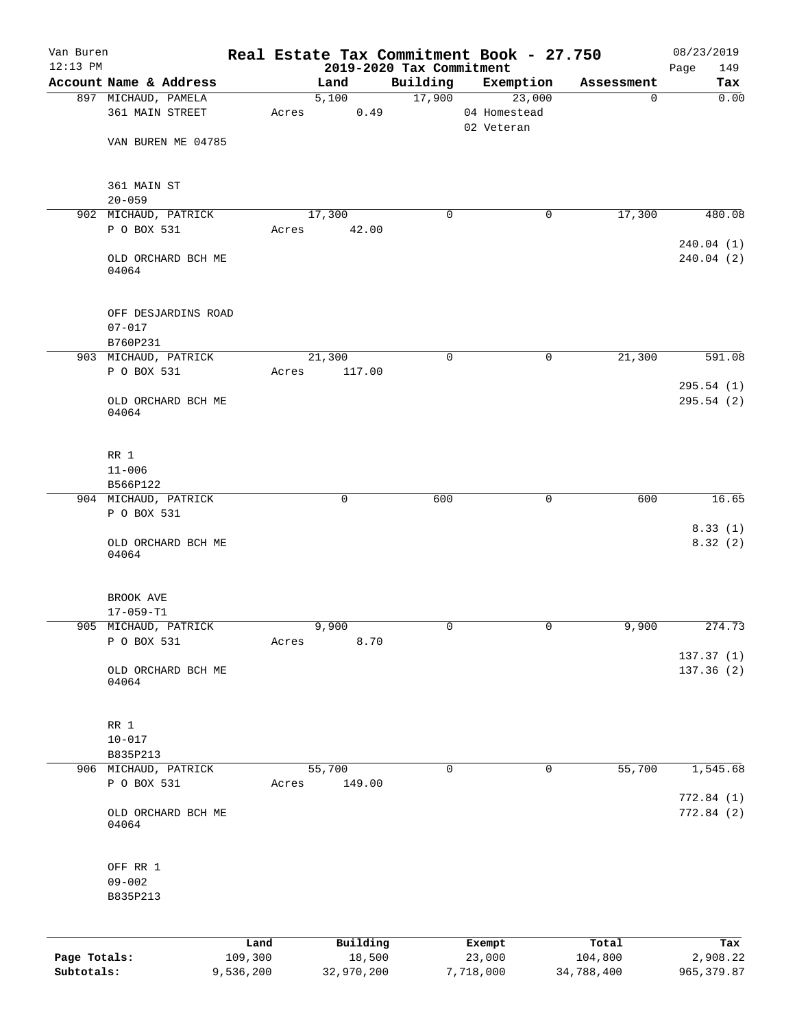Van Buren
12:13 PM

# Real Estate Tax Commitment Book - 27.750

## 2019-2020 Tax Commitment

08/23/2019
Page 149

| Account Name & Address | Land | Building | Exemption | Assessment | Tax |
|---|---|---|---|---|---|
| 897 MICHAUD, PAMELA<br>361 MAIN STREET<br><br>VAN BUREN ME 04785<br><br>361 MAIN ST<br>20-059 | 5,100<br>Acres 0.49 | 17,900 | 23,000<br>04 Homestead<br>02 Veteran | 0 | 0.00 |
| 902 MICHAUD, PATRICK<br>P O BOX 531<br><br>OLD ORCHARD BCH ME 04064<br><br>OFF DESJARDINS ROAD<br>07-017<br>B760P231 | 17,300<br>Acres 42.00 | 0 | 0 | 17,300 | 480.08<br><br>240.04 (1)<br>240.04 (2) |
| 903 MICHAUD, PATRICK<br>P O BOX 531<br><br>OLD ORCHARD BCH ME 04064<br><br>RR 1<br>11-006<br>B566P122 | 21,300<br>Acres 117.00 | 0 | 0 | 21,300 | 591.08<br><br>295.54 (1)<br>295.54 (2) |
| 904 MICHAUD, PATRICK<br>P O BOX 531<br><br>OLD ORCHARD BCH ME 04064<br><br>BROOK AVE<br>17-059-T1 | 0 | 600 | 0 | 600 | 16.65<br><br>8.33 (1)<br>8.32 (2) |
| 905 MICHAUD, PATRICK<br>P O BOX 531<br><br>OLD ORCHARD BCH ME 04064<br><br>RR 1<br>10-017<br>B835P213 | 9,900<br>Acres 8.70 | 0 | 0 | 9,900 | 274.73<br><br>137.37 (1)<br>137.36 (2) |
| 906 MICHAUD, PATRICK<br>P O BOX 531<br><br>OLD ORCHARD BCH ME 04064<br><br>OFF RR 1<br>09-002<br>B835P213 | 55,700<br>Acres 149.00 | 0 | 0 | 55,700 | 1,545.68<br><br>772.84 (1)<br>772.84 (2) |

| | Land | Building | Exempt | Total | Tax |
|---|---|---|---|---|---|
| Page Totals: | 109,300 | 18,500 | 23,000 | 104,800 | 2,908.22 |
| Subtotals: | 9,536,200 | 32,970,200 | 7,718,000 | 34,788,400 | 965,379.87 |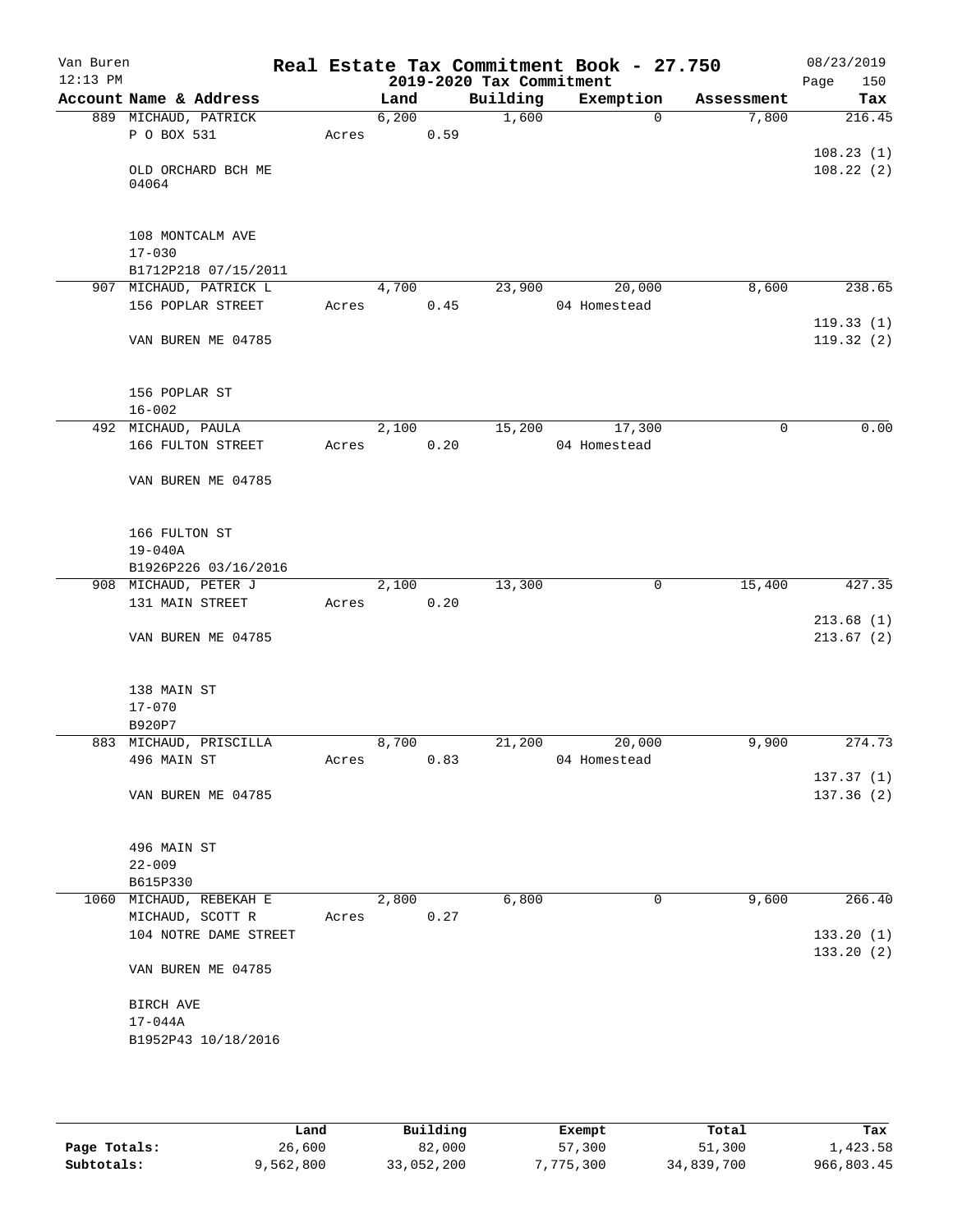# Real Estate Tax Commitment Book - 27.750

Van Buren
12:13 PM

2019-2020 Tax Commitment

08/23/2019

| Account Name & Address | Land | Building | Exemption | Assessment | Tax |
|---|---|---|---|---|---|
| 889 MICHAUD, PATRICK | 6,200 | 1,600 | 0 | 7,800 | 216.45 |
| P O BOX 531 | Acres 0.59 | | | | |
| | | | | | 108.23 (1) |
| OLD ORCHARD BCH ME 04064 | | | | | 108.22 (2) |
| 108 MONTCALM AVE | | | | | |
| 17-030 | | | | | |
| B1712P218 07/15/2011 | | | | | |
| 907 MICHAUD, PATRICK L | 4,700 | 23,900 | 20,000 | 8,600 | 238.65 |
| 156 POPLAR STREET | Acres 0.45 | | 04 Homestead | | |
| | | | | | 119.33 (1) |
| VAN BUREN ME 04785 | | | | | 119.32 (2) |
| 156 POPLAR ST | | | | | |
| 16-002 | | | | | |
| 492 MICHAUD, PAULA | 2,100 | 15,200 | 17,300 | 0 | 0.00 |
| 166 FULTON STREET | Acres 0.20 | | 04 Homestead | | |
| VAN BUREN ME 04785 | | | | | |
| 166 FULTON ST | | | | | |
| 19-040A | | | | | |
| B1926P226 03/16/2016 | | | | | |
| 908 MICHAUD, PETER J | 2,100 | 13,300 | 0 | 15,400 | 427.35 |
| 131 MAIN STREET | Acres 0.20 | | | | |
| | | | | | 213.68 (1) |
| VAN BUREN ME 04785 | | | | | 213.67 (2) |
| 138 MAIN ST | | | | | |
| 17-070 | | | | | |
| B920P7 | | | | | |
| 883 MICHAUD, PRISCILLA | 8,700 | 21,200 | 20,000 | 9,900 | 274.73 |
| 496 MAIN ST | Acres 0.83 | | 04 Homestead | | |
| | | | | | 137.37 (1) |
| VAN BUREN ME 04785 | | | | | 137.36 (2) |
| 496 MAIN ST | | | | | |
| 22-009 | | | | | |
| B615P330 | | | | | |
| 1060 MICHAUD, REBEKAH E | 2,800 | 6,800 | 0 | 9,600 | 266.40 |
| MICHAUD, SCOTT R | Acres 0.27 | | | | |
| 104 NOTRE DAME STREET | | | | | 133.20 (1) |
| | | | | | 133.20 (2) |
| VAN BUREN ME 04785 | | | | | |
| BIRCH AVE | | | | | |
| 17-044A | | | | | |
| B1952P43 10/18/2016 | | | | | |

| | Land | Building | Exempt | Total | Tax |
|---|---|---|---|---|---|
| Page Totals: | 26,600 | 82,000 | 57,300 | 51,300 | 1,423.58 |
| Subtotals: | 9,562,800 | 33,052,200 | 7,775,300 | 34,839,700 | 966,803.45 |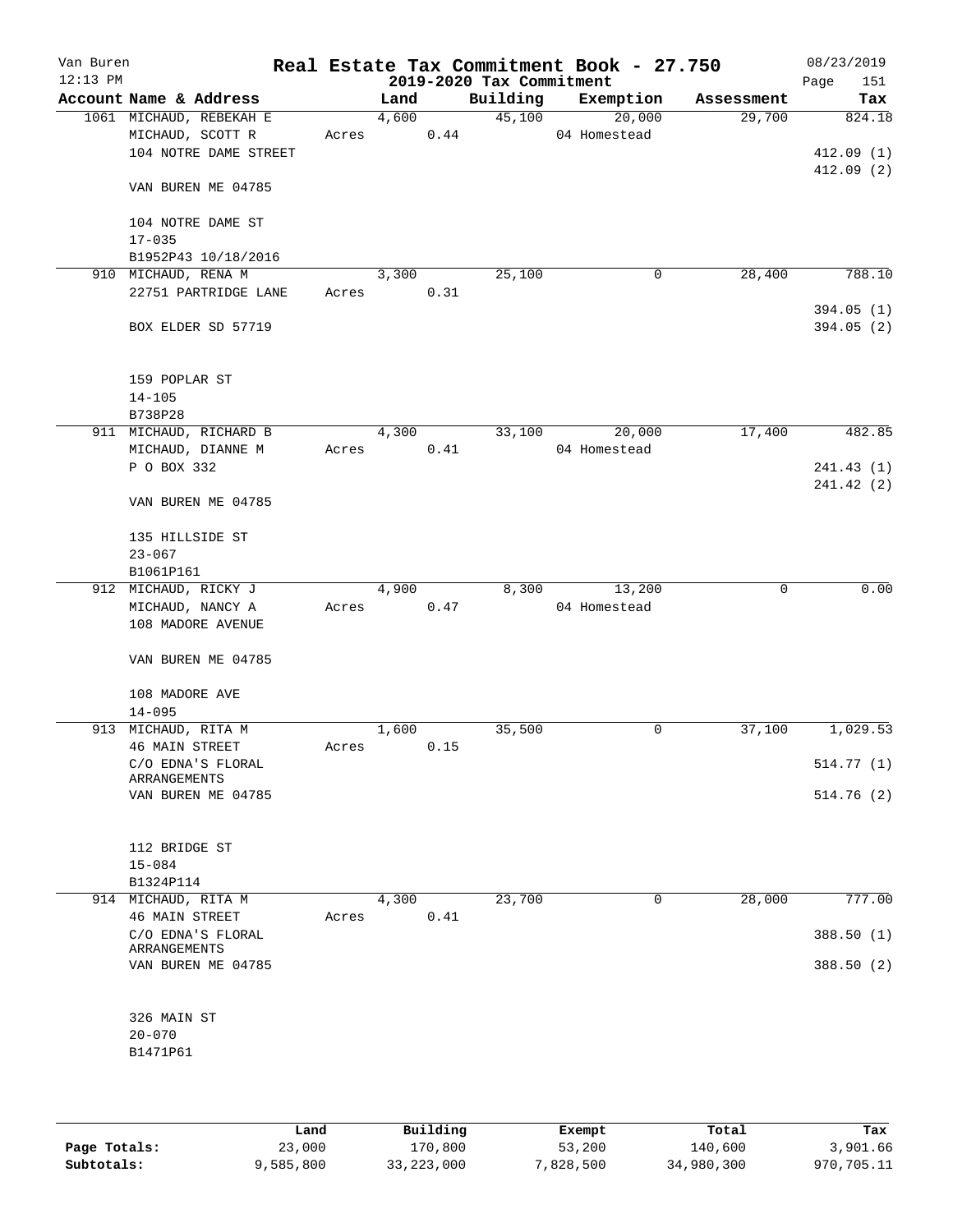Van Buren 12:13 PM

# Real Estate Tax Commitment Book - 27.750

## 2019-2020 Tax Commitment

08/23/2019 Page 151

| Account Name & Address | Land | Building | Exemption | Assessment | Tax |
|---|---|---|---|---|---|
| 1061 MICHAUD, REBEKAH E | 4,600 | 45,100 | 20,000 | 29,700 | 824.18 |
| MICHAUD, SCOTT R | Acres 0.44 | | 04 Homestead | | |
| 104 NOTRE DAME STREET | | | | | 412.09 (1) |
| | | | | | 412.09 (2) |
| VAN BUREN ME 04785 | | | | | |
| 104 NOTRE DAME ST | | | | | |
| 17-035 | | | | | |
| B1952P43 10/18/2016 | | | | | |
| 910 MICHAUD, RENA M | 3,300 | 25,100 | 0 | 28,400 | 788.10 |
| 22751 PARTRIDGE LANE | Acres 0.31 | | | | |
| | | | | | 394.05 (1) |
| BOX ELDER SD 57719 | | | | | 394.05 (2) |
| 159 POPLAR ST | | | | | |
| 14-105 | | | | | |
| B738P28 | | | | | |
| 911 MICHAUD, RICHARD B | 4,300 | 33,100 | 20,000 | 17,400 | 482.85 |
| MICHAUD, DIANNE M | Acres 0.41 | | 04 Homestead | | |
| P O BOX 332 | | | | | 241.43 (1) |
| | | | | | 241.42 (2) |
| VAN BUREN ME 04785 | | | | | |
| 135 HILLSIDE ST | | | | | |
| 23-067 | | | | | |
| B1061P161 | | | | | |
| 912 MICHAUD, RICKY J | 4,900 | 8,300 | 13,200 | 0 | 0.00 |
| MICHAUD, NANCY A | Acres 0.47 | | 04 Homestead | | |
| 108 MADORE AVENUE | | | | | |
| VAN BUREN ME 04785 | | | | | |
| 108 MADORE AVE | | | | | |
| 14-095 | | | | | |
| 913 MICHAUD, RITA M | 1,600 | 35,500 | 0 | 37,100 | 1,029.53 |
| 46 MAIN STREET | Acres 0.15 | | | | |
| C/O EDNA'S FLORAL ARRANGEMENTS | | | | | 514.77 (1) |
| VAN BUREN ME 04785 | | | | | 514.76 (2) |
| 112 BRIDGE ST | | | | | |
| 15-084 | | | | | |
| B1324P114 | | | | | |
| 914 MICHAUD, RITA M | 4,300 | 23,700 | 0 | 28,000 | 777.00 |
| 46 MAIN STREET | Acres 0.41 | | | | |
| C/O EDNA'S FLORAL ARRANGEMENTS | | | | | 388.50 (1) |
| VAN BUREN ME 04785 | | | | | 388.50 (2) |
| 326 MAIN ST | | | | | |
| 20-070 | | | | | |
| B1471P61 | | | | | |

| | Land | Building | Exempt | Total | Tax |
|---|---|---|---|---|---|
| Page Totals: | 23,000 | 170,800 | 53,200 | 140,600 | 3,901.66 |
| Subtotals: | 9,585,800 | 33,223,000 | 7,828,500 | 34,980,300 | 970,705.11 |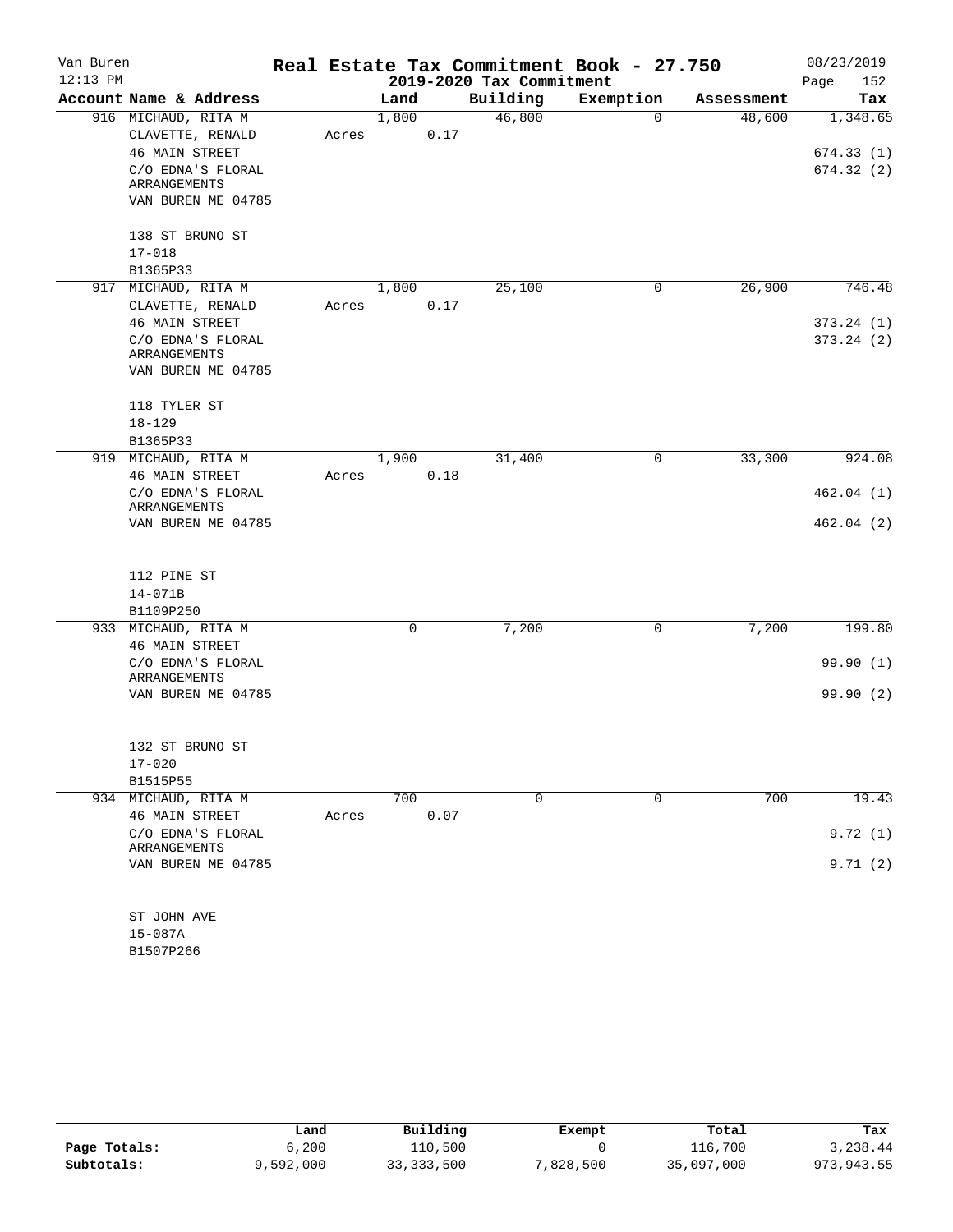Van Buren | Real Estate Tax Commitment Book - 27.750 | 08/23/2019
12:13 PM | 2019-2020 Tax Commitment | Page 152

| Account Name & Address | Land | Building | Exemption | Assessment | Tax |
|---|---|---|---|---|---|
| 916 MICHAUD, RITA M | 1,800 | 46,800 | 0 | 48,600 | 1,348.65 |
| CLAVETTE, RENALD | Acres 0.17 | | | | |
| 46 MAIN STREET | | | | | 674.33 (1) |
| C/O EDNA'S FLORAL ARRANGEMENTS | | | | | 674.32 (2) |
| VAN BUREN ME 04785 | | | | | |
| 138 ST BRUNO ST | | | | | |
| 17-018 | | | | | |
| B1365P33 | | | | | |
| 917 MICHAUD, RITA M | 1,800 | 25,100 | 0 | 26,900 | 746.48 |
| CLAVETTE, RENALD | Acres 0.17 | | | | |
| 46 MAIN STREET | | | | | 373.24 (1) |
| C/O EDNA'S FLORAL ARRANGEMENTS | | | | | 373.24 (2) |
| VAN BUREN ME 04785 | | | | | |
| 118 TYLER ST | | | | | |
| 18-129 | | | | | |
| B1365P33 | | | | | |
| 919 MICHAUD, RITA M | 1,900 | 31,400 | 0 | 33,300 | 924.08 |
| 46 MAIN STREET | Acres 0.18 | | | | |
| C/O EDNA'S FLORAL ARRANGEMENTS | | | | | 462.04 (1) |
| VAN BUREN ME 04785 | | | | | 462.04 (2) |
| 112 PINE ST | | | | | |
| 14-071B | | | | | |
| B1109P250 | | | | | |
| 933 MICHAUD, RITA M | 0 | 7,200 | 0 | 7,200 | 199.80 |
| 46 MAIN STREET | | | | | |
| C/O EDNA'S FLORAL ARRANGEMENTS | | | | | 99.90 (1) |
| VAN BUREN ME 04785 | | | | | 99.90 (2) |
| 132 ST BRUNO ST | | | | | |
| 17-020 | | | | | |
| B1515P55 | | | | | |
| 934 MICHAUD, RITA M | 700 | 0 | 0 | 700 | 19.43 |
| 46 MAIN STREET | Acres 0.07 | | | | |
| C/O EDNA'S FLORAL ARRANGEMENTS | | | | | 9.72 (1) |
| VAN BUREN ME 04785 | | | | | 9.71 (2) |
| ST JOHN AVE | | | | | |
| 15-087A | | | | | |
| B1507P266 | | | | | |

| | Land | Building | Exempt | Total | Tax |
|---|---|---|---|---|---|
| Page Totals: | 6,200 | 110,500 | 0 | 116,700 | 3,238.44 |
| Subtotals: | 9,592,000 | 33,333,500 | 7,828,500 | 35,097,000 | 973,943.55 |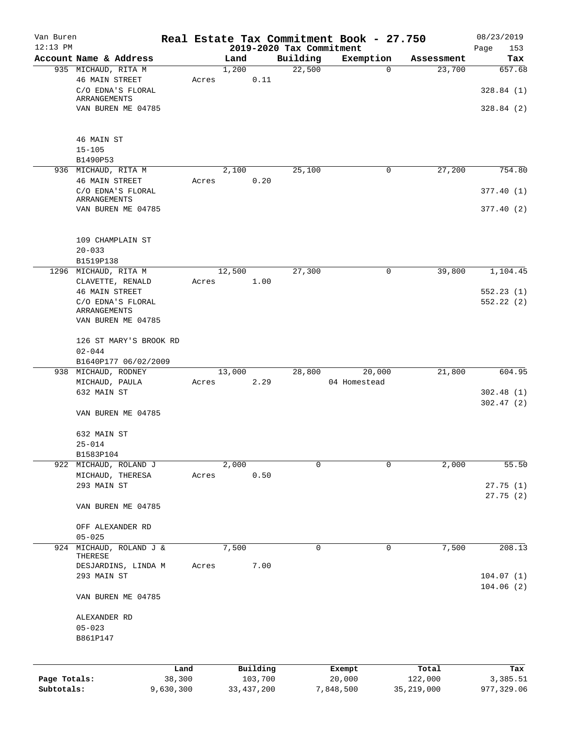# Real Estate Tax Commitment Book - 27.750

## 2019-2020 Tax Commitment

| Account Name & Address | Land | Building | Exemption | Assessment | Tax |
|---|---|---|---|---|---|
| 935 MICHAUD, RITA M<br>46 MAIN STREET<br>C/O EDNA'S FLORAL ARRANGEMENTS<br>VAN BUREN ME 04785<br><br>46 MAIN ST<br>15-105<br>B1490P53 | 1,200<br>Acres 0.11 | 22,500 | 0 | 23,700 | 657.68<br><br>328.84 (1)<br>328.84 (2) |
| 936 MICHAUD, RITA M<br>46 MAIN STREET<br>C/O EDNA'S FLORAL ARRANGEMENTS<br>VAN BUREN ME 04785<br><br>109 CHAMPLAIN ST<br>20-033<br>B1519P138 | 2,100<br>Acres 0.20 | 25,100 | 0 | 27,200 | 754.80<br><br>377.40 (1)<br>377.40 (2) |
| 1296 MICHAUD, RITA M<br>CLAVETTE, RENALD<br>46 MAIN STREET<br>C/O EDNA'S FLORAL ARRANGEMENTS<br>VAN BUREN ME 04785<br><br>126 ST MARY'S BROOK RD<br>02-044<br>B1640P177 06/02/2009 | 12,500<br>Acres 1.00 | 27,300 | 0 | 39,800 | 1,104.45<br><br>552.23 (1)<br>552.22 (2) |
| 938 MICHAUD, RODNEY<br>MICHAUD, PAULA<br>632 MAIN ST<br><br>VAN BUREN ME 04785<br><br>632 MAIN ST<br>25-014<br>B1583P104 | 13,000<br>Acres 2.29 | 28,800 | 20,000<br>04 Homestead | 21,800 | 604.95<br><br>302.48 (1)<br>302.47 (2) |
| 922 MICHAUD, ROLAND J<br>MICHAUD, THERESA<br>293 MAIN ST<br><br>VAN BUREN ME 04785<br><br>OFF ALEXANDER RD<br>05-025 | 2,000<br>Acres 0.50 | 0 | 0 | 2,000 | 55.50<br><br>27.75 (1)<br>27.75 (2) |
| 924 MICHAUD, ROLAND J & THERESE<br>DESJARDINS, LINDA M<br>293 MAIN ST<br><br>VAN BUREN ME 04785<br><br>ALEXANDER RD<br>05-023<br>B861P147 | 7,500<br>Acres 7.00 | 0 | 0 | 7,500 | 208.13<br><br>104.07 (1)<br>104.06 (2) |

| | Land | Building | Exempt | Total | Tax |
|---|---|---|---|---|---|
| Page Totals: | 38,300 | 103,700 | 20,000 | 122,000 | 3,385.51 |
| Subtotals: | 9,630,300 | 33,437,200 | 7,848,500 | 35,219,000 | 977,329.06 |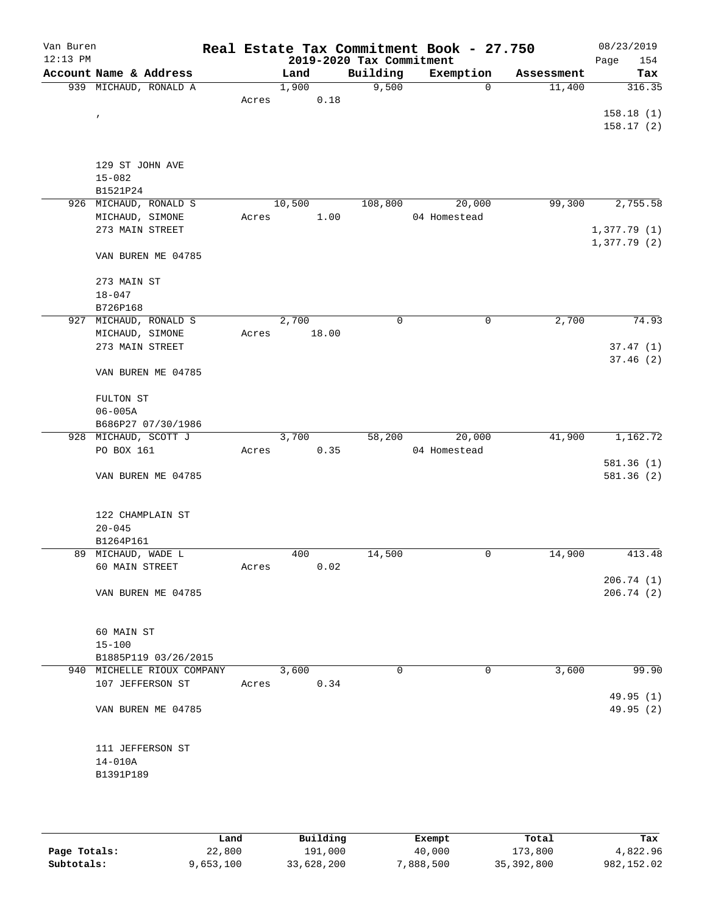# Real Estate Tax Commitment Book - 27.750

Van Buren
12:13 PM

2019-2020 Tax Commitment

08/23/2019
Page 154

| Account Name & Address | Land | Building | Exemption | Assessment | Tax |
|---|---|---|---|---|---|
| 939 MICHAUD, RONALD A | 1,900 | 9,500 | 0 | 11,400 | 316.35 |
| | Acres 0.18 | | | | |
| , | | | | | 158.18 (1) |
| | | | | | 158.17 (2) |
| 129 ST JOHN AVE | | | | | |
| 15-082 | | | | | |
| B1521P24 | | | | | |
| 926 MICHAUD, RONALD S | 10,500 | 108,800 | 20,000 | 99,300 | 2,755.58 |
| MICHAUD, SIMONE | Acres 1.00 | | 04 Homestead | | |
| 273 MAIN STREET | | | | | 1,377.79 (1) |
| | | | | | 1,377.79 (2) |
| VAN BUREN ME 04785 | | | | | |
| 273 MAIN ST | | | | | |
| 18-047 | | | | | |
| B726P168 | | | | | |
| 927 MICHAUD, RONALD S | 2,700 | 0 | 0 | 2,700 | 74.93 |
| MICHAUD, SIMONE | Acres 18.00 | | | | |
| 273 MAIN STREET | | | | | 37.47 (1) |
| | | | | | 37.46 (2) |
| VAN BUREN ME 04785 | | | | | |
| FULTON ST | | | | | |
| 06-005A | | | | | |
| B686P27 07/30/1986 | | | | | |
| 928 MICHAUD, SCOTT J | 3,700 | 58,200 | 20,000 | 41,900 | 1,162.72 |
| PO BOX 161 | Acres 0.35 | | 04 Homestead | | |
| | | | | | 581.36 (1) |
| VAN BUREN ME 04785 | | | | | 581.36 (2) |
| 122 CHAMPLAIN ST | | | | | |
| 20-045 | | | | | |
| B1264P161 | | | | | |
| 89 MICHAUD, WADE L | 400 | 14,500 | 0 | 14,900 | 413.48 |
| 60 MAIN STREET | Acres 0.02 | | | | |
| | | | | | 206.74 (1) |
| VAN BUREN ME 04785 | | | | | 206.74 (2) |
| 60 MAIN ST | | | | | |
| 15-100 | | | | | |
| B1885P119 03/26/2015 | | | | | |
| 940 MICHELLE RIOUX COMPANY | 3,600 | 0 | 0 | 3,600 | 99.90 |
| 107 JEFFERSON ST | Acres 0.34 | | | | |
| | | | | | 49.95 (1) |
| VAN BUREN ME 04785 | | | | | 49.95 (2) |
| 111 JEFFERSON ST | | | | | |
| 14-010A | | | | | |
| B1391P189 | | | | | |

| | Land | Building | Exempt | Total | Tax |
|---|---|---|---|---|---|
| Page Totals: | 22,800 | 191,000 | 40,000 | 173,800 | 4,822.96 |
| Subtotals: | 9,653,100 | 33,628,200 | 7,888,500 | 35,392,800 | 982,152.02 |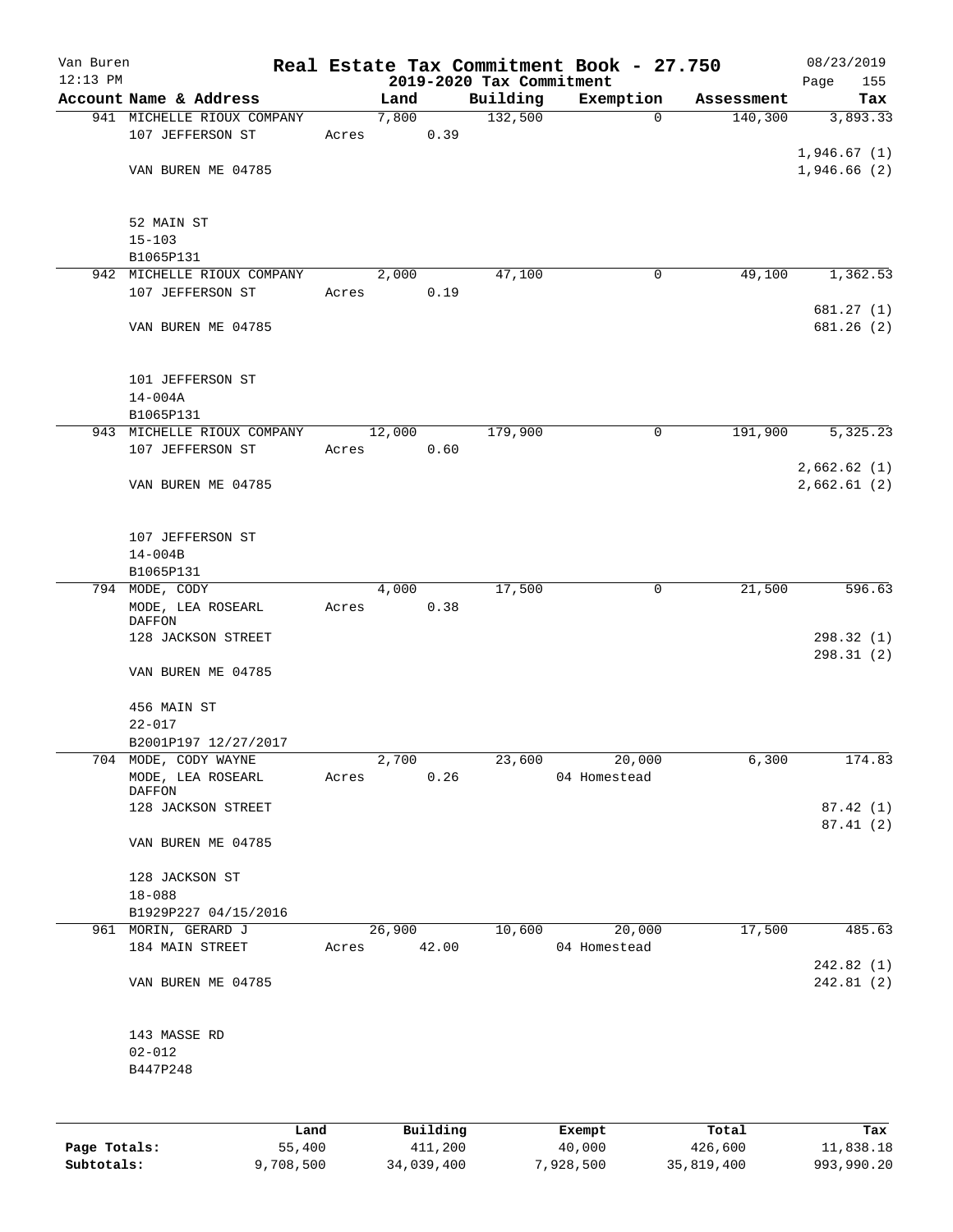# Real Estate Tax Commitment Book - 27.750

Van Buren
12:13 PM

2019-2020 Tax Commitment

08/23/2019

| Account | Name & Address | Land | Building | Exemption | Assessment | Tax |
|---|---|---|---|---|---|---|
| 941 | MICHELLE RIOUX COMPANY<br>107 JEFFERSON ST<br><br>VAN BUREN ME 04785<br><br>52 MAIN ST<br>15-103<br>B1065P131 | 7,800<br>Acres 0.39 | 132,500 | 0 | 140,300 | 3,893.33<br><br>1,946.67 (1)<br>1,946.66 (2) |
| 942 | MICHELLE RIOUX COMPANY<br>107 JEFFERSON ST<br><br>VAN BUREN ME 04785<br><br>101 JEFFERSON ST<br>14-004A<br>B1065P131 | 2,000<br>Acres 0.19 | 47,100 | 0 | 49,100 | 1,362.53<br><br>681.27 (1)<br>681.26 (2) |
| 943 | MICHELLE RIOUX COMPANY<br>107 JEFFERSON ST<br><br>VAN BUREN ME 04785<br><br>107 JEFFERSON ST<br>14-004B<br>B1065P131 | 12,000<br>Acres 0.60 | 179,900 | 0 | 191,900 | 5,325.23<br><br>2,662.62 (1)<br>2,662.61 (2) |
| 794 | MODE, CODY<br>MODE, LEA ROSEARL DAFFON<br>128 JACKSON STREET<br><br>VAN BUREN ME 04785<br><br>456 MAIN ST<br>22-017<br>B2001P197 12/27/2017 | 4,000<br>Acres 0.38 | 17,500 | 0 | 21,500 | 596.63<br><br>298.32 (1)<br>298.31 (2) |
| 704 | MODE, CODY WAYNE<br>MODE, LEA ROSEARL DAFFON<br>128 JACKSON STREET<br><br>VAN BUREN ME 04785<br><br>128 JACKSON ST<br>18-088<br>B1929P227 04/15/2016 | 2,700<br>Acres 0.26 | 23,600 | 20,000<br>04 Homestead | 6,300 | 174.83<br><br>87.42 (1)<br>87.41 (2) |
| 961 | MORIN, GERARD J<br>184 MAIN STREET<br><br>VAN BUREN ME 04785<br><br>143 MASSE RD<br>02-012<br>B447P248 | 26,900<br>Acres 42.00 | 10,600 | 20,000<br>04 Homestead | 17,500 | 485.63<br><br>242.82 (1)<br>242.81 (2) |

| | Land | Building | Exempt | Total | Tax |
|---|---|---|---|---|---|
| **Page Totals:** | 55,400 | 411,200 | 40,000 | 426,600 | 11,838.18 |
| **Subtotals:** | 9,708,500 | 34,039,400 | 7,928,500 | 35,819,400 | 993,990.20 |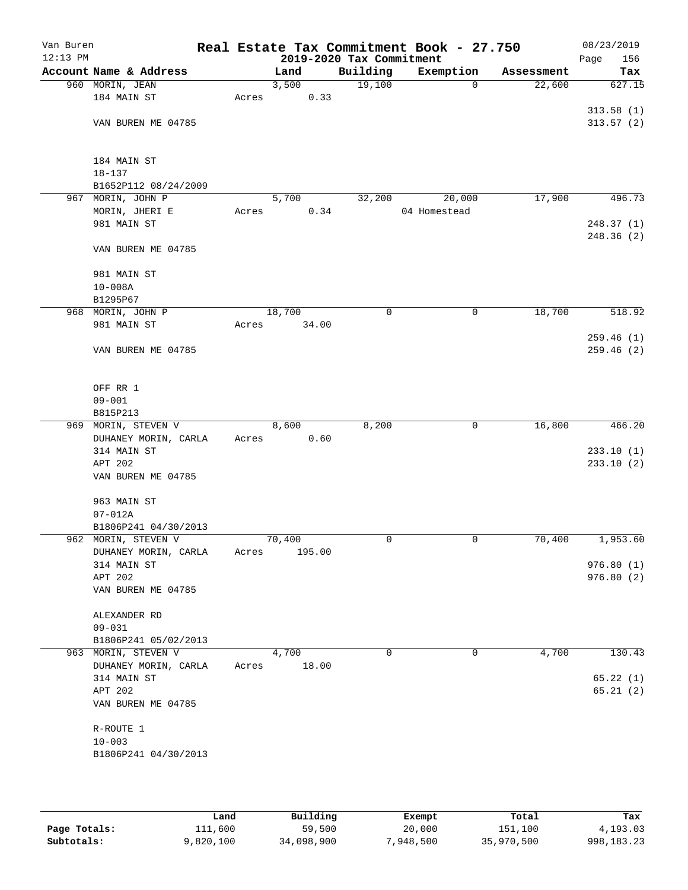Van Buren | Real Estate Tax Commitment Book - 27.750 | 08/23/2019
12:13 PM | 2019-2020 Tax Commitment | Page 156

| Account Name & Address | Land | Building | Exemption | Assessment | Tax |
|---|---|---|---|---|---|
| 960 MORIN, JEAN<br>184 MAIN ST<br><br>VAN BUREN ME 04785<br><br>184 MAIN ST<br>18-137<br>B1652P112 08/24/2009 | 3,500<br>Acres 0.33 | 19,100 | 0 | 22,600 | 627.15<br><br>313.58 (1)<br>313.57 (2) |
| 967 MORIN, JOHN P<br>MORIN, JHERI E<br>981 MAIN ST<br><br>VAN BUREN ME 04785<br><br>981 MAIN ST<br>10-008A<br>B1295P67 | 5,700<br>Acres 0.34 | 32,200 | 20,000<br>04 Homestead | 17,900 | 496.73<br><br>248.37 (1)<br>248.36 (2) |
| 968 MORIN, JOHN P<br>981 MAIN ST<br><br>VAN BUREN ME 04785<br><br>OFF RR 1<br>09-001<br>B815P213 | 18,700<br>Acres 34.00 | 0 | 0 | 18,700 | 518.92<br><br>259.46 (1)<br>259.46 (2) |
| 969 MORIN, STEVEN V<br>DUHANEY MORIN, CARLA<br>314 MAIN ST<br>APT 202<br>VAN BUREN ME 04785<br><br>963 MAIN ST<br>07-012A<br>B1806P241 04/30/2013 | 8,600<br>Acres 0.60 | 8,200 | 0 | 16,800 | 466.20<br><br>233.10 (1)<br>233.10 (2) |
| 962 MORIN, STEVEN V<br>DUHANEY MORIN, CARLA<br>314 MAIN ST<br>APT 202<br>VAN BUREN ME 04785<br><br>ALEXANDER RD<br>09-031<br>B1806P241 05/02/2013 | 70,400<br>Acres 195.00 | 0 | 0 | 70,400 | 1,953.60<br><br>976.80 (1)<br>976.80 (2) |
| 963 MORIN, STEVEN V<br>DUHANEY MORIN, CARLA<br>314 MAIN ST<br>APT 202<br>VAN BUREN ME 04785<br><br>R-ROUTE 1<br>10-003<br>B1806P241 04/30/2013 | 4,700<br>Acres 18.00 | 0 | 0 | 4,700 | 130.43<br><br>65.22 (1)<br>65.21 (2) |

| | Land | Building | Exempt | Total | Tax |
|---|---|---|---|---|---|
| Page Totals: | 111,600 | 59,500 | 20,000 | 151,100 | 4,193.03 |
| Subtotals: | 9,820,100 | 34,098,900 | 7,948,500 | 35,970,500 | 998,183.23 |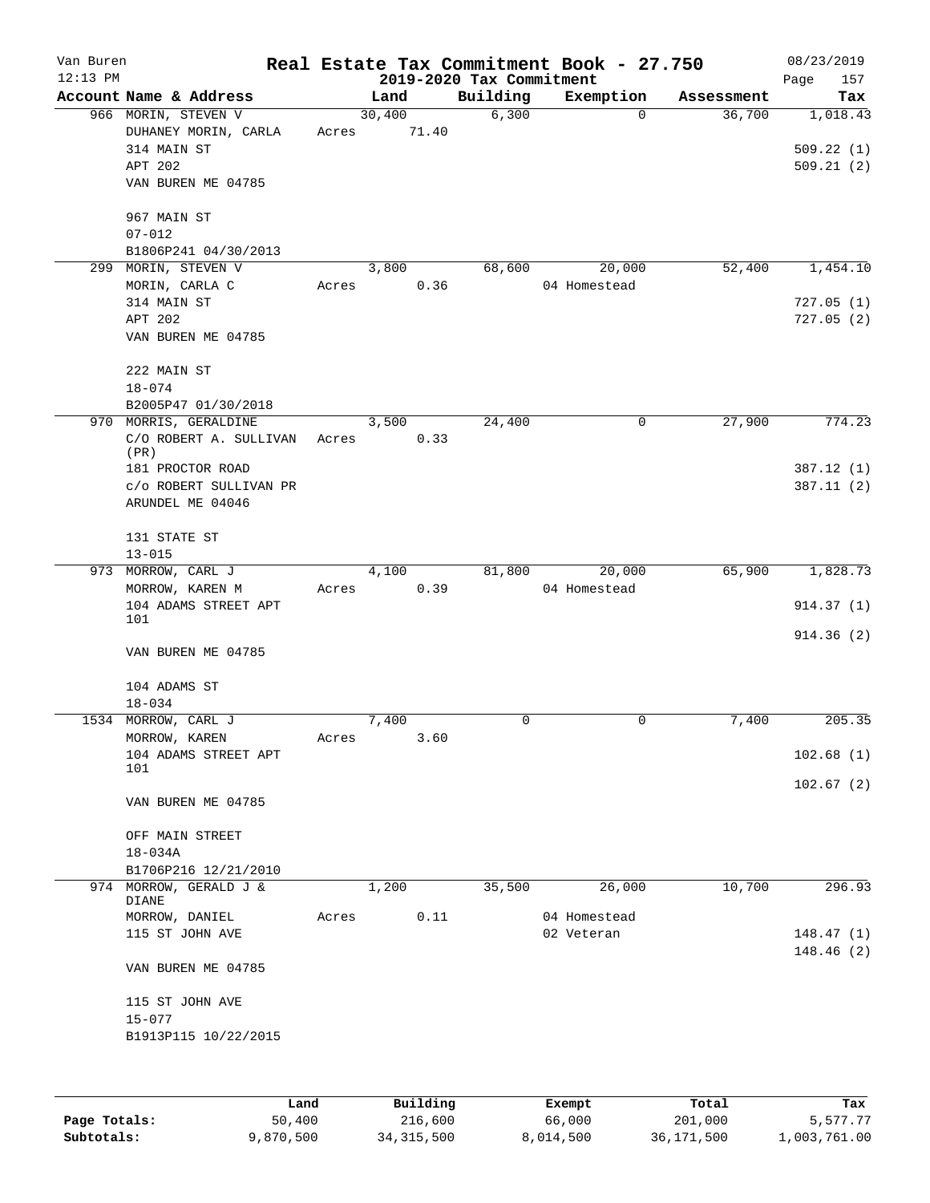# Real Estate Tax Commitment Book - 27.750

Van Buren
12:13 PM

2019-2020 Tax Commitment

08/23/2019

| Account Name & Address | Land | Building | Exemption | Assessment | Tax |
|---|---|---|---|---|---|
| 966 MORIN, STEVEN V<br>DUHANEY MORIN, CARLA<br>314 MAIN ST<br>APT 202<br>VAN BUREN ME 04785<br><br>967 MAIN ST<br>07-012<br>B1806P241 04/30/2013 | 30,400<br>Acres 71.40 | 6,300 | 0 | 36,700 | 1,018.43<br><br>509.22 (1)<br>509.21 (2) |
| 299 MORIN, STEVEN V<br>MORIN, CARLA C<br>314 MAIN ST<br>APT 202<br>VAN BUREN ME 04785<br><br>222 MAIN ST<br>18-074<br>B2005P47 01/30/2018 | 3,800<br>Acres 0.36 | 68,600 | 20,000<br>04 Homestead | 52,400 | 1,454.10<br><br>727.05 (1)<br>727.05 (2) |
| 970 MORRIS, GERALDINE<br>C/O ROBERT A. SULLIVAN (PR)<br>181 PROCTOR ROAD<br>c/o ROBERT SULLIVAN PR<br>ARUNDEL ME 04046<br><br>131 STATE ST<br>13-015 | 3,500<br>Acres 0.33 | 24,400 | 0 | 27,900 | 774.23<br><br>387.12 (1)<br>387.11 (2) |
| 973 MORROW, CARL J<br>MORROW, KAREN M<br>104 ADAMS STREET APT 101<br>VAN BUREN ME 04785<br><br>104 ADAMS ST<br>18-034 | 4,100<br>Acres 0.39 | 81,800 | 20,000<br>04 Homestead | 65,900 | 1,828.73<br><br>914.37 (1)<br>914.36 (2) |
| 1534 MORROW, CARL J<br>MORROW, KAREN<br>104 ADAMS STREET APT 101<br>VAN BUREN ME 04785<br><br>OFF MAIN STREET<br>18-034A<br>B1706P216 12/21/2010 | 7,400<br>Acres 3.60 | 0 | 0 | 7,400 | 205.35<br><br>102.68 (1)<br>102.67 (2) |
| 974 MORROW, GERALD J & DIANE<br>MORROW, DANIEL<br>115 ST JOHN AVE<br>VAN BUREN ME 04785<br><br>115 ST JOHN AVE<br>15-077<br>B1913P115 10/22/2015 | 1,200<br>Acres 0.11 | 35,500 | 26,000<br>04 Homestead<br>02 Veteran | 10,700 | 296.93<br><br>148.47 (1)<br>148.46 (2) |

| | Land | Building | Exempt | Total | Tax |
|---|---|---|---|---|---|
| Page Totals: | 50,400 | 216,600 | 66,000 | 201,000 | 5,577.77 |
| Subtotals: | 9,870,500 | 34,315,500 | 8,014,500 | 36,171,500 | 1,003,761.00 |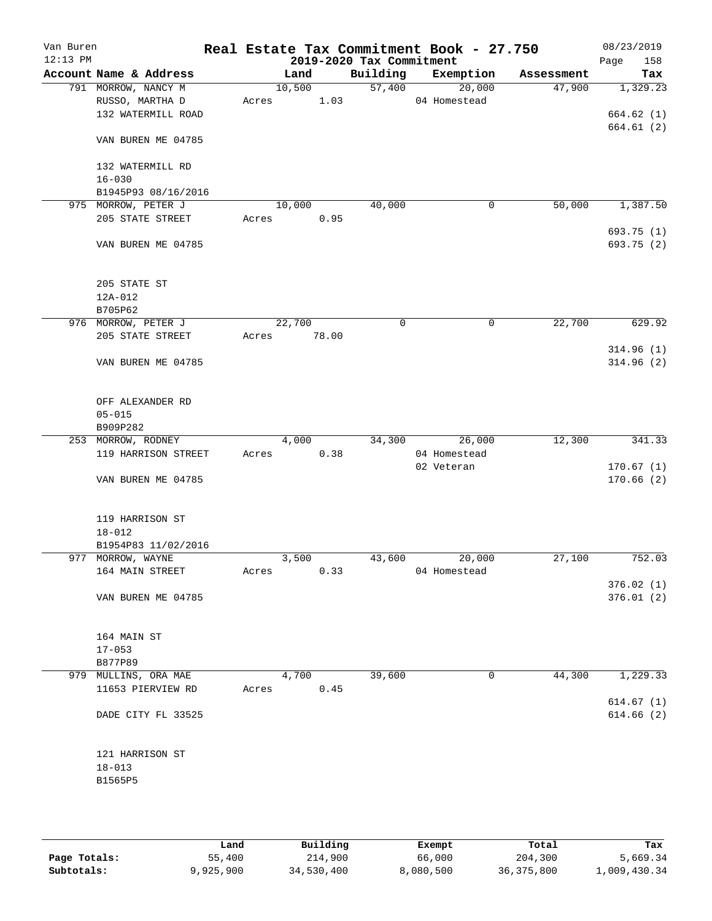Van Buren
12:13 PM

# Real Estate Tax Commitment Book - 27.750

08/23/2019

## 2019-2020 Tax Commitment

| Account Name & Address | Land | Building | Exemption | Assessment | Tax |
|---|---|---|---|---|---|
| 791 MORROW, NANCY M | 10,500 | 57,400 | 20,000 | 47,900 | 1,329.23 |
| RUSSO, MARTHA D | Acres 1.03 | | 04 Homestead | | |
| 132 WATERMILL ROAD | | | | | 664.62 (1) |
| | | | | | 664.61 (2) |
| VAN BUREN ME 04785 | | | | | |
| 132 WATERMILL RD | | | | | |
| 16-030 | | | | | |
| B1945P93 08/16/2016 | | | | | |
| 975 MORROW, PETER J | 10,000 | 40,000 | 0 | 50,000 | 1,387.50 |
| 205 STATE STREET | Acres 0.95 | | | | |
| | | | | | 693.75 (1) |
| VAN BUREN ME 04785 | | | | | 693.75 (2) |
| 205 STATE ST | | | | | |
| 12A-012 | | | | | |
| B705P62 | | | | | |
| 976 MORROW, PETER J | 22,700 | 0 | 0 | 22,700 | 629.92 |
| 205 STATE STREET | Acres 78.00 | | | | |
| | | | | | 314.96 (1) |
| VAN BUREN ME 04785 | | | | | 314.96 (2) |
| OFF ALEXANDER RD | | | | | |
| 05-015 | | | | | |
| B909P282 | | | | | |
| 253 MORROW, RODNEY | 4,000 | 34,300 | 26,000 | 12,300 | 341.33 |
| 119 HARRISON STREET | Acres 0.38 | | 04 Homestead | | |
| | | | 02 Veteran | | 170.67 (1) |
| VAN BUREN ME 04785 | | | | | 170.66 (2) |
| 119 HARRISON ST | | | | | |
| 18-012 | | | | | |
| B1954P83 11/02/2016 | | | | | |
| 977 MORROW, WAYNE | 3,500 | 43,600 | 20,000 | 27,100 | 752.03 |
| 164 MAIN STREET | Acres 0.33 | | 04 Homestead | | |
| | | | | | 376.02 (1) |
| VAN BUREN ME 04785 | | | | | 376.01 (2) |
| 164 MAIN ST | | | | | |
| 17-053 | | | | | |
| B877P89 | | | | | |
| 979 MULLINS, ORA MAE | 4,700 | 39,600 | 0 | 44,300 | 1,229.33 |
| 11653 PIERVIEW RD | Acres 0.45 | | | | |
| | | | | | 614.67 (1) |
| DADE CITY FL 33525 | | | | | 614.66 (2) |
| 121 HARRISON ST | | | | | |
| 18-013 | | | | | |
| B1565P5 | | | | | |

| | Land | Building | Exempt | Total | Tax |
|---|---|---|---|---|---|
| Page Totals: | 55,400 | 214,900 | 66,000 | 204,300 | 5,669.34 |
| Subtotals: | 9,925,900 | 34,530,400 | 8,080,500 | 36,375,800 | 1,009,430.34 |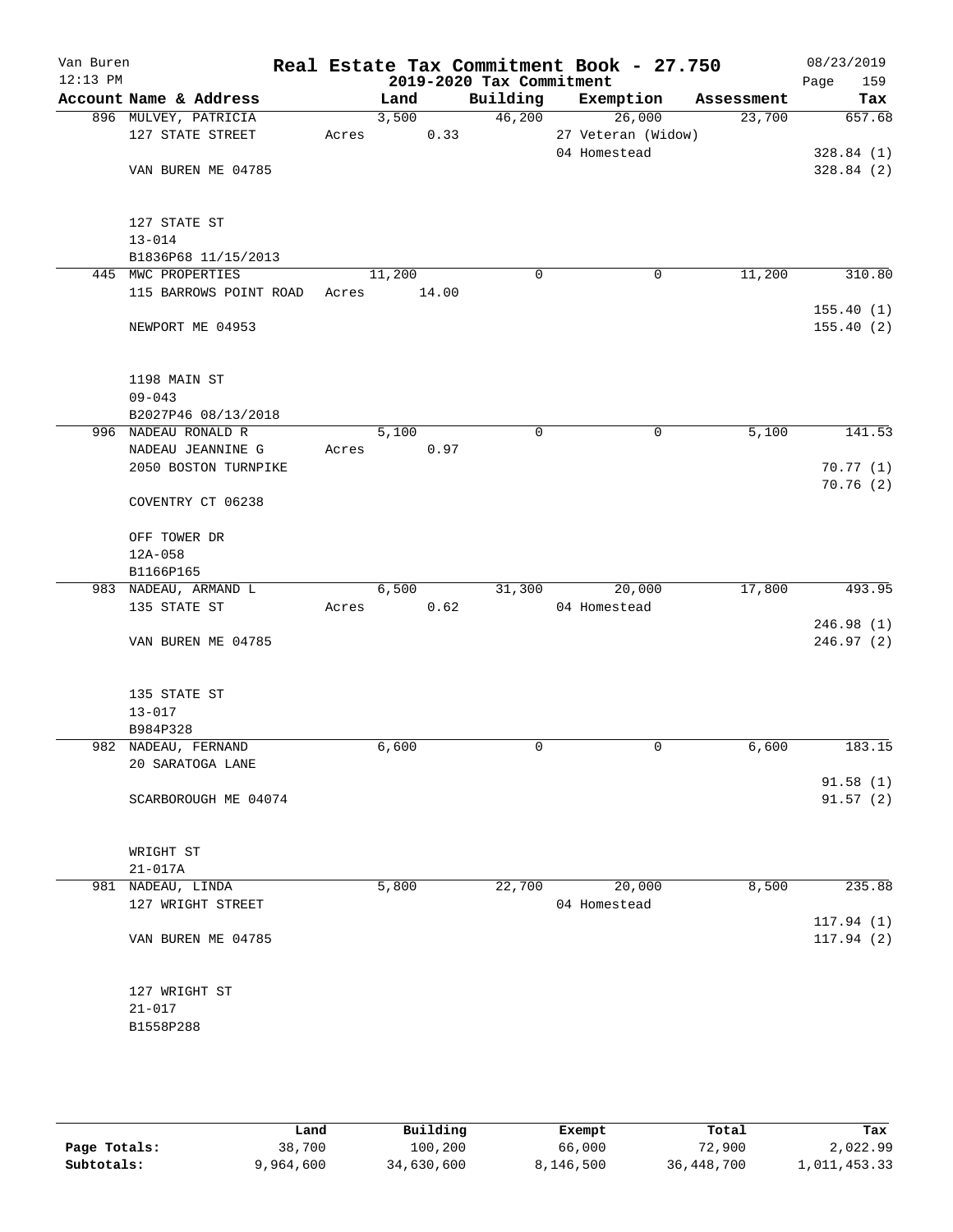# Real Estate Tax Commitment Book - 27.750

Van Buren
12:13 PM

2019-2020 Tax Commitment

08/23/2019

| Account Name & Address | Land | Building | Exemption | Assessment | Tax |
|---|---|---|---|---|---|
| 896 MULVEY, PATRICIA | 3,500 | 46,200 | 26,000 | 23,700 | 657.68 |
| 127 STATE STREET | Acres 0.33 | | 27 Veteran (Widow) | | |
| | | | 04 Homestead | | 328.84 (1) |
| VAN BUREN ME 04785 | | | | | 328.84 (2) |
| 127 STATE ST | | | | | |
| 13-014 | | | | | |
| B1836P68 11/15/2013 | | | | | |
| 445 MWC PROPERTIES | 11,200 | 0 | 0 | 11,200 | 310.80 |
| 115 BARROWS POINT ROAD | Acres 14.00 | | | | |
| | | | | | 155.40 (1) |
| NEWPORT ME 04953 | | | | | 155.40 (2) |
| 1198 MAIN ST | | | | | |
| 09-043 | | | | | |
| B2027P46 08/13/2018 | | | | | |
| 996 NADEAU RONALD R | 5,100 | 0 | 0 | 5,100 | 141.53 |
| NADEAU JEANNINE G | Acres 0.97 | | | | |
| 2050 BOSTON TURNPIKE | | | | | 70.77 (1) |
| | | | | | 70.76 (2) |
| COVENTRY CT 06238 | | | | | |
| OFF TOWER DR | | | | | |
| 12A-058 | | | | | |
| B1166P165 | | | | | |
| 983 NADEAU, ARMAND L | 6,500 | 31,300 | 20,000 | 17,800 | 493.95 |
| 135 STATE ST | Acres 0.62 | | 04 Homestead | | |
| | | | | | 246.98 (1) |
| VAN BUREN ME 04785 | | | | | 246.97 (2) |
| 135 STATE ST | | | | | |
| 13-017 | | | | | |
| B984P328 | | | | | |
| 982 NADEAU, FERNAND | 6,600 | 0 | 0 | 6,600 | 183.15 |
| 20 SARATOGA LANE | | | | | |
| | | | | | 91.58 (1) |
| SCARBOROUGH ME 04074 | | | | | 91.57 (2) |
| WRIGHT ST | | | | | |
| 21-017A | | | | | |
| 981 NADEAU, LINDA | 5,800 | 22,700 | 20,000 | 8,500 | 235.88 |
| 127 WRIGHT STREET | | | 04 Homestead | | |
| | | | | | 117.94 (1) |
| VAN BUREN ME 04785 | | | | | 117.94 (2) |
| 127 WRIGHT ST | | | | | |
| 21-017 | | | | | |
| B1558P288 | | | | | |

| | Land | Building | Exempt | Total | Tax |
|---|---|---|---|---|---|
| Page Totals: | 38,700 | 100,200 | 66,000 | 72,900 | 2,022.99 |
| Subtotals: | 9,964,600 | 34,630,600 | 8,146,500 | 36,448,700 | 1,011,453.33 |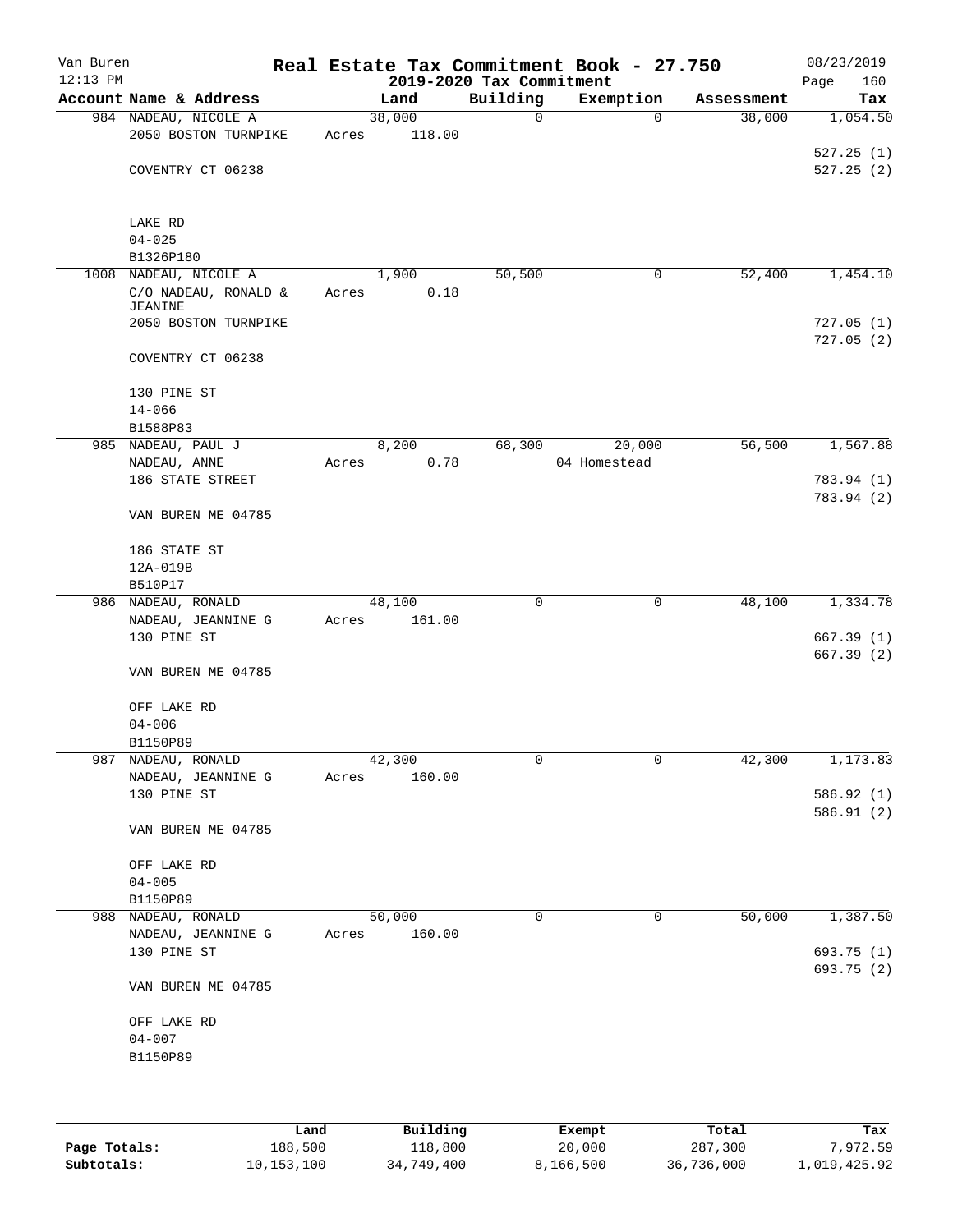Van Buren
12:13 PM

# Real Estate Tax Commitment Book - 27.750
## 2019-2020 Tax Commitment

08/23/2019
Page 160

| Account Name & Address | Land | Building | Exemption | Assessment | Tax |
|---|---|---|---|---|---|
| 984 NADEAU, NICOLE A | 38,000 | 0 | 0 | 38,000 | 1,054.50 |
| 2050 BOSTON TURNPIKE | Acres 118.00 | | | | |
| | | | | | 527.25 (1) |
| COVENTRY CT 06238 | | | | | 527.25 (2) |
| LAKE RD | | | | | |
| 04-025 | | | | | |
| B1326P180 | | | | | |
| 1008 NADEAU, NICOLE A | 1,900 | 50,500 | 0 | 52,400 | 1,454.10 |
| C/O NADEAU, RONALD & JEANINE | Acres 0.18 | | | | |
| 2050 BOSTON TURNPIKE | | | | | 727.05 (1) |
| | | | | | 727.05 (2) |
| COVENTRY CT 06238 | | | | | |
| 130 PINE ST | | | | | |
| 14-066 | | | | | |
| B1588P83 | | | | | |
| 985 NADEAU, PAUL J | 8,200 | 68,300 | 20,000 | 56,500 | 1,567.88 |
| NADEAU, ANNE | Acres 0.78 | | 04 Homestead | | |
| 186 STATE STREET | | | | | 783.94 (1) |
| | | | | | 783.94 (2) |
| VAN BUREN ME 04785 | | | | | |
| 186 STATE ST | | | | | |
| 12A-019B | | | | | |
| B510P17 | | | | | |
| 986 NADEAU, RONALD | 48,100 | 0 | 0 | 48,100 | 1,334.78 |
| NADEAU, JEANNINE G | Acres 161.00 | | | | |
| 130 PINE ST | | | | | 667.39 (1) |
| | | | | | 667.39 (2) |
| VAN BUREN ME 04785 | | | | | |
| OFF LAKE RD | | | | | |
| 04-006 | | | | | |
| B1150P89 | | | | | |
| 987 NADEAU, RONALD | 42,300 | 0 | 0 | 42,300 | 1,173.83 |
| NADEAU, JEANNINE G | Acres 160.00 | | | | |
| 130 PINE ST | | | | | 586.92 (1) |
| | | | | | 586.91 (2) |
| VAN BUREN ME 04785 | | | | | |
| OFF LAKE RD | | | | | |
| 04-005 | | | | | |
| B1150P89 | | | | | |
| 988 NADEAU, RONALD | 50,000 | 0 | 0 | 50,000 | 1,387.50 |
| NADEAU, JEANNINE G | Acres 160.00 | | | | |
| 130 PINE ST | | | | | 693.75 (1) |
| | | | | | 693.75 (2) |
| VAN BUREN ME 04785 | | | | | |
| OFF LAKE RD | | | | | |
| 04-007 | | | | | |
| B1150P89 | | | | | |

| | Land | Building | Exempt | Total | Tax |
|---|---|---|---|---|---|
| **Page Totals:** | 188,500 | 118,800 | 20,000 | 287,300 | 7,972.59 |
| **Subtotals:** | 10,153,100 | 34,749,400 | 8,166,500 | 36,736,000 | 1,019,425.92 |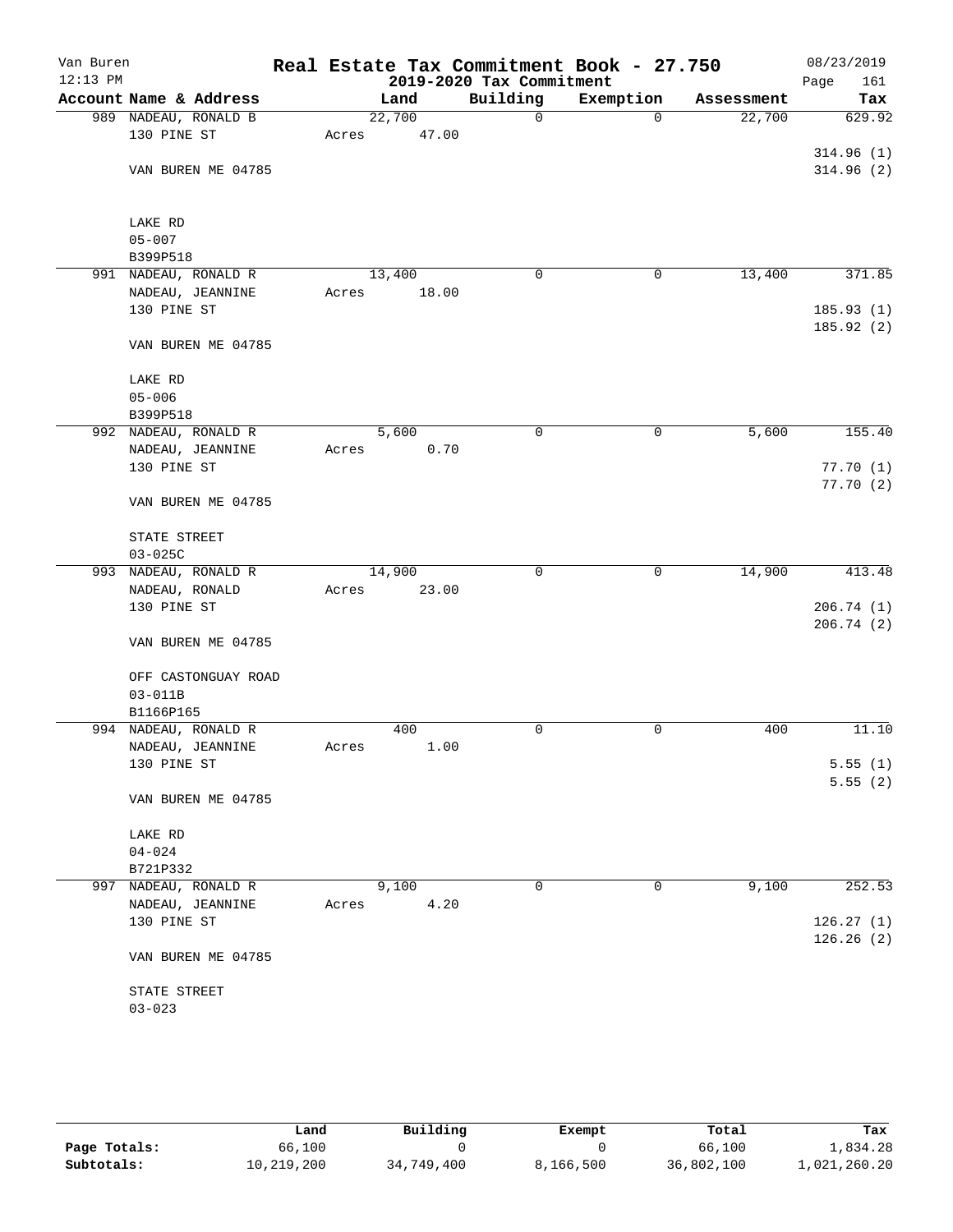# Real Estate Tax Commitment Book - 27.750

## 2019-2020 Tax Commitment

Van Buren
12:13 PM
08/23/2019

| Account Name & Address | Land | Building | Exemption | Assessment | Tax |
|---|---|---|---|---|---|
| 989 NADEAU, RONALD B | 22,700 | 0 | 0 | 22,700 | 629.92 |
| 130 PINE ST | Acres 47.00 | | | | |
| | | | | | 314.96 (1) |
| VAN BUREN ME 04785 | | | | | 314.96 (2) |
| LAKE RD | | | | | |
| 05-007 | | | | | |
| B399P518 | | | | | |
| 991 NADEAU, RONALD R | 13,400 | 0 | 0 | 13,400 | 371.85 |
| NADEAU, JEANNINE | Acres 18.00 | | | | |
| 130 PINE ST | | | | | 185.93 (1) |
| | | | | | 185.92 (2) |
| VAN BUREN ME 04785 | | | | | |
| LAKE RD | | | | | |
| 05-006 | | | | | |
| B399P518 | | | | | |
| 992 NADEAU, RONALD R | 5,600 | 0 | 0 | 5,600 | 155.40 |
| NADEAU, JEANNINE | Acres 0.70 | | | | |
| 130 PINE ST | | | | | 77.70 (1) |
| | | | | | 77.70 (2) |
| VAN BUREN ME 04785 | | | | | |
| STATE STREET | | | | | |
| 03-025C | | | | | |
| 993 NADEAU, RONALD R | 14,900 | 0 | 0 | 14,900 | 413.48 |
| NADEAU, RONALD | Acres 23.00 | | | | |
| 130 PINE ST | | | | | 206.74 (1) |
| | | | | | 206.74 (2) |
| VAN BUREN ME 04785 | | | | | |
| OFF CASTONGUAY ROAD | | | | | |
| 03-011B | | | | | |
| B1166P165 | | | | | |
| 994 NADEAU, RONALD R | 400 | 0 | 0 | 400 | 11.10 |
| NADEAU, JEANNINE | Acres 1.00 | | | | |
| 130 PINE ST | | | | | 5.55 (1) |
| | | | | | 5.55 (2) |
| VAN BUREN ME 04785 | | | | | |
| LAKE RD | | | | | |
| 04-024 | | | | | |
| B721P332 | | | | | |
| 997 NADEAU, RONALD R | 9,100 | 0 | 0 | 9,100 | 252.53 |
| NADEAU, JEANNINE | Acres 4.20 | | | | |
| 130 PINE ST | | | | | 126.27 (1) |
| | | | | | 126.26 (2) |
| VAN BUREN ME 04785 | | | | | |
| STATE STREET | | | | | |
| 03-023 | | | | | |

| | Land | Building | Exempt | Total | Tax |
|---|---|---|---|---|---|
| Page Totals: | 66,100 | 0 | 0 | 66,100 | 1,834.28 |
| Subtotals: | 10,219,200 | 34,749,400 | 8,166,500 | 36,802,100 | 1,021,260.20 |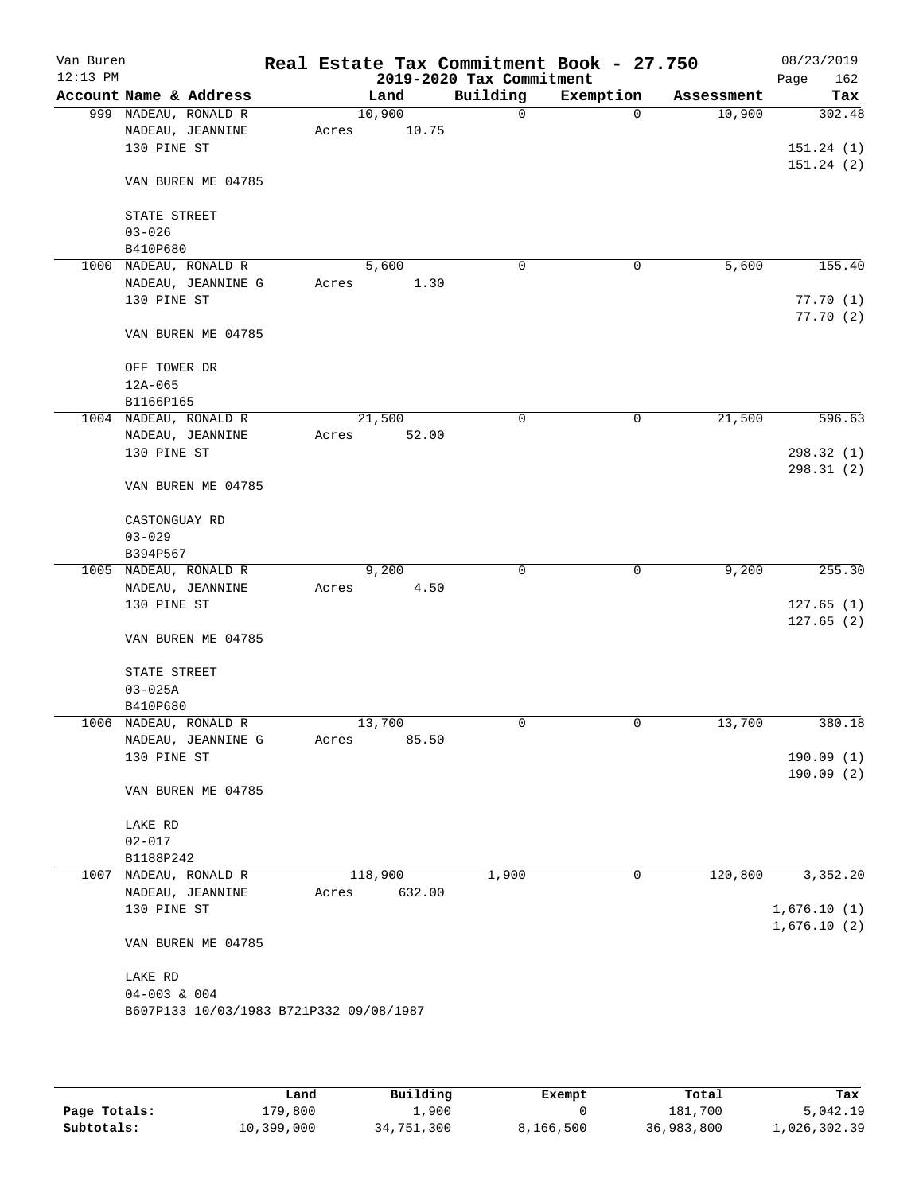Van Buren
12:13 PM

# Real Estate Tax Commitment Book - 27.750
## 2019-2020 Tax Commitment

08/23/2019
Page 162

| Account Name & Address | Land | Building | Exemption | Assessment | Tax |
|---|---|---|---|---|---|
| 999 NADEAU, RONALD R | 10,900 | 0 | 0 | 10,900 | 302.48 |
| NADEAU, JEANNINE | Acres 10.75 | | | | |
| 130 PINE ST | | | | | 151.24 (1) |
| | | | | | 151.24 (2) |
| VAN BUREN ME 04785 | | | | | |
| STATE STREET | | | | | |
| 03-026 | | | | | |
| B410P680 | | | | | |
| 1000 NADEAU, RONALD R | 5,600 | 0 | 0 | 5,600 | 155.40 |
| NADEAU, JEANNINE G | Acres 1.30 | | | | |
| 130 PINE ST | | | | | 77.70 (1) |
| | | | | | 77.70 (2) |
| VAN BUREN ME 04785 | | | | | |
| OFF TOWER DR | | | | | |
| 12A-065 | | | | | |
| B1166P165 | | | | | |
| 1004 NADEAU, RONALD R | 21,500 | 0 | 0 | 21,500 | 596.63 |
| NADEAU, JEANNINE | Acres 52.00 | | | | |
| 130 PINE ST | | | | | 298.32 (1) |
| | | | | | 298.31 (2) |
| VAN BUREN ME 04785 | | | | | |
| CASTONGUAY RD | | | | | |
| 03-029 | | | | | |
| B394P567 | | | | | |
| 1005 NADEAU, RONALD R | 9,200 | 0 | 0 | 9,200 | 255.30 |
| NADEAU, JEANNINE | Acres 4.50 | | | | |
| 130 PINE ST | | | | | 127.65 (1) |
| | | | | | 127.65 (2) |
| VAN BUREN ME 04785 | | | | | |
| STATE STREET | | | | | |
| 03-025A | | | | | |
| B410P680 | | | | | |
| 1006 NADEAU, RONALD R | 13,700 | 0 | 0 | 13,700 | 380.18 |
| NADEAU, JEANNINE G | Acres 85.50 | | | | |
| 130 PINE ST | | | | | 190.09 (1) |
| | | | | | 190.09 (2) |
| VAN BUREN ME 04785 | | | | | |
| LAKE RD | | | | | |
| 02-017 | | | | | |
| B1188P242 | | | | | |
| 1007 NADEAU, RONALD R | 118,900 | 1,900 | 0 | 120,800 | 3,352.20 |
| NADEAU, JEANNINE | Acres 632.00 | | | | |
| 130 PINE ST | | | | | 1,676.10 (1) |
| | | | | | 1,676.10 (2) |
| VAN BUREN ME 04785 | | | | | |
| LAKE RD | | | | | |
| 04-003 & 004 | | | | | |
| B607P133 10/03/1983 B721P332 09/08/1987 | | | | | |

| | Land | Building | Exempt | Total | Tax |
|---|---|---|---|---|---|
| Page Totals: | 179,800 | 1,900 | 0 | 181,700 | 5,042.19 |
| Subtotals: | 10,399,000 | 34,751,300 | 8,166,500 | 36,983,800 | 1,026,302.39 |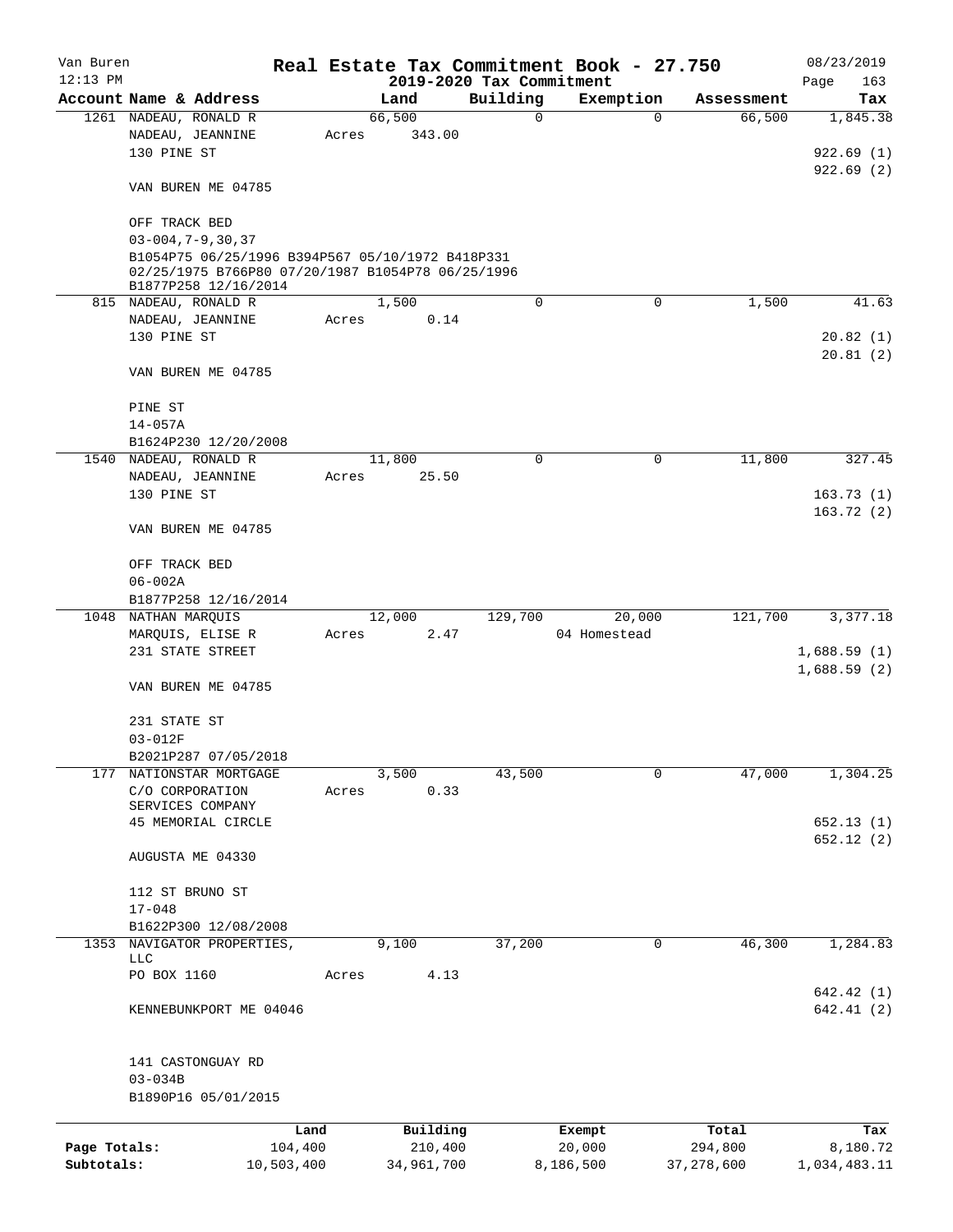Van Buren | Real Estate Tax Commitment Book - 27.750 | 08/23/2019
12:13 PM | 2019-2020 Tax Commitment | Page 163

| Account Name & Address | Land | Building | Exemption | Assessment | Tax |
|---|---|---|---|---|---|
| 1261 NADEAU, RONALD R | 66,500 | 0 | 0 | 66,500 | 1,845.38 |
| NADEAU, JEANNINE | Acres 343.00 | | | | |
| 130 PINE ST | | | | | 922.69 (1) |
| | | | | | 922.69 (2) |
| VAN BUREN ME 04785 | | | | | |
| OFF TRACK BED | | | | | |
| 03-004,7-9,30,37 | | | | | |
| B1054P75 06/25/1996 B394P567 05/10/1972 B418P331 02/25/1975 B766P80 07/20/1987 B1054P78 06/25/1996 B1877P258 12/16/2014 | | | | | |
| 815 NADEAU, RONALD R | 1,500 | 0 | 0 | 1,500 | 41.63 |
| NADEAU, JEANNINE | Acres 0.14 | | | | |
| 130 PINE ST | | | | | 20.82 (1) |
| | | | | | 20.81 (2) |
| VAN BUREN ME 04785 | | | | | |
| PINE ST | | | | | |
| 14-057A | | | | | |
| B1624P230 12/20/2008 | | | | | |
| 1540 NADEAU, RONALD R | 11,800 | 0 | 0 | 11,800 | 327.45 |
| NADEAU, JEANNINE | Acres 25.50 | | | | |
| 130 PINE ST | | | | | 163.73 (1) |
| | | | | | 163.72 (2) |
| VAN BUREN ME 04785 | | | | | |
| OFF TRACK BED | | | | | |
| 06-002A | | | | | |
| B1877P258 12/16/2014 | | | | | |
| 1048 NATHAN MARQUIS | 12,000 | 129,700 | 20,000 | 121,700 | 3,377.18 |
| MARQUIS, ELISE R | Acres 2.47 | | 04 Homestead | | |
| 231 STATE STREET | | | | | 1,688.59 (1) |
| | | | | | 1,688.59 (2) |
| VAN BUREN ME 04785 | | | | | |
| 231 STATE ST | | | | | |
| 03-012F | | | | | |
| B2021P287 07/05/2018 | | | | | |
| 177 NATIONSTAR MORTGAGE | 3,500 | 43,500 | 0 | 47,000 | 1,304.25 |
| C/O CORPORATION SERVICES COMPANY | Acres 0.33 | | | | |
| 45 MEMORIAL CIRCLE | | | | | 652.13 (1) |
| | | | | | 652.12 (2) |
| AUGUSTA ME 04330 | | | | | |
| 112 ST BRUNO ST | | | | | |
| 17-048 | | | | | |
| B1622P300 12/08/2008 | | | | | |
| 1353 NAVIGATOR PROPERTIES, LLC | 9,100 | 37,200 | 0 | 46,300 | 1,284.83 |
| PO BOX 1160 | Acres 4.13 | | | | |
| | | | | | 642.42 (1) |
| KENNEBUNKPORT ME 04046 | | | | | 642.41 (2) |
| 141 CASTONGUAY RD | | | | | |
| 03-034B | | | | | |
| B1890P16 05/01/2015 | | | | | |

| | Land | Building | Exempt | Total | Tax |
|---|---|---|---|---|---|
| Page Totals: | 104,400 | 210,400 | 20,000 | 294,800 | 8,180.72 |
| Subtotals: | 10,503,400 | 34,961,700 | 8,186,500 | 37,278,600 | 1,034,483.11 |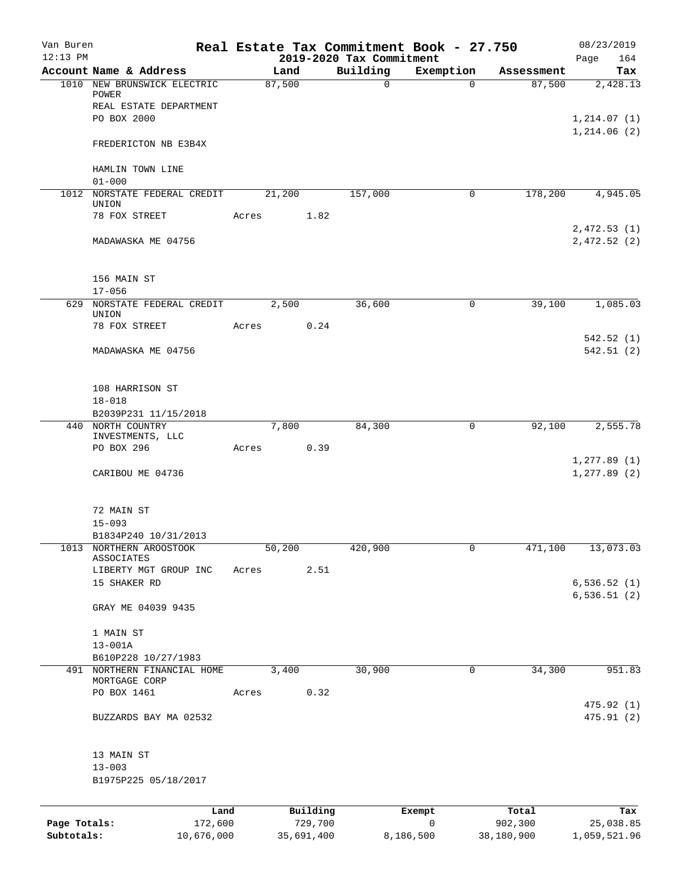Van Buren
12:13 PM

# Real Estate Tax Commitment Book - 27.750
## 2019-2020 Tax Commitment

08/23/2019
Page 164

| Account | Name & Address | Land | Building | Exemption | Assessment | Tax |
|---|---|---|---|---|---|---|
| 1010 | NEW BRUNSWICK ELECTRIC POWER | 87,500 | 0 | 0 | 87,500 | 2,428.13 |
| | REAL ESTATE DEPARTMENT | | | | | |
| | PO BOX 2000 | | | | | 1,214.07 (1) |
| | | | | | | 1,214.06 (2) |
| | FREDERICTON NB E3B4X | | | | | |
| | HAMLIN TOWN LINE | | | | | |
| | 01-000 | | | | | |
| 1012 | NORSTATE FEDERAL CREDIT UNION | 21,200 | 157,000 | 0 | 178,200 | 4,945.05 |
| | 78 FOX STREET | Acres 1.82 | | | | |
| | | | | | | 2,472.53 (1) |
| | MADAWASKA ME 04756 | | | | | 2,472.52 (2) |
| | 156 MAIN ST | | | | | |
| | 17-056 | | | | | |
| 629 | NORSTATE FEDERAL CREDIT UNION | 2,500 | 36,600 | 0 | 39,100 | 1,085.03 |
| | 78 FOX STREET | Acres 0.24 | | | | |
| | | | | | | 542.52 (1) |
| | MADAWASKA ME 04756 | | | | | 542.51 (2) |
| | 108 HARRISON ST | | | | | |
| | 18-018 | | | | | |
| | B2039P231 11/15/2018 | | | | | |
| 440 | NORTH COUNTRY INVESTMENTS, LLC | 7,800 | 84,300 | 0 | 92,100 | 2,555.78 |
| | PO BOX 296 | Acres 0.39 | | | | |
| | | | | | | 1,277.89 (1) |
| | CARIBOU ME 04736 | | | | | 1,277.89 (2) |
| | 72 MAIN ST | | | | | |
| | 15-093 | | | | | |
| | B1834P240 10/31/2013 | | | | | |
| 1013 | NORTHERN AROOSTOOK ASSOCIATES | 50,200 | 420,900 | 0 | 471,100 | 13,073.03 |
| | LIBERTY MGT GROUP INC | Acres 2.51 | | | | |
| | 15 SHAKER RD | | | | | 6,536.52 (1) |
| | | | | | | 6,536.51 (2) |
| | GRAY ME 04039 9435 | | | | | |
| | 1 MAIN ST | | | | | |
| | 13-001A | | | | | |
| | B610P228 10/27/1983 | | | | | |
| 491 | NORTHERN FINANCIAL HOME MORTGAGE CORP | 3,400 | 30,900 | 0 | 34,300 | 951.83 |
| | PO BOX 1461 | Acres 0.32 | | | | |
| | | | | | | 475.92 (1) |
| | BUZZARDS BAY MA 02532 | | | | | 475.91 (2) |
| | 13 MAIN ST | | | | | |
| | 13-003 | | | | | |
| | B1975P225 05/18/2017 | | | | | |

| | Land | Building | Exempt | Total | Tax |
|---|---|---|---|---|---|
| Page Totals: | 172,600 | 729,700 | 0 | 902,300 | 25,038.85 |
| Subtotals: | 10,676,000 | 35,691,400 | 8,186,500 | 38,180,900 | 1,059,521.96 |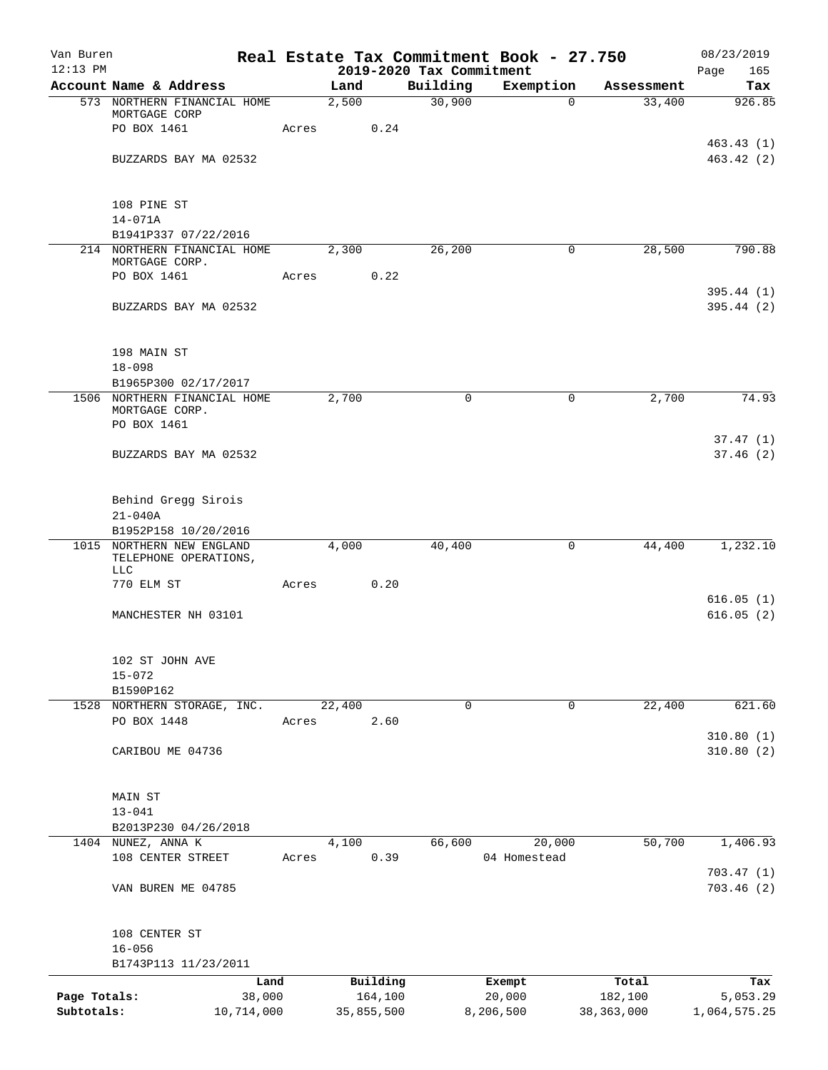Van Buren 12:13 PM

# Real Estate Tax Commitment Book - 27.750

## 2019-2020 Tax Commitment

08/23/2019

| Account Name & Address | Land | Building | Exemption | Assessment | Tax |
|---|---|---|---|---|---|
| 573 NORTHERN FINANCIAL HOME MORTGAGE CORP | 2,500 | 30,900 | 0 | 33,400 | 926.85 |
| PO BOX 1461 | Acres 0.24 | | | | |
| | | | | | 463.43 (1) |
| BUZZARDS BAY MA 02532 | | | | | 463.42 (2) |
| 108 PINE ST | | | | | |
| 14-071A | | | | | |
| B1941P337 07/22/2016 | | | | | |
| 214 NORTHERN FINANCIAL HOME MORTGAGE CORP. | 2,300 | 26,200 | 0 | 28,500 | 790.88 |
| PO BOX 1461 | Acres 0.22 | | | | |
| | | | | | 395.44 (1) |
| BUZZARDS BAY MA 02532 | | | | | 395.44 (2) |
| 198 MAIN ST | | | | | |
| 18-098 | | | | | |
| B1965P300 02/17/2017 | | | | | |
| 1506 NORTHERN FINANCIAL HOME MORTGAGE CORP. | 2,700 | 0 | 0 | 2,700 | 74.93 |
| PO BOX 1461 | | | | | |
| | | | | | 37.47 (1) |
| BUZZARDS BAY MA 02532 | | | | | 37.46 (2) |
| Behind Gregg Sirois | | | | | |
| 21-040A | | | | | |
| B1952P158 10/20/2016 | | | | | |
| 1015 NORTHERN NEW ENGLAND TELEPHONE OPERATIONS, LLC | 4,000 | 40,400 | 0 | 44,400 | 1,232.10 |
| 770 ELM ST | Acres 0.20 | | | | |
| | | | | | 616.05 (1) |
| MANCHESTER NH 03101 | | | | | 616.05 (2) |
| 102 ST JOHN AVE | | | | | |
| 15-072 | | | | | |
| B1590P162 | | | | | |
| 1528 NORTHERN STORAGE, INC. | 22,400 | 0 | 0 | 22,400 | 621.60 |
| PO BOX 1448 | Acres 2.60 | | | | |
| | | | | | 310.80 (1) |
| CARIBOU ME 04736 | | | | | 310.80 (2) |
| MAIN ST | | | | | |
| 13-041 | | | | | |
| B2013P230 04/26/2018 | | | | | |
| 1404 NUNEZ, ANNA K | 4,100 | 66,600 | 20,000 | 50,700 | 1,406.93 |
| 108 CENTER STREET | Acres 0.39 | | 04 Homestead | | |
| | | | | | 703.47 (1) |
| VAN BUREN ME 04785 | | | | | 703.46 (2) |
| 108 CENTER ST | | | | | |
| 16-056 | | | | | |
| B1743P113 11/23/2011 | | | | | |

| | Land | Building | Exempt | Total | Tax |
|---|---|---|---|---|---|
| Page Totals: | 38,000 | 164,100 | 20,000 | 182,100 | 5,053.29 |
| Subtotals: | 10,714,000 | 35,855,500 | 8,206,500 | 38,363,000 | 1,064,575.25 |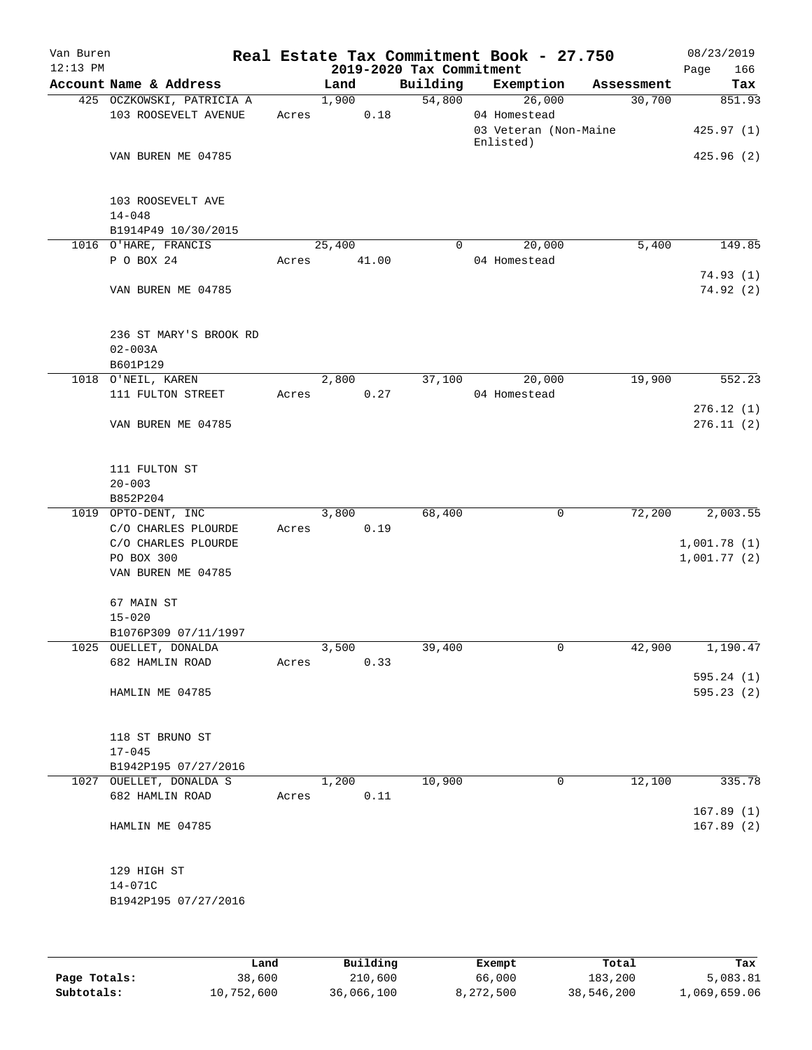# Real Estate Tax Commitment Book - 27.750

Van Buren 12:13 PM — 2019-2020 Tax Commitment — 08/23/2019

| Account Name & Address | Land | Building | Exemption | Assessment | Tax |
|---|---|---|---|---|---|
| 425 OCZKOWSKI, PATRICIA A | 1,900 | 54,800 | 26,000 | 30,700 | 851.93 |
| 103 ROOSEVELT AVENUE | Acres 0.18 | | 04 Homestead | | |
| | | | 03 Veteran (Non-Maine Enlisted) | | 425.97 (1) |
| VAN BUREN ME 04785 | | | | | 425.96 (2) |
| 103 ROOSEVELT AVE | | | | | |
| 14-048 | | | | | |
| B1914P49 10/30/2015 | | | | | |
| 1016 O'HARE, FRANCIS | 25,400 | 0 | 20,000 | 5,400 | 149.85 |
| P O BOX 24 | Acres 41.00 | | 04 Homestead | | |
| | | | | | 74.93 (1) |
| VAN BUREN ME 04785 | | | | | 74.92 (2) |
| 236 ST MARY'S BROOK RD | | | | | |
| 02-003A | | | | | |
| B601P129 | | | | | |
| 1018 O'NEIL, KAREN | 2,800 | 37,100 | 20,000 | 19,900 | 552.23 |
| 111 FULTON STREET | Acres 0.27 | | 04 Homestead | | |
| | | | | | 276.12 (1) |
| VAN BUREN ME 04785 | | | | | 276.11 (2) |
| 111 FULTON ST | | | | | |
| 20-003 | | | | | |
| B852P204 | | | | | |
| 1019 OPTO-DENT, INC | 3,800 | 68,400 | 0 | 72,200 | 2,003.55 |
| C/O CHARLES PLOURDE | Acres 0.19 | | | | |
| C/O CHARLES PLOURDE | | | | | 1,001.78 (1) |
| PO BOX 300 | | | | | 1,001.77 (2) |
| VAN BUREN ME 04785 | | | | | |
| 67 MAIN ST | | | | | |
| 15-020 | | | | | |
| B1076P309 07/11/1997 | | | | | |
| 1025 OUELLET, DONALDA | 3,500 | 39,400 | 0 | 42,900 | 1,190.47 |
| 682 HAMLIN ROAD | Acres 0.33 | | | | |
| | | | | | 595.24 (1) |
| HAMLIN ME 04785 | | | | | 595.23 (2) |
| 118 ST BRUNO ST | | | | | |
| 17-045 | | | | | |
| B1942P195 07/27/2016 | | | | | |
| 1027 OUELLET, DONALDA S | 1,200 | 10,900 | 0 | 12,100 | 335.78 |
| 682 HAMLIN ROAD | Acres 0.11 | | | | |
| | | | | | 167.89 (1) |
| HAMLIN ME 04785 | | | | | 167.89 (2) |
| 129 HIGH ST | | | | | |
| 14-071C | | | | | |
| B1942P195 07/27/2016 | | | | | |

| | Land | Building | Exempt | Total | Tax |
|---|---|---|---|---|---|
| Page Totals: | 38,600 | 210,600 | 66,000 | 183,200 | 5,083.81 |
| Subtotals: | 10,752,600 | 36,066,100 | 8,272,500 | 38,546,200 | 1,069,659.06 |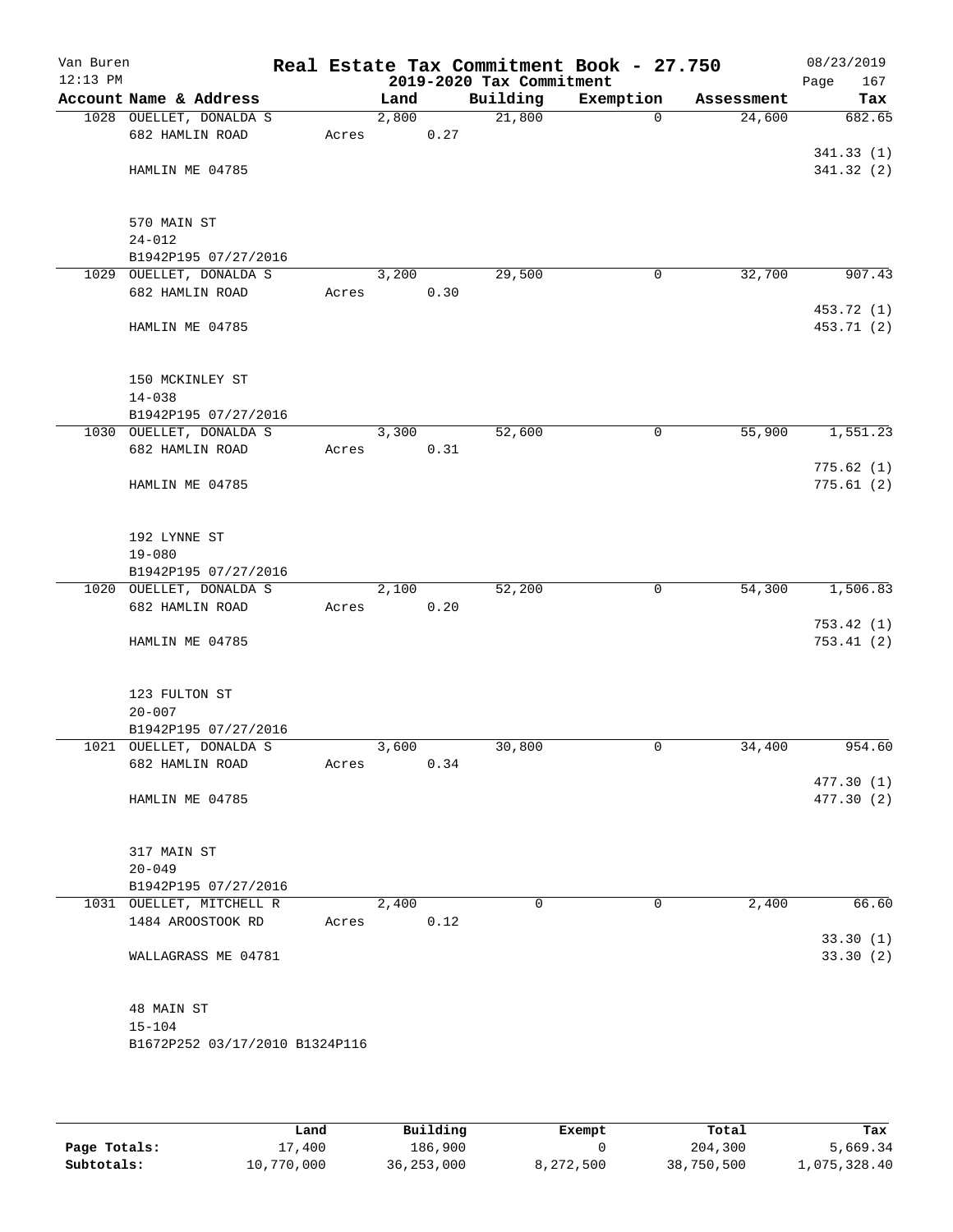Van Buren 12:13 PM

# Real Estate Tax Commitment Book - 27.750
## 2019-2020 Tax Commitment

08/23/2019

| Account | Name & Address | | Land | Building | Exemption | Assessment | Tax |
|---|---|---|---|---|---|---|---|
| 1028 | OUELLET, DONALDA S | | 2,800 | 21,800 | 0 | 24,600 | 682.65 |
| | 682 HAMLIN ROAD | Acres | 0.27 | | | | |
| | | | | | | | 341.33 (1) |
| | HAMLIN ME 04785 | | | | | | 341.32 (2) |
| | 570 MAIN ST | | | | | | |
| | 24-012 | | | | | | |
| | B1942P195 07/27/2016 | | | | | | |
| 1029 | OUELLET, DONALDA S | | 3,200 | 29,500 | 0 | 32,700 | 907.43 |
| | 682 HAMLIN ROAD | Acres | 0.30 | | | | |
| | | | | | | | 453.72 (1) |
| | HAMLIN ME 04785 | | | | | | 453.71 (2) |
| | 150 MCKINLEY ST | | | | | | |
| | 14-038 | | | | | | |
| | B1942P195 07/27/2016 | | | | | | |
| 1030 | OUELLET, DONALDA S | | 3,300 | 52,600 | 0 | 55,900 | 1,551.23 |
| | 682 HAMLIN ROAD | Acres | 0.31 | | | | |
| | | | | | | | 775.62 (1) |
| | HAMLIN ME 04785 | | | | | | 775.61 (2) |
| | 192 LYNNE ST | | | | | | |
| | 19-080 | | | | | | |
| | B1942P195 07/27/2016 | | | | | | |
| 1020 | OUELLET, DONALDA S | | 2,100 | 52,200 | 0 | 54,300 | 1,506.83 |
| | 682 HAMLIN ROAD | Acres | 0.20 | | | | |
| | | | | | | | 753.42 (1) |
| | HAMLIN ME 04785 | | | | | | 753.41 (2) |
| | 123 FULTON ST | | | | | | |
| | 20-007 | | | | | | |
| | B1942P195 07/27/2016 | | | | | | |
| 1021 | OUELLET, DONALDA S | | 3,600 | 30,800 | 0 | 34,400 | 954.60 |
| | 682 HAMLIN ROAD | Acres | 0.34 | | | | |
| | | | | | | | 477.30 (1) |
| | HAMLIN ME 04785 | | | | | | 477.30 (2) |
| | 317 MAIN ST | | | | | | |
| | 20-049 | | | | | | |
| | B1942P195 07/27/2016 | | | | | | |
| 1031 | OUELLET, MITCHELL R | | 2,400 | 0 | 0 | 2,400 | 66.60 |
| | 1484 AROOSTOOK RD | Acres | 0.12 | | | | |
| | | | | | | | 33.30 (1) |
| | WALLAGRASS ME 04781 | | | | | | 33.30 (2) |
| | 48 MAIN ST | | | | | | |
| | 15-104 | | | | | | |
| | B1672P252 03/17/2010 B1324P116 | | | | | | |

| | Land | Building | Exempt | Total | Tax |
|---|---|---|---|---|---|
| Page Totals: | 17,400 | 186,900 | 0 | 204,300 | 5,669.34 |
| Subtotals: | 10,770,000 | 36,253,000 | 8,272,500 | 38,750,500 | 1,075,328.40 |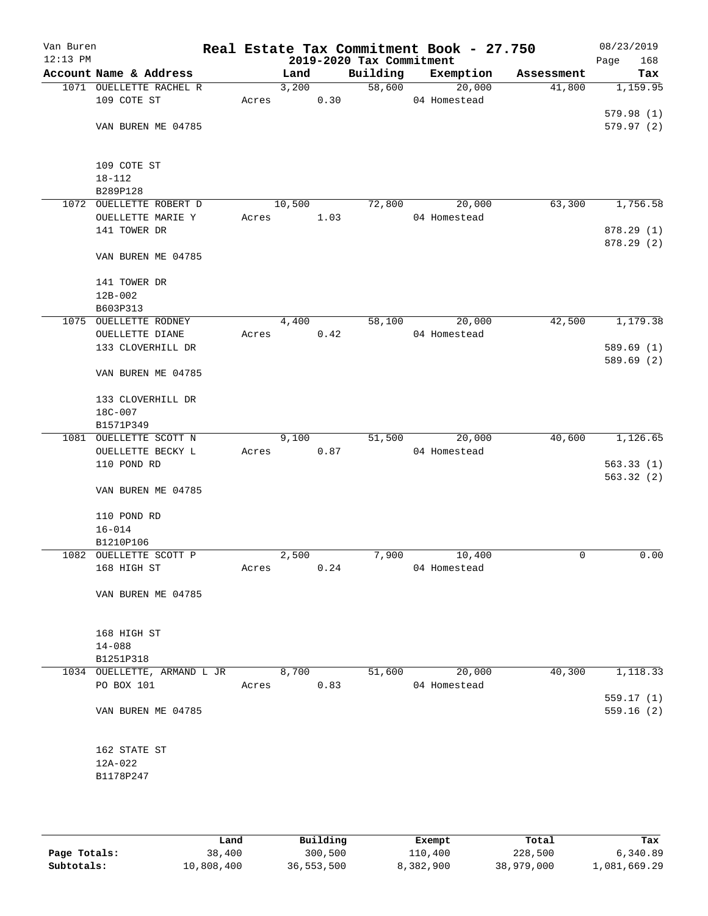Van Buren 12:13 PM

# Real Estate Tax Commitment Book - 27.750

## 2019-2020 Tax Commitment

08/23/2019

| Account | Name & Address | Land | Building | Exemption | Assessment | Tax |
|---|---|---|---|---|---|---|
| 1071 | OUELLETTE RACHEL R<br>109 COTE ST<br><br>VAN BUREN ME 04785<br><br>109 COTE ST<br>18-112<br>B289P128 | 3,200<br>Acres 0.30 | 58,600 | 20,000<br>04 Homestead | 41,800 | 1,159.95<br><br>579.98 (1)<br>579.97 (2) |
| 1072 | OUELLETTE ROBERT D<br>OUELLETTE MARIE Y<br>141 TOWER DR<br><br>VAN BUREN ME 04785<br><br>141 TOWER DR<br>12B-002<br>B603P313 | 10,500<br>Acres 1.03 | 72,800 | 20,000<br>04 Homestead | 63,300 | 1,756.58<br><br>878.29 (1)<br>878.29 (2) |
| 1075 | OUELLETTE RODNEY<br>OUELLETTE DIANE<br>133 CLOVERHILL DR<br><br>VAN BUREN ME 04785<br><br>133 CLOVERHILL DR<br>18C-007<br>B1571P349 | 4,400<br>Acres 0.42 | 58,100 | 20,000<br>04 Homestead | 42,500 | 1,179.38<br><br>589.69 (1)<br>589.69 (2) |
| 1081 | OUELLETTE SCOTT N<br>OUELLETTE BECKY L<br>110 POND RD<br><br>VAN BUREN ME 04785<br><br>110 POND RD<br>16-014<br>B1210P106 | 9,100<br>Acres 0.87 | 51,500 | 20,000<br>04 Homestead | 40,600 | 1,126.65<br><br>563.33 (1)<br>563.32 (2) |
| 1082 | OUELLETTE SCOTT P<br>168 HIGH ST<br><br>VAN BUREN ME 04785<br><br>168 HIGH ST<br>14-088<br>B1251P318 | 2,500<br>Acres 0.24 | 7,900 | 10,400<br>04 Homestead | 0 | 0.00 |
| 1034 | OUELLETTE, ARMAND L JR<br>PO BOX 101<br><br>VAN BUREN ME 04785<br><br>162 STATE ST<br>12A-022<br>B1178P247 | 8,700<br>Acres 0.83 | 51,600 | 20,000<br>04 Homestead | 40,300 | 1,118.33<br><br>559.17 (1)<br>559.16 (2) |

| | Land | Building | Exempt | Total | Tax |
|---|---|---|---|---|---|
| Page Totals: | 38,400 | 300,500 | 110,400 | 228,500 | 6,340.89 |
| Subtotals: | 10,808,400 | 36,553,500 | 8,382,900 | 38,979,000 | 1,081,669.29 |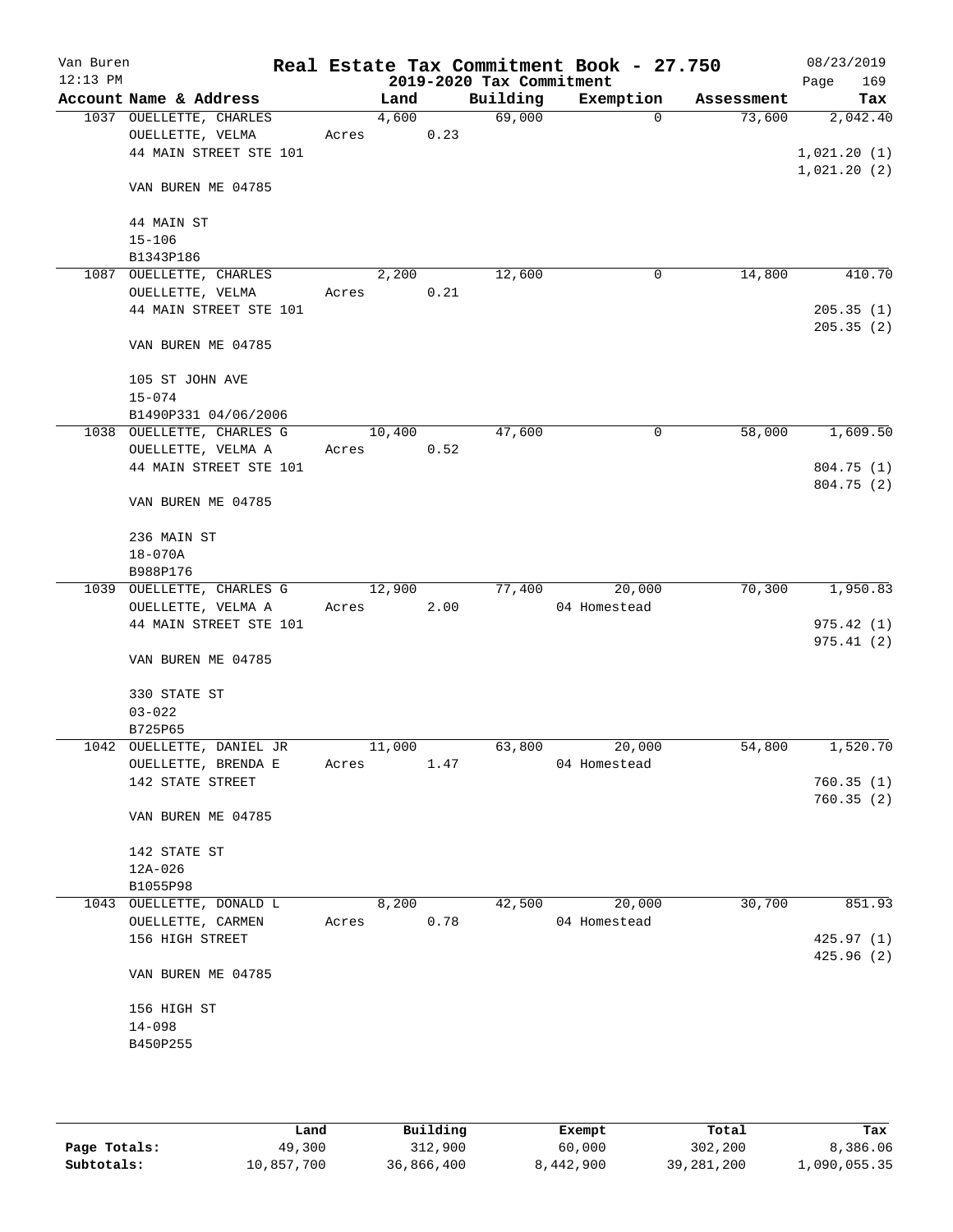# Real Estate Tax Commitment Book - 27.750

Van Buren
12:13 PM

2019-2020 Tax Commitment

08/23/2019

| Account | Name & Address | Land | Building | Exemption | Assessment | Tax |
|---|---|---|---|---|---|---|
| 1037 | OUELLETTE, CHARLES<br>OUELLETTE, VELMA<br>44 MAIN STREET STE 101<br><br>VAN BUREN ME 04785<br><br>44 MAIN ST<br>15-106<br>B1343P186 | 4,600<br>Acres 0.23 | 69,000 | 0 | 73,600 | 2,042.40<br><br>1,021.20 (1)<br>1,021.20 (2) |
| 1087 | OUELLETTE, CHARLES<br>OUELLETTE, VELMA<br>44 MAIN STREET STE 101<br><br>VAN BUREN ME 04785<br><br>105 ST JOHN AVE<br>15-074<br>B1490P331 04/06/2006 | 2,200<br>Acres 0.21 | 12,600 | 0 | 14,800 | 410.70<br><br>205.35 (1)<br>205.35 (2) |
| 1038 | OUELLETTE, CHARLES G<br>OUELLETTE, VELMA A<br>44 MAIN STREET STE 101<br><br>VAN BUREN ME 04785<br><br>236 MAIN ST<br>18-070A<br>B988P176 | 10,400<br>Acres 0.52 | 47,600 | 0 | 58,000 | 1,609.50<br><br>804.75 (1)<br>804.75 (2) |
| 1039 | OUELLETTE, CHARLES G<br>OUELLETTE, VELMA A<br>44 MAIN STREET STE 101<br><br>VAN BUREN ME 04785<br><br>330 STATE ST<br>03-022<br>B725P65 | 12,900<br>Acres 2.00 | 77,400 | 20,000<br>04 Homestead | 70,300 | 1,950.83<br><br>975.42 (1)<br>975.41 (2) |
| 1042 | OUELLETTE, DANIEL JR<br>OUELLETTE, BRENDA E<br>142 STATE STREET<br><br>VAN BUREN ME 04785<br><br>142 STATE ST<br>12A-026<br>B1055P98 | 11,000<br>Acres 1.47 | 63,800 | 20,000<br>04 Homestead | 54,800 | 1,520.70<br><br>760.35 (1)<br>760.35 (2) |
| 1043 | OUELLETTE, DONALD L<br>OUELLETTE, CARMEN<br>156 HIGH STREET<br><br>VAN BUREN ME 04785<br><br>156 HIGH ST<br>14-098<br>B450P255 | 8,200<br>Acres 0.78 | 42,500 | 20,000<br>04 Homestead | 30,700 | 851.93<br><br>425.97 (1)<br>425.96 (2) |

| | Land | Building | Exempt | Total | Tax |
|---|---|---|---|---|---|
| Page Totals: | 49,300 | 312,900 | 60,000 | 302,200 | 8,386.06 |
| Subtotals: | 10,857,700 | 36,866,400 | 8,442,900 | 39,281,200 | 1,090,055.35 |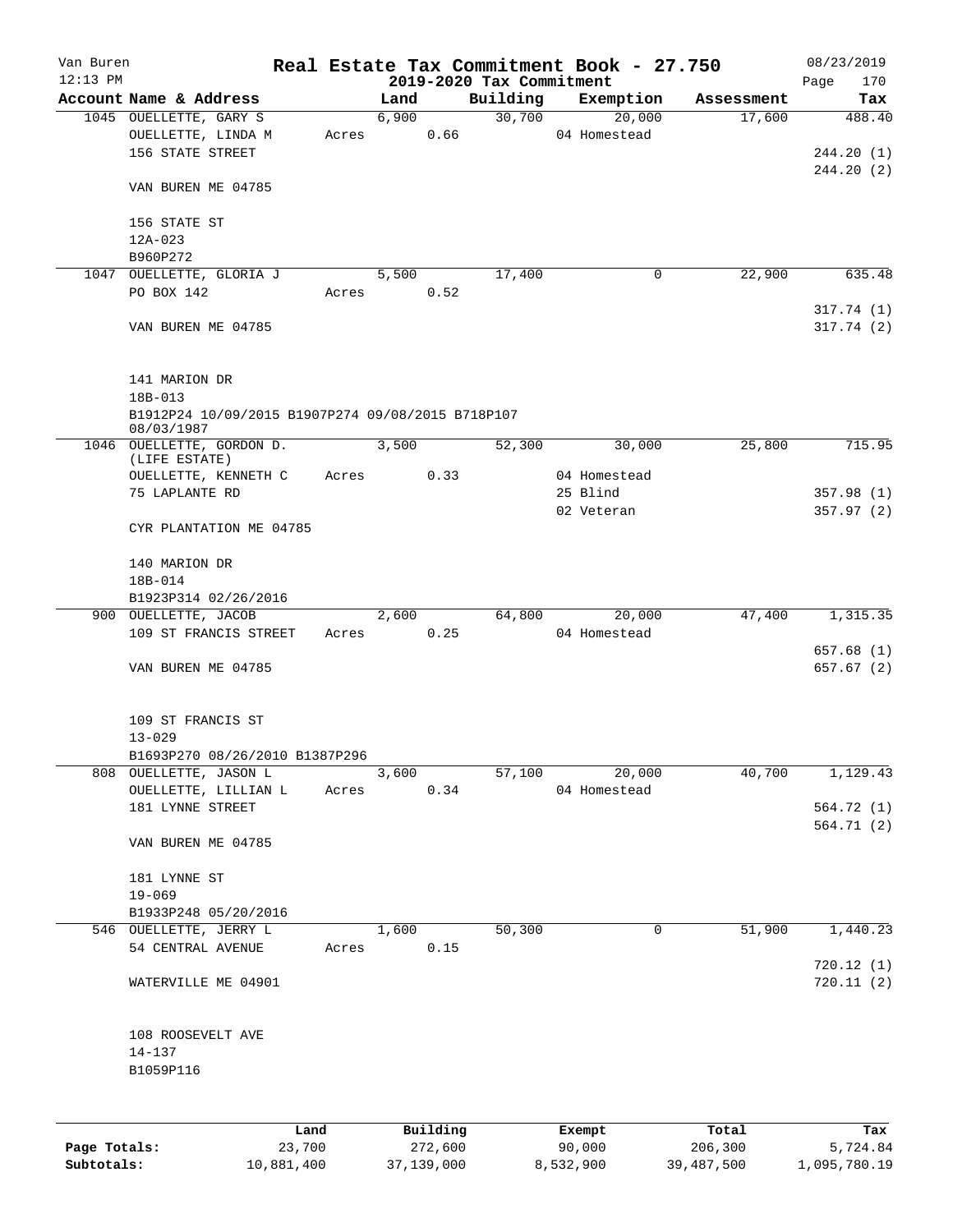Van Buren 12:13 PM

# Real Estate Tax Commitment Book - 27.750

## 2019-2020 Tax Commitment

08/23/2019

| Account Name & Address | Land | Building | Exemption | Assessment | Tax |
|---|---|---|---|---|---|
| 1045 OUELLETTE, GARY S | 6,900 | 30,700 | 20,000 | 17,600 | 488.40 |
| OUELLETTE, LINDA M | Acres 0.66 | | 04 Homestead | | |
| 156 STATE STREET | | | | | 244.20 (1) |
| | | | | | 244.20 (2) |
| VAN BUREN ME 04785 | | | | | |
| 156 STATE ST | | | | | |
| 12A-023 | | | | | |
| B960P272 | | | | | |
| 1047 OUELLETTE, GLORIA J | 5,500 | 17,400 | 0 | 22,900 | 635.48 |
| PO BOX 142 | Acres 0.52 | | | | |
| | | | | | 317.74 (1) |
| VAN BUREN ME 04785 | | | | | 317.74 (2) |
| 141 MARION DR | | | | | |
| 18B-013 | | | | | |
| B1912P24 10/09/2015 B1907P274 09/08/2015 B718P107 08/03/1987 | | | | | |
| 1046 OUELLETTE, GORDON D. (LIFE ESTATE) | 3,500 | 52,300 | 30,000 | 25,800 | 715.95 |
| OUELLETTE, KENNETH C | Acres 0.33 | | 04 Homestead | | |
| 75 LAPLANTE RD | | | 25 Blind | | 357.98 (1) |
| | | | 02 Veteran | | 357.97 (2) |
| CYR PLANTATION ME 04785 | | | | | |
| 140 MARION DR | | | | | |
| 18B-014 | | | | | |
| B1923P314 02/26/2016 | | | | | |
| 900 OUELLETTE, JACOB | 2,600 | 64,800 | 20,000 | 47,400 | 1,315.35 |
| 109 ST FRANCIS STREET | Acres 0.25 | | 04 Homestead | | |
| | | | | | 657.68 (1) |
| VAN BUREN ME 04785 | | | | | 657.67 (2) |
| 109 ST FRANCIS ST | | | | | |
| 13-029 | | | | | |
| B1693P270 08/26/2010 B1387P296 | | | | | |
| 808 OUELLETTE, JASON L | 3,600 | 57,100 | 20,000 | 40,700 | 1,129.43 |
| OUELLETTE, LILLIAN L | Acres 0.34 | | 04 Homestead | | |
| 181 LYNNE STREET | | | | | 564.72 (1) |
| | | | | | 564.71 (2) |
| VAN BUREN ME 04785 | | | | | |
| 181 LYNNE ST | | | | | |
| 19-069 | | | | | |
| B1933P248 05/20/2016 | | | | | |
| 546 OUELLETTE, JERRY L | 1,600 | 50,300 | 0 | 51,900 | 1,440.23 |
| 54 CENTRAL AVENUE | Acres 0.15 | | | | |
| | | | | | 720.12 (1) |
| WATERVILLE ME 04901 | | | | | 720.11 (2) |
| 108 ROOSEVELT AVE | | | | | |
| 14-137 | | | | | |
| B1059P116 | | | | | |

| | Land | Building | Exempt | Total | Tax |
|---|---|---|---|---|---|
| Page Totals: | 23,700 | 272,600 | 90,000 | 206,300 | 5,724.84 |
| Subtotals: | 10,881,400 | 37,139,000 | 8,532,900 | 39,487,500 | 1,095,780.19 |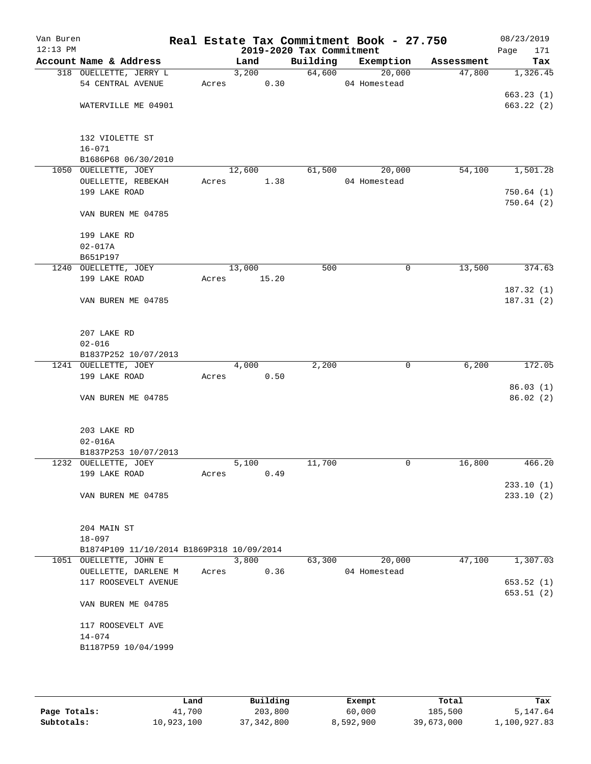# Real Estate Tax Commitment Book - 27.750

Van Buren
12:13 PM

2019-2020 Tax Commitment

08/23/2019

| Account | Name & Address | Land | Building | Exemption | Assessment | Tax |
|---|---|---|---|---|---|---|
| 318 | OUELLETTE, JERRY L<br>54 CENTRAL AVENUE<br><br>WATERVILLE ME 04901<br><br>132 VIOLETTE ST<br>16-071<br>B1686P68 06/30/2010 | 3,200<br>Acres 0.30 | 64,600 | 20,000<br>04 Homestead | 47,800 | 1,326.45<br><br>663.23 (1)<br>663.22 (2) |
| 1050 | OUELLETTE, JOEY<br>OUELLETTE, REBEKAH<br>199 LAKE ROAD<br><br>VAN BUREN ME 04785<br><br>199 LAKE RD<br>02-017A<br>B651P197 | 12,600<br>Acres 1.38 | 61,500 | 20,000<br>04 Homestead | 54,100 | 1,501.28<br><br>750.64 (1)<br>750.64 (2) |
| 1240 | OUELLETTE, JOEY<br>199 LAKE ROAD<br><br>VAN BUREN ME 04785<br><br>207 LAKE RD<br>02-016<br>B1837P252 10/07/2013 | 13,000<br>Acres 15.20 | 500 | 0 | 13,500 | 374.63<br><br>187.32 (1)<br>187.31 (2) |
| 1241 | OUELLETTE, JOEY<br>199 LAKE ROAD<br><br>VAN BUREN ME 04785<br><br>203 LAKE RD<br>02-016A<br>B1837P253 10/07/2013 | 4,000<br>Acres 0.50 | 2,200 | 0 | 6,200 | 172.05<br><br>86.03 (1)<br>86.02 (2) |
| 1232 | OUELLETTE, JOEY<br>199 LAKE ROAD<br><br>VAN BUREN ME 04785<br><br>204 MAIN ST<br>18-097<br>B1874P109 11/10/2014 B1869P318 10/09/2014 | 5,100<br>Acres 0.49 | 11,700 | 0 | 16,800 | 466.20<br><br>233.10 (1)<br>233.10 (2) |
| 1051 | OUELLETTE, JOHN E<br>OUELLETTE, DARLENE M<br>117 ROOSEVELT AVENUE<br><br>VAN BUREN ME 04785<br><br>117 ROOSEVELT AVE<br>14-074<br>B1187P59 10/04/1999 | 3,800<br>Acres 0.36 | 63,300 | 20,000<br>04 Homestead | 47,100 | 1,307.03<br><br>653.52 (1)<br>653.51 (2) |

| | Land | Building | Exempt | Total | Tax |
|---|---|---|---|---|---|
| Page Totals: | 41,700 | 203,800 | 60,000 | 185,500 | 5,147.64 |
| Subtotals: | 10,923,100 | 37,342,800 | 8,592,900 | 39,673,000 | 1,100,927.83 |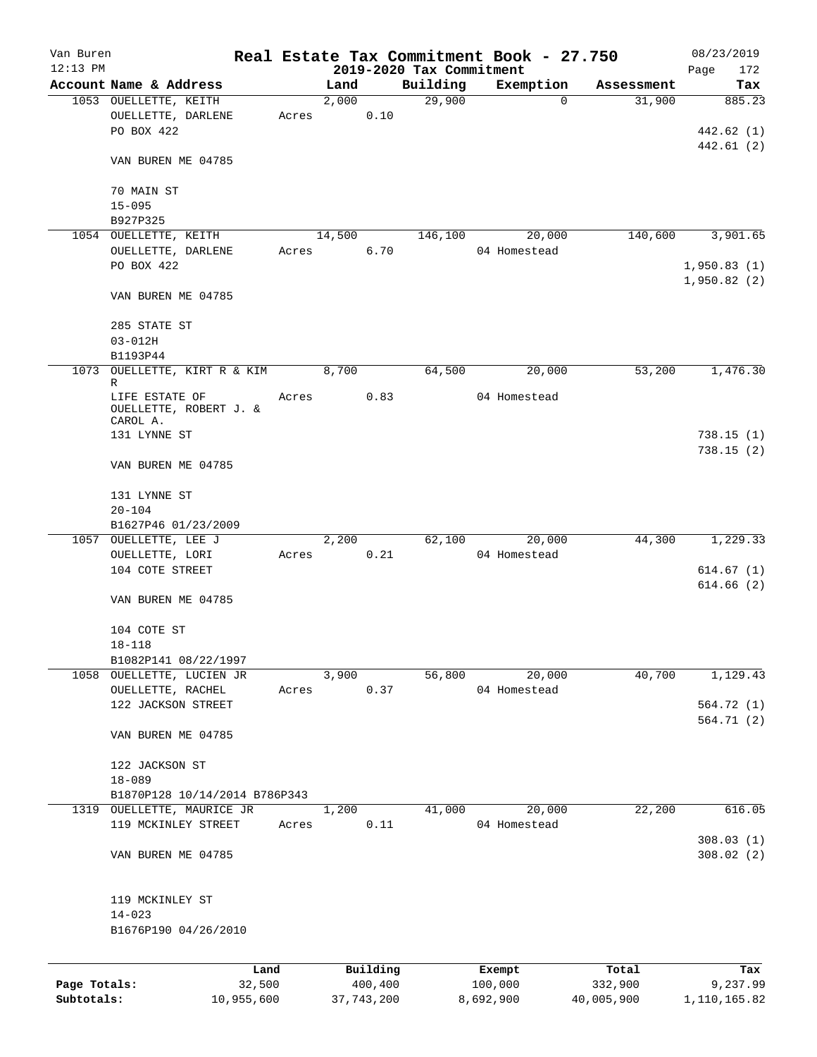Van Buren | Real Estate Tax Commitment Book - 27.750 | 08/23/2019
12:13 PM | 2019-2020 Tax Commitment | Page 172

| Account Name & Address | Land | Building | Exemption | Assessment | Tax |
|---|---|---|---|---|---|
| 1053 OUELLETTE, KEITH | 2,000 | 29,900 | 0 | 31,900 | 885.23 |
| OUELLETTE, DARLENE | Acres 0.10 | | | | |
| PO BOX 422 | | | | | 442.62 (1) |
| | | | | | 442.61 (2) |
| VAN BUREN ME 04785 | | | | | |
| 70 MAIN ST | | | | | |
| 15-095 | | | | | |
| B927P325 | | | | | |
| 1054 OUELLETTE, KEITH | 14,500 | 146,100 | 20,000 | 140,600 | 3,901.65 |
| OUELLETTE, DARLENE | Acres 6.70 | | 04 Homestead | | |
| PO BOX 422 | | | | | 1,950.83 (1) |
| | | | | | 1,950.82 (2) |
| VAN BUREN ME 04785 | | | | | |
| 285 STATE ST | | | | | |
| 03-012H | | | | | |
| B1193P44 | | | | | |
| 1073 OUELLETTE, KIRT R & KIM R | 8,700 | 64,500 | 20,000 | 53,200 | 1,476.30 |
| LIFE ESTATE OF OUELLETTE, ROBERT J. & CAROL A. | Acres 0.83 | | 04 Homestead | | |
| 131 LYNNE ST | | | | | 738.15 (1) |
| | | | | | 738.15 (2) |
| VAN BUREN ME 04785 | | | | | |
| 131 LYNNE ST | | | | | |
| 20-104 | | | | | |
| B1627P46 01/23/2009 | | | | | |
| 1057 OUELLETTE, LEE J | 2,200 | 62,100 | 20,000 | 44,300 | 1,229.33 |
| OUELLETTE, LORI | Acres 0.21 | | 04 Homestead | | |
| 104 COTE STREET | | | | | 614.67 (1) |
| | | | | | 614.66 (2) |
| VAN BUREN ME 04785 | | | | | |
| 104 COTE ST | | | | | |
| 18-118 | | | | | |
| B1082P141 08/22/1997 | | | | | |
| 1058 OUELLETTE, LUCIEN JR | 3,900 | 56,800 | 20,000 | 40,700 | 1,129.43 |
| OUELLETTE, RACHEL | Acres 0.37 | | 04 Homestead | | |
| 122 JACKSON STREET | | | | | 564.72 (1) |
| | | | | | 564.71 (2) |
| VAN BUREN ME 04785 | | | | | |
| 122 JACKSON ST | | | | | |
| 18-089 | | | | | |
| B1870P128 10/14/2014 B786P343 | | | | | |
| 1319 OUELLETTE, MAURICE JR | 1,200 | 41,000 | 20,000 | 22,200 | 616.05 |
| 119 MCKINLEY STREET | Acres 0.11 | | 04 Homestead | | |
| | | | | | 308.03 (1) |
| VAN BUREN ME 04785 | | | | | 308.02 (2) |
| 119 MCKINLEY ST | | | | | |
| 14-023 | | | | | |
| B1676P190 04/26/2010 | | | | | |

| | Land | Building | Exempt | Total | Tax |
|---|---|---|---|---|---|
| Page Totals: | 32,500 | 400,400 | 100,000 | 332,900 | 9,237.99 |
| Subtotals: | 10,955,600 | 37,743,200 | 8,692,900 | 40,005,900 | 1,110,165.82 |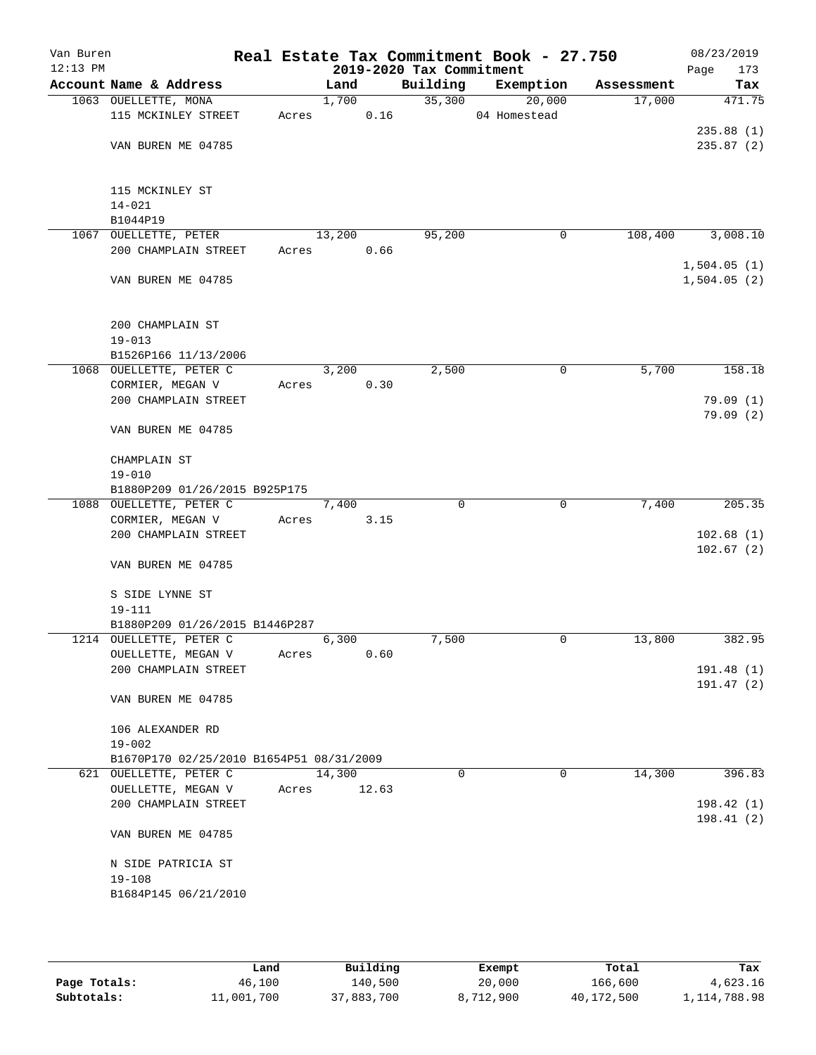Van Buren — Real Estate Tax Commitment Book - 27.750 — 08/23/2019

12:13 PM — 2019-2020 Tax Commitment

| Account Name & Address | Land | Building | Exemption | Assessment | Tax |
|---|---|---|---|---|---|
| 1063 OUELLETTE, MONA | 1,700 | 35,300 | 20,000 | 17,000 | 471.75 |
| 115 MCKINLEY STREET | Acres 0.16 | | 04 Homestead | | |
| | | | | | 235.88 (1) |
| VAN BUREN ME 04785 | | | | | 235.87 (2) |
| 115 MCKINLEY ST | | | | | |
| 14-021 | | | | | |
| B1044P19 | | | | | |
| 1067 OUELLETTE, PETER | 13,200 | 95,200 | 0 | 108,400 | 3,008.10 |
| 200 CHAMPLAIN STREET | Acres 0.66 | | | | |
| | | | | | 1,504.05 (1) |
| VAN BUREN ME 04785 | | | | | 1,504.05 (2) |
| 200 CHAMPLAIN ST | | | | | |
| 19-013 | | | | | |
| B1526P166 11/13/2006 | | | | | |
| 1068 OUELLETTE, PETER C | 3,200 | 2,500 | 0 | 5,700 | 158.18 |
| CORMIER, MEGAN V | Acres 0.30 | | | | |
| 200 CHAMPLAIN STREET | | | | | 79.09 (1) |
| | | | | | 79.09 (2) |
| VAN BUREN ME 04785 | | | | | |
| CHAMPLAIN ST | | | | | |
| 19-010 | | | | | |
| B1880P209 01/26/2015 B925P175 | | | | | |
| 1088 OUELLETTE, PETER C | 7,400 | 0 | 0 | 7,400 | 205.35 |
| CORMIER, MEGAN V | Acres 3.15 | | | | |
| 200 CHAMPLAIN STREET | | | | | 102.68 (1) |
| | | | | | 102.67 (2) |
| VAN BUREN ME 04785 | | | | | |
| S SIDE LYNNE ST | | | | | |
| 19-111 | | | | | |
| B1880P209 01/26/2015 B1446P287 | | | | | |
| 1214 OUELLETTE, PETER C | 6,300 | 7,500 | 0 | 13,800 | 382.95 |
| OUELLETTE, MEGAN V | Acres 0.60 | | | | |
| 200 CHAMPLAIN STREET | | | | | 191.48 (1) |
| | | | | | 191.47 (2) |
| VAN BUREN ME 04785 | | | | | |
| 106 ALEXANDER RD | | | | | |
| 19-002 | | | | | |
| B1670P170 02/25/2010 B1654P51 08/31/2009 | | | | | |
| 621 OUELLETTE, PETER C | 14,300 | 0 | 0 | 14,300 | 396.83 |
| OUELLETTE, MEGAN V | Acres 12.63 | | | | |
| 200 CHAMPLAIN STREET | | | | | 198.42 (1) |
| | | | | | 198.41 (2) |
| VAN BUREN ME 04785 | | | | | |
| N SIDE PATRICIA ST | | | | | |
| 19-108 | | | | | |
| B1684P145 06/21/2010 | | | | | |

| | Land | Building | Exempt | Total | Tax |
|---|---|---|---|---|---|
| Page Totals: | 46,100 | 140,500 | 20,000 | 166,600 | 4,623.16 |
| Subtotals: | 11,001,700 | 37,883,700 | 8,712,900 | 40,172,500 | 1,114,788.98 |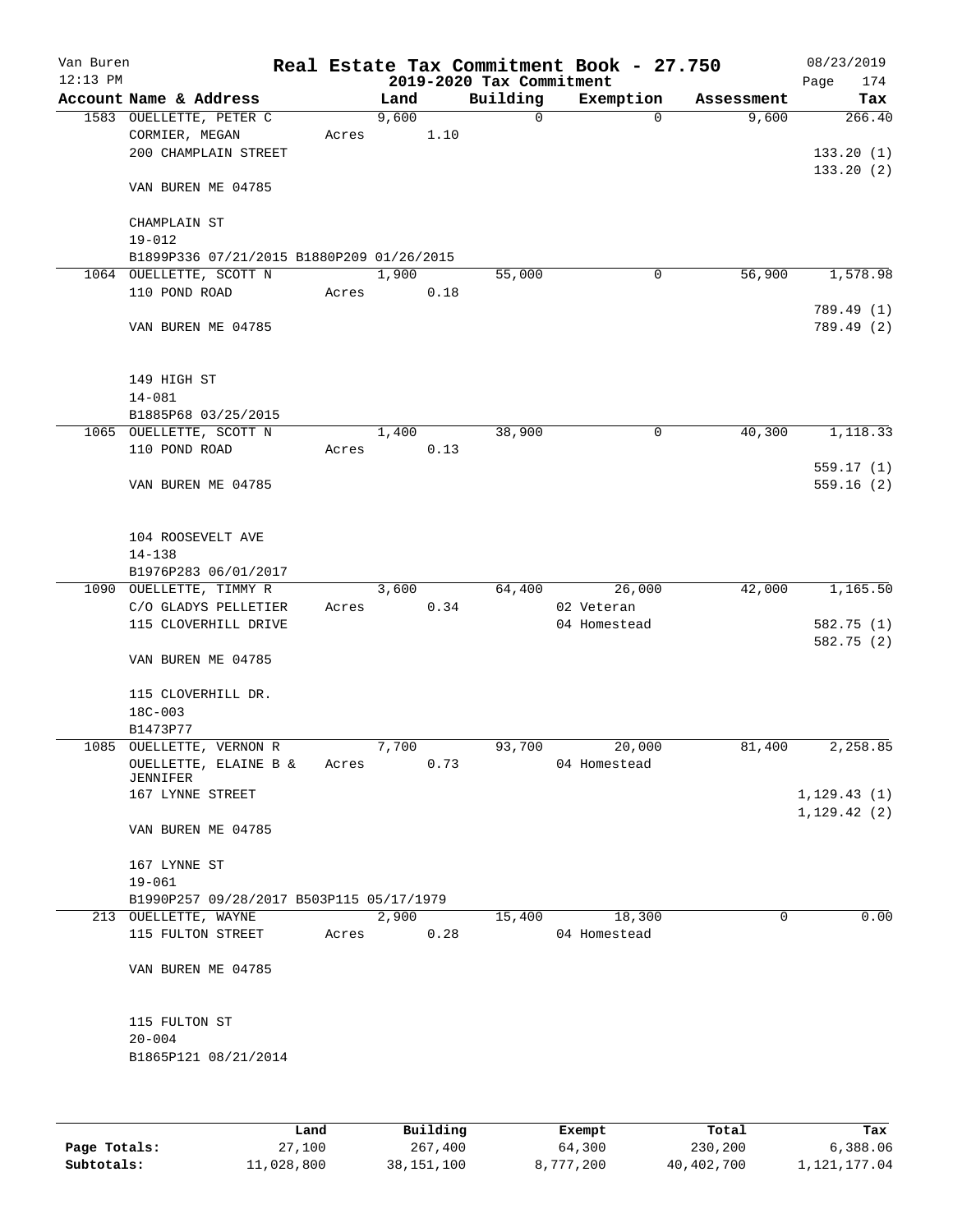# Real Estate Tax Commitment Book - 27.750

Van Buren
12:13 PM

## 2019-2020 Tax Commitment

08/23/2019
Page 174

| Account Name & Address | Land | Building | Exemption | Assessment | Tax |
|---|---|---|---|---|---|
| 1583 OUELLETTE, PETER C<br>CORMIER, MEGAN<br>200 CHAMPLAIN STREET<br><br>VAN BUREN ME 04785<br><br>CHAMPLAIN ST<br>19-012<br>B1899P336 07/21/2015 B1880P209 01/26/2015 | 9,600<br>Acres 1.10 | 0 | 0 | 9,600 | 266.40<br><br>133.20 (1)<br>133.20 (2) |
| 1064 OUELLETTE, SCOTT N<br>110 POND ROAD<br><br>VAN BUREN ME 04785<br><br>149 HIGH ST<br>14-081<br>B1885P68 03/25/2015 | 1,900<br>Acres 0.18 | 55,000 | 0 | 56,900 | 1,578.98<br><br>789.49 (1)<br>789.49 (2) |
| 1065 OUELLETTE, SCOTT N<br>110 POND ROAD<br><br>VAN BUREN ME 04785<br><br>104 ROOSEVELT AVE<br>14-138<br>B1976P283 06/01/2017 | 1,400<br>Acres 0.13 | 38,900 | 0 | 40,300 | 1,118.33<br><br>559.17 (1)<br>559.16 (2) |
| 1090 OUELLETTE, TIMMY R<br>C/O GLADYS PELLETIER<br>115 CLOVERHILL DRIVE<br><br>VAN BUREN ME 04785<br><br>115 CLOVERHILL DR.<br>18C-003<br>B1473P77 | 3,600<br>Acres 0.34 | 64,400 | 26,000<br>02 Veteran<br>04 Homestead | 42,000 | 1,165.50<br><br>582.75 (1)<br>582.75 (2) |
| 1085 OUELLETTE, VERNON R<br>OUELLETTE, ELAINE B & JENNIFER<br>167 LYNNE STREET<br><br>VAN BUREN ME 04785<br><br>167 LYNNE ST<br>19-061<br>B1990P257 09/28/2017 B503P115 05/17/1979 | 7,700<br>Acres 0.73 | 93,700 | 20,000<br>04 Homestead | 81,400 | 2,258.85<br><br>1,129.43 (1)<br>1,129.42 (2) |
| 213 OUELLETTE, WAYNE<br>115 FULTON STREET<br><br>VAN BUREN ME 04785<br><br>115 FULTON ST<br>20-004<br>B1865P121 08/21/2014 | 2,900<br>Acres 0.28 | 15,400 | 18,300<br>04 Homestead | 0 | 0.00 |

| | Land | Building | Exempt | Total | Tax |
|---|---|---|---|---|---|
| **Page Totals:** | 27,100 | 267,400 | 64,300 | 230,200 | 6,388.06 |
| **Subtotals:** | 11,028,800 | 38,151,100 | 8,777,200 | 40,402,700 | 1,121,177.04 |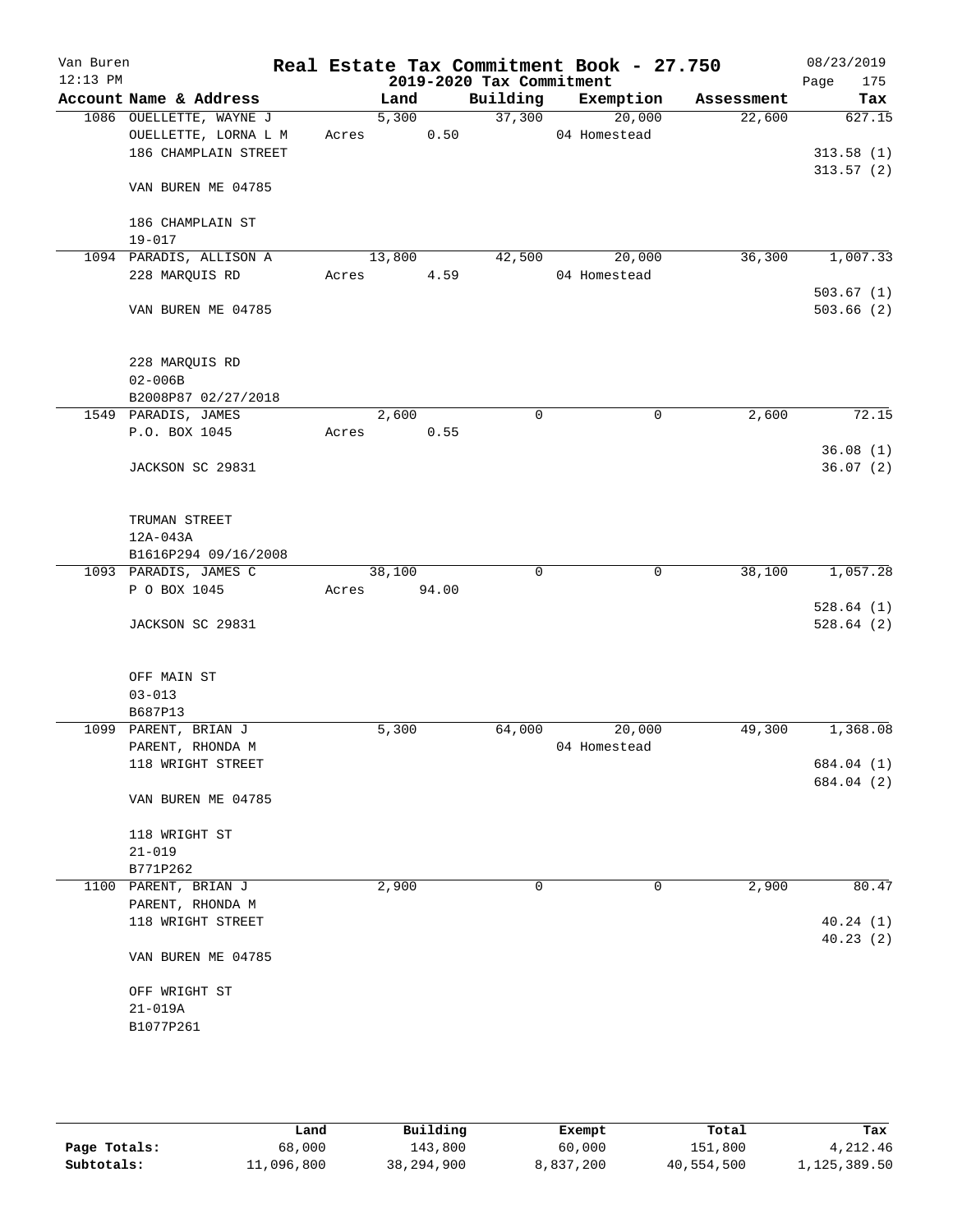# Real Estate Tax Commitment Book - 27.750

Van Buren
12:13 PM

2019-2020 Tax Commitment

08/23/2019

| Account Name & Address | Land | Building | Exemption | Assessment | Tax |
|---|---|---|---|---|---|
| 1086 OUELLETTE, WAYNE J | 5,300 | 37,300 | 20,000 | 22,600 | 627.15 |
| OUELLETTE, LORNA L M | Acres 0.50 | | 04 Homestead | | |
| 186 CHAMPLAIN STREET | | | | | 313.58 (1) |
| | | | | | 313.57 (2) |
| VAN BUREN ME 04785 | | | | | |
| 186 CHAMPLAIN ST | | | | | |
| 19-017 | | | | | |
| 1094 PARADIS, ALLISON A | 13,800 | 42,500 | 20,000 | 36,300 | 1,007.33 |
| 228 MARQUIS RD | Acres 4.59 | | 04 Homestead | | |
| | | | | | 503.67 (1) |
| VAN BUREN ME 04785 | | | | | 503.66 (2) |
| 228 MARQUIS RD | | | | | |
| 02-006B | | | | | |
| B2008P87 02/27/2018 | | | | | |
| 1549 PARADIS, JAMES | 2,600 | 0 | 0 | 2,600 | 72.15 |
| P.O. BOX 1045 | Acres 0.55 | | | | |
| | | | | | 36.08 (1) |
| JACKSON SC 29831 | | | | | 36.07 (2) |
| TRUMAN STREET | | | | | |
| 12A-043A | | | | | |
| B1616P294 09/16/2008 | | | | | |
| 1093 PARADIS, JAMES C | 38,100 | 0 | 0 | 38,100 | 1,057.28 |
| P O BOX 1045 | Acres 94.00 | | | | |
| | | | | | 528.64 (1) |
| JACKSON SC 29831 | | | | | 528.64 (2) |
| OFF MAIN ST | | | | | |
| 03-013 | | | | | |
| B687P13 | | | | | |
| 1099 PARENT, BRIAN J | 5,300 | 64,000 | 20,000 | 49,300 | 1,368.08 |
| PARENT, RHONDA M | | | 04 Homestead | | |
| 118 WRIGHT STREET | | | | | 684.04 (1) |
| | | | | | 684.04 (2) |
| VAN BUREN ME 04785 | | | | | |
| 118 WRIGHT ST | | | | | |
| 21-019 | | | | | |
| B771P262 | | | | | |
| 1100 PARENT, BRIAN J | 2,900 | 0 | 0 | 2,900 | 80.47 |
| PARENT, RHONDA M | | | | | |
| 118 WRIGHT STREET | | | | | 40.24 (1) |
| | | | | | 40.23 (2) |
| VAN BUREN ME 04785 | | | | | |
| OFF WRIGHT ST | | | | | |
| 21-019A | | | | | |
| B1077P261 | | | | | |

| | Land | Building | Exempt | Total | Tax |
|---|---|---|---|---|---|
| Page Totals: | 68,000 | 143,800 | 60,000 | 151,800 | 4,212.46 |
| Subtotals: | 11,096,800 | 38,294,900 | 8,837,200 | 40,554,500 | 1,125,389.50 |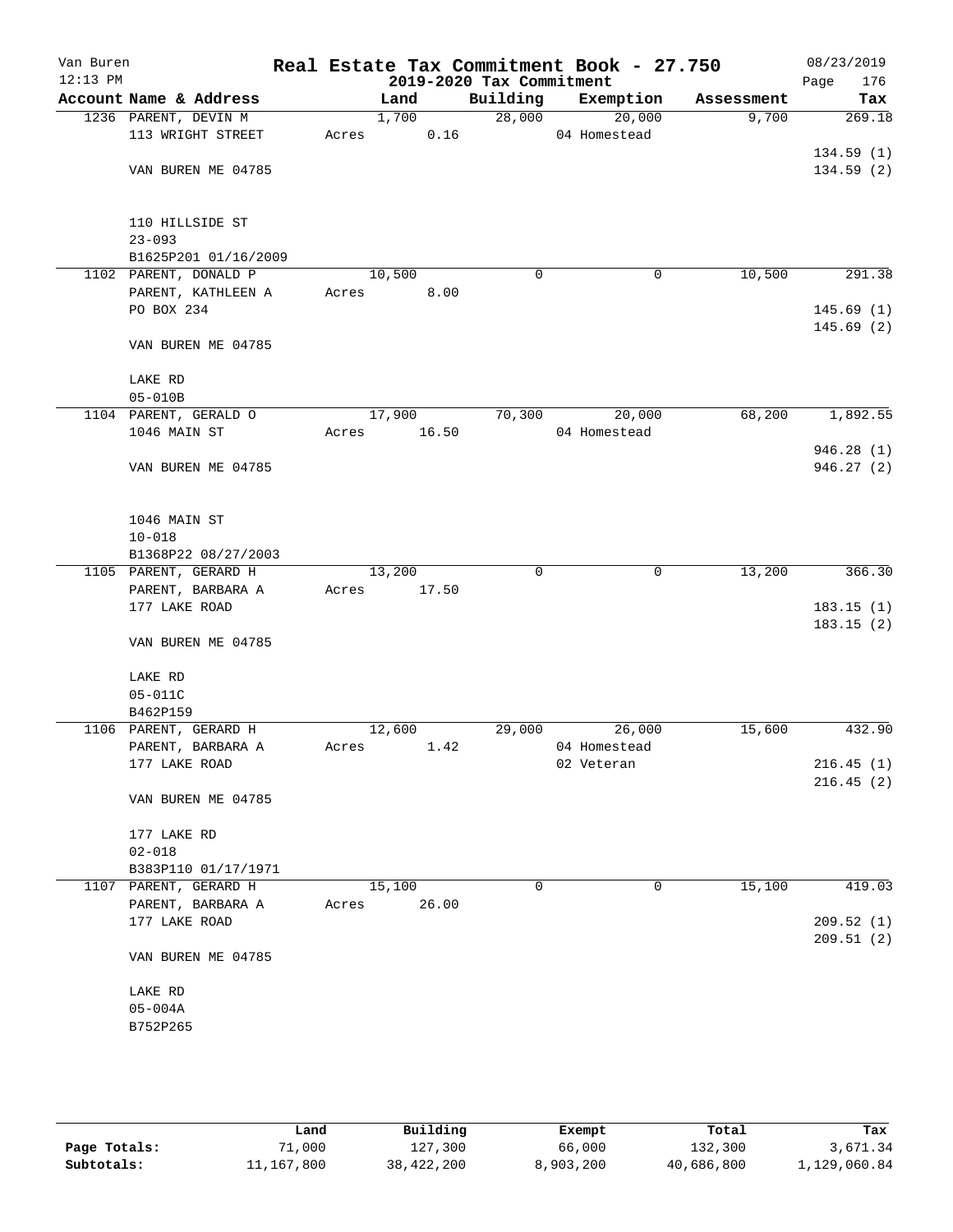# Real Estate Tax Commitment Book - 27.750

Van Buren
12:13 PM

2019-2020 Tax Commitment

08/23/2019

| Account Name & Address | Land | Building | Exemption | Assessment | Tax |
|---|---|---|---|---|---|
| 1236 PARENT, DEVIN M | 1,700 | 28,000 | 20,000 | 9,700 | 269.18 |
| 113 WRIGHT STREET | Acres 0.16 | | 04 Homestead | | |
| | | | | | 134.59 (1) |
| VAN BUREN ME 04785 | | | | | 134.59 (2) |
| 110 HILLSIDE ST | | | | | |
| 23-093 | | | | | |
| B1625P201 01/16/2009 | | | | | |
| 1102 PARENT, DONALD P | 10,500 | 0 | 0 | 10,500 | 291.38 |
| PARENT, KATHLEEN A | Acres 8.00 | | | | |
| PO BOX 234 | | | | | 145.69 (1) |
| | | | | | 145.69 (2) |
| VAN BUREN ME 04785 | | | | | |
| LAKE RD | | | | | |
| 05-010B | | | | | |
| 1104 PARENT, GERALD O | 17,900 | 70,300 | 20,000 | 68,200 | 1,892.55 |
| 1046 MAIN ST | Acres 16.50 | | 04 Homestead | | |
| | | | | | 946.28 (1) |
| VAN BUREN ME 04785 | | | | | 946.27 (2) |
| 1046 MAIN ST | | | | | |
| 10-018 | | | | | |
| B1368P22 08/27/2003 | | | | | |
| 1105 PARENT, GERARD H | 13,200 | 0 | 0 | 13,200 | 366.30 |
| PARENT, BARBARA A | Acres 17.50 | | | | |
| 177 LAKE ROAD | | | | | 183.15 (1) |
| | | | | | 183.15 (2) |
| VAN BUREN ME 04785 | | | | | |
| LAKE RD | | | | | |
| 05-011C | | | | | |
| B462P159 | | | | | |
| 1106 PARENT, GERARD H | 12,600 | 29,000 | 26,000 | 15,600 | 432.90 |
| PARENT, BARBARA A | Acres 1.42 | | 04 Homestead | | |
| 177 LAKE ROAD | | | 02 Veteran | | 216.45 (1) |
| | | | | | 216.45 (2) |
| VAN BUREN ME 04785 | | | | | |
| 177 LAKE RD | | | | | |
| 02-018 | | | | | |
| B383P110 01/17/1971 | | | | | |
| 1107 PARENT, GERARD H | 15,100 | 0 | 0 | 15,100 | 419.03 |
| PARENT, BARBARA A | Acres 26.00 | | | | |
| 177 LAKE ROAD | | | | | 209.52 (1) |
| | | | | | 209.51 (2) |
| VAN BUREN ME 04785 | | | | | |
| LAKE RD | | | | | |
| 05-004A | | | | | |
| B752P265 | | | | | |

| | Land | Building | Exempt | Total | Tax |
|---|---|---|---|---|---|
| Page Totals: | 71,000 | 127,300 | 66,000 | 132,300 | 3,671.34 |
| Subtotals: | 11,167,800 | 38,422,200 | 8,903,200 | 40,686,800 | 1,129,060.84 |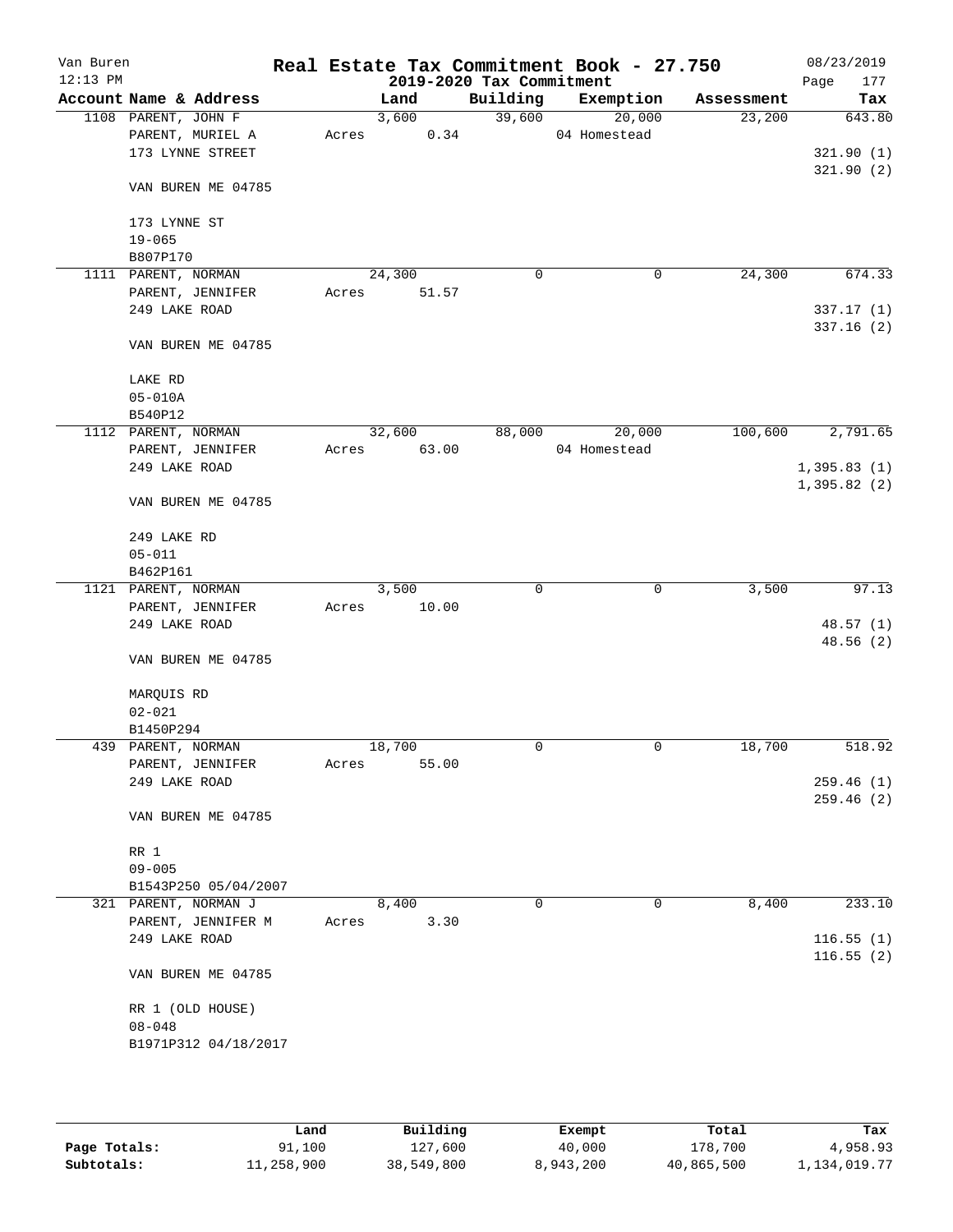# Real Estate Tax Commitment Book - 27.750

Van Buren
12:13 PM

2019-2020 Tax Commitment

08/23/2019

| Account | Name & Address | Land | Building | Exemption | Assessment | Tax |
|---|---|---|---|---|---|---|
| 1108 | PARENT, JOHN F<br>PARENT, MURIEL A<br>173 LYNNE STREET<br><br>VAN BUREN ME 04785<br><br>173 LYNNE ST<br>19-065<br>B807P170 | 3,600<br>Acres 0.34 | 39,600 | 20,000<br>04 Homestead | 23,200 | 643.80<br><br>321.90 (1)<br>321.90 (2) |
| 1111 | PARENT, NORMAN<br>PARENT, JENNIFER<br>249 LAKE ROAD<br><br>VAN BUREN ME 04785<br><br>LAKE RD<br>05-010A<br>B540P12 | 24,300<br>Acres 51.57 | 0 | 0 | 24,300 | 674.33<br><br>337.17 (1)<br>337.16 (2) |
| 1112 | PARENT, NORMAN<br>PARENT, JENNIFER<br>249 LAKE ROAD<br><br>VAN BUREN ME 04785<br><br>249 LAKE RD<br>05-011<br>B462P161 | 32,600<br>Acres 63.00 | 88,000 | 20,000<br>04 Homestead | 100,600 | 2,791.65<br><br>1,395.83 (1)<br>1,395.82 (2) |
| 1121 | PARENT, NORMAN<br>PARENT, JENNIFER<br>249 LAKE ROAD<br><br>VAN BUREN ME 04785<br><br>MARQUIS RD<br>02-021<br>B1450P294 | 3,500<br>Acres 10.00 | 0 | 0 | 3,500 | 97.13<br><br>48.57 (1)<br>48.56 (2) |
| 439 | PARENT, NORMAN<br>PARENT, JENNIFER<br>249 LAKE ROAD<br><br>VAN BUREN ME 04785<br><br>RR 1<br>09-005<br>B1543P250 05/04/2007 | 18,700<br>Acres 55.00 | 0 | 0 | 18,700 | 518.92<br><br>259.46 (1)<br>259.46 (2) |
| 321 | PARENT, NORMAN J<br>PARENT, JENNIFER M<br>249 LAKE ROAD<br><br>VAN BUREN ME 04785<br><br>RR 1 (OLD HOUSE)<br>08-048<br>B1971P312 04/18/2017 | 8,400<br>Acres 3.30 | 0 | 0 | 8,400 | 233.10<br><br>116.55 (1)<br>116.55 (2) |

| | Land | Building | Exempt | Total | Tax |
|---|---|---|---|---|---|
| Page Totals: | 91,100 | 127,600 | 40,000 | 178,700 | 4,958.93 |
| Subtotals: | 11,258,900 | 38,549,800 | 8,943,200 | 40,865,500 | 1,134,019.77 |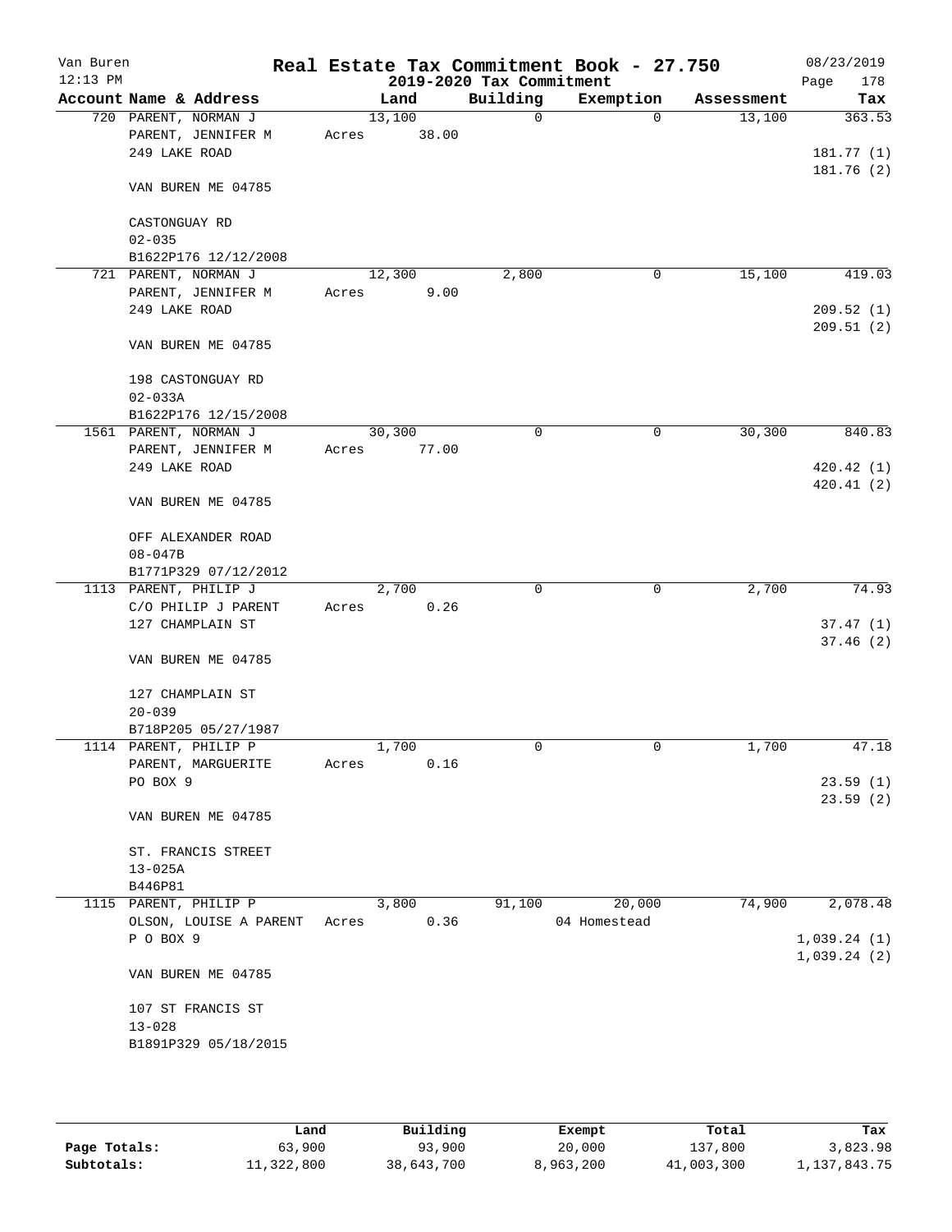Van Buren 12:13 PM

# Real Estate Tax Commitment Book - 27.750

## 2019-2020 Tax Commitment

08/23/2019 Page 178

| Account Name & Address | Land | Building | Exemption | Assessment | Tax |
|---|---|---|---|---|---|
| 720 PARENT, NORMAN J<br>PARENT, JENNIFER M<br>249 LAKE ROAD<br><br>VAN BUREN ME 04785<br><br>CASTONGUAY RD<br>02-035<br>B1622P176 12/12/2008 | 13,100<br>Acres 38.00 | 0 | 0 | 13,100 | 363.53<br><br>181.77 (1)<br>181.76 (2) |
| 721 PARENT, NORMAN J<br>PARENT, JENNIFER M<br>249 LAKE ROAD<br><br>VAN BUREN ME 04785<br><br>198 CASTONGUAY RD<br>02-033A<br>B1622P176 12/15/2008 | 12,300<br>Acres 9.00 | 2,800 | 0 | 15,100 | 419.03<br><br>209.52 (1)<br>209.51 (2) |
| 1561 PARENT, NORMAN J<br>PARENT, JENNIFER M<br>249 LAKE ROAD<br><br>VAN BUREN ME 04785<br><br>OFF ALEXANDER ROAD<br>08-047B<br>B1771P329 07/12/2012 | 30,300<br>Acres 77.00 | 0 | 0 | 30,300 | 840.83<br><br>420.42 (1)<br>420.41 (2) |
| 1113 PARENT, PHILIP J<br>C/O PHILIP J PARENT<br>127 CHAMPLAIN ST<br><br>VAN BUREN ME 04785<br><br>127 CHAMPLAIN ST<br>20-039<br>B718P205 05/27/1987 | 2,700<br>Acres 0.26 | 0 | 0 | 2,700 | 74.93<br><br>37.47 (1)<br>37.46 (2) |
| 1114 PARENT, PHILIP P<br>PARENT, MARGUERITE<br>PO BOX 9<br><br>VAN BUREN ME 04785<br><br>ST. FRANCIS STREET<br>13-025A<br>B446P81 | 1,700<br>Acres 0.16 | 0 | 0 | 1,700 | 47.18<br><br>23.59 (1)<br>23.59 (2) |
| 1115 PARENT, PHILIP P<br>OLSON, LOUISE A PARENT<br>P O BOX 9<br><br>VAN BUREN ME 04785<br><br>107 ST FRANCIS ST<br>13-028<br>B1891P329 05/18/2015 | 3,800<br>Acres 0.36 | 91,100 | 20,000<br>04 Homestead | 74,900 | 2,078.48<br><br>1,039.24 (1)<br>1,039.24 (2) |

| | Land | Building | Exempt | Total | Tax |
|---|---|---|---|---|---|
| Page Totals: | 63,900 | 93,900 | 20,000 | 137,800 | 3,823.98 |
| Subtotals: | 11,322,800 | 38,643,700 | 8,963,200 | 41,003,300 | 1,137,843.75 |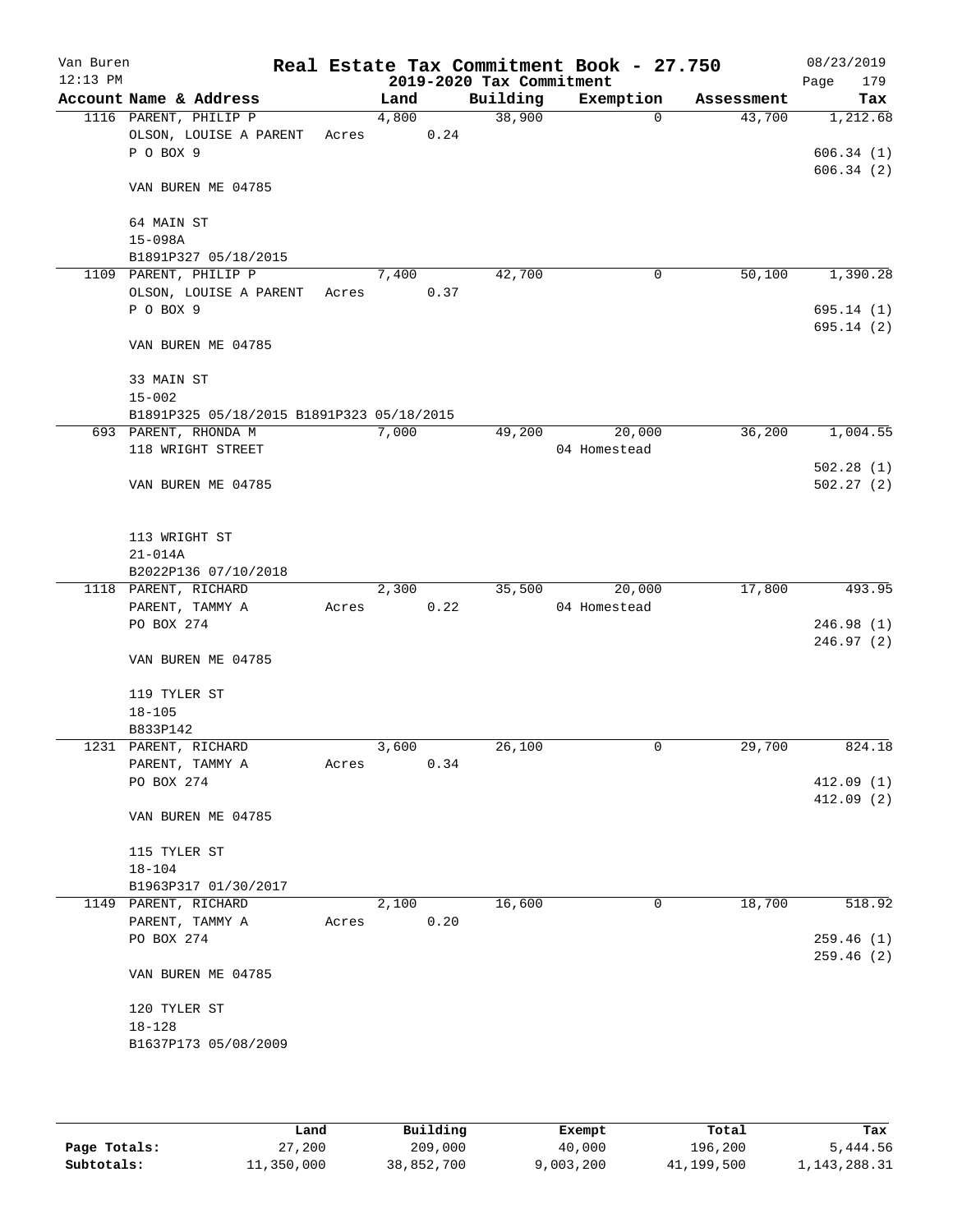Van Buren | Real Estate Tax Commitment Book - 27.750 | 08/23/2019
12:13 PM | 2019-2020 Tax Commitment | Page 179

| Account Name & Address | Land | Building | Exemption | Assessment | Tax |
|---|---|---|---|---|---|
| 1116 PARENT, PHILIP P | 4,800 | 38,900 | 0 | 43,700 | 1,212.68 |
| OLSON, LOUISE A PARENT | Acres 0.24 | | | | |
| P O BOX 9 | | | | | 606.34 (1) |
| | | | | | 606.34 (2) |
| VAN BUREN ME 04785 | | | | | |
| 64 MAIN ST | | | | | |
| 15-098A | | | | | |
| B1891P327 05/18/2015 | | | | | |
| 1109 PARENT, PHILIP P | 7,400 | 42,700 | 0 | 50,100 | 1,390.28 |
| OLSON, LOUISE A PARENT | Acres 0.37 | | | | |
| P O BOX 9 | | | | | 695.14 (1) |
| | | | | | 695.14 (2) |
| VAN BUREN ME 04785 | | | | | |
| 33 MAIN ST | | | | | |
| 15-002 | | | | | |
| B1891P325 05/18/2015 B1891P323 05/18/2015 | | | | | |
| 693 PARENT, RHONDA M | 7,000 | 49,200 | 20,000 | 36,200 | 1,004.55 |
| 118 WRIGHT STREET | | | 04 Homestead | | |
| | | | | | 502.28 (1) |
| VAN BUREN ME 04785 | | | | | 502.27 (2) |
| 113 WRIGHT ST | | | | | |
| 21-014A | | | | | |
| B2022P136 07/10/2018 | | | | | |
| 1118 PARENT, RICHARD | 2,300 | 35,500 | 20,000 | 17,800 | 493.95 |
| PARENT, TAMMY A | Acres 0.22 | | 04 Homestead | | |
| PO BOX 274 | | | | | 246.98 (1) |
| | | | | | 246.97 (2) |
| VAN BUREN ME 04785 | | | | | |
| 119 TYLER ST | | | | | |
| 18-105 | | | | | |
| B833P142 | | | | | |
| 1231 PARENT, RICHARD | 3,600 | 26,100 | 0 | 29,700 | 824.18 |
| PARENT, TAMMY A | Acres 0.34 | | | | |
| PO BOX 274 | | | | | 412.09 (1) |
| | | | | | 412.09 (2) |
| VAN BUREN ME 04785 | | | | | |
| 115 TYLER ST | | | | | |
| 18-104 | | | | | |
| B1963P317 01/30/2017 | | | | | |
| 1149 PARENT, RICHARD | 2,100 | 16,600 | 0 | 18,700 | 518.92 |
| PARENT, TAMMY A | Acres 0.20 | | | | |
| PO BOX 274 | | | | | 259.46 (1) |
| | | | | | 259.46 (2) |
| VAN BUREN ME 04785 | | | | | |
| 120 TYLER ST | | | | | |
| 18-128 | | | | | |
| B1637P173 05/08/2009 | | | | | |

| | Land | Building | Exempt | Total | Tax |
|---|---|---|---|---|---|
| Page Totals: | 27,200 | 209,000 | 40,000 | 196,200 | 5,444.56 |
| Subtotals: | 11,350,000 | 38,852,700 | 9,003,200 | 41,199,500 | 1,143,288.31 |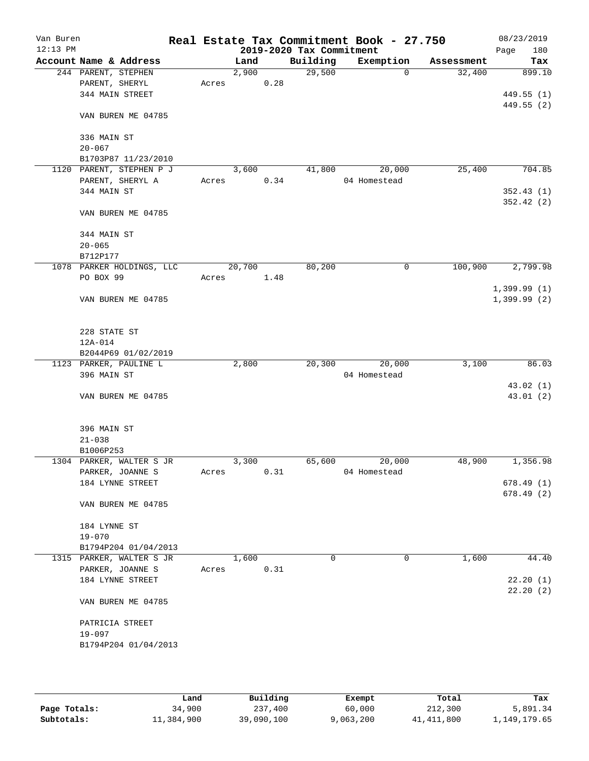# Real Estate Tax Commitment Book - 27.750

Van Buren
12:13 PM

2019-2020 Tax Commitment

08/23/2019
Page 180

| Account Name & Address | Land | Building | Exemption | Assessment | Tax |
|---|---|---|---|---|---|
| 244 PARENT, STEPHEN<br>PARENT, SHERYL<br>344 MAIN STREET<br><br>VAN BUREN ME 04785<br><br>336 MAIN ST<br>20-067<br>B1703P87 11/23/2010 | 2,900<br>Acres 0.28 | 29,500 | 0 | 32,400 | 899.10<br><br>449.55 (1)<br>449.55 (2) |
| 1120 PARENT, STEPHEN P J<br>PARENT, SHERYL A<br>344 MAIN ST<br><br>VAN BUREN ME 04785<br><br>344 MAIN ST<br>20-065<br>B712P177 | 3,600<br>Acres 0.34 | 41,800 | 20,000<br>04 Homestead | 25,400 | 704.85<br><br>352.43 (1)<br>352.42 (2) |
| 1078 PARKER HOLDINGS, LLC<br>PO BOX 99<br><br>VAN BUREN ME 04785<br><br>228 STATE ST<br>12A-014<br>B2044P69 01/02/2019 | 20,700<br>Acres 1.48 | 80,200 | 0 | 100,900 | 2,799.98<br><br>1,399.99 (1)<br>1,399.99 (2) |
| 1123 PARKER, PAULINE L<br>396 MAIN ST<br><br>VAN BUREN ME 04785<br><br>396 MAIN ST<br>21-038<br>B1006P253 | 2,800 | 20,300 | 20,000<br>04 Homestead | 3,100 | 86.03<br><br>43.02 (1)<br>43.01 (2) |
| 1304 PARKER, WALTER S JR<br>PARKER, JOANNE S<br>184 LYNNE STREET<br><br>VAN BUREN ME 04785<br><br>184 LYNNE ST<br>19-070<br>B1794P204 01/04/2013 | 3,300<br>Acres 0.31 | 65,600 | 20,000<br>04 Homestead | 48,900 | 1,356.98<br><br>678.49 (1)<br>678.49 (2) |
| 1315 PARKER, WALTER S JR<br>PARKER, JOANNE S<br>184 LYNNE STREET<br><br>VAN BUREN ME 04785<br><br>PATRICIA STREET<br>19-097<br>B1794P204 01/04/2013 | 1,600<br>Acres 0.31 | 0 | 0 | 1,600 | 44.40<br><br>22.20 (1)<br>22.20 (2) |

| | Land | Building | Exempt | Total | Tax |
|---|---|---|---|---|---|
| Page Totals: | 34,900 | 237,400 | 60,000 | 212,300 | 5,891.34 |
| Subtotals: | 11,384,900 | 39,090,100 | 9,063,200 | 41,411,800 | 1,149,179.65 |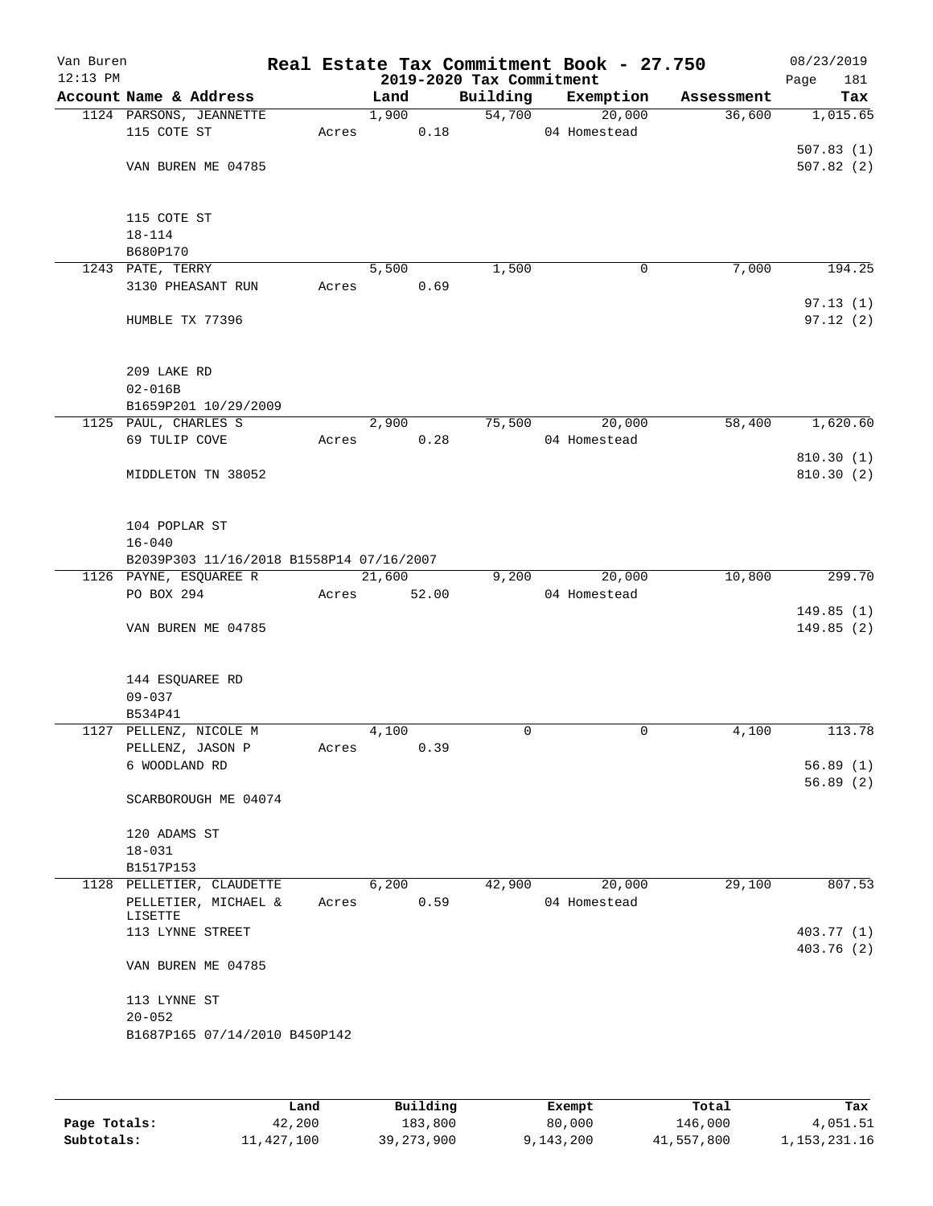Van Buren
12:13 PM

# Real Estate Tax Commitment Book - 27.750

## 2019-2020 Tax Commitment

08/23/2019
Page 181

| Account Name & Address | | Land | Building | Exemption | Assessment | Tax |
|---|---|---|---|---|---|---|
| 1124 PARSONS, JEANNETTE | | 1,900 | 54,700 | 20,000 | 36,600 | 1,015.65 |
| 115 COTE ST | Acres | 0.18 | | 04 Homestead | | |
| | | | | | | 507.83 (1) |
| VAN BUREN ME 04785 | | | | | | 507.82 (2) |
| 115 COTE ST | | | | | | |
| 18-114 | | | | | | |
| B680P170 | | | | | | |
| 1243 PATE, TERRY | | 5,500 | 1,500 | 0 | 7,000 | 194.25 |
| 3130 PHEASANT RUN | Acres | 0.69 | | | | |
| | | | | | | 97.13 (1) |
| HUMBLE TX 77396 | | | | | | 97.12 (2) |
| 209 LAKE RD | | | | | | |
| 02-016B | | | | | | |
| B1659P201 10/29/2009 | | | | | | |
| 1125 PAUL, CHARLES S | | 2,900 | 75,500 | 20,000 | 58,400 | 1,620.60 |
| 69 TULIP COVE | Acres | 0.28 | | 04 Homestead | | |
| | | | | | | 810.30 (1) |
| MIDDLETON TN 38052 | | | | | | 810.30 (2) |
| 104 POPLAR ST | | | | | | |
| 16-040 | | | | | | |
| B2039P303 11/16/2018 B1558P14 07/16/2007 | | | | | | |
| 1126 PAYNE, ESQUAREE R | | 21,600 | 9,200 | 20,000 | 10,800 | 299.70 |
| PO BOX 294 | Acres | 52.00 | | 04 Homestead | | |
| | | | | | | 149.85 (1) |
| VAN BUREN ME 04785 | | | | | | 149.85 (2) |
| 144 ESQUAREE RD | | | | | | |
| 09-037 | | | | | | |
| B534P41 | | | | | | |
| 1127 PELLENZ, NICOLE M | | 4,100 | 0 | 0 | 4,100 | 113.78 |
| PELLENZ, JASON P | Acres | 0.39 | | | | |
| 6 WOODLAND RD | | | | | | 56.89 (1) |
| | | | | | | 56.89 (2) |
| SCARBOROUGH ME 04074 | | | | | | |
| 120 ADAMS ST | | | | | | |
| 18-031 | | | | | | |
| B1517P153 | | | | | | |
| 1128 PELLETIER, CLAUDETTE | | 6,200 | 42,900 | 20,000 | 29,100 | 807.53 |
| PELLETIER, MICHAEL & LISETTE | Acres | 0.59 | | 04 Homestead | | |
| 113 LYNNE STREET | | | | | | 403.77 (1) |
| | | | | | | 403.76 (2) |
| VAN BUREN ME 04785 | | | | | | |
| 113 LYNNE ST | | | | | | |
| 20-052 | | | | | | |
| B1687P165 07/14/2010 B450P142 | | | | | | |

| | Land | Building | Exempt | Total | Tax |
|---|---|---|---|---|---|
| Page Totals: | 42,200 | 183,800 | 80,000 | 146,000 | 4,051.51 |
| Subtotals: | 11,427,100 | 39,273,900 | 9,143,200 | 41,557,800 | 1,153,231.16 |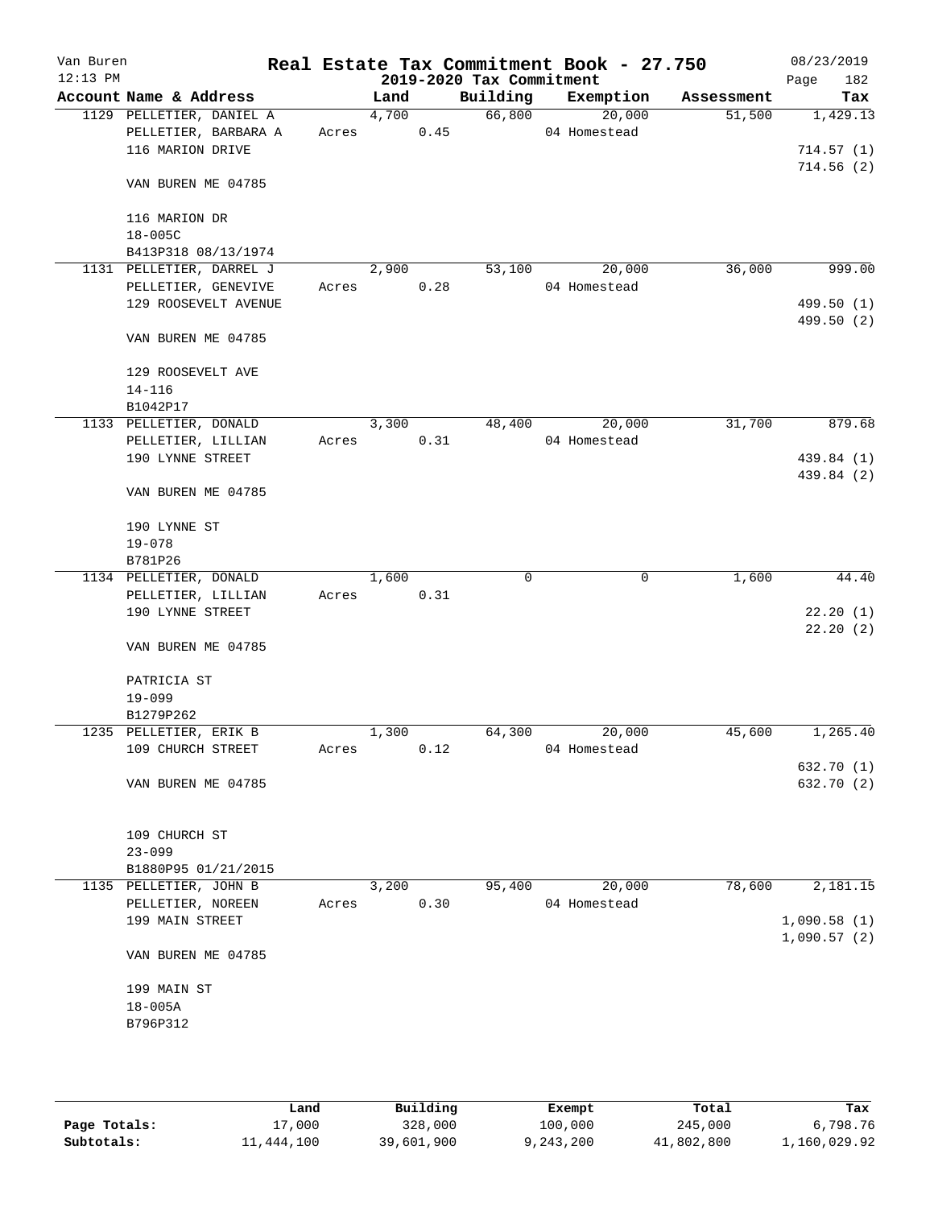Van Buren
12:13 PM

# Real Estate Tax Commitment Book - 27.750

## 2019-2020 Tax Commitment

08/23/2019

| Account Name & Address | Land | Building | Exemption | Assessment | Tax |
|---|---|---|---|---|---|
| 1129 PELLETIER, DANIEL A | 4,700 | 66,800 | 20,000 | 51,500 | 1,429.13 |
| PELLETIER, BARBARA A | Acres 0.45 | | 04 Homestead | | |
| 116 MARION DRIVE | | | | | 714.57 (1) |
| | | | | | 714.56 (2) |
| VAN BUREN ME 04785 | | | | | |
| 116 MARION DR | | | | | |
| 18-005C | | | | | |
| B413P318 08/13/1974 | | | | | |
| 1131 PELLETIER, DARREL J | 2,900 | 53,100 | 20,000 | 36,000 | 999.00 |
| PELLETIER, GENEVIVE | Acres 0.28 | | 04 Homestead | | |
| 129 ROOSEVELT AVENUE | | | | | 499.50 (1) |
| | | | | | 499.50 (2) |
| VAN BUREN ME 04785 | | | | | |
| 129 ROOSEVELT AVE | | | | | |
| 14-116 | | | | | |
| B1042P17 | | | | | |
| 1133 PELLETIER, DONALD | 3,300 | 48,400 | 20,000 | 31,700 | 879.68 |
| PELLETIER, LILLIAN | Acres 0.31 | | 04 Homestead | | |
| 190 LYNNE STREET | | | | | 439.84 (1) |
| | | | | | 439.84 (2) |
| VAN BUREN ME 04785 | | | | | |
| 190 LYNNE ST | | | | | |
| 19-078 | | | | | |
| B781P26 | | | | | |
| 1134 PELLETIER, DONALD | 1,600 | 0 | 0 | 1,600 | 44.40 |
| PELLETIER, LILLIAN | Acres 0.31 | | | | |
| 190 LYNNE STREET | | | | | 22.20 (1) |
| | | | | | 22.20 (2) |
| VAN BUREN ME 04785 | | | | | |
| PATRICIA ST | | | | | |
| 19-099 | | | | | |
| B1279P262 | | | | | |
| 1235 PELLETIER, ERIK B | 1,300 | 64,300 | 20,000 | 45,600 | 1,265.40 |
| 109 CHURCH STREET | Acres 0.12 | | 04 Homestead | | |
| | | | | | 632.70 (1) |
| VAN BUREN ME 04785 | | | | | 632.70 (2) |
| 109 CHURCH ST | | | | | |
| 23-099 | | | | | |
| B1880P95 01/21/2015 | | | | | |
| 1135 PELLETIER, JOHN B | 3,200 | 95,400 | 20,000 | 78,600 | 2,181.15 |
| PELLETIER, NOREEN | Acres 0.30 | | 04 Homestead | | |
| 199 MAIN STREET | | | | | 1,090.58 (1) |
| | | | | | 1,090.57 (2) |
| VAN BUREN ME 04785 | | | | | |
| 199 MAIN ST | | | | | |
| 18-005A | | | | | |
| B796P312 | | | | | |

| | Land | Building | Exempt | Total | Tax |
|---|---|---|---|---|---|
| Page Totals: | 17,000 | 328,000 | 100,000 | 245,000 | 6,798.76 |
| Subtotals: | 11,444,100 | 39,601,900 | 9,243,200 | 41,802,800 | 1,160,029.92 |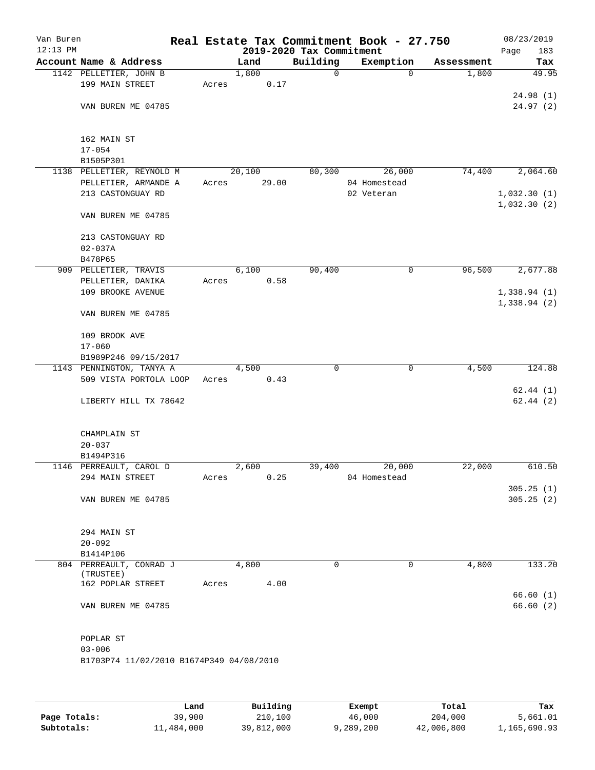Van Buren | Real Estate Tax Commitment Book - 27.750 | 08/23/2019
12:13 PM | 2019-2020 Tax Commitment | Page 183

| Account Name & Address | Land | Building | Exemption | Assessment | Tax |
|---|---|---|---|---|---|
| 1142 PELLETIER, JOHN B | 1,800 | 0 | 0 | 1,800 | 49.95 |
| 199 MAIN STREET | Acres 0.17 | | | | |
| | | | | | 24.98 (1) |
| VAN BUREN ME 04785 | | | | | 24.97 (2) |
| 162 MAIN ST | | | | | |
| 17-054 | | | | | |
| B1505P301 | | | | | |
| 1138 PELLETIER, REYNOLD M | 20,100 | 80,300 | 26,000 | 74,400 | 2,064.60 |
| PELLETIER, ARMANDE A | Acres 29.00 | | 04 Homestead | | |
| 213 CASTONGUAY RD | | | 02 Veteran | | 1,032.30 (1) |
| | | | | | 1,032.30 (2) |
| VAN BUREN ME 04785 | | | | | |
| 213 CASTONGUAY RD | | | | | |
| 02-037A | | | | | |
| B478P65 | | | | | |
| 909 PELLETIER, TRAVIS | 6,100 | 90,400 | 0 | 96,500 | 2,677.88 |
| PELLETIER, DANIKA | Acres 0.58 | | | | |
| 109 BROOKE AVENUE | | | | | 1,338.94 (1) |
| | | | | | 1,338.94 (2) |
| VAN BUREN ME 04785 | | | | | |
| 109 BROOK AVE | | | | | |
| 17-060 | | | | | |
| B1989P246 09/15/2017 | | | | | |
| 1143 PENNINGTON, TANYA A | 4,500 | 0 | 0 | 4,500 | 124.88 |
| 509 VISTA PORTOLA LOOP | Acres 0.43 | | | | |
| | | | | | 62.44 (1) |
| LIBERTY HILL TX 78642 | | | | | 62.44 (2) |
| CHAMPLAIN ST | | | | | |
| 20-037 | | | | | |
| B1494P316 | | | | | |
| 1146 PERREAULT, CAROL D | 2,600 | 39,400 | 20,000 | 22,000 | 610.50 |
| 294 MAIN STREET | Acres 0.25 | | 04 Homestead | | |
| | | | | | 305.25 (1) |
| VAN BUREN ME 04785 | | | | | 305.25 (2) |
| 294 MAIN ST | | | | | |
| 20-092 | | | | | |
| B1414P106 | | | | | |
| 804 PERREAULT, CONRAD J (TRUSTEE) | 4,800 | 0 | 0 | 4,800 | 133.20 |
| 162 POPLAR STREET | Acres 4.00 | | | | |
| | | | | | 66.60 (1) |
| VAN BUREN ME 04785 | | | | | 66.60 (2) |
| POPLAR ST | | | | | |
| 03-006 | | | | | |
| B1703P74 11/02/2010 B1674P349 04/08/2010 | | | | | |

| | Land | Building | Exempt | Total | Tax |
|---|---|---|---|---|---|
| Page Totals: | 39,900 | 210,100 | 46,000 | 204,000 | 5,661.01 |
| Subtotals: | 11,484,000 | 39,812,000 | 9,289,200 | 42,006,800 | 1,165,690.93 |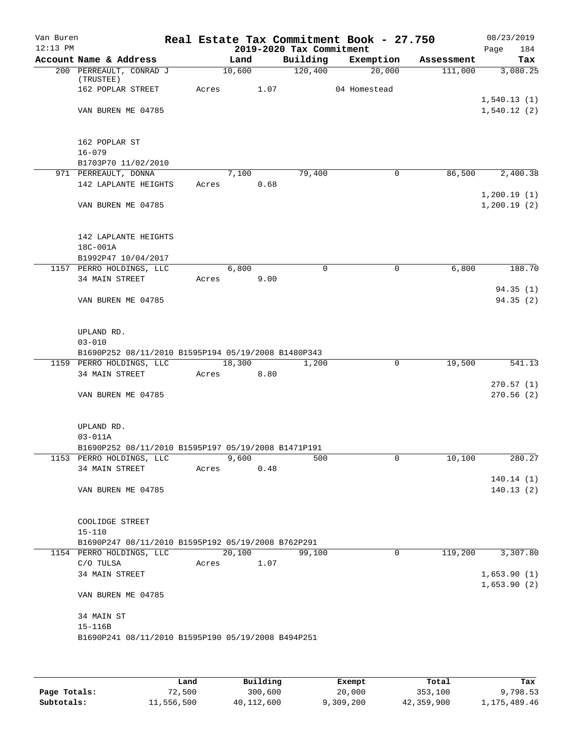Van Buren
12:13 PM

**Real Estate Tax Commitment Book - 27.750**
**2019-2020 Tax Commitment**

08/23/2019
Page 184

| Account Name & Address | Land | Building | Exemption | Assessment | Tax |
|---|---|---|---|---|---|
| 200 PERREAULT, CONRAD J (TRUSTEE) | 10,600 | 120,400 | 20,000 | 111,000 | 3,080.25 |
| 162 POPLAR STREET | Acres 1.07 | | 04 Homestead | | |
| | | | | | 1,540.13 (1) |
| VAN BUREN ME 04785 | | | | | 1,540.12 (2) |
| 162 POPLAR ST | | | | | |
| 16-079 | | | | | |
| B1703P70 11/02/2010 | | | | | |
| 971 PERREAULT, DONNA | 7,100 | 79,400 | 0 | 86,500 | 2,400.38 |
| 142 LAPLANTE HEIGHTS | Acres 0.68 | | | | |
| | | | | | 1,200.19 (1) |
| VAN BUREN ME 04785 | | | | | 1,200.19 (2) |
| 142 LAPLANTE HEIGHTS | | | | | |
| 18C-001A | | | | | |
| B1992P47 10/04/2017 | | | | | |
| 1157 PERRO HOLDINGS, LLC | 6,800 | 0 | 0 | 6,800 | 188.70 |
| 34 MAIN STREET | Acres 9.00 | | | | |
| | | | | | 94.35 (1) |
| VAN BUREN ME 04785 | | | | | 94.35 (2) |
| UPLAND RD. | | | | | |
| 03-010 | | | | | |
| B1690P252 08/11/2010 B1595P194 05/19/2008 B1480P343 | | | | | |
| 1159 PERRO HOLDINGS, LLC | 18,300 | 1,200 | 0 | 19,500 | 541.13 |
| 34 MAIN STREET | Acres 8.80 | | | | |
| | | | | | 270.57 (1) |
| VAN BUREN ME 04785 | | | | | 270.56 (2) |
| UPLAND RD. | | | | | |
| 03-011A | | | | | |
| B1690P252 08/11/2010 B1595P197 05/19/2008 B1471P191 | | | | | |
| 1153 PERRO HOLDINGS, LLC | 9,600 | 500 | 0 | 10,100 | 280.27 |
| 34 MAIN STREET | Acres 0.48 | | | | |
| | | | | | 140.14 (1) |
| VAN BUREN ME 04785 | | | | | 140.13 (2) |
| COOLIDGE STREET | | | | | |
| 15-110 | | | | | |
| B1690P247 08/11/2010 B1595P192 05/19/2008 B762P291 | | | | | |
| 1154 PERRO HOLDINGS, LLC | 20,100 | 99,100 | 0 | 119,200 | 3,307.80 |
| C/O TULSA | Acres 1.07 | | | | |
| 34 MAIN STREET | | | | | 1,653.90 (1) |
| | | | | | 1,653.90 (2) |
| VAN BUREN ME 04785 | | | | | |
| 34 MAIN ST | | | | | |
| 15-116B | | | | | |
| B1690P241 08/11/2010 B1595P190 05/19/2008 B494P251 | | | | | |

| | Land | Building | Exempt | Total | Tax |
|---|---|---|---|---|---|
| Page Totals: | 72,500 | 300,600 | 20,000 | 353,100 | 9,798.53 |
| Subtotals: | 11,556,500 | 40,112,600 | 9,309,200 | 42,359,900 | 1,175,489.46 |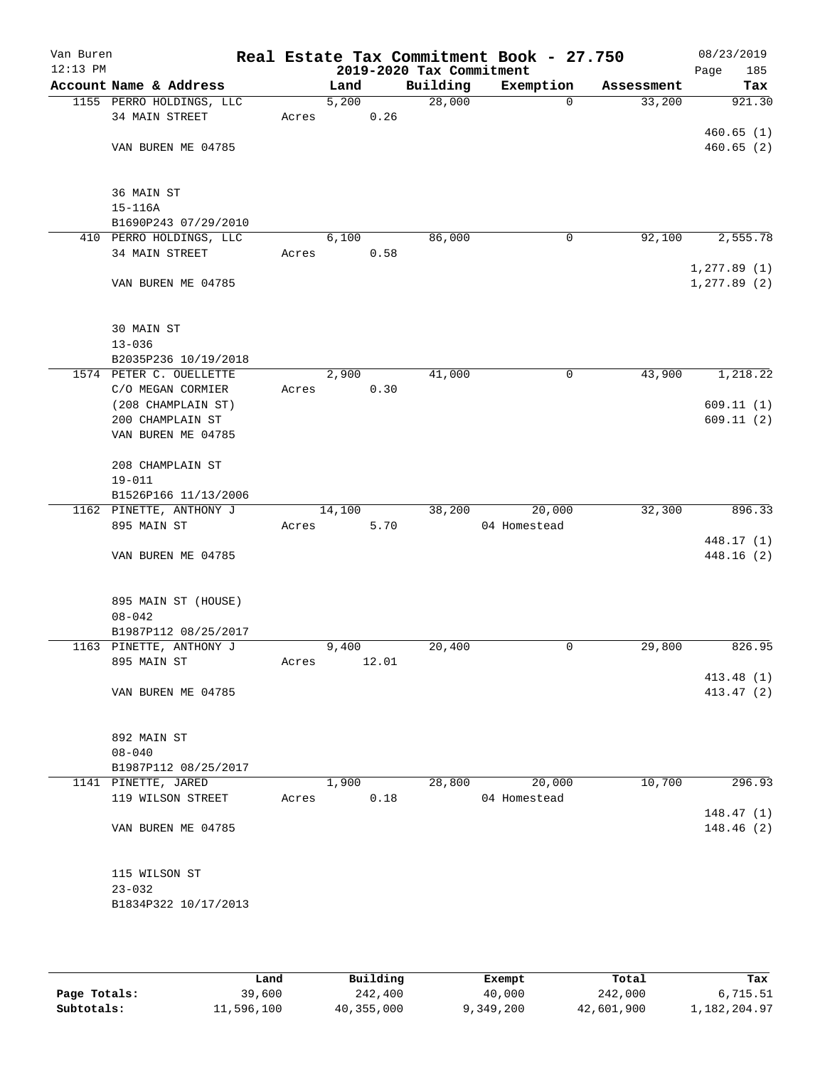# Real Estate Tax Commitment Book - 27.750

Van Buren
12:13 PM

2019-2020 Tax Commitment

08/23/2019
Page 185

| Account Name & Address | Land | Building | Exemption | Assessment | Tax |
|---|---|---|---|---|---|
| 1155 PERRO HOLDINGS, LLC | 5,200 | 28,000 | 0 | 33,200 | 921.30 |
| 34 MAIN STREET | Acres 0.26 | | | | |
| | | | | | 460.65 (1) |
| VAN BUREN ME 04785 | | | | | 460.65 (2) |
| 36 MAIN ST | | | | | |
| 15-116A | | | | | |
| B1690P243 07/29/2010 | | | | | |
| 410 PERRO HOLDINGS, LLC | 6,100 | 86,000 | 0 | 92,100 | 2,555.78 |
| 34 MAIN STREET | Acres 0.58 | | | | |
| | | | | | 1,277.89 (1) |
| VAN BUREN ME 04785 | | | | | 1,277.89 (2) |
| 30 MAIN ST | | | | | |
| 13-036 | | | | | |
| B2035P236 10/19/2018 | | | | | |
| 1574 PETER C. OUELLETTE | 2,900 | 41,000 | 0 | 43,900 | 1,218.22 |
| C/O MEGAN CORMIER | Acres 0.30 | | | | |
| (208 CHAMPLAIN ST) | | | | | 609.11 (1) |
| 200 CHAMPLAIN ST | | | | | 609.11 (2) |
| VAN BUREN ME 04785 | | | | | |
| 208 CHAMPLAIN ST | | | | | |
| 19-011 | | | | | |
| B1526P166 11/13/2006 | | | | | |
| 1162 PINETTE, ANTHONY J | 14,100 | 38,200 | 20,000 | 32,300 | 896.33 |
| 895 MAIN ST | Acres 5.70 | | 04 Homestead | | |
| | | | | | 448.17 (1) |
| VAN BUREN ME 04785 | | | | | 448.16 (2) |
| 895 MAIN ST (HOUSE) | | | | | |
| 08-042 | | | | | |
| B1987P112 08/25/2017 | | | | | |
| 1163 PINETTE, ANTHONY J | 9,400 | 20,400 | 0 | 29,800 | 826.95 |
| 895 MAIN ST | Acres 12.01 | | | | |
| | | | | | 413.48 (1) |
| VAN BUREN ME 04785 | | | | | 413.47 (2) |
| 892 MAIN ST | | | | | |
| 08-040 | | | | | |
| B1987P112 08/25/2017 | | | | | |
| 1141 PINETTE, JARED | 1,900 | 28,800 | 20,000 | 10,700 | 296.93 |
| 119 WILSON STREET | Acres 0.18 | | 04 Homestead | | |
| | | | | | 148.47 (1) |
| VAN BUREN ME 04785 | | | | | 148.46 (2) |
| 115 WILSON ST | | | | | |
| 23-032 | | | | | |
| B1834P322 10/17/2013 | | | | | |

| | Land | Building | Exempt | Total | Tax |
|---|---|---|---|---|---|
| Page Totals: | 39,600 | 242,400 | 40,000 | 242,000 | 6,715.51 |
| Subtotals: | 11,596,100 | 40,355,000 | 9,349,200 | 42,601,900 | 1,182,204.97 |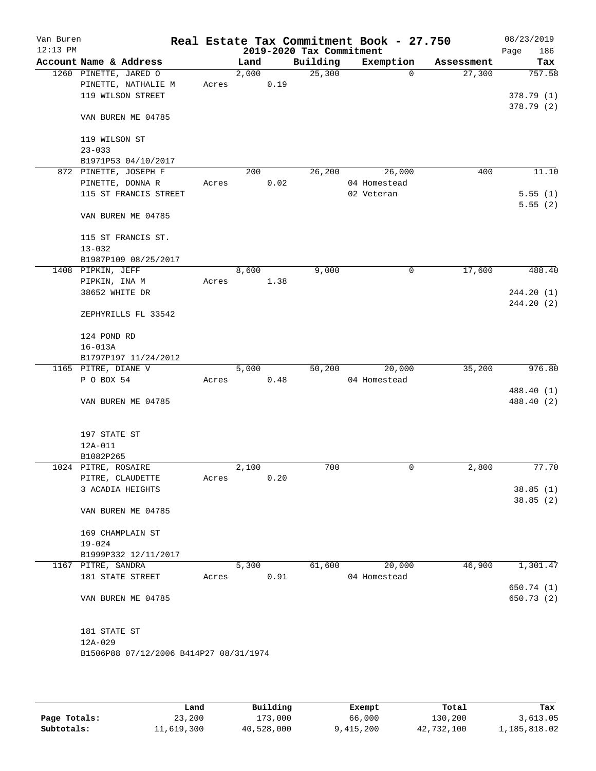Van Buren
12:13 PM

**Real Estate Tax Commitment Book - 27.750**
**2019-2020 Tax Commitment**

08/23/2019
Page 186

| Account Name & Address | Land | Building | Exemption | Assessment | Tax |
|---|---|---|---|---|---|
| 1260 PINETTE, JARED O | 2,000 | 25,300 | 0 | 27,300 | 757.58 |
| PINETTE, NATHALIE M | Acres 0.19 | | | | |
| 119 WILSON STREET | | | | | 378.79 (1) |
| | | | | | 378.79 (2) |
| VAN BUREN ME 04785 | | | | | |
| 119 WILSON ST | | | | | |
| 23-033 | | | | | |
| B1971P53 04/10/2017 | | | | | |
| 872 PINETTE, JOSEPH F | 200 | 26,200 | 26,000 | 400 | 11.10 |
| PINETTE, DONNA R | Acres 0.02 | | 04 Homestead | | |
| 115 ST FRANCIS STREET | | | 02 Veteran | | 5.55 (1) |
| | | | | | 5.55 (2) |
| VAN BUREN ME 04785 | | | | | |
| 115 ST FRANCIS ST. | | | | | |
| 13-032 | | | | | |
| B1987P109 08/25/2017 | | | | | |
| 1408 PIPKIN, JEFF | 8,600 | 9,000 | 0 | 17,600 | 488.40 |
| PIPKIN, INA M | Acres 1.38 | | | | |
| 38652 WHITE DR | | | | | 244.20 (1) |
| | | | | | 244.20 (2) |
| ZEPHYRILLS FL 33542 | | | | | |
| 124 POND RD | | | | | |
| 16-013A | | | | | |
| B1797P197 11/24/2012 | | | | | |
| 1165 PITRE, DIANE V | 5,000 | 50,200 | 20,000 | 35,200 | 976.80 |
| P O BOX 54 | Acres 0.48 | | 04 Homestead | | |
| | | | | | 488.40 (1) |
| VAN BUREN ME 04785 | | | | | 488.40 (2) |
| 197 STATE ST | | | | | |
| 12A-011 | | | | | |
| B1082P265 | | | | | |
| 1024 PITRE, ROSAIRE | 2,100 | 700 | 0 | 2,800 | 77.70 |
| PITRE, CLAUDETTE | Acres 0.20 | | | | |
| 3 ACADIA HEIGHTS | | | | | 38.85 (1) |
| | | | | | 38.85 (2) |
| VAN BUREN ME 04785 | | | | | |
| 169 CHAMPLAIN ST | | | | | |
| 19-024 | | | | | |
| B1999P332 12/11/2017 | | | | | |
| 1167 PITRE, SANDRA | 5,300 | 61,600 | 20,000 | 46,900 | 1,301.47 |
| 181 STATE STREET | Acres 0.91 | | 04 Homestead | | |
| | | | | | 650.74 (1) |
| VAN BUREN ME 04785 | | | | | 650.73 (2) |
| 181 STATE ST | | | | | |
| 12A-029 | | | | | |
| B1506P88 07/12/2006 B414P27 08/31/1974 | | | | | |

| | Land | Building | Exempt | Total | Tax |
|---|---|---|---|---|---|
| Page Totals: | 23,200 | 173,000 | 66,000 | 130,200 | 3,613.05 |
| Subtotals: | 11,619,300 | 40,528,000 | 9,415,200 | 42,732,100 | 1,185,818.02 |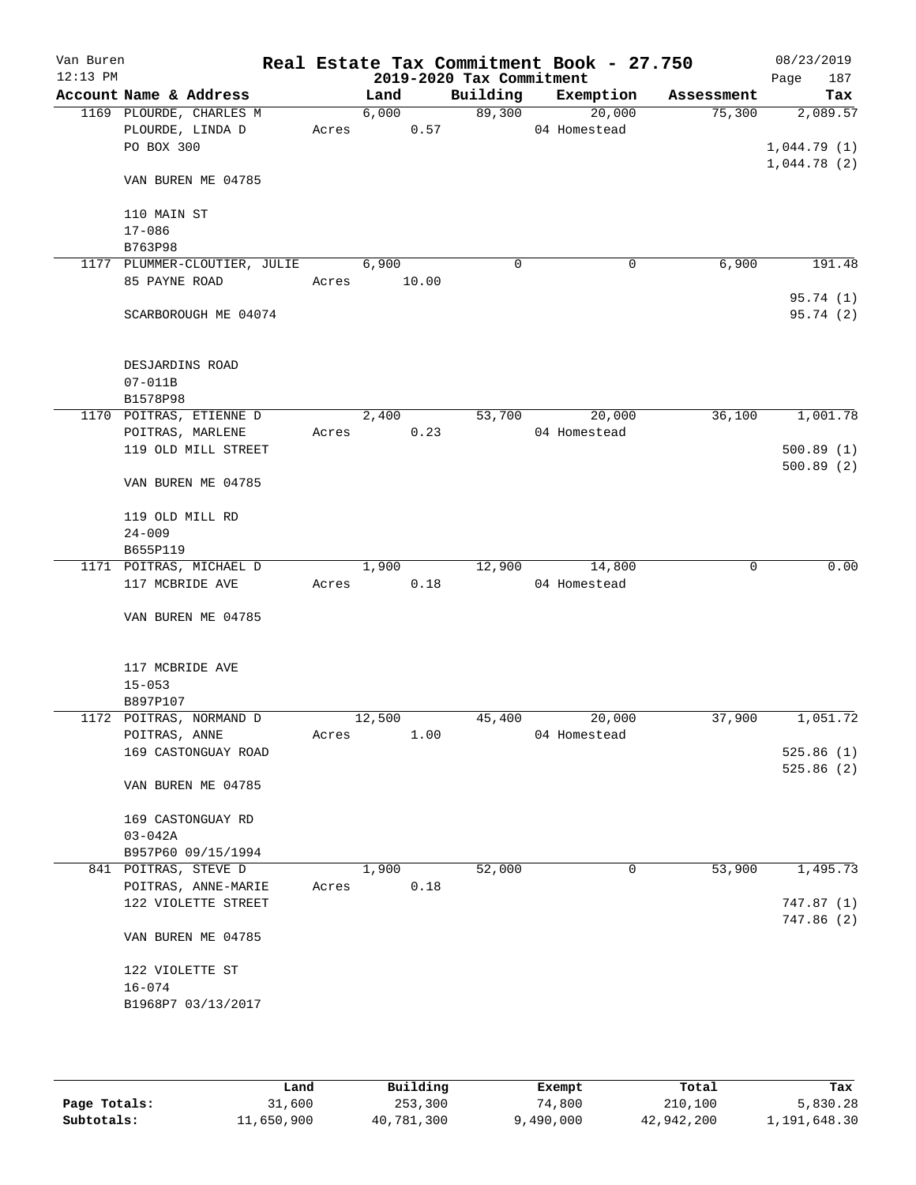Van Buren
12:13 PM

# Real Estate Tax Commitment Book - 27.750

## 2019-2020 Tax Commitment

08/23/2019

| Account Name & Address | Land | Building | Exemption | Assessment | Tax |
|---|---|---|---|---|---|
| 1169 PLOURDE, CHARLES M<br>PLOURDE, LINDA D<br>PO BOX 300<br><br>VAN BUREN ME 04785<br><br>110 MAIN ST<br>17-086<br>B763P98 | 6,000<br>Acres 0.57 | 89,300 | 20,000<br>04 Homestead | 75,300 | 2,089.57<br><br>1,044.79 (1)<br>1,044.78 (2) |
| 1177 PLUMMER-CLOUTIER, JULIE<br>85 PAYNE ROAD<br><br>SCARBOROUGH ME 04074<br><br>DESJARDINS ROAD<br>07-011B<br>B1578P98 | 6,900<br>Acres 10.00 | 0 | 0 | 6,900 | 191.48<br><br>95.74 (1)<br>95.74 (2) |
| 1170 POITRAS, ETIENNE D<br>POITRAS, MARLENE<br>119 OLD MILL STREET<br><br>VAN BUREN ME 04785<br><br>119 OLD MILL RD<br>24-009<br>B655P119 | 2,400<br>Acres 0.23 | 53,700 | 20,000<br>04 Homestead | 36,100 | 1,001.78<br><br>500.89 (1)<br>500.89 (2) |
| 1171 POITRAS, MICHAEL D<br>117 MCBRIDE AVE<br><br>VAN BUREN ME 04785<br><br>117 MCBRIDE AVE<br>15-053<br>B897P107 | 1,900<br>Acres 0.18 | 12,900 | 14,800<br>04 Homestead | 0 | 0.00 |
| 1172 POITRAS, NORMAND D<br>POITRAS, ANNE<br>169 CASTONGUAY ROAD<br><br>VAN BUREN ME 04785<br><br>169 CASTONGUAY RD<br>03-042A<br>B957P60 09/15/1994 | 12,500<br>Acres 1.00 | 45,400 | 20,000<br>04 Homestead | 37,900 | 1,051.72<br><br>525.86 (1)<br>525.86 (2) |
| 841 POITRAS, STEVE D<br>POITRAS, ANNE-MARIE<br>122 VIOLETTE STREET<br><br>VAN BUREN ME 04785<br><br>122 VIOLETTE ST<br>16-074<br>B1968P7 03/13/2017 | 1,900<br>Acres 0.18 | 52,000 | 0 | 53,900 | 1,495.73<br><br>747.87 (1)<br>747.86 (2) |

| | Land | Building | Exempt | Total | Tax |
|---|---|---|---|---|---|
| Page Totals: | 31,600 | 253,300 | 74,800 | 210,100 | 5,830.28 |
| Subtotals: | 11,650,900 | 40,781,300 | 9,490,000 | 42,942,200 | 1,191,648.30 |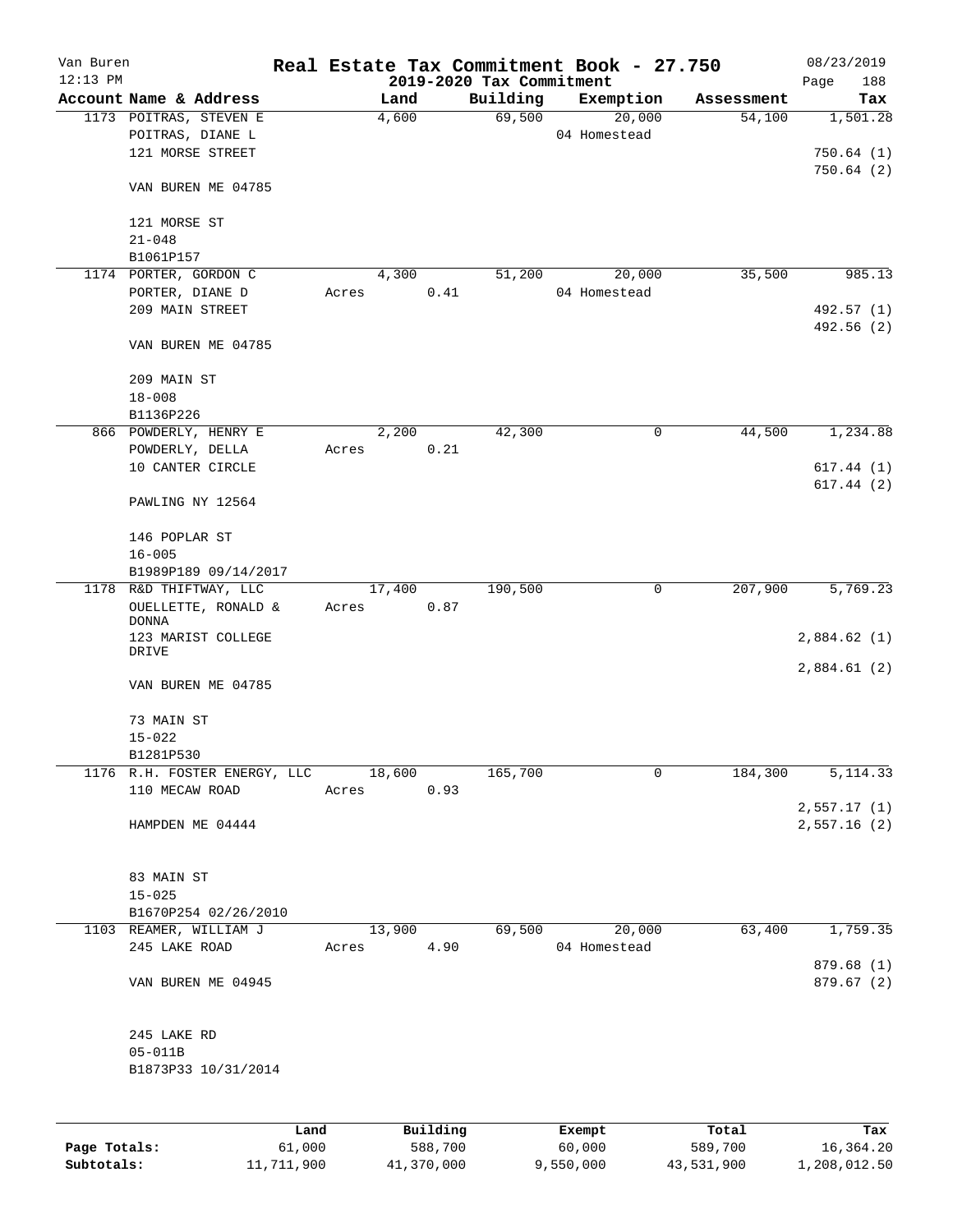Van Buren 12:13 PM

# Real Estate Tax Commitment Book - 27.750

## 2019-2020 Tax Commitment

08/23/2019

| Account Name & Address | Land | Building | Exemption | Assessment | Tax |
|---|---|---|---|---|---|
| 1173 POITRAS, STEVEN E | 4,600 | 69,500 | 20,000 | 54,100 | 1,501.28 |
| POITRAS, DIANE L | | | 04 Homestead | | |
| 121 MORSE STREET | | | | | 750.64 (1) |
| | | | | | 750.64 (2) |
| VAN BUREN ME 04785 | | | | | |
| 121 MORSE ST | | | | | |
| 21-048 | | | | | |
| B1061P157 | | | | | |
| 1174 PORTER, GORDON C | 4,300 | 51,200 | 20,000 | 35,500 | 985.13 |
| PORTER, DIANE D | Acres 0.41 | | 04 Homestead | | |
| 209 MAIN STREET | | | | | 492.57 (1) |
| | | | | | 492.56 (2) |
| VAN BUREN ME 04785 | | | | | |
| 209 MAIN ST | | | | | |
| 18-008 | | | | | |
| B1136P226 | | | | | |
| 866 POWDERLY, HENRY E | 2,200 | 42,300 | 0 | 44,500 | 1,234.88 |
| POWDERLY, DELLA | Acres 0.21 | | | | |
| 10 CANTER CIRCLE | | | | | 617.44 (1) |
| | | | | | 617.44 (2) |
| PAWLING NY 12564 | | | | | |
| 146 POPLAR ST | | | | | |
| 16-005 | | | | | |
| B1989P189 09/14/2017 | | | | | |
| 1178 R&D THIFTWAY, LLC | 17,400 | 190,500 | 0 | 207,900 | 5,769.23 |
| OUELLETTE, RONALD & DONNA | Acres 0.87 | | | | |
| 123 MARIST COLLEGE DRIVE | | | | | 2,884.62 (1) |
| | | | | | 2,884.61 (2) |
| VAN BUREN ME 04785 | | | | | |
| 73 MAIN ST | | | | | |
| 15-022 | | | | | |
| B1281P530 | | | | | |
| 1176 R.H. FOSTER ENERGY, LLC | 18,600 | 165,700 | 0 | 184,300 | 5,114.33 |
| 110 MECAW ROAD | Acres 0.93 | | | | |
| | | | | | 2,557.17 (1) |
| HAMPDEN ME 04444 | | | | | 2,557.16 (2) |
| 83 MAIN ST | | | | | |
| 15-025 | | | | | |
| B1670P254 02/26/2010 | | | | | |
| 1103 REAMER, WILLIAM J | 13,900 | 69,500 | 20,000 | 63,400 | 1,759.35 |
| 245 LAKE ROAD | Acres 4.90 | | 04 Homestead | | |
| | | | | | 879.68 (1) |
| VAN BUREN ME 04945 | | | | | 879.67 (2) |
| 245 LAKE RD | | | | | |
| 05-011B | | | | | |
| B1873P33 10/31/2014 | | | | | |

| | Land | Building | Exempt | Total | Tax |
|---|---|---|---|---|---|
| Page Totals: | 61,000 | 588,700 | 60,000 | 589,700 | 16,364.20 |
| Subtotals: | 11,711,900 | 41,370,000 | 9,550,000 | 43,531,900 | 1,208,012.50 |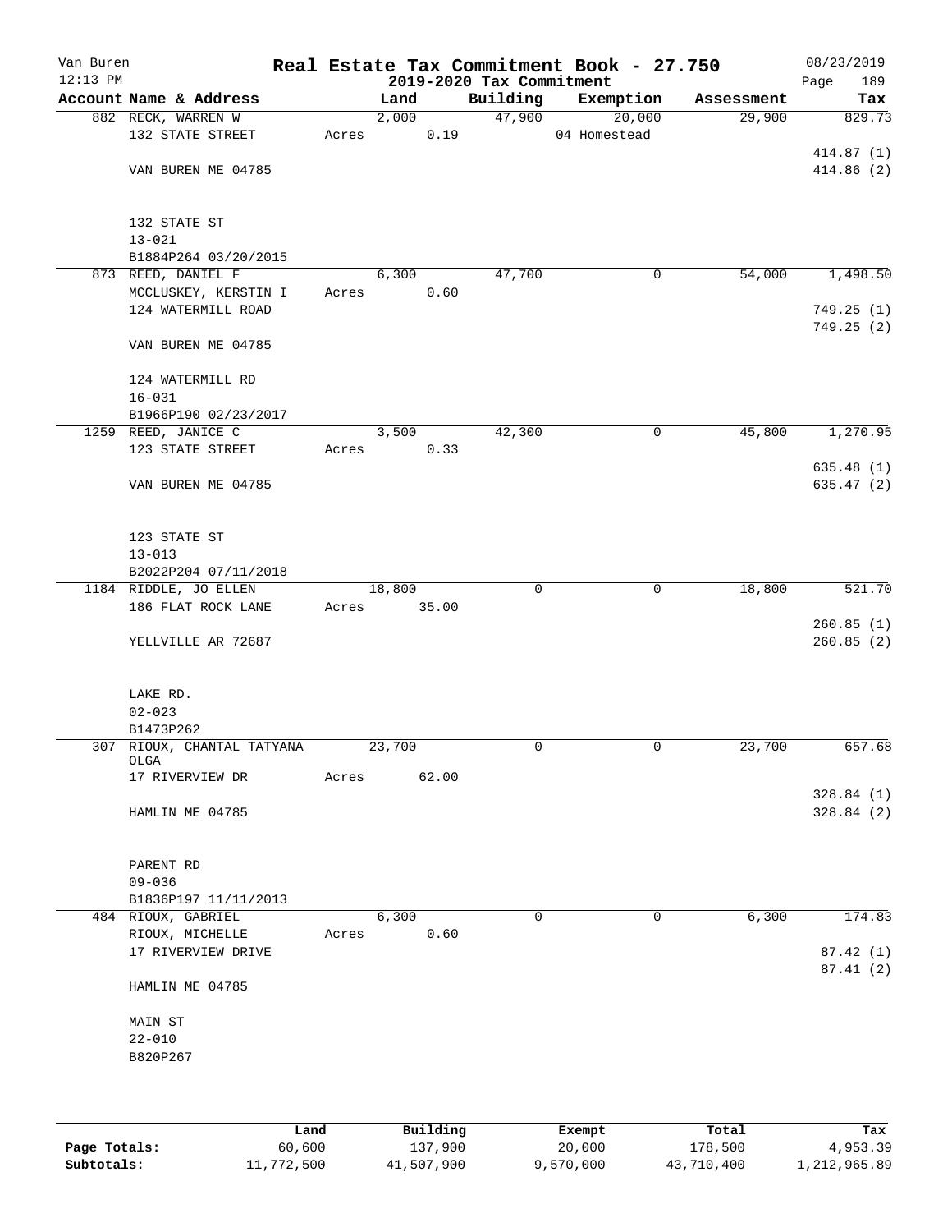Van Buren
12:13 PM

# Real Estate Tax Commitment Book - 27.750

2019-2020 Tax Commitment

08/23/2019

| Account Name & Address | Land | Building | Exemption | Assessment | Tax |
|---|---|---|---|---|---|
| 882 RECK, WARREN W<br>132 STATE STREET<br><br>VAN BUREN ME 04785<br><br>132 STATE ST<br>13-021<br>B1884P264 03/20/2015 | 2,000<br>Acres 0.19 | 47,900 | 20,000<br>04 Homestead | 29,900 | 829.73<br><br>414.87 (1)<br>414.86 (2) |
| 873 REED, DANIEL F<br>MCCLUSKEY, KERSTIN I<br>124 WATERMILL ROAD<br><br>VAN BUREN ME 04785<br><br>124 WATERMILL RD<br>16-031<br>B1966P190 02/23/2017 | 6,300<br>Acres 0.60 | 47,700 | 0 | 54,000 | 1,498.50<br><br>749.25 (1)<br>749.25 (2) |
| 1259 REED, JANICE C<br>123 STATE STREET<br><br>VAN BUREN ME 04785<br><br>123 STATE ST<br>13-013<br>B2022P204 07/11/2018 | 3,500<br>Acres 0.33 | 42,300 | 0 | 45,800 | 1,270.95<br><br>635.48 (1)<br>635.47 (2) |
| 1184 RIDDLE, JO ELLEN<br>186 FLAT ROCK LANE<br><br>YELLVILLE AR 72687<br><br>LAKE RD.<br>02-023<br>B1473P262 | 18,800<br>Acres 35.00 | 0 | 0 | 18,800 | 521.70<br><br>260.85 (1)<br>260.85 (2) |
| 307 RIOUX, CHANTAL TATYANA OLGA<br>17 RIVERVIEW DR<br><br>HAMLIN ME 04785<br><br>PARENT RD<br>09-036<br>B1836P197 11/11/2013 | 23,700<br>Acres 62.00 | 0 | 0 | 23,700 | 657.68<br><br>328.84 (1)<br>328.84 (2) |
| 484 RIOUX, GABRIEL<br>RIOUX, MICHELLE<br>17 RIVERVIEW DRIVE<br><br>HAMLIN ME 04785<br><br>MAIN ST<br>22-010<br>B820P267 | 6,300<br>Acres 0.60 | 0 | 0 | 6,300 | 174.83<br><br>87.42 (1)<br>87.41 (2) |

| | Land | Building | Exempt | Total | Tax |
|---|---|---|---|---|---|
| Page Totals: | 60,600 | 137,900 | 20,000 | 178,500 | 4,953.39 |
| Subtotals: | 11,772,500 | 41,507,900 | 9,570,000 | 43,710,400 | 1,212,965.89 |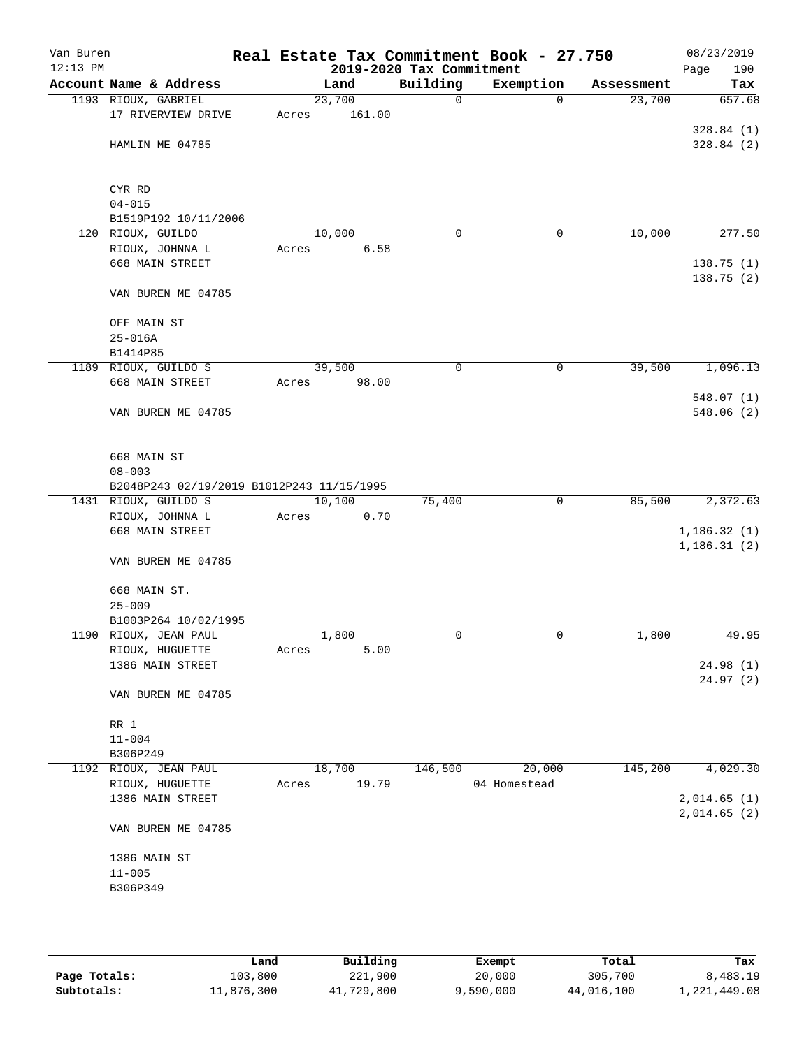Van Buren 12:13 PM

# Real Estate Tax Commitment Book - 27.750

## 2019-2020 Tax Commitment

08/23/2019 Page 190

| Account Name & Address | Land | Building | Exemption | Assessment | Tax |
|---|---|---|---|---|---|
| 1193 RIOUX, GABRIEL<br>17 RIVERVIEW DRIVE<br><br>HAMLIN ME 04785<br><br>CYR RD<br>04-015<br>B1519P192 10/11/2006 | 23,700<br>Acres 161.00 | 0 | 0 | 23,700 | 657.68<br><br>328.84 (1)<br>328.84 (2) |
| 120 RIOUX, GUILDO<br>RIOUX, JOHNNA L<br>668 MAIN STREET<br><br>VAN BUREN ME 04785<br><br>OFF MAIN ST<br>25-016A<br>B1414P85 | 10,000<br>Acres 6.58 | 0 | 0 | 10,000 | 277.50<br><br>138.75 (1)<br>138.75 (2) |
| 1189 RIOUX, GUILDO S<br>668 MAIN STREET<br><br>VAN BUREN ME 04785<br><br>668 MAIN ST<br>08-003<br>B2048P243 02/19/2019 B1012P243 11/15/1995 | 39,500<br>Acres 98.00 | 0 | 0 | 39,500 | 1,096.13<br><br>548.07 (1)<br>548.06 (2) |
| 1431 RIOUX, GUILDO S<br>RIOUX, JOHNNA L<br>668 MAIN STREET<br><br>VAN BUREN ME 04785<br><br>668 MAIN ST.<br>25-009<br>B1003P264 10/02/1995 | 10,100<br>Acres 0.70 | 75,400 | 0 | 85,500 | 2,372.63<br><br>1,186.32 (1)<br>1,186.31 (2) |
| 1190 RIOUX, JEAN PAUL<br>RIOUX, HUGUETTE<br>1386 MAIN STREET<br><br>VAN BUREN ME 04785<br><br>RR 1<br>11-004<br>B306P249 | 1,800<br>Acres 5.00 | 0 | 0 | 1,800 | 49.95<br><br>24.98 (1)<br>24.97 (2) |
| 1192 RIOUX, JEAN PAUL<br>RIOUX, HUGUETTE<br>1386 MAIN STREET<br><br>VAN BUREN ME 04785<br><br>1386 MAIN ST<br>11-005<br>B306P349 | 18,700<br>Acres 19.79 | 146,500 | 20,000<br>04 Homestead | 145,200 | 4,029.30<br><br>2,014.65 (1)<br>2,014.65 (2) |

| | Land | Building | Exempt | Total | Tax |
|---|---|---|---|---|---|
| Page Totals: | 103,800 | 221,900 | 20,000 | 305,700 | 8,483.19 |
| Subtotals: | 11,876,300 | 41,729,800 | 9,590,000 | 44,016,100 | 1,221,449.08 |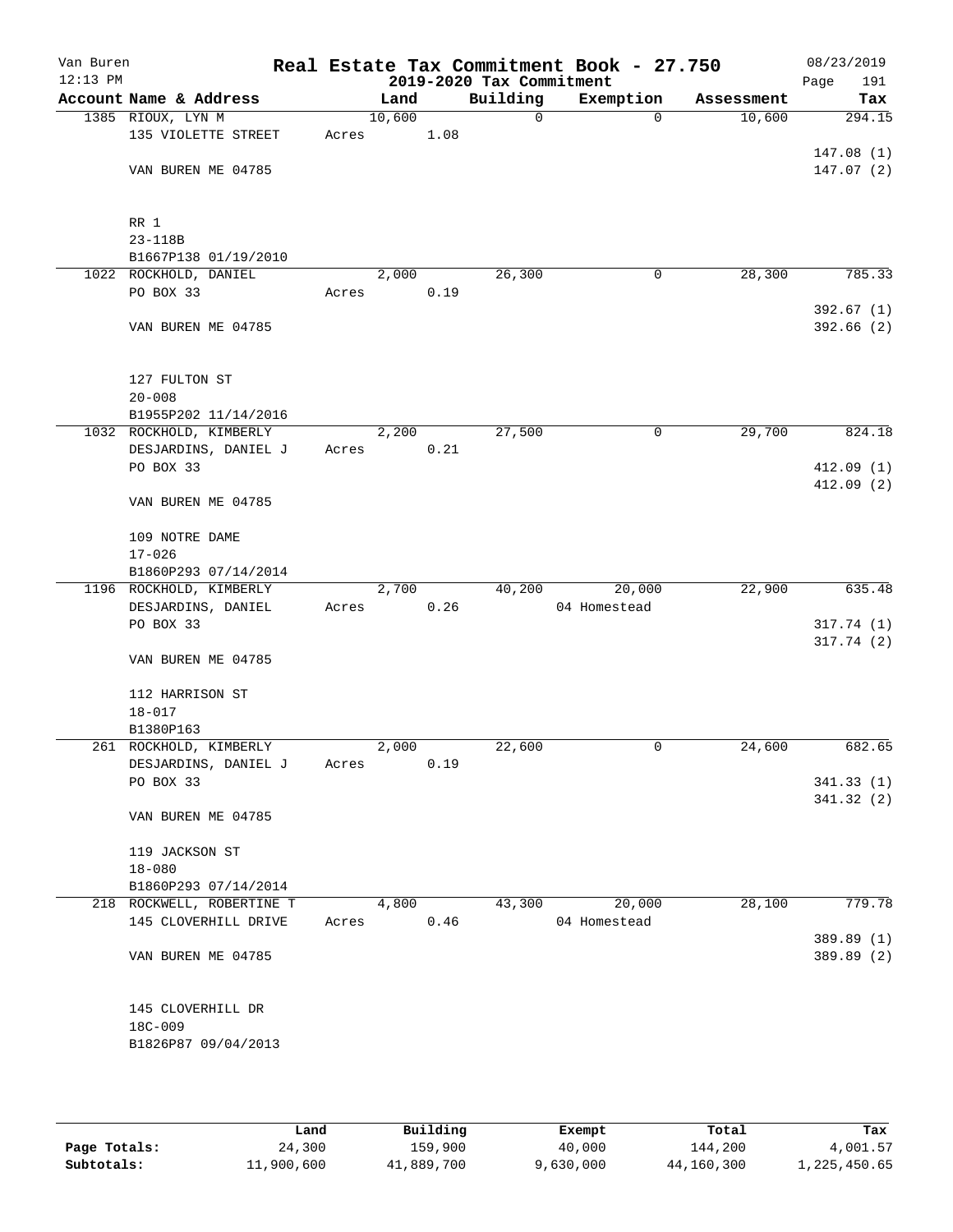Van Buren
12:13 PM

**Real Estate Tax Commitment Book - 27.750**
**2019-2020 Tax Commitment**

08/23/2019

| Account Name & Address | Land | Building | Exemption | Assessment | Tax |
|---|---|---|---|---|---|
| 1385 RIOUX, LYN M | 10,600 | 0 | 0 | 10,600 | 294.15 |
| 135 VIOLETTE STREET | Acres 1.08 | | | | |
| | | | | | 147.08 (1) |
| VAN BUREN ME 04785 | | | | | 147.07 (2) |
| RR 1 | | | | | |
| 23-118B | | | | | |
| B1667P138 01/19/2010 | | | | | |
| 1022 ROCKHOLD, DANIEL | 2,000 | 26,300 | 0 | 28,300 | 785.33 |
| PO BOX 33 | Acres 0.19 | | | | |
| | | | | | 392.67 (1) |
| VAN BUREN ME 04785 | | | | | 392.66 (2) |
| 127 FULTON ST | | | | | |
| 20-008 | | | | | |
| B1955P202 11/14/2016 | | | | | |
| 1032 ROCKHOLD, KIMBERLY | 2,200 | 27,500 | 0 | 29,700 | 824.18 |
| DESJARDINS, DANIEL J | Acres 0.21 | | | | |
| PO BOX 33 | | | | | 412.09 (1) |
| | | | | | 412.09 (2) |
| VAN BUREN ME 04785 | | | | | |
| 109 NOTRE DAME | | | | | |
| 17-026 | | | | | |
| B1860P293 07/14/2014 | | | | | |
| 1196 ROCKHOLD, KIMBERLY | 2,700 | 40,200 | 20,000 | 22,900 | 635.48 |
| DESJARDINS, DANIEL | Acres 0.26 | | 04 Homestead | | |
| PO BOX 33 | | | | | 317.74 (1) |
| | | | | | 317.74 (2) |
| VAN BUREN ME 04785 | | | | | |
| 112 HARRISON ST | | | | | |
| 18-017 | | | | | |
| B1380P163 | | | | | |
| 261 ROCKHOLD, KIMBERLY | 2,000 | 22,600 | 0 | 24,600 | 682.65 |
| DESJARDINS, DANIEL J | Acres 0.19 | | | | |
| PO BOX 33 | | | | | 341.33 (1) |
| | | | | | 341.32 (2) |
| VAN BUREN ME 04785 | | | | | |
| 119 JACKSON ST | | | | | |
| 18-080 | | | | | |
| B1860P293 07/14/2014 | | | | | |
| 218 ROCKWELL, ROBERTINE T | 4,800 | 43,300 | 20,000 | 28,100 | 779.78 |
| 145 CLOVERHILL DRIVE | Acres 0.46 | | 04 Homestead | | |
| | | | | | 389.89 (1) |
| VAN BUREN ME 04785 | | | | | 389.89 (2) |
| 145 CLOVERHILL DR | | | | | |
| 18C-009 | | | | | |
| B1826P87 09/04/2013 | | | | | |

| | Land | Building | Exempt | Total | Tax |
|---|---|---|---|---|---|
| Page Totals: | 24,300 | 159,900 | 40,000 | 144,200 | 4,001.57 |
| Subtotals: | 11,900,600 | 41,889,700 | 9,630,000 | 44,160,300 | 1,225,450.65 |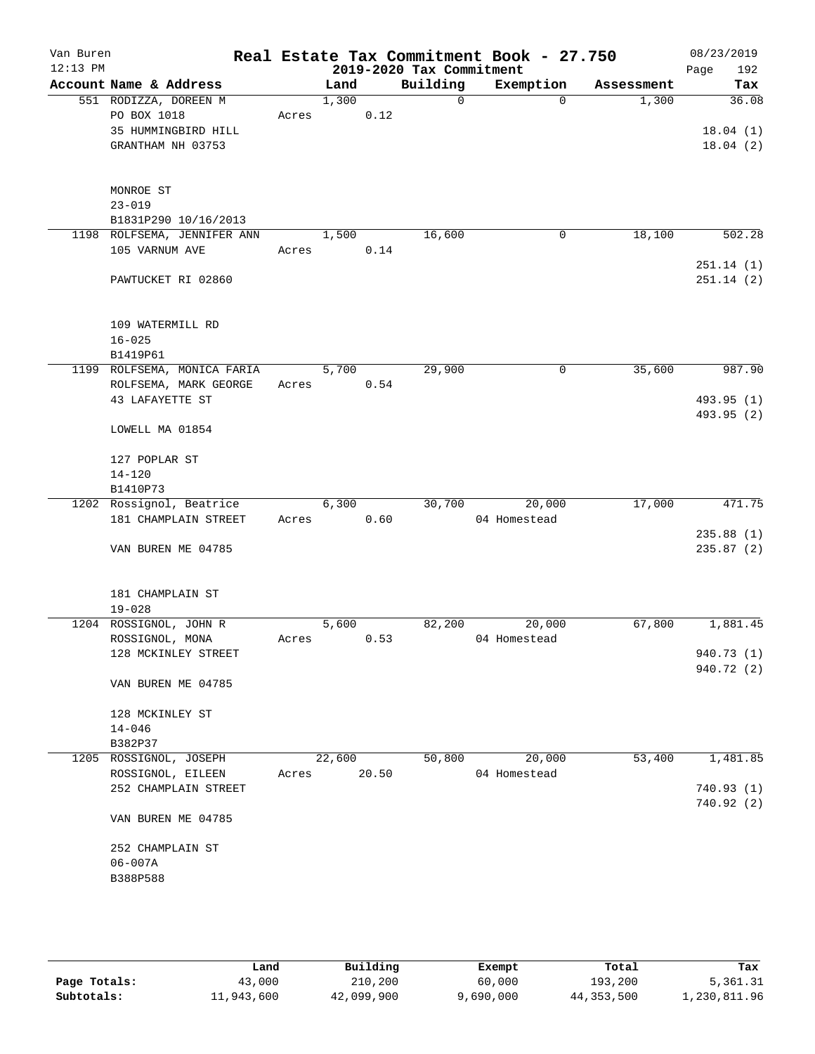Van Buren
12:13 PM

# Real Estate Tax Commitment Book - 27.750

## 2019-2020 Tax Commitment

08/23/2019
Page 192

| Account Name & Address | Land | Building | Exemption | Assessment | Tax |
|---|---|---|---|---|---|
| 551 RODIZZA, DOREEN M | 1,300 | 0 | 0 | 1,300 | 36.08 |
| PO BOX 1018 | Acres 0.12 | | | | |
| 35 HUMMINGBIRD HILL | | | | | 18.04 (1) |
| GRANTHAM NH 03753 | | | | | 18.04 (2) |
| MONROE ST | | | | | |
| 23-019 | | | | | |
| B1831P290 10/16/2013 | | | | | |
| 1198 ROLFSEMA, JENNIFER ANN | 1,500 | 16,600 | 0 | 18,100 | 502.28 |
| 105 VARNUM AVE | Acres 0.14 | | | | |
| | | | | | 251.14 (1) |
| PAWTUCKET RI 02860 | | | | | 251.14 (2) |
| 109 WATERMILL RD | | | | | |
| 16-025 | | | | | |
| B1419P61 | | | | | |
| 1199 ROLFSEMA, MONICA FARIA | 5,700 | 29,900 | 0 | 35,600 | 987.90 |
| ROLFSEMA, MARK GEORGE | Acres 0.54 | | | | |
| 43 LAFAYETTE ST | | | | | 493.95 (1) |
| | | | | | 493.95 (2) |
| LOWELL MA 01854 | | | | | |
| 127 POPLAR ST | | | | | |
| 14-120 | | | | | |
| B1410P73 | | | | | |
| 1202 Rossignol, Beatrice | 6,300 | 30,700 | 20,000 | 17,000 | 471.75 |
| 181 CHAMPLAIN STREET | Acres 0.60 | | 04 Homestead | | |
| | | | | | 235.88 (1) |
| VAN BUREN ME 04785 | | | | | 235.87 (2) |
| 181 CHAMPLAIN ST | | | | | |
| 19-028 | | | | | |
| 1204 ROSSIGNOL, JOHN R | 5,600 | 82,200 | 20,000 | 67,800 | 1,881.45 |
| ROSSIGNOL, MONA | Acres 0.53 | | 04 Homestead | | |
| 128 MCKINLEY STREET | | | | | 940.73 (1) |
| | | | | | 940.72 (2) |
| VAN BUREN ME 04785 | | | | | |
| 128 MCKINLEY ST | | | | | |
| 14-046 | | | | | |
| B382P37 | | | | | |
| 1205 ROSSIGNOL, JOSEPH | 22,600 | 50,800 | 20,000 | 53,400 | 1,481.85 |
| ROSSIGNOL, EILEEN | Acres 20.50 | | 04 Homestead | | |
| 252 CHAMPLAIN STREET | | | | | 740.93 (1) |
| | | | | | 740.92 (2) |
| VAN BUREN ME 04785 | | | | | |
| 252 CHAMPLAIN ST | | | | | |
| 06-007A | | | | | |
| B388P588 | | | | | |

| | Land | Building | Exempt | Total | Tax |
|---|---|---|---|---|---|
| Page Totals: | 43,000 | 210,200 | 60,000 | 193,200 | 5,361.31 |
| Subtotals: | 11,943,600 | 42,099,900 | 9,690,000 | 44,353,500 | 1,230,811.96 |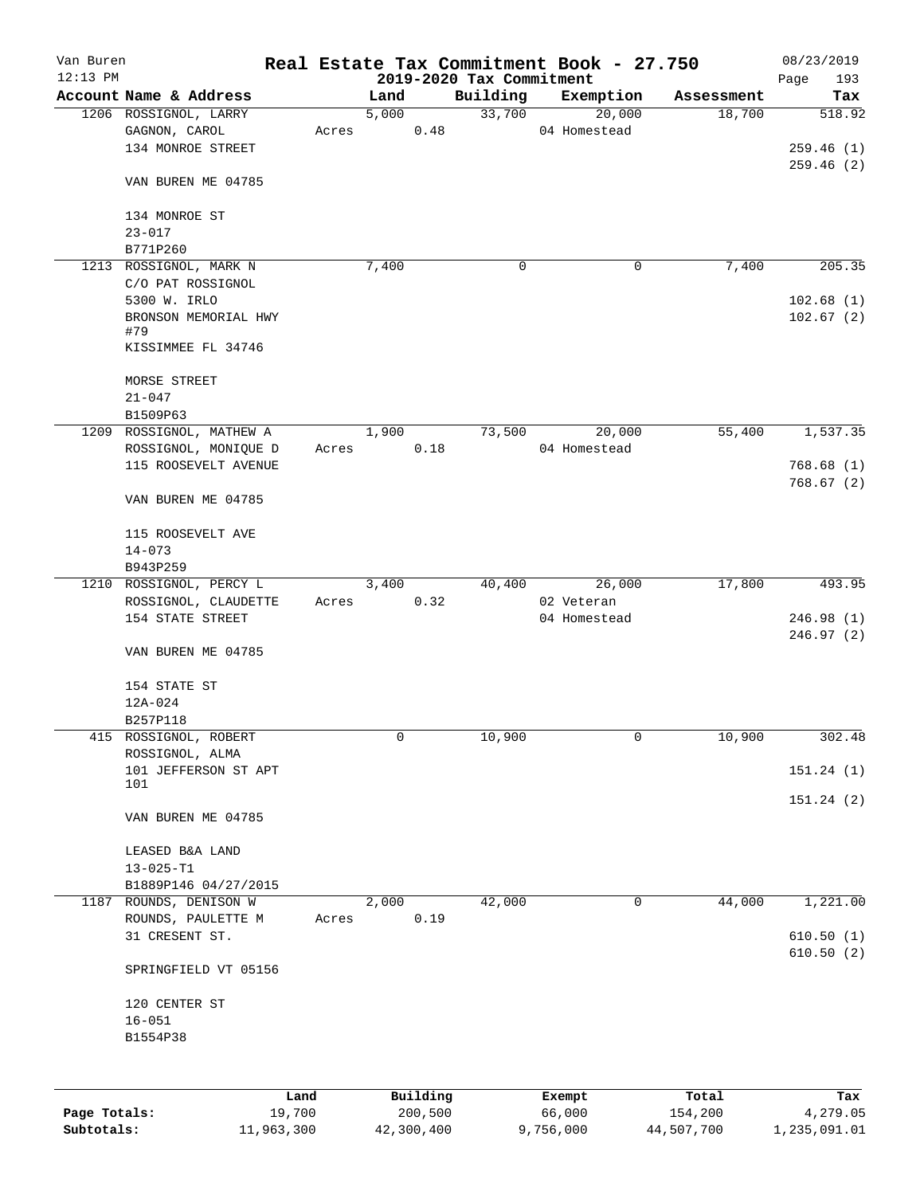Van Buren
12:13 PM

# Real Estate Tax Commitment Book - 27.750
## 2019-2020 Tax Commitment

08/23/2019

| Account Name & Address | Land | Building | Exemption | Assessment | Tax |
|---|---|---|---|---|---|
| 1206 ROSSIGNOL, LARRY<br>GAGNON, CAROL<br>134 MONROE STREET<br><br>VAN BUREN ME 04785<br><br>134 MONROE ST<br>23-017<br>B771P260 | 5,000<br>Acres 0.48 | 33,700 | 20,000<br>04 Homestead | 18,700 | 518.92<br><br>259.46 (1)<br>259.46 (2) |
| 1213 ROSSIGNOL, MARK N<br>C/O PAT ROSSIGNOL<br>5300 W. IRLO<br>BRONSON MEMORIAL HWY<br>#79<br>KISSIMMEE FL 34746<br><br>MORSE STREET<br>21-047<br>B1509P63 | 7,400 | 0 | 0 | 7,400 | 205.35<br><br>102.68 (1)<br>102.67 (2) |
| 1209 ROSSIGNOL, MATHEW A<br>ROSSIGNOL, MONIQUE D<br>115 ROOSEVELT AVENUE<br><br>VAN BUREN ME 04785<br><br>115 ROOSEVELT AVE<br>14-073<br>B943P259 | 1,900<br>Acres 0.18 | 73,500 | 20,000<br>04 Homestead | 55,400 | 1,537.35<br><br>768.68 (1)<br>768.67 (2) |
| 1210 ROSSIGNOL, PERCY L<br>ROSSIGNOL, CLAUDETTE<br>154 STATE STREET<br><br>VAN BUREN ME 04785<br><br>154 STATE ST<br>12A-024<br>B257P118 | 3,400<br>Acres 0.32 | 40,400 | 26,000<br>02 Veteran<br>04 Homestead | 17,800 | 493.95<br><br>246.98 (1)<br>246.97 (2) |
| 415 ROSSIGNOL, ROBERT<br>ROSSIGNOL, ALMA<br>101 JEFFERSON ST APT<br>101<br><br>VAN BUREN ME 04785<br><br>LEASED B&A LAND<br>13-025-T1<br>B1889P146 04/27/2015 | 0 | 10,900 | 0 | 10,900 | 302.48<br><br>151.24 (1)<br>151.24 (2) |
| 1187 ROUNDS, DENISON W<br>ROUNDS, PAULETTE M<br>31 CRESENT ST.<br><br>SPRINGFIELD VT 05156<br><br>120 CENTER ST<br>16-051<br>B1554P38 | 2,000<br>Acres 0.19 | 42,000 | 0 | 44,000 | 1,221.00<br><br>610.50 (1)<br>610.50 (2) |

| | Land | Building | Exempt | Total | Tax |
|---|---|---|---|---|---|
| **Page Totals:** | 19,700 | 200,500 | 66,000 | 154,200 | 4,279.05 |
| **Subtotals:** | 11,963,300 | 42,300,400 | 9,756,000 | 44,507,700 | 1,235,091.01 |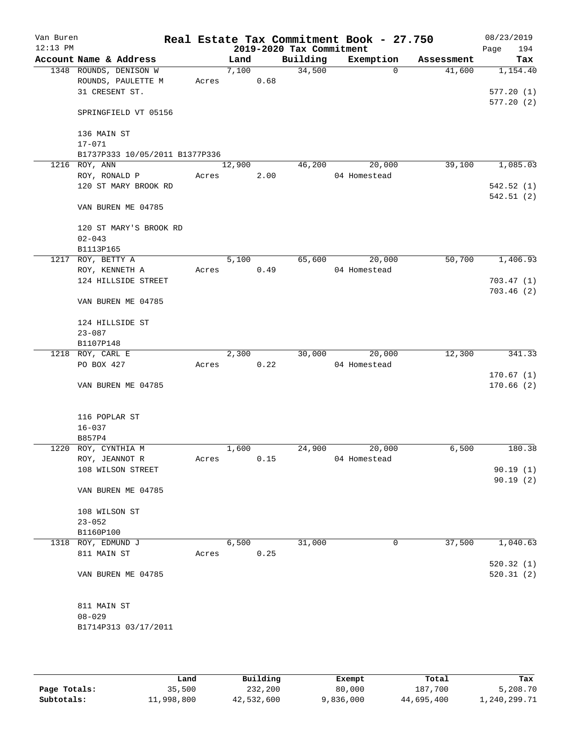# Real Estate Tax Commitment Book - 27.750

Van Buren
12:13 PM

2019-2020 Tax Commitment

08/23/2019
Page 194

| Account Name & Address | Land | Building | Exemption | Assessment | Tax |
|---|---|---|---|---|---|
| 1348 ROUNDS, DENISON W | 7,100 | 34,500 | 0 | 41,600 | 1,154.40 |
| ROUNDS, PAULETTE M | Acres 0.68 | | | | |
| 31 CRESENT ST. | | | | | 577.20 (1) |
| | | | | | 577.20 (2) |
| SPRINGFIELD VT 05156 | | | | | |
| 136 MAIN ST | | | | | |
| 17-071 | | | | | |
| B1737P333 10/05/2011 B1377P336 | | | | | |
| 1216 ROY, ANN | 12,900 | 46,200 | 20,000 | 39,100 | 1,085.03 |
| ROY, RONALD P | Acres 2.00 | | 04 Homestead | | |
| 120 ST MARY BROOK RD | | | | | 542.52 (1) |
| | | | | | 542.51 (2) |
| VAN BUREN ME 04785 | | | | | |
| 120 ST MARY'S BROOK RD | | | | | |
| 02-043 | | | | | |
| B1113P165 | | | | | |
| 1217 ROY, BETTY A | 5,100 | 65,600 | 20,000 | 50,700 | 1,406.93 |
| ROY, KENNETH A | Acres 0.49 | | 04 Homestead | | |
| 124 HILLSIDE STREET | | | | | 703.47 (1) |
| | | | | | 703.46 (2) |
| VAN BUREN ME 04785 | | | | | |
| 124 HILLSIDE ST | | | | | |
| 23-087 | | | | | |
| B1107P148 | | | | | |
| 1218 ROY, CARL E | 2,300 | 30,000 | 20,000 | 12,300 | 341.33 |
| PO BOX 427 | Acres 0.22 | | 04 Homestead | | |
| | | | | | 170.67 (1) |
| VAN BUREN ME 04785 | | | | | 170.66 (2) |
| 116 POPLAR ST | | | | | |
| 16-037 | | | | | |
| B857P4 | | | | | |
| 1220 ROY, CYNTHIA M | 1,600 | 24,900 | 20,000 | 6,500 | 180.38 |
| ROY, JEANNOT R | Acres 0.15 | | 04 Homestead | | |
| 108 WILSON STREET | | | | | 90.19 (1) |
| | | | | | 90.19 (2) |
| VAN BUREN ME 04785 | | | | | |
| 108 WILSON ST | | | | | |
| 23-052 | | | | | |
| B1160P100 | | | | | |
| 1318 ROY, EDMUND J | 6,500 | 31,000 | 0 | 37,500 | 1,040.63 |
| 811 MAIN ST | Acres 0.25 | | | | |
| | | | | | 520.32 (1) |
| VAN BUREN ME 04785 | | | | | 520.31 (2) |
| 811 MAIN ST | | | | | |
| 08-029 | | | | | |
| B1714P313 03/17/2011 | | | | | |

| | Land | Building | Exempt | Total | Tax |
|---|---|---|---|---|---|
| Page Totals: | 35,500 | 232,200 | 80,000 | 187,700 | 5,208.70 |
| Subtotals: | 11,998,800 | 42,532,600 | 9,836,000 | 44,695,400 | 1,240,299.71 |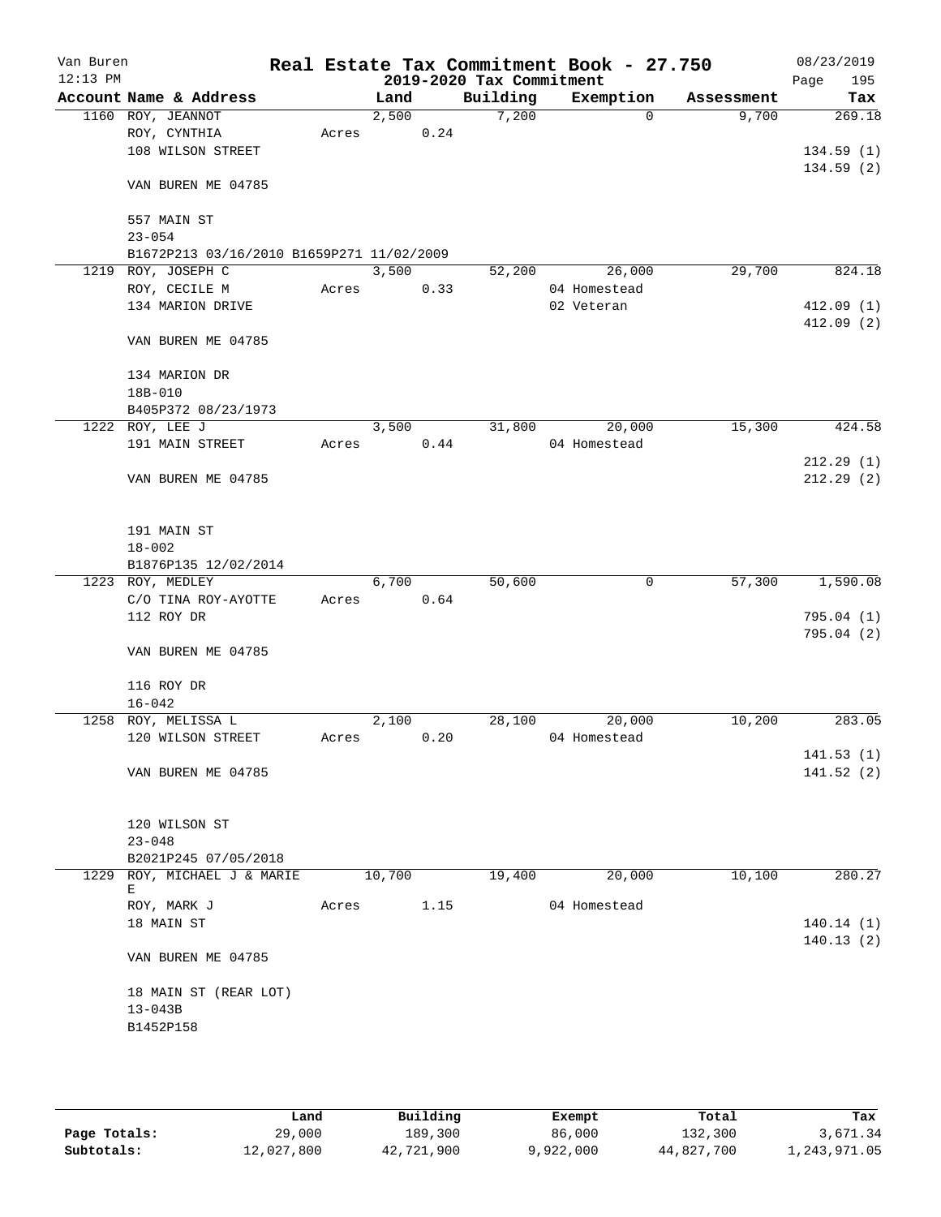# Real Estate Tax Commitment Book - 27.750

Van Buren
12:13 PM
2019-2020 Tax Commitment
08/23/2019

| Account | Name & Address | Land | Building | Exemption | Assessment | Tax |
|---|---|---|---|---|---|---|
| 1160 | ROY, JEANNOT | 2,500 | 7,200 | 0 | 9,700 | 269.18 |
| | ROY, CYNTHIA | Acres 0.24 | | | | |
| | 108 WILSON STREET | | | | | 134.59 (1) |
| | | | | | | 134.59 (2) |
| | VAN BUREN ME 04785 | | | | | |
| | 557 MAIN ST | | | | | |
| | 23-054 | | | | | |
| | B1672P213 03/16/2010 B1659P271 11/02/2009 | | | | | |
| 1219 | ROY, JOSEPH C | 3,500 | 52,200 | 26,000 | 29,700 | 824.18 |
| | ROY, CECILE M | Acres 0.33 | | 04 Homestead | | |
| | 134 MARION DRIVE | | | 02 Veteran | | 412.09 (1) |
| | | | | | | 412.09 (2) |
| | VAN BUREN ME 04785 | | | | | |
| | 134 MARION DR | | | | | |
| | 18B-010 | | | | | |
| | B405P372 08/23/1973 | | | | | |
| 1222 | ROY, LEE J | 3,500 | 31,800 | 20,000 | 15,300 | 424.58 |
| | 191 MAIN STREET | Acres 0.44 | | 04 Homestead | | |
| | | | | | | 212.29 (1) |
| | VAN BUREN ME 04785 | | | | | 212.29 (2) |
| | 191 MAIN ST | | | | | |
| | 18-002 | | | | | |
| | B1876P135 12/02/2014 | | | | | |
| 1223 | ROY, MEDLEY | 6,700 | 50,600 | 0 | 57,300 | 1,590.08 |
| | C/O TINA ROY-AYOTTE | Acres 0.64 | | | | |
| | 112 ROY DR | | | | | 795.04 (1) |
| | | | | | | 795.04 (2) |
| | VAN BUREN ME 04785 | | | | | |
| | 116 ROY DR | | | | | |
| | 16-042 | | | | | |
| 1258 | ROY, MELISSA L | 2,100 | 28,100 | 20,000 | 10,200 | 283.05 |
| | 120 WILSON STREET | Acres 0.20 | | 04 Homestead | | |
| | | | | | | 141.53 (1) |
| | VAN BUREN ME 04785 | | | | | 141.52 (2) |
| | 120 WILSON ST | | | | | |
| | 23-048 | | | | | |
| | B2021P245 07/05/2018 | | | | | |
| 1229 | ROY, MICHAEL J & MARIE E | 10,700 | 19,400 | 20,000 | 10,100 | 280.27 |
| | ROY, MARK J | Acres 1.15 | | 04 Homestead | | |
| | 18 MAIN ST | | | | | 140.14 (1) |
| | | | | | | 140.13 (2) |
| | VAN BUREN ME 04785 | | | | | |
| | 18 MAIN ST (REAR LOT) | | | | | |
| | 13-043B | | | | | |
| | B1452P158 | | | | | |

| | Land | Building | Exempt | Total | Tax |
|---|---|---|---|---|---|
| Page Totals: | 29,000 | 189,300 | 86,000 | 132,300 | 3,671.34 |
| Subtotals: | 12,027,800 | 42,721,900 | 9,922,000 | 44,827,700 | 1,243,971.05 |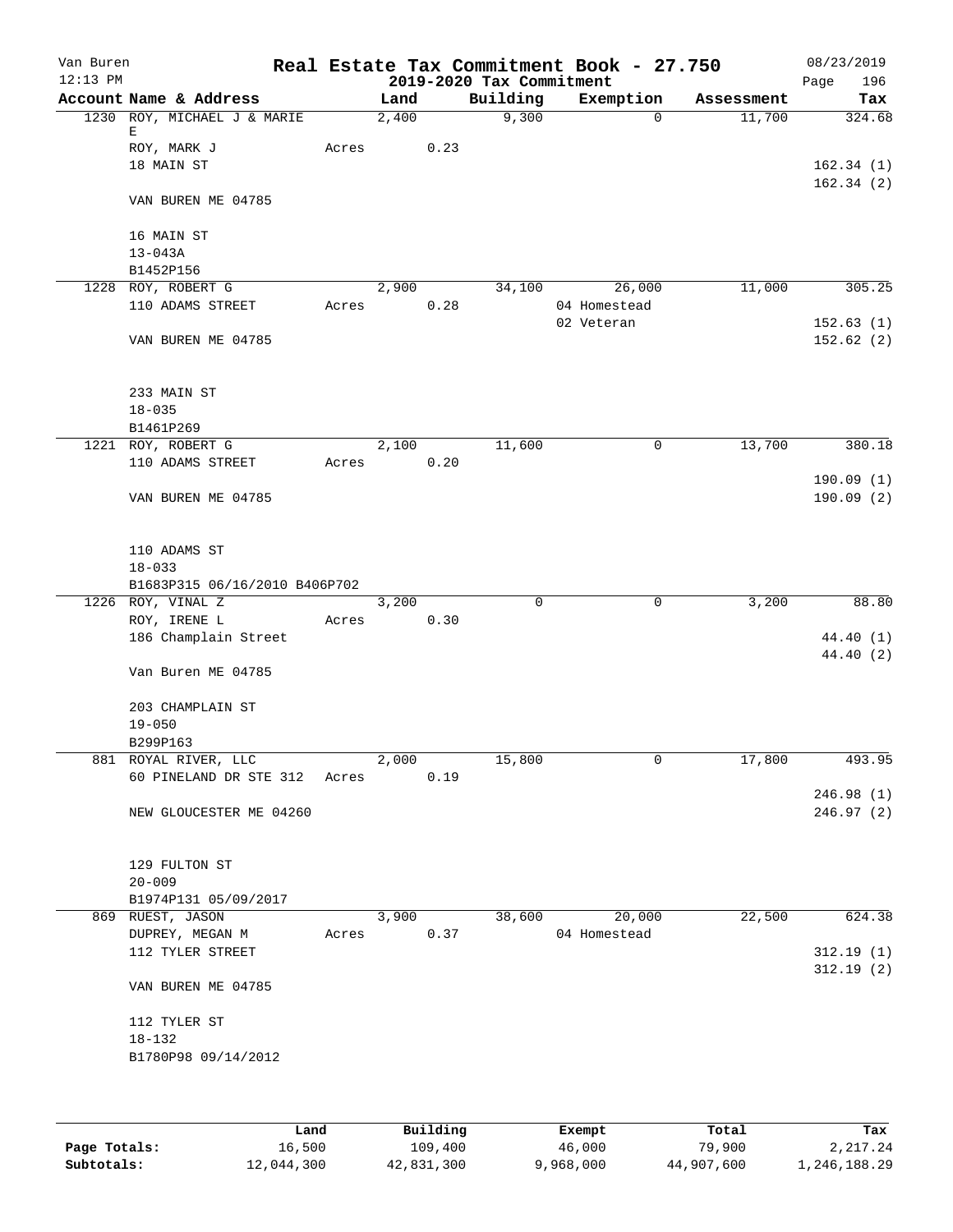Van Buren 12:13 PM

# Real Estate Tax Commitment Book - 27.750

## 2019-2020 Tax Commitment

08/23/2019 Page 196

| Account | Name & Address | | Land | Building | Exemption | Assessment | Tax |
|---|---|---|---|---|---|---|---|
| 1230 | ROY, MICHAEL J & MARIE E | | 2,400 | 9,300 | 0 | 11,700 | 324.68 |
| | ROY, MARK J | Acres | 0.23 | | | | |
| | 18 MAIN ST | | | | | | 162.34 (1) |
| | | | | | | | 162.34 (2) |
| | VAN BUREN ME 04785 | | | | | | |
| | 16 MAIN ST | | | | | | |
| | 13-043A | | | | | | |
| | B1452P156 | | | | | | |
| 1228 | ROY, ROBERT G | | 2,900 | 34,100 | 26,000 | 11,000 | 305.25 |
| | 110 ADAMS STREET | Acres | 0.28 | | 04 Homestead | | |
| | | | | | 02 Veteran | | 152.63 (1) |
| | VAN BUREN ME 04785 | | | | | | 152.62 (2) |
| | 233 MAIN ST | | | | | | |
| | 18-035 | | | | | | |
| | B1461P269 | | | | | | |
| 1221 | ROY, ROBERT G | | 2,100 | 11,600 | 0 | 13,700 | 380.18 |
| | 110 ADAMS STREET | Acres | 0.20 | | | | |
| | | | | | | | 190.09 (1) |
| | VAN BUREN ME 04785 | | | | | | 190.09 (2) |
| | 110 ADAMS ST | | | | | | |
| | 18-033 | | | | | | |
| | B1683P315 06/16/2010 B406P702 | | | | | | |
| 1226 | ROY, VINAL Z | | 3,200 | 0 | 0 | 3,200 | 88.80 |
| | ROY, IRENE L | Acres | 0.30 | | | | |
| | 186 Champlain Street | | | | | | 44.40 (1) |
| | | | | | | | 44.40 (2) |
| | Van Buren ME 04785 | | | | | | |
| | 203 CHAMPLAIN ST | | | | | | |
| | 19-050 | | | | | | |
| | B299P163 | | | | | | |
| 881 | ROYAL RIVER, LLC | | 2,000 | 15,800 | 0 | 17,800 | 493.95 |
| | 60 PINELAND DR STE 312 | Acres | 0.19 | | | | |
| | | | | | | | 246.98 (1) |
| | NEW GLOUCESTER ME 04260 | | | | | | 246.97 (2) |
| | 129 FULTON ST | | | | | | |
| | 20-009 | | | | | | |
| | B1974P131 05/09/2017 | | | | | | |
| 869 | RUEST, JASON | | 3,900 | 38,600 | 20,000 | 22,500 | 624.38 |
| | DUPREY, MEGAN M | Acres | 0.37 | | 04 Homestead | | |
| | 112 TYLER STREET | | | | | | 312.19 (1) |
| | | | | | | | 312.19 (2) |
| | VAN BUREN ME 04785 | | | | | | |
| | 112 TYLER ST | | | | | | |
| | 18-132 | | | | | | |
| | B1780P98 09/14/2012 | | | | | | |

| | Land | Building | Exempt | Total | Tax |
|---|---|---|---|---|---|
| Page Totals: | 16,500 | 109,400 | 46,000 | 79,900 | 2,217.24 |
| Subtotals: | 12,044,300 | 42,831,300 | 9,968,000 | 44,907,600 | 1,246,188.29 |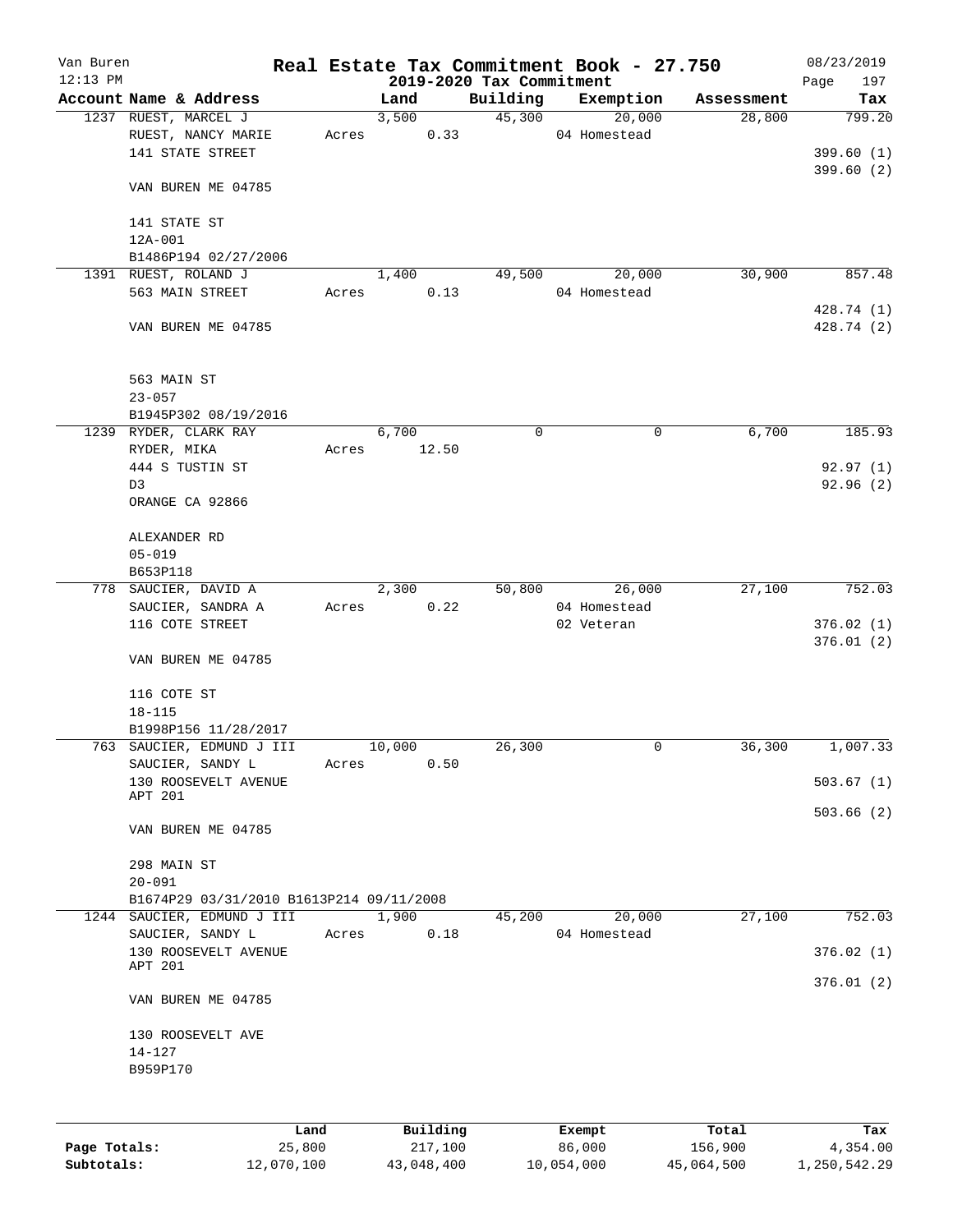# Real Estate Tax Commitment Book - 27.750

Van Buren
12:13 PM

## 2019-2020 Tax Commitment

08/23/2019

| Account Name & Address | Land | Building | Exemption | Assessment | Tax |
|---|---|---|---|---|---|
| 1237 RUEST, MARCEL J | 3,500 | 45,300 | 20,000 | 28,800 | 799.20 |
| RUEST, NANCY MARIE | Acres 0.33 | | 04 Homestead | | |
| 141 STATE STREET | | | | | 399.60 (1) |
| | | | | | 399.60 (2) |
| VAN BUREN ME 04785 | | | | | |
| 141 STATE ST | | | | | |
| 12A-001 | | | | | |
| B1486P194 02/27/2006 | | | | | |
| 1391 RUEST, ROLAND J | 1,400 | 49,500 | 20,000 | 30,900 | 857.48 |
| 563 MAIN STREET | Acres 0.13 | | 04 Homestead | | |
| | | | | | 428.74 (1) |
| VAN BUREN ME 04785 | | | | | 428.74 (2) |
| 563 MAIN ST | | | | | |
| 23-057 | | | | | |
| B1945P302 08/19/2016 | | | | | |
| 1239 RYDER, CLARK RAY | 6,700 | 0 | 0 | 6,700 | 185.93 |
| RYDER, MIKA | Acres 12.50 | | | | |
| 444 S TUSTIN ST | | | | | 92.97 (1) |
| D3 | | | | | 92.96 (2) |
| ORANGE CA 92866 | | | | | |
| ALEXANDER RD | | | | | |
| 05-019 | | | | | |
| B653P118 | | | | | |
| 778 SAUCIER, DAVID A | 2,300 | 50,800 | 26,000 | 27,100 | 752.03 |
| SAUCIER, SANDRA A | Acres 0.22 | | 04 Homestead | | |
| 116 COTE STREET | | | 02 Veteran | | 376.02 (1) |
| | | | | | 376.01 (2) |
| VAN BUREN ME 04785 | | | | | |
| 116 COTE ST | | | | | |
| 18-115 | | | | | |
| B1998P156 11/28/2017 | | | | | |
| 763 SAUCIER, EDMUND J III | 10,000 | 26,300 | 0 | 36,300 | 1,007.33 |
| SAUCIER, SANDY L | Acres 0.50 | | | | |
| 130 ROOSEVELT AVENUE | | | | | 503.67 (1) |
| APT 201 | | | | | |
| | | | | | 503.66 (2) |
| VAN BUREN ME 04785 | | | | | |
| 298 MAIN ST | | | | | |
| 20-091 | | | | | |
| B1674P29 03/31/2010 B1613P214 09/11/2008 | | | | | |
| 1244 SAUCIER, EDMUND J III | 1,900 | 45,200 | 20,000 | 27,100 | 752.03 |
| SAUCIER, SANDY L | Acres 0.18 | | 04 Homestead | | |
| 130 ROOSEVELT AVENUE | | | | | 376.02 (1) |
| APT 201 | | | | | |
| | | | | | 376.01 (2) |
| VAN BUREN ME 04785 | | | | | |
| 130 ROOSEVELT AVE | | | | | |
| 14-127 | | | | | |
| B959P170 | | | | | |

| | Land | Building | Exempt | Total | Tax |
|---|---|---|---|---|---|
| Page Totals: | 25,800 | 217,100 | 86,000 | 156,900 | 4,354.00 |
| Subtotals: | 12,070,100 | 43,048,400 | 10,054,000 | 45,064,500 | 1,250,542.29 |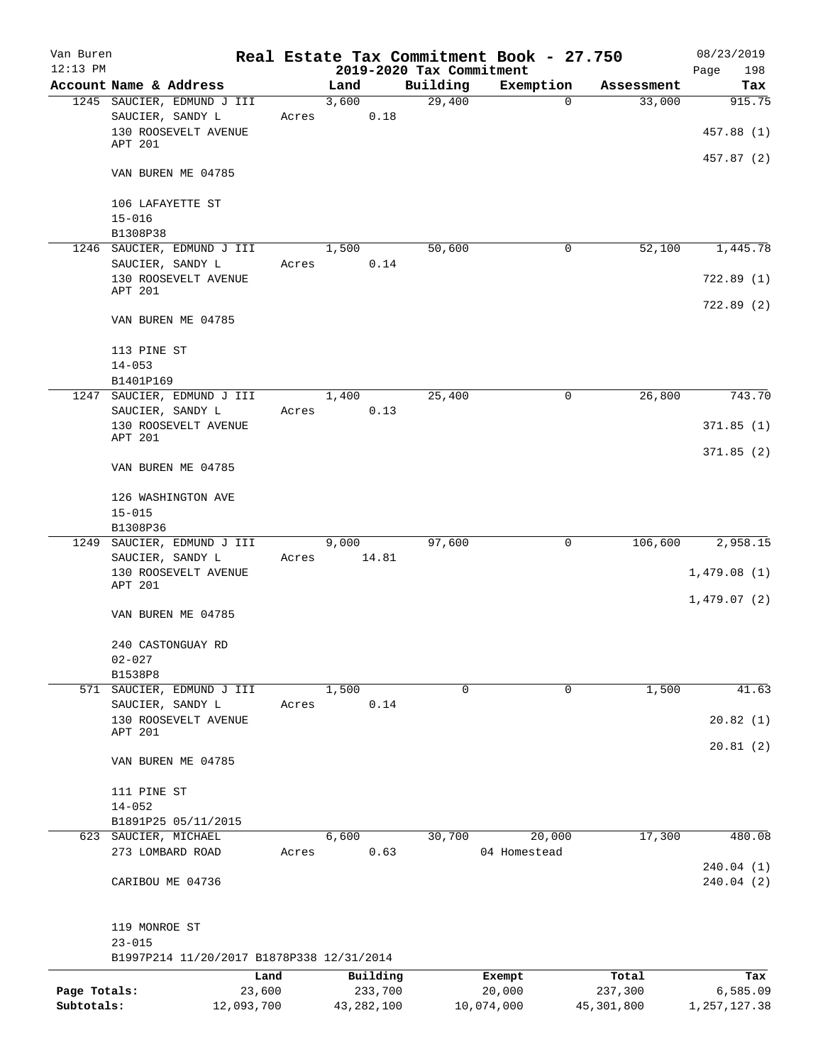Van Buren 12:13 PM

# Real Estate Tax Commitment Book - 27.750

## 2019-2020 Tax Commitment

08/23/2019 Page 198

| Account Name & Address | Land | Building | Exemption | Assessment | Tax |
|---|---|---|---|---|---|
| 1245 SAUCIER, EDMUND J III<br>SAUCIER, SANDY L<br>130 ROOSEVELT AVENUE<br>APT 201<br>VAN BUREN ME 04785<br><br>106 LAFAYETTE ST<br>15-016<br>B1308P38 | 3,600<br>Acres 0.18 | 29,400 | 0 | 33,000 | 915.75<br>457.88 (1)<br>457.87 (2) |
| 1246 SAUCIER, EDMUND J III<br>SAUCIER, SANDY L<br>130 ROOSEVELT AVENUE<br>APT 201<br>VAN BUREN ME 04785<br><br>113 PINE ST<br>14-053<br>B1401P169 | 1,500<br>Acres 0.14 | 50,600 | 0 | 52,100 | 1,445.78<br>722.89 (1)<br>722.89 (2) |
| 1247 SAUCIER, EDMUND J III<br>SAUCIER, SANDY L<br>130 ROOSEVELT AVENUE<br>APT 201<br>VAN BUREN ME 04785<br><br>126 WASHINGTON AVE<br>15-015<br>B1308P36 | 1,400<br>Acres 0.13 | 25,400 | 0 | 26,800 | 743.70<br>371.85 (1)<br>371.85 (2) |
| 1249 SAUCIER, EDMUND J III<br>SAUCIER, SANDY L<br>130 ROOSEVELT AVENUE<br>APT 201<br>VAN BUREN ME 04785<br><br>240 CASTONGUAY RD<br>02-027<br>B1538P8 | 9,000<br>Acres 14.81 | 97,600 | 0 | 106,600 | 2,958.15<br>1,479.08 (1)<br>1,479.07 (2) |
| 571 SAUCIER, EDMUND J III<br>SAUCIER, SANDY L<br>130 ROOSEVELT AVENUE<br>APT 201<br>VAN BUREN ME 04785<br><br>111 PINE ST<br>14-052<br>B1891P25 05/11/2015 | 1,500<br>Acres 0.14 | 0 | 0 | 1,500 | 41.63<br>20.82 (1)<br>20.81 (2) |
| 623 SAUCIER, MICHAEL<br>273 LOMBARD ROAD<br>CARIBOU ME 04736<br><br>119 MONROE ST<br>23-015<br>B1997P214 11/20/2017 B1878P338 12/31/2014 | 6,600<br>Acres 0.63 | 30,700 | 20,000<br>04 Homestead | 17,300 | 480.08<br>240.04 (1)<br>240.04 (2) |

| | Land | Building | Exempt | Total | Tax |
|---|---|---|---|---|---|
| Page Totals: | 23,600 | 233,700 | 20,000 | 237,300 | 6,585.09 |
| Subtotals: | 12,093,700 | 43,282,100 | 10,074,000 | 45,301,800 | 1,257,127.38 |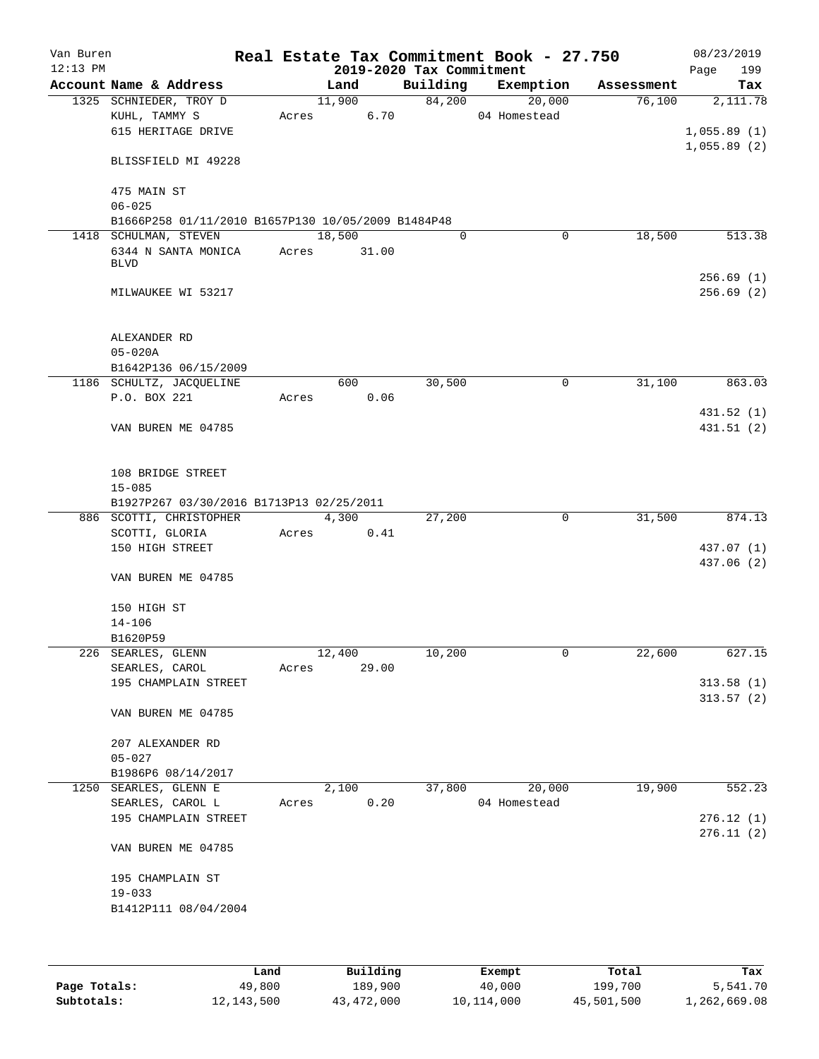# Real Estate Tax Commitment Book - 27.750

Van Buren
12:13 PM

2019-2020 Tax Commitment

08/23/2019

| Account | Name & Address | Land | Building | Exemption | Assessment | Tax |
|---|---|---|---|---|---|---|
| 1325 | SCHNIEDER, TROY D | 11,900 | 84,200 | 20,000 | 76,100 | 2,111.78 |
| | KUHL, TAMMY S | Acres 6.70 | | 04 Homestead | | |
| | 615 HERITAGE DRIVE | | | | | 1,055.89 (1) |
| | | | | | | 1,055.89 (2) |
| | BLISSFIELD MI 49228 | | | | | |
| | 475 MAIN ST | | | | | |
| | 06-025 | | | | | |
| | B1666P258 01/11/2010 B1657P130 10/05/2009 B1484P48 | | | | | |
| 1418 | SCHULMAN, STEVEN | 18,500 | 0 | 0 | 18,500 | 513.38 |
| | 6344 N SANTA MONICA BLVD | Acres 31.00 | | | | |
| | | | | | | 256.69 (1) |
| | MILWAUKEE WI 53217 | | | | | 256.69 (2) |
| | ALEXANDER RD | | | | | |
| | 05-020A | | | | | |
| | B1642P136 06/15/2009 | | | | | |
| 1186 | SCHULTZ, JACQUELINE | 600 | 30,500 | 0 | 31,100 | 863.03 |
| | P.O. BOX 221 | Acres 0.06 | | | | |
| | | | | | | 431.52 (1) |
| | VAN BUREN ME 04785 | | | | | 431.51 (2) |
| | 108 BRIDGE STREET | | | | | |
| | 15-085 | | | | | |
| | B1927P267 03/30/2016 B1713P13 02/25/2011 | | | | | |
| 886 | SCOTTI, CHRISTOPHER | 4,300 | 27,200 | 0 | 31,500 | 874.13 |
| | SCOTTI, GLORIA | Acres 0.41 | | | | |
| | 150 HIGH STREET | | | | | 437.07 (1) |
| | | | | | | 437.06 (2) |
| | VAN BUREN ME 04785 | | | | | |
| | 150 HIGH ST | | | | | |
| | 14-106 | | | | | |
| | B1620P59 | | | | | |
| 226 | SEARLES, GLENN | 12,400 | 10,200 | 0 | 22,600 | 627.15 |
| | SEARLES, CAROL | Acres 29.00 | | | | |
| | 195 CHAMPLAIN STREET | | | | | 313.58 (1) |
| | | | | | | 313.57 (2) |
| | VAN BUREN ME 04785 | | | | | |
| | 207 ALEXANDER RD | | | | | |
| | 05-027 | | | | | |
| | B1986P6 08/14/2017 | | | | | |
| 1250 | SEARLES, GLENN E | 2,100 | 37,800 | 20,000 | 19,900 | 552.23 |
| | SEARLES, CAROL L | Acres 0.20 | | 04 Homestead | | |
| | 195 CHAMPLAIN STREET | | | | | 276.12 (1) |
| | | | | | | 276.11 (2) |
| | VAN BUREN ME 04785 | | | | | |
| | 195 CHAMPLAIN ST | | | | | |
| | 19-033 | | | | | |
| | B1412P111 08/04/2004 | | | | | |

| | Land | Building | Exempt | Total | Tax |
|---|---|---|---|---|---|
| Page Totals: | 49,800 | 189,900 | 40,000 | 199,700 | 5,541.70 |
| Subtotals: | 12,143,500 | 43,472,000 | 10,114,000 | 45,501,500 | 1,262,669.08 |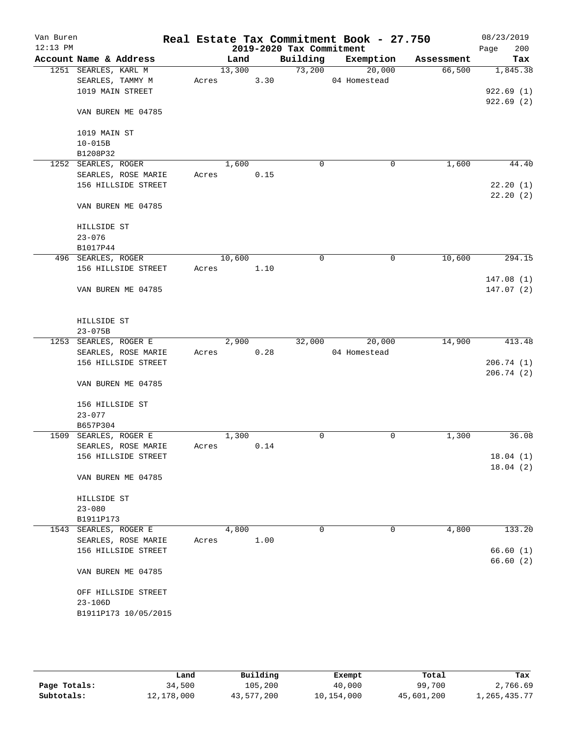Van Buren 12:13 PM

# Real Estate Tax Commitment Book - 27.750

## 2019-2020 Tax Commitment

08/23/2019

| Account Name & Address | Land | Building | Exemption | Assessment | Tax |
|---|---|---|---|---|---|
| 1251 SEARLES, KARL M | 13,300 | 73,200 | 20,000 | 66,500 | 1,845.38 |
| SEARLES, TAMMY M | Acres 3.30 | | 04 Homestead | | |
| 1019 MAIN STREET | | | | | 922.69 (1) |
| | | | | | 922.69 (2) |
| VAN BUREN ME 04785 | | | | | |
| 1019 MAIN ST | | | | | |
| 10-015B | | | | | |
| B1208P32 | | | | | |
| 1252 SEARLES, ROGER | 1,600 | 0 | 0 | 1,600 | 44.40 |
| SEARLES, ROSE MARIE | Acres 0.15 | | | | |
| 156 HILLSIDE STREET | | | | | 22.20 (1) |
| | | | | | 22.20 (2) |
| VAN BUREN ME 04785 | | | | | |
| HILLSIDE ST | | | | | |
| 23-076 | | | | | |
| B1017P44 | | | | | |
| 496 SEARLES, ROGER | 10,600 | 0 | 0 | 10,600 | 294.15 |
| 156 HILLSIDE STREET | Acres 1.10 | | | | |
| | | | | | 147.08 (1) |
| VAN BUREN ME 04785 | | | | | 147.07 (2) |
| HILLSIDE ST | | | | | |
| 23-075B | | | | | |
| 1253 SEARLES, ROGER E | 2,900 | 32,000 | 20,000 | 14,900 | 413.48 |
| SEARLES, ROSE MARIE | Acres 0.28 | | 04 Homestead | | |
| 156 HILLSIDE STREET | | | | | 206.74 (1) |
| | | | | | 206.74 (2) |
| VAN BUREN ME 04785 | | | | | |
| 156 HILLSIDE ST | | | | | |
| 23-077 | | | | | |
| B657P304 | | | | | |
| 1509 SEARLES, ROGER E | 1,300 | 0 | 0 | 1,300 | 36.08 |
| SEARLES, ROSE MARIE | Acres 0.14 | | | | |
| 156 HILLSIDE STREET | | | | | 18.04 (1) |
| | | | | | 18.04 (2) |
| VAN BUREN ME 04785 | | | | | |
| HILLSIDE ST | | | | | |
| 23-080 | | | | | |
| B1911P173 | | | | | |
| 1543 SEARLES, ROGER E | 4,800 | 0 | 0 | 4,800 | 133.20 |
| SEARLES, ROSE MARIE | Acres 1.00 | | | | |
| 156 HILLSIDE STREET | | | | | 66.60 (1) |
| | | | | | 66.60 (2) |
| VAN BUREN ME 04785 | | | | | |
| OFF HILLSIDE STREET | | | | | |
| 23-106D | | | | | |
| B1911P173 10/05/2015 | | | | | |

| | Land | Building | Exempt | Total | Tax |
|---|---|---|---|---|---|
| Page Totals: | 34,500 | 105,200 | 40,000 | 99,700 | 2,766.69 |
| Subtotals: | 12,178,000 | 43,577,200 | 10,154,000 | 45,601,200 | 1,265,435.77 |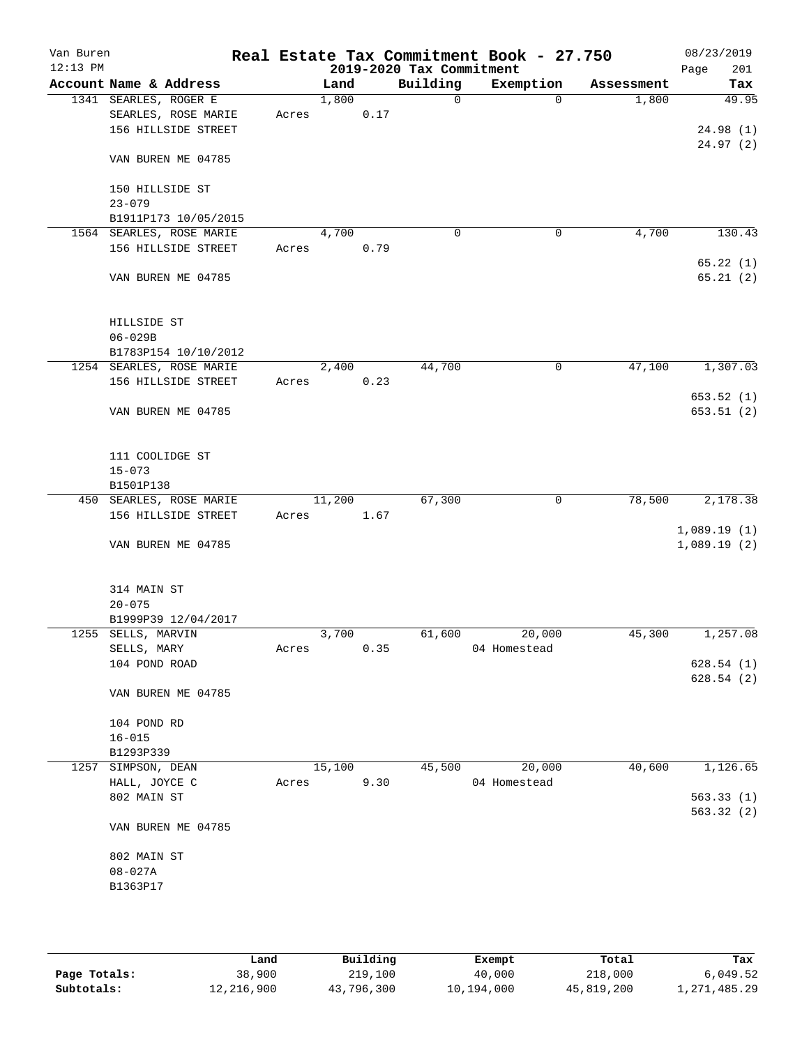# Real Estate Tax Commitment Book - 27.750

Van Buren
12:13 PM

2019-2020 Tax Commitment

08/23/2019
Page 201

| Account Name & Address | Land | Building | Exemption | Assessment | Tax |
|---|---|---|---|---|---|
| 1341 SEARLES, ROGER E | 1,800 | 0 | 0 | 1,800 | 49.95 |
| SEARLES, ROSE MARIE | Acres 0.17 | | | | |
| 156 HILLSIDE STREET | | | | | 24.98 (1) |
| | | | | | 24.97 (2) |
| VAN BUREN ME 04785 | | | | | |
| 150 HILLSIDE ST | | | | | |
| 23-079 | | | | | |
| B1911P173 10/05/2015 | | | | | |
| 1564 SEARLES, ROSE MARIE | 4,700 | 0 | 0 | 4,700 | 130.43 |
| 156 HILLSIDE STREET | Acres 0.79 | | | | |
| | | | | | 65.22 (1) |
| VAN BUREN ME 04785 | | | | | 65.21 (2) |
| HILLSIDE ST | | | | | |
| 06-029B | | | | | |
| B1783P154 10/10/2012 | | | | | |
| 1254 SEARLES, ROSE MARIE | 2,400 | 44,700 | 0 | 47,100 | 1,307.03 |
| 156 HILLSIDE STREET | Acres 0.23 | | | | |
| | | | | | 653.52 (1) |
| VAN BUREN ME 04785 | | | | | 653.51 (2) |
| 111 COOLIDGE ST | | | | | |
| 15-073 | | | | | |
| B1501P138 | | | | | |
| 450 SEARLES, ROSE MARIE | 11,200 | 67,300 | 0 | 78,500 | 2,178.38 |
| 156 HILLSIDE STREET | Acres 1.67 | | | | |
| | | | | | 1,089.19 (1) |
| VAN BUREN ME 04785 | | | | | 1,089.19 (2) |
| 314 MAIN ST | | | | | |
| 20-075 | | | | | |
| B1999P39 12/04/2017 | | | | | |
| 1255 SELLS, MARVIN | 3,700 | 61,600 | 20,000 | 45,300 | 1,257.08 |
| SELLS, MARY | Acres 0.35 | | 04 Homestead | | |
| 104 POND ROAD | | | | | 628.54 (1) |
| | | | | | 628.54 (2) |
| VAN BUREN ME 04785 | | | | | |
| 104 POND RD | | | | | |
| 16-015 | | | | | |
| B1293P339 | | | | | |
| 1257 SIMPSON, DEAN | 15,100 | 45,500 | 20,000 | 40,600 | 1,126.65 |
| HALL, JOYCE C | Acres 9.30 | | 04 Homestead | | |
| 802 MAIN ST | | | | | 563.33 (1) |
| | | | | | 563.32 (2) |
| VAN BUREN ME 04785 | | | | | |
| 802 MAIN ST | | | | | |
| 08-027A | | | | | |
| B1363P17 | | | | | |

| | Land | Building | Exempt | Total | Tax |
|---|---|---|---|---|---|
| Page Totals: | 38,900 | 219,100 | 40,000 | 218,000 | 6,049.52 |
| Subtotals: | 12,216,900 | 43,796,300 | 10,194,000 | 45,819,200 | 1,271,485.29 |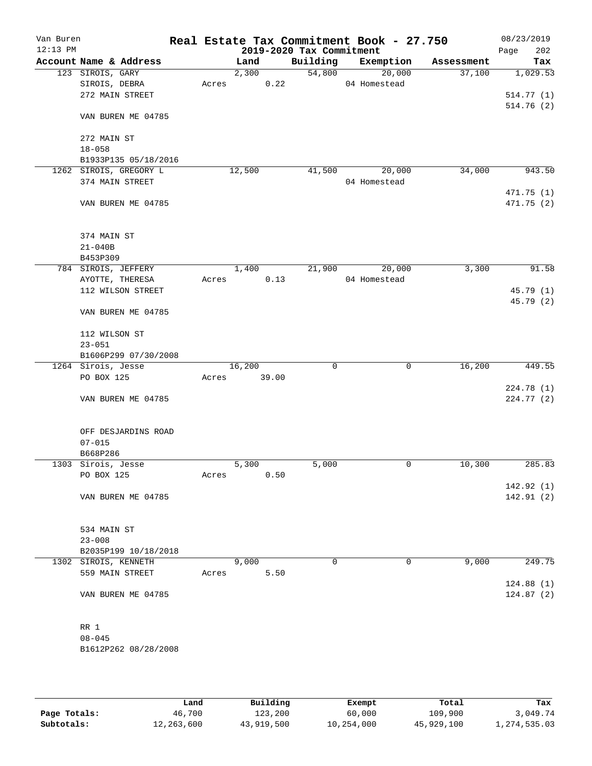# Real Estate Tax Commitment Book - 27.750

## 2019-2020 Tax Commitment

Van Buren
12:13 PM

08/23/2019

| Account Name & Address | Land | Building | Exemption | Assessment | Tax |
|---|---|---|---|---|---|
| 123 SIROIS, GARY<br>SIROIS, DEBRA<br>272 MAIN STREET<br><br>VAN BUREN ME 04785<br><br>272 MAIN ST<br>18-058<br>B1933P135 05/18/2016 | 2,300<br>Acres 0.22 | 54,800 | 20,000<br>04 Homestead | 37,100 | 1,029.53<br><br>514.77 (1)<br>514.76 (2) |
| 1262 SIROIS, GREGORY L<br>374 MAIN STREET<br><br>VAN BUREN ME 04785<br><br>374 MAIN ST<br>21-040B<br>B453P309 | 12,500 | 41,500 | 20,000<br>04 Homestead | 34,000 | 943.50<br><br>471.75 (1)<br>471.75 (2) |
| 784 SIROIS, JEFFERY<br>AYOTTE, THERESA<br>112 WILSON STREET<br><br>VAN BUREN ME 04785<br><br>112 WILSON ST<br>23-051<br>B1606P299 07/30/2008 | 1,400<br>Acres 0.13 | 21,900 | 20,000<br>04 Homestead | 3,300 | 91.58<br><br>45.79 (1)<br>45.79 (2) |
| 1264 Sirois, Jesse<br>PO BOX 125<br><br>VAN BUREN ME 04785<br><br>OFF DESJARDINS ROAD<br>07-015<br>B668P286 | 16,200<br>Acres 39.00 | 0 | 0 | 16,200 | 449.55<br><br>224.78 (1)<br>224.77 (2) |
| 1303 Sirois, Jesse<br>PO BOX 125<br><br>VAN BUREN ME 04785<br><br>534 MAIN ST<br>23-008<br>B2035P199 10/18/2018 | 5,300<br>Acres 0.50 | 5,000 | 0 | 10,300 | 285.83<br><br>142.92 (1)<br>142.91 (2) |
| 1302 SIROIS, KENNETH<br>559 MAIN STREET<br><br>VAN BUREN ME 04785<br><br>RR 1<br>08-045<br>B1612P262 08/28/2008 | 9,000<br>Acres 5.50 | 0 | 0 | 9,000 | 249.75<br><br>124.88 (1)<br>124.87 (2) |

| | Land | Building | Exempt | Total | Tax |
|---|---|---|---|---|---|
| Page Totals: | 46,700 | 123,200 | 60,000 | 109,900 | 3,049.74 |
| Subtotals: | 12,263,600 | 43,919,500 | 10,254,000 | 45,929,100 | 1,274,535.03 |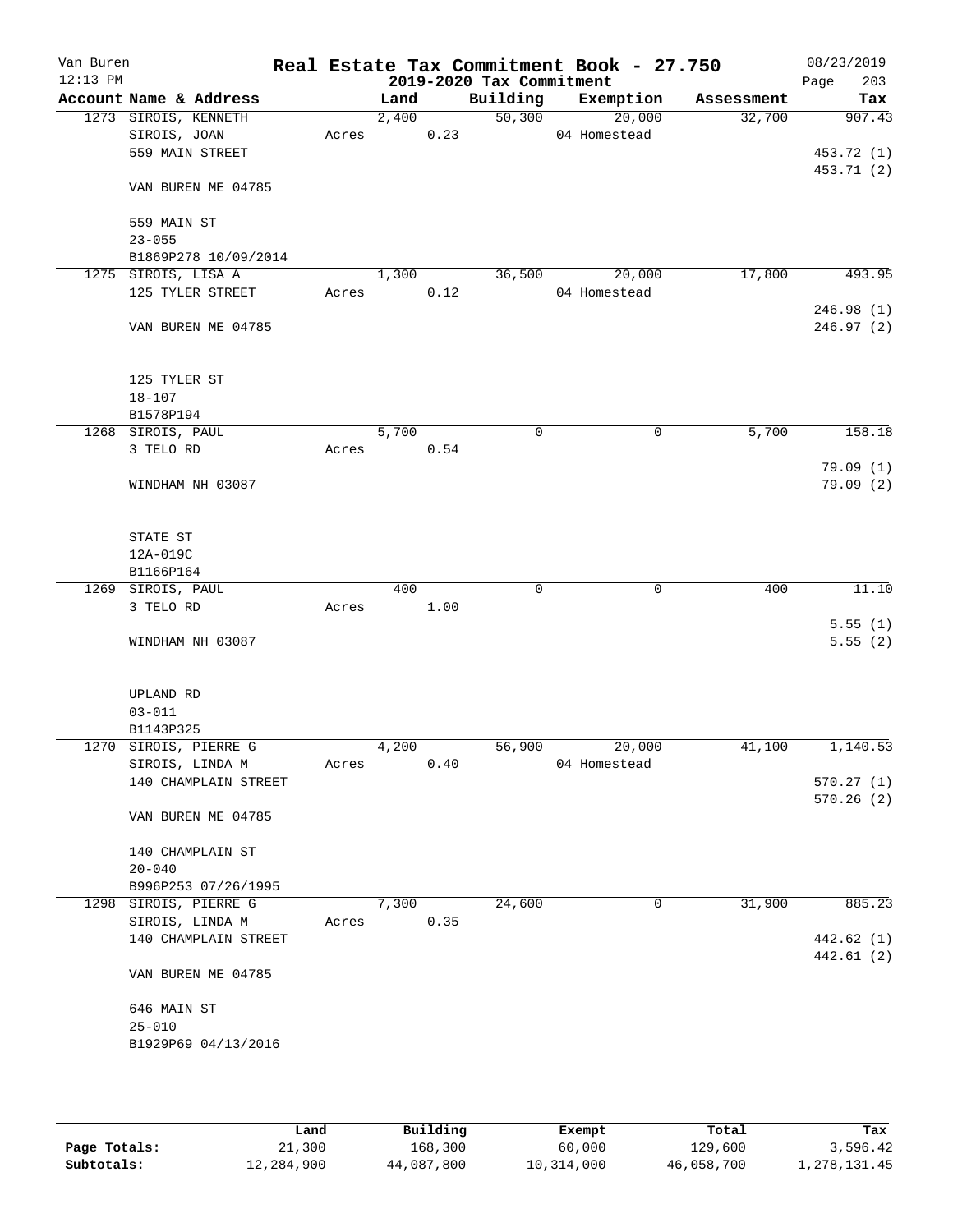# Real Estate Tax Commitment Book - 27.750

Van Buren
12:13 PM

2019-2020 Tax Commitment

08/23/2019

| Account Name & Address | Land | Building | Exemption | Assessment | Tax |
|---|---|---|---|---|---|
| 1273 SIROIS, KENNETH<br>SIROIS, JOAN<br>559 MAIN STREET<br><br>VAN BUREN ME 04785<br><br>559 MAIN ST<br>23-055<br>B1869P278 10/09/2014 | 2,400<br>Acres 0.23 | 50,300 | 20,000<br>04 Homestead | 32,700 | 907.43<br><br>453.72 (1)<br>453.71 (2) |
| 1275 SIROIS, LISA A<br>125 TYLER STREET<br><br>VAN BUREN ME 04785<br><br>125 TYLER ST<br>18-107<br>B1578P194 | 1,300<br>Acres 0.12 | 36,500 | 20,000<br>04 Homestead | 17,800 | 493.95<br><br>246.98 (1)<br>246.97 (2) |
| 1268 SIROIS, PAUL<br>3 TELO RD<br><br>WINDHAM NH 03087<br><br>STATE ST<br>12A-019C<br>B1166P164 | 5,700<br>Acres 0.54 | 0 | 0 | 5,700 | 158.18<br><br>79.09 (1)<br>79.09 (2) |
| 1269 SIROIS, PAUL<br>3 TELO RD<br><br>WINDHAM NH 03087<br><br>UPLAND RD<br>03-011<br>B1143P325 | 400<br>Acres 1.00 | 0 | 0 | 400 | 11.10<br><br>5.55 (1)<br>5.55 (2) |
| 1270 SIROIS, PIERRE G<br>SIROIS, LINDA M<br>140 CHAMPLAIN STREET<br><br>VAN BUREN ME 04785<br><br>140 CHAMPLAIN ST<br>20-040<br>B996P253 07/26/1995 | 4,200<br>Acres 0.40 | 56,900 | 20,000<br>04 Homestead | 41,100 | 1,140.53<br><br>570.27 (1)<br>570.26 (2) |
| 1298 SIROIS, PIERRE G<br>SIROIS, LINDA M<br>140 CHAMPLAIN STREET<br><br>VAN BUREN ME 04785<br><br>646 MAIN ST<br>25-010<br>B1929P69 04/13/2016 | 7,300<br>Acres 0.35 | 24,600 | 0 | 31,900 | 885.23<br><br>442.62 (1)<br>442.61 (2) |

| | Land | Building | Exempt | Total | Tax |
|---|---|---|---|---|---|
| Page Totals: | 21,300 | 168,300 | 60,000 | 129,600 | 3,596.42 |
| Subtotals: | 12,284,900 | 44,087,800 | 10,314,000 | 46,058,700 | 1,278,131.45 |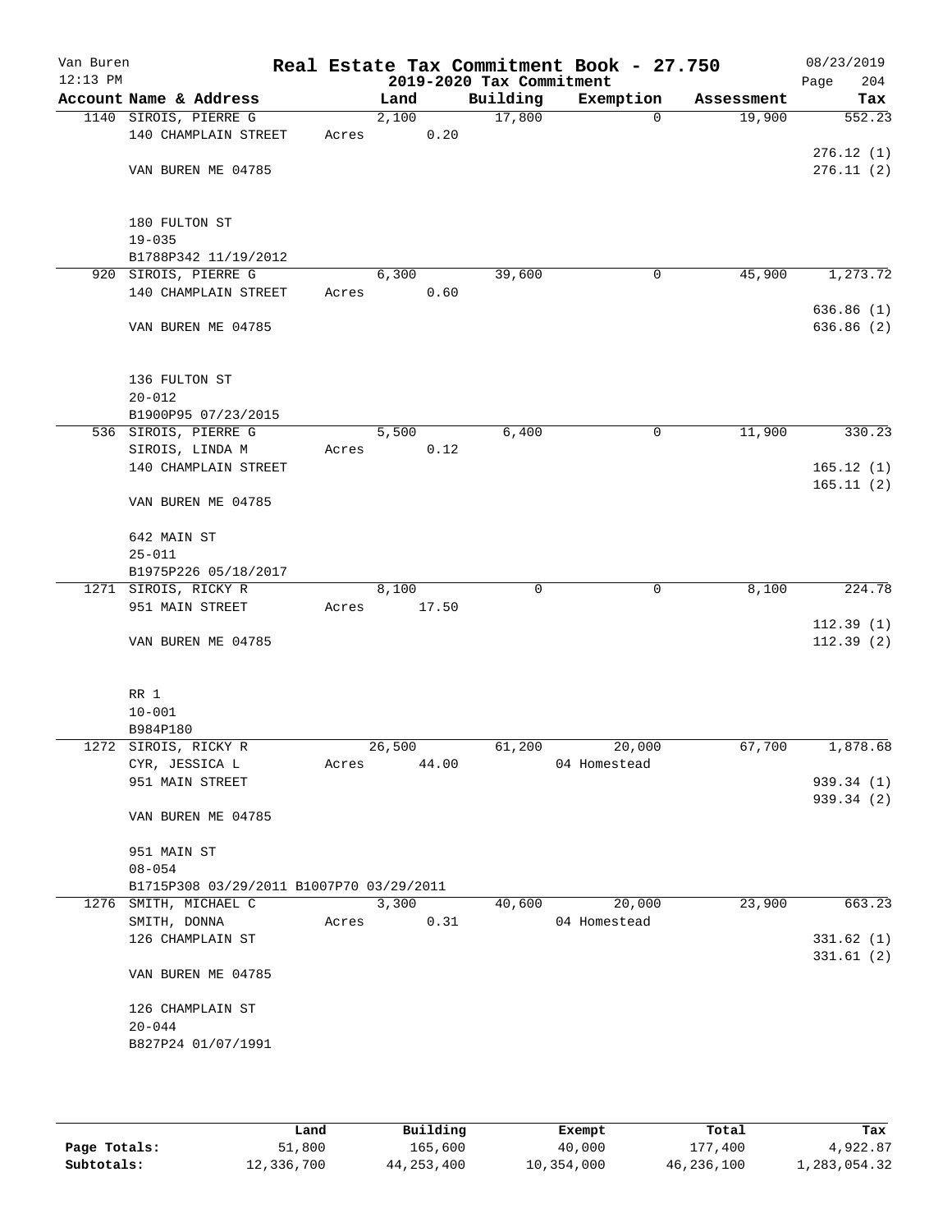Van Buren
12:13 PM

# Real Estate Tax Commitment Book - 27.750

## 2019-2020 Tax Commitment

08/23/2019

| Account Name & Address | Land | Building | Exemption | Assessment | Tax |
|---|---|---|---|---|---|
| 1140 SIROIS, PIERRE G<br>140 CHAMPLAIN STREET<br><br>VAN BUREN ME 04785<br><br>180 FULTON ST<br>19-035<br>B1788P342 11/19/2012 | 2,100<br>Acres 0.20 | 17,800 | 0 | 19,900 | 552.23<br><br>276.12 (1)<br>276.11 (2) |
| 920 SIROIS, PIERRE G<br>140 CHAMPLAIN STREET<br><br>VAN BUREN ME 04785<br><br>136 FULTON ST<br>20-012<br>B1900P95 07/23/2015 | 6,300<br>Acres 0.60 | 39,600 | 0 | 45,900 | 1,273.72<br><br>636.86 (1)<br>636.86 (2) |
| 536 SIROIS, PIERRE G<br>SIROIS, LINDA M<br>140 CHAMPLAIN STREET<br><br>VAN BUREN ME 04785<br><br>642 MAIN ST<br>25-011<br>B1975P226 05/18/2017 | 5,500<br>Acres 0.12 | 6,400 | 0 | 11,900 | 330.23<br><br>165.12 (1)<br>165.11 (2) |
| 1271 SIROIS, RICKY R<br>951 MAIN STREET<br><br>VAN BUREN ME 04785<br><br>RR 1<br>10-001<br>B984P180 | 8,100<br>Acres 17.50 | 0 | 0 | 8,100 | 224.78<br><br>112.39 (1)<br>112.39 (2) |
| 1272 SIROIS, RICKY R<br>CYR, JESSICA L<br>951 MAIN STREET<br><br>VAN BUREN ME 04785<br><br>951 MAIN ST<br>08-054<br>B1715P308 03/29/2011 B1007P70 03/29/2011 | 26,500<br>Acres 44.00 | 61,200 | 20,000<br>04 Homestead | 67,700 | 1,878.68<br><br>939.34 (1)<br>939.34 (2) |
| 1276 SMITH, MICHAEL C<br>SMITH, DONNA<br>126 CHAMPLAIN ST<br><br>VAN BUREN ME 04785<br><br>126 CHAMPLAIN ST<br>20-044<br>B827P24 01/07/1991 | 3,300<br>Acres 0.31 | 40,600 | 20,000<br>04 Homestead | 23,900 | 663.23<br><br>331.62 (1)<br>331.61 (2) |

| | Land | Building | Exempt | Total | Tax |
|---|---|---|---|---|---|
| **Page Totals:** | 51,800 | 165,600 | 40,000 | 177,400 | 4,922.87 |
| **Subtotals:** | 12,336,700 | 44,253,400 | 10,354,000 | 46,236,100 | 1,283,054.32 |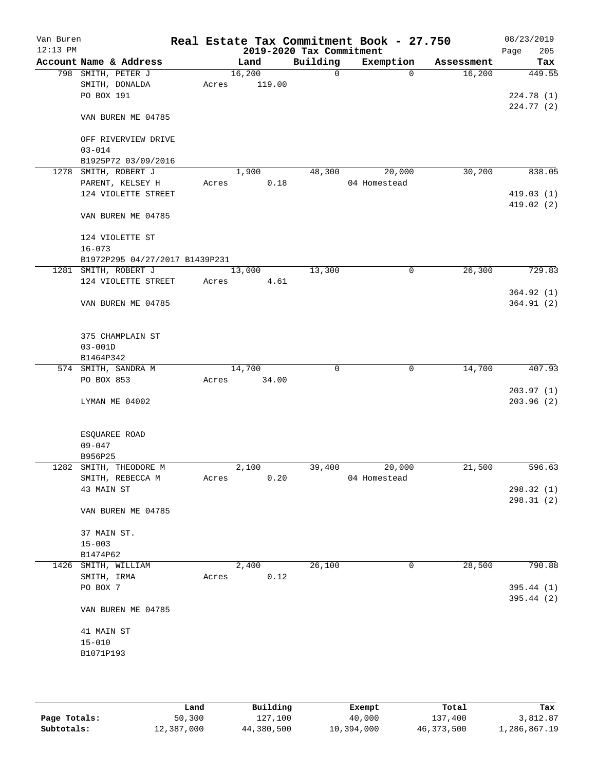Van Buren 12:13 PM

# Real Estate Tax Commitment Book - 27.750

## 2019-2020 Tax Commitment

08/23/2019

| Account Name & Address | Land | Building | Exemption | Assessment | Tax |
|---|---|---|---|---|---|
| 798 SMITH, PETER J | 16,200 | 0 | 0 | 16,200 | 449.55 |
| SMITH, DONALDA | Acres 119.00 | | | | |
| PO BOX 191 | | | | | 224.78 (1) |
| | | | | | 224.77 (2) |
| VAN BUREN ME 04785 | | | | | |
| OFF RIVERVIEW DRIVE | | | | | |
| 03-014 | | | | | |
| B1925P72 03/09/2016 | | | | | |
| 1278 SMITH, ROBERT J | 1,900 | 48,300 | 20,000 | 30,200 | 838.05 |
| PARENT, KELSEY H | Acres 0.18 | | 04 Homestead | | |
| 124 VIOLETTE STREET | | | | | 419.03 (1) |
| | | | | | 419.02 (2) |
| VAN BUREN ME 04785 | | | | | |
| 124 VIOLETTE ST | | | | | |
| 16-073 | | | | | |
| B1972P295 04/27/2017 B1439P231 | | | | | |
| 1281 SMITH, ROBERT J | 13,000 | 13,300 | 0 | 26,300 | 729.83 |
| 124 VIOLETTE STREET | Acres 4.61 | | | | |
| | | | | | 364.92 (1) |
| VAN BUREN ME 04785 | | | | | 364.91 (2) |
| 375 CHAMPLAIN ST | | | | | |
| 03-001D | | | | | |
| B1464P342 | | | | | |
| 574 SMITH, SANDRA M | 14,700 | 0 | 0 | 14,700 | 407.93 |
| PO BOX 853 | Acres 34.00 | | | | |
| | | | | | 203.97 (1) |
| LYMAN ME 04002 | | | | | 203.96 (2) |
| ESQUAREE ROAD | | | | | |
| 09-047 | | | | | |
| B956P25 | | | | | |
| 1282 SMITH, THEODORE M | 2,100 | 39,400 | 20,000 | 21,500 | 596.63 |
| SMITH, REBECCA M | Acres 0.20 | | 04 Homestead | | |
| 43 MAIN ST | | | | | 298.32 (1) |
| | | | | | 298.31 (2) |
| VAN BUREN ME 04785 | | | | | |
| 37 MAIN ST. | | | | | |
| 15-003 | | | | | |
| B1474P62 | | | | | |
| 1426 SMITH, WILLIAM | 2,400 | 26,100 | 0 | 28,500 | 790.88 |
| SMITH, IRMA | Acres 0.12 | | | | |
| PO BOX 7 | | | | | 395.44 (1) |
| | | | | | 395.44 (2) |
| VAN BUREN ME 04785 | | | | | |
| 41 MAIN ST | | | | | |
| 15-010 | | | | | |
| B1071P193 | | | | | |

| | Land | Building | Exempt | Total | Tax |
|---|---|---|---|---|---|
| Page Totals: | 50,300 | 127,100 | 40,000 | 137,400 | 3,812.87 |
| Subtotals: | 12,387,000 | 44,380,500 | 10,394,000 | 46,373,500 | 1,286,867.19 |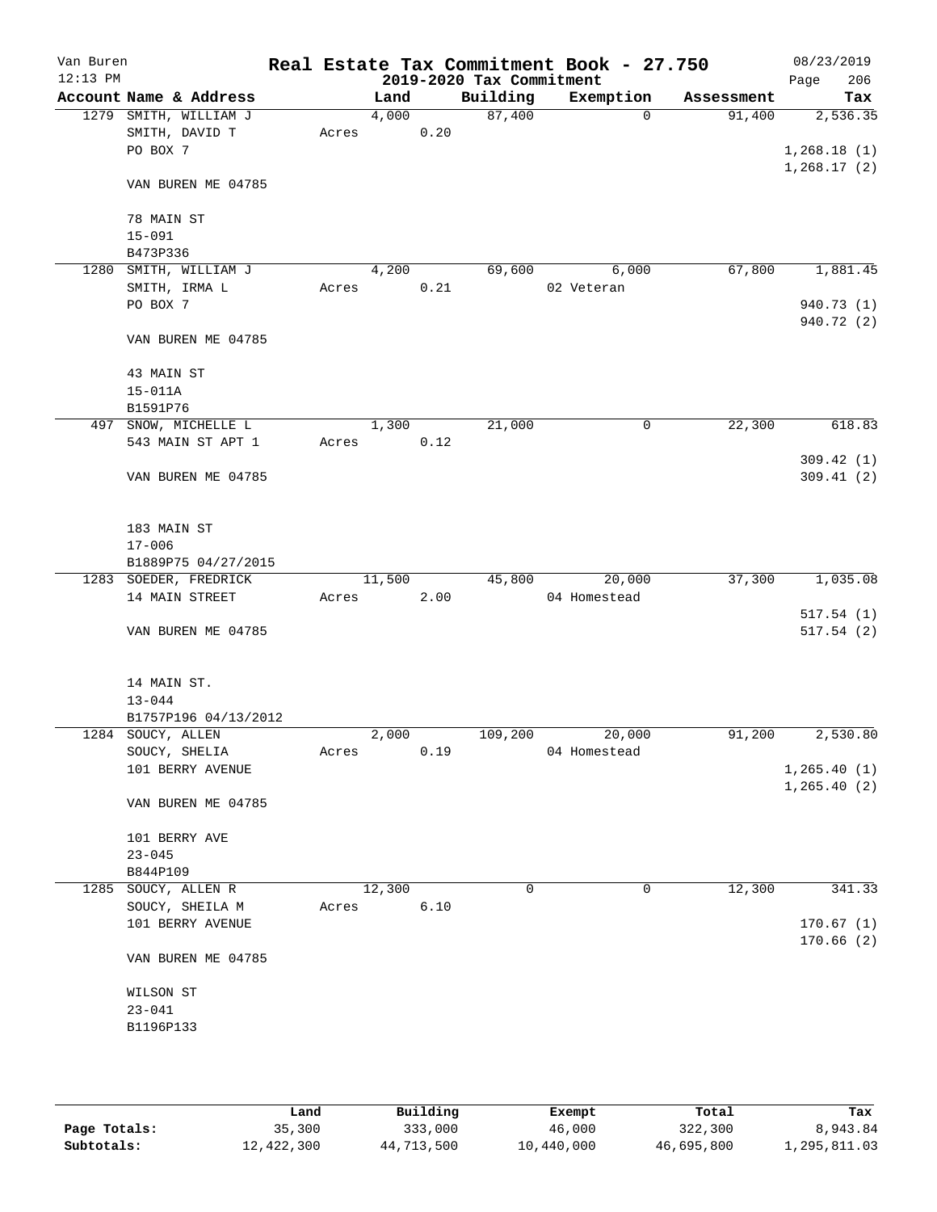# Real Estate Tax Commitment Book - 27.750

Van Buren
12:13 PM

2019-2020 Tax Commitment

08/23/2019
Page 206

| Account Name & Address | Land | Building | Exemption | Assessment | Tax |
|---|---|---|---|---|---|
| 1279 SMITH, WILLIAM J<br>SMITH, DAVID T<br>PO BOX 7<br><br>VAN BUREN ME 04785<br><br>78 MAIN ST<br>15-091<br>B473P336 | 4,000<br>Acres 0.20 | 87,400 | 0 | 91,400 | 2,536.35<br><br>1,268.18 (1)<br>1,268.17 (2) |
| 1280 SMITH, WILLIAM J<br>SMITH, IRMA L<br>PO BOX 7<br><br>VAN BUREN ME 04785<br><br>43 MAIN ST<br>15-011A<br>B1591P76 | 4,200<br>Acres 0.21 | 69,600 | 6,000<br>02 Veteran | 67,800 | 1,881.45<br><br>940.73 (1)<br>940.72 (2) |
| 497 SNOW, MICHELLE L<br>543 MAIN ST APT 1<br><br>VAN BUREN ME 04785<br><br>183 MAIN ST<br>17-006<br>B1889P75 04/27/2015 | 1,300<br>Acres 0.12 | 21,000 | 0 | 22,300 | 618.83<br><br>309.42 (1)<br>309.41 (2) |
| 1283 SOEDER, FREDRICK<br>14 MAIN STREET<br><br>VAN BUREN ME 04785<br><br>14 MAIN ST.<br>13-044<br>B1757P196 04/13/2012 | 11,500<br>Acres 2.00 | 45,800 | 20,000<br>04 Homestead | 37,300 | 1,035.08<br><br>517.54 (1)<br>517.54 (2) |
| 1284 SOUCY, ALLEN<br>SOUCY, SHELIA<br>101 BERRY AVENUE<br><br>VAN BUREN ME 04785<br><br>101 BERRY AVE<br>23-045<br>B844P109 | 2,000<br>Acres 0.19 | 109,200 | 20,000<br>04 Homestead | 91,200 | 2,530.80<br><br>1,265.40 (1)<br>1,265.40 (2) |
| 1285 SOUCY, ALLEN R<br>SOUCY, SHEILA M<br>101 BERRY AVENUE<br><br>VAN BUREN ME 04785<br><br>WILSON ST<br>23-041<br>B1196P133 | 12,300<br>Acres 6.10 | 0 | 0 | 12,300 | 341.33<br><br>170.67 (1)<br>170.66 (2) |

| | Land | Building | Exempt | Total | Tax |
|---|---|---|---|---|---|
| Page Totals: | 35,300 | 333,000 | 46,000 | 322,300 | 8,943.84 |
| Subtotals: | 12,422,300 | 44,713,500 | 10,440,000 | 46,695,800 | 1,295,811.03 |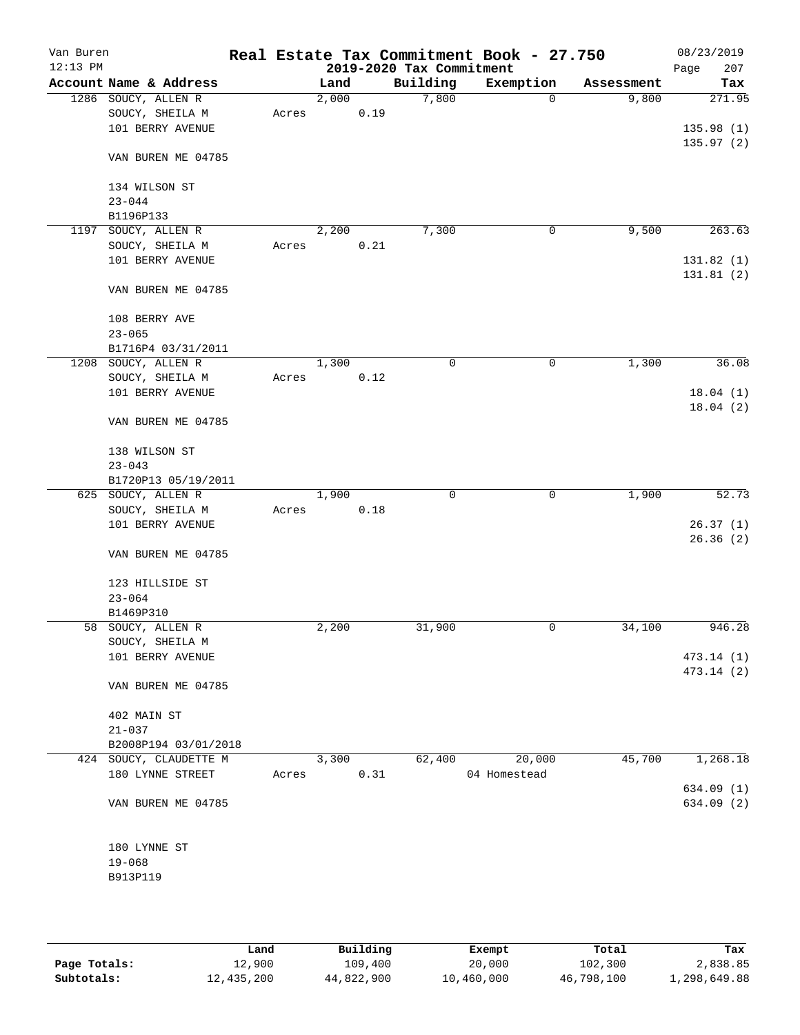# Real Estate Tax Commitment Book - 27.750

Van Buren
12:13 PM

## 2019-2020 Tax Commitment

08/23/2019

| Account Name & Address | Land | Building | Exemption | Assessment | Tax |
|---|---|---|---|---|---|
| 1286 SOUCY, ALLEN R<br>SOUCY, SHEILA M<br>101 BERRY AVENUE<br><br>VAN BUREN ME 04785<br><br>134 WILSON ST<br>23-044<br>B1196P133 | 2,000<br>Acres 0.19 | 7,800 | 0 | 9,800 | 271.95<br><br>135.98 (1)<br>135.97 (2) |
| 1197 SOUCY, ALLEN R<br>SOUCY, SHEILA M<br>101 BERRY AVENUE<br><br>VAN BUREN ME 04785<br><br>108 BERRY AVE<br>23-065<br>B1716P4 03/31/2011 | 2,200<br>Acres 0.21 | 7,300 | 0 | 9,500 | 263.63<br><br>131.82 (1)<br>131.81 (2) |
| 1208 SOUCY, ALLEN R<br>SOUCY, SHEILA M<br>101 BERRY AVENUE<br><br>VAN BUREN ME 04785<br><br>138 WILSON ST<br>23-043<br>B1720P13 05/19/2011 | 1,300<br>Acres 0.12 | 0 | 0 | 1,300 | 36.08<br><br>18.04 (1)<br>18.04 (2) |
| 625 SOUCY, ALLEN R<br>SOUCY, SHEILA M<br>101 BERRY AVENUE<br><br>VAN BUREN ME 04785<br><br>123 HILLSIDE ST<br>23-064<br>B1469P310 | 1,900<br>Acres 0.18 | 0 | 0 | 1,900 | 52.73<br><br>26.37 (1)<br>26.36 (2) |
| 58 SOUCY, ALLEN R<br>SOUCY, SHEILA M<br>101 BERRY AVENUE<br><br>VAN BUREN ME 04785<br><br>402 MAIN ST<br>21-037<br>B2008P194 03/01/2018 | 2,200 | 31,900 | 0 | 34,100 | 946.28<br><br>473.14 (1)<br>473.14 (2) |
| 424 SOUCY, CLAUDETTE M<br>180 LYNNE STREET<br><br>VAN BUREN ME 04785<br><br>180 LYNNE ST<br>19-068<br>B913P119 | 3,300<br>Acres 0.31 | 62,400 | 20,000<br>04 Homestead | 45,700 | 1,268.18<br><br>634.09 (1)<br>634.09 (2) |

| | Land | Building | Exempt | Total | Tax |
|---|---|---|---|---|---|
| Page Totals: | 12,900 | 109,400 | 20,000 | 102,300 | 2,838.85 |
| Subtotals: | 12,435,200 | 44,822,900 | 10,460,000 | 46,798,100 | 1,298,649.88 |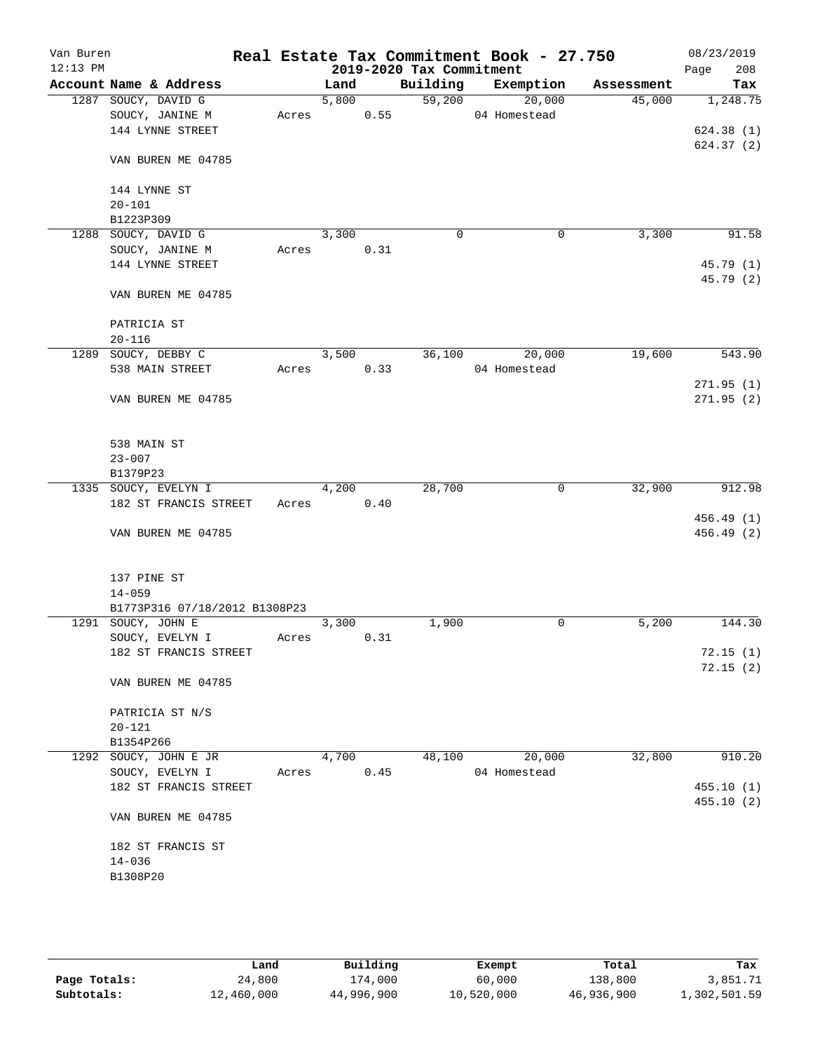Van Buren 12:13 PM — Real Estate Tax Commitment Book - 27.750 — 2019-2020 Tax Commitment — 08/23/2019

| Account | Name & Address | Land | Building | Exemption | Assessment | Tax |
|---|---|---|---|---|---|---|
| 1287 | SOUCY, DAVID G<br>SOUCY, JANINE M<br>144 LYNNE STREET<br><br>VAN BUREN ME 04785<br><br>144 LYNNE ST<br>20-101<br>B1223P309 | 5,800<br>Acres 0.55 | 59,200 | 20,000<br>04 Homestead | 45,000 | 1,248.75<br><br>624.38 (1)<br>624.37 (2) |
| 1288 | SOUCY, DAVID G<br>SOUCY, JANINE M<br>144 LYNNE STREET<br><br>VAN BUREN ME 04785<br><br>PATRICIA ST<br>20-116 | 3,300<br>Acres 0.31 | 0 | 0 | 3,300 | 91.58<br><br>45.79 (1)<br>45.79 (2) |
| 1289 | SOUCY, DEBBY C<br>538 MAIN STREET<br><br>VAN BUREN ME 04785<br><br>538 MAIN ST<br>23-007<br>B1379P23 | 3,500<br>Acres 0.33 | 36,100 | 20,000<br>04 Homestead | 19,600 | 543.90<br><br>271.95 (1)<br>271.95 (2) |
| 1335 | SOUCY, EVELYN I<br>182 ST FRANCIS STREET<br><br>VAN BUREN ME 04785<br><br>137 PINE ST<br>14-059<br>B1773P316 07/18/2012 B1308P23 | 4,200<br>Acres 0.40 | 28,700 | 0 | 32,900 | 912.98<br><br>456.49 (1)<br>456.49 (2) |
| 1291 | SOUCY, JOHN E<br>SOUCY, EVELYN I<br>182 ST FRANCIS STREET<br><br>VAN BUREN ME 04785<br><br>PATRICIA ST N/S<br>20-121<br>B1354P266 | 3,300<br>Acres 0.31 | 1,900 | 0 | 5,200 | 144.30<br><br>72.15 (1)<br>72.15 (2) |
| 1292 | SOUCY, JOHN E JR<br>SOUCY, EVELYN I<br>182 ST FRANCIS STREET<br><br>VAN BUREN ME 04785<br><br>182 ST FRANCIS ST<br>14-036<br>B1308P20 | 4,700<br>Acres 0.45 | 48,100 | 20,000<br>04 Homestead | 32,800 | 910.20<br><br>455.10 (1)<br>455.10 (2) |

| | Land | Building | Exempt | Total | Tax |
|---|---|---|---|---|---|
| Page Totals: | 24,800 | 174,000 | 60,000 | 138,800 | 3,851.71 |
| Subtotals: | 12,460,000 | 44,996,900 | 10,520,000 | 46,936,900 | 1,302,501.59 |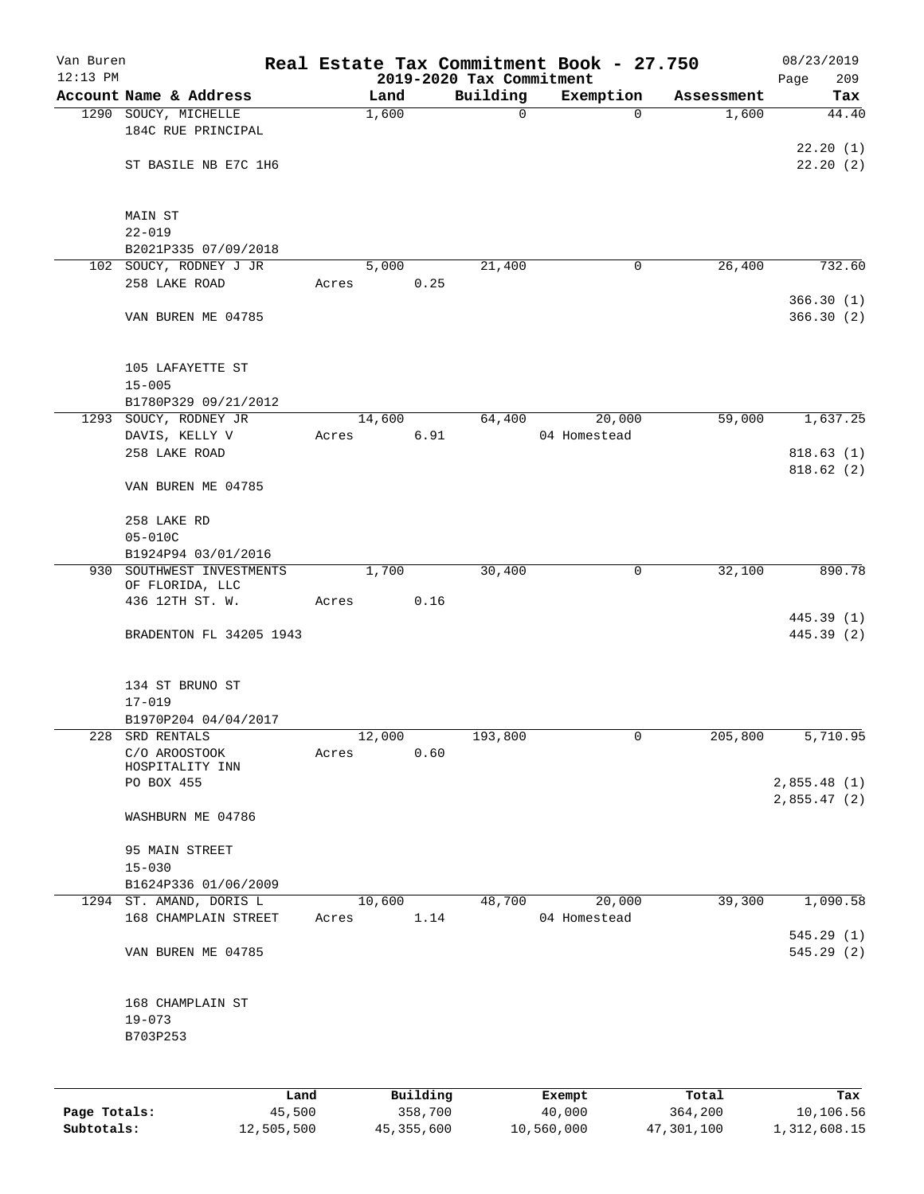Van Buren — Real Estate Tax Commitment Book - 27.750 — 08/23/2019
12:13 PM — 2019-2020 Tax Commitment

| Account Name & Address | Land | Building | Exemption | Assessment | Tax |
|---|---|---|---|---|---|
| 1290 SOUCY, MICHELLE<br>184C RUE PRINCIPAL<br><br>ST BASILE NB E7C 1H6<br><br>MAIN ST<br>22-019<br>B2021P335 07/09/2018 | 1,600 | 0 | 0 | 1,600 | 44.40<br>22.20 (1)<br>22.20 (2) |
| 102 SOUCY, RODNEY J JR<br>258 LAKE ROAD<br><br>VAN BUREN ME 04785<br><br>105 LAFAYETTE ST<br>15-005<br>B1780P329 09/21/2012 | 5,000<br>Acres 0.25 | 21,400 | 0 | 26,400 | 732.60<br>366.30 (1)<br>366.30 (2) |
| 1293 SOUCY, RODNEY JR<br>DAVIS, KELLY V<br>258 LAKE ROAD<br><br>VAN BUREN ME 04785<br><br>258 LAKE RD<br>05-010C<br>B1924P94 03/01/2016 | 14,600<br>Acres 6.91 | 64,400 | 20,000<br>04 Homestead | 59,000 | 1,637.25<br>818.63 (1)<br>818.62 (2) |
| 930 SOUTHWEST INVESTMENTS OF FLORIDA, LLC<br>436 12TH ST. W.<br><br>BRADENTON FL 34205 1943<br><br>134 ST BRUNO ST<br>17-019<br>B1970P204 04/04/2017 | 1,700<br>Acres 0.16 | 30,400 | 0 | 32,100 | 890.78<br>445.39 (1)<br>445.39 (2) |
| 228 SRD RENTALS<br>C/O AROOSTOOK HOSPITALITY INN<br>PO BOX 455<br><br>WASHBURN ME 04786<br><br>95 MAIN STREET<br>15-030<br>B1624P336 01/06/2009 | 12,000<br>Acres 0.60 | 193,800 | 0 | 205,800 | 5,710.95<br>2,855.48 (1)<br>2,855.47 (2) |
| 1294 ST. AMAND, DORIS L<br>168 CHAMPLAIN STREET<br><br>VAN BUREN ME 04785<br><br>168 CHAMPLAIN ST<br>19-073<br>B703P253 | 10,600<br>Acres 1.14 | 48,700 | 20,000<br>04 Homestead | 39,300 | 1,090.58<br>545.29 (1)<br>545.29 (2) |

| | Land | Building | Exempt | Total | Tax |
|---|---|---|---|---|---|
| Page Totals: | 45,500 | 358,700 | 40,000 | 364,200 | 10,106.56 |
| Subtotals: | 12,505,500 | 45,355,600 | 10,560,000 | 47,301,100 | 1,312,608.15 |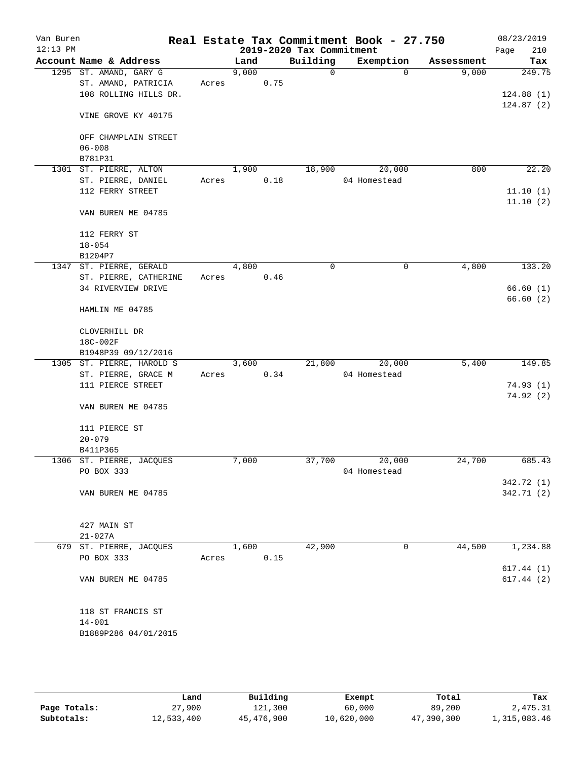# Real Estate Tax Commitment Book - 27.750

Van Buren
12:13 PM

2019-2020 Tax Commitment

08/23/2019
Page 210

| Account | Name & Address | Land | Building | Exemption | Assessment | Tax |
|---|---|---|---|---|---|---|
| 1295 | ST. AMAND, GARY G | 9,000 | 0 | 0 | 9,000 | 249.75 |
| | ST. AMAND, PATRICIA | Acres 0.75 | | | | |
| | 108 ROLLING HILLS DR. | | | | | 124.88 (1) |
| | | | | | | 124.87 (2) |
| | VINE GROVE KY 40175 | | | | | |
| | OFF CHAMPLAIN STREET | | | | | |
| | 06-008 | | | | | |
| | B781P31 | | | | | |
| 1301 | ST. PIERRE, ALTON | 1,900 | 18,900 | 20,000 | 800 | 22.20 |
| | ST. PIERRE, DANIEL | Acres 0.18 | | 04 Homestead | | |
| | 112 FERRY STREET | | | | | 11.10 (1) |
| | | | | | | 11.10 (2) |
| | VAN BUREN ME 04785 | | | | | |
| | 112 FERRY ST | | | | | |
| | 18-054 | | | | | |
| | B1204P7 | | | | | |
| 1347 | ST. PIERRE, GERALD | 4,800 | 0 | 0 | 4,800 | 133.20 |
| | ST. PIERRE, CATHERINE | Acres 0.46 | | | | |
| | 34 RIVERVIEW DRIVE | | | | | 66.60 (1) |
| | | | | | | 66.60 (2) |
| | HAMLIN ME 04785 | | | | | |
| | CLOVERHILL DR | | | | | |
| | 18C-002F | | | | | |
| | B1948P39 09/12/2016 | | | | | |
| 1305 | ST. PIERRE, HAROLD S | 3,600 | 21,800 | 20,000 | 5,400 | 149.85 |
| | ST. PIERRE, GRACE M | Acres 0.34 | | 04 Homestead | | |
| | 111 PIERCE STREET | | | | | 74.93 (1) |
| | | | | | | 74.92 (2) |
| | VAN BUREN ME 04785 | | | | | |
| | 111 PIERCE ST | | | | | |
| | 20-079 | | | | | |
| | B411P365 | | | | | |
| 1306 | ST. PIERRE, JACQUES | 7,000 | 37,700 | 20,000 | 24,700 | 685.43 |
| | PO BOX 333 | | | 04 Homestead | | |
| | | | | | | 342.72 (1) |
| | VAN BUREN ME 04785 | | | | | 342.71 (2) |
| | 427 MAIN ST | | | | | |
| | 21-027A | | | | | |
| 679 | ST. PIERRE, JACQUES | 1,600 | 42,900 | 0 | 44,500 | 1,234.88 |
| | PO BOX 333 | Acres 0.15 | | | | |
| | | | | | | 617.44 (1) |
| | VAN BUREN ME 04785 | | | | | 617.44 (2) |
| | 118 ST FRANCIS ST | | | | | |
| | 14-001 | | | | | |
| | B1889P286 04/01/2015 | | | | | |

| | Land | Building | Exempt | Total | Tax |
|---|---|---|---|---|---|
| **Page Totals:** | 27,900 | 121,300 | 60,000 | 89,200 | 2,475.31 |
| **Subtotals:** | 12,533,400 | 45,476,900 | 10,620,000 | 47,390,300 | 1,315,083.46 |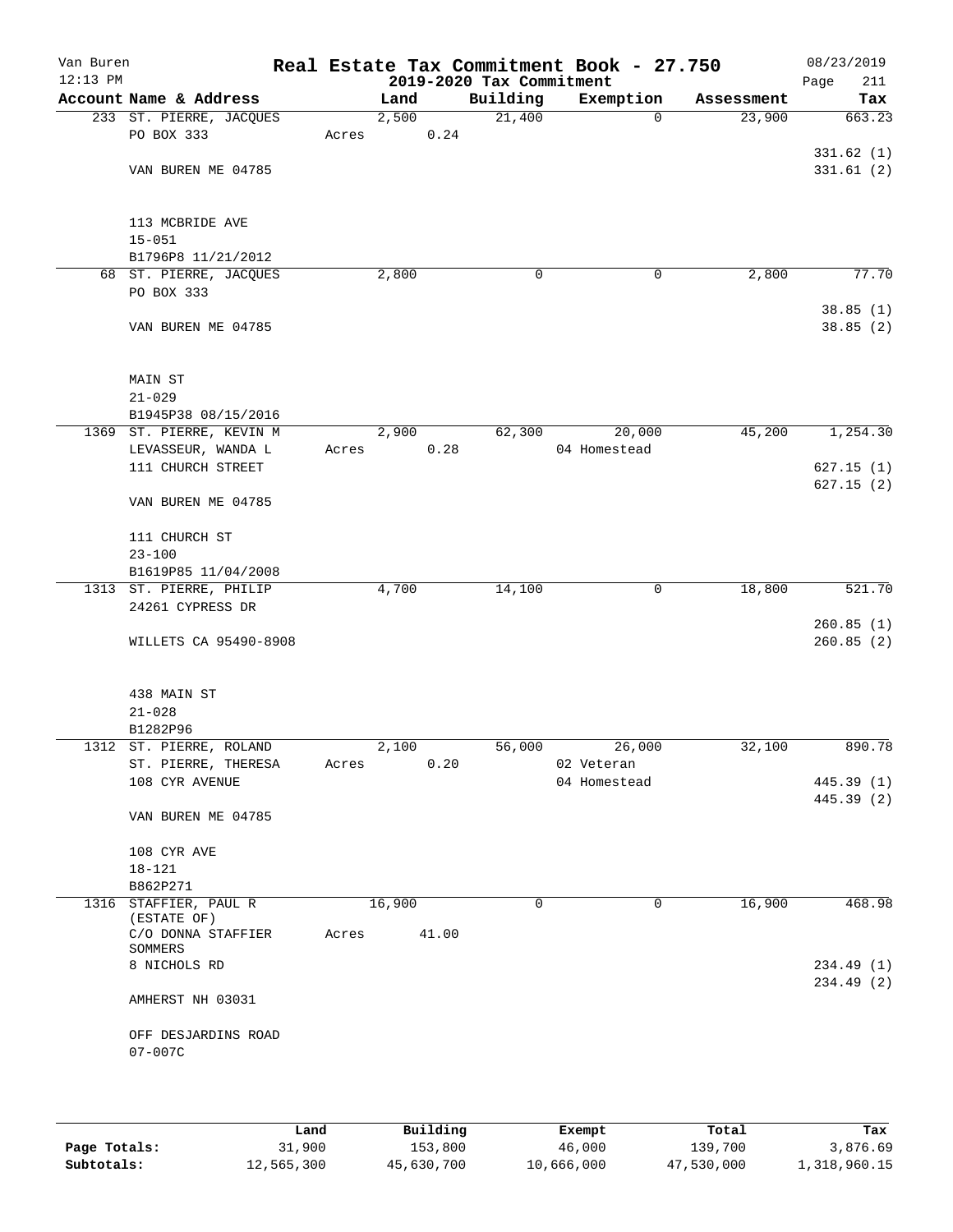Van Buren — Real Estate Tax Commitment Book - 27.750 — 08/23/2019

12:13 PM — 2019-2020 Tax Commitment

| Account Name & Address | Land | Building | Exemption | Assessment | Tax |
|---|---|---|---|---|---|
| 233 ST. PIERRE, JACQUES | 2,500 | 21,400 | 0 | 23,900 | 663.23 |
| PO BOX 333 | Acres 0.24 | | | | |
| | | | | | 331.62 (1) |
| VAN BUREN ME 04785 | | | | | 331.61 (2) |
| 113 MCBRIDE AVE | | | | | |
| 15-051 | | | | | |
| B1796P8 11/21/2012 | | | | | |
| 68 ST. PIERRE, JACQUES | 2,800 | 0 | 0 | 2,800 | 77.70 |
| PO BOX 333 | | | | | |
| | | | | | 38.85 (1) |
| VAN BUREN ME 04785 | | | | | 38.85 (2) |
| MAIN ST | | | | | |
| 21-029 | | | | | |
| B1945P38 08/15/2016 | | | | | |
| 1369 ST. PIERRE, KEVIN M | 2,900 | 62,300 | 20,000 | 45,200 | 1,254.30 |
| LEVASSEUR, WANDA L | Acres 0.28 | | 04 Homestead | | |
| 111 CHURCH STREET | | | | | 627.15 (1) |
| | | | | | 627.15 (2) |
| VAN BUREN ME 04785 | | | | | |
| 111 CHURCH ST | | | | | |
| 23-100 | | | | | |
| B1619P85 11/04/2008 | | | | | |
| 1313 ST. PIERRE, PHILIP | 4,700 | 14,100 | 0 | 18,800 | 521.70 |
| 24261 CYPRESS DR | | | | | |
| | | | | | 260.85 (1) |
| WILLETS CA 95490-8908 | | | | | 260.85 (2) |
| 438 MAIN ST | | | | | |
| 21-028 | | | | | |
| B1282P96 | | | | | |
| 1312 ST. PIERRE, ROLAND | 2,100 | 56,000 | 26,000 | 32,100 | 890.78 |
| ST. PIERRE, THERESA | Acres 0.20 | | 02 Veteran | | |
| 108 CYR AVENUE | | | 04 Homestead | | 445.39 (1) |
| | | | | | 445.39 (2) |
| VAN BUREN ME 04785 | | | | | |
| 108 CYR AVE | | | | | |
| 18-121 | | | | | |
| B862P271 | | | | | |
| 1316 STAFFIER, PAUL R (ESTATE OF) | 16,900 | 0 | 0 | 16,900 | 468.98 |
| C/O DONNA STAFFIER SOMMERS | Acres 41.00 | | | | |
| 8 NICHOLS RD | | | | | 234.49 (1) |
| | | | | | 234.49 (2) |
| AMHERST NH 03031 | | | | | |
| OFF DESJARDINS ROAD | | | | | |
| 07-007C | | | | | |

| | Land | Building | Exempt | Total | Tax |
|---|---|---|---|---|---|
| Page Totals: | 31,900 | 153,800 | 46,000 | 139,700 | 3,876.69 |
| Subtotals: | 12,565,300 | 45,630,700 | 10,666,000 | 47,530,000 | 1,318,960.15 |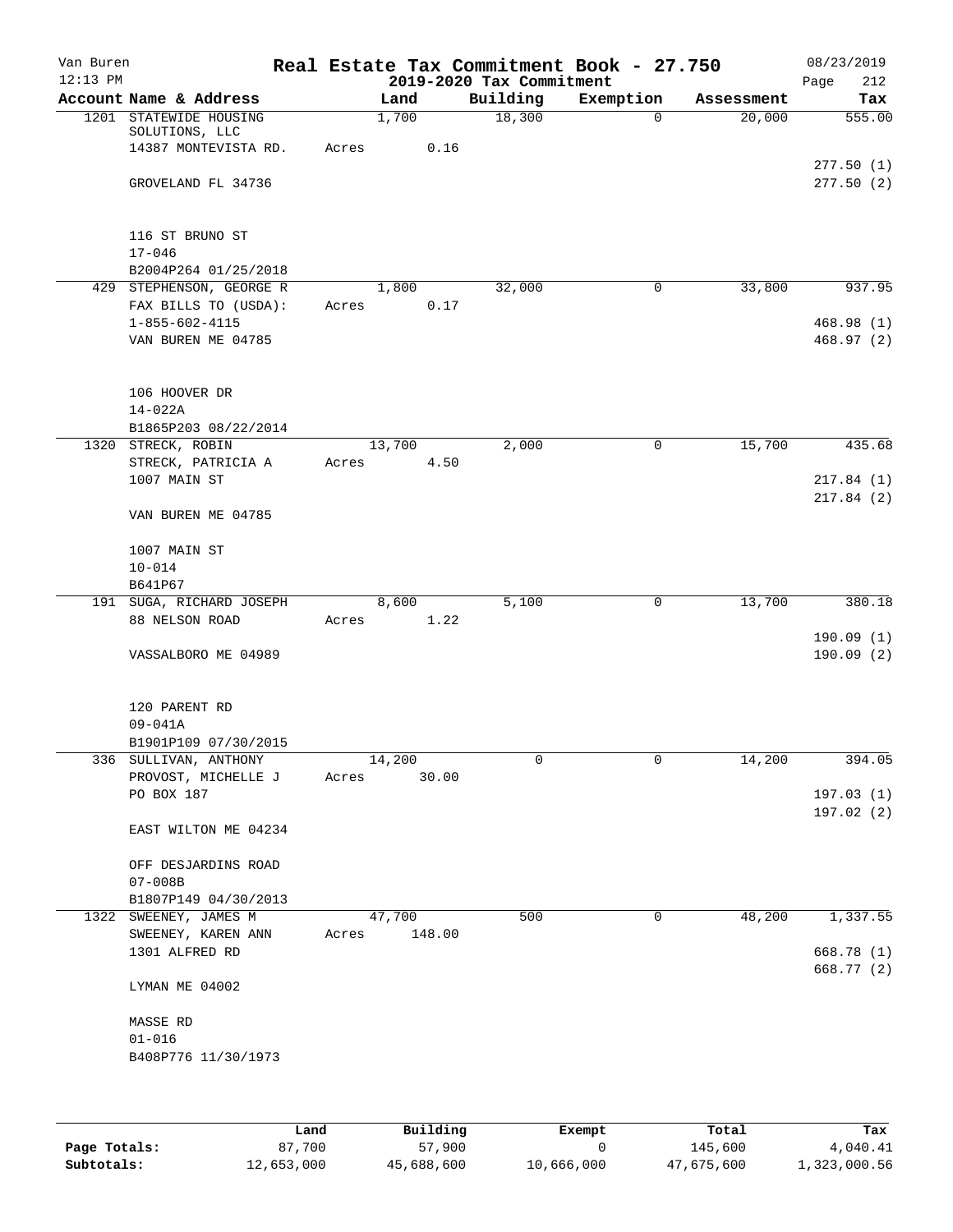Van Buren
12:13 PM

# Real Estate Tax Commitment Book - 27.750

## 2019-2020 Tax Commitment

08/23/2019
Page 212

| Account Name & Address | Land | Building | Exemption | Assessment | Tax |
|---|---|---|---|---|---|
| 1201 STATEWIDE HOUSING SOLUTIONS, LLC<br>14387 MONTEVISTA RD.<br><br>GROVELAND FL 34736<br><br>116 ST BRUNO ST<br>17-046<br>B2004P264 01/25/2018 | 1,700<br>Acres 0.16 | 18,300 | 0 | 20,000 | 555.00<br><br>277.50 (1)<br>277.50 (2) |
| 429 STEPHENSON, GEORGE R<br>FAX BILLS TO (USDA):<br>1-855-602-4115<br>VAN BUREN ME 04785<br><br>106 HOOVER DR<br>14-022A<br>B1865P203 08/22/2014 | 1,800<br>Acres 0.17 | 32,000 | 0 | 33,800 | 937.95<br><br>468.98 (1)<br>468.97 (2) |
| 1320 STRECK, ROBIN<br>STRECK, PATRICIA A<br>1007 MAIN ST<br><br>VAN BUREN ME 04785<br><br>1007 MAIN ST<br>10-014<br>B641P67 | 13,700<br>Acres 4.50 | 2,000 | 0 | 15,700 | 435.68<br><br>217.84 (1)<br>217.84 (2) |
| 191 SUGA, RICHARD JOSEPH<br>88 NELSON ROAD<br><br>VASSALBORO ME 04989<br><br>120 PARENT RD<br>09-041A<br>B1901P109 07/30/2015 | 8,600<br>Acres 1.22 | 5,100 | 0 | 13,700 | 380.18<br><br>190.09 (1)<br>190.09 (2) |
| 336 SULLIVAN, ANTHONY<br>PROVOST, MICHELLE J<br>PO BOX 187<br><br>EAST WILTON ME 04234<br><br>OFF DESJARDINS ROAD<br>07-008B<br>B1807P149 04/30/2013 | 14,200<br>Acres 30.00 | 0 | 0 | 14,200 | 394.05<br><br>197.03 (1)<br>197.02 (2) |
| 1322 SWEENEY, JAMES M<br>SWEENEY, KAREN ANN<br>1301 ALFRED RD<br><br>LYMAN ME 04002<br><br>MASSE RD<br>01-016<br>B408P776 11/30/1973 | 47,700<br>Acres 148.00 | 500 | 0 | 48,200 | 1,337.55<br><br>668.78 (1)<br>668.77 (2) |

| | Land | Building | Exempt | Total | Tax |
|---|---|---|---|---|---|
| Page Totals: | 87,700 | 57,900 | 0 | 145,600 | 4,040.41 |
| Subtotals: | 12,653,000 | 45,688,600 | 10,666,000 | 47,675,600 | 1,323,000.56 |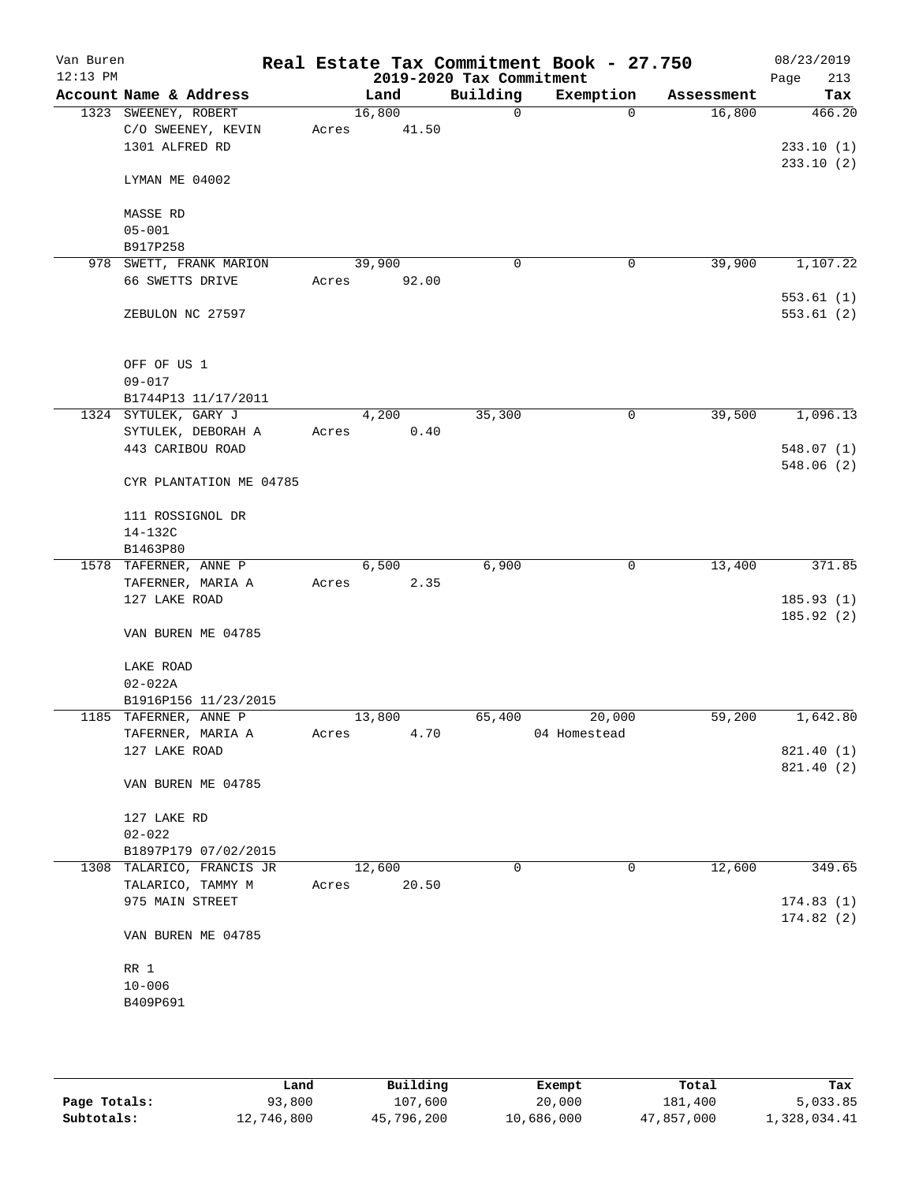# Real Estate Tax Commitment Book - 27.750

Van Buren
12:13 PM

2019-2020 Tax Commitment

08/23/2019

| Account Name & Address | Land | Building | Exemption | Assessment | Tax |
|---|---|---|---|---|---|
| 1323 SWEENEY, ROBERT | 16,800 | 0 | 0 | 16,800 | 466.20 |
| C/O SWEENEY, KEVIN | Acres 41.50 | | | | |
| 1301 ALFRED RD | | | | | 233.10 (1) |
| | | | | | 233.10 (2) |
| LYMAN ME 04002 | | | | | |
| MASSE RD | | | | | |
| 05-001 | | | | | |
| B917P258 | | | | | |
| 978 SWETT, FRANK MARION | 39,900 | 0 | 0 | 39,900 | 1,107.22 |
| 66 SWETTS DRIVE | Acres 92.00 | | | | |
| | | | | | 553.61 (1) |
| ZEBULON NC 27597 | | | | | 553.61 (2) |
| OFF OF US 1 | | | | | |
| 09-017 | | | | | |
| B1744P13 11/17/2011 | | | | | |
| 1324 SYTULEK, GARY J | 4,200 | 35,300 | 0 | 39,500 | 1,096.13 |
| SYTULEK, DEBORAH A | Acres 0.40 | | | | |
| 443 CARIBOU ROAD | | | | | 548.07 (1) |
| | | | | | 548.06 (2) |
| CYR PLANTATION ME 04785 | | | | | |
| 111 ROSSIGNOL DR | | | | | |
| 14-132C | | | | | |
| B1463P80 | | | | | |
| 1578 TAFERNER, ANNE P | 6,500 | 6,900 | 0 | 13,400 | 371.85 |
| TAFERNER, MARIA A | Acres 2.35 | | | | |
| 127 LAKE ROAD | | | | | 185.93 (1) |
| | | | | | 185.92 (2) |
| VAN BUREN ME 04785 | | | | | |
| LAKE ROAD | | | | | |
| 02-022A | | | | | |
| B1916P156 11/23/2015 | | | | | |
| 1185 TAFERNER, ANNE P | 13,800 | 65,400 | 20,000 | 59,200 | 1,642.80 |
| TAFERNER, MARIA A | Acres 4.70 | | 04 Homestead | | |
| 127 LAKE ROAD | | | | | 821.40 (1) |
| | | | | | 821.40 (2) |
| VAN BUREN ME 04785 | | | | | |
| 127 LAKE RD | | | | | |
| 02-022 | | | | | |
| B1897P179 07/02/2015 | | | | | |
| 1308 TALARICO, FRANCIS JR | 12,600 | 0 | 0 | 12,600 | 349.65 |
| TALARICO, TAMMY M | Acres 20.50 | | | | |
| 975 MAIN STREET | | | | | 174.83 (1) |
| | | | | | 174.82 (2) |
| VAN BUREN ME 04785 | | | | | |
| RR 1 | | | | | |
| 10-006 | | | | | |
| B409P691 | | | | | |

| | Land | Building | Exempt | Total | Tax |
|---|---|---|---|---|---|
| Page Totals: | 93,800 | 107,600 | 20,000 | 181,400 | 5,033.85 |
| Subtotals: | 12,746,800 | 45,796,200 | 10,686,000 | 47,857,000 | 1,328,034.41 |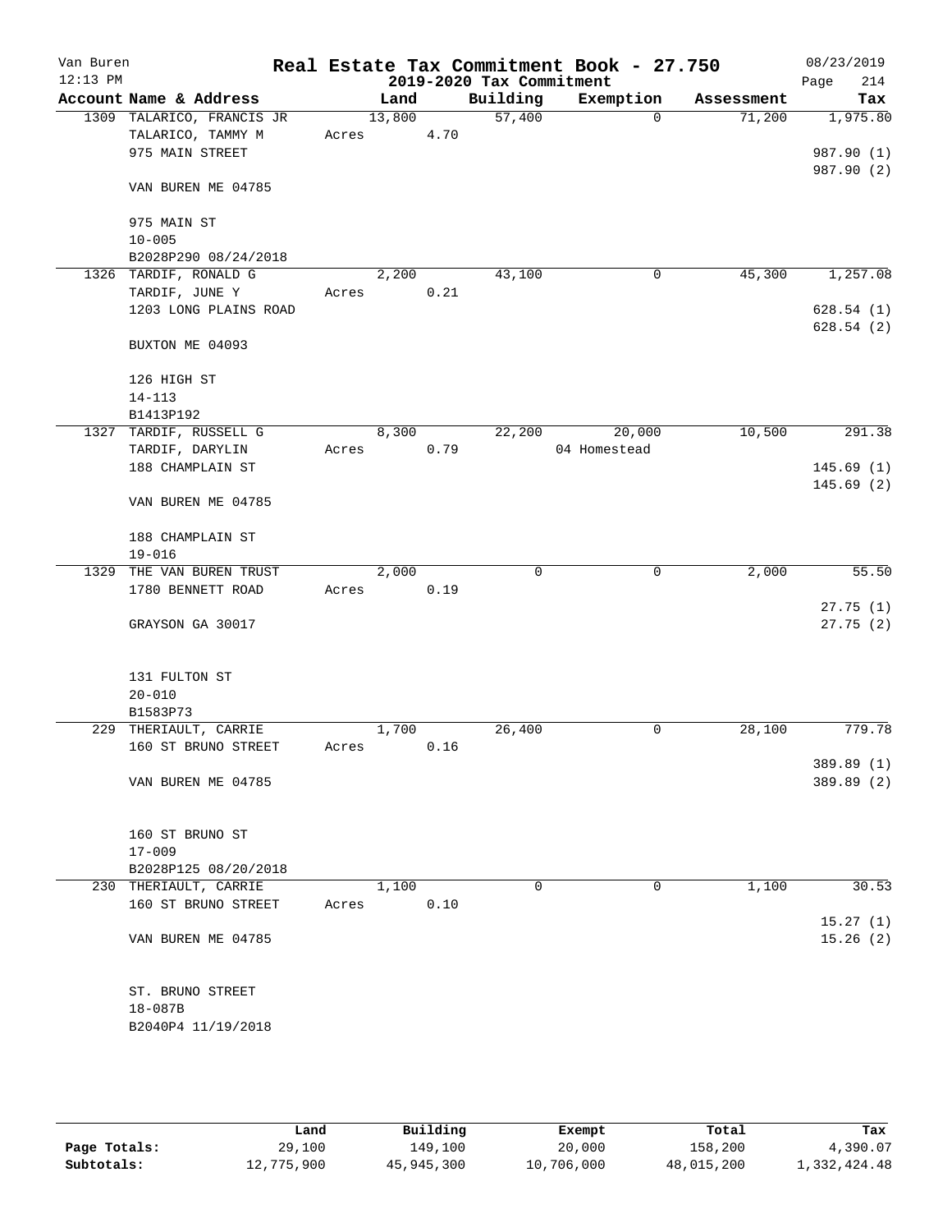Van Buren
12:13 PM

# Real Estate Tax Commitment Book - 27.750

## 2019-2020 Tax Commitment

08/23/2019
Page 214

| Account | Name & Address | Land | Building | Exemption | Assessment | Tax |
|---|---|---|---|---|---|---|
| 1309 | TALARICO, FRANCIS JR | 13,800 | 57,400 | 0 | 71,200 | 1,975.80 |
| | TALARICO, TAMMY M | Acres 4.70 | | | | |
| | 975 MAIN STREET | | | | | 987.90 (1) |
| | | | | | | 987.90 (2) |
| | VAN BUREN ME 04785 | | | | | |
| | 975 MAIN ST | | | | | |
| | 10-005 | | | | | |
| | B2028P290 08/24/2018 | | | | | |
| 1326 | TARDIF, RONALD G | 2,200 | 43,100 | 0 | 45,300 | 1,257.08 |
| | TARDIF, JUNE Y | Acres 0.21 | | | | |
| | 1203 LONG PLAINS ROAD | | | | | 628.54 (1) |
| | | | | | | 628.54 (2) |
| | BUXTON ME 04093 | | | | | |
| | 126 HIGH ST | | | | | |
| | 14-113 | | | | | |
| | B1413P192 | | | | | |
| 1327 | TARDIF, RUSSELL G | 8,300 | 22,200 | 20,000 | 10,500 | 291.38 |
| | TARDIF, DARYLIN | Acres 0.79 | | 04 Homestead | | |
| | 188 CHAMPLAIN ST | | | | | 145.69 (1) |
| | | | | | | 145.69 (2) |
| | VAN BUREN ME 04785 | | | | | |
| | 188 CHAMPLAIN ST | | | | | |
| | 19-016 | | | | | |
| 1329 | THE VAN BUREN TRUST | 2,000 | 0 | 0 | 2,000 | 55.50 |
| | 1780 BENNETT ROAD | Acres 0.19 | | | | |
| | | | | | | 27.75 (1) |
| | GRAYSON GA 30017 | | | | | 27.75 (2) |
| | 131 FULTON ST | | | | | |
| | 20-010 | | | | | |
| | B1583P73 | | | | | |
| 229 | THERIAULT, CARRIE | 1,700 | 26,400 | 0 | 28,100 | 779.78 |
| | 160 ST BRUNO STREET | Acres 0.16 | | | | |
| | | | | | | 389.89 (1) |
| | VAN BUREN ME 04785 | | | | | 389.89 (2) |
| | 160 ST BRUNO ST | | | | | |
| | 17-009 | | | | | |
| | B2028P125 08/20/2018 | | | | | |
| 230 | THERIAULT, CARRIE | 1,100 | 0 | 0 | 1,100 | 30.53 |
| | 160 ST BRUNO STREET | Acres 0.10 | | | | |
| | | | | | | 15.27 (1) |
| | VAN BUREN ME 04785 | | | | | 15.26 (2) |
| | ST. BRUNO STREET | | | | | |
| | 18-087B | | | | | |
| | B2040P4 11/19/2018 | | | | | |

| | Land | Building | Exempt | Total | Tax |
|---|---|---|---|---|---|
| Page Totals: | 29,100 | 149,100 | 20,000 | 158,200 | 4,390.07 |
| Subtotals: | 12,775,900 | 45,945,300 | 10,706,000 | 48,015,200 | 1,332,424.48 |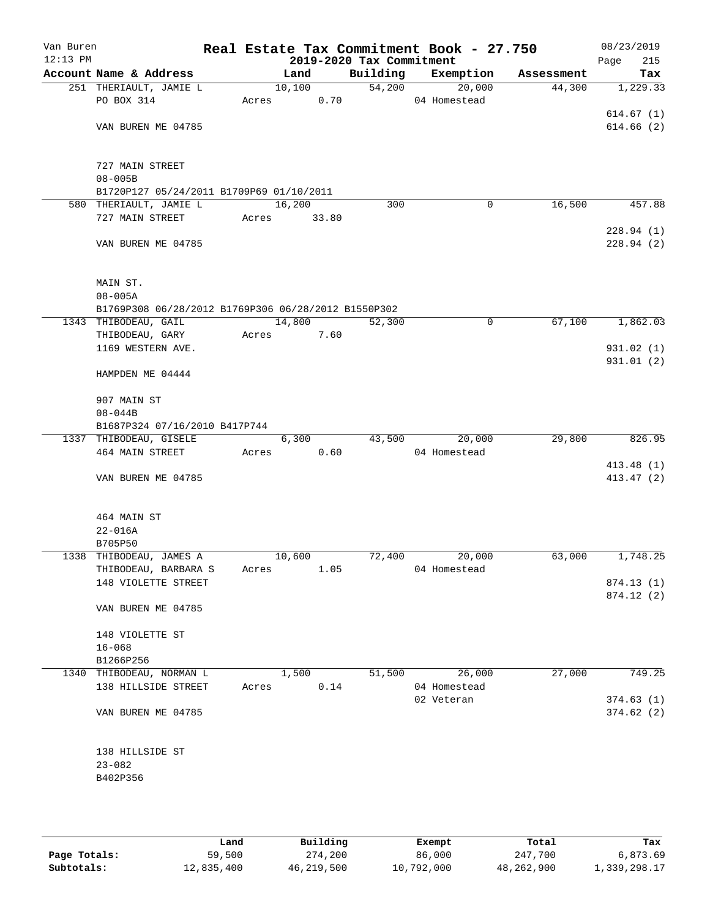Van Buren 12:13 PM

# Real Estate Tax Commitment Book - 27.750

## 2019-2020 Tax Commitment

08/23/2019

| Account Name & Address | Land | Building | Exemption | Assessment | Tax |
|---|---|---|---|---|---|
| 251 THERIAULT, JAMIE L | 10,100 | 54,200 | 20,000 | 44,300 | 1,229.33 |
| PO BOX 314 | Acres 0.70 | | 04 Homestead | | |
| | | | | | 614.67 (1) |
| VAN BUREN ME 04785 | | | | | 614.66 (2) |
| 727 MAIN STREET | | | | | |
| 08-005B | | | | | |
| B1720P127 05/24/2011 B1709P69 01/10/2011 | | | | | |
| 580 THERIAULT, JAMIE L | 16,200 | 300 | 0 | 16,500 | 457.88 |
| 727 MAIN STREET | Acres 33.80 | | | | |
| | | | | | 228.94 (1) |
| VAN BUREN ME 04785 | | | | | 228.94 (2) |
| MAIN ST. | | | | | |
| 08-005A | | | | | |
| B1769P308 06/28/2012 B1769P306 06/28/2012 B1550P302 | | | | | |
| 1343 THIBODEAU, GAIL | 14,800 | 52,300 | 0 | 67,100 | 1,862.03 |
| THIBODEAU, GARY | Acres 7.60 | | | | |
| 1169 WESTERN AVE. | | | | | 931.02 (1) |
| | | | | | 931.01 (2) |
| HAMPDEN ME 04444 | | | | | |
| 907 MAIN ST | | | | | |
| 08-044B | | | | | |
| B1687P324 07/16/2010 B417P744 | | | | | |
| 1337 THIBODEAU, GISELE | 6,300 | 43,500 | 20,000 | 29,800 | 826.95 |
| 464 MAIN STREET | Acres 0.60 | | 04 Homestead | | |
| | | | | | 413.48 (1) |
| VAN BUREN ME 04785 | | | | | 413.47 (2) |
| 464 MAIN ST | | | | | |
| 22-016A | | | | | |
| B705P50 | | | | | |
| 1338 THIBODEAU, JAMES A | 10,600 | 72,400 | 20,000 | 63,000 | 1,748.25 |
| THIBODEAU, BARBARA S | Acres 1.05 | | 04 Homestead | | |
| 148 VIOLETTE STREET | | | | | 874.13 (1) |
| | | | | | 874.12 (2) |
| VAN BUREN ME 04785 | | | | | |
| 148 VIOLETTE ST | | | | | |
| 16-068 | | | | | |
| B1266P256 | | | | | |
| 1340 THIBODEAU, NORMAN L | 1,500 | 51,500 | 26,000 | 27,000 | 749.25 |
| 138 HILLSIDE STREET | Acres 0.14 | | 04 Homestead | | |
| | | | 02 Veteran | | 374.63 (1) |
| VAN BUREN ME 04785 | | | | | 374.62 (2) |
| 138 HILLSIDE ST | | | | | |
| 23-082 | | | | | |
| B402P356 | | | | | |

| | Land | Building | Exempt | Total | Tax |
|---|---|---|---|---|---|
| Page Totals: | 59,500 | 274,200 | 86,000 | 247,700 | 6,873.69 |
| Subtotals: | 12,835,400 | 46,219,500 | 10,792,000 | 48,262,900 | 1,339,298.17 |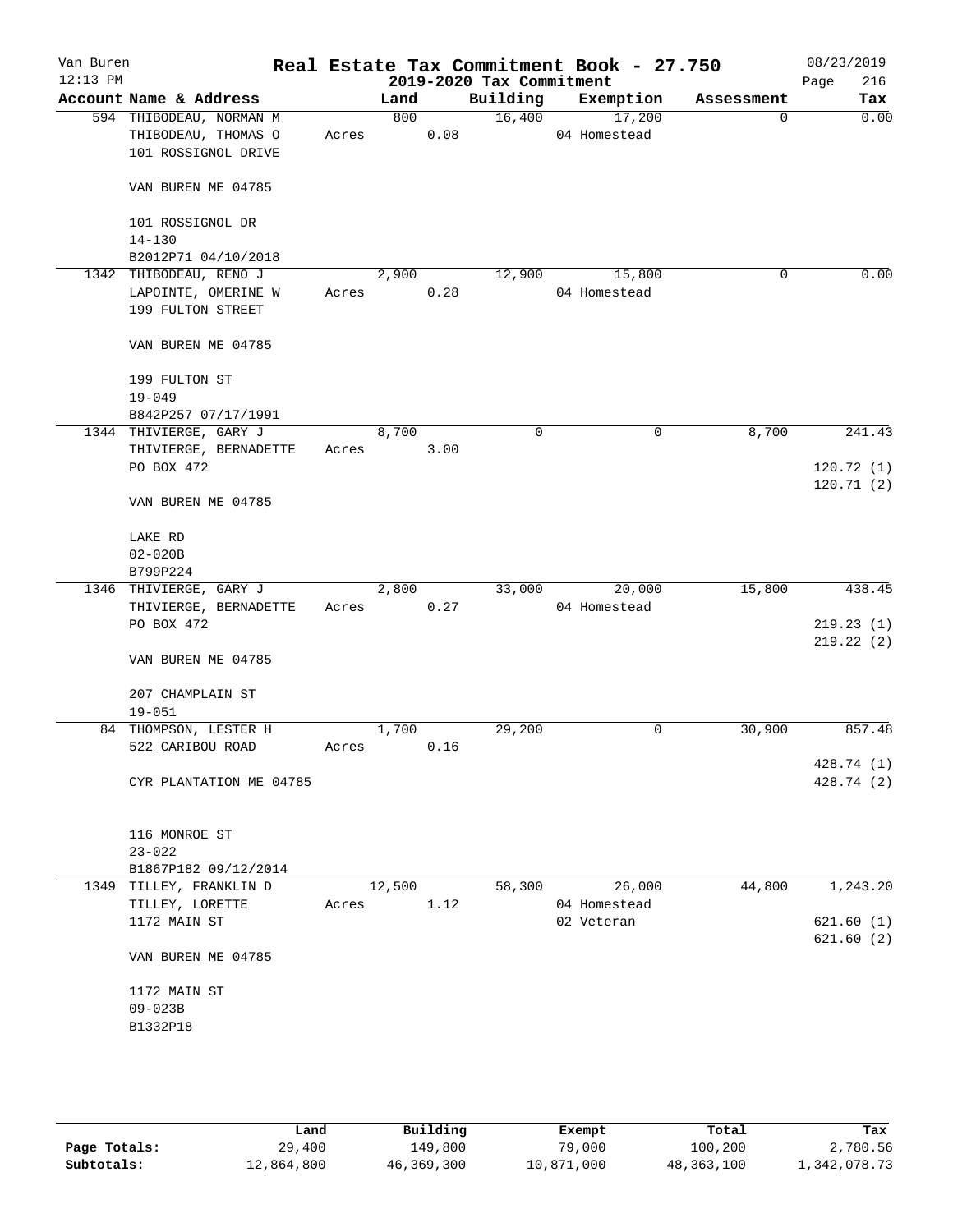Van Buren 12:13 PM

# Real Estate Tax Commitment Book - 27.750

## 2019-2020 Tax Commitment

08/23/2019 Page 216

| Account Name & Address | Land | Building | Exemption | Assessment | Tax |
|---|---|---|---|---|---|
| 594 THIBODEAU, NORMAN M<br>THIBODEAU, THOMAS O<br>101 ROSSIGNOL DRIVE<br><br>VAN BUREN ME 04785<br><br>101 ROSSIGNOL DR<br>14-130<br>B2012P71 04/10/2018 | 800<br>Acres 0.08 | 16,400 | 17,200<br>04 Homestead | 0 | 0.00 |
| 1342 THIBODEAU, RENO J<br>LAPOINTE, OMERINE W<br>199 FULTON STREET<br><br>VAN BUREN ME 04785<br><br>199 FULTON ST<br>19-049<br>B842P257 07/17/1991 | 2,900<br>Acres 0.28 | 12,900 | 15,800<br>04 Homestead | 0 | 0.00 |
| 1344 THIVIERGE, GARY J<br>THIVIERGE, BERNADETTE<br>PO BOX 472<br><br>VAN BUREN ME 04785<br><br>LAKE RD<br>02-020B<br>B799P224 | 8,700<br>Acres 3.00 | 0 | 0 | 8,700 | 241.43<br><br>120.72 (1)<br>120.71 (2) |
| 1346 THIVIERGE, GARY J<br>THIVIERGE, BERNADETTE<br>PO BOX 472<br><br>VAN BUREN ME 04785<br><br>207 CHAMPLAIN ST<br>19-051 | 2,800<br>Acres 0.27 | 33,000 | 20,000<br>04 Homestead | 15,800 | 438.45<br><br>219.23 (1)<br>219.22 (2) |
| 84 THOMPSON, LESTER H<br>522 CARIBOU ROAD<br><br>CYR PLANTATION ME 04785<br><br>116 MONROE ST<br>23-022<br>B1867P182 09/12/2014 | 1,700<br>Acres 0.16 | 29,200 | 0 | 30,900 | 857.48<br><br>428.74 (1)<br>428.74 (2) |
| 1349 TILLEY, FRANKLIN D<br>TILLEY, LORETTE<br>1172 MAIN ST<br><br>VAN BUREN ME 04785<br><br>1172 MAIN ST<br>09-023B<br>B1332P18 | 12,500<br>Acres 1.12 | 58,300 | 26,000<br>04 Homestead<br>02 Veteran | 44,800 | 1,243.20<br><br>621.60 (1)<br>621.60 (2) |

| | Land | Building | Exempt | Total | Tax |
|---|---|---|---|---|---|
| Page Totals: | 29,400 | 149,800 | 79,000 | 100,200 | 2,780.56 |
| Subtotals: | 12,864,800 | 46,369,300 | 10,871,000 | 48,363,100 | 1,342,078.73 |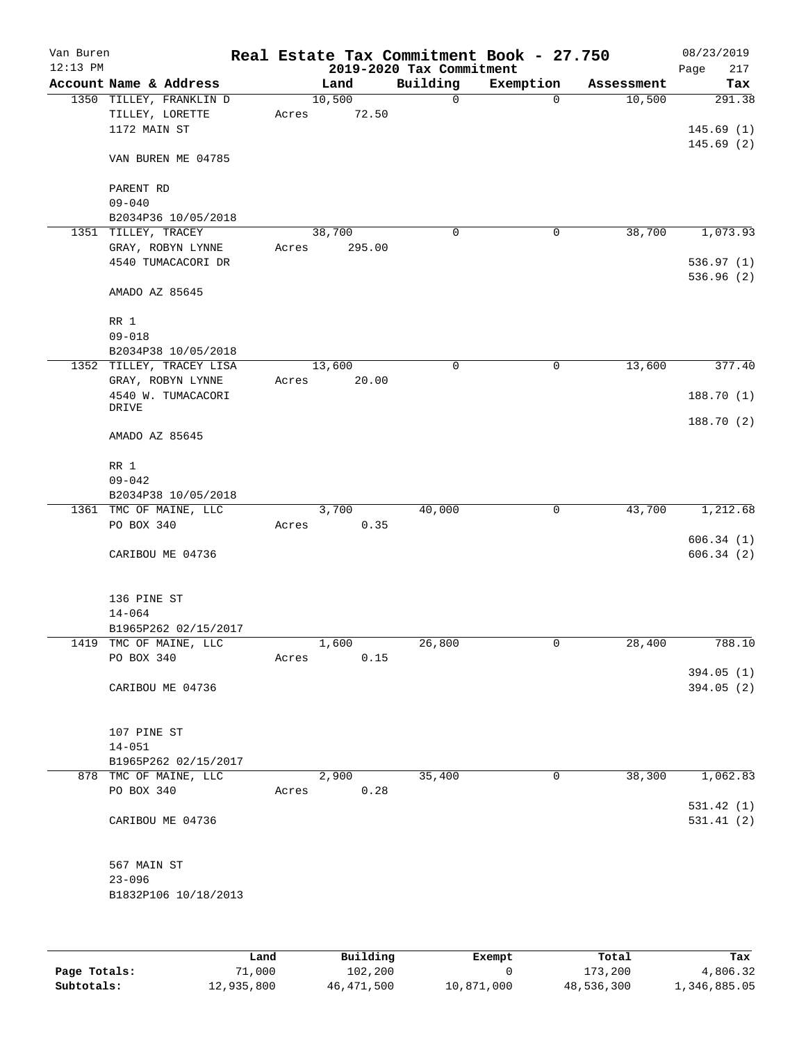Van Buren
12:13 PM

# Real Estate Tax Commitment Book - 27.750
## 2019-2020 Tax Commitment

08/23/2019
Page 217

| Account Name & Address | Land | Building | Exemption | Assessment | Tax |
|---|---|---|---|---|---|
| 1350 TILLEY, FRANKLIN D | 10,500 | 0 | 0 | 10,500 | 291.38 |
| TILLEY, LORETTE | Acres 72.50 | | | | |
| 1172 MAIN ST | | | | | 145.69 (1) |
| | | | | | 145.69 (2) |
| VAN BUREN ME 04785 | | | | | |
| PARENT RD | | | | | |
| 09-040 | | | | | |
| B2034P36 10/05/2018 | | | | | |
| 1351 TILLEY, TRACEY | 38,700 | 0 | 0 | 38,700 | 1,073.93 |
| GRAY, ROBYN LYNNE | Acres 295.00 | | | | |
| 4540 TUMACACORI DR | | | | | 536.97 (1) |
| | | | | | 536.96 (2) |
| AMADO AZ 85645 | | | | | |
| RR 1 | | | | | |
| 09-018 | | | | | |
| B2034P38 10/05/2018 | | | | | |
| 1352 TILLEY, TRACEY LISA | 13,600 | 0 | 0 | 13,600 | 377.40 |
| GRAY, ROBYN LYNNE | Acres 20.00 | | | | |
| 4540 W. TUMACACORI DRIVE | | | | | 188.70 (1) |
| | | | | | 188.70 (2) |
| AMADO AZ 85645 | | | | | |
| RR 1 | | | | | |
| 09-042 | | | | | |
| B2034P38 10/05/2018 | | | | | |
| 1361 TMC OF MAINE, LLC | 3,700 | 40,000 | 0 | 43,700 | 1,212.68 |
| PO BOX 340 | Acres 0.35 | | | | |
| | | | | | 606.34 (1) |
| CARIBOU ME 04736 | | | | | 606.34 (2) |
| 136 PINE ST | | | | | |
| 14-064 | | | | | |
| B1965P262 02/15/2017 | | | | | |
| 1419 TMC OF MAINE, LLC | 1,600 | 26,800 | 0 | 28,400 | 788.10 |
| PO BOX 340 | Acres 0.15 | | | | |
| | | | | | 394.05 (1) |
| CARIBOU ME 04736 | | | | | 394.05 (2) |
| 107 PINE ST | | | | | |
| 14-051 | | | | | |
| B1965P262 02/15/2017 | | | | | |
| 878 TMC OF MAINE, LLC | 2,900 | 35,400 | 0 | 38,300 | 1,062.83 |
| PO BOX 340 | Acres 0.28 | | | | |
| | | | | | 531.42 (1) |
| CARIBOU ME 04736 | | | | | 531.41 (2) |
| 567 MAIN ST | | | | | |
| 23-096 | | | | | |
| B1832P106 10/18/2013 | | | | | |

| | Land | Building | Exempt | Total | Tax |
|---|---|---|---|---|---|
| Page Totals: | 71,000 | 102,200 | 0 | 173,200 | 4,806.32 |
| Subtotals: | 12,935,800 | 46,471,500 | 10,871,000 | 48,536,300 | 1,346,885.05 |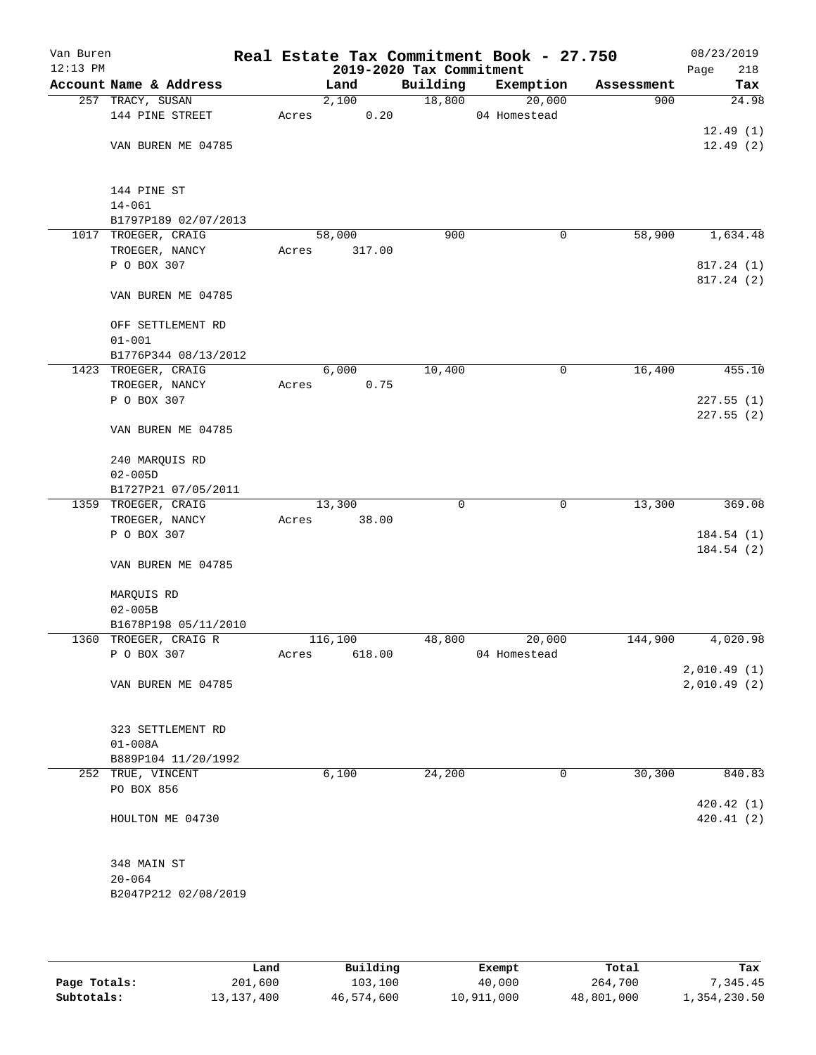Van Buren 12:13 PM

# Real Estate Tax Commitment Book - 27.750

## 2019-2020 Tax Commitment

08/23/2019 Page 218

| Account Name & Address | Land | Building | Exemption | Assessment | Tax |
|---|---|---|---|---|---|
| 257 TRACY, SUSAN<br>144 PINE STREET<br><br>VAN BUREN ME 04785<br><br>144 PINE ST<br>14-061<br>B1797P189 02/07/2013 | 2,100<br>Acres 0.20 | 18,800 | 20,000<br>04 Homestead | 900 | 24.98<br><br>12.49 (1)<br>12.49 (2) |
| 1017 TROEGER, CRAIG<br>TROEGER, NANCY<br>P O BOX 307<br><br>VAN BUREN ME 04785<br><br>OFF SETTLEMENT RD<br>01-001<br>B1776P344 08/13/2012 | 58,000<br>Acres 317.00 | 900 | 0 | 58,900 | 1,634.48<br><br>817.24 (1)<br>817.24 (2) |
| 1423 TROEGER, CRAIG<br>TROEGER, NANCY<br>P O BOX 307<br><br>VAN BUREN ME 04785<br><br>240 MARQUIS RD<br>02-005D<br>B1727P21 07/05/2011 | 6,000<br>Acres 0.75 | 10,400 | 0 | 16,400 | 455.10<br><br>227.55 (1)<br>227.55 (2) |
| 1359 TROEGER, CRAIG<br>TROEGER, NANCY<br>P O BOX 307<br><br>VAN BUREN ME 04785<br><br>MARQUIS RD<br>02-005B<br>B1678P198 05/11/2010 | 13,300<br>Acres 38.00 | 0 | 0 | 13,300 | 369.08<br><br>184.54 (1)<br>184.54 (2) |
| 1360 TROEGER, CRAIG R<br>P O BOX 307<br><br>VAN BUREN ME 04785<br><br>323 SETTLEMENT RD<br>01-008A<br>B889P104 11/20/1992 | 116,100<br>Acres 618.00 | 48,800 | 20,000<br>04 Homestead | 144,900 | 4,020.98<br><br>2,010.49 (1)<br>2,010.49 (2) |
| 252 TRUE, VINCENT<br>PO BOX 856<br><br>HOULTON ME 04730<br><br>348 MAIN ST<br>20-064<br>B2047P212 02/08/2019 | 6,100 | 24,200 | 0 | 30,300 | 840.83<br><br>420.42 (1)<br>420.41 (2) |

| | Land | Building | Exempt | Total | Tax |
|---|---|---|---|---|---|
| Page Totals: | 201,600 | 103,100 | 40,000 | 264,700 | 7,345.45 |
| Subtotals: | 13,137,400 | 46,574,600 | 10,911,000 | 48,801,000 | 1,354,230.50 |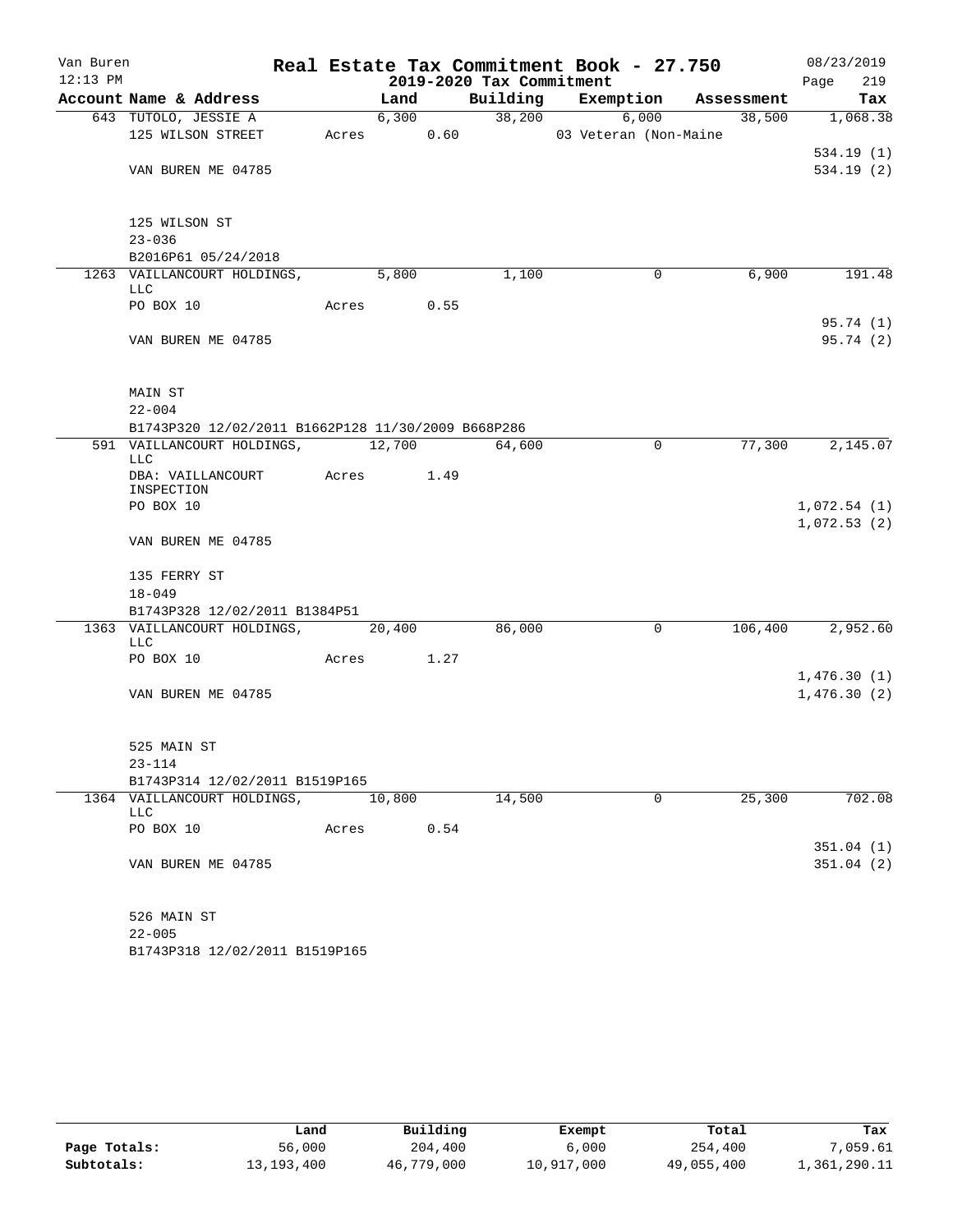Van Buren
12:13 PM

# Real Estate Tax Commitment Book - 27.750

## 2019-2020 Tax Commitment

08/23/2019
Page 219

| Account Name & Address | Land | Building | Exemption | Assessment | Tax |
|---|---|---|---|---|---|
| 643 TUTOLO, JESSIE A | 6,300 | 38,200 | 6,000 | 38,500 | 1,068.38 |
| 125 WILSON STREET | Acres 0.60 | | 03 Veteran (Non-Maine | | |
| | | | | | 534.19 (1) |
| VAN BUREN ME 04785 | | | | | 534.19 (2) |
| 125 WILSON ST | | | | | |
| 23-036 | | | | | |
| B2016P61 05/24/2018 | | | | | |
| 1263 VAILLANCOURT HOLDINGS, LLC | 5,800 | 1,100 | 0 | 6,900 | 191.48 |
| PO BOX 10 | Acres 0.55 | | | | |
| | | | | | 95.74 (1) |
| VAN BUREN ME 04785 | | | | | 95.74 (2) |
| MAIN ST | | | | | |
| 22-004 | | | | | |
| B1743P320 12/02/2011 B1662P128 11/30/2009 B668P286 | | | | | |
| 591 VAILLANCOURT HOLDINGS, LLC | 12,700 | 64,600 | 0 | 77,300 | 2,145.07 |
| DBA: VAILLANCOURT INSPECTION | Acres 1.49 | | | | |
| PO BOX 10 | | | | | 1,072.54 (1) |
| | | | | | 1,072.53 (2) |
| VAN BUREN ME 04785 | | | | | |
| 135 FERRY ST | | | | | |
| 18-049 | | | | | |
| B1743P328 12/02/2011 B1384P51 | | | | | |
| 1363 VAILLANCOURT HOLDINGS, LLC | 20,400 | 86,000 | 0 | 106,400 | 2,952.60 |
| PO BOX 10 | Acres 1.27 | | | | |
| | | | | | 1,476.30 (1) |
| VAN BUREN ME 04785 | | | | | 1,476.30 (2) |
| 525 MAIN ST | | | | | |
| 23-114 | | | | | |
| B1743P314 12/02/2011 B1519P165 | | | | | |
| 1364 VAILLANCOURT HOLDINGS, LLC | 10,800 | 14,500 | 0 | 25,300 | 702.08 |
| PO BOX 10 | Acres 0.54 | | | | |
| | | | | | 351.04 (1) |
| VAN BUREN ME 04785 | | | | | 351.04 (2) |
| 526 MAIN ST | | | | | |
| 22-005 | | | | | |
| B1743P318 12/02/2011 B1519P165 | | | | | |

| | Land | Building | Exempt | Total | Tax |
|---|---|---|---|---|---|
| Page Totals: | 56,000 | 204,400 | 6,000 | 254,400 | 7,059.61 |
| Subtotals: | 13,193,400 | 46,779,000 | 10,917,000 | 49,055,400 | 1,361,290.11 |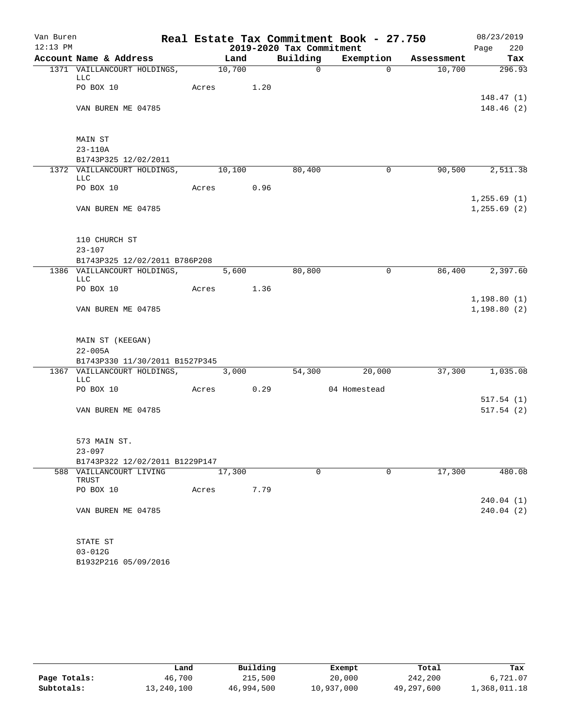Van Buren
12:13 PM

# Real Estate Tax Commitment Book - 27.750
## 2019-2020 Tax Commitment

08/23/2019
Page 220

| Account Name & Address | Land | Building | Exemption | Assessment | Tax |
|---|---|---|---|---|---|
| 1371 VAILLANCOURT HOLDINGS, LLC | 10,700 | 0 | 0 | 10,700 | 296.93 |
| PO BOX 10 | Acres 1.20 | | | | |
| | | | | | 148.47 (1) |
| VAN BUREN ME 04785 | | | | | 148.46 (2) |
| MAIN ST | | | | | |
| 23-110A | | | | | |
| B1743P325 12/02/2011 | | | | | |
| 1372 VAILLANCOURT HOLDINGS, LLC | 10,100 | 80,400 | 0 | 90,500 | 2,511.38 |
| PO BOX 10 | Acres 0.96 | | | | |
| | | | | | 1,255.69 (1) |
| VAN BUREN ME 04785 | | | | | 1,255.69 (2) |
| 110 CHURCH ST | | | | | |
| 23-107 | | | | | |
| B1743P325 12/02/2011 B786P208 | | | | | |
| 1386 VAILLANCOURT HOLDINGS, LLC | 5,600 | 80,800 | 0 | 86,400 | 2,397.60 |
| PO BOX 10 | Acres 1.36 | | | | |
| | | | | | 1,198.80 (1) |
| VAN BUREN ME 04785 | | | | | 1,198.80 (2) |
| MAIN ST (KEEGAN) | | | | | |
| 22-005A | | | | | |
| B1743P330 11/30/2011 B1527P345 | | | | | |
| 1367 VAILLANCOURT HOLDINGS, LLC | 3,000 | 54,300 | 20,000 | 37,300 | 1,035.08 |
| PO BOX 10 | Acres 0.29 | | 04 Homestead | | |
| | | | | | 517.54 (1) |
| VAN BUREN ME 04785 | | | | | 517.54 (2) |
| 573 MAIN ST. | | | | | |
| 23-097 | | | | | |
| B1743P322 12/02/2011 B1229P147 | | | | | |
| 588 VAILLANCOURT LIVING TRUST | 17,300 | 0 | 0 | 17,300 | 480.08 |
| PO BOX 10 | Acres 7.79 | | | | |
| | | | | | 240.04 (1) |
| VAN BUREN ME 04785 | | | | | 240.04 (2) |
| STATE ST | | | | | |
| 03-012G | | | | | |
| B1932P216 05/09/2016 | | | | | |

| | Land | Building | Exempt | Total | Tax |
|---|---|---|---|---|---|
| Page Totals: | 46,700 | 215,500 | 20,000 | 242,200 | 6,721.07 |
| Subtotals: | 13,240,100 | 46,994,500 | 10,937,000 | 49,297,600 | 1,368,011.18 |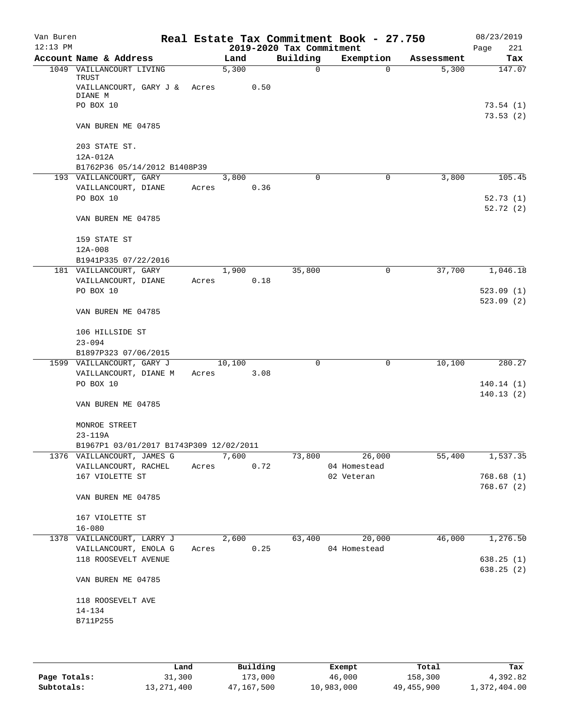# Real Estate Tax Commitment Book - 27.750

Van Buren
12:13 PM

2019-2020 Tax Commitment

08/23/2019

| Account Name & Address | Land | Building | Exemption | Assessment | Tax |
|---|---|---|---|---|---|
| 1049 VAILLANCOURT LIVING TRUST<br>VAILLANCOURT, GARY J & DIANE M<br>PO BOX 10<br><br>VAN BUREN ME 04785<br><br>203 STATE ST.<br>12A-012A<br>B1762P36 05/14/2012 B1408P39 | 5,300<br>Acres 0.50 | 0 | 0 | 5,300 | 147.07<br><br>73.54 (1)<br>73.53 (2) |
| 193 VAILLANCOURT, GARY<br>VAILLANCOURT, DIANE<br>PO BOX 10<br><br>VAN BUREN ME 04785<br><br>159 STATE ST<br>12A-008<br>B1941P335 07/22/2016 | 3,800<br>Acres 0.36 | 0 | 0 | 3,800 | 105.45<br><br>52.73 (1)<br>52.72 (2) |
| 181 VAILLANCOURT, GARY<br>VAILLANCOURT, DIANE<br>PO BOX 10<br><br>VAN BUREN ME 04785<br><br>106 HILLSIDE ST<br>23-094<br>B1897P323 07/06/2015 | 1,900<br>Acres 0.18 | 35,800 | 0 | 37,700 | 1,046.18<br><br>523.09 (1)<br>523.09 (2) |
| 1599 VAILLANCOURT, GARY J<br>VAILLANCOURT, DIANE M<br>PO BOX 10<br><br>VAN BUREN ME 04785<br><br>MONROE STREET<br>23-119A<br>B1967P1 03/01/2017 B1743P309 12/02/2011 | 10,100<br>Acres 3.08 | 0 | 0 | 10,100 | 280.27<br><br>140.14 (1)<br>140.13 (2) |
| 1376 VAILLANCOURT, JAMES G<br>VAILLANCOURT, RACHEL<br>167 VIOLETTE ST<br><br>VAN BUREN ME 04785<br><br>167 VIOLETTE ST<br>16-080 | 7,600<br>Acres 0.72 | 73,800 | 26,000<br>04 Homestead<br>02 Veteran | 55,400 | 1,537.35<br><br>768.68 (1)<br>768.67 (2) |
| 1378 VAILLANCOURT, LARRY J<br>VAILLANCOURT, ENOLA G<br>118 ROOSEVELT AVENUE<br><br>VAN BUREN ME 04785<br><br>118 ROOSEVELT AVE<br>14-134<br>B711P255 | 2,600<br>Acres 0.25 | 63,400 | 20,000<br>04 Homestead | 46,000 | 1,276.50<br><br>638.25 (1)<br>638.25 (2) |

| | Land | Building | Exempt | Total | Tax |
|---|---|---|---|---|---|
| Page Totals: | 31,300 | 173,000 | 46,000 | 158,300 | 4,392.82 |
| Subtotals: | 13,271,400 | 47,167,500 | 10,983,000 | 49,455,900 | 1,372,404.00 |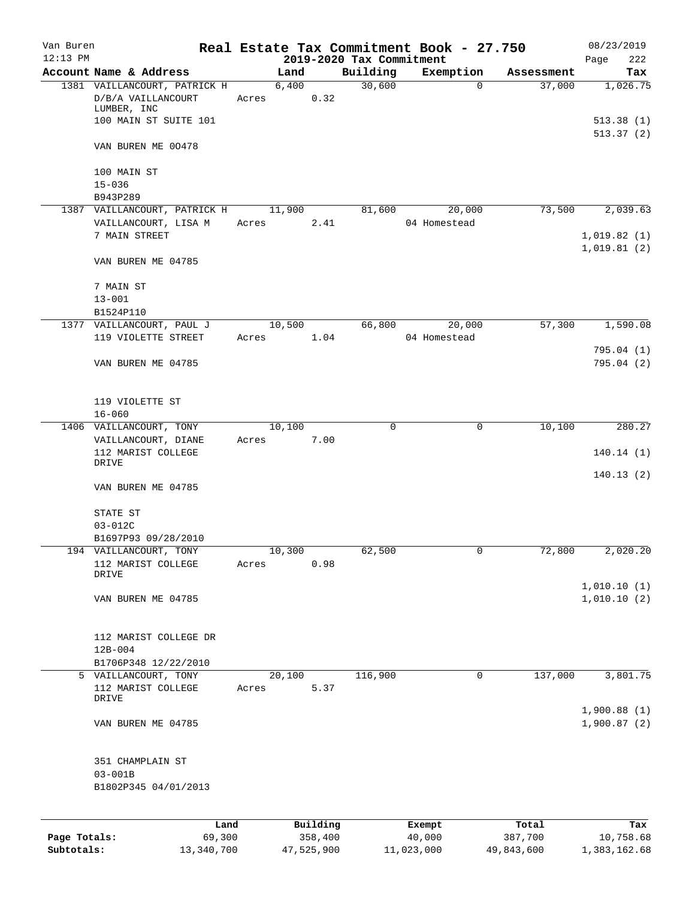Van Buren  
12:13 PM

# Real Estate Tax Commitment Book - 27.750

## 2019-2020 Tax Commitment

08/23/2019  
Page 222

| Account | Name & Address | Land | Building | Exemption | Assessment | Tax |
|---|---|---|---|---|---|---|
| 1381 | VAILLANCOURT, PATRICK H<br>D/B/A VAILLANCOURT LUMBER, INC<br>100 MAIN ST SUITE 101<br><br>VAN BUREN ME 00478<br><br>100 MAIN ST<br>15-036<br>B943P289 | 6,400<br>Acres 0.32 | 30,600 | 0 | 37,000 | 1,026.75<br><br>513.38 (1)<br>513.37 (2) |
| 1387 | VAILLANCOURT, PATRICK H<br>VAILLANCOURT, LISA M<br>7 MAIN STREET<br><br>VAN BUREN ME 04785<br><br>7 MAIN ST<br>13-001<br>B1524P110 | 11,900<br>Acres 2.41 | 81,600 | 20,000<br>04 Homestead | 73,500 | 2,039.63<br><br>1,019.82 (1)<br>1,019.81 (2) |
| 1377 | VAILLANCOURT, PAUL J<br>119 VIOLETTE STREET<br><br>VAN BUREN ME 04785<br><br>119 VIOLETTE ST<br>16-060 | 10,500<br>Acres 1.04 | 66,800 | 20,000<br>04 Homestead | 57,300 | 1,590.08<br><br>795.04 (1)<br>795.04 (2) |
| 1406 | VAILLANCOURT, TONY<br>VAILLANCOURT, DIANE<br>112 MARIST COLLEGE DRIVE<br><br>VAN BUREN ME 04785<br><br>STATE ST<br>03-012C<br>B1697P93 09/28/2010 | 10,100<br>Acres 7.00 | 0 | 0 | 10,100 | 280.27<br><br>140.14 (1)<br>140.13 (2) |
| 194 | VAILLANCOURT, TONY<br>112 MARIST COLLEGE DRIVE<br><br>VAN BUREN ME 04785<br><br>112 MARIST COLLEGE DR<br>12B-004<br>B1706P348 12/22/2010 | 10,300<br>Acres 0.98 | 62,500 | 0 | 72,800 | 2,020.20<br><br>1,010.10 (1)<br>1,010.10 (2) |
| 5 | VAILLANCOURT, TONY<br>112 MARIST COLLEGE DRIVE<br><br>VAN BUREN ME 04785<br><br>351 CHAMPLAIN ST<br>03-001B<br>B1802P345 04/01/2013 | 20,100<br>Acres 5.37 | 116,900 | 0 | 137,000 | 3,801.75<br><br>1,900.88 (1)<br>1,900.87 (2) |

| | Land | Building | Exempt | Total | Tax |
|---|---|---|---|---|---|
| Page Totals: | 69,300 | 358,400 | 40,000 | 387,700 | 10,758.68 |
| Subtotals: | 13,340,700 | 47,525,900 | 11,023,000 | 49,843,600 | 1,383,162.68 |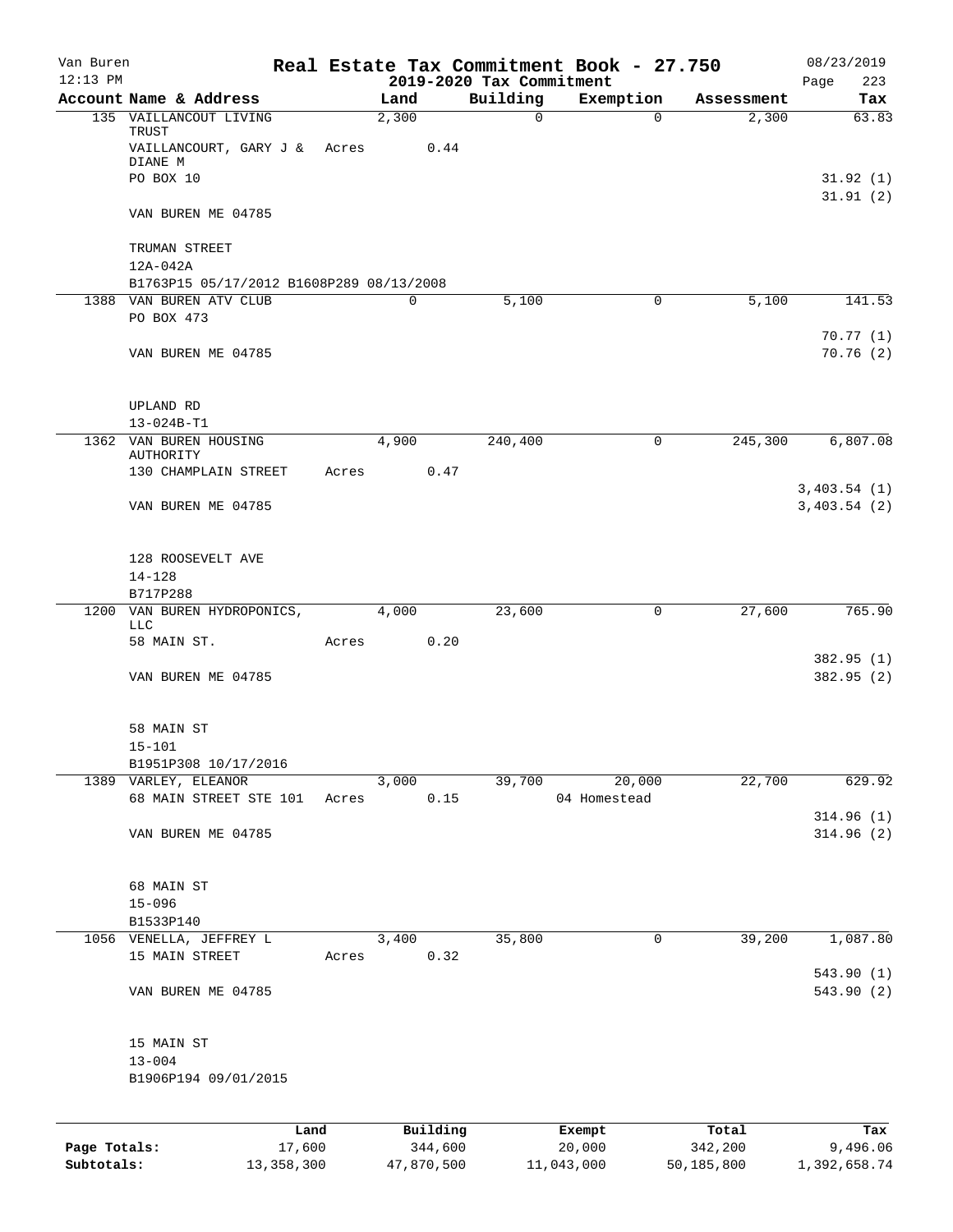Van Buren
12:13 PM

# Real Estate Tax Commitment Book - 27.750

## 2019-2020 Tax Commitment

08/23/2019
Page 223

| Account | Name & Address | Land | Building | Exemption | Assessment | Tax |
|---|---|---|---|---|---|---|
| 135 | VAILLANCOUT LIVING TRUST | 2,300 | 0 | 0 | 2,300 | 63.83 |
| | VAILLANCOURT, GARY J & DIANE M | Acres 0.44 | | | | |
| | PO BOX 10 | | | | | 31.92 (1) |
| | | | | | | 31.91 (2) |
| | VAN BUREN ME 04785 | | | | | |
| | TRUMAN STREET | | | | | |
| | 12A-042A | | | | | |
| | B1763P15 05/17/2012 B1608P289 08/13/2008 | | | | | |
| 1388 | VAN BUREN ATV CLUB | 0 | 5,100 | 0 | 5,100 | 141.53 |
| | PO BOX 473 | | | | | |
| | | | | | | 70.77 (1) |
| | VAN BUREN ME 04785 | | | | | 70.76 (2) |
| | UPLAND RD | | | | | |
| | 13-024B-T1 | | | | | |
| 1362 | VAN BUREN HOUSING AUTHORITY | 4,900 | 240,400 | 0 | 245,300 | 6,807.08 |
| | 130 CHAMPLAIN STREET | Acres 0.47 | | | | |
| | | | | | | 3,403.54 (1) |
| | VAN BUREN ME 04785 | | | | | 3,403.54 (2) |
| | 128 ROOSEVELT AVE | | | | | |
| | 14-128 | | | | | |
| | B717P288 | | | | | |
| 1200 | VAN BUREN HYDROPONICS, LLC | 4,000 | 23,600 | 0 | 27,600 | 765.90 |
| | 58 MAIN ST. | Acres 0.20 | | | | |
| | | | | | | 382.95 (1) |
| | VAN BUREN ME 04785 | | | | | 382.95 (2) |
| | 58 MAIN ST | | | | | |
| | 15-101 | | | | | |
| | B1951P308 10/17/2016 | | | | | |
| 1389 | VARLEY, ELEANOR | 3,000 | 39,700 | 20,000 | 22,700 | 629.92 |
| | 68 MAIN STREET STE 101 | Acres 0.15 | | 04 Homestead | | |
| | | | | | | 314.96 (1) |
| | VAN BUREN ME 04785 | | | | | 314.96 (2) |
| | 68 MAIN ST | | | | | |
| | 15-096 | | | | | |
| | B1533P140 | | | | | |
| 1056 | VENELLA, JEFFREY L | 3,400 | 35,800 | 0 | 39,200 | 1,087.80 |
| | 15 MAIN STREET | Acres 0.32 | | | | |
| | | | | | | 543.90 (1) |
| | VAN BUREN ME 04785 | | | | | 543.90 (2) |
| | 15 MAIN ST | | | | | |
| | 13-004 | | | | | |
| | B1906P194 09/01/2015 | | | | | |

| | Land | Building | Exempt | Total | Tax |
|---|---|---|---|---|---|
| Page Totals: | 17,600 | 344,600 | 20,000 | 342,200 | 9,496.06 |
| Subtotals: | 13,358,300 | 47,870,500 | 11,043,000 | 50,185,800 | 1,392,658.74 |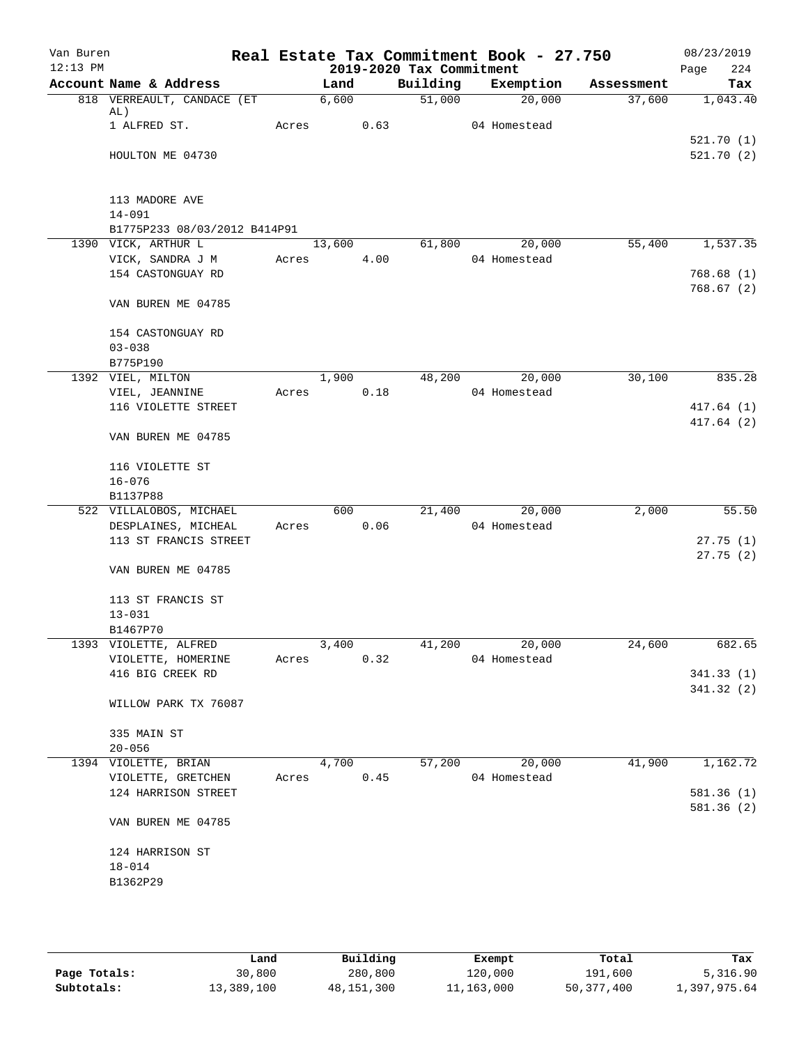Van Buren
12:13 PM

# Real Estate Tax Commitment Book - 27.750
## 2019-2020 Tax Commitment

08/23/2019
Page 224

| Account Name & Address | Land | Building | Exemption | Assessment | Tax |
|---|---|---|---|---|---|
| 818 VERREAULT, CANDACE (ET AL) | 6,600 | 51,000 | 20,000 | 37,600 | 1,043.40 |
| 1 ALFRED ST. | Acres 0.63 | | 04 Homestead | | |
| | | | | | 521.70 (1) |
| HOULTON ME 04730 | | | | | 521.70 (2) |
| 113 MADORE AVE | | | | | |
| 14-091 | | | | | |
| B1775P233 08/03/2012 B414P91 | | | | | |
| 1390 VICK, ARTHUR L | 13,600 | 61,800 | 20,000 | 55,400 | 1,537.35 |
| VICK, SANDRA J M | Acres 4.00 | | 04 Homestead | | |
| 154 CASTONGUAY RD | | | | | 768.68 (1) |
| | | | | | 768.67 (2) |
| VAN BUREN ME 04785 | | | | | |
| 154 CASTONGUAY RD | | | | | |
| 03-038 | | | | | |
| B775P190 | | | | | |
| 1392 VIEL, MILTON | 1,900 | 48,200 | 20,000 | 30,100 | 835.28 |
| VIEL, JEANNINE | Acres 0.18 | | 04 Homestead | | |
| 116 VIOLETTE STREET | | | | | 417.64 (1) |
| | | | | | 417.64 (2) |
| VAN BUREN ME 04785 | | | | | |
| 116 VIOLETTE ST | | | | | |
| 16-076 | | | | | |
| B1137P88 | | | | | |
| 522 VILLALOBOS, MICHAEL | 600 | 21,400 | 20,000 | 2,000 | 55.50 |
| DESPLAINES, MICHEAL | Acres 0.06 | | 04 Homestead | | |
| 113 ST FRANCIS STREET | | | | | 27.75 (1) |
| | | | | | 27.75 (2) |
| VAN BUREN ME 04785 | | | | | |
| 113 ST FRANCIS ST | | | | | |
| 13-031 | | | | | |
| B1467P70 | | | | | |
| 1393 VIOLETTE, ALFRED | 3,400 | 41,200 | 20,000 | 24,600 | 682.65 |
| VIOLETTE, HOMERINE | Acres 0.32 | | 04 Homestead | | |
| 416 BIG CREEK RD | | | | | 341.33 (1) |
| | | | | | 341.32 (2) |
| WILLOW PARK TX 76087 | | | | | |
| 335 MAIN ST | | | | | |
| 20-056 | | | | | |
| 1394 VIOLETTE, BRIAN | 4,700 | 57,200 | 20,000 | 41,900 | 1,162.72 |
| VIOLETTE, GRETCHEN | Acres 0.45 | | 04 Homestead | | |
| 124 HARRISON STREET | | | | | 581.36 (1) |
| | | | | | 581.36 (2) |
| VAN BUREN ME 04785 | | | | | |
| 124 HARRISON ST | | | | | |
| 18-014 | | | | | |
| B1362P29 | | | | | |

| | Land | Building | Exempt | Total | Tax |
|---|---|---|---|---|---|
| Page Totals: | 30,800 | 280,800 | 120,000 | 191,600 | 5,316.90 |
| Subtotals: | 13,389,100 | 48,151,300 | 11,163,000 | 50,377,400 | 1,397,975.64 |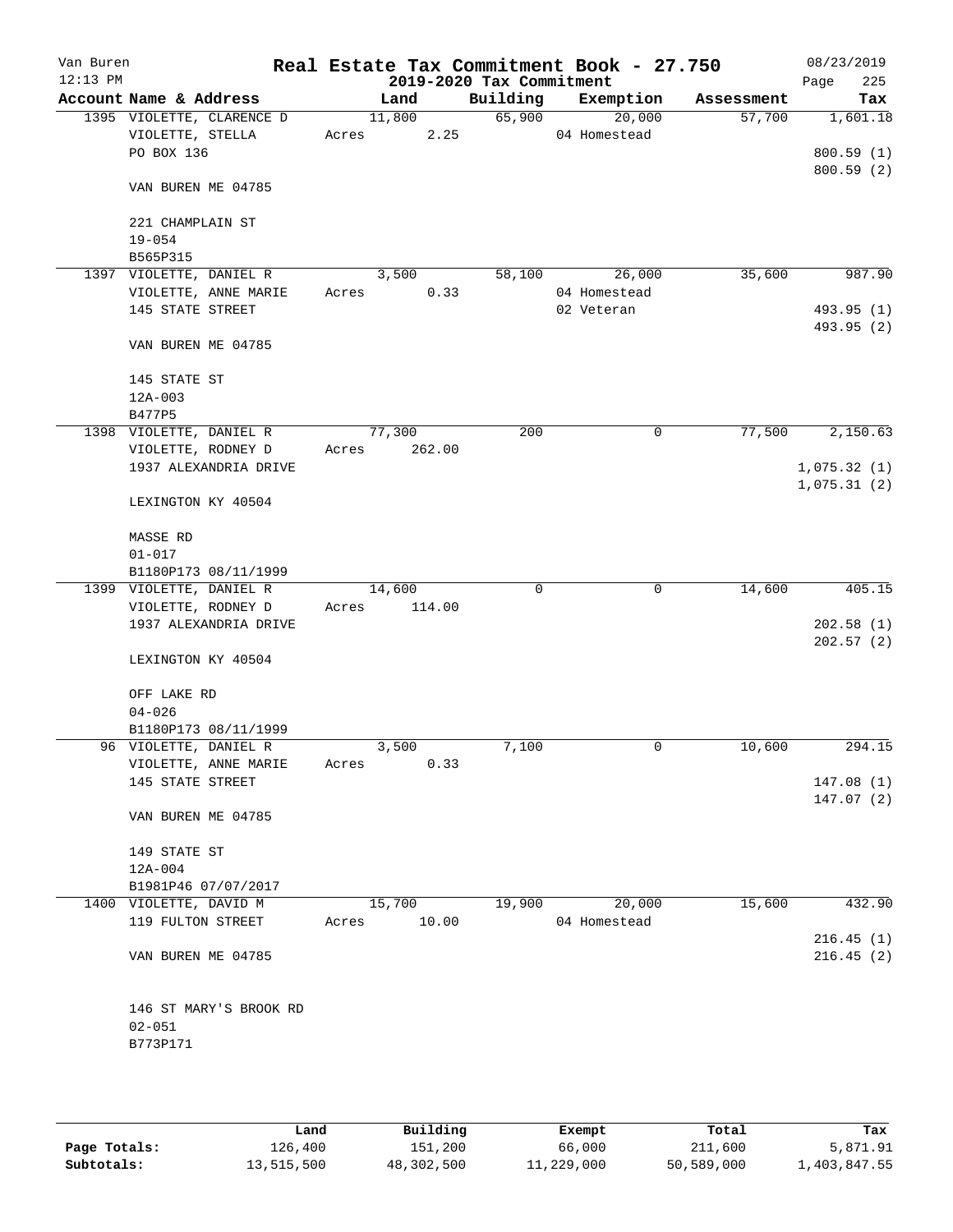Van Buren
12:13 PM

# Real Estate Tax Commitment Book - 27.750

## 2019-2020 Tax Commitment

08/23/2019
Page 225

| Account Name & Address | Land | Building | Exemption | Assessment | Tax |
|---|---|---|---|---|---|
| 1395 VIOLETTE, CLARENCE D | 11,800 | 65,900 | 20,000 | 57,700 | 1,601.18 |
| VIOLETTE, STELLA | Acres 2.25 | | 04 Homestead | | |
| PO BOX 136 | | | | | 800.59 (1) |
| | | | | | 800.59 (2) |
| VAN BUREN ME 04785 | | | | | |
| 221 CHAMPLAIN ST | | | | | |
| 19-054 | | | | | |
| B565P315 | | | | | |
| 1397 VIOLETTE, DANIEL R | 3,500 | 58,100 | 26,000 | 35,600 | 987.90 |
| VIOLETTE, ANNE MARIE | Acres 0.33 | | 04 Homestead | | |
| 145 STATE STREET | | | 02 Veteran | | 493.95 (1) |
| | | | | | 493.95 (2) |
| VAN BUREN ME 04785 | | | | | |
| 145 STATE ST | | | | | |
| 12A-003 | | | | | |
| B477P5 | | | | | |
| 1398 VIOLETTE, DANIEL R | 77,300 | 200 | 0 | 77,500 | 2,150.63 |
| VIOLETTE, RODNEY D | Acres 262.00 | | | | |
| 1937 ALEXANDRIA DRIVE | | | | | 1,075.32 (1) |
| | | | | | 1,075.31 (2) |
| LEXINGTON KY 40504 | | | | | |
| MASSE RD | | | | | |
| 01-017 | | | | | |
| B1180P173 08/11/1999 | | | | | |
| 1399 VIOLETTE, DANIEL R | 14,600 | 0 | 0 | 14,600 | 405.15 |
| VIOLETTE, RODNEY D | Acres 114.00 | | | | |
| 1937 ALEXANDRIA DRIVE | | | | | 202.58 (1) |
| | | | | | 202.57 (2) |
| LEXINGTON KY 40504 | | | | | |
| OFF LAKE RD | | | | | |
| 04-026 | | | | | |
| B1180P173 08/11/1999 | | | | | |
| 96 VIOLETTE, DANIEL R | 3,500 | 7,100 | 0 | 10,600 | 294.15 |
| VIOLETTE, ANNE MARIE | Acres 0.33 | | | | |
| 145 STATE STREET | | | | | 147.08 (1) |
| | | | | | 147.07 (2) |
| VAN BUREN ME 04785 | | | | | |
| 149 STATE ST | | | | | |
| 12A-004 | | | | | |
| B1981P46 07/07/2017 | | | | | |
| 1400 VIOLETTE, DAVID M | 15,700 | 19,900 | 20,000 | 15,600 | 432.90 |
| 119 FULTON STREET | Acres 10.00 | | 04 Homestead | | |
| | | | | | 216.45 (1) |
| VAN BUREN ME 04785 | | | | | 216.45 (2) |
| 146 ST MARY'S BROOK RD | | | | | |
| 02-051 | | | | | |
| B773P171 | | | | | |

| | Land | Building | Exempt | Total | Tax |
|---|---|---|---|---|---|
| Page Totals: | 126,400 | 151,200 | 66,000 | 211,600 | 5,871.91 |
| Subtotals: | 13,515,500 | 48,302,500 | 11,229,000 | 50,589,000 | 1,403,847.55 |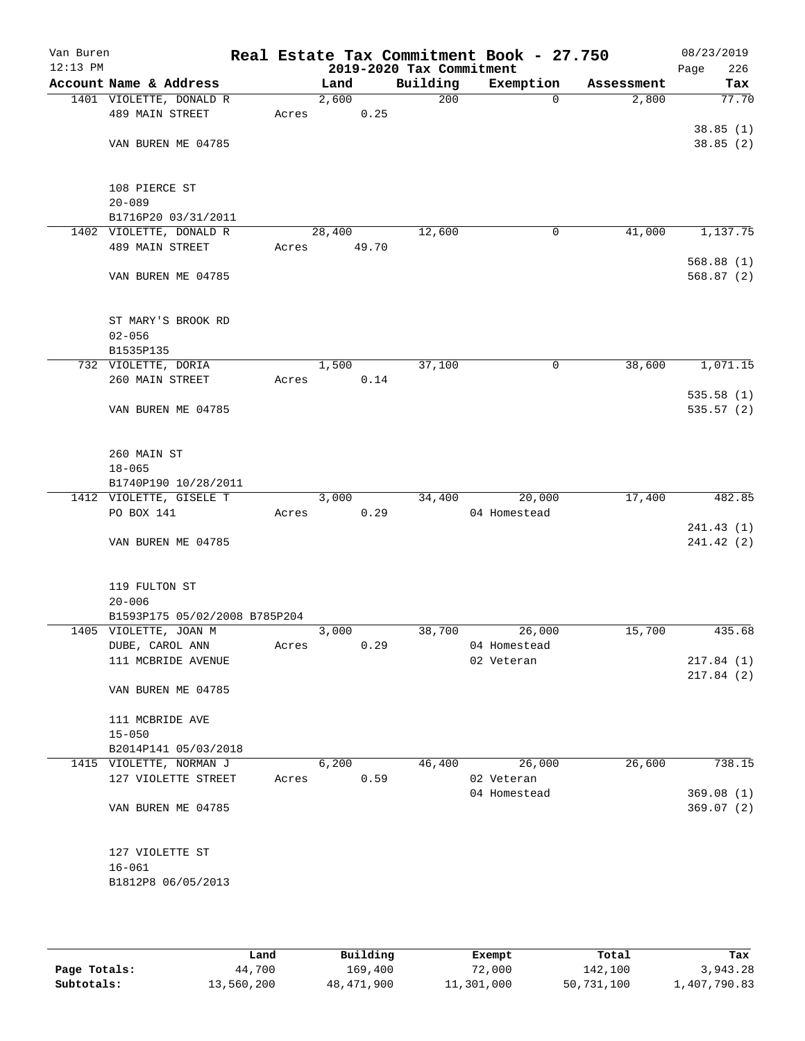Van Buren 12:13 PM

# Real Estate Tax Commitment Book - 27.750

## 2019-2020 Tax Commitment

08/23/2019

| Account Name & Address | Land | Building | Exemption | Assessment | Tax |
|---|---|---|---|---|---|
| 1401 VIOLETTE, DONALD R | 2,600 | 200 | 0 | 2,800 | 77.70 |
| 489 MAIN STREET | Acres 0.25 | | | | |
| | | | | | 38.85 (1) |
| VAN BUREN ME 04785 | | | | | 38.85 (2) |
| 108 PIERCE ST | | | | | |
| 20-089 | | | | | |
| B1716P20 03/31/2011 | | | | | |
| 1402 VIOLETTE, DONALD R | 28,400 | 12,600 | 0 | 41,000 | 1,137.75 |
| 489 MAIN STREET | Acres 49.70 | | | | |
| | | | | | 568.88 (1) |
| VAN BUREN ME 04785 | | | | | 568.87 (2) |
| ST MARY'S BROOK RD | | | | | |
| 02-056 | | | | | |
| B1535P135 | | | | | |
| 732 VIOLETTE, DORIA | 1,500 | 37,100 | 0 | 38,600 | 1,071.15 |
| 260 MAIN STREET | Acres 0.14 | | | | |
| | | | | | 535.58 (1) |
| VAN BUREN ME 04785 | | | | | 535.57 (2) |
| 260 MAIN ST | | | | | |
| 18-065 | | | | | |
| B1740P190 10/28/2011 | | | | | |
| 1412 VIOLETTE, GISELE T | 3,000 | 34,400 | 20,000 | 17,400 | 482.85 |
| PO BOX 141 | Acres 0.29 | | 04 Homestead | | |
| | | | | | 241.43 (1) |
| VAN BUREN ME 04785 | | | | | 241.42 (2) |
| 119 FULTON ST | | | | | |
| 20-006 | | | | | |
| B1593P175 05/02/2008 B785P204 | | | | | |
| 1405 VIOLETTE, JOAN M | 3,000 | 38,700 | 26,000 | 15,700 | 435.68 |
| DUBE, CAROL ANN | Acres 0.29 | | 04 Homestead | | |
| 111 MCBRIDE AVENUE | | | 02 Veteran | | 217.84 (1) |
| | | | | | 217.84 (2) |
| VAN BUREN ME 04785 | | | | | |
| 111 MCBRIDE AVE | | | | | |
| 15-050 | | | | | |
| B2014P141 05/03/2018 | | | | | |
| 1415 VIOLETTE, NORMAN J | 6,200 | 46,400 | 26,000 | 26,600 | 738.15 |
| 127 VIOLETTE STREET | Acres 0.59 | | 02 Veteran | | |
| | | | 04 Homestead | | 369.08 (1) |
| VAN BUREN ME 04785 | | | | | 369.07 (2) |
| 127 VIOLETTE ST | | | | | |
| 16-061 | | | | | |
| B1812P8 06/05/2013 | | | | | |

| | Land | Building | Exempt | Total | Tax |
|---|---|---|---|---|---|
| Page Totals: | 44,700 | 169,400 | 72,000 | 142,100 | 3,943.28 |
| Subtotals: | 13,560,200 | 48,471,900 | 11,301,000 | 50,731,100 | 1,407,790.83 |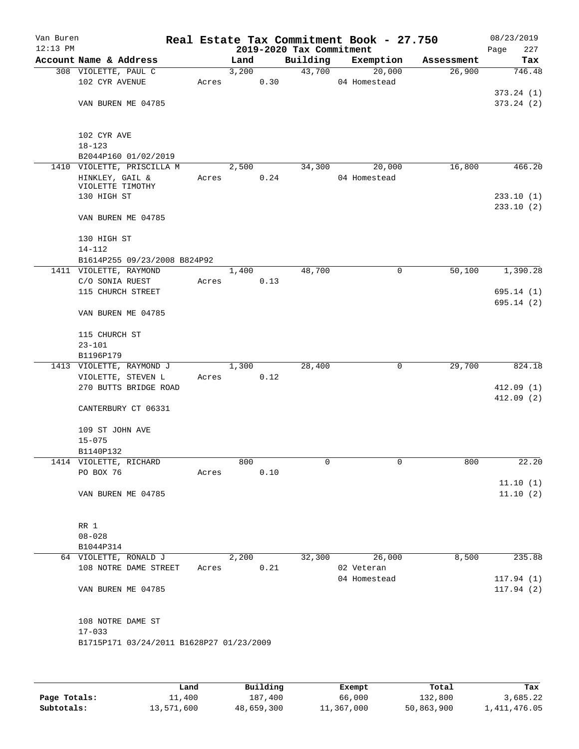Van Buren
12:13 PM

# Real Estate Tax Commitment Book - 27.750

2019-2020 Tax Commitment

08/23/2019
Page 227

| Account Name & Address | Land | Building | Exemption | Assessment | Tax |
|---|---|---|---|---|---|
| 308 VIOLETTE, PAUL C | 3,200 | 43,700 | 20,000 | 26,900 | 746.48 |
| 102 CYR AVENUE | Acres 0.30 | | 04 Homestead | | |
| | | | | | 373.24 (1) |
| VAN BUREN ME 04785 | | | | | 373.24 (2) |
| 102 CYR AVE | | | | | |
| 18-123 | | | | | |
| B2044P160 01/02/2019 | | | | | |
| 1410 VIOLETTE, PRISCILLA M | 2,500 | 34,300 | 20,000 | 16,800 | 466.20 |
| HINKLEY, GAIL & VIOLETTE TIMOTHY | Acres 0.24 | | 04 Homestead | | |
| 130 HIGH ST | | | | | 233.10 (1) |
| | | | | | 233.10 (2) |
| VAN BUREN ME 04785 | | | | | |
| 130 HIGH ST | | | | | |
| 14-112 | | | | | |
| B1614P255 09/23/2008 B824P92 | | | | | |
| 1411 VIOLETTE, RAYMOND | 1,400 | 48,700 | 0 | 50,100 | 1,390.28 |
| C/O SONIA RUEST | Acres 0.13 | | | | |
| 115 CHURCH STREET | | | | | 695.14 (1) |
| | | | | | 695.14 (2) |
| VAN BUREN ME 04785 | | | | | |
| 115 CHURCH ST | | | | | |
| 23-101 | | | | | |
| B1196P179 | | | | | |
| 1413 VIOLETTE, RAYMOND J | 1,300 | 28,400 | 0 | 29,700 | 824.18 |
| VIOLETTE, STEVEN L | Acres 0.12 | | | | |
| 270 BUTTS BRIDGE ROAD | | | | | 412.09 (1) |
| | | | | | 412.09 (2) |
| CANTERBURY CT 06331 | | | | | |
| 109 ST JOHN AVE | | | | | |
| 15-075 | | | | | |
| B1140P132 | | | | | |
| 1414 VIOLETTE, RICHARD | 800 | 0 | 0 | 800 | 22.20 |
| PO BOX 76 | Acres 0.10 | | | | |
| | | | | | 11.10 (1) |
| VAN BUREN ME 04785 | | | | | 11.10 (2) |
| RR 1 | | | | | |
| 08-028 | | | | | |
| B1044P314 | | | | | |
| 64 VIOLETTE, RONALD J | 2,200 | 32,300 | 26,000 | 8,500 | 235.88 |
| 108 NOTRE DAME STREET | Acres 0.21 | | 02 Veteran | | |
| | | | 04 Homestead | | 117.94 (1) |
| VAN BUREN ME 04785 | | | | | 117.94 (2) |
| 108 NOTRE DAME ST | | | | | |
| 17-033 | | | | | |
| B1715P171 03/24/2011 B1628P27 01/23/2009 | | | | | |

| | Land | Building | Exempt | Total | Tax |
|---|---|---|---|---|---|
| Page Totals: | 11,400 | 187,400 | 66,000 | 132,800 | 3,685.22 |
| Subtotals: | 13,571,600 | 48,659,300 | 11,367,000 | 50,863,900 | 1,411,476.05 |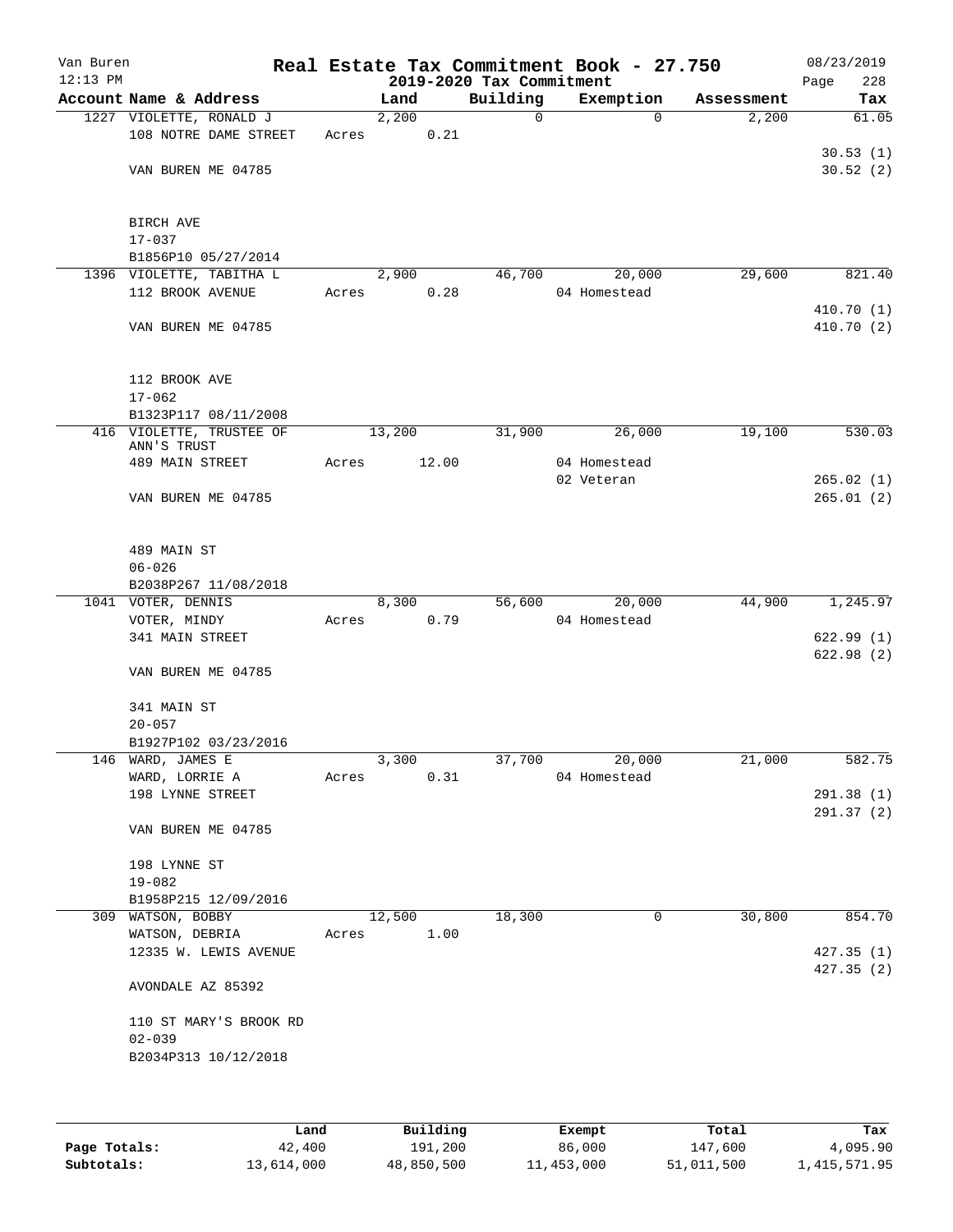Van Buren
12:13 PM

# Real Estate Tax Commitment Book - 27.750

## 2019-2020 Tax Commitment

08/23/2019

| Account | Name & Address | Land | Building | Exemption | Assessment | Tax |
|---|---|---|---|---|---|---|
| 1227 | VIOLETTE, RONALD J<br>108 NOTRE DAME STREET<br>VAN BUREN ME 04785<br>BIRCH AVE<br>17-037<br>B1856P10 05/27/2014 | 2,200<br>Acres 0.21 | 0 | 0 | 2,200 | 61.05<br>30.53 (1)<br>30.52 (2) |
| 1396 | VIOLETTE, TABITHA L<br>112 BROOK AVENUE<br>VAN BUREN ME 04785<br>112 BROOK AVE<br>17-062<br>B1323P117 08/11/2008 | 2,900<br>Acres 0.28 | 46,700 | 20,000<br>04 Homestead | 29,600 | 821.40<br>410.70 (1)<br>410.70 (2) |
| 416 | VIOLETTE, TRUSTEE OF ANN'S TRUST<br>489 MAIN STREET<br>VAN BUREN ME 04785<br>489 MAIN ST<br>06-026<br>B2038P267 11/08/2018 | 13,200<br>Acres 12.00 | 31,900 | 26,000<br>04 Homestead<br>02 Veteran | 19,100 | 530.03<br>265.02 (1)<br>265.01 (2) |
| 1041 | VOTER, DENNIS<br>VOTER, MINDY<br>341 MAIN STREET<br>VAN BUREN ME 04785<br>341 MAIN ST<br>20-057<br>B1927P102 03/23/2016 | 8,300<br>Acres 0.79 | 56,600 | 20,000<br>04 Homestead | 44,900 | 1,245.97<br>622.99 (1)<br>622.98 (2) |
| 146 | WARD, JAMES E<br>WARD, LORRIE A<br>198 LYNNE STREET<br>VAN BUREN ME 04785<br>198 LYNNE ST<br>19-082<br>B1958P215 12/09/2016 | 3,300<br>Acres 0.31 | 37,700 | 20,000<br>04 Homestead | 21,000 | 582.75<br>291.38 (1)<br>291.37 (2) |
| 309 | WATSON, BOBBY<br>WATSON, DEBRIA<br>12335 W. LEWIS AVENUE<br>AVONDALE AZ 85392<br>110 ST MARY'S BROOK RD<br>02-039<br>B2034P313 10/12/2018 | 12,500<br>Acres 1.00 | 18,300 | 0 | 30,800 | 854.70<br>427.35 (1)<br>427.35 (2) |

| | Land | Building | Exempt | Total | Tax |
|---|---|---|---|---|---|
| Page Totals: | 42,400 | 191,200 | 86,000 | 147,600 | 4,095.90 |
| Subtotals: | 13,614,000 | 48,850,500 | 11,453,000 | 51,011,500 | 1,415,571.95 |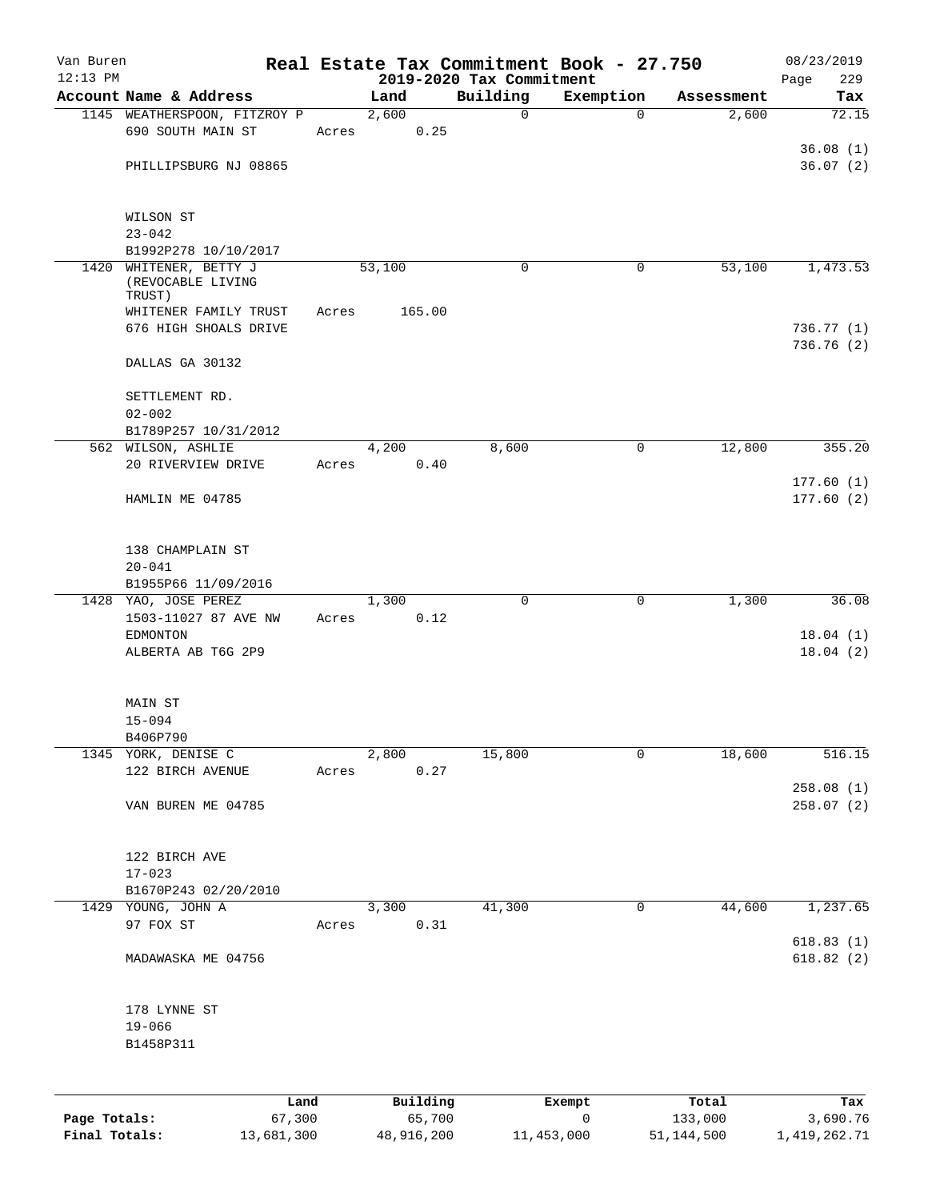Van Buren
12:13 PM

# Real Estate Tax Commitment Book - 27.750

## 2019-2020 Tax Commitment

08/23/2019

| Account Name & Address | Land | Building | Exemption | Assessment | Tax |
|---|---|---|---|---|---|
| 1145 WEATHERSPOON, FITZROY P | 2,600 | 0 | 0 | 2,600 | 72.15 |
| 690 SOUTH MAIN ST | Acres 0.25 | | | | |
| | | | | | 36.08 (1) |
| PHILLIPSBURG NJ 08865 | | | | | 36.07 (2) |
| WILSON ST | | | | | |
| 23-042 | | | | | |
| B1992P278 10/10/2017 | | | | | |
| 1420 WHITENER, BETTY J (REVOCABLE LIVING TRUST) | 53,100 | 0 | 0 | 53,100 | 1,473.53 |
| WHITENER FAMILY TRUST | Acres 165.00 | | | | |
| 676 HIGH SHOALS DRIVE | | | | | 736.77 (1) |
| | | | | | 736.76 (2) |
| DALLAS GA 30132 | | | | | |
| SETTLEMENT RD. | | | | | |
| 02-002 | | | | | |
| B1789P257 10/31/2012 | | | | | |
| 562 WILSON, ASHLIE | 4,200 | 8,600 | 0 | 12,800 | 355.20 |
| 20 RIVERVIEW DRIVE | Acres 0.40 | | | | |
| | | | | | 177.60 (1) |
| HAMLIN ME 04785 | | | | | 177.60 (2) |
| 138 CHAMPLAIN ST | | | | | |
| 20-041 | | | | | |
| B1955P66 11/09/2016 | | | | | |
| 1428 YAO, JOSE PEREZ | 1,300 | 0 | 0 | 1,300 | 36.08 |
| 1503-11027 87 AVE NW | Acres 0.12 | | | | |
| EDMONTON | | | | | 18.04 (1) |
| ALBERTA AB T6G 2P9 | | | | | 18.04 (2) |
| MAIN ST | | | | | |
| 15-094 | | | | | |
| B406P790 | | | | | |
| 1345 YORK, DENISE C | 2,800 | 15,800 | 0 | 18,600 | 516.15 |
| 122 BIRCH AVENUE | Acres 0.27 | | | | |
| | | | | | 258.08 (1) |
| VAN BUREN ME 04785 | | | | | 258.07 (2) |
| 122 BIRCH AVE | | | | | |
| 17-023 | | | | | |
| B1670P243 02/20/2010 | | | | | |
| 1429 YOUNG, JOHN A | 3,300 | 41,300 | 0 | 44,600 | 1,237.65 |
| 97 FOX ST | Acres 0.31 | | | | |
| | | | | | 618.83 (1) |
| MADAWASKA ME 04756 | | | | | 618.82 (2) |
| 178 LYNNE ST | | | | | |
| 19-066 | | | | | |
| B1458P311 | | | | | |

| | Land | Building | Exempt | Total | Tax |
|---|---|---|---|---|---|
| Page Totals: | 67,300 | 65,700 | 0 | 133,000 | 3,690.76 |
| Final Totals: | 13,681,300 | 48,916,200 | 11,453,000 | 51,144,500 | 1,419,262.71 |